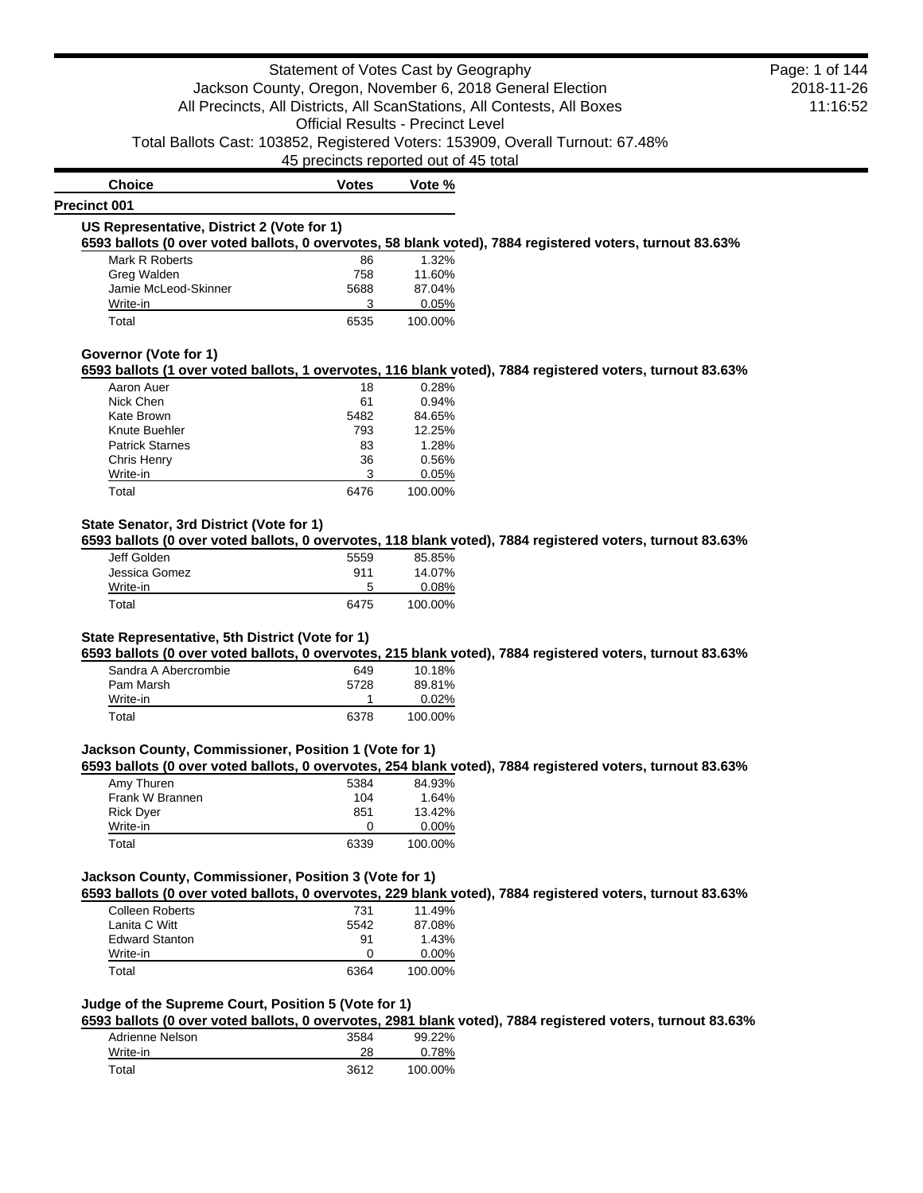# Statement of Votes Cast by Geography

Jackson County, Oregon, November 6, 2018 General Election

All Precincts, All Districts, All ScanStations, All Contests, All Boxes

Official Results - Precinct Level

Total Ballots Cast: 103852, Registered Voters: 153909, Overall Turnout: 67.48%

45 precincts reported out of 45 total

2018-11-26 11:16:52

| Choice | Votes | Vote % |
|---|---|---|

## Precinct 001

### US Representative, District 2 (Vote for 1)

**6593 ballots (0 over voted ballots, 0 overvotes, 58 blank voted), 7884 registered voters, turnout 83.63%**

| Choice | Votes | Vote % |
|---|---|---|
| Mark R Roberts | 86 | 1.32% |
| Greg Walden | 758 | 11.60% |
| Jamie McLeod-Skinner | 5688 | 87.04% |
| Write-in | 3 | 0.05% |
| Total | 6535 | 100.00% |

### Governor (Vote for 1)

**6593 ballots (1 over voted ballots, 1 overvotes, 116 blank voted), 7884 registered voters, turnout 83.63%**

| Choice | Votes | Vote % |
|---|---|---|
| Aaron Auer | 18 | 0.28% |
| Nick Chen | 61 | 0.94% |
| Kate Brown | 5482 | 84.65% |
| Knute Buehler | 793 | 12.25% |
| Patrick Starnes | 83 | 1.28% |
| Chris Henry | 36 | 0.56% |
| Write-in | 3 | 0.05% |
| Total | 6476 | 100.00% |

### State Senator, 3rd District (Vote for 1)

**6593 ballots (0 over voted ballots, 0 overvotes, 118 blank voted), 7884 registered voters, turnout 83.63%**

| Choice | Votes | Vote % |
|---|---|---|
| Jeff Golden | 5559 | 85.85% |
| Jessica Gomez | 911 | 14.07% |
| Write-in | 5 | 0.08% |
| Total | 6475 | 100.00% |

### State Representative, 5th District (Vote for 1)

**6593 ballots (0 over voted ballots, 0 overvotes, 215 blank voted), 7884 registered voters, turnout 83.63%**

| Choice | Votes | Vote % |
|---|---|---|
| Sandra A Abercrombie | 649 | 10.18% |
| Pam Marsh | 5728 | 89.81% |
| Write-in | 1 | 0.02% |
| Total | 6378 | 100.00% |

### Jackson County, Commissioner, Position 1 (Vote for 1)

**6593 ballots (0 over voted ballots, 0 overvotes, 254 blank voted), 7884 registered voters, turnout 83.63%**

| Choice | Votes | Vote % |
|---|---|---|
| Amy Thuren | 5384 | 84.93% |
| Frank W Brannen | 104 | 1.64% |
| Rick Dyer | 851 | 13.42% |
| Write-in | 0 | 0.00% |
| Total | 6339 | 100.00% |

### Jackson County, Commissioner, Position 3 (Vote for 1)

**6593 ballots (0 over voted ballots, 0 overvotes, 229 blank voted), 7884 registered voters, turnout 83.63%**

| Choice | Votes | Vote % |
|---|---|---|
| Colleen Roberts | 731 | 11.49% |
| Lanita C Witt | 5542 | 87.08% |
| Edward Stanton | 91 | 1.43% |
| Write-in | 0 | 0.00% |
| Total | 6364 | 100.00% |

### Judge of the Supreme Court, Position 5 (Vote for 1)

**6593 ballots (0 over voted ballots, 0 overvotes, 2981 blank voted), 7884 registered voters, turnout 83.63%**

| Choice | Votes | Vote % |
|---|---|---|
| Adrienne Nelson | 3584 | 99.22% |
| Write-in | 28 | 0.78% |
| Total | 3612 | 100.00% |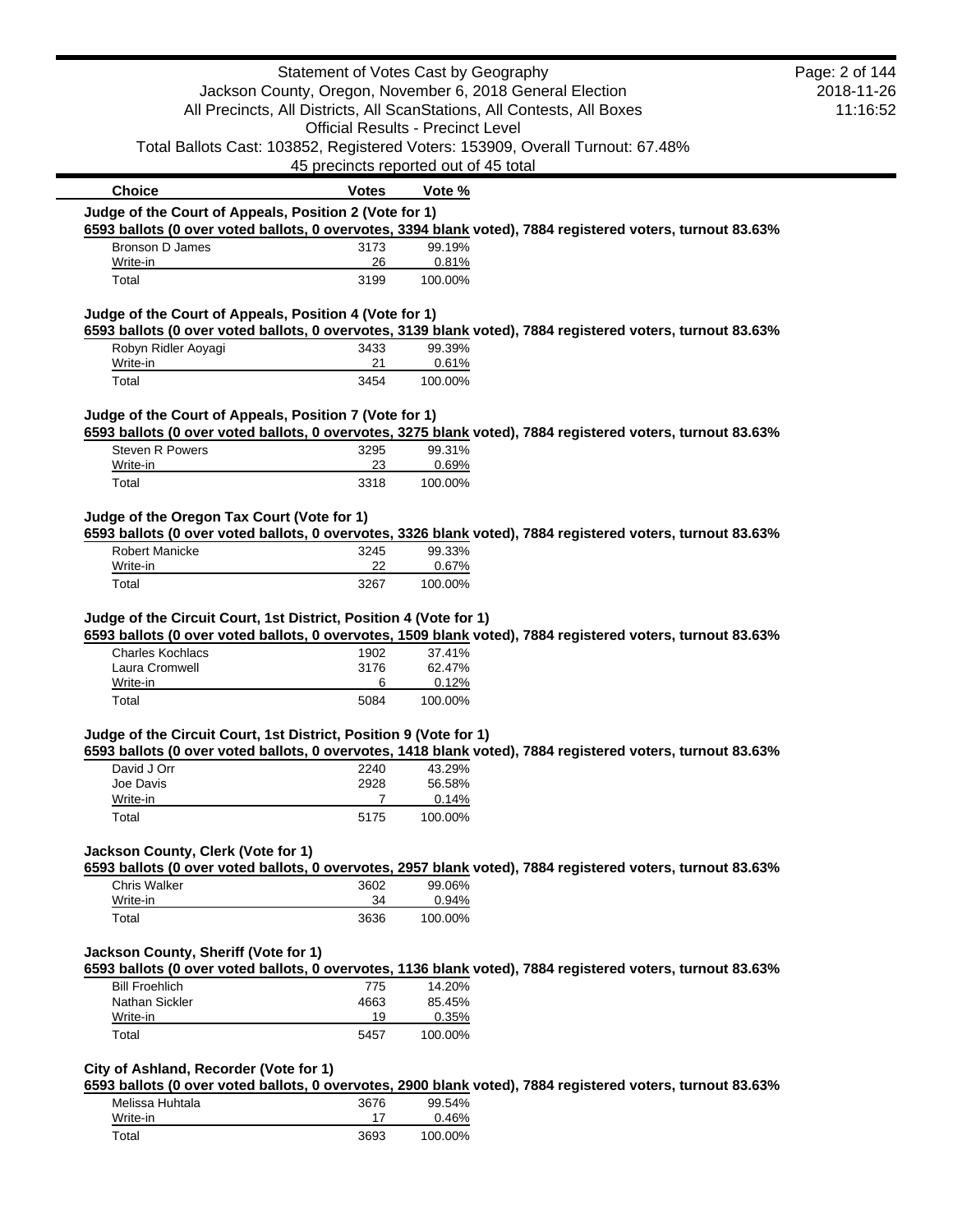| Choice | Votes | Vote % |
|---|---|---|

### Judge of the Court of Appeals, Position 2 (Vote for 1)

**6593 ballots (0 over voted ballots, 0 overvotes, 3394 blank voted), 7884 registered voters, turnout 83.63%**

| Choice | Votes | Vote % |
|---|---|---|
| Bronson D James | 3173 | 99.19% |
| Write-in | 26 | 0.81% |
| Total | 3199 | 100.00% |

### Judge of the Court of Appeals, Position 4 (Vote for 1)

**6593 ballots (0 over voted ballots, 0 overvotes, 3139 blank voted), 7884 registered voters, turnout 83.63%**

| Choice | Votes | Vote % |
|---|---|---|
| Robyn Ridler Aoyagi | 3433 | 99.39% |
| Write-in | 21 | 0.61% |
| Total | 3454 | 100.00% |

### Judge of the Court of Appeals, Position 7 (Vote for 1)

**6593 ballots (0 over voted ballots, 0 overvotes, 3275 blank voted), 7884 registered voters, turnout 83.63%**

| Choice | Votes | Vote % |
|---|---|---|
| Steven R Powers | 3295 | 99.31% |
| Write-in | 23 | 0.69% |
| Total | 3318 | 100.00% |

### Judge of the Oregon Tax Court (Vote for 1)

**6593 ballots (0 over voted ballots, 0 overvotes, 3326 blank voted), 7884 registered voters, turnout 83.63%**

| Choice | Votes | Vote % |
|---|---|---|
| Robert Manicke | 3245 | 99.33% |
| Write-in | 22 | 0.67% |
| Total | 3267 | 100.00% |

### Judge of the Circuit Court, 1st District, Position 4 (Vote for 1)

**6593 ballots (0 over voted ballots, 0 overvotes, 1509 blank voted), 7884 registered voters, turnout 83.63%**

| Choice | Votes | Vote % |
|---|---|---|
| Charles Kochlacs | 1902 | 37.41% |
| Laura Cromwell | 3176 | 62.47% |
| Write-in | 6 | 0.12% |
| Total | 5084 | 100.00% |

### Judge of the Circuit Court, 1st District, Position 9 (Vote for 1)

**6593 ballots (0 over voted ballots, 0 overvotes, 1418 blank voted), 7884 registered voters, turnout 83.63%**

| Choice | Votes | Vote % |
|---|---|---|
| David J Orr | 2240 | 43.29% |
| Joe Davis | 2928 | 56.58% |
| Write-in | 7 | 0.14% |
| Total | 5175 | 100.00% |

### Jackson County, Clerk (Vote for 1)

**6593 ballots (0 over voted ballots, 0 overvotes, 2957 blank voted), 7884 registered voters, turnout 83.63%**

| Choice | Votes | Vote % |
|---|---|---|
| Chris Walker | 3602 | 99.06% |
| Write-in | 34 | 0.94% |
| Total | 3636 | 100.00% |

### Jackson County, Sheriff (Vote for 1)

**6593 ballots (0 over voted ballots, 0 overvotes, 1136 blank voted), 7884 registered voters, turnout 83.63%**

| Choice | Votes | Vote % |
|---|---|---|
| Bill Froehlich | 775 | 14.20% |
| Nathan Sickler | 4663 | 85.45% |
| Write-in | 19 | 0.35% |
| Total | 5457 | 100.00% |

### City of Ashland, Recorder (Vote for 1)

**6593 ballots (0 over voted ballots, 0 overvotes, 2900 blank voted), 7884 registered voters, turnout 83.63%**

| Choice | Votes | Vote % |
|---|---|---|
| Melissa Huhtala | 3676 | 99.54% |
| Write-in | 17 | 0.46% |
| Total | 3693 | 100.00% |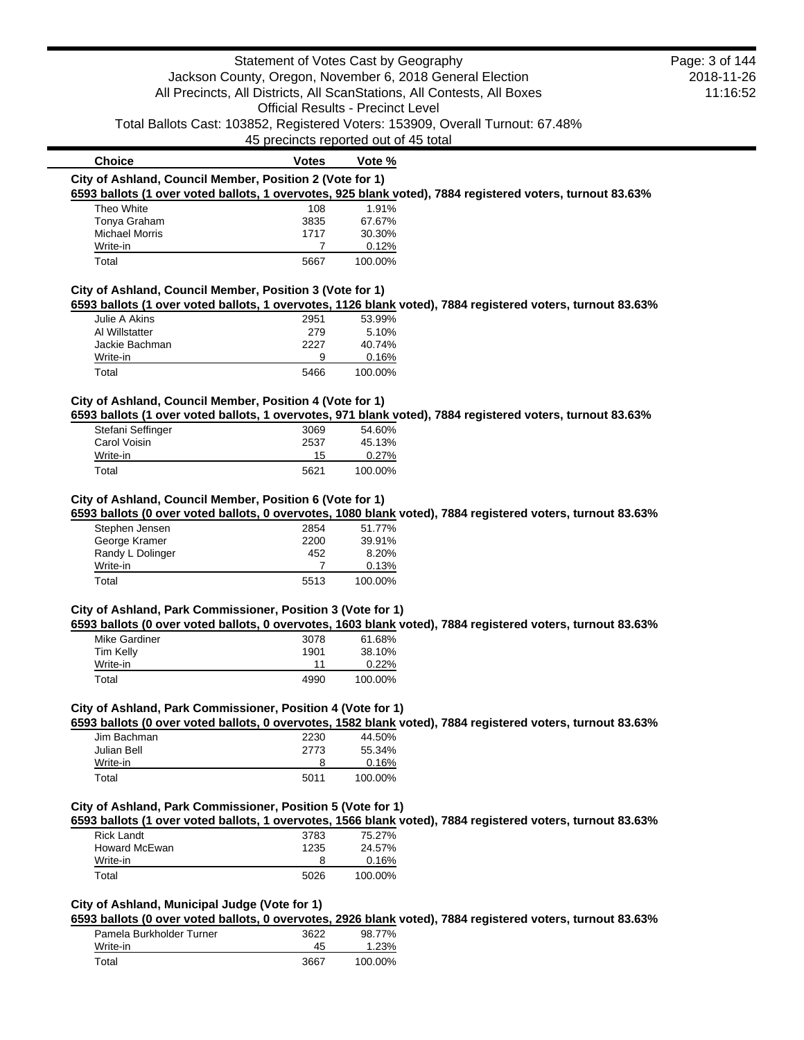| Choice | Votes | Vote % |
|---|---|---|

### City of Ashland, Council Member, Position 2 (Vote for 1)

**6593 ballots (1 over voted ballots, 1 overvotes, 925 blank voted), 7884 registered voters, turnout 83.63%**

| Choice | Votes | Vote % |
|---|---|---|
| Theo White | 108 | 1.91% |
| Tonya Graham | 3835 | 67.67% |
| Michael Morris | 1717 | 30.30% |
| Write-in | 7 | 0.12% |
| Total | 5667 | 100.00% |

### City of Ashland, Council Member, Position 3 (Vote for 1)

**6593 ballots (1 over voted ballots, 1 overvotes, 1126 blank voted), 7884 registered voters, turnout 83.63%**

| Choice | Votes | Vote % |
|---|---|---|
| Julie A Akins | 2951 | 53.99% |
| Al Willstatter | 279 | 5.10% |
| Jackie Bachman | 2227 | 40.74% |
| Write-in | 9 | 0.16% |
| Total | 5466 | 100.00% |

### City of Ashland, Council Member, Position 4 (Vote for 1)

**6593 ballots (1 over voted ballots, 1 overvotes, 971 blank voted), 7884 registered voters, turnout 83.63%**

| Choice | Votes | Vote % |
|---|---|---|
| Stefani Seffinger | 3069 | 54.60% |
| Carol Voisin | 2537 | 45.13% |
| Write-in | 15 | 0.27% |
| Total | 5621 | 100.00% |

### City of Ashland, Council Member, Position 6 (Vote for 1)

**6593 ballots (0 over voted ballots, 0 overvotes, 1080 blank voted), 7884 registered voters, turnout 83.63%**

| Choice | Votes | Vote % |
|---|---|---|
| Stephen Jensen | 2854 | 51.77% |
| George Kramer | 2200 | 39.91% |
| Randy L Dolinger | 452 | 8.20% |
| Write-in | 7 | 0.13% |
| Total | 5513 | 100.00% |

### City of Ashland, Park Commissioner, Position 3 (Vote for 1)

**6593 ballots (0 over voted ballots, 0 overvotes, 1603 blank voted), 7884 registered voters, turnout 83.63%**

| Choice | Votes | Vote % |
|---|---|---|
| Mike Gardiner | 3078 | 61.68% |
| Tim Kelly | 1901 | 38.10% |
| Write-in | 11 | 0.22% |
| Total | 4990 | 100.00% |

### City of Ashland, Park Commissioner, Position 4 (Vote for 1)

**6593 ballots (0 over voted ballots, 0 overvotes, 1582 blank voted), 7884 registered voters, turnout 83.63%**

| Choice | Votes | Vote % |
|---|---|---|
| Jim Bachman | 2230 | 44.50% |
| Julian Bell | 2773 | 55.34% |
| Write-in | 8 | 0.16% |
| Total | 5011 | 100.00% |

### City of Ashland, Park Commissioner, Position 5 (Vote for 1)

**6593 ballots (1 over voted ballots, 1 overvotes, 1566 blank voted), 7884 registered voters, turnout 83.63%**

| Choice | Votes | Vote % |
|---|---|---|
| Rick Landt | 3783 | 75.27% |
| Howard McEwan | 1235 | 24.57% |
| Write-in | 8 | 0.16% |
| Total | 5026 | 100.00% |

### City of Ashland, Municipal Judge (Vote for 1)

**6593 ballots (0 over voted ballots, 0 overvotes, 2926 blank voted), 7884 registered voters, turnout 83.63%**

| Choice | Votes | Vote % |
|---|---|---|
| Pamela Burkholder Turner | 3622 | 98.77% |
| Write-in | 45 | 1.23% |
| Total | 3667 | 100.00% |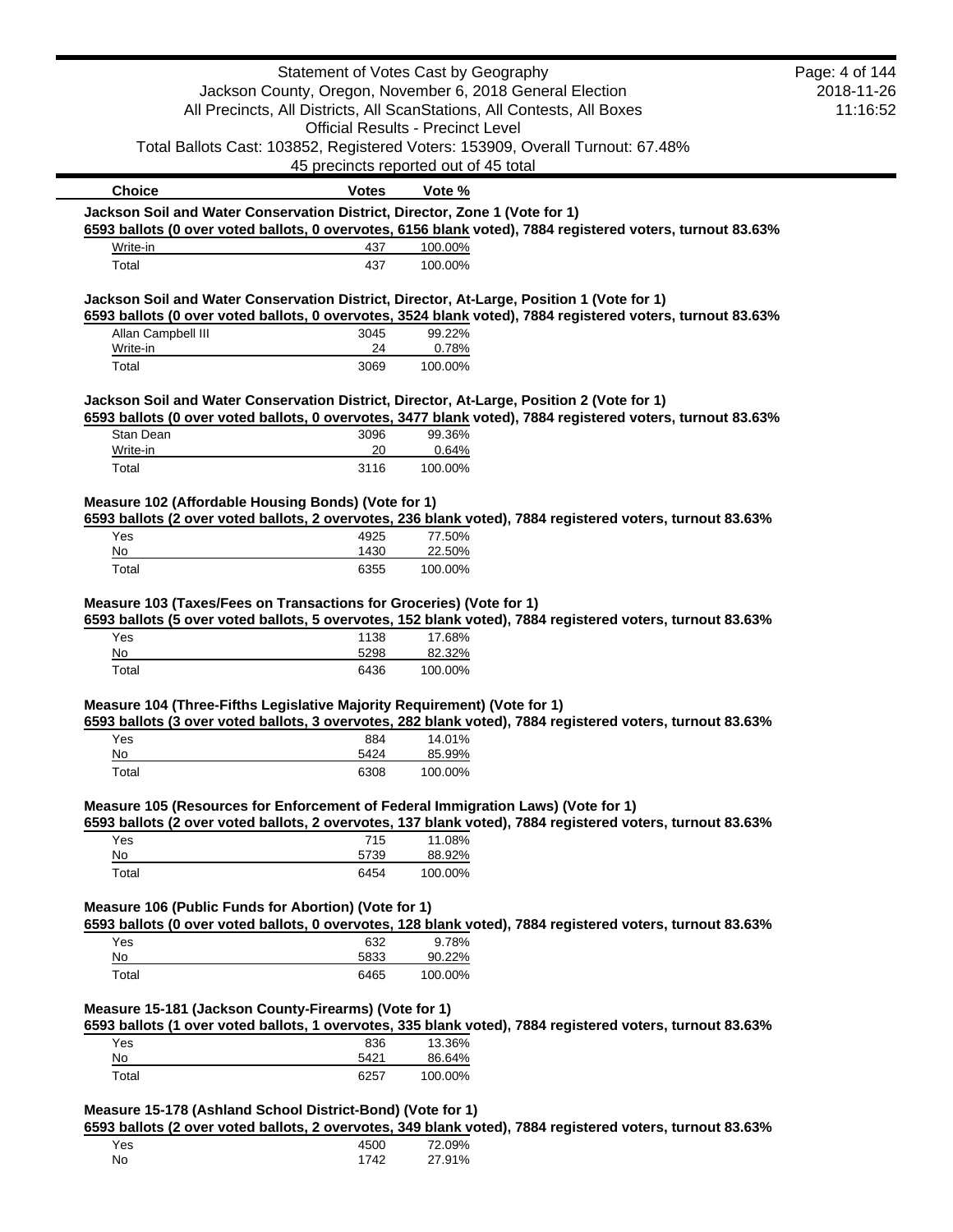| Choice | Votes | Vote % |
|---|---|---|

**Jackson Soil and Water Conservation District, Director, Zone 1 (Vote for 1)**

**6593 ballots (0 over voted ballots, 0 overvotes, 6156 blank voted), 7884 registered voters, turnout 83.63%**

| Choice | Votes | Vote % |
|---|---|---|
| Write-in | 437 | 100.00% |
| Total | 437 | 100.00% |

**Jackson Soil and Water Conservation District, Director, At-Large, Position 1 (Vote for 1)**

**6593 ballots (0 over voted ballots, 0 overvotes, 3524 blank voted), 7884 registered voters, turnout 83.63%**

| Choice | Votes | Vote % |
|---|---|---|
| Allan Campbell III | 3045 | 99.22% |
| Write-in | 24 | 0.78% |
| Total | 3069 | 100.00% |

**Jackson Soil and Water Conservation District, Director, At-Large, Position 2 (Vote for 1)**

**6593 ballots (0 over voted ballots, 0 overvotes, 3477 blank voted), 7884 registered voters, turnout 83.63%**

| Choice | Votes | Vote % |
|---|---|---|
| Stan Dean | 3096 | 99.36% |
| Write-in | 20 | 0.64% |
| Total | 3116 | 100.00% |

**Measure 102 (Affordable Housing Bonds) (Vote for 1)**

**6593 ballots (2 over voted ballots, 2 overvotes, 236 blank voted), 7884 registered voters, turnout 83.63%**

| Choice | Votes | Vote % |
|---|---|---|
| Yes | 4925 | 77.50% |
| No | 1430 | 22.50% |
| Total | 6355 | 100.00% |

**Measure 103 (Taxes/Fees on Transactions for Groceries) (Vote for 1)**

**6593 ballots (5 over voted ballots, 5 overvotes, 152 blank voted), 7884 registered voters, turnout 83.63%**

| Choice | Votes | Vote % |
|---|---|---|
| Yes | 1138 | 17.68% |
| No | 5298 | 82.32% |
| Total | 6436 | 100.00% |

**Measure 104 (Three-Fifths Legislative Majority Requirement) (Vote for 1)**

**6593 ballots (3 over voted ballots, 3 overvotes, 282 blank voted), 7884 registered voters, turnout 83.63%**

| Choice | Votes | Vote % |
|---|---|---|
| Yes | 884 | 14.01% |
| No | 5424 | 85.99% |
| Total | 6308 | 100.00% |

**Measure 105 (Resources for Enforcement of Federal Immigration Laws) (Vote for 1)**

**6593 ballots (2 over voted ballots, 2 overvotes, 137 blank voted), 7884 registered voters, turnout 83.63%**

| Choice | Votes | Vote % |
|---|---|---|
| Yes | 715 | 11.08% |
| No | 5739 | 88.92% |
| Total | 6454 | 100.00% |

**Measure 106 (Public Funds for Abortion) (Vote for 1)**

**6593 ballots (0 over voted ballots, 0 overvotes, 128 blank voted), 7884 registered voters, turnout 83.63%**

| Choice | Votes | Vote % |
|---|---|---|
| Yes | 632 | 9.78% |
| No | 5833 | 90.22% |
| Total | 6465 | 100.00% |

**Measure 15-181 (Jackson County-Firearms) (Vote for 1)**

**6593 ballots (1 over voted ballots, 1 overvotes, 335 blank voted), 7884 registered voters, turnout 83.63%**

| Choice | Votes | Vote % |
|---|---|---|
| Yes | 836 | 13.36% |
| No | 5421 | 86.64% |
| Total | 6257 | 100.00% |

**Measure 15-178 (Ashland School District-Bond) (Vote for 1)**

**6593 ballots (2 over voted ballots, 2 overvotes, 349 blank voted), 7884 registered voters, turnout 83.63%**

| Choice | Votes | Vote % |
|---|---|---|
| Yes | 4500 | 72.09% |
| No | 1742 | 27.91% |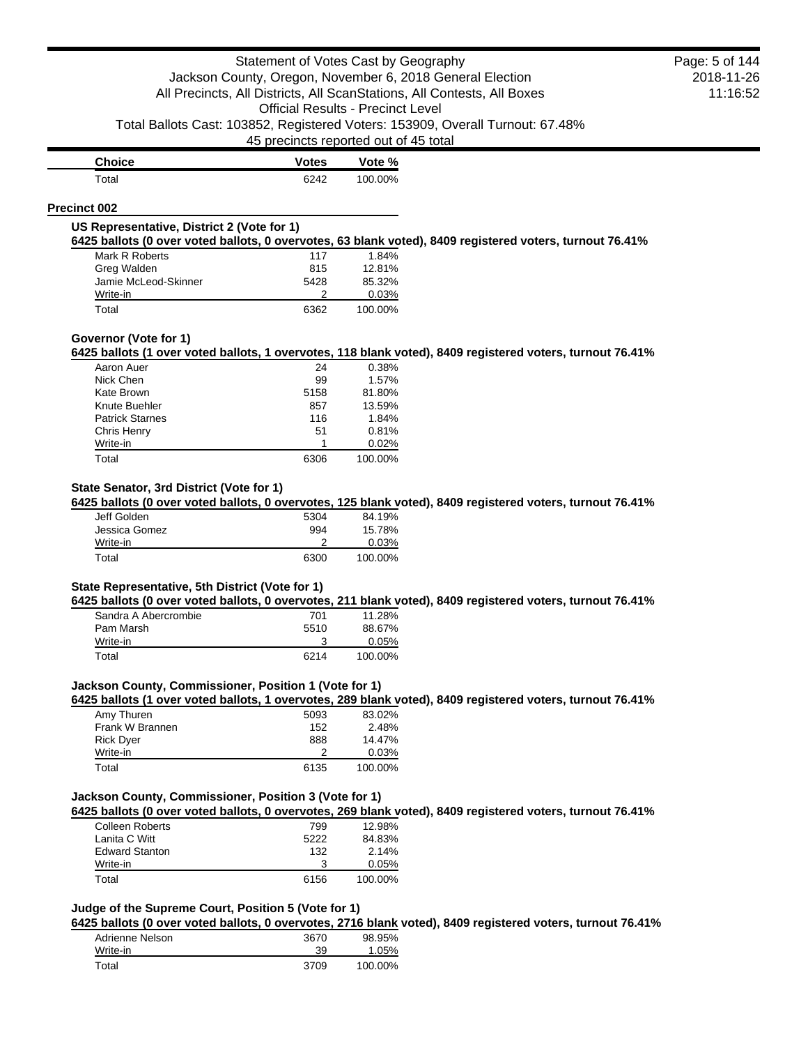| Choice | Votes | Vote % |
|---|---|---|
| Total | 6242 | 100.00% |

## Precinct 002

### US Representative, District 2 (Vote for 1)

**6425 ballots (0 over voted ballots, 0 overvotes, 63 blank voted), 8409 registered voters, turnout 76.41%**

| Choice | Votes | Vote % |
|---|---|---|
| Mark R Roberts | 117 | 1.84% |
| Greg Walden | 815 | 12.81% |
| Jamie McLeod-Skinner | 5428 | 85.32% |
| Write-in | 2 | 0.03% |
| Total | 6362 | 100.00% |

### Governor (Vote for 1)

**6425 ballots (1 over voted ballots, 1 overvotes, 118 blank voted), 8409 registered voters, turnout 76.41%**

| Choice | Votes | Vote % |
|---|---|---|
| Aaron Auer | 24 | 0.38% |
| Nick Chen | 99 | 1.57% |
| Kate Brown | 5158 | 81.80% |
| Knute Buehler | 857 | 13.59% |
| Patrick Starnes | 116 | 1.84% |
| Chris Henry | 51 | 0.81% |
| Write-in | 1 | 0.02% |
| Total | 6306 | 100.00% |

### State Senator, 3rd District (Vote for 1)

**6425 ballots (0 over voted ballots, 0 overvotes, 125 blank voted), 8409 registered voters, turnout 76.41%**

| Choice | Votes | Vote % |
|---|---|---|
| Jeff Golden | 5304 | 84.19% |
| Jessica Gomez | 994 | 15.78% |
| Write-in | 2 | 0.03% |
| Total | 6300 | 100.00% |

### State Representative, 5th District (Vote for 1)

**6425 ballots (0 over voted ballots, 0 overvotes, 211 blank voted), 8409 registered voters, turnout 76.41%**

| Choice | Votes | Vote % |
|---|---|---|
| Sandra A Abercrombie | 701 | 11.28% |
| Pam Marsh | 5510 | 88.67% |
| Write-in | 3 | 0.05% |
| Total | 6214 | 100.00% |

### Jackson County, Commissioner, Position 1 (Vote for 1)

**6425 ballots (1 over voted ballots, 1 overvotes, 289 blank voted), 8409 registered voters, turnout 76.41%**

| Choice | Votes | Vote % |
|---|---|---|
| Amy Thuren | 5093 | 83.02% |
| Frank W Brannen | 152 | 2.48% |
| Rick Dyer | 888 | 14.47% |
| Write-in | 2 | 0.03% |
| Total | 6135 | 100.00% |

### Jackson County, Commissioner, Position 3 (Vote for 1)

**6425 ballots (0 over voted ballots, 0 overvotes, 269 blank voted), 8409 registered voters, turnout 76.41%**

| Choice | Votes | Vote % |
|---|---|---|
| Colleen Roberts | 799 | 12.98% |
| Lanita C Witt | 5222 | 84.83% |
| Edward Stanton | 132 | 2.14% |
| Write-in | 3 | 0.05% |
| Total | 6156 | 100.00% |

### Judge of the Supreme Court, Position 5 (Vote for 1)

**6425 ballots (0 over voted ballots, 0 overvotes, 2716 blank voted), 8409 registered voters, turnout 76.41%**

| Choice | Votes | Vote % |
|---|---|---|
| Adrienne Nelson | 3670 | 98.95% |
| Write-in | 39 | 1.05% |
| Total | 3709 | 100.00% |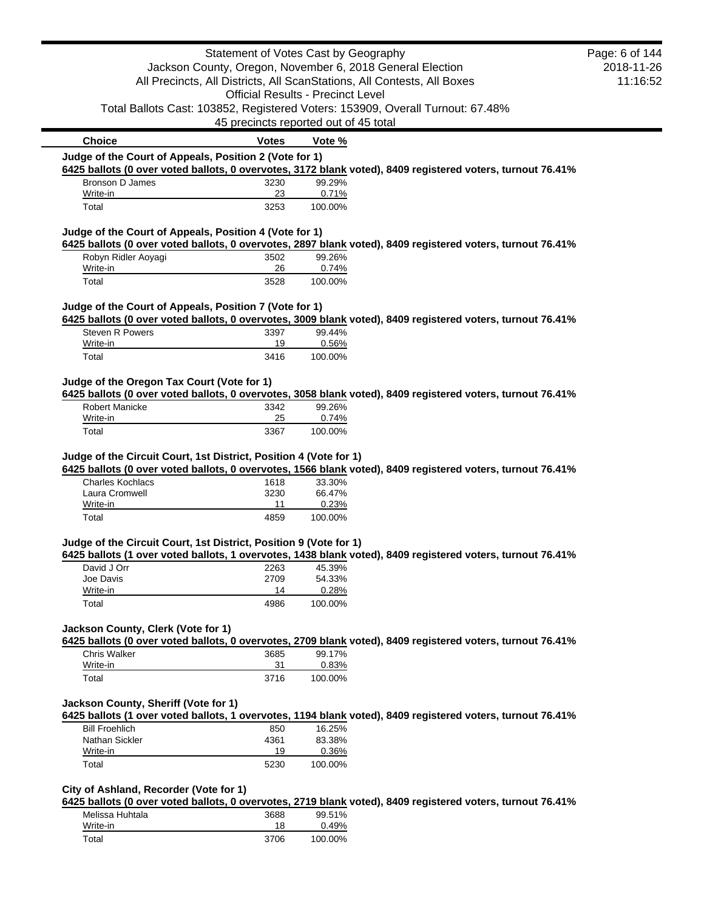| Choice | Votes | Vote % |
|---|---|---|

### Judge of the Court of Appeals, Position 2 (Vote for 1)

**6425 ballots (0 over voted ballots, 0 overvotes, 3172 blank voted), 8409 registered voters, turnout 76.41%**

| Choice | Votes | Vote % |
|---|---|---|
| Bronson D James | 3230 | 99.29% |
| Write-in | 23 | 0.71% |
| Total | 3253 | 100.00% |

### Judge of the Court of Appeals, Position 4 (Vote for 1)

**6425 ballots (0 over voted ballots, 0 overvotes, 2897 blank voted), 8409 registered voters, turnout 76.41%**

| Choice | Votes | Vote % |
|---|---|---|
| Robyn Ridler Aoyagi | 3502 | 99.26% |
| Write-in | 26 | 0.74% |
| Total | 3528 | 100.00% |

### Judge of the Court of Appeals, Position 7 (Vote for 1)

**6425 ballots (0 over voted ballots, 0 overvotes, 3009 blank voted), 8409 registered voters, turnout 76.41%**

| Choice | Votes | Vote % |
|---|---|---|
| Steven R Powers | 3397 | 99.44% |
| Write-in | 19 | 0.56% |
| Total | 3416 | 100.00% |

### Judge of the Oregon Tax Court (Vote for 1)

**6425 ballots (0 over voted ballots, 0 overvotes, 3058 blank voted), 8409 registered voters, turnout 76.41%**

| Choice | Votes | Vote % |
|---|---|---|
| Robert Manicke | 3342 | 99.26% |
| Write-in | 25 | 0.74% |
| Total | 3367 | 100.00% |

### Judge of the Circuit Court, 1st District, Position 4 (Vote for 1)

**6425 ballots (0 over voted ballots, 0 overvotes, 1566 blank voted), 8409 registered voters, turnout 76.41%**

| Choice | Votes | Vote % |
|---|---|---|
| Charles Kochlacs | 1618 | 33.30% |
| Laura Cromwell | 3230 | 66.47% |
| Write-in | 11 | 0.23% |
| Total | 4859 | 100.00% |

### Judge of the Circuit Court, 1st District, Position 9 (Vote for 1)

**6425 ballots (1 over voted ballots, 1 overvotes, 1438 blank voted), 8409 registered voters, turnout 76.41%**

| Choice | Votes | Vote % |
|---|---|---|
| David J Orr | 2263 | 45.39% |
| Joe Davis | 2709 | 54.33% |
| Write-in | 14 | 0.28% |
| Total | 4986 | 100.00% |

### Jackson County, Clerk (Vote for 1)

**6425 ballots (0 over voted ballots, 0 overvotes, 2709 blank voted), 8409 registered voters, turnout 76.41%**

| Choice | Votes | Vote % |
|---|---|---|
| Chris Walker | 3685 | 99.17% |
| Write-in | 31 | 0.83% |
| Total | 3716 | 100.00% |

### Jackson County, Sheriff (Vote for 1)

**6425 ballots (1 over voted ballots, 1 overvotes, 1194 blank voted), 8409 registered voters, turnout 76.41%**

| Choice | Votes | Vote % |
|---|---|---|
| Bill Froehlich | 850 | 16.25% |
| Nathan Sickler | 4361 | 83.38% |
| Write-in | 19 | 0.36% |
| Total | 5230 | 100.00% |

### City of Ashland, Recorder (Vote for 1)

**6425 ballots (0 over voted ballots, 0 overvotes, 2719 blank voted), 8409 registered voters, turnout 76.41%**

| Choice | Votes | Vote % |
|---|---|---|
| Melissa Huhtala | 3688 | 99.51% |
| Write-in | 18 | 0.49% |
| Total | 3706 | 100.00% |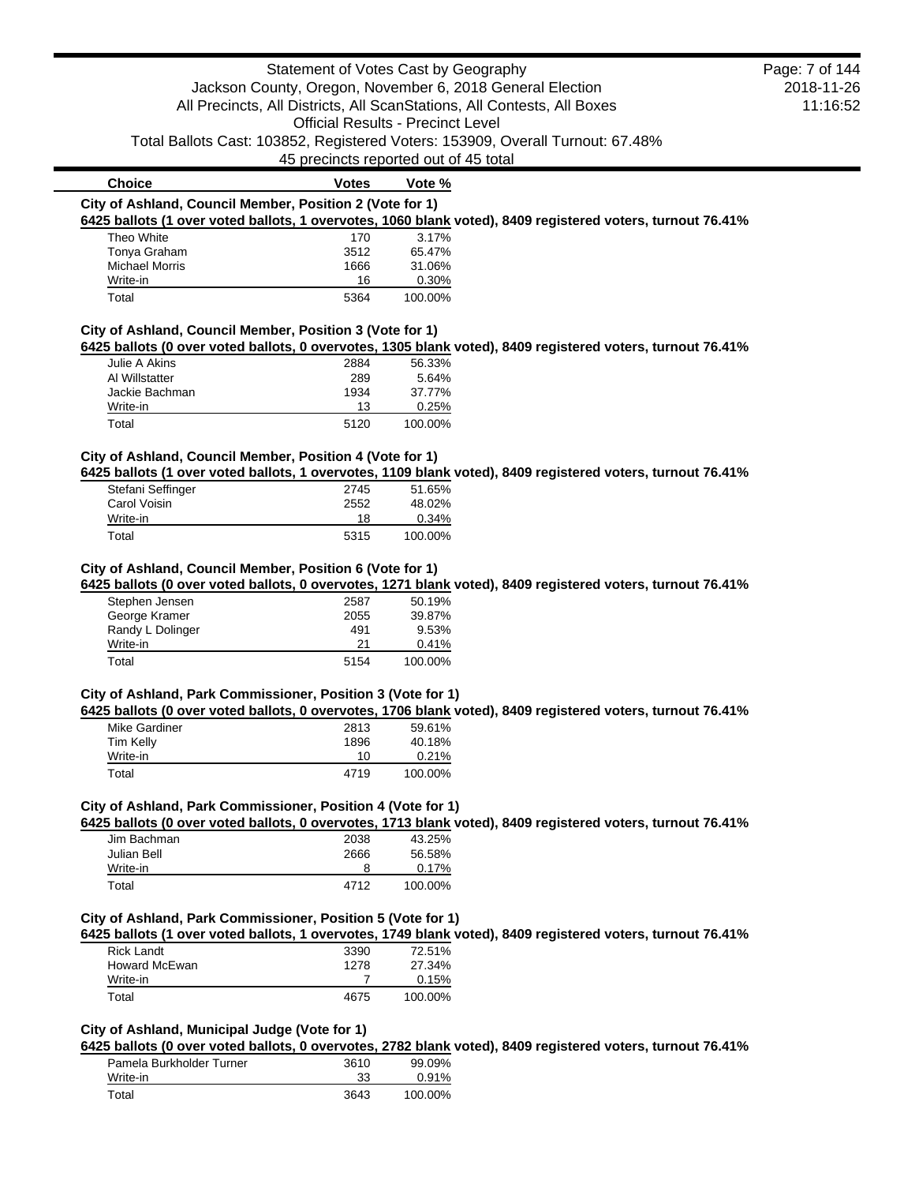Statement of Votes Cast by Geography
Jackson County, Oregon, November 6, 2018 General Election
All Precincts, All Districts, All ScanStations, All Contests, All Boxes
Official Results - Precinct Level
Total Ballots Cast: 103852, Registered Voters: 153909, Overall Turnout: 67.48%
45 precincts reported out of 45 total

### City of Ashland, Council Member, Position 2 (Vote for 1)

**6425 ballots (1 over voted ballots, 1 overvotes, 1060 blank voted), 8409 registered voters, turnout 76.41%**

| Choice | Votes | Vote % |
|---|---|---|
| Theo White | 170 | 3.17% |
| Tonya Graham | 3512 | 65.47% |
| Michael Morris | 1666 | 31.06% |
| Write-in | 16 | 0.30% |
| Total | 5364 | 100.00% |

### City of Ashland, Council Member, Position 3 (Vote for 1)

**6425 ballots (0 over voted ballots, 0 overvotes, 1305 blank voted), 8409 registered voters, turnout 76.41%**

| Choice | Votes | Vote % |
|---|---|---|
| Julie A Akins | 2884 | 56.33% |
| Al Willstatter | 289 | 5.64% |
| Jackie Bachman | 1934 | 37.77% |
| Write-in | 13 | 0.25% |
| Total | 5120 | 100.00% |

### City of Ashland, Council Member, Position 4 (Vote for 1)

**6425 ballots (1 over voted ballots, 1 overvotes, 1109 blank voted), 8409 registered voters, turnout 76.41%**

| Choice | Votes | Vote % |
|---|---|---|
| Stefani Seffinger | 2745 | 51.65% |
| Carol Voisin | 2552 | 48.02% |
| Write-in | 18 | 0.34% |
| Total | 5315 | 100.00% |

### City of Ashland, Council Member, Position 6 (Vote for 1)

**6425 ballots (0 over voted ballots, 0 overvotes, 1271 blank voted), 8409 registered voters, turnout 76.41%**

| Choice | Votes | Vote % |
|---|---|---|
| Stephen Jensen | 2587 | 50.19% |
| George Kramer | 2055 | 39.87% |
| Randy L Dolinger | 491 | 9.53% |
| Write-in | 21 | 0.41% |
| Total | 5154 | 100.00% |

### City of Ashland, Park Commissioner, Position 3 (Vote for 1)

**6425 ballots (0 over voted ballots, 0 overvotes, 1706 blank voted), 8409 registered voters, turnout 76.41%**

| Choice | Votes | Vote % |
|---|---|---|
| Mike Gardiner | 2813 | 59.61% |
| Tim Kelly | 1896 | 40.18% |
| Write-in | 10 | 0.21% |
| Total | 4719 | 100.00% |

### City of Ashland, Park Commissioner, Position 4 (Vote for 1)

**6425 ballots (0 over voted ballots, 0 overvotes, 1713 blank voted), 8409 registered voters, turnout 76.41%**

| Choice | Votes | Vote % |
|---|---|---|
| Jim Bachman | 2038 | 43.25% |
| Julian Bell | 2666 | 56.58% |
| Write-in | 8 | 0.17% |
| Total | 4712 | 100.00% |

### City of Ashland, Park Commissioner, Position 5 (Vote for 1)

**6425 ballots (1 over voted ballots, 1 overvotes, 1749 blank voted), 8409 registered voters, turnout 76.41%**

| Choice | Votes | Vote % |
|---|---|---|
| Rick Landt | 3390 | 72.51% |
| Howard McEwan | 1278 | 27.34% |
| Write-in | 7 | 0.15% |
| Total | 4675 | 100.00% |

### City of Ashland, Municipal Judge (Vote for 1)

**6425 ballots (0 over voted ballots, 0 overvotes, 2782 blank voted), 8409 registered voters, turnout 76.41%**

| Choice | Votes | Vote % |
|---|---|---|
| Pamela Burkholder Turner | 3610 | 99.09% |
| Write-in | 33 | 0.91% |
| Total | 3643 | 100.00% |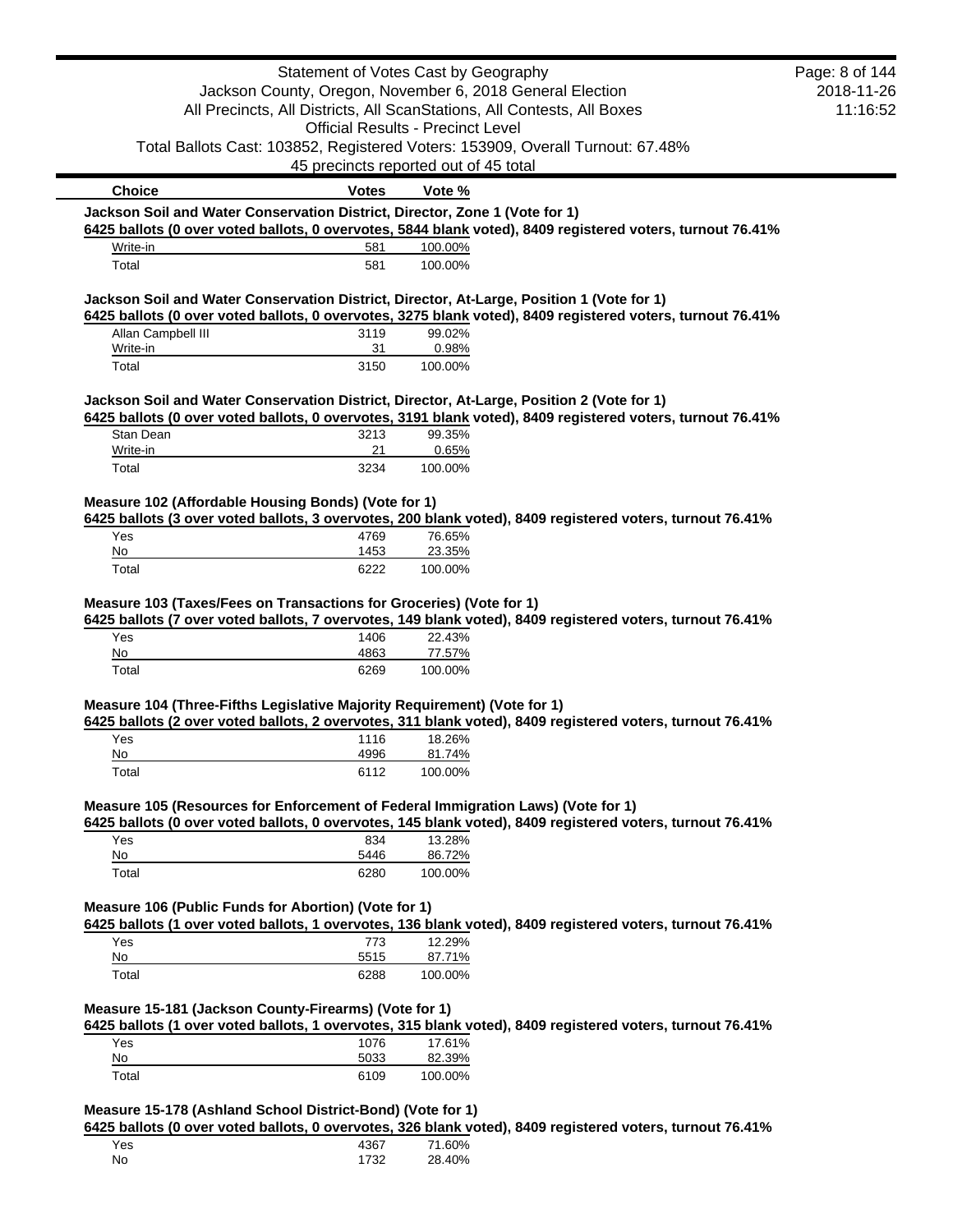| Choice | Votes | Vote % |
|---|---|---|

**Jackson Soil and Water Conservation District, Director, Zone 1 (Vote for 1)**

6425 ballots (0 over voted ballots, 0 overvotes, 5844 blank voted), 8409 registered voters, turnout 76.41%

| Choice | Votes | Vote % |
|---|---|---|
| Write-in | 581 | 100.00% |
| Total | 581 | 100.00% |

**Jackson Soil and Water Conservation District, Director, At-Large, Position 1 (Vote for 1)**

6425 ballots (0 over voted ballots, 0 overvotes, 3275 blank voted), 8409 registered voters, turnout 76.41%

| Choice | Votes | Vote % |
|---|---|---|
| Allan Campbell III | 3119 | 99.02% |
| Write-in | 31 | 0.98% |
| Total | 3150 | 100.00% |

**Jackson Soil and Water Conservation District, Director, At-Large, Position 2 (Vote for 1)**

6425 ballots (0 over voted ballots, 0 overvotes, 3191 blank voted), 8409 registered voters, turnout 76.41%

| Choice | Votes | Vote % |
|---|---|---|
| Stan Dean | 3213 | 99.35% |
| Write-in | 21 | 0.65% |
| Total | 3234 | 100.00% |

**Measure 102 (Affordable Housing Bonds) (Vote for 1)**

6425 ballots (3 over voted ballots, 3 overvotes, 200 blank voted), 8409 registered voters, turnout 76.41%

| Choice | Votes | Vote % |
|---|---|---|
| Yes | 4769 | 76.65% |
| No | 1453 | 23.35% |
| Total | 6222 | 100.00% |

**Measure 103 (Taxes/Fees on Transactions for Groceries) (Vote for 1)**

6425 ballots (7 over voted ballots, 7 overvotes, 149 blank voted), 8409 registered voters, turnout 76.41%

| Choice | Votes | Vote % |
|---|---|---|
| Yes | 1406 | 22.43% |
| No | 4863 | 77.57% |
| Total | 6269 | 100.00% |

**Measure 104 (Three-Fifths Legislative Majority Requirement) (Vote for 1)**

6425 ballots (2 over voted ballots, 2 overvotes, 311 blank voted), 8409 registered voters, turnout 76.41%

| Choice | Votes | Vote % |
|---|---|---|
| Yes | 1116 | 18.26% |
| No | 4996 | 81.74% |
| Total | 6112 | 100.00% |

**Measure 105 (Resources for Enforcement of Federal Immigration Laws) (Vote for 1)**

6425 ballots (0 over voted ballots, 0 overvotes, 145 blank voted), 8409 registered voters, turnout 76.41%

| Choice | Votes | Vote % |
|---|---|---|
| Yes | 834 | 13.28% |
| No | 5446 | 86.72% |
| Total | 6280 | 100.00% |

**Measure 106 (Public Funds for Abortion) (Vote for 1)**

6425 ballots (1 over voted ballots, 1 overvotes, 136 blank voted), 8409 registered voters, turnout 76.41%

| Choice | Votes | Vote % |
|---|---|---|
| Yes | 773 | 12.29% |
| No | 5515 | 87.71% |
| Total | 6288 | 100.00% |

**Measure 15-181 (Jackson County-Firearms) (Vote for 1)**

6425 ballots (1 over voted ballots, 1 overvotes, 315 blank voted), 8409 registered voters, turnout 76.41%

| Choice | Votes | Vote % |
|---|---|---|
| Yes | 1076 | 17.61% |
| No | 5033 | 82.39% |
| Total | 6109 | 100.00% |

**Measure 15-178 (Ashland School District-Bond) (Vote for 1)**

6425 ballots (0 over voted ballots, 0 overvotes, 326 blank voted), 8409 registered voters, turnout 76.41%

| Choice | Votes | Vote % |
|---|---|---|
| Yes | 4367 | 71.60% |
| No | 1732 | 28.40% |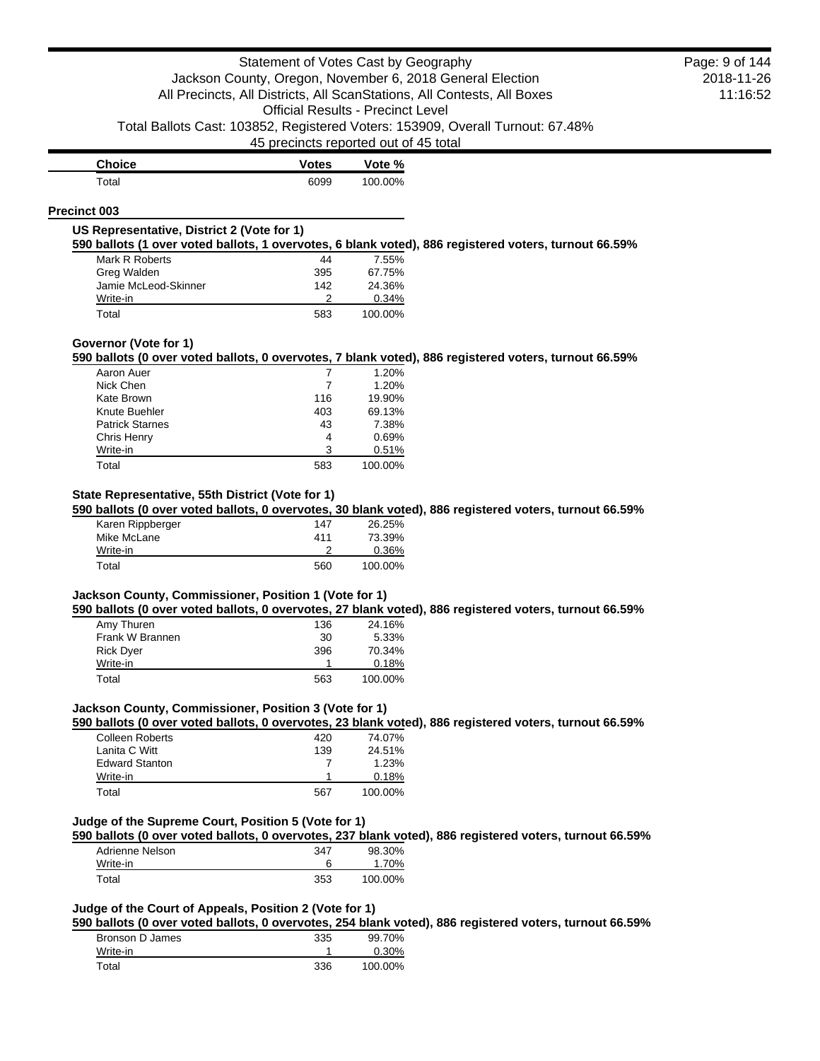| Choice | Votes | Vote % |
| --- | --- | --- |
| Total | 6099 | 100.00% |

## Precinct 003

### US Representative, District 2 (Vote for 1)

**590 ballots (1 over voted ballots, 1 overvotes, 6 blank voted), 886 registered voters, turnout 66.59%**

| Choice | Votes | Vote % |
| --- | --- | --- |
| Mark R Roberts | 44 | 7.55% |
| Greg Walden | 395 | 67.75% |
| Jamie McLeod-Skinner | 142 | 24.36% |
| Write-in | 2 | 0.34% |
| Total | 583 | 100.00% |

### Governor (Vote for 1)

**590 ballots (0 over voted ballots, 0 overvotes, 7 blank voted), 886 registered voters, turnout 66.59%**

| Choice | Votes | Vote % |
| --- | --- | --- |
| Aaron Auer | 7 | 1.20% |
| Nick Chen | 7 | 1.20% |
| Kate Brown | 116 | 19.90% |
| Knute Buehler | 403 | 69.13% |
| Patrick Starnes | 43 | 7.38% |
| Chris Henry | 4 | 0.69% |
| Write-in | 3 | 0.51% |
| Total | 583 | 100.00% |

### State Representative, 55th District (Vote for 1)

**590 ballots (0 over voted ballots, 0 overvotes, 30 blank voted), 886 registered voters, turnout 66.59%**

| Choice | Votes | Vote % |
| --- | --- | --- |
| Karen Rippberger | 147 | 26.25% |
| Mike McLane | 411 | 73.39% |
| Write-in | 2 | 0.36% |
| Total | 560 | 100.00% |

### Jackson County, Commissioner, Position 1 (Vote for 1)

**590 ballots (0 over voted ballots, 0 overvotes, 27 blank voted), 886 registered voters, turnout 66.59%**

| Choice | Votes | Vote % |
| --- | --- | --- |
| Amy Thuren | 136 | 24.16% |
| Frank W Brannen | 30 | 5.33% |
| Rick Dyer | 396 | 70.34% |
| Write-in | 1 | 0.18% |
| Total | 563 | 100.00% |

### Jackson County, Commissioner, Position 3 (Vote for 1)

**590 ballots (0 over voted ballots, 0 overvotes, 23 blank voted), 886 registered voters, turnout 66.59%**

| Choice | Votes | Vote % |
| --- | --- | --- |
| Colleen Roberts | 420 | 74.07% |
| Lanita C Witt | 139 | 24.51% |
| Edward Stanton | 7 | 1.23% |
| Write-in | 1 | 0.18% |
| Total | 567 | 100.00% |

### Judge of the Supreme Court, Position 5 (Vote for 1)

**590 ballots (0 over voted ballots, 0 overvotes, 237 blank voted), 886 registered voters, turnout 66.59%**

| Choice | Votes | Vote % |
| --- | --- | --- |
| Adrienne Nelson | 347 | 98.30% |
| Write-in | 6 | 1.70% |
| Total | 353 | 100.00% |

### Judge of the Court of Appeals, Position 2 (Vote for 1)

**590 ballots (0 over voted ballots, 0 overvotes, 254 blank voted), 886 registered voters, turnout 66.59%**

| Choice | Votes | Vote % |
| --- | --- | --- |
| Bronson D James | 335 | 99.70% |
| Write-in | 1 | 0.30% |
| Total | 336 | 100.00% |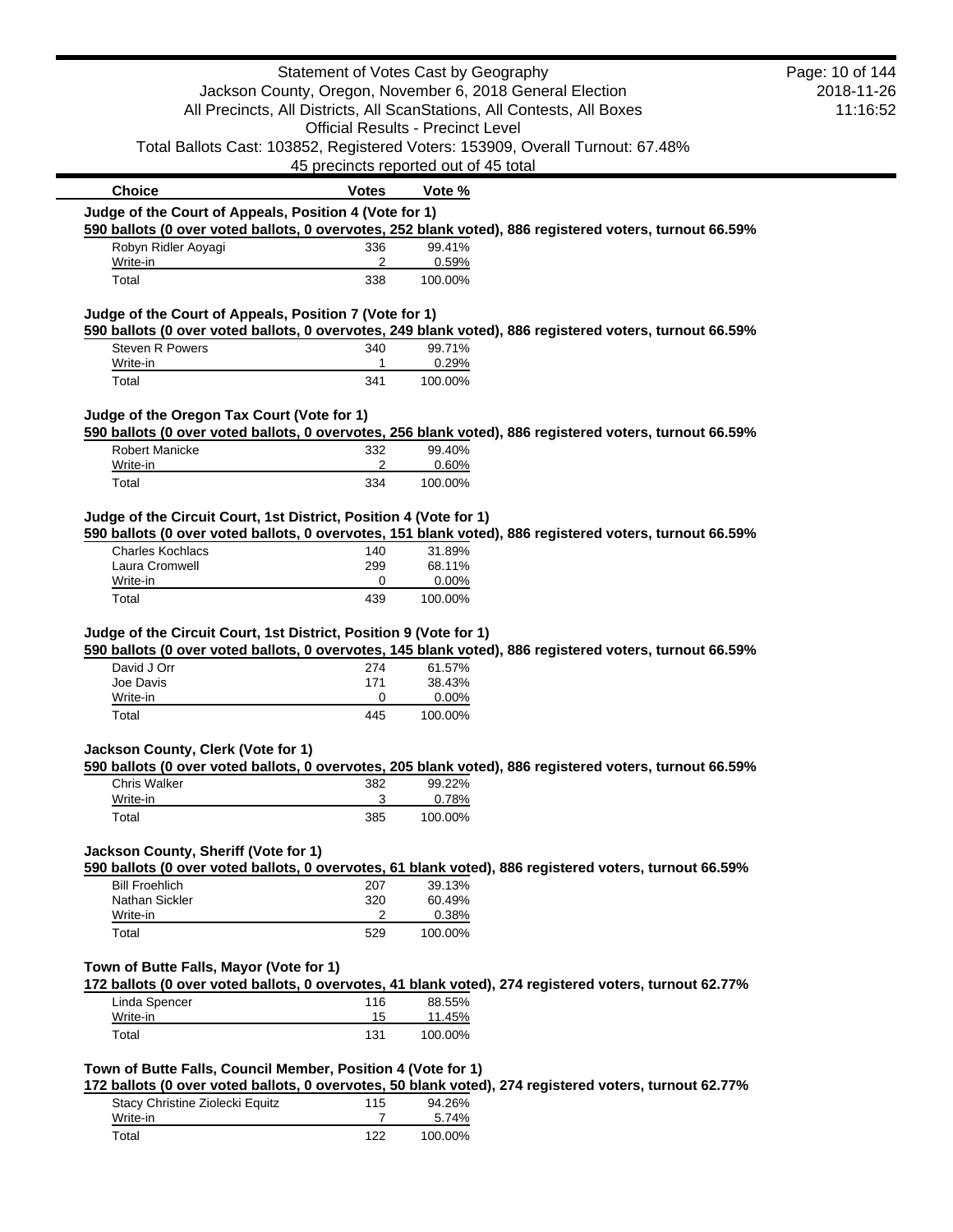| Choice | Votes | Vote % |
|---|---|---|

### Judge of the Court of Appeals, Position 4 (Vote for 1)

**590 ballots (0 over voted ballots, 0 overvotes, 252 blank voted), 886 registered voters, turnout 66.59%**

| Choice | Votes | Vote % |
|---|---|---|
| Robyn Ridler Aoyagi | 336 | 99.41% |
| Write-in | 2 | 0.59% |
| Total | 338 | 100.00% |

### Judge of the Court of Appeals, Position 7 (Vote for 1)

**590 ballots (0 over voted ballots, 0 overvotes, 249 blank voted), 886 registered voters, turnout 66.59%**

| Choice | Votes | Vote % |
|---|---|---|
| Steven R Powers | 340 | 99.71% |
| Write-in | 1 | 0.29% |
| Total | 341 | 100.00% |

### Judge of the Oregon Tax Court (Vote for 1)

**590 ballots (0 over voted ballots, 0 overvotes, 256 blank voted), 886 registered voters, turnout 66.59%**

| Choice | Votes | Vote % |
|---|---|---|
| Robert Manicke | 332 | 99.40% |
| Write-in | 2 | 0.60% |
| Total | 334 | 100.00% |

### Judge of the Circuit Court, 1st District, Position 4 (Vote for 1)

**590 ballots (0 over voted ballots, 0 overvotes, 151 blank voted), 886 registered voters, turnout 66.59%**

| Choice | Votes | Vote % |
|---|---|---|
| Charles Kochlacs | 140 | 31.89% |
| Laura Cromwell | 299 | 68.11% |
| Write-in | 0 | 0.00% |
| Total | 439 | 100.00% |

### Judge of the Circuit Court, 1st District, Position 9 (Vote for 1)

**590 ballots (0 over voted ballots, 0 overvotes, 145 blank voted), 886 registered voters, turnout 66.59%**

| Choice | Votes | Vote % |
|---|---|---|
| David J Orr | 274 | 61.57% |
| Joe Davis | 171 | 38.43% |
| Write-in | 0 | 0.00% |
| Total | 445 | 100.00% |

### Jackson County, Clerk (Vote for 1)

**590 ballots (0 over voted ballots, 0 overvotes, 205 blank voted), 886 registered voters, turnout 66.59%**

| Choice | Votes | Vote % |
|---|---|---|
| Chris Walker | 382 | 99.22% |
| Write-in | 3 | 0.78% |
| Total | 385 | 100.00% |

### Jackson County, Sheriff (Vote for 1)

**590 ballots (0 over voted ballots, 0 overvotes, 61 blank voted), 886 registered voters, turnout 66.59%**

| Choice | Votes | Vote % |
|---|---|---|
| Bill Froehlich | 207 | 39.13% |
| Nathan Sickler | 320 | 60.49% |
| Write-in | 2 | 0.38% |
| Total | 529 | 100.00% |

### Town of Butte Falls, Mayor (Vote for 1)

**172 ballots (0 over voted ballots, 0 overvotes, 41 blank voted), 274 registered voters, turnout 62.77%**

| Choice | Votes | Vote % |
|---|---|---|
| Linda Spencer | 116 | 88.55% |
| Write-in | 15 | 11.45% |
| Total | 131 | 100.00% |

### Town of Butte Falls, Council Member, Position 4 (Vote for 1)

**172 ballots (0 over voted ballots, 0 overvotes, 50 blank voted), 274 registered voters, turnout 62.77%**

| Choice | Votes | Vote % |
|---|---|---|
| Stacy Christine Ziolecki Equitz | 115 | 94.26% |
| Write-in | 7 | 5.74% |
| Total | 122 | 100.00% |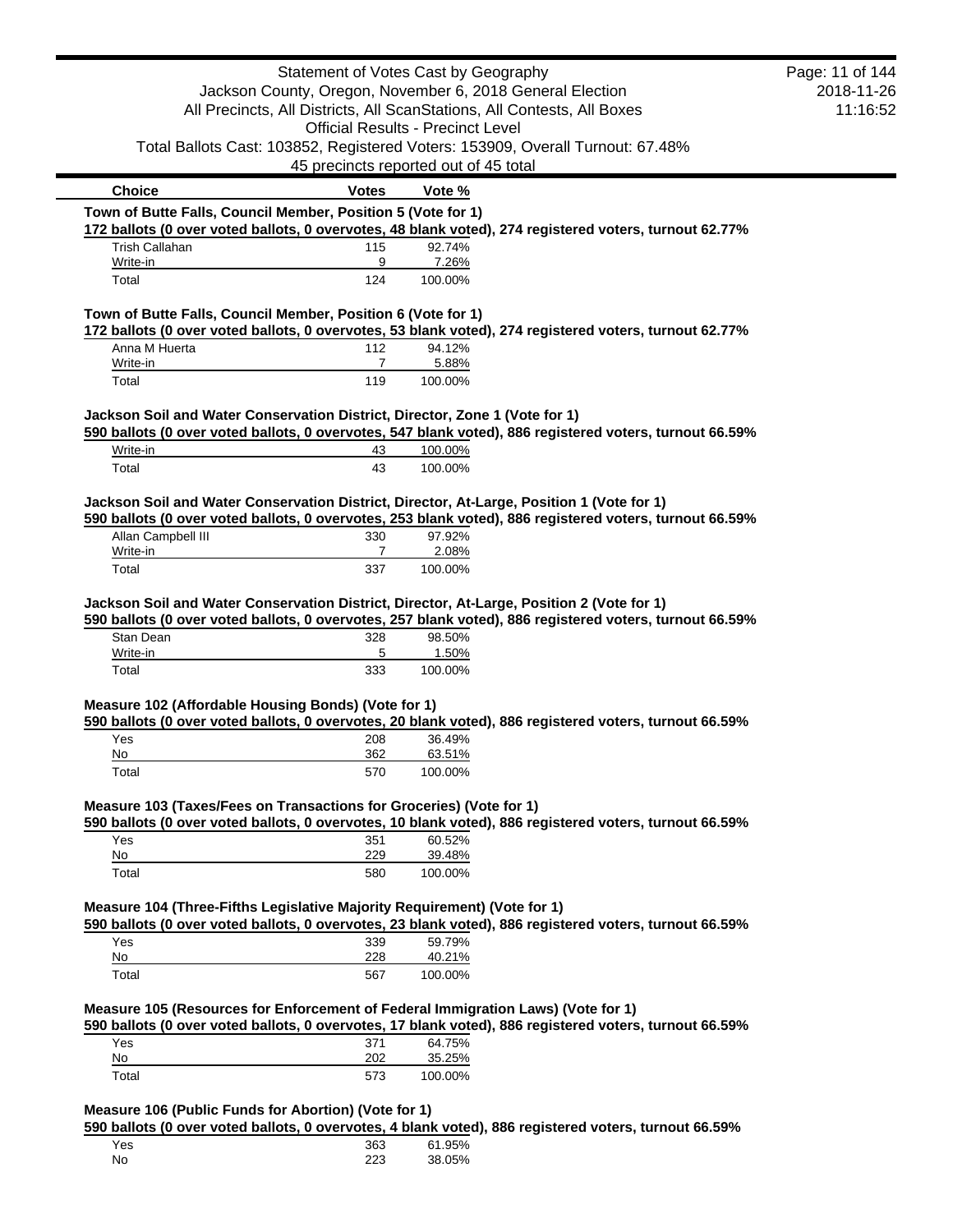Statement of Votes Cast by Geography

Jackson County, Oregon, November 6, 2018 General Election

All Precincts, All Districts, All ScanStations, All Contests, All Boxes

Official Results - Precinct Level

Total Ballots Cast: 103852, Registered Voters: 153909, Overall Turnout: 67.48%

45 precincts reported out of 45 total

### Town of Butte Falls, Council Member, Position 5 (Vote for 1)

**172 ballots (0 over voted ballots, 0 overvotes, 48 blank voted), 274 registered voters, turnout 62.77%**

| Choice | Votes | Vote % |
|---|---|---|
| Trish Callahan | 115 | 92.74% |
| Write-in | 9 | 7.26% |
| Total | 124 | 100.00% |

### Town of Butte Falls, Council Member, Position 6 (Vote for 1)

**172 ballots (0 over voted ballots, 0 overvotes, 53 blank voted), 274 registered voters, turnout 62.77%**

| Choice | Votes | Vote % |
|---|---|---|
| Anna M Huerta | 112 | 94.12% |
| Write-in | 7 | 5.88% |
| Total | 119 | 100.00% |

### Jackson Soil and Water Conservation District, Director, Zone 1 (Vote for 1)

**590 ballots (0 over voted ballots, 0 overvotes, 547 blank voted), 886 registered voters, turnout 66.59%**

| Choice | Votes | Vote % |
|---|---|---|
| Write-in | 43 | 100.00% |
| Total | 43 | 100.00% |

### Jackson Soil and Water Conservation District, Director, At-Large, Position 1 (Vote for 1)

**590 ballots (0 over voted ballots, 0 overvotes, 253 blank voted), 886 registered voters, turnout 66.59%**

| Choice | Votes | Vote % |
|---|---|---|
| Allan Campbell III | 330 | 97.92% |
| Write-in | 7 | 2.08% |
| Total | 337 | 100.00% |

### Jackson Soil and Water Conservation District, Director, At-Large, Position 2 (Vote for 1)

**590 ballots (0 over voted ballots, 0 overvotes, 257 blank voted), 886 registered voters, turnout 66.59%**

| Choice | Votes | Vote % |
|---|---|---|
| Stan Dean | 328 | 98.50% |
| Write-in | 5 | 1.50% |
| Total | 333 | 100.00% |

### Measure 102 (Affordable Housing Bonds) (Vote for 1)

**590 ballots (0 over voted ballots, 0 overvotes, 20 blank voted), 886 registered voters, turnout 66.59%**

| Choice | Votes | Vote % |
|---|---|---|
| Yes | 208 | 36.49% |
| No | 362 | 63.51% |
| Total | 570 | 100.00% |

### Measure 103 (Taxes/Fees on Transactions for Groceries) (Vote for 1)

**590 ballots (0 over voted ballots, 0 overvotes, 10 blank voted), 886 registered voters, turnout 66.59%**

| Choice | Votes | Vote % |
|---|---|---|
| Yes | 351 | 60.52% |
| No | 229 | 39.48% |
| Total | 580 | 100.00% |

### Measure 104 (Three-Fifths Legislative Majority Requirement) (Vote for 1)

**590 ballots (0 over voted ballots, 0 overvotes, 23 blank voted), 886 registered voters, turnout 66.59%**

| Choice | Votes | Vote % |
|---|---|---|
| Yes | 339 | 59.79% |
| No | 228 | 40.21% |
| Total | 567 | 100.00% |

### Measure 105 (Resources for Enforcement of Federal Immigration Laws) (Vote for 1)

**590 ballots (0 over voted ballots, 0 overvotes, 17 blank voted), 886 registered voters, turnout 66.59%**

| Choice | Votes | Vote % |
|---|---|---|
| Yes | 371 | 64.75% |
| No | 202 | 35.25% |
| Total | 573 | 100.00% |

### Measure 106 (Public Funds for Abortion) (Vote for 1)

**590 ballots (0 over voted ballots, 0 overvotes, 4 blank voted), 886 registered voters, turnout 66.59%**

| Choice | Votes | Vote % |
|---|---|---|
| Yes | 363 | 61.95% |
| No | 223 | 38.05% |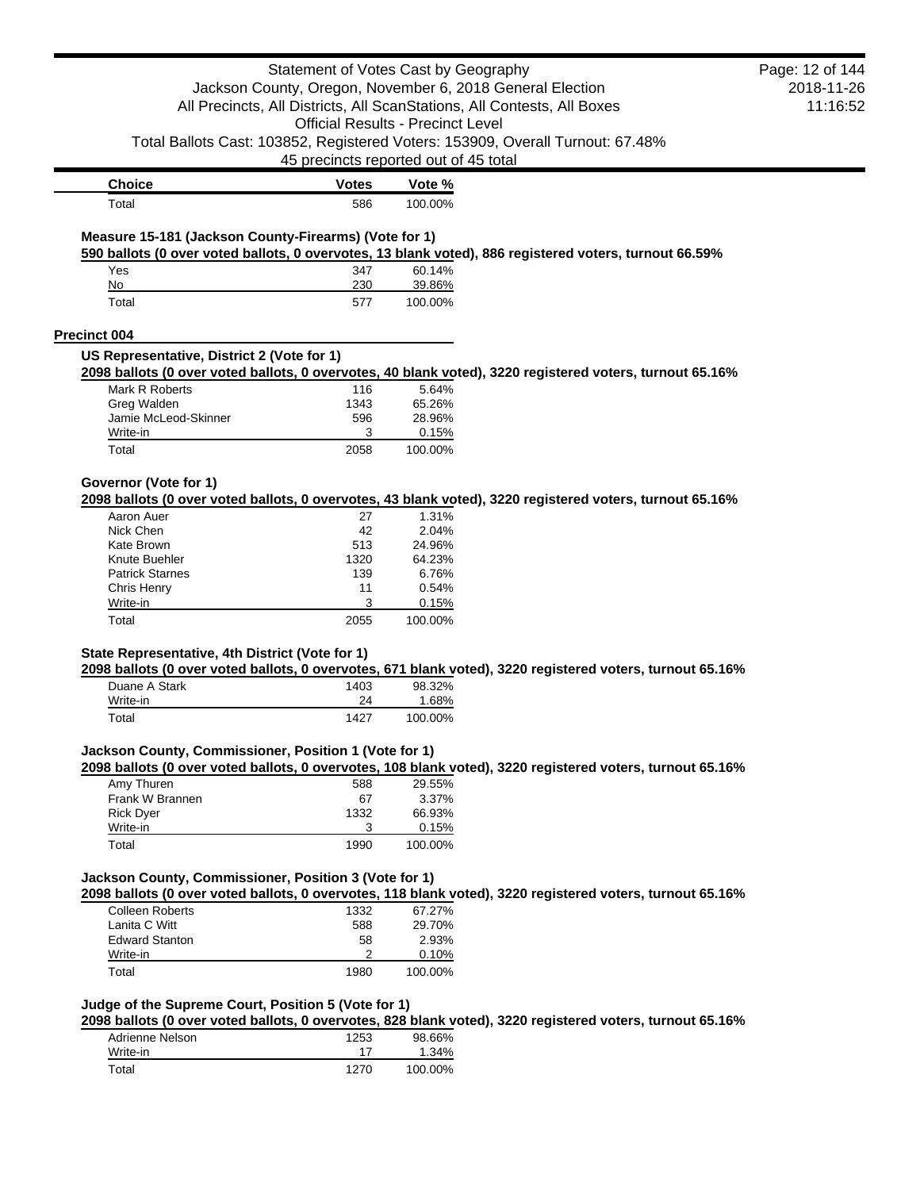| Choice | Votes | Vote % |
|---|---|---|
| Total | 586 | 100.00% |

### Measure 15-181 (Jackson County-Firearms) (Vote for 1)

**590 ballots (0 over voted ballots, 0 overvotes, 13 blank voted), 886 registered voters, turnout 66.59%**

| Choice | Votes | Vote % |
|---|---|---|
| Yes | 347 | 60.14% |
| No | 230 | 39.86% |
| Total | 577 | 100.00% |

## Precinct 004

### US Representative, District 2 (Vote for 1)

**2098 ballots (0 over voted ballots, 0 overvotes, 40 blank voted), 3220 registered voters, turnout 65.16%**

| Choice | Votes | Vote % |
|---|---|---|
| Mark R Roberts | 116 | 5.64% |
| Greg Walden | 1343 | 65.26% |
| Jamie McLeod-Skinner | 596 | 28.96% |
| Write-in | 3 | 0.15% |
| Total | 2058 | 100.00% |

### Governor (Vote for 1)

**2098 ballots (0 over voted ballots, 0 overvotes, 43 blank voted), 3220 registered voters, turnout 65.16%**

| Choice | Votes | Vote % |
|---|---|---|
| Aaron Auer | 27 | 1.31% |
| Nick Chen | 42 | 2.04% |
| Kate Brown | 513 | 24.96% |
| Knute Buehler | 1320 | 64.23% |
| Patrick Starnes | 139 | 6.76% |
| Chris Henry | 11 | 0.54% |
| Write-in | 3 | 0.15% |
| Total | 2055 | 100.00% |

### State Representative, 4th District (Vote for 1)

**2098 ballots (0 over voted ballots, 0 overvotes, 671 blank voted), 3220 registered voters, turnout 65.16%**

| Choice | Votes | Vote % |
|---|---|---|
| Duane A Stark | 1403 | 98.32% |
| Write-in | 24 | 1.68% |
| Total | 1427 | 100.00% |

### Jackson County, Commissioner, Position 1 (Vote for 1)

**2098 ballots (0 over voted ballots, 0 overvotes, 108 blank voted), 3220 registered voters, turnout 65.16%**

| Choice | Votes | Vote % |
|---|---|---|
| Amy Thuren | 588 | 29.55% |
| Frank W Brannen | 67 | 3.37% |
| Rick Dyer | 1332 | 66.93% |
| Write-in | 3 | 0.15% |
| Total | 1990 | 100.00% |

### Jackson County, Commissioner, Position 3 (Vote for 1)

**2098 ballots (0 over voted ballots, 0 overvotes, 118 blank voted), 3220 registered voters, turnout 65.16%**

| Choice | Votes | Vote % |
|---|---|---|
| Colleen Roberts | 1332 | 67.27% |
| Lanita C Witt | 588 | 29.70% |
| Edward Stanton | 58 | 2.93% |
| Write-in | 2 | 0.10% |
| Total | 1980 | 100.00% |

### Judge of the Supreme Court, Position 5 (Vote for 1)

**2098 ballots (0 over voted ballots, 0 overvotes, 828 blank voted), 3220 registered voters, turnout 65.16%**

| Choice | Votes | Vote % |
|---|---|---|
| Adrienne Nelson | 1253 | 98.66% |
| Write-in | 17 | 1.34% |
| Total | 1270 | 100.00% |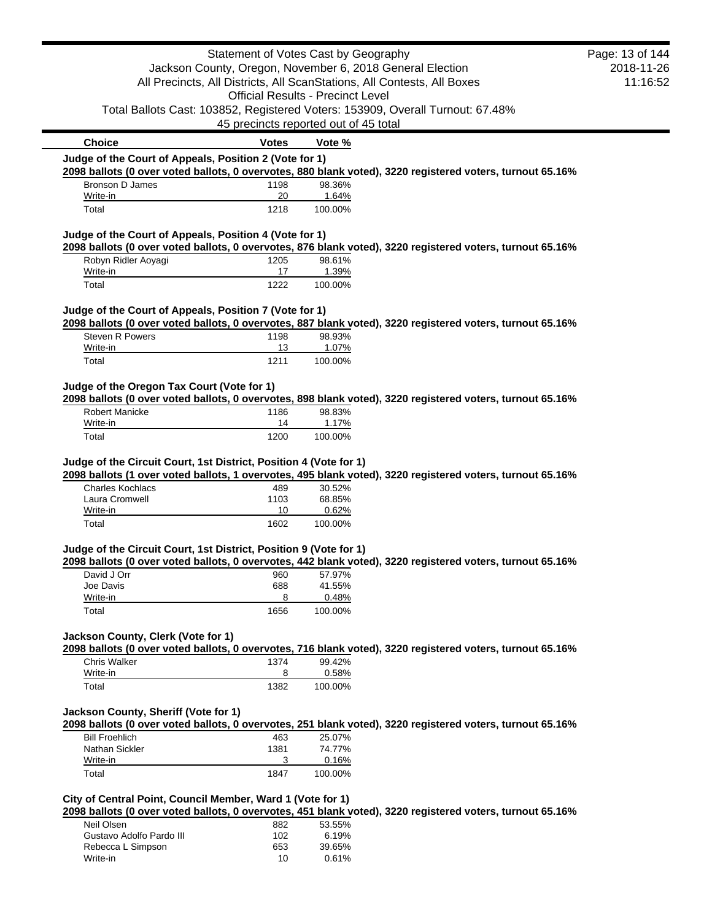Statement of Votes Cast by Geography
Jackson County, Oregon, November 6, 2018 General Election
All Precincts, All Districts, All ScanStations, All Contests, All Boxes
Official Results - Precinct Level
Total Ballots Cast: 103852, Registered Voters: 153909, Overall Turnout: 67.48%
45 precincts reported out of 45 total

2018-11-26
11:16:52

### Judge of the Court of Appeals, Position 2 (Vote for 1)

**2098 ballots (0 over voted ballots, 0 overvotes, 880 blank voted), 3220 registered voters, turnout 65.16%**

| Choice | Votes | Vote % |
|---|---|---|
| Bronson D James | 1198 | 98.36% |
| Write-in | 20 | 1.64% |
| Total | 1218 | 100.00% |

### Judge of the Court of Appeals, Position 4 (Vote for 1)

**2098 ballots (0 over voted ballots, 0 overvotes, 876 blank voted), 3220 registered voters, turnout 65.16%**

| Choice | Votes | Vote % |
|---|---|---|
| Robyn Ridler Aoyagi | 1205 | 98.61% |
| Write-in | 17 | 1.39% |
| Total | 1222 | 100.00% |

### Judge of the Court of Appeals, Position 7 (Vote for 1)

**2098 ballots (0 over voted ballots, 0 overvotes, 887 blank voted), 3220 registered voters, turnout 65.16%**

| Choice | Votes | Vote % |
|---|---|---|
| Steven R Powers | 1198 | 98.93% |
| Write-in | 13 | 1.07% |
| Total | 1211 | 100.00% |

### Judge of the Oregon Tax Court (Vote for 1)

**2098 ballots (0 over voted ballots, 0 overvotes, 898 blank voted), 3220 registered voters, turnout 65.16%**

| Choice | Votes | Vote % |
|---|---|---|
| Robert Manicke | 1186 | 98.83% |
| Write-in | 14 | 1.17% |
| Total | 1200 | 100.00% |

### Judge of the Circuit Court, 1st District, Position 4 (Vote for 1)

**2098 ballots (1 over voted ballots, 1 overvotes, 495 blank voted), 3220 registered voters, turnout 65.16%**

| Choice | Votes | Vote % |
|---|---|---|
| Charles Kochlacs | 489 | 30.52% |
| Laura Cromwell | 1103 | 68.85% |
| Write-in | 10 | 0.62% |
| Total | 1602 | 100.00% |

### Judge of the Circuit Court, 1st District, Position 9 (Vote for 1)

**2098 ballots (0 over voted ballots, 0 overvotes, 442 blank voted), 3220 registered voters, turnout 65.16%**

| Choice | Votes | Vote % |
|---|---|---|
| David J Orr | 960 | 57.97% |
| Joe Davis | 688 | 41.55% |
| Write-in | 8 | 0.48% |
| Total | 1656 | 100.00% |

### Jackson County, Clerk (Vote for 1)

**2098 ballots (0 over voted ballots, 0 overvotes, 716 blank voted), 3220 registered voters, turnout 65.16%**

| Choice | Votes | Vote % |
|---|---|---|
| Chris Walker | 1374 | 99.42% |
| Write-in | 8 | 0.58% |
| Total | 1382 | 100.00% |

### Jackson County, Sheriff (Vote for 1)

**2098 ballots (0 over voted ballots, 0 overvotes, 251 blank voted), 3220 registered voters, turnout 65.16%**

| Choice | Votes | Vote % |
|---|---|---|
| Bill Froehlich | 463 | 25.07% |
| Nathan Sickler | 1381 | 74.77% |
| Write-in | 3 | 0.16% |
| Total | 1847 | 100.00% |

### City of Central Point, Council Member, Ward 1 (Vote for 1)

**2098 ballots (0 over voted ballots, 0 overvotes, 451 blank voted), 3220 registered voters, turnout 65.16%**

| Choice | Votes | Vote % |
|---|---|---|
| Neil Olsen | 882 | 53.55% |
| Gustavo Adolfo Pardo III | 102 | 6.19% |
| Rebecca L Simpson | 653 | 39.65% |
| Write-in | 10 | 0.61% |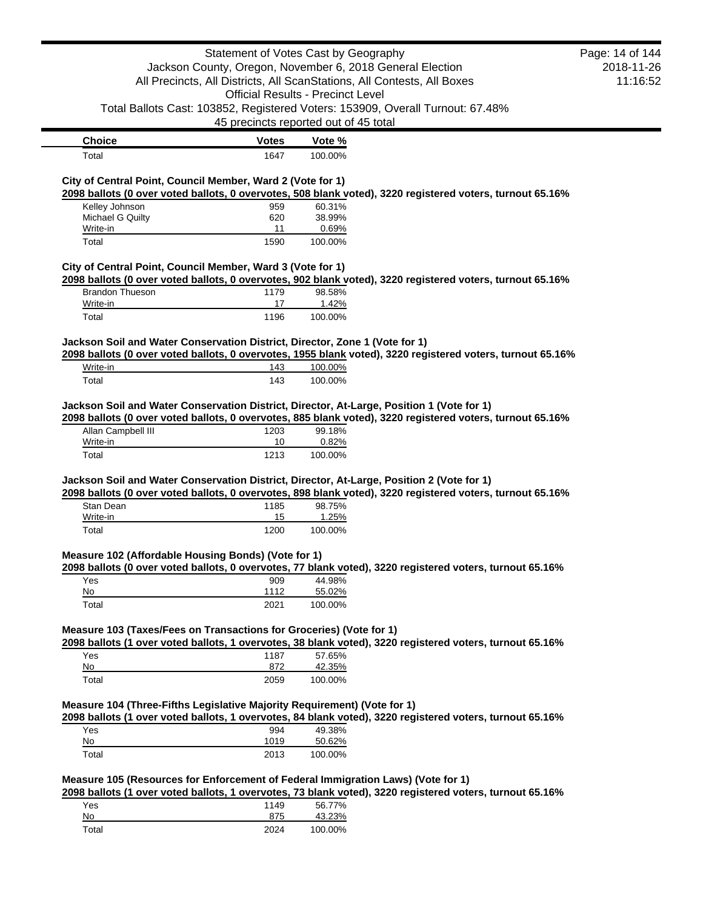| Choice | Votes | Vote % |
| --- | --- | --- |
| Total | 1647 | 100.00% |

### City of Central Point, Council Member, Ward 2 (Vote for 1)

**2098 ballots (0 over voted ballots, 0 overvotes, 508 blank voted), 3220 registered voters, turnout 65.16%**

| Choice | Votes | Vote % |
| --- | --- | --- |
| Kelley Johnson | 959 | 60.31% |
| Michael G Quilty | 620 | 38.99% |
| Write-in | 11 | 0.69% |
| Total | 1590 | 100.00% |

### City of Central Point, Council Member, Ward 3 (Vote for 1)

**2098 ballots (0 over voted ballots, 0 overvotes, 902 blank voted), 3220 registered voters, turnout 65.16%**

| Choice | Votes | Vote % |
| --- | --- | --- |
| Brandon Thueson | 1179 | 98.58% |
| Write-in | 17 | 1.42% |
| Total | 1196 | 100.00% |

### Jackson Soil and Water Conservation District, Director, Zone 1 (Vote for 1)

**2098 ballots (0 over voted ballots, 0 overvotes, 1955 blank voted), 3220 registered voters, turnout 65.16%**

| Choice | Votes | Vote % |
| --- | --- | --- |
| Write-in | 143 | 100.00% |
| Total | 143 | 100.00% |

### Jackson Soil and Water Conservation District, Director, At-Large, Position 1 (Vote for 1)

**2098 ballots (0 over voted ballots, 0 overvotes, 885 blank voted), 3220 registered voters, turnout 65.16%**

| Choice | Votes | Vote % |
| --- | --- | --- |
| Allan Campbell III | 1203 | 99.18% |
| Write-in | 10 | 0.82% |
| Total | 1213 | 100.00% |

### Jackson Soil and Water Conservation District, Director, At-Large, Position 2 (Vote for 1)

**2098 ballots (0 over voted ballots, 0 overvotes, 898 blank voted), 3220 registered voters, turnout 65.16%**

| Choice | Votes | Vote % |
| --- | --- | --- |
| Stan Dean | 1185 | 98.75% |
| Write-in | 15 | 1.25% |
| Total | 1200 | 100.00% |

### Measure 102 (Affordable Housing Bonds) (Vote for 1)

**2098 ballots (0 over voted ballots, 0 overvotes, 77 blank voted), 3220 registered voters, turnout 65.16%**

| Choice | Votes | Vote % |
| --- | --- | --- |
| Yes | 909 | 44.98% |
| No | 1112 | 55.02% |
| Total | 2021 | 100.00% |

### Measure 103 (Taxes/Fees on Transactions for Groceries) (Vote for 1)

**2098 ballots (1 over voted ballots, 1 overvotes, 38 blank voted), 3220 registered voters, turnout 65.16%**

| Choice | Votes | Vote % |
| --- | --- | --- |
| Yes | 1187 | 57.65% |
| No | 872 | 42.35% |
| Total | 2059 | 100.00% |

### Measure 104 (Three-Fifths Legislative Majority Requirement) (Vote for 1)

**2098 ballots (1 over voted ballots, 1 overvotes, 84 blank voted), 3220 registered voters, turnout 65.16%**

| Choice | Votes | Vote % |
| --- | --- | --- |
| Yes | 994 | 49.38% |
| No | 1019 | 50.62% |
| Total | 2013 | 100.00% |

### Measure 105 (Resources for Enforcement of Federal Immigration Laws) (Vote for 1)

**2098 ballots (1 over voted ballots, 1 overvotes, 73 blank voted), 3220 registered voters, turnout 65.16%**

| Choice | Votes | Vote % |
| --- | --- | --- |
| Yes | 1149 | 56.77% |
| No | 875 | 43.23% |
| Total | 2024 | 100.00% |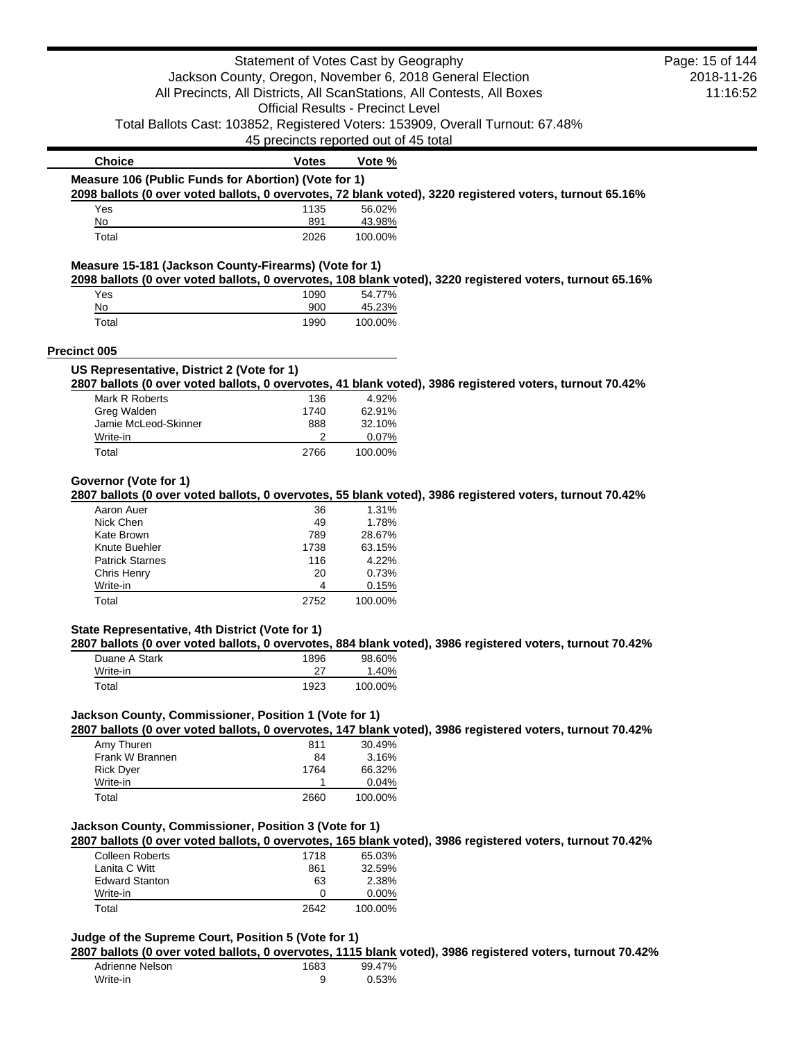| Choice | Votes | Vote % |
|---|---|---|

**Measure 106 (Public Funds for Abortion) (Vote for 1)**

**2098 ballots (0 over voted ballots, 0 overvotes, 72 blank voted), 3220 registered voters, turnout 65.16%**

| Choice | Votes | Vote % |
|---|---|---|
| Yes | 1135 | 56.02% |
| No | 891 | 43.98% |
| Total | 2026 | 100.00% |

**Measure 15-181 (Jackson County-Firearms) (Vote for 1)**

**2098 ballots (0 over voted ballots, 0 overvotes, 108 blank voted), 3220 registered voters, turnout 65.16%**

| Choice | Votes | Vote % |
|---|---|---|
| Yes | 1090 | 54.77% |
| No | 900 | 45.23% |
| Total | 1990 | 100.00% |

## Precinct 005

**US Representative, District 2 (Vote for 1)**

**2807 ballots (0 over voted ballots, 0 overvotes, 41 blank voted), 3986 registered voters, turnout 70.42%**

| Choice | Votes | Vote % |
|---|---|---|
| Mark R Roberts | 136 | 4.92% |
| Greg Walden | 1740 | 62.91% |
| Jamie McLeod-Skinner | 888 | 32.10% |
| Write-in | 2 | 0.07% |
| Total | 2766 | 100.00% |

**Governor (Vote for 1)**

**2807 ballots (0 over voted ballots, 0 overvotes, 55 blank voted), 3986 registered voters, turnout 70.42%**

| Choice | Votes | Vote % |
|---|---|---|
| Aaron Auer | 36 | 1.31% |
| Nick Chen | 49 | 1.78% |
| Kate Brown | 789 | 28.67% |
| Knute Buehler | 1738 | 63.15% |
| Patrick Starnes | 116 | 4.22% |
| Chris Henry | 20 | 0.73% |
| Write-in | 4 | 0.15% |
| Total | 2752 | 100.00% |

**State Representative, 4th District (Vote for 1)**

**2807 ballots (0 over voted ballots, 0 overvotes, 884 blank voted), 3986 registered voters, turnout 70.42%**

| Choice | Votes | Vote % |
|---|---|---|
| Duane A Stark | 1896 | 98.60% |
| Write-in | 27 | 1.40% |
| Total | 1923 | 100.00% |

**Jackson County, Commissioner, Position 1 (Vote for 1)**

**2807 ballots (0 over voted ballots, 0 overvotes, 147 blank voted), 3986 registered voters, turnout 70.42%**

| Choice | Votes | Vote % |
|---|---|---|
| Amy Thuren | 811 | 30.49% |
| Frank W Brannen | 84 | 3.16% |
| Rick Dyer | 1764 | 66.32% |
| Write-in | 1 | 0.04% |
| Total | 2660 | 100.00% |

**Jackson County, Commissioner, Position 3 (Vote for 1)**

**2807 ballots (0 over voted ballots, 0 overvotes, 165 blank voted), 3986 registered voters, turnout 70.42%**

| Choice | Votes | Vote % |
|---|---|---|
| Colleen Roberts | 1718 | 65.03% |
| Lanita C Witt | 861 | 32.59% |
| Edward Stanton | 63 | 2.38% |
| Write-in | 0 | 0.00% |
| Total | 2642 | 100.00% |

**Judge of the Supreme Court, Position 5 (Vote for 1)**

**2807 ballots (0 over voted ballots, 0 overvotes, 1115 blank voted), 3986 registered voters, turnout 70.42%**

| Choice | Votes | Vote % |
|---|---|---|
| Adrienne Nelson | 1683 | 99.47% |
| Write-in | 9 | 0.53% |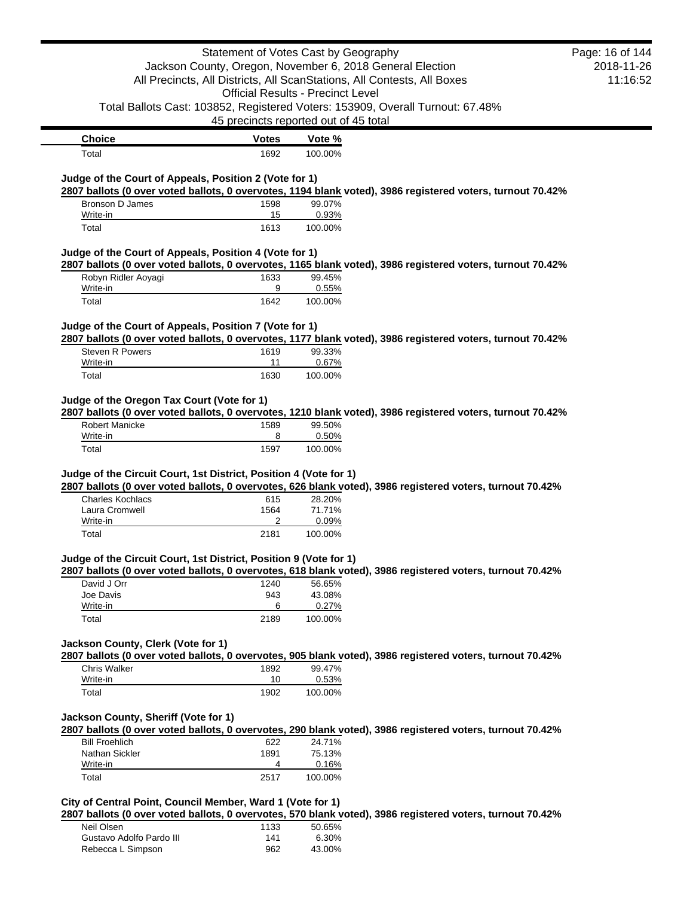| Choice | Votes | Vote % |
|---|---|---|
| Total | 1692 | 100.00% |

### Judge of the Court of Appeals, Position 2 (Vote for 1)

**2807 ballots (0 over voted ballots, 0 overvotes, 1194 blank voted), 3986 registered voters, turnout 70.42%**

| Choice | Votes | Vote % |
|---|---|---|
| Bronson D James | 1598 | 99.07% |
| Write-in | 15 | 0.93% |
| Total | 1613 | 100.00% |

### Judge of the Court of Appeals, Position 4 (Vote for 1)

**2807 ballots (0 over voted ballots, 0 overvotes, 1165 blank voted), 3986 registered voters, turnout 70.42%**

| Choice | Votes | Vote % |
|---|---|---|
| Robyn Ridler Aoyagi | 1633 | 99.45% |
| Write-in | 9 | 0.55% |
| Total | 1642 | 100.00% |

### Judge of the Court of Appeals, Position 7 (Vote for 1)

**2807 ballots (0 over voted ballots, 0 overvotes, 1177 blank voted), 3986 registered voters, turnout 70.42%**

| Choice | Votes | Vote % |
|---|---|---|
| Steven R Powers | 1619 | 99.33% |
| Write-in | 11 | 0.67% |
| Total | 1630 | 100.00% |

### Judge of the Oregon Tax Court (Vote for 1)

**2807 ballots (0 over voted ballots, 0 overvotes, 1210 blank voted), 3986 registered voters, turnout 70.42%**

| Choice | Votes | Vote % |
|---|---|---|
| Robert Manicke | 1589 | 99.50% |
| Write-in | 8 | 0.50% |
| Total | 1597 | 100.00% |

### Judge of the Circuit Court, 1st District, Position 4 (Vote for 1)

**2807 ballots (0 over voted ballots, 0 overvotes, 626 blank voted), 3986 registered voters, turnout 70.42%**

| Choice | Votes | Vote % |
|---|---|---|
| Charles Kochlacs | 615 | 28.20% |
| Laura Cromwell | 1564 | 71.71% |
| Write-in | 2 | 0.09% |
| Total | 2181 | 100.00% |

### Judge of the Circuit Court, 1st District, Position 9 (Vote for 1)

**2807 ballots (0 over voted ballots, 0 overvotes, 618 blank voted), 3986 registered voters, turnout 70.42%**

| Choice | Votes | Vote % |
|---|---|---|
| David J Orr | 1240 | 56.65% |
| Joe Davis | 943 | 43.08% |
| Write-in | 6 | 0.27% |
| Total | 2189 | 100.00% |

### Jackson County, Clerk (Vote for 1)

**2807 ballots (0 over voted ballots, 0 overvotes, 905 blank voted), 3986 registered voters, turnout 70.42%**

| Choice | Votes | Vote % |
|---|---|---|
| Chris Walker | 1892 | 99.47% |
| Write-in | 10 | 0.53% |
| Total | 1902 | 100.00% |

### Jackson County, Sheriff (Vote for 1)

**2807 ballots (0 over voted ballots, 0 overvotes, 290 blank voted), 3986 registered voters, turnout 70.42%**

| Choice | Votes | Vote % |
|---|---|---|
| Bill Froehlich | 622 | 24.71% |
| Nathan Sickler | 1891 | 75.13% |
| Write-in | 4 | 0.16% |
| Total | 2517 | 100.00% |

### City of Central Point, Council Member, Ward 1 (Vote for 1)

**2807 ballots (0 over voted ballots, 0 overvotes, 570 blank voted), 3986 registered voters, turnout 70.42%**

| Choice | Votes | Vote % |
|---|---|---|
| Neil Olsen | 1133 | 50.65% |
| Gustavo Adolfo Pardo III | 141 | 6.30% |
| Rebecca L Simpson | 962 | 43.00% |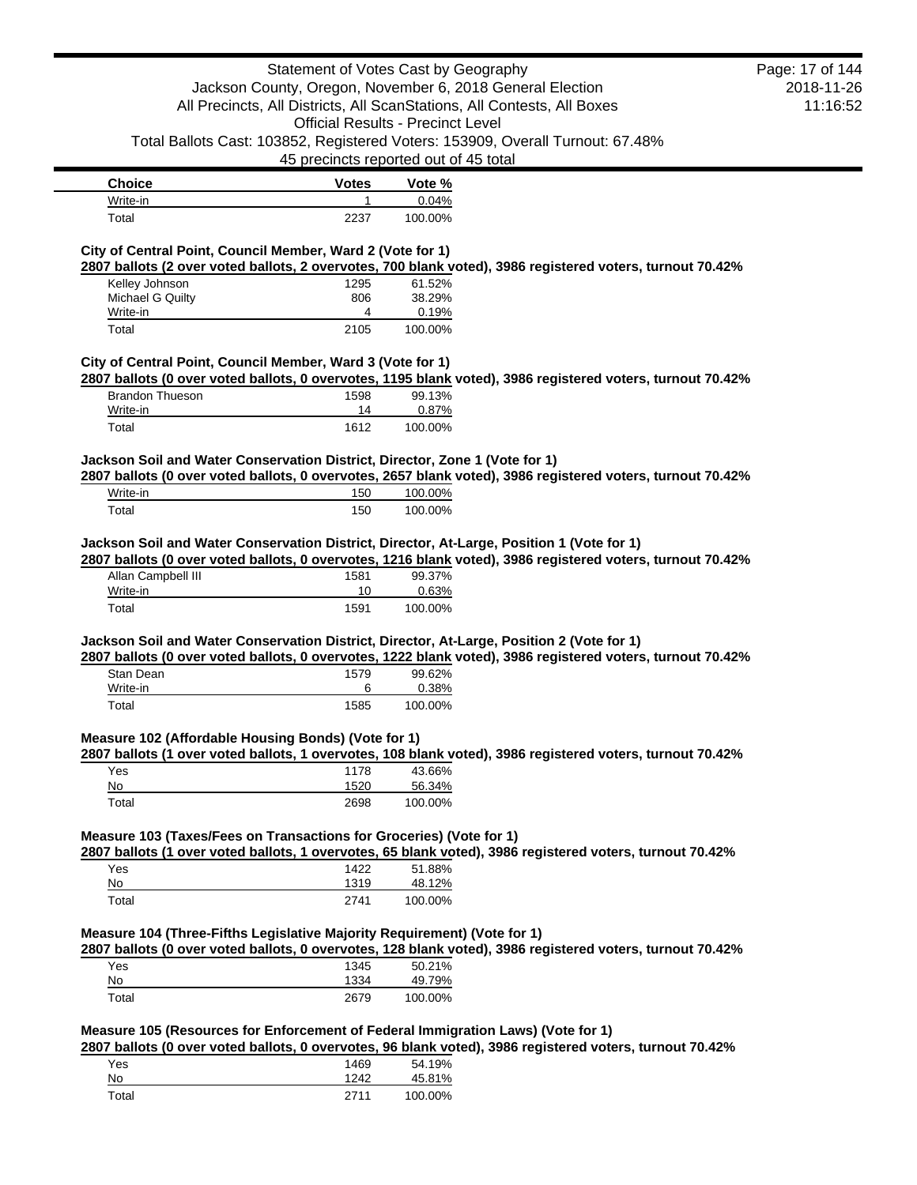| Choice | Votes | Vote % |
| --- | --- | --- |
| Write-in | 1 | 0.04% |
| Total | 2237 | 100.00% |

### City of Central Point, Council Member, Ward 2 (Vote for 1)

**2807 ballots (2 over voted ballots, 2 overvotes, 700 blank voted), 3986 registered voters, turnout 70.42%**

| Choice | Votes | Vote % |
| --- | --- | --- |
| Kelley Johnson | 1295 | 61.52% |
| Michael G Quilty | 806 | 38.29% |
| Write-in | 4 | 0.19% |
| Total | 2105 | 100.00% |

### City of Central Point, Council Member, Ward 3 (Vote for 1)

**2807 ballots (0 over voted ballots, 0 overvotes, 1195 blank voted), 3986 registered voters, turnout 70.42%**

| Choice | Votes | Vote % |
| --- | --- | --- |
| Brandon Thueson | 1598 | 99.13% |
| Write-in | 14 | 0.87% |
| Total | 1612 | 100.00% |

### Jackson Soil and Water Conservation District, Director, Zone 1 (Vote for 1)

**2807 ballots (0 over voted ballots, 0 overvotes, 2657 blank voted), 3986 registered voters, turnout 70.42%**

| Choice | Votes | Vote % |
| --- | --- | --- |
| Write-in | 150 | 100.00% |
| Total | 150 | 100.00% |

### Jackson Soil and Water Conservation District, Director, At-Large, Position 1 (Vote for 1)

**2807 ballots (0 over voted ballots, 0 overvotes, 1216 blank voted), 3986 registered voters, turnout 70.42%**

| Choice | Votes | Vote % |
| --- | --- | --- |
| Allan Campbell III | 1581 | 99.37% |
| Write-in | 10 | 0.63% |
| Total | 1591 | 100.00% |

### Jackson Soil and Water Conservation District, Director, At-Large, Position 2 (Vote for 1)

**2807 ballots (0 over voted ballots, 0 overvotes, 1222 blank voted), 3986 registered voters, turnout 70.42%**

| Choice | Votes | Vote % |
| --- | --- | --- |
| Stan Dean | 1579 | 99.62% |
| Write-in | 6 | 0.38% |
| Total | 1585 | 100.00% |

### Measure 102 (Affordable Housing Bonds) (Vote for 1)

**2807 ballots (1 over voted ballots, 1 overvotes, 108 blank voted), 3986 registered voters, turnout 70.42%**

| Choice | Votes | Vote % |
| --- | --- | --- |
| Yes | 1178 | 43.66% |
| No | 1520 | 56.34% |
| Total | 2698 | 100.00% |

### Measure 103 (Taxes/Fees on Transactions for Groceries) (Vote for 1)

**2807 ballots (1 over voted ballots, 1 overvotes, 65 blank voted), 3986 registered voters, turnout 70.42%**

| Choice | Votes | Vote % |
| --- | --- | --- |
| Yes | 1422 | 51.88% |
| No | 1319 | 48.12% |
| Total | 2741 | 100.00% |

### Measure 104 (Three-Fifths Legislative Majority Requirement) (Vote for 1)

**2807 ballots (0 over voted ballots, 0 overvotes, 128 blank voted), 3986 registered voters, turnout 70.42%**

| Choice | Votes | Vote % |
| --- | --- | --- |
| Yes | 1345 | 50.21% |
| No | 1334 | 49.79% |
| Total | 2679 | 100.00% |

### Measure 105 (Resources for Enforcement of Federal Immigration Laws) (Vote for 1)

**2807 ballots (0 over voted ballots, 0 overvotes, 96 blank voted), 3986 registered voters, turnout 70.42%**

| Choice | Votes | Vote % |
| --- | --- | --- |
| Yes | 1469 | 54.19% |
| No | 1242 | 45.81% |
| Total | 2711 | 100.00% |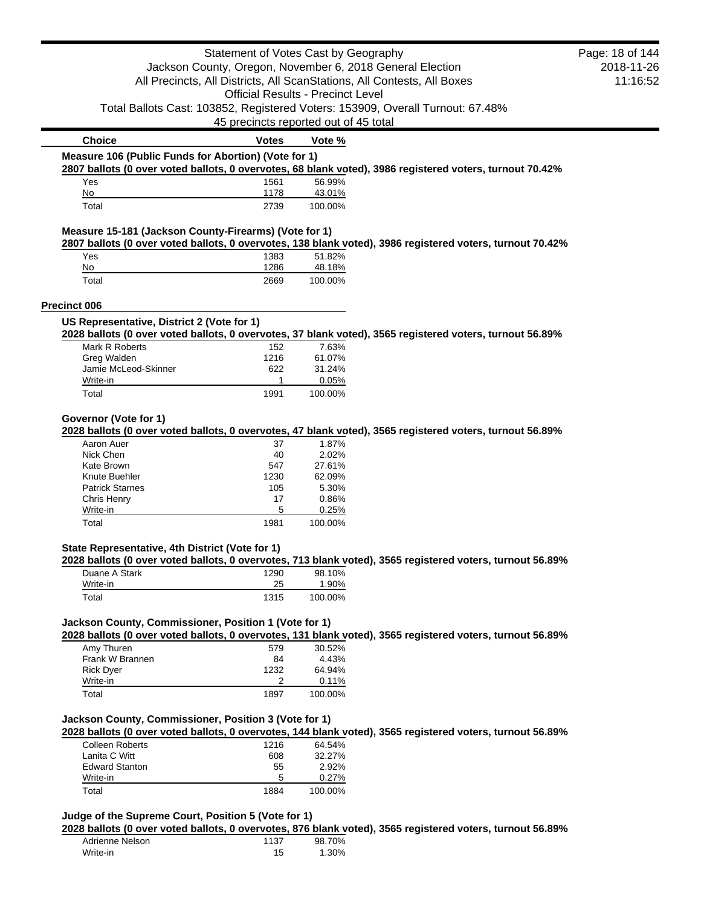| Choice | Votes | Vote % |
|---|---|---|

**Measure 106 (Public Funds for Abortion) (Vote for 1)**

**2807 ballots (0 over voted ballots, 0 overvotes, 68 blank voted), 3986 registered voters, turnout 70.42%**

| Choice | Votes | Vote % |
|---|---|---|
| Yes | 1561 | 56.99% |
| No | 1178 | 43.01% |
| Total | 2739 | 100.00% |

**Measure 15-181 (Jackson County-Firearms) (Vote for 1)**

**2807 ballots (0 over voted ballots, 0 overvotes, 138 blank voted), 3986 registered voters, turnout 70.42%**

| Choice | Votes | Vote % |
|---|---|---|
| Yes | 1383 | 51.82% |
| No | 1286 | 48.18% |
| Total | 2669 | 100.00% |

## Precinct 006

**US Representative, District 2 (Vote for 1)**

**2028 ballots (0 over voted ballots, 0 overvotes, 37 blank voted), 3565 registered voters, turnout 56.89%**

| Choice | Votes | Vote % |
|---|---|---|
| Mark R Roberts | 152 | 7.63% |
| Greg Walden | 1216 | 61.07% |
| Jamie McLeod-Skinner | 622 | 31.24% |
| Write-in | 1 | 0.05% |
| Total | 1991 | 100.00% |

**Governor (Vote for 1)**

**2028 ballots (0 over voted ballots, 0 overvotes, 47 blank voted), 3565 registered voters, turnout 56.89%**

| Choice | Votes | Vote % |
|---|---|---|
| Aaron Auer | 37 | 1.87% |
| Nick Chen | 40 | 2.02% |
| Kate Brown | 547 | 27.61% |
| Knute Buehler | 1230 | 62.09% |
| Patrick Starnes | 105 | 5.30% |
| Chris Henry | 17 | 0.86% |
| Write-in | 5 | 0.25% |
| Total | 1981 | 100.00% |

**State Representative, 4th District (Vote for 1)**

**2028 ballots (0 over voted ballots, 0 overvotes, 713 blank voted), 3565 registered voters, turnout 56.89%**

| Choice | Votes | Vote % |
|---|---|---|
| Duane A Stark | 1290 | 98.10% |
| Write-in | 25 | 1.90% |
| Total | 1315 | 100.00% |

**Jackson County, Commissioner, Position 1 (Vote for 1)**

**2028 ballots (0 over voted ballots, 0 overvotes, 131 blank voted), 3565 registered voters, turnout 56.89%**

| Choice | Votes | Vote % |
|---|---|---|
| Amy Thuren | 579 | 30.52% |
| Frank W Brannen | 84 | 4.43% |
| Rick Dyer | 1232 | 64.94% |
| Write-in | 2 | 0.11% |
| Total | 1897 | 100.00% |

**Jackson County, Commissioner, Position 3 (Vote for 1)**

**2028 ballots (0 over voted ballots, 0 overvotes, 144 blank voted), 3565 registered voters, turnout 56.89%**

| Choice | Votes | Vote % |
|---|---|---|
| Colleen Roberts | 1216 | 64.54% |
| Lanita C Witt | 608 | 32.27% |
| Edward Stanton | 55 | 2.92% |
| Write-in | 5 | 0.27% |
| Total | 1884 | 100.00% |

**Judge of the Supreme Court, Position 5 (Vote for 1)**

**2028 ballots (0 over voted ballots, 0 overvotes, 876 blank voted), 3565 registered voters, turnout 56.89%**

| Choice | Votes | Vote % |
|---|---|---|
| Adrienne Nelson | 1137 | 98.70% |
| Write-in | 15 | 1.30% |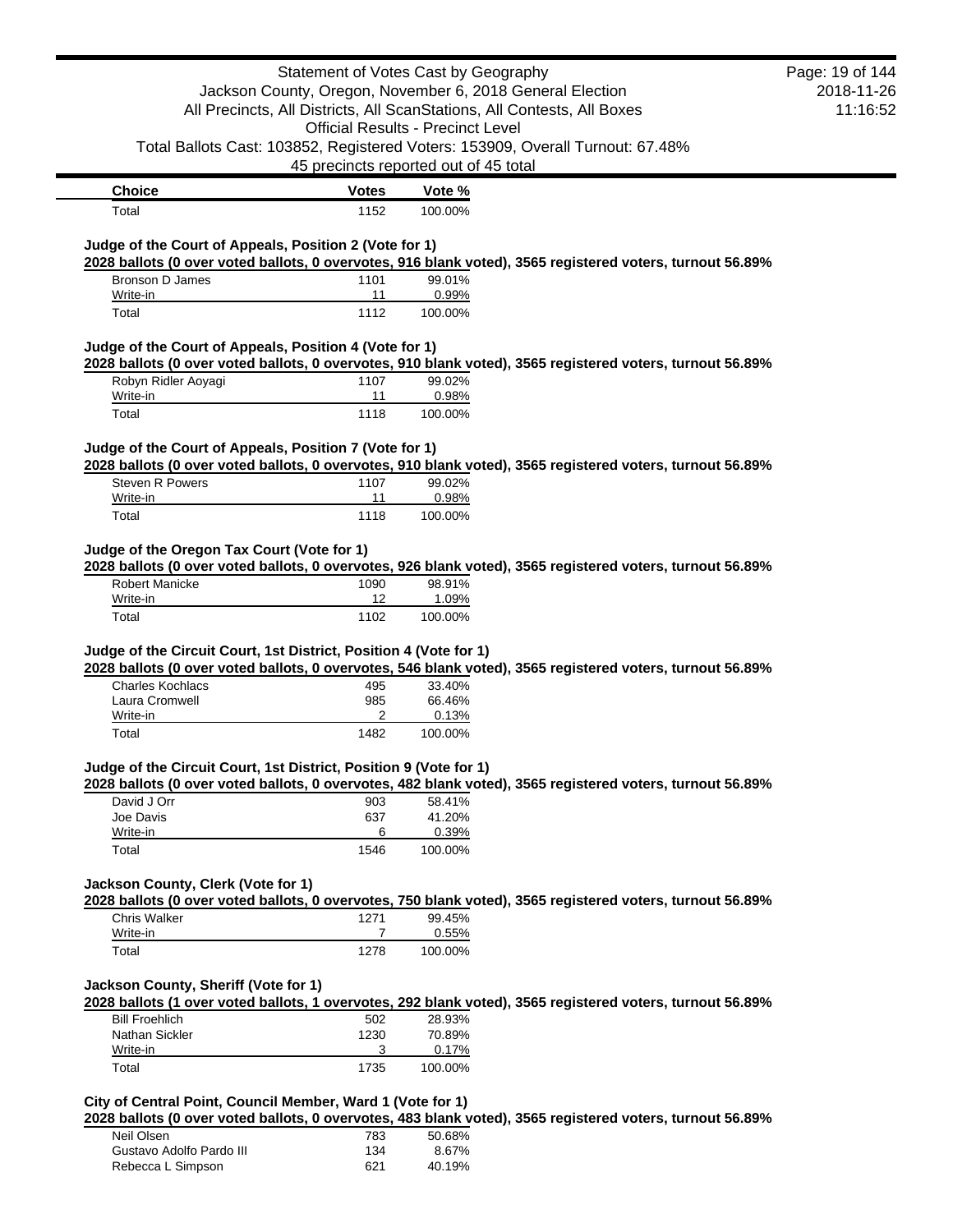| Choice | Votes | Vote % |
|---|---|---|
| Total | 1152 | 100.00% |

### Judge of the Court of Appeals, Position 2 (Vote for 1)

**2028 ballots (0 over voted ballots, 0 overvotes, 916 blank voted), 3565 registered voters, turnout 56.89%**

| Choice | Votes | Vote % |
|---|---|---|
| Bronson D James | 1101 | 99.01% |
| Write-in | 11 | 0.99% |
| Total | 1112 | 100.00% |

### Judge of the Court of Appeals, Position 4 (Vote for 1)

**2028 ballots (0 over voted ballots, 0 overvotes, 910 blank voted), 3565 registered voters, turnout 56.89%**

| Choice | Votes | Vote % |
|---|---|---|
| Robyn Ridler Aoyagi | 1107 | 99.02% |
| Write-in | 11 | 0.98% |
| Total | 1118 | 100.00% |

### Judge of the Court of Appeals, Position 7 (Vote for 1)

**2028 ballots (0 over voted ballots, 0 overvotes, 910 blank voted), 3565 registered voters, turnout 56.89%**

| Choice | Votes | Vote % |
|---|---|---|
| Steven R Powers | 1107 | 99.02% |
| Write-in | 11 | 0.98% |
| Total | 1118 | 100.00% |

### Judge of the Oregon Tax Court (Vote for 1)

**2028 ballots (0 over voted ballots, 0 overvotes, 926 blank voted), 3565 registered voters, turnout 56.89%**

| Choice | Votes | Vote % |
|---|---|---|
| Robert Manicke | 1090 | 98.91% |
| Write-in | 12 | 1.09% |
| Total | 1102 | 100.00% |

### Judge of the Circuit Court, 1st District, Position 4 (Vote for 1)

**2028 ballots (0 over voted ballots, 0 overvotes, 546 blank voted), 3565 registered voters, turnout 56.89%**

| Choice | Votes | Vote % |
|---|---|---|
| Charles Kochlacs | 495 | 33.40% |
| Laura Cromwell | 985 | 66.46% |
| Write-in | 2 | 0.13% |
| Total | 1482 | 100.00% |

### Judge of the Circuit Court, 1st District, Position 9 (Vote for 1)

**2028 ballots (0 over voted ballots, 0 overvotes, 482 blank voted), 3565 registered voters, turnout 56.89%**

| Choice | Votes | Vote % |
|---|---|---|
| David J Orr | 903 | 58.41% |
| Joe Davis | 637 | 41.20% |
| Write-in | 6 | 0.39% |
| Total | 1546 | 100.00% |

### Jackson County, Clerk (Vote for 1)

**2028 ballots (0 over voted ballots, 0 overvotes, 750 blank voted), 3565 registered voters, turnout 56.89%**

| Choice | Votes | Vote % |
|---|---|---|
| Chris Walker | 1271 | 99.45% |
| Write-in | 7 | 0.55% |
| Total | 1278 | 100.00% |

### Jackson County, Sheriff (Vote for 1)

**2028 ballots (1 over voted ballots, 1 overvotes, 292 blank voted), 3565 registered voters, turnout 56.89%**

| Choice | Votes | Vote % |
|---|---|---|
| Bill Froehlich | 502 | 28.93% |
| Nathan Sickler | 1230 | 70.89% |
| Write-in | 3 | 0.17% |
| Total | 1735 | 100.00% |

### City of Central Point, Council Member, Ward 1 (Vote for 1)

**2028 ballots (0 over voted ballots, 0 overvotes, 483 blank voted), 3565 registered voters, turnout 56.89%**

| Choice | Votes | Vote % |
|---|---|---|
| Neil Olsen | 783 | 50.68% |
| Gustavo Adolfo Pardo III | 134 | 8.67% |
| Rebecca L Simpson | 621 | 40.19% |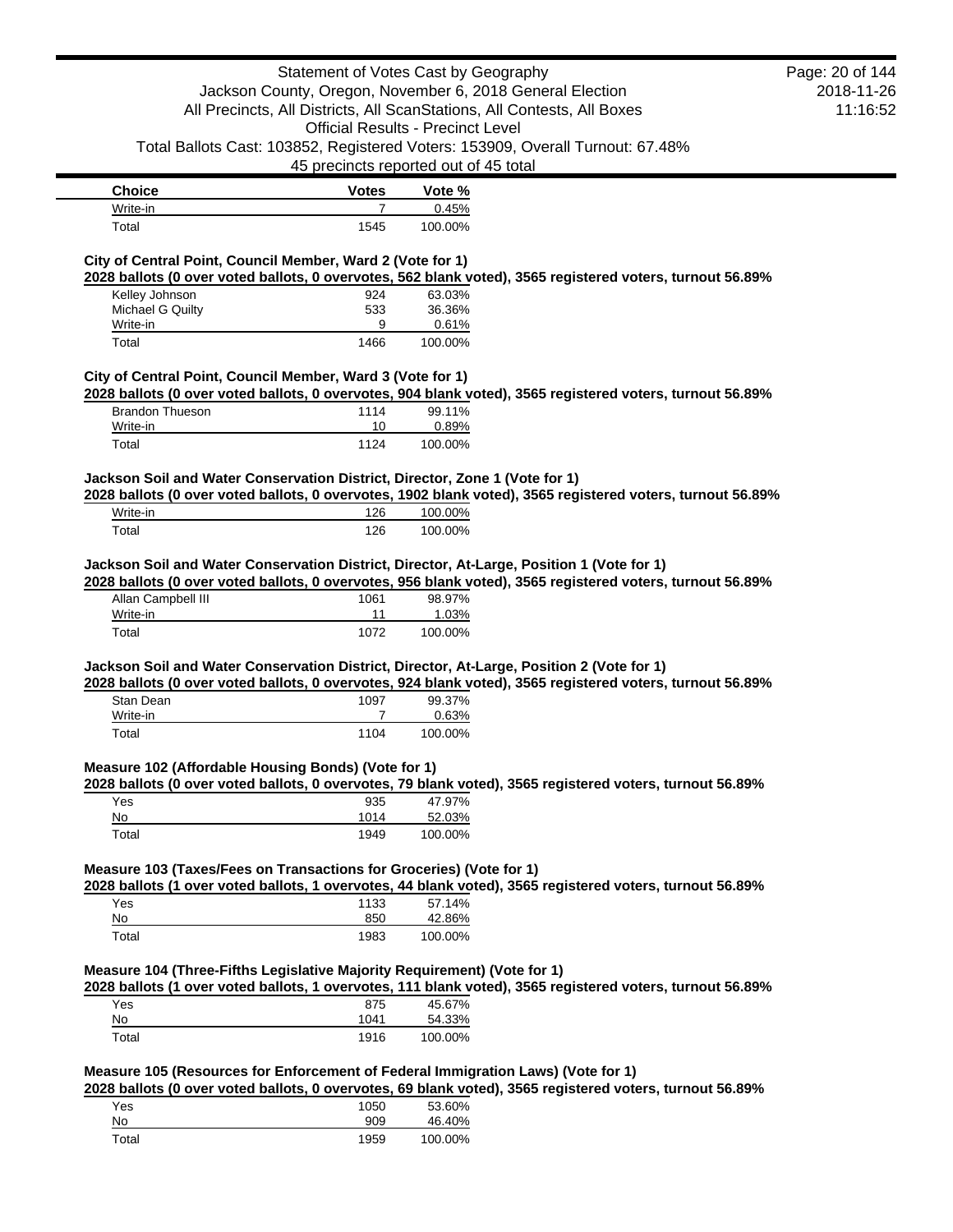| Choice | Votes | Vote % |
| --- | --- | --- |
| Write-in | 7 | 0.45% |
| Total | 1545 | 100.00% |

### City of Central Point, Council Member, Ward 2 (Vote for 1)

**2028 ballots (0 over voted ballots, 0 overvotes, 562 blank voted), 3565 registered voters, turnout 56.89%**

| Choice | Votes | Vote % |
| --- | --- | --- |
| Kelley Johnson | 924 | 63.03% |
| Michael G Quilty | 533 | 36.36% |
| Write-in | 9 | 0.61% |
| Total | 1466 | 100.00% |

### City of Central Point, Council Member, Ward 3 (Vote for 1)

**2028 ballots (0 over voted ballots, 0 overvotes, 904 blank voted), 3565 registered voters, turnout 56.89%**

| Choice | Votes | Vote % |
| --- | --- | --- |
| Brandon Thueson | 1114 | 99.11% |
| Write-in | 10 | 0.89% |
| Total | 1124 | 100.00% |

### Jackson Soil and Water Conservation District, Director, Zone 1 (Vote for 1)

**2028 ballots (0 over voted ballots, 0 overvotes, 1902 blank voted), 3565 registered voters, turnout 56.89%**

| Choice | Votes | Vote % |
| --- | --- | --- |
| Write-in | 126 | 100.00% |
| Total | 126 | 100.00% |

### Jackson Soil and Water Conservation District, Director, At-Large, Position 1 (Vote for 1)

**2028 ballots (0 over voted ballots, 0 overvotes, 956 blank voted), 3565 registered voters, turnout 56.89%**

| Choice | Votes | Vote % |
| --- | --- | --- |
| Allan Campbell III | 1061 | 98.97% |
| Write-in | 11 | 1.03% |
| Total | 1072 | 100.00% |

### Jackson Soil and Water Conservation District, Director, At-Large, Position 2 (Vote for 1)

**2028 ballots (0 over voted ballots, 0 overvotes, 924 blank voted), 3565 registered voters, turnout 56.89%**

| Choice | Votes | Vote % |
| --- | --- | --- |
| Stan Dean | 1097 | 99.37% |
| Write-in | 7 | 0.63% |
| Total | 1104 | 100.00% |

### Measure 102 (Affordable Housing Bonds) (Vote for 1)

**2028 ballots (0 over voted ballots, 0 overvotes, 79 blank voted), 3565 registered voters, turnout 56.89%**

| Choice | Votes | Vote % |
| --- | --- | --- |
| Yes | 935 | 47.97% |
| No | 1014 | 52.03% |
| Total | 1949 | 100.00% |

### Measure 103 (Taxes/Fees on Transactions for Groceries) (Vote for 1)

**2028 ballots (1 over voted ballots, 1 overvotes, 44 blank voted), 3565 registered voters, turnout 56.89%**

| Choice | Votes | Vote % |
| --- | --- | --- |
| Yes | 1133 | 57.14% |
| No | 850 | 42.86% |
| Total | 1983 | 100.00% |

### Measure 104 (Three-Fifths Legislative Majority Requirement) (Vote for 1)

**2028 ballots (1 over voted ballots, 1 overvotes, 111 blank voted), 3565 registered voters, turnout 56.89%**

| Choice | Votes | Vote % |
| --- | --- | --- |
| Yes | 875 | 45.67% |
| No | 1041 | 54.33% |
| Total | 1916 | 100.00% |

### Measure 105 (Resources for Enforcement of Federal Immigration Laws) (Vote for 1)

**2028 ballots (0 over voted ballots, 0 overvotes, 69 blank voted), 3565 registered voters, turnout 56.89%**

| Choice | Votes | Vote % |
| --- | --- | --- |
| Yes | 1050 | 53.60% |
| No | 909 | 46.40% |
| Total | 1959 | 100.00% |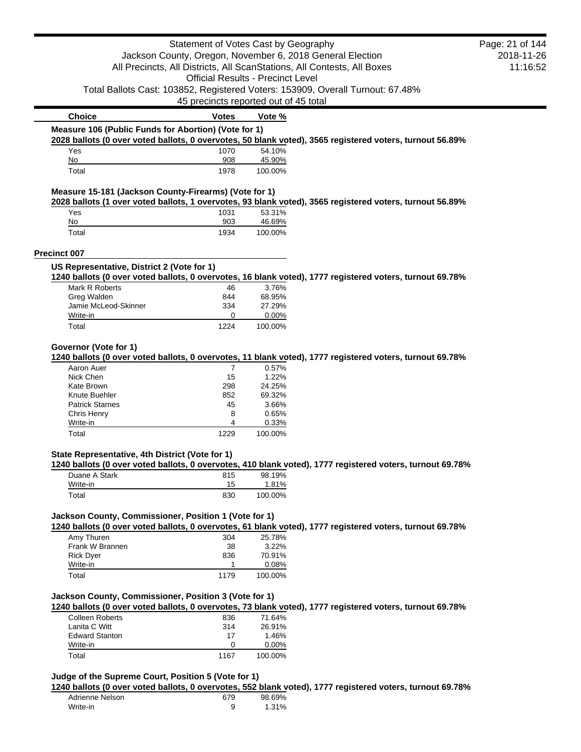| Choice | Votes | Vote % |
|---|---|---|

**Measure 106 (Public Funds for Abortion) (Vote for 1)**

**2028 ballots (0 over voted ballots, 0 overvotes, 50 blank voted), 3565 registered voters, turnout 56.89%**

| Choice | Votes | Vote % |
|---|---|---|
| Yes | 1070 | 54.10% |
| No | 908 | 45.90% |
| Total | 1978 | 100.00% |

**Measure 15-181 (Jackson County-Firearms) (Vote for 1)**

**2028 ballots (1 over voted ballots, 1 overvotes, 93 blank voted), 3565 registered voters, turnout 56.89%**

| Choice | Votes | Vote % |
|---|---|---|
| Yes | 1031 | 53.31% |
| No | 903 | 46.69% |
| Total | 1934 | 100.00% |

## Precinct 007

**US Representative, District 2 (Vote for 1)**

**1240 ballots (0 over voted ballots, 0 overvotes, 16 blank voted), 1777 registered voters, turnout 69.78%**

| Choice | Votes | Vote % |
|---|---|---|
| Mark R Roberts | 46 | 3.76% |
| Greg Walden | 844 | 68.95% |
| Jamie McLeod-Skinner | 334 | 27.29% |
| Write-in | 0 | 0.00% |
| Total | 1224 | 100.00% |

**Governor (Vote for 1)**

**1240 ballots (0 over voted ballots, 0 overvotes, 11 blank voted), 1777 registered voters, turnout 69.78%**

| Choice | Votes | Vote % |
|---|---|---|
| Aaron Auer | 7 | 0.57% |
| Nick Chen | 15 | 1.22% |
| Kate Brown | 298 | 24.25% |
| Knute Buehler | 852 | 69.32% |
| Patrick Starnes | 45 | 3.66% |
| Chris Henry | 8 | 0.65% |
| Write-in | 4 | 0.33% |
| Total | 1229 | 100.00% |

**State Representative, 4th District (Vote for 1)**

**1240 ballots (0 over voted ballots, 0 overvotes, 410 blank voted), 1777 registered voters, turnout 69.78%**

| Choice | Votes | Vote % |
|---|---|---|
| Duane A Stark | 815 | 98.19% |
| Write-in | 15 | 1.81% |
| Total | 830 | 100.00% |

**Jackson County, Commissioner, Position 1 (Vote for 1)**

**1240 ballots (0 over voted ballots, 0 overvotes, 61 blank voted), 1777 registered voters, turnout 69.78%**

| Choice | Votes | Vote % |
|---|---|---|
| Amy Thuren | 304 | 25.78% |
| Frank W Brannen | 38 | 3.22% |
| Rick Dyer | 836 | 70.91% |
| Write-in | 1 | 0.08% |
| Total | 1179 | 100.00% |

**Jackson County, Commissioner, Position 3 (Vote for 1)**

**1240 ballots (0 over voted ballots, 0 overvotes, 73 blank voted), 1777 registered voters, turnout 69.78%**

| Choice | Votes | Vote % |
|---|---|---|
| Colleen Roberts | 836 | 71.64% |
| Lanita C Witt | 314 | 26.91% |
| Edward Stanton | 17 | 1.46% |
| Write-in | 0 | 0.00% |
| Total | 1167 | 100.00% |

**Judge of the Supreme Court, Position 5 (Vote for 1)**

**1240 ballots (0 over voted ballots, 0 overvotes, 552 blank voted), 1777 registered voters, turnout 69.78%**

| Choice | Votes | Vote % |
|---|---|---|
| Adrienne Nelson | 679 | 98.69% |
| Write-in | 9 | 1.31% |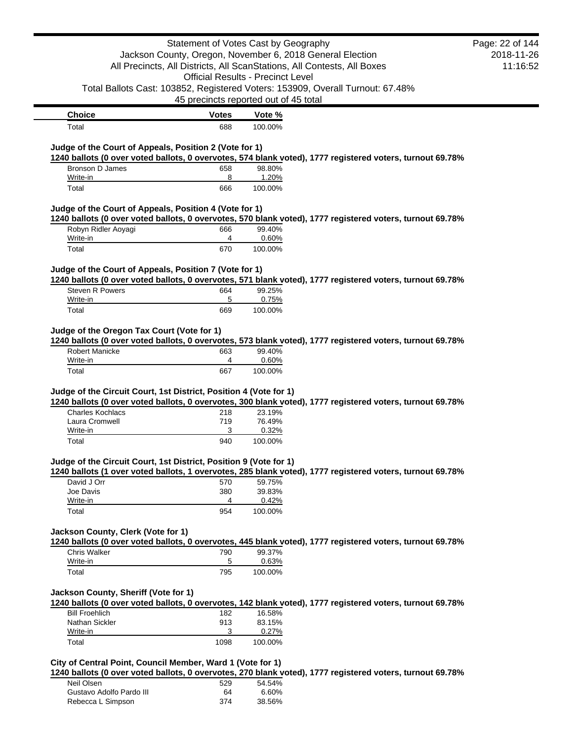| Choice | Votes | Vote % |
|---|---|---|
| Total | 688 | 100.00% |

### Judge of the Court of Appeals, Position 2 (Vote for 1)

**1240 ballots (0 over voted ballots, 0 overvotes, 574 blank voted), 1777 registered voters, turnout 69.78%**

| Choice | Votes | Vote % |
|---|---|---|
| Bronson D James | 658 | 98.80% |
| Write-in | 8 | 1.20% |
| Total | 666 | 100.00% |

### Judge of the Court of Appeals, Position 4 (Vote for 1)

**1240 ballots (0 over voted ballots, 0 overvotes, 570 blank voted), 1777 registered voters, turnout 69.78%**

| Choice | Votes | Vote % |
|---|---|---|
| Robyn Ridler Aoyagi | 666 | 99.40% |
| Write-in | 4 | 0.60% |
| Total | 670 | 100.00% |

### Judge of the Court of Appeals, Position 7 (Vote for 1)

**1240 ballots (0 over voted ballots, 0 overvotes, 571 blank voted), 1777 registered voters, turnout 69.78%**

| Choice | Votes | Vote % |
|---|---|---|
| Steven R Powers | 664 | 99.25% |
| Write-in | 5 | 0.75% |
| Total | 669 | 100.00% |

### Judge of the Oregon Tax Court (Vote for 1)

**1240 ballots (0 over voted ballots, 0 overvotes, 573 blank voted), 1777 registered voters, turnout 69.78%**

| Choice | Votes | Vote % |
|---|---|---|
| Robert Manicke | 663 | 99.40% |
| Write-in | 4 | 0.60% |
| Total | 667 | 100.00% |

### Judge of the Circuit Court, 1st District, Position 4 (Vote for 1)

**1240 ballots (0 over voted ballots, 0 overvotes, 300 blank voted), 1777 registered voters, turnout 69.78%**

| Choice | Votes | Vote % |
|---|---|---|
| Charles Kochlacs | 218 | 23.19% |
| Laura Cromwell | 719 | 76.49% |
| Write-in | 3 | 0.32% |
| Total | 940 | 100.00% |

### Judge of the Circuit Court, 1st District, Position 9 (Vote for 1)

**1240 ballots (1 over voted ballots, 1 overvotes, 285 blank voted), 1777 registered voters, turnout 69.78%**

| Choice | Votes | Vote % |
|---|---|---|
| David J Orr | 570 | 59.75% |
| Joe Davis | 380 | 39.83% |
| Write-in | 4 | 0.42% |
| Total | 954 | 100.00% |

### Jackson County, Clerk (Vote for 1)

**1240 ballots (0 over voted ballots, 0 overvotes, 445 blank voted), 1777 registered voters, turnout 69.78%**

| Choice | Votes | Vote % |
|---|---|---|
| Chris Walker | 790 | 99.37% |
| Write-in | 5 | 0.63% |
| Total | 795 | 100.00% |

### Jackson County, Sheriff (Vote for 1)

**1240 ballots (0 over voted ballots, 0 overvotes, 142 blank voted), 1777 registered voters, turnout 69.78%**

| Choice | Votes | Vote % |
|---|---|---|
| Bill Froehlich | 182 | 16.58% |
| Nathan Sickler | 913 | 83.15% |
| Write-in | 3 | 0.27% |
| Total | 1098 | 100.00% |

### City of Central Point, Council Member, Ward 1 (Vote for 1)

**1240 ballots (0 over voted ballots, 0 overvotes, 270 blank voted), 1777 registered voters, turnout 69.78%**

| Choice | Votes | Vote % |
|---|---|---|
| Neil Olsen | 529 | 54.54% |
| Gustavo Adolfo Pardo III | 64 | 6.60% |
| Rebecca L Simpson | 374 | 38.56% |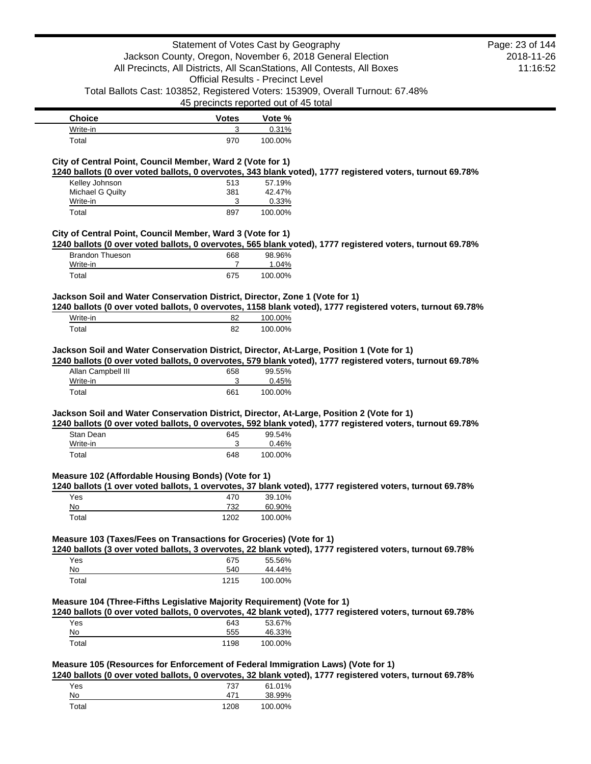| Choice | Votes | Vote % |
| --- | --- | --- |
| Write-in | 3 | 0.31% |
| Total | 970 | 100.00% |

### City of Central Point, Council Member, Ward 2 (Vote for 1)

**1240 ballots (0 over voted ballots, 0 overvotes, 343 blank voted), 1777 registered voters, turnout 69.78%**

| Choice | Votes | Vote % |
| --- | --- | --- |
| Kelley Johnson | 513 | 57.19% |
| Michael G Quilty | 381 | 42.47% |
| Write-in | 3 | 0.33% |
| Total | 897 | 100.00% |

### City of Central Point, Council Member, Ward 3 (Vote for 1)

**1240 ballots (0 over voted ballots, 0 overvotes, 565 blank voted), 1777 registered voters, turnout 69.78%**

| Choice | Votes | Vote % |
| --- | --- | --- |
| Brandon Thueson | 668 | 98.96% |
| Write-in | 7 | 1.04% |
| Total | 675 | 100.00% |

### Jackson Soil and Water Conservation District, Director, Zone 1 (Vote for 1)

**1240 ballots (0 over voted ballots, 0 overvotes, 1158 blank voted), 1777 registered voters, turnout 69.78%**

| Choice | Votes | Vote % |
| --- | --- | --- |
| Write-in | 82 | 100.00% |
| Total | 82 | 100.00% |

### Jackson Soil and Water Conservation District, Director, At-Large, Position 1 (Vote for 1)

**1240 ballots (0 over voted ballots, 0 overvotes, 579 blank voted), 1777 registered voters, turnout 69.78%**

| Choice | Votes | Vote % |
| --- | --- | --- |
| Allan Campbell III | 658 | 99.55% |
| Write-in | 3 | 0.45% |
| Total | 661 | 100.00% |

### Jackson Soil and Water Conservation District, Director, At-Large, Position 2 (Vote for 1)

**1240 ballots (0 over voted ballots, 0 overvotes, 592 blank voted), 1777 registered voters, turnout 69.78%**

| Choice | Votes | Vote % |
| --- | --- | --- |
| Stan Dean | 645 | 99.54% |
| Write-in | 3 | 0.46% |
| Total | 648 | 100.00% |

### Measure 102 (Affordable Housing Bonds) (Vote for 1)

**1240 ballots (1 over voted ballots, 1 overvotes, 37 blank voted), 1777 registered voters, turnout 69.78%**

| Choice | Votes | Vote % |
| --- | --- | --- |
| Yes | 470 | 39.10% |
| No | 732 | 60.90% |
| Total | 1202 | 100.00% |

### Measure 103 (Taxes/Fees on Transactions for Groceries) (Vote for 1)

**1240 ballots (3 over voted ballots, 3 overvotes, 22 blank voted), 1777 registered voters, turnout 69.78%**

| Choice | Votes | Vote % |
| --- | --- | --- |
| Yes | 675 | 55.56% |
| No | 540 | 44.44% |
| Total | 1215 | 100.00% |

### Measure 104 (Three-Fifths Legislative Majority Requirement) (Vote for 1)

**1240 ballots (0 over voted ballots, 0 overvotes, 42 blank voted), 1777 registered voters, turnout 69.78%**

| Choice | Votes | Vote % |
| --- | --- | --- |
| Yes | 643 | 53.67% |
| No | 555 | 46.33% |
| Total | 1198 | 100.00% |

### Measure 105 (Resources for Enforcement of Federal Immigration Laws) (Vote for 1)

**1240 ballots (0 over voted ballots, 0 overvotes, 32 blank voted), 1777 registered voters, turnout 69.78%**

| Choice | Votes | Vote % |
| --- | --- | --- |
| Yes | 737 | 61.01% |
| No | 471 | 38.99% |
| Total | 1208 | 100.00% |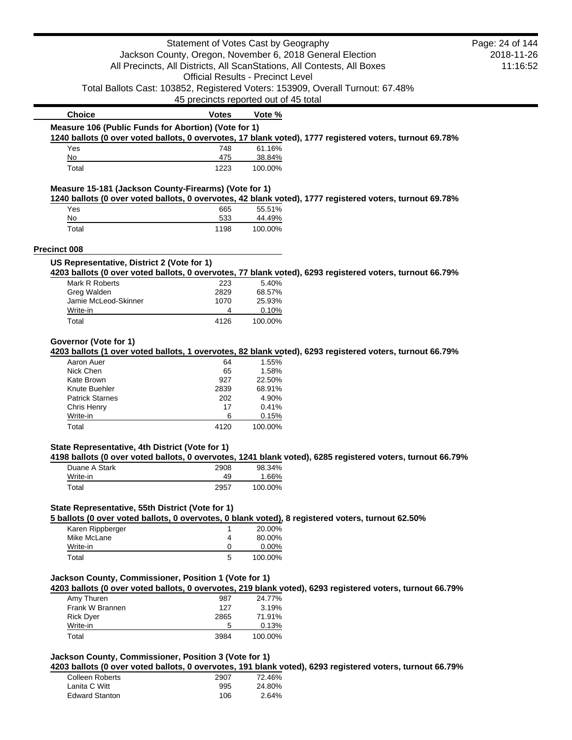| Choice | Votes | Vote % |
| --- | --- | --- |

**Measure 106 (Public Funds for Abortion) (Vote for 1)**

1240 ballots (0 over voted ballots, 0 overvotes, 17 blank voted), 1777 registered voters, turnout 69.78%

| Choice | Votes | Vote % |
| --- | --- | --- |
| Yes | 748 | 61.16% |
| No | 475 | 38.84% |
| Total | 1223 | 100.00% |

**Measure 15-181 (Jackson County-Firearms) (Vote for 1)**

1240 ballots (0 over voted ballots, 0 overvotes, 42 blank voted), 1777 registered voters, turnout 69.78%

| Choice | Votes | Vote % |
| --- | --- | --- |
| Yes | 665 | 55.51% |
| No | 533 | 44.49% |
| Total | 1198 | 100.00% |

## Precinct 008

**US Representative, District 2 (Vote for 1)**

4203 ballots (0 over voted ballots, 0 overvotes, 77 blank voted), 6293 registered voters, turnout 66.79%

| Choice | Votes | Vote % |
| --- | --- | --- |
| Mark R Roberts | 223 | 5.40% |
| Greg Walden | 2829 | 68.57% |
| Jamie McLeod-Skinner | 1070 | 25.93% |
| Write-in | 4 | 0.10% |
| Total | 4126 | 100.00% |

**Governor (Vote for 1)**

4203 ballots (1 over voted ballots, 1 overvotes, 82 blank voted), 6293 registered voters, turnout 66.79%

| Choice | Votes | Vote % |
| --- | --- | --- |
| Aaron Auer | 64 | 1.55% |
| Nick Chen | 65 | 1.58% |
| Kate Brown | 927 | 22.50% |
| Knute Buehler | 2839 | 68.91% |
| Patrick Starnes | 202 | 4.90% |
| Chris Henry | 17 | 0.41% |
| Write-in | 6 | 0.15% |
| Total | 4120 | 100.00% |

**State Representative, 4th District (Vote for 1)**

4198 ballots (0 over voted ballots, 0 overvotes, 1241 blank voted), 6285 registered voters, turnout 66.79%

| Choice | Votes | Vote % |
| --- | --- | --- |
| Duane A Stark | 2908 | 98.34% |
| Write-in | 49 | 1.66% |
| Total | 2957 | 100.00% |

**State Representative, 55th District (Vote for 1)**

5 ballots (0 over voted ballots, 0 overvotes, 0 blank voted), 8 registered voters, turnout 62.50%

| Choice | Votes | Vote % |
| --- | --- | --- |
| Karen Rippberger | 1 | 20.00% |
| Mike McLane | 4 | 80.00% |
| Write-in | 0 | 0.00% |
| Total | 5 | 100.00% |

**Jackson County, Commissioner, Position 1 (Vote for 1)**

4203 ballots (0 over voted ballots, 0 overvotes, 219 blank voted), 6293 registered voters, turnout 66.79%

| Choice | Votes | Vote % |
| --- | --- | --- |
| Amy Thuren | 987 | 24.77% |
| Frank W Brannen | 127 | 3.19% |
| Rick Dyer | 2865 | 71.91% |
| Write-in | 5 | 0.13% |
| Total | 3984 | 100.00% |

**Jackson County, Commissioner, Position 3 (Vote for 1)**

4203 ballots (0 over voted ballots, 0 overvotes, 191 blank voted), 6293 registered voters, turnout 66.79%

| Choice | Votes | Vote % |
| --- | --- | --- |
| Colleen Roberts | 2907 | 72.46% |
| Lanita C Witt | 995 | 24.80% |
| Edward Stanton | 106 | 2.64% |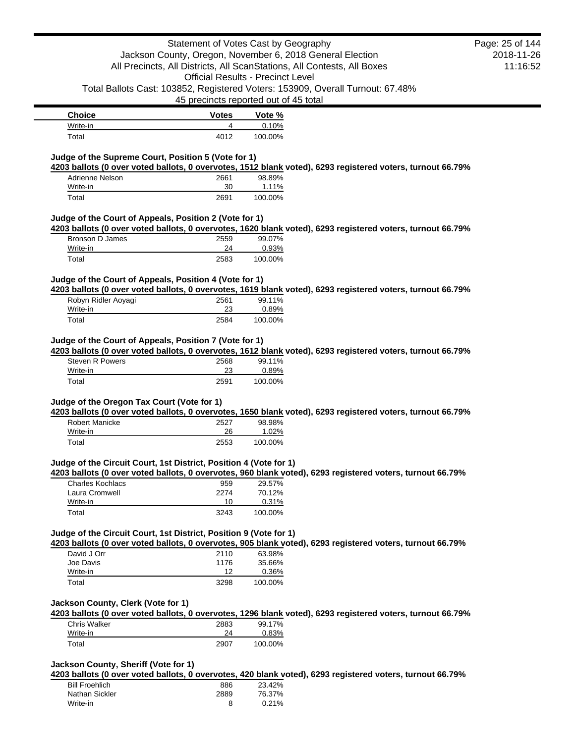| Choice | Votes | Vote % |
|---|---|---|
| Write-in | 4 | 0.10% |
| Total | 4012 | 100.00% |

### Judge of the Supreme Court, Position 5 (Vote for 1)

**4203 ballots (0 over voted ballots, 0 overvotes, 1512 blank voted), 6293 registered voters, turnout 66.79%**

| Choice | Votes | Vote % |
|---|---|---|
| Adrienne Nelson | 2661 | 98.89% |
| Write-in | 30 | 1.11% |
| Total | 2691 | 100.00% |

### Judge of the Court of Appeals, Position 2 (Vote for 1)

**4203 ballots (0 over voted ballots, 0 overvotes, 1620 blank voted), 6293 registered voters, turnout 66.79%**

| Choice | Votes | Vote % |
|---|---|---|
| Bronson D James | 2559 | 99.07% |
| Write-in | 24 | 0.93% |
| Total | 2583 | 100.00% |

### Judge of the Court of Appeals, Position 4 (Vote for 1)

**4203 ballots (0 over voted ballots, 0 overvotes, 1619 blank voted), 6293 registered voters, turnout 66.79%**

| Choice | Votes | Vote % |
|---|---|---|
| Robyn Ridler Aoyagi | 2561 | 99.11% |
| Write-in | 23 | 0.89% |
| Total | 2584 | 100.00% |

### Judge of the Court of Appeals, Position 7 (Vote for 1)

**4203 ballots (0 over voted ballots, 0 overvotes, 1612 blank voted), 6293 registered voters, turnout 66.79%**

| Choice | Votes | Vote % |
|---|---|---|
| Steven R Powers | 2568 | 99.11% |
| Write-in | 23 | 0.89% |
| Total | 2591 | 100.00% |

### Judge of the Oregon Tax Court (Vote for 1)

**4203 ballots (0 over voted ballots, 0 overvotes, 1650 blank voted), 6293 registered voters, turnout 66.79%**

| Choice | Votes | Vote % |
|---|---|---|
| Robert Manicke | 2527 | 98.98% |
| Write-in | 26 | 1.02% |
| Total | 2553 | 100.00% |

### Judge of the Circuit Court, 1st District, Position 4 (Vote for 1)

**4203 ballots (0 over voted ballots, 0 overvotes, 960 blank voted), 6293 registered voters, turnout 66.79%**

| Choice | Votes | Vote % |
|---|---|---|
| Charles Kochlacs | 959 | 29.57% |
| Laura Cromwell | 2274 | 70.12% |
| Write-in | 10 | 0.31% |
| Total | 3243 | 100.00% |

### Judge of the Circuit Court, 1st District, Position 9 (Vote for 1)

**4203 ballots (0 over voted ballots, 0 overvotes, 905 blank voted), 6293 registered voters, turnout 66.79%**

| Choice | Votes | Vote % |
|---|---|---|
| David J Orr | 2110 | 63.98% |
| Joe Davis | 1176 | 35.66% |
| Write-in | 12 | 0.36% |
| Total | 3298 | 100.00% |

### Jackson County, Clerk (Vote for 1)

**4203 ballots (0 over voted ballots, 0 overvotes, 1296 blank voted), 6293 registered voters, turnout 66.79%**

| Choice | Votes | Vote % |
|---|---|---|
| Chris Walker | 2883 | 99.17% |
| Write-in | 24 | 0.83% |
| Total | 2907 | 100.00% |

### Jackson County, Sheriff (Vote for 1)

**4203 ballots (0 over voted ballots, 0 overvotes, 420 blank voted), 6293 registered voters, turnout 66.79%**

| Choice | Votes | Vote % |
|---|---|---|
| Bill Froehlich | 886 | 23.42% |
| Nathan Sickler | 2889 | 76.37% |
| Write-in | 8 | 0.21% |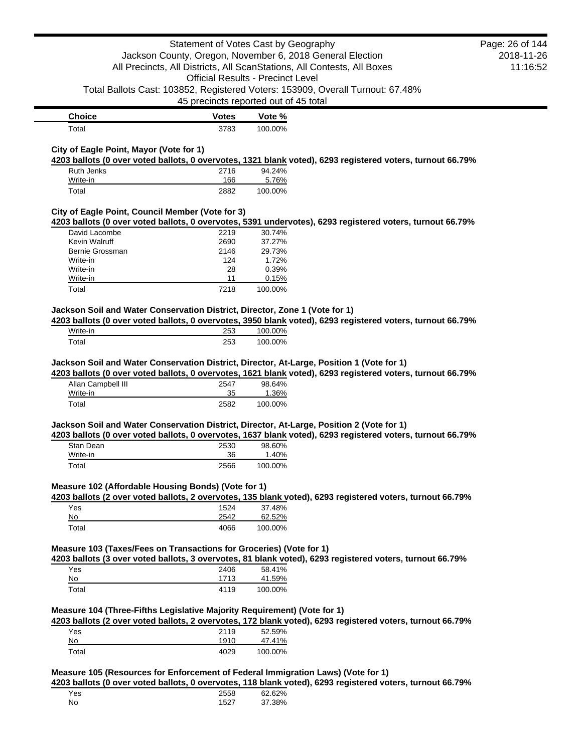| Choice | Votes | Vote % |
| --- | --- | --- |
| Total | 3783 | 100.00% |

### City of Eagle Point, Mayor (Vote for 1)

**4203 ballots (0 over voted ballots, 0 overvotes, 1321 blank voted), 6293 registered voters, turnout 66.79%**

| Choice | Votes | Vote % |
| --- | --- | --- |
| Ruth Jenks | 2716 | 94.24% |
| Write-in | 166 | 5.76% |
| Total | 2882 | 100.00% |

### City of Eagle Point, Council Member (Vote for 3)

**4203 ballots (0 over voted ballots, 0 overvotes, 5391 undervotes), 6293 registered voters, turnout 66.79%**

| Choice | Votes | Vote % |
| --- | --- | --- |
| David Lacombe | 2219 | 30.74% |
| Kevin Walruff | 2690 | 37.27% |
| Bernie Grossman | 2146 | 29.73% |
| Write-in | 124 | 1.72% |
| Write-in | 28 | 0.39% |
| Write-in | 11 | 0.15% |
| Total | 7218 | 100.00% |

### Jackson Soil and Water Conservation District, Director, Zone 1 (Vote for 1)

**4203 ballots (0 over voted ballots, 0 overvotes, 3950 blank voted), 6293 registered voters, turnout 66.79%**

| Choice | Votes | Vote % |
| --- | --- | --- |
| Write-in | 253 | 100.00% |
| Total | 253 | 100.00% |

### Jackson Soil and Water Conservation District, Director, At-Large, Position 1 (Vote for 1)

**4203 ballots (0 over voted ballots, 0 overvotes, 1621 blank voted), 6293 registered voters, turnout 66.79%**

| Choice | Votes | Vote % |
| --- | --- | --- |
| Allan Campbell III | 2547 | 98.64% |
| Write-in | 35 | 1.36% |
| Total | 2582 | 100.00% |

### Jackson Soil and Water Conservation District, Director, At-Large, Position 2 (Vote for 1)

**4203 ballots (0 over voted ballots, 0 overvotes, 1637 blank voted), 6293 registered voters, turnout 66.79%**

| Choice | Votes | Vote % |
| --- | --- | --- |
| Stan Dean | 2530 | 98.60% |
| Write-in | 36 | 1.40% |
| Total | 2566 | 100.00% |

### Measure 102 (Affordable Housing Bonds) (Vote for 1)

**4203 ballots (2 over voted ballots, 2 overvotes, 135 blank voted), 6293 registered voters, turnout 66.79%**

| Choice | Votes | Vote % |
| --- | --- | --- |
| Yes | 1524 | 37.48% |
| No | 2542 | 62.52% |
| Total | 4066 | 100.00% |

### Measure 103 (Taxes/Fees on Transactions for Groceries) (Vote for 1)

**4203 ballots (3 over voted ballots, 3 overvotes, 81 blank voted), 6293 registered voters, turnout 66.79%**

| Choice | Votes | Vote % |
| --- | --- | --- |
| Yes | 2406 | 58.41% |
| No | 1713 | 41.59% |
| Total | 4119 | 100.00% |

### Measure 104 (Three-Fifths Legislative Majority Requirement) (Vote for 1)

**4203 ballots (2 over voted ballots, 2 overvotes, 172 blank voted), 6293 registered voters, turnout 66.79%**

| Choice | Votes | Vote % |
| --- | --- | --- |
| Yes | 2119 | 52.59% |
| No | 1910 | 47.41% |
| Total | 4029 | 100.00% |

### Measure 105 (Resources for Enforcement of Federal Immigration Laws) (Vote for 1)

**4203 ballots (0 over voted ballots, 0 overvotes, 118 blank voted), 6293 registered voters, turnout 66.79%**

| Choice | Votes | Vote % |
| --- | --- | --- |
| Yes | 2558 | 62.62% |
| No | 1527 | 37.38% |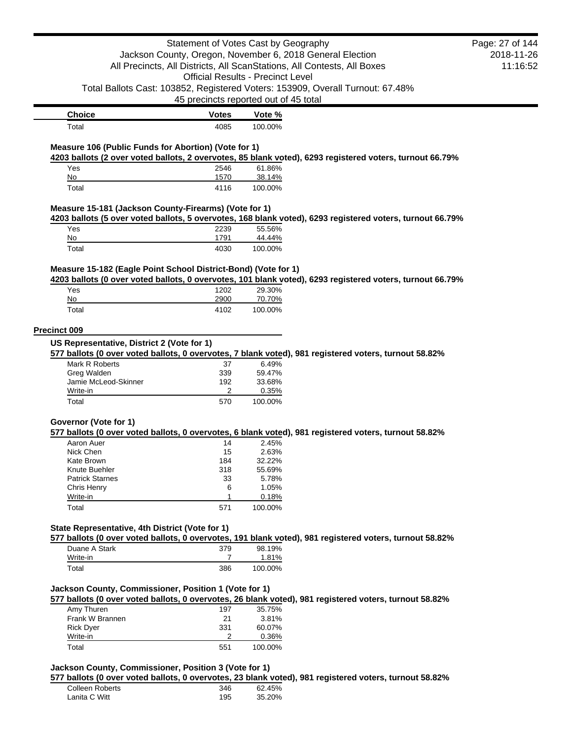| Choice | Votes | Vote % |
|---|---|---|
| Total | 4085 | 100.00% |

**Measure 106 (Public Funds for Abortion) (Vote for 1)**

**4203 ballots (2 over voted ballots, 2 overvotes, 85 blank voted), 6293 registered voters, turnout 66.79%**

| Choice | Votes | Vote % |
|---|---|---|
| Yes | 2546 | 61.86% |
| No | 1570 | 38.14% |
| Total | 4116 | 100.00% |

**Measure 15-181 (Jackson County-Firearms) (Vote for 1)**

**4203 ballots (5 over voted ballots, 5 overvotes, 168 blank voted), 6293 registered voters, turnout 66.79%**

| Choice | Votes | Vote % |
|---|---|---|
| Yes | 2239 | 55.56% |
| No | 1791 | 44.44% |
| Total | 4030 | 100.00% |

**Measure 15-182 (Eagle Point School District-Bond) (Vote for 1)**

**4203 ballots (0 over voted ballots, 0 overvotes, 101 blank voted), 6293 registered voters, turnout 66.79%**

| Choice | Votes | Vote % |
|---|---|---|
| Yes | 1202 | 29.30% |
| No | 2900 | 70.70% |
| Total | 4102 | 100.00% |

## Precinct 009

**US Representative, District 2 (Vote for 1)**

**577 ballots (0 over voted ballots, 0 overvotes, 7 blank voted), 981 registered voters, turnout 58.82%**

| Choice | Votes | Vote % |
|---|---|---|
| Mark R Roberts | 37 | 6.49% |
| Greg Walden | 339 | 59.47% |
| Jamie McLeod-Skinner | 192 | 33.68% |
| Write-in | 2 | 0.35% |
| Total | 570 | 100.00% |

**Governor (Vote for 1)**

**577 ballots (0 over voted ballots, 0 overvotes, 6 blank voted), 981 registered voters, turnout 58.82%**

| Choice | Votes | Vote % |
|---|---|---|
| Aaron Auer | 14 | 2.45% |
| Nick Chen | 15 | 2.63% |
| Kate Brown | 184 | 32.22% |
| Knute Buehler | 318 | 55.69% |
| Patrick Starnes | 33 | 5.78% |
| Chris Henry | 6 | 1.05% |
| Write-in | 1 | 0.18% |
| Total | 571 | 100.00% |

**State Representative, 4th District (Vote for 1)**

**577 ballots (0 over voted ballots, 0 overvotes, 191 blank voted), 981 registered voters, turnout 58.82%**

| Choice | Votes | Vote % |
|---|---|---|
| Duane A Stark | 379 | 98.19% |
| Write-in | 7 | 1.81% |
| Total | 386 | 100.00% |

**Jackson County, Commissioner, Position 1 (Vote for 1)**

**577 ballots (0 over voted ballots, 0 overvotes, 26 blank voted), 981 registered voters, turnout 58.82%**

| Choice | Votes | Vote % |
|---|---|---|
| Amy Thuren | 197 | 35.75% |
| Frank W Brannen | 21 | 3.81% |
| Rick Dyer | 331 | 60.07% |
| Write-in | 2 | 0.36% |
| Total | 551 | 100.00% |

**Jackson County, Commissioner, Position 3 (Vote for 1)**

**577 ballots (0 over voted ballots, 0 overvotes, 23 blank voted), 981 registered voters, turnout 58.82%**

| Choice | Votes | Vote % |
|---|---|---|
| Colleen Roberts | 346 | 62.45% |
| Lanita C Witt | 195 | 35.20% |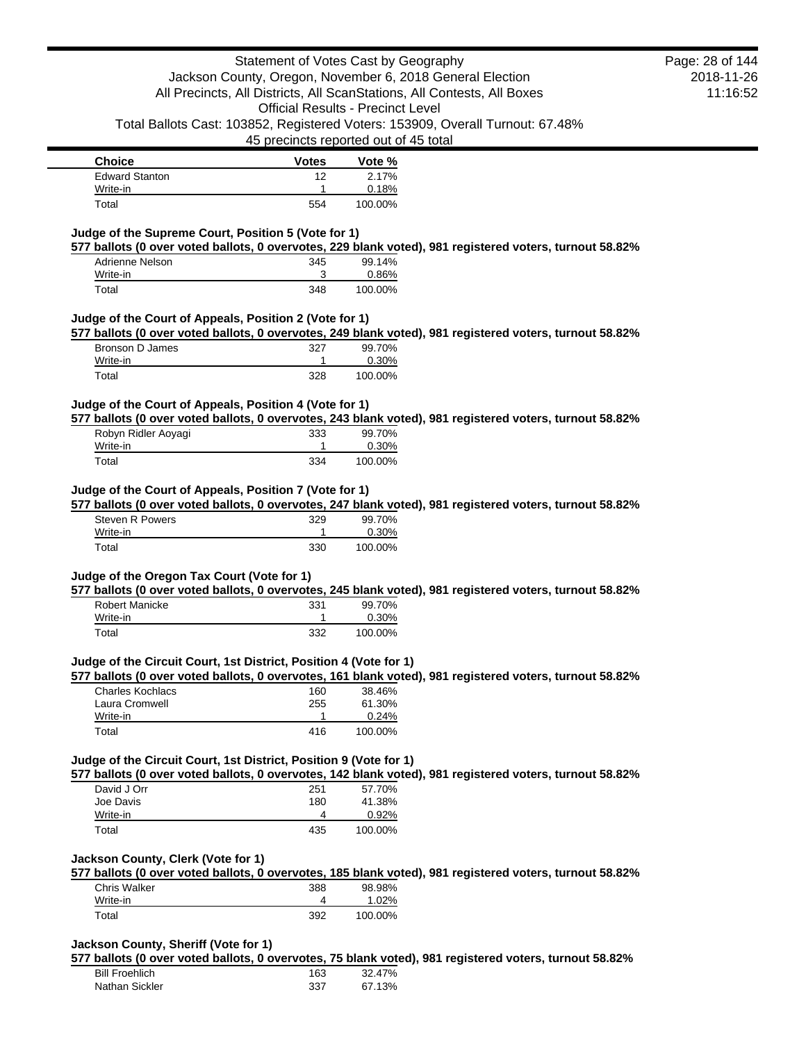| Choice | Votes | Vote % |
|---|---|---|
| Edward Stanton | 12 | 2.17% |
| Write-in | 1 | 0.18% |
| Total | 554 | 100.00% |

### Judge of the Supreme Court, Position 5 (Vote for 1)

**577 ballots (0 over voted ballots, 0 overvotes, 229 blank voted), 981 registered voters, turnout 58.82%**

| Choice | Votes | Vote % |
|---|---|---|
| Adrienne Nelson | 345 | 99.14% |
| Write-in | 3 | 0.86% |
| Total | 348 | 100.00% |

### Judge of the Court of Appeals, Position 2 (Vote for 1)

**577 ballots (0 over voted ballots, 0 overvotes, 249 blank voted), 981 registered voters, turnout 58.82%**

| Choice | Votes | Vote % |
|---|---|---|
| Bronson D James | 327 | 99.70% |
| Write-in | 1 | 0.30% |
| Total | 328 | 100.00% |

### Judge of the Court of Appeals, Position 4 (Vote for 1)

**577 ballots (0 over voted ballots, 0 overvotes, 243 blank voted), 981 registered voters, turnout 58.82%**

| Choice | Votes | Vote % |
|---|---|---|
| Robyn Ridler Aoyagi | 333 | 99.70% |
| Write-in | 1 | 0.30% |
| Total | 334 | 100.00% |

### Judge of the Court of Appeals, Position 7 (Vote for 1)

**577 ballots (0 over voted ballots, 0 overvotes, 247 blank voted), 981 registered voters, turnout 58.82%**

| Choice | Votes | Vote % |
|---|---|---|
| Steven R Powers | 329 | 99.70% |
| Write-in | 1 | 0.30% |
| Total | 330 | 100.00% |

### Judge of the Oregon Tax Court (Vote for 1)

**577 ballots (0 over voted ballots, 0 overvotes, 245 blank voted), 981 registered voters, turnout 58.82%**

| Choice | Votes | Vote % |
|---|---|---|
| Robert Manicke | 331 | 99.70% |
| Write-in | 1 | 0.30% |
| Total | 332 | 100.00% |

### Judge of the Circuit Court, 1st District, Position 4 (Vote for 1)

**577 ballots (0 over voted ballots, 0 overvotes, 161 blank voted), 981 registered voters, turnout 58.82%**

| Choice | Votes | Vote % |
|---|---|---|
| Charles Kochlacs | 160 | 38.46% |
| Laura Cromwell | 255 | 61.30% |
| Write-in | 1 | 0.24% |
| Total | 416 | 100.00% |

### Judge of the Circuit Court, 1st District, Position 9 (Vote for 1)

**577 ballots (0 over voted ballots, 0 overvotes, 142 blank voted), 981 registered voters, turnout 58.82%**

| Choice | Votes | Vote % |
|---|---|---|
| David J Orr | 251 | 57.70% |
| Joe Davis | 180 | 41.38% |
| Write-in | 4 | 0.92% |
| Total | 435 | 100.00% |

### Jackson County, Clerk (Vote for 1)

**577 ballots (0 over voted ballots, 0 overvotes, 185 blank voted), 981 registered voters, turnout 58.82%**

| Choice | Votes | Vote % |
|---|---|---|
| Chris Walker | 388 | 98.98% |
| Write-in | 4 | 1.02% |
| Total | 392 | 100.00% |

### Jackson County, Sheriff (Vote for 1)

**577 ballots (0 over voted ballots, 0 overvotes, 75 blank voted), 981 registered voters, turnout 58.82%**

| Choice | Votes | Vote % |
|---|---|---|
| Bill Froehlich | 163 | 32.47% |
| Nathan Sickler | 337 | 67.13% |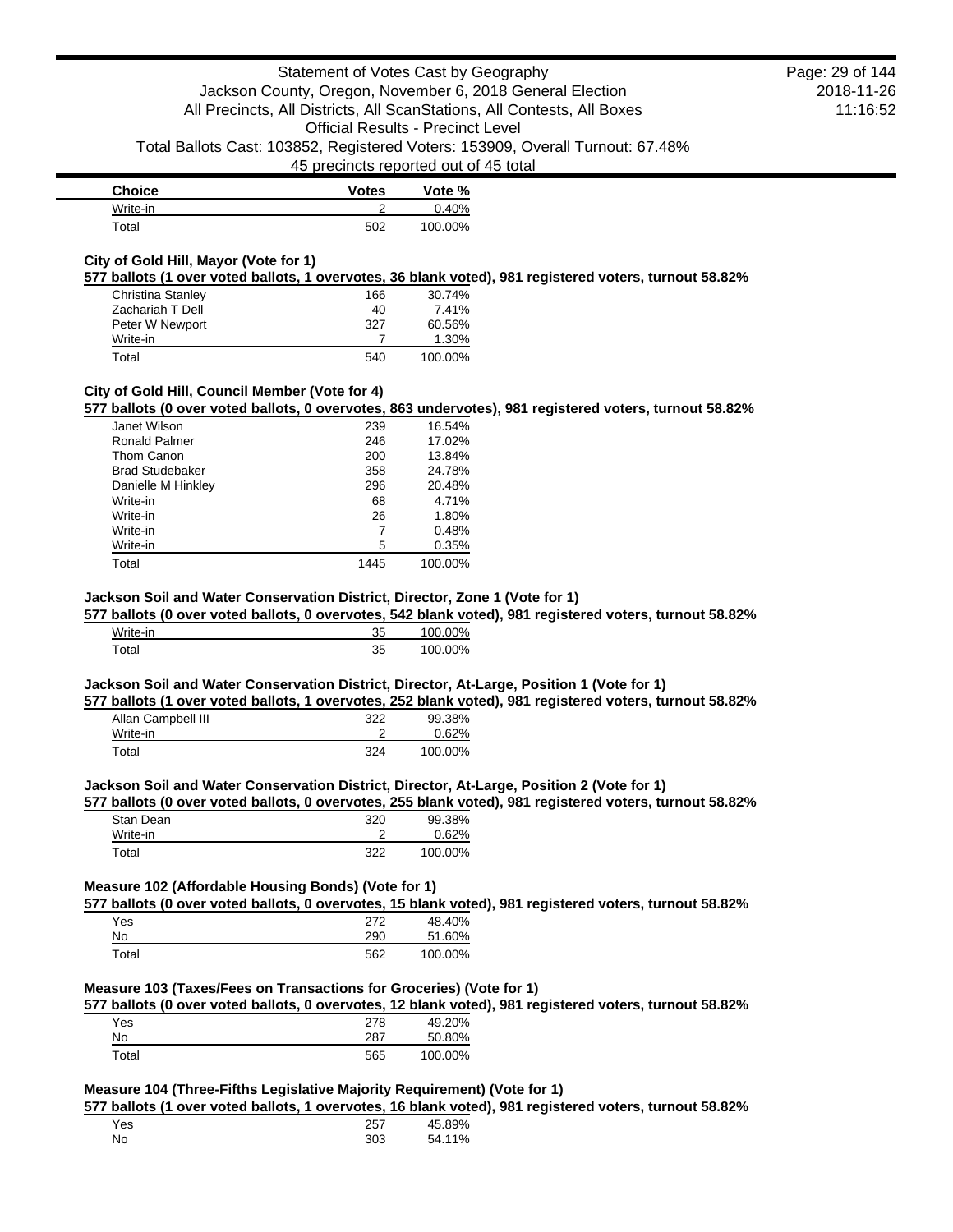| Choice | Votes | Vote % |
| --- | --- | --- |
| Write-in | 2 | 0.40% |
| Total | 502 | 100.00% |

**City of Gold Hill, Mayor (Vote for 1)**

**577 ballots (1 over voted ballots, 1 overvotes, 36 blank voted), 981 registered voters, turnout 58.82%**

| Choice | Votes | Vote % |
| --- | --- | --- |
| Christina Stanley | 166 | 30.74% |
| Zachariah T Dell | 40 | 7.41% |
| Peter W Newport | 327 | 60.56% |
| Write-in | 7 | 1.30% |
| Total | 540 | 100.00% |

**City of Gold Hill, Council Member (Vote for 4)**

**577 ballots (0 over voted ballots, 0 overvotes, 863 undervotes), 981 registered voters, turnout 58.82%**

| Choice | Votes | Vote % |
| --- | --- | --- |
| Janet Wilson | 239 | 16.54% |
| Ronald Palmer | 246 | 17.02% |
| Thom Canon | 200 | 13.84% |
| Brad Studebaker | 358 | 24.78% |
| Danielle M Hinkley | 296 | 20.48% |
| Write-in | 68 | 4.71% |
| Write-in | 26 | 1.80% |
| Write-in | 7 | 0.48% |
| Write-in | 5 | 0.35% |
| Total | 1445 | 100.00% |

**Jackson Soil and Water Conservation District, Director, Zone 1 (Vote for 1)**

**577 ballots (0 over voted ballots, 0 overvotes, 542 blank voted), 981 registered voters, turnout 58.82%**

| Choice | Votes | Vote % |
| --- | --- | --- |
| Write-in | 35 | 100.00% |
| Total | 35 | 100.00% |

**Jackson Soil and Water Conservation District, Director, At-Large, Position 1 (Vote for 1)**

**577 ballots (1 over voted ballots, 1 overvotes, 252 blank voted), 981 registered voters, turnout 58.82%**

| Choice | Votes | Vote % |
| --- | --- | --- |
| Allan Campbell III | 322 | 99.38% |
| Write-in | 2 | 0.62% |
| Total | 324 | 100.00% |

**Jackson Soil and Water Conservation District, Director, At-Large, Position 2 (Vote for 1)**

**577 ballots (0 over voted ballots, 0 overvotes, 255 blank voted), 981 registered voters, turnout 58.82%**

| Choice | Votes | Vote % |
| --- | --- | --- |
| Stan Dean | 320 | 99.38% |
| Write-in | 2 | 0.62% |
| Total | 322 | 100.00% |

**Measure 102 (Affordable Housing Bonds) (Vote for 1)**

**577 ballots (0 over voted ballots, 0 overvotes, 15 blank voted), 981 registered voters, turnout 58.82%**

| Choice | Votes | Vote % |
| --- | --- | --- |
| Yes | 272 | 48.40% |
| No | 290 | 51.60% |
| Total | 562 | 100.00% |

**Measure 103 (Taxes/Fees on Transactions for Groceries) (Vote for 1)**

**577 ballots (0 over voted ballots, 0 overvotes, 12 blank voted), 981 registered voters, turnout 58.82%**

| Choice | Votes | Vote % |
| --- | --- | --- |
| Yes | 278 | 49.20% |
| No | 287 | 50.80% |
| Total | 565 | 100.00% |

**Measure 104 (Three-Fifths Legislative Majority Requirement) (Vote for 1)**

**577 ballots (1 over voted ballots, 1 overvotes, 16 blank voted), 981 registered voters, turnout 58.82%**

| Choice | Votes | Vote % |
| --- | --- | --- |
| Yes | 257 | 45.89% |
| No | 303 | 54.11% |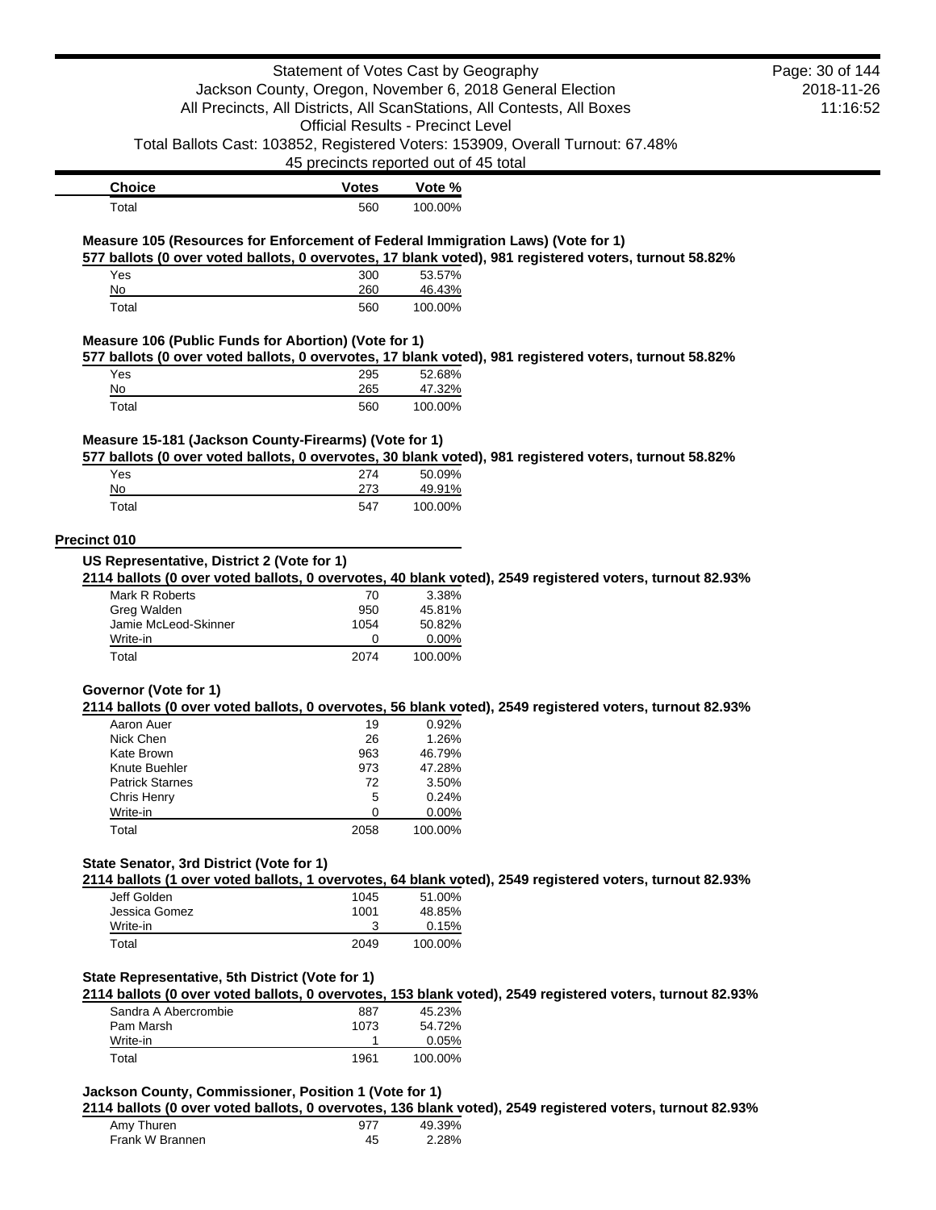| Choice | Votes | Vote % |
| --- | --- | --- |
| Total | 560 | 100.00% |

### Measure 105 (Resources for Enforcement of Federal Immigration Laws) (Vote for 1)

**577 ballots (0 over voted ballots, 0 overvotes, 17 blank voted), 981 registered voters, turnout 58.82%**

| Choice | Votes | Vote % |
| --- | --- | --- |
| Yes | 300 | 53.57% |
| No | 260 | 46.43% |
| Total | 560 | 100.00% |

### Measure 106 (Public Funds for Abortion) (Vote for 1)

**577 ballots (0 over voted ballots, 0 overvotes, 17 blank voted), 981 registered voters, turnout 58.82%**

| Choice | Votes | Vote % |
| --- | --- | --- |
| Yes | 295 | 52.68% |
| No | 265 | 47.32% |
| Total | 560 | 100.00% |

### Measure 15-181 (Jackson County-Firearms) (Vote for 1)

**577 ballots (0 over voted ballots, 0 overvotes, 30 blank voted), 981 registered voters, turnout 58.82%**

| Choice | Votes | Vote % |
| --- | --- | --- |
| Yes | 274 | 50.09% |
| No | 273 | 49.91% |
| Total | 547 | 100.00% |

## Precinct 010

### US Representative, District 2 (Vote for 1)

**2114 ballots (0 over voted ballots, 0 overvotes, 40 blank voted), 2549 registered voters, turnout 82.93%**

| Choice | Votes | Vote % |
| --- | --- | --- |
| Mark R Roberts | 70 | 3.38% |
| Greg Walden | 950 | 45.81% |
| Jamie McLeod-Skinner | 1054 | 50.82% |
| Write-in | 0 | 0.00% |
| Total | 2074 | 100.00% |

### Governor (Vote for 1)

**2114 ballots (0 over voted ballots, 0 overvotes, 56 blank voted), 2549 registered voters, turnout 82.93%**

| Choice | Votes | Vote % |
| --- | --- | --- |
| Aaron Auer | 19 | 0.92% |
| Nick Chen | 26 | 1.26% |
| Kate Brown | 963 | 46.79% |
| Knute Buehler | 973 | 47.28% |
| Patrick Starnes | 72 | 3.50% |
| Chris Henry | 5 | 0.24% |
| Write-in | 0 | 0.00% |
| Total | 2058 | 100.00% |

### State Senator, 3rd District (Vote for 1)

**2114 ballots (1 over voted ballots, 1 overvotes, 64 blank voted), 2549 registered voters, turnout 82.93%**

| Choice | Votes | Vote % |
| --- | --- | --- |
| Jeff Golden | 1045 | 51.00% |
| Jessica Gomez | 1001 | 48.85% |
| Write-in | 3 | 0.15% |
| Total | 2049 | 100.00% |

### State Representative, 5th District (Vote for 1)

**2114 ballots (0 over voted ballots, 0 overvotes, 153 blank voted), 2549 registered voters, turnout 82.93%**

| Choice | Votes | Vote % |
| --- | --- | --- |
| Sandra A Abercrombie | 887 | 45.23% |
| Pam Marsh | 1073 | 54.72% |
| Write-in | 1 | 0.05% |
| Total | 1961 | 100.00% |

### Jackson County, Commissioner, Position 1 (Vote for 1)

**2114 ballots (0 over voted ballots, 0 overvotes, 136 blank voted), 2549 registered voters, turnout 82.93%**

| Choice | Votes | Vote % |
| --- | --- | --- |
| Amy Thuren | 977 | 49.39% |
| Frank W Brannen | 45 | 2.28% |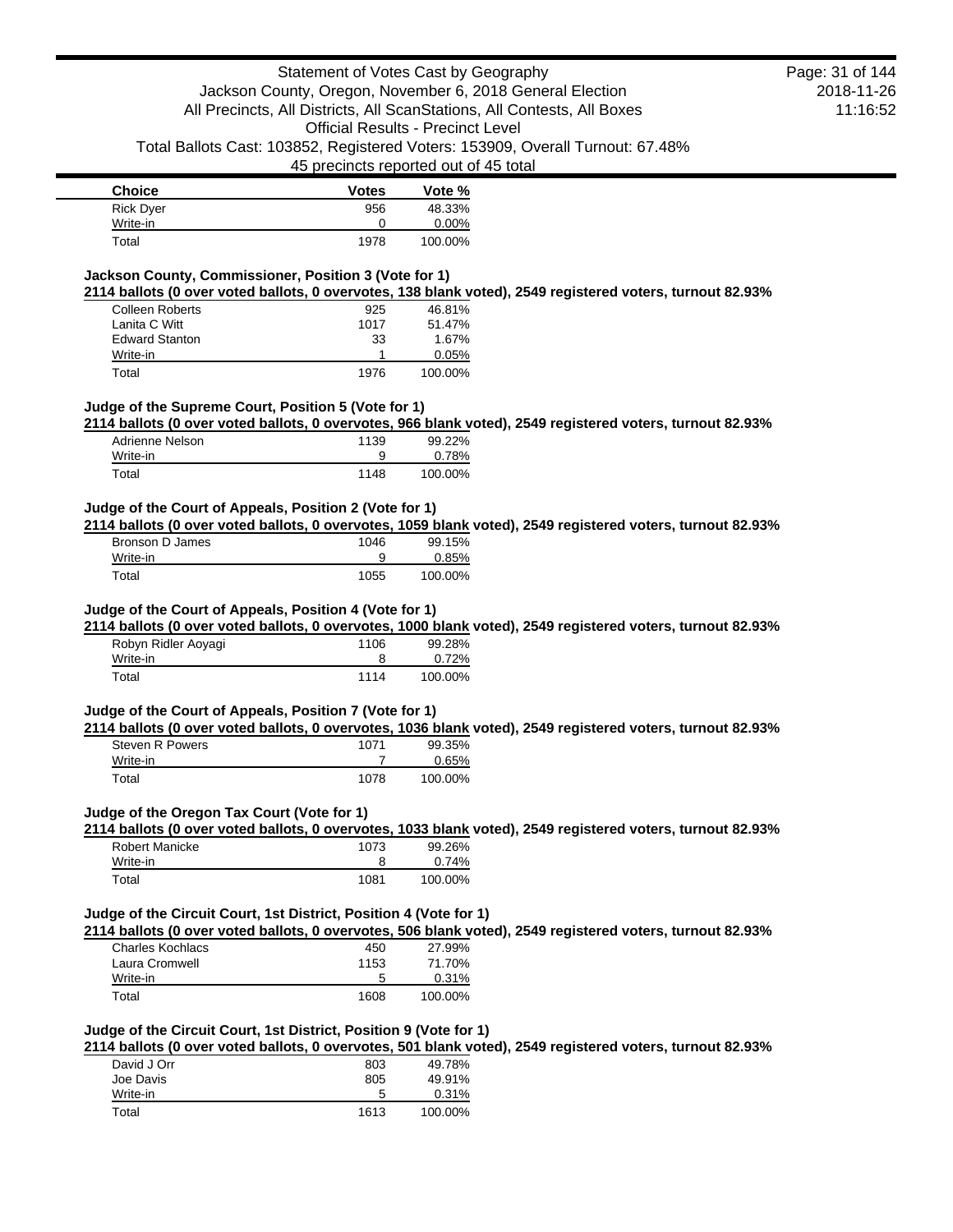| Choice | Votes | Vote % |
| --- | --- | --- |
| Rick Dyer | 956 | 48.33% |
| Write-in | 0 | 0.00% |
| Total | 1978 | 100.00% |

### Jackson County, Commissioner, Position 3 (Vote for 1)

**2114 ballots (0 over voted ballots, 0 overvotes, 138 blank voted), 2549 registered voters, turnout 82.93%**

| Choice | Votes | Vote % |
| --- | --- | --- |
| Colleen Roberts | 925 | 46.81% |
| Lanita C Witt | 1017 | 51.47% |
| Edward Stanton | 33 | 1.67% |
| Write-in | 1 | 0.05% |
| Total | 1976 | 100.00% |

### Judge of the Supreme Court, Position 5 (Vote for 1)

**2114 ballots (0 over voted ballots, 0 overvotes, 966 blank voted), 2549 registered voters, turnout 82.93%**

| Choice | Votes | Vote % |
| --- | --- | --- |
| Adrienne Nelson | 1139 | 99.22% |
| Write-in | 9 | 0.78% |
| Total | 1148 | 100.00% |

### Judge of the Court of Appeals, Position 2 (Vote for 1)

**2114 ballots (0 over voted ballots, 0 overvotes, 1059 blank voted), 2549 registered voters, turnout 82.93%**

| Choice | Votes | Vote % |
| --- | --- | --- |
| Bronson D James | 1046 | 99.15% |
| Write-in | 9 | 0.85% |
| Total | 1055 | 100.00% |

### Judge of the Court of Appeals, Position 4 (Vote for 1)

**2114 ballots (0 over voted ballots, 0 overvotes, 1000 blank voted), 2549 registered voters, turnout 82.93%**

| Choice | Votes | Vote % |
| --- | --- | --- |
| Robyn Ridler Aoyagi | 1106 | 99.28% |
| Write-in | 8 | 0.72% |
| Total | 1114 | 100.00% |

### Judge of the Court of Appeals, Position 7 (Vote for 1)

**2114 ballots (0 over voted ballots, 0 overvotes, 1036 blank voted), 2549 registered voters, turnout 82.93%**

| Choice | Votes | Vote % |
| --- | --- | --- |
| Steven R Powers | 1071 | 99.35% |
| Write-in | 7 | 0.65% |
| Total | 1078 | 100.00% |

### Judge of the Oregon Tax Court (Vote for 1)

**2114 ballots (0 over voted ballots, 0 overvotes, 1033 blank voted), 2549 registered voters, turnout 82.93%**

| Choice | Votes | Vote % |
| --- | --- | --- |
| Robert Manicke | 1073 | 99.26% |
| Write-in | 8 | 0.74% |
| Total | 1081 | 100.00% |

### Judge of the Circuit Court, 1st District, Position 4 (Vote for 1)

**2114 ballots (0 over voted ballots, 0 overvotes, 506 blank voted), 2549 registered voters, turnout 82.93%**

| Choice | Votes | Vote % |
| --- | --- | --- |
| Charles Kochlacs | 450 | 27.99% |
| Laura Cromwell | 1153 | 71.70% |
| Write-in | 5 | 0.31% |
| Total | 1608 | 100.00% |

### Judge of the Circuit Court, 1st District, Position 9 (Vote for 1)

**2114 ballots (0 over voted ballots, 0 overvotes, 501 blank voted), 2549 registered voters, turnout 82.93%**

| Choice | Votes | Vote % |
| --- | --- | --- |
| David J Orr | 803 | 49.78% |
| Joe Davis | 805 | 49.91% |
| Write-in | 5 | 0.31% |
| Total | 1613 | 100.00% |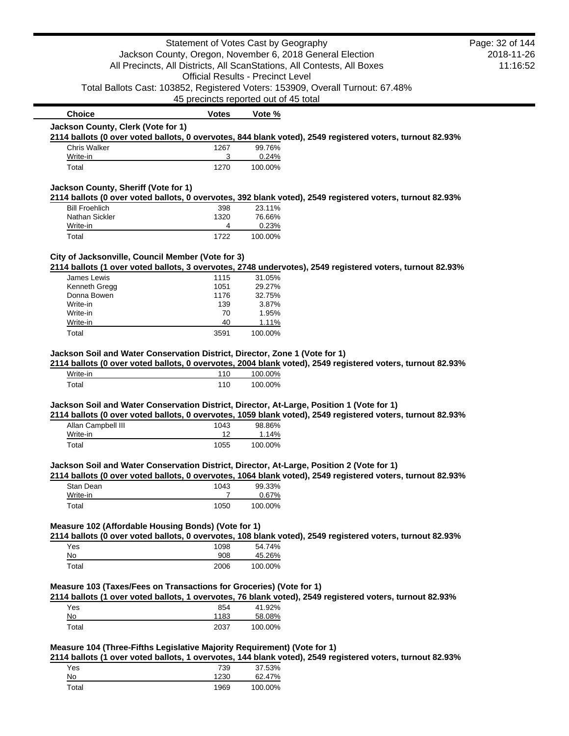| Choice | Votes | Vote % |
|---|---|---|

**Jackson County, Clerk (Vote for 1)**

**2114 ballots (0 over voted ballots, 0 overvotes, 844 blank voted), 2549 registered voters, turnout 82.93%**

| Choice | Votes | Vote % |
|---|---|---|
| Chris Walker | 1267 | 99.76% |
| Write-in | 3 | 0.24% |
| Total | 1270 | 100.00% |

**Jackson County, Sheriff (Vote for 1)**

**2114 ballots (0 over voted ballots, 0 overvotes, 392 blank voted), 2549 registered voters, turnout 82.93%**

| Choice | Votes | Vote % |
|---|---|---|
| Bill Froehlich | 398 | 23.11% |
| Nathan Sickler | 1320 | 76.66% |
| Write-in | 4 | 0.23% |
| Total | 1722 | 100.00% |

**City of Jacksonville, Council Member (Vote for 3)**

**2114 ballots (1 over voted ballots, 3 overvotes, 2748 undervotes), 2549 registered voters, turnout 82.93%**

| Choice | Votes | Vote % |
|---|---|---|
| James Lewis | 1115 | 31.05% |
| Kenneth Gregg | 1051 | 29.27% |
| Donna Bowen | 1176 | 32.75% |
| Write-in | 139 | 3.87% |
| Write-in | 70 | 1.95% |
| Write-in | 40 | 1.11% |
| Total | 3591 | 100.00% |

**Jackson Soil and Water Conservation District, Director, Zone 1 (Vote for 1)**

**2114 ballots (0 over voted ballots, 0 overvotes, 2004 blank voted), 2549 registered voters, turnout 82.93%**

| Choice | Votes | Vote % |
|---|---|---|
| Write-in | 110 | 100.00% |
| Total | 110 | 100.00% |

**Jackson Soil and Water Conservation District, Director, At-Large, Position 1 (Vote for 1)**

**2114 ballots (0 over voted ballots, 0 overvotes, 1059 blank voted), 2549 registered voters, turnout 82.93%**

| Choice | Votes | Vote % |
|---|---|---|
| Allan Campbell III | 1043 | 98.86% |
| Write-in | 12 | 1.14% |
| Total | 1055 | 100.00% |

**Jackson Soil and Water Conservation District, Director, At-Large, Position 2 (Vote for 1)**

**2114 ballots (0 over voted ballots, 0 overvotes, 1064 blank voted), 2549 registered voters, turnout 82.93%**

| Choice | Votes | Vote % |
|---|---|---|
| Stan Dean | 1043 | 99.33% |
| Write-in | 7 | 0.67% |
| Total | 1050 | 100.00% |

**Measure 102 (Affordable Housing Bonds) (Vote for 1)**

**2114 ballots (0 over voted ballots, 0 overvotes, 108 blank voted), 2549 registered voters, turnout 82.93%**

| Choice | Votes | Vote % |
|---|---|---|
| Yes | 1098 | 54.74% |
| No | 908 | 45.26% |
| Total | 2006 | 100.00% |

**Measure 103 (Taxes/Fees on Transactions for Groceries) (Vote for 1)**

**2114 ballots (1 over voted ballots, 1 overvotes, 76 blank voted), 2549 registered voters, turnout 82.93%**

| Choice | Votes | Vote % |
|---|---|---|
| Yes | 854 | 41.92% |
| No | 1183 | 58.08% |
| Total | 2037 | 100.00% |

**Measure 104 (Three-Fifths Legislative Majority Requirement) (Vote for 1)**

**2114 ballots (1 over voted ballots, 1 overvotes, 144 blank voted), 2549 registered voters, turnout 82.93%**

| Choice | Votes | Vote % |
|---|---|---|
| Yes | 739 | 37.53% |
| No | 1230 | 62.47% |
| Total | 1969 | 100.00% |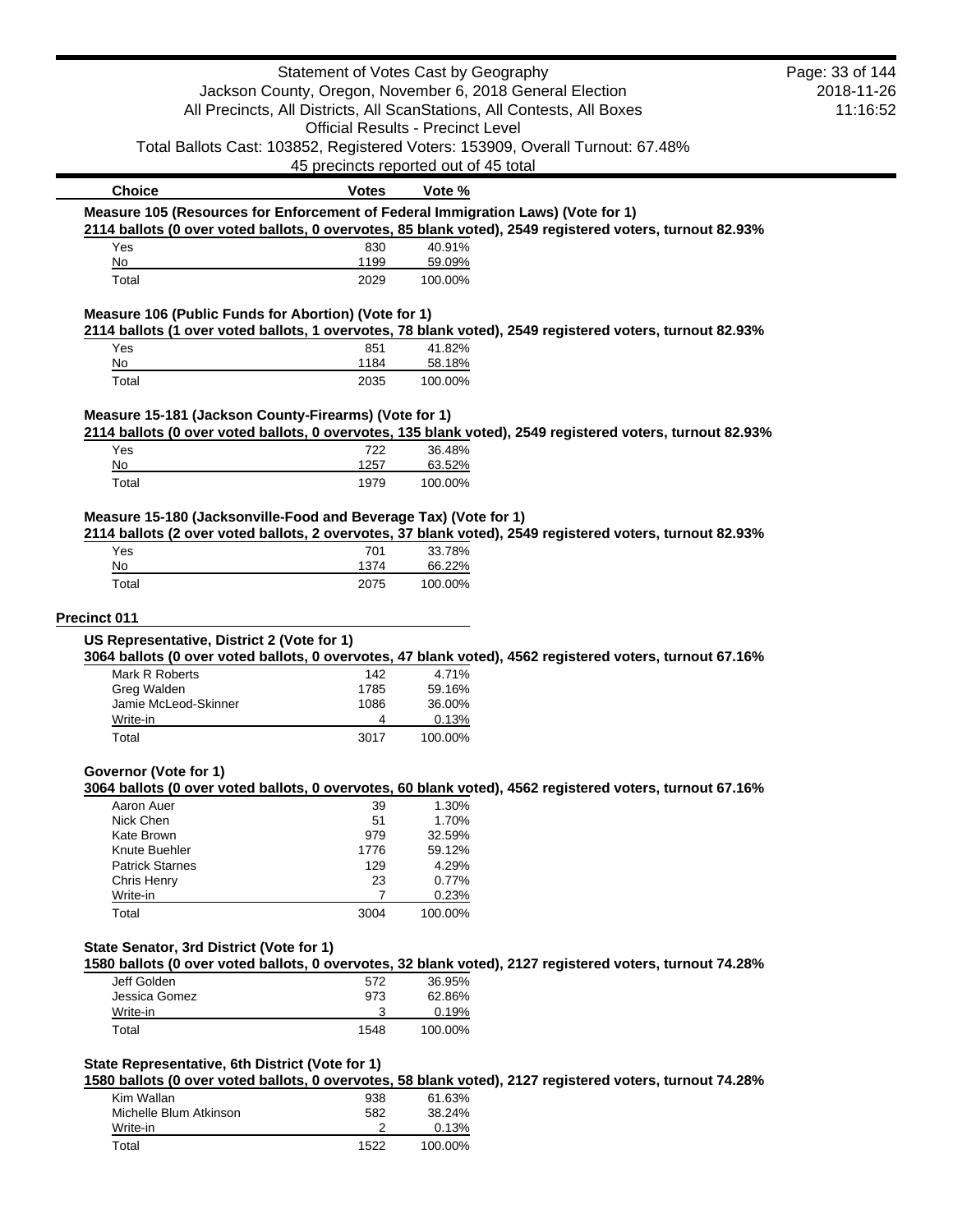| Choice | Votes | Vote % |
|---|---|---|

**Measure 105 (Resources for Enforcement of Federal Immigration Laws) (Vote for 1)**

**2114 ballots (0 over voted ballots, 0 overvotes, 85 blank voted), 2549 registered voters, turnout 82.93%**

| Choice | Votes | Vote % |
|---|---|---|
| Yes | 830 | 40.91% |
| No | 1199 | 59.09% |
| Total | 2029 | 100.00% |

**Measure 106 (Public Funds for Abortion) (Vote for 1)**

**2114 ballots (1 over voted ballots, 1 overvotes, 78 blank voted), 2549 registered voters, turnout 82.93%**

| Choice | Votes | Vote % |
|---|---|---|
| Yes | 851 | 41.82% |
| No | 1184 | 58.18% |
| Total | 2035 | 100.00% |

**Measure 15-181 (Jackson County-Firearms) (Vote for 1)**

**2114 ballots (0 over voted ballots, 0 overvotes, 135 blank voted), 2549 registered voters, turnout 82.93%**

| Choice | Votes | Vote % |
|---|---|---|
| Yes | 722 | 36.48% |
| No | 1257 | 63.52% |
| Total | 1979 | 100.00% |

**Measure 15-180 (Jacksonville-Food and Beverage Tax) (Vote for 1)**

**2114 ballots (2 over voted ballots, 2 overvotes, 37 blank voted), 2549 registered voters, turnout 82.93%**

| Choice | Votes | Vote % |
|---|---|---|
| Yes | 701 | 33.78% |
| No | 1374 | 66.22% |
| Total | 2075 | 100.00% |

## Precinct 011

**US Representative, District 2 (Vote for 1)**

**3064 ballots (0 over voted ballots, 0 overvotes, 47 blank voted), 4562 registered voters, turnout 67.16%**

| Choice | Votes | Vote % |
|---|---|---|
| Mark R Roberts | 142 | 4.71% |
| Greg Walden | 1785 | 59.16% |
| Jamie McLeod-Skinner | 1086 | 36.00% |
| Write-in | 4 | 0.13% |
| Total | 3017 | 100.00% |

**Governor (Vote for 1)**

**3064 ballots (0 over voted ballots, 0 overvotes, 60 blank voted), 4562 registered voters, turnout 67.16%**

| Choice | Votes | Vote % |
|---|---|---|
| Aaron Auer | 39 | 1.30% |
| Nick Chen | 51 | 1.70% |
| Kate Brown | 979 | 32.59% |
| Knute Buehler | 1776 | 59.12% |
| Patrick Starnes | 129 | 4.29% |
| Chris Henry | 23 | 0.77% |
| Write-in | 7 | 0.23% |
| Total | 3004 | 100.00% |

**State Senator, 3rd District (Vote for 1)**

**1580 ballots (0 over voted ballots, 0 overvotes, 32 blank voted), 2127 registered voters, turnout 74.28%**

| Choice | Votes | Vote % |
|---|---|---|
| Jeff Golden | 572 | 36.95% |
| Jessica Gomez | 973 | 62.86% |
| Write-in | 3 | 0.19% |
| Total | 1548 | 100.00% |

**State Representative, 6th District (Vote for 1)**

**1580 ballots (0 over voted ballots, 0 overvotes, 58 blank voted), 2127 registered voters, turnout 74.28%**

| Choice | Votes | Vote % |
|---|---|---|
| Kim Wallan | 938 | 61.63% |
| Michelle Blum Atkinson | 582 | 38.24% |
| Write-in | 2 | 0.13% |
| Total | 1522 | 100.00% |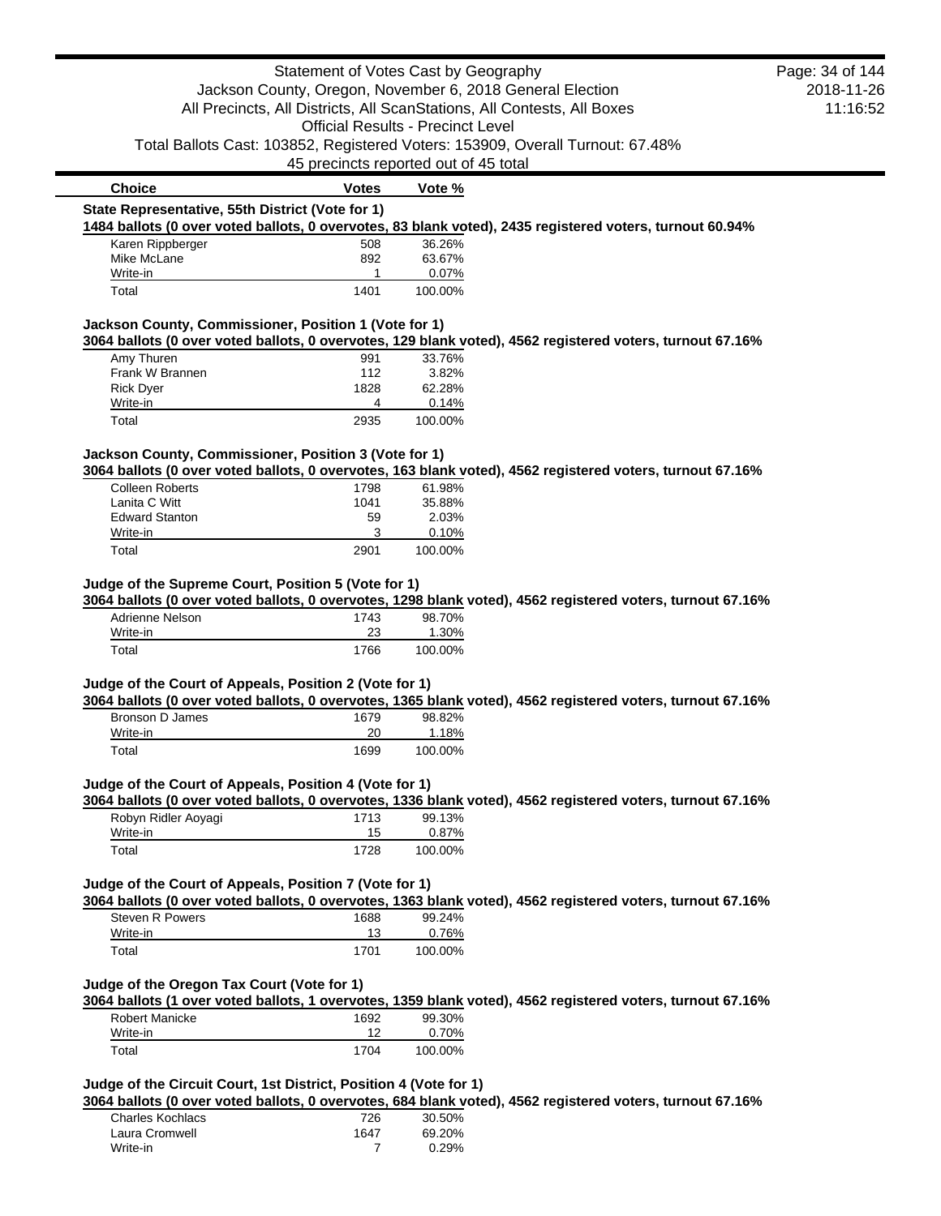| Choice | Votes | Vote % |
|---|---|---|

**State Representative, 55th District (Vote for 1)**

**1484 ballots (0 over voted ballots, 0 overvotes, 83 blank voted), 2435 registered voters, turnout 60.94%**

| Choice | Votes | Vote % |
|---|---|---|
| Karen Rippberger | 508 | 36.26% |
| Mike McLane | 892 | 63.67% |
| Write-in | 1 | 0.07% |
| Total | 1401 | 100.00% |

**Jackson County, Commissioner, Position 1 (Vote for 1)**

**3064 ballots (0 over voted ballots, 0 overvotes, 129 blank voted), 4562 registered voters, turnout 67.16%**

| Choice | Votes | Vote % |
|---|---|---|
| Amy Thuren | 991 | 33.76% |
| Frank W Brannen | 112 | 3.82% |
| Rick Dyer | 1828 | 62.28% |
| Write-in | 4 | 0.14% |
| Total | 2935 | 100.00% |

**Jackson County, Commissioner, Position 3 (Vote for 1)**

**3064 ballots (0 over voted ballots, 0 overvotes, 163 blank voted), 4562 registered voters, turnout 67.16%**

| Choice | Votes | Vote % |
|---|---|---|
| Colleen Roberts | 1798 | 61.98% |
| Lanita C Witt | 1041 | 35.88% |
| Edward Stanton | 59 | 2.03% |
| Write-in | 3 | 0.10% |
| Total | 2901 | 100.00% |

**Judge of the Supreme Court, Position 5 (Vote for 1)**

**3064 ballots (0 over voted ballots, 0 overvotes, 1298 blank voted), 4562 registered voters, turnout 67.16%**

| Choice | Votes | Vote % |
|---|---|---|
| Adrienne Nelson | 1743 | 98.70% |
| Write-in | 23 | 1.30% |
| Total | 1766 | 100.00% |

**Judge of the Court of Appeals, Position 2 (Vote for 1)**

**3064 ballots (0 over voted ballots, 0 overvotes, 1365 blank voted), 4562 registered voters, turnout 67.16%**

| Choice | Votes | Vote % |
|---|---|---|
| Bronson D James | 1679 | 98.82% |
| Write-in | 20 | 1.18% |
| Total | 1699 | 100.00% |

**Judge of the Court of Appeals, Position 4 (Vote for 1)**

**3064 ballots (0 over voted ballots, 0 overvotes, 1336 blank voted), 4562 registered voters, turnout 67.16%**

| Choice | Votes | Vote % |
|---|---|---|
| Robyn Ridler Aoyagi | 1713 | 99.13% |
| Write-in | 15 | 0.87% |
| Total | 1728 | 100.00% |

**Judge of the Court of Appeals, Position 7 (Vote for 1)**

**3064 ballots (0 over voted ballots, 0 overvotes, 1363 blank voted), 4562 registered voters, turnout 67.16%**

| Choice | Votes | Vote % |
|---|---|---|
| Steven R Powers | 1688 | 99.24% |
| Write-in | 13 | 0.76% |
| Total | 1701 | 100.00% |

**Judge of the Oregon Tax Court (Vote for 1)**

**3064 ballots (1 over voted ballots, 1 overvotes, 1359 blank voted), 4562 registered voters, turnout 67.16%**

| Choice | Votes | Vote % |
|---|---|---|
| Robert Manicke | 1692 | 99.30% |
| Write-in | 12 | 0.70% |
| Total | 1704 | 100.00% |

**Judge of the Circuit Court, 1st District, Position 4 (Vote for 1)**

**3064 ballots (0 over voted ballots, 0 overvotes, 684 blank voted), 4562 registered voters, turnout 67.16%**

| Choice | Votes | Vote % |
|---|---|---|
| Charles Kochlacs | 726 | 30.50% |
| Laura Cromwell | 1647 | 69.20% |
| Write-in | 7 | 0.29% |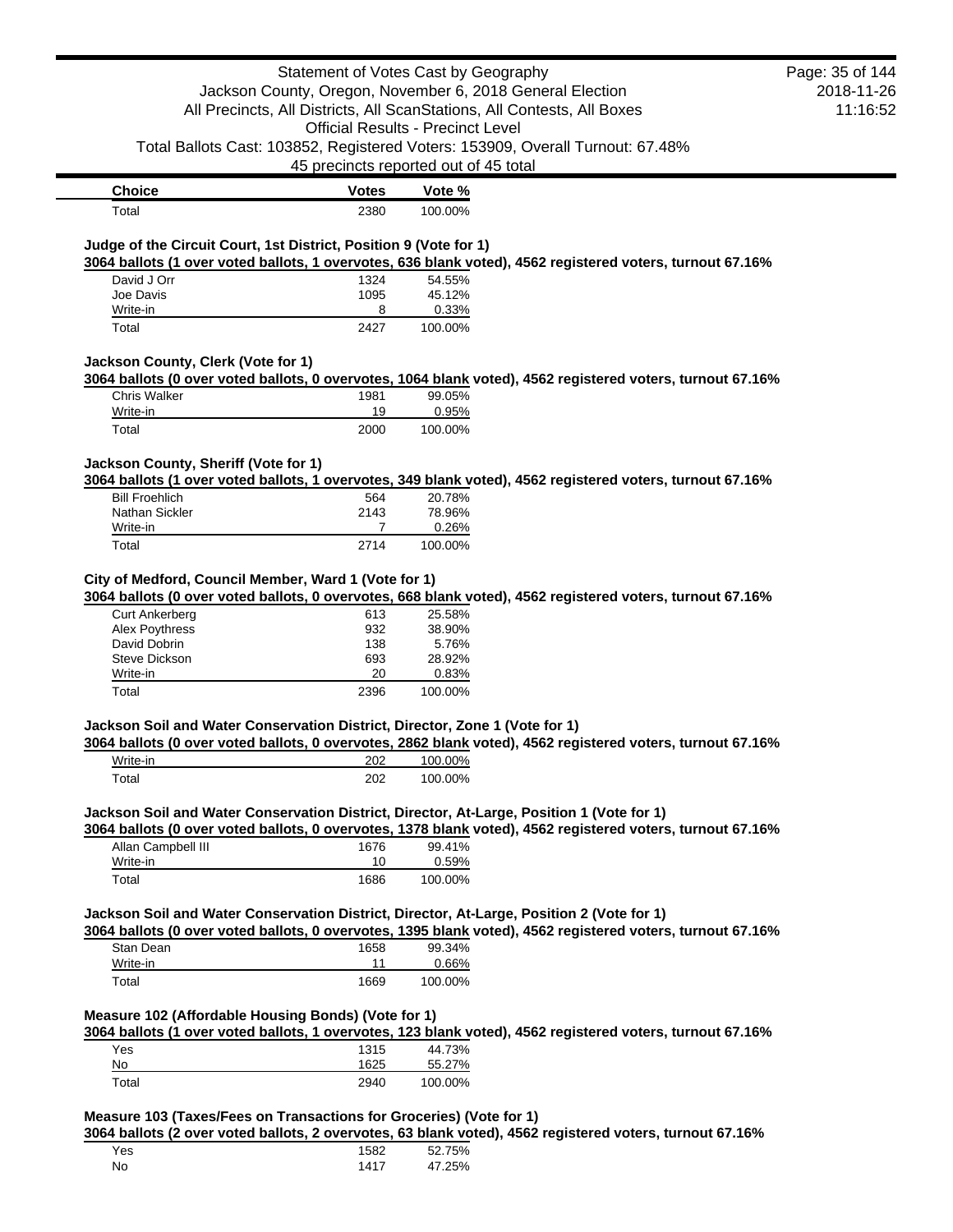| Choice | Votes | Vote % |
|---|---|---|
| Total | 2380 | 100.00% |

### Judge of the Circuit Court, 1st District, Position 9 (Vote for 1)

**3064 ballots (1 over voted ballots, 1 overvotes, 636 blank voted), 4562 registered voters, turnout 67.16%**

| Choice | Votes | Vote % |
|---|---|---|
| David J Orr | 1324 | 54.55% |
| Joe Davis | 1095 | 45.12% |
| Write-in | 8 | 0.33% |
| Total | 2427 | 100.00% |

### Jackson County, Clerk (Vote for 1)

**3064 ballots (0 over voted ballots, 0 overvotes, 1064 blank voted), 4562 registered voters, turnout 67.16%**

| Choice | Votes | Vote % |
|---|---|---|
| Chris Walker | 1981 | 99.05% |
| Write-in | 19 | 0.95% |
| Total | 2000 | 100.00% |

### Jackson County, Sheriff (Vote for 1)

**3064 ballots (1 over voted ballots, 1 overvotes, 349 blank voted), 4562 registered voters, turnout 67.16%**

| Choice | Votes | Vote % |
|---|---|---|
| Bill Froehlich | 564 | 20.78% |
| Nathan Sickler | 2143 | 78.96% |
| Write-in | 7 | 0.26% |
| Total | 2714 | 100.00% |

### City of Medford, Council Member, Ward 1 (Vote for 1)

**3064 ballots (0 over voted ballots, 0 overvotes, 668 blank voted), 4562 registered voters, turnout 67.16%**

| Choice | Votes | Vote % |
|---|---|---|
| Curt Ankerberg | 613 | 25.58% |
| Alex Poythress | 932 | 38.90% |
| David Dobrin | 138 | 5.76% |
| Steve Dickson | 693 | 28.92% |
| Write-in | 20 | 0.83% |
| Total | 2396 | 100.00% |

### Jackson Soil and Water Conservation District, Director, Zone 1 (Vote for 1)

**3064 ballots (0 over voted ballots, 0 overvotes, 2862 blank voted), 4562 registered voters, turnout 67.16%**

| Choice | Votes | Vote % |
|---|---|---|
| Write-in | 202 | 100.00% |
| Total | 202 | 100.00% |

### Jackson Soil and Water Conservation District, Director, At-Large, Position 1 (Vote for 1)

**3064 ballots (0 over voted ballots, 0 overvotes, 1378 blank voted), 4562 registered voters, turnout 67.16%**

| Choice | Votes | Vote % |
|---|---|---|
| Allan Campbell III | 1676 | 99.41% |
| Write-in | 10 | 0.59% |
| Total | 1686 | 100.00% |

### Jackson Soil and Water Conservation District, Director, At-Large, Position 2 (Vote for 1)

**3064 ballots (0 over voted ballots, 0 overvotes, 1395 blank voted), 4562 registered voters, turnout 67.16%**

| Choice | Votes | Vote % |
|---|---|---|
| Stan Dean | 1658 | 99.34% |
| Write-in | 11 | 0.66% |
| Total | 1669 | 100.00% |

### Measure 102 (Affordable Housing Bonds) (Vote for 1)

**3064 ballots (1 over voted ballots, 1 overvotes, 123 blank voted), 4562 registered voters, turnout 67.16%**

| Choice | Votes | Vote % |
|---|---|---|
| Yes | 1315 | 44.73% |
| No | 1625 | 55.27% |
| Total | 2940 | 100.00% |

### Measure 103 (Taxes/Fees on Transactions for Groceries) (Vote for 1)

**3064 ballots (2 over voted ballots, 2 overvotes, 63 blank voted), 4562 registered voters, turnout 67.16%**

| Choice | Votes | Vote % |
|---|---|---|
| Yes | 1582 | 52.75% |
| No | 1417 | 47.25% |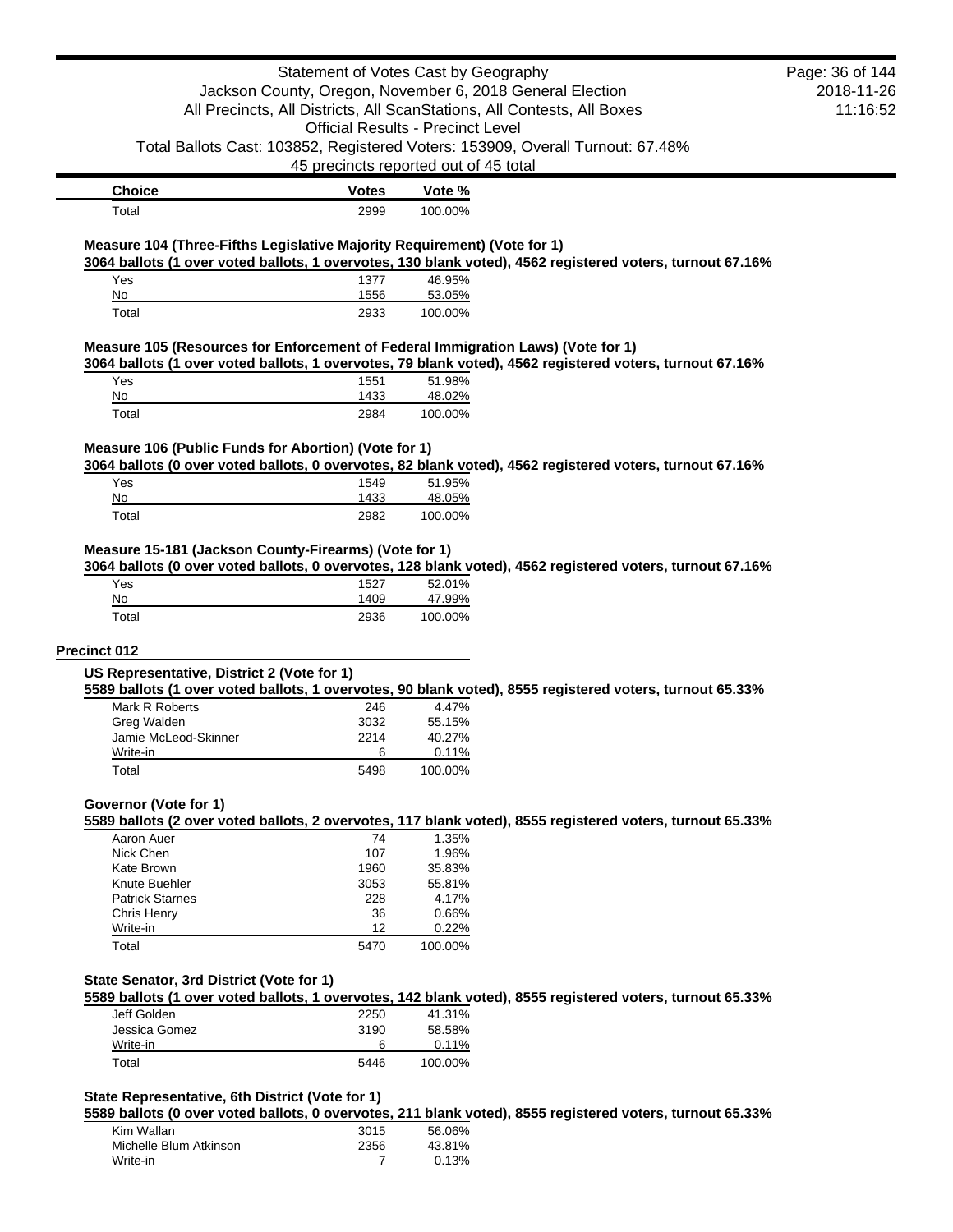| Choice | Votes | Vote % |
| --- | --- | --- |
| Total | 2999 | 100.00% |

### Measure 104 (Three-Fifths Legislative Majority Requirement) (Vote for 1)

**3064 ballots (1 over voted ballots, 1 overvotes, 130 blank voted), 4562 registered voters, turnout 67.16%**

| Choice | Votes | Vote % |
| --- | --- | --- |
| Yes | 1377 | 46.95% |
| No | 1556 | 53.05% |
| Total | 2933 | 100.00% |

### Measure 105 (Resources for Enforcement of Federal Immigration Laws) (Vote for 1)

**3064 ballots (1 over voted ballots, 1 overvotes, 79 blank voted), 4562 registered voters, turnout 67.16%**

| Choice | Votes | Vote % |
| --- | --- | --- |
| Yes | 1551 | 51.98% |
| No | 1433 | 48.02% |
| Total | 2984 | 100.00% |

### Measure 106 (Public Funds for Abortion) (Vote for 1)

**3064 ballots (0 over voted ballots, 0 overvotes, 82 blank voted), 4562 registered voters, turnout 67.16%**

| Choice | Votes | Vote % |
| --- | --- | --- |
| Yes | 1549 | 51.95% |
| No | 1433 | 48.05% |
| Total | 2982 | 100.00% |

### Measure 15-181 (Jackson County-Firearms) (Vote for 1)

**3064 ballots (0 over voted ballots, 0 overvotes, 128 blank voted), 4562 registered voters, turnout 67.16%**

| Choice | Votes | Vote % |
| --- | --- | --- |
| Yes | 1527 | 52.01% |
| No | 1409 | 47.99% |
| Total | 2936 | 100.00% |

## Precinct 012

### US Representative, District 2 (Vote for 1)

**5589 ballots (1 over voted ballots, 1 overvotes, 90 blank voted), 8555 registered voters, turnout 65.33%**

| Choice | Votes | Vote % |
| --- | --- | --- |
| Mark R Roberts | 246 | 4.47% |
| Greg Walden | 3032 | 55.15% |
| Jamie McLeod-Skinner | 2214 | 40.27% |
| Write-in | 6 | 0.11% |
| Total | 5498 | 100.00% |

### Governor (Vote for 1)

**5589 ballots (2 over voted ballots, 2 overvotes, 117 blank voted), 8555 registered voters, turnout 65.33%**

| Choice | Votes | Vote % |
| --- | --- | --- |
| Aaron Auer | 74 | 1.35% |
| Nick Chen | 107 | 1.96% |
| Kate Brown | 1960 | 35.83% |
| Knute Buehler | 3053 | 55.81% |
| Patrick Starnes | 228 | 4.17% |
| Chris Henry | 36 | 0.66% |
| Write-in | 12 | 0.22% |
| Total | 5470 | 100.00% |

### State Senator, 3rd District (Vote for 1)

**5589 ballots (1 over voted ballots, 1 overvotes, 142 blank voted), 8555 registered voters, turnout 65.33%**

| Choice | Votes | Vote % |
| --- | --- | --- |
| Jeff Golden | 2250 | 41.31% |
| Jessica Gomez | 3190 | 58.58% |
| Write-in | 6 | 0.11% |
| Total | 5446 | 100.00% |

### State Representative, 6th District (Vote for 1)

**5589 ballots (0 over voted ballots, 0 overvotes, 211 blank voted), 8555 registered voters, turnout 65.33%**

| Choice | Votes | Vote % |
| --- | --- | --- |
| Kim Wallan | 3015 | 56.06% |
| Michelle Blum Atkinson | 2356 | 43.81% |
| Write-in | 7 | 0.13% |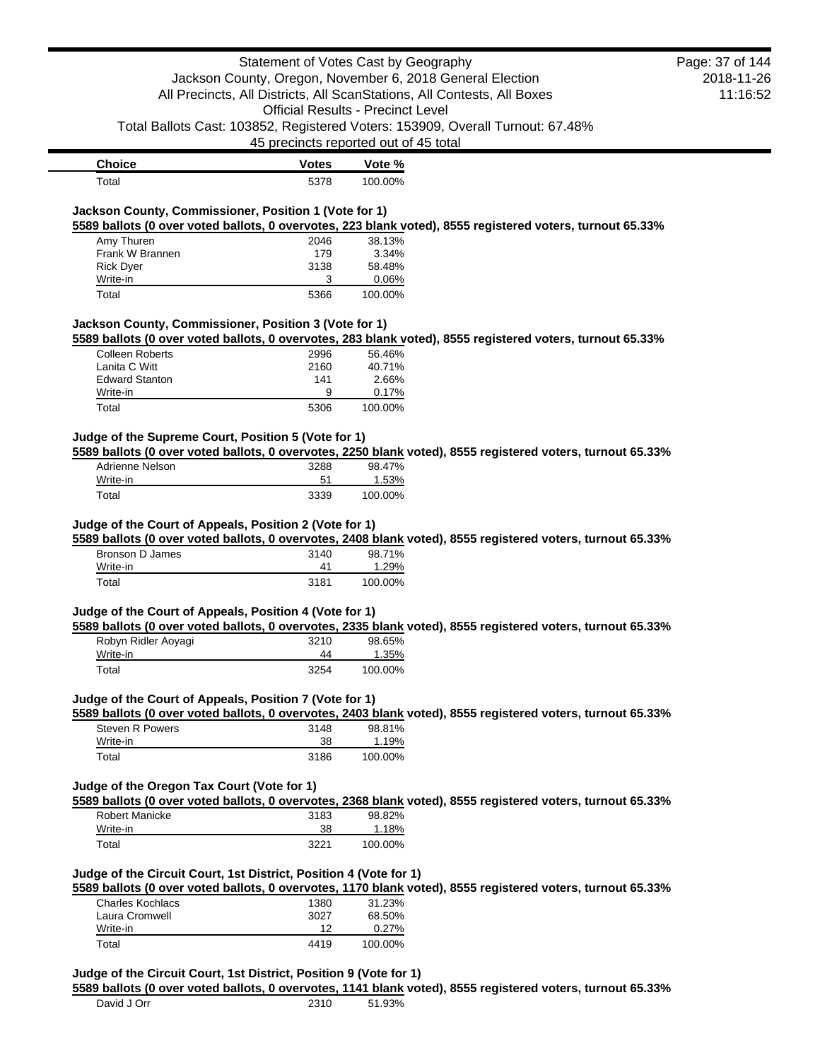| Choice | Votes | Vote % |
|---|---|---|
| Total | 5378 | 100.00% |

### Jackson County, Commissioner, Position 1 (Vote for 1)

**5589 ballots (0 over voted ballots, 0 overvotes, 223 blank voted), 8555 registered voters, turnout 65.33%**

| Choice | Votes | Vote % |
|---|---|---|
| Amy Thuren | 2046 | 38.13% |
| Frank W Brannen | 179 | 3.34% |
| Rick Dyer | 3138 | 58.48% |
| Write-in | 3 | 0.06% |
| Total | 5366 | 100.00% |

### Jackson County, Commissioner, Position 3 (Vote for 1)

**5589 ballots (0 over voted ballots, 0 overvotes, 283 blank voted), 8555 registered voters, turnout 65.33%**

| Choice | Votes | Vote % |
|---|---|---|
| Colleen Roberts | 2996 | 56.46% |
| Lanita C Witt | 2160 | 40.71% |
| Edward Stanton | 141 | 2.66% |
| Write-in | 9 | 0.17% |
| Total | 5306 | 100.00% |

### Judge of the Supreme Court, Position 5 (Vote for 1)

**5589 ballots (0 over voted ballots, 0 overvotes, 2250 blank voted), 8555 registered voters, turnout 65.33%**

| Choice | Votes | Vote % |
|---|---|---|
| Adrienne Nelson | 3288 | 98.47% |
| Write-in | 51 | 1.53% |
| Total | 3339 | 100.00% |

### Judge of the Court of Appeals, Position 2 (Vote for 1)

**5589 ballots (0 over voted ballots, 0 overvotes, 2408 blank voted), 8555 registered voters, turnout 65.33%**

| Choice | Votes | Vote % |
|---|---|---|
| Bronson D James | 3140 | 98.71% |
| Write-in | 41 | 1.29% |
| Total | 3181 | 100.00% |

### Judge of the Court of Appeals, Position 4 (Vote for 1)

**5589 ballots (0 over voted ballots, 0 overvotes, 2335 blank voted), 8555 registered voters, turnout 65.33%**

| Choice | Votes | Vote % |
|---|---|---|
| Robyn Ridler Aoyagi | 3210 | 98.65% |
| Write-in | 44 | 1.35% |
| Total | 3254 | 100.00% |

### Judge of the Court of Appeals, Position 7 (Vote for 1)

**5589 ballots (0 over voted ballots, 0 overvotes, 2403 blank voted), 8555 registered voters, turnout 65.33%**

| Choice | Votes | Vote % |
|---|---|---|
| Steven R Powers | 3148 | 98.81% |
| Write-in | 38 | 1.19% |
| Total | 3186 | 100.00% |

### Judge of the Oregon Tax Court (Vote for 1)

**5589 ballots (0 over voted ballots, 0 overvotes, 2368 blank voted), 8555 registered voters, turnout 65.33%**

| Choice | Votes | Vote % |
|---|---|---|
| Robert Manicke | 3183 | 98.82% |
| Write-in | 38 | 1.18% |
| Total | 3221 | 100.00% |

### Judge of the Circuit Court, 1st District, Position 4 (Vote for 1)

**5589 ballots (0 over voted ballots, 0 overvotes, 1170 blank voted), 8555 registered voters, turnout 65.33%**

| Choice | Votes | Vote % |
|---|---|---|
| Charles Kochlacs | 1380 | 31.23% |
| Laura Cromwell | 3027 | 68.50% |
| Write-in | 12 | 0.27% |
| Total | 4419 | 100.00% |

### Judge of the Circuit Court, 1st District, Position 9 (Vote for 1)

**5589 ballots (0 over voted ballots, 0 overvotes, 1141 blank voted), 8555 registered voters, turnout 65.33%**

| Choice | Votes | Vote % |
|---|---|---|
| David J Orr | 2310 | 51.93% |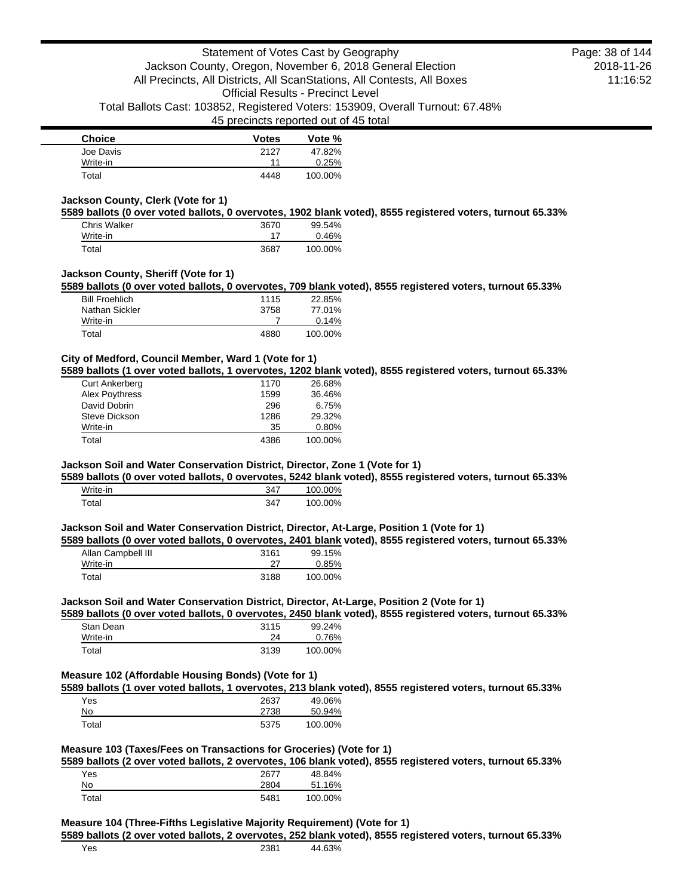| Choice | Votes | Vote % |
|---|---|---|
| Joe Davis | 2127 | 47.82% |
| Write-in | 11 | 0.25% |
| Total | 4448 | 100.00% |

### Jackson County, Clerk (Vote for 1)

**5589 ballots (0 over voted ballots, 0 overvotes, 1902 blank voted), 8555 registered voters, turnout 65.33%**

| Choice | Votes | Vote % |
|---|---|---|
| Chris Walker | 3670 | 99.54% |
| Write-in | 17 | 0.46% |
| Total | 3687 | 100.00% |

### Jackson County, Sheriff (Vote for 1)

**5589 ballots (0 over voted ballots, 0 overvotes, 709 blank voted), 8555 registered voters, turnout 65.33%**

| Choice | Votes | Vote % |
|---|---|---|
| Bill Froehlich | 1115 | 22.85% |
| Nathan Sickler | 3758 | 77.01% |
| Write-in | 7 | 0.14% |
| Total | 4880 | 100.00% |

### City of Medford, Council Member, Ward 1 (Vote for 1)

**5589 ballots (1 over voted ballots, 1 overvotes, 1202 blank voted), 8555 registered voters, turnout 65.33%**

| Choice | Votes | Vote % |
|---|---|---|
| Curt Ankerberg | 1170 | 26.68% |
| Alex Poythress | 1599 | 36.46% |
| David Dobrin | 296 | 6.75% |
| Steve Dickson | 1286 | 29.32% |
| Write-in | 35 | 0.80% |
| Total | 4386 | 100.00% |

### Jackson Soil and Water Conservation District, Director, Zone 1 (Vote for 1)

**5589 ballots (0 over voted ballots, 0 overvotes, 5242 blank voted), 8555 registered voters, turnout 65.33%**

| Choice | Votes | Vote % |
|---|---|---|
| Write-in | 347 | 100.00% |
| Total | 347 | 100.00% |

### Jackson Soil and Water Conservation District, Director, At-Large, Position 1 (Vote for 1)

**5589 ballots (0 over voted ballots, 0 overvotes, 2401 blank voted), 8555 registered voters, turnout 65.33%**

| Choice | Votes | Vote % |
|---|---|---|
| Allan Campbell III | 3161 | 99.15% |
| Write-in | 27 | 0.85% |
| Total | 3188 | 100.00% |

### Jackson Soil and Water Conservation District, Director, At-Large, Position 2 (Vote for 1)

**5589 ballots (0 over voted ballots, 0 overvotes, 2450 blank voted), 8555 registered voters, turnout 65.33%**

| Choice | Votes | Vote % |
|---|---|---|
| Stan Dean | 3115 | 99.24% |
| Write-in | 24 | 0.76% |
| Total | 3139 | 100.00% |

### Measure 102 (Affordable Housing Bonds) (Vote for 1)

**5589 ballots (1 over voted ballots, 1 overvotes, 213 blank voted), 8555 registered voters, turnout 65.33%**

| Choice | Votes | Vote % |
|---|---|---|
| Yes | 2637 | 49.06% |
| No | 2738 | 50.94% |
| Total | 5375 | 100.00% |

### Measure 103 (Taxes/Fees on Transactions for Groceries) (Vote for 1)

**5589 ballots (2 over voted ballots, 2 overvotes, 106 blank voted), 8555 registered voters, turnout 65.33%**

| Choice | Votes | Vote % |
|---|---|---|
| Yes | 2677 | 48.84% |
| No | 2804 | 51.16% |
| Total | 5481 | 100.00% |

### Measure 104 (Three-Fifths Legislative Majority Requirement) (Vote for 1)

**5589 ballots (2 over voted ballots, 2 overvotes, 252 blank voted), 8555 registered voters, turnout 65.33%**

| Choice | Votes | Vote % |
|---|---|---|
| Yes | 2381 | 44.63% |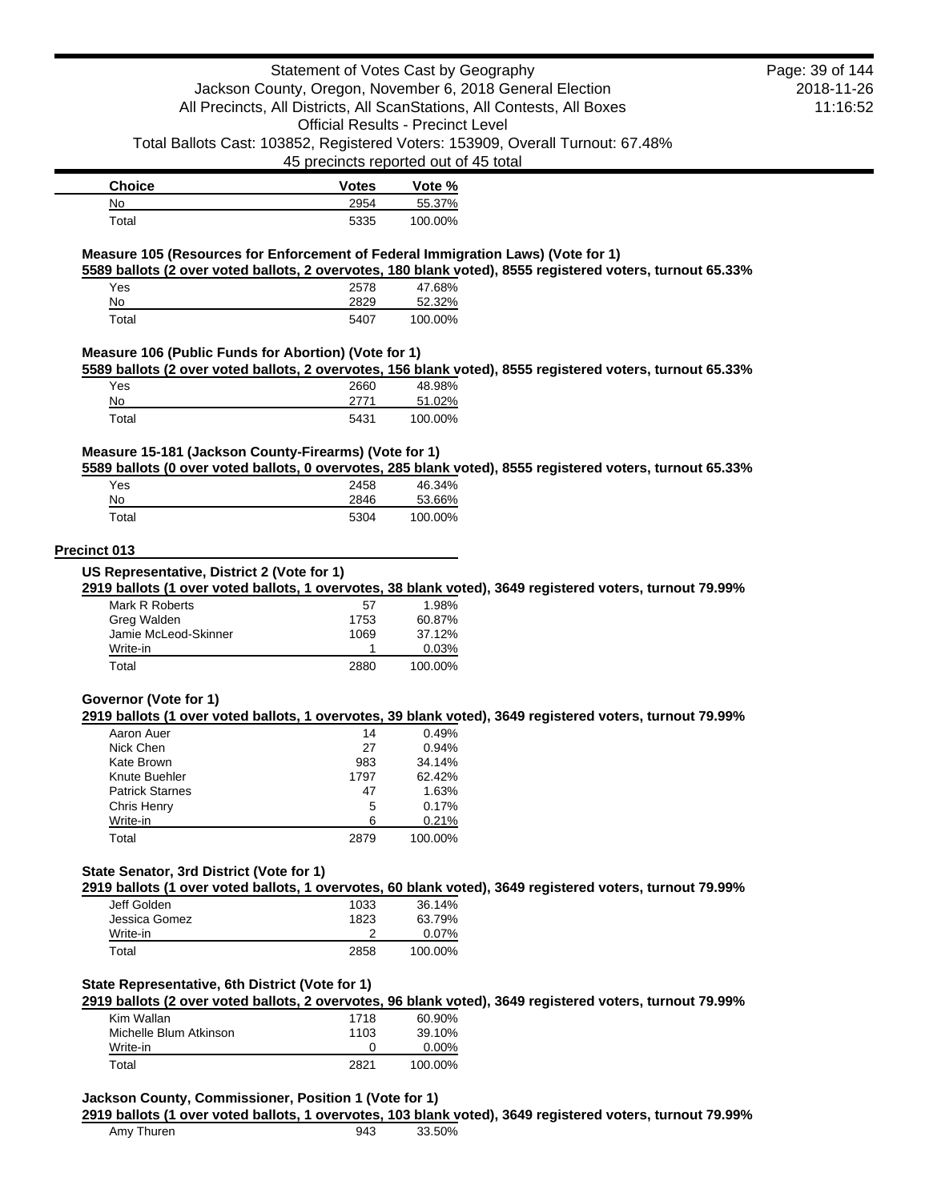| Choice | Votes | Vote % |
|---|---|---|
| No | 2954 | 55.37% |
| Total | 5335 | 100.00% |

### Measure 105 (Resources for Enforcement of Federal Immigration Laws) (Vote for 1)

**5589 ballots (2 over voted ballots, 2 overvotes, 180 blank voted), 8555 registered voters, turnout 65.33%**

| Choice | Votes | Vote % |
|---|---|---|
| Yes | 2578 | 47.68% |
| No | 2829 | 52.32% |
| Total | 5407 | 100.00% |

### Measure 106 (Public Funds for Abortion) (Vote for 1)

**5589 ballots (2 over voted ballots, 2 overvotes, 156 blank voted), 8555 registered voters, turnout 65.33%**

| Choice | Votes | Vote % |
|---|---|---|
| Yes | 2660 | 48.98% |
| No | 2771 | 51.02% |
| Total | 5431 | 100.00% |

### Measure 15-181 (Jackson County-Firearms) (Vote for 1)

**5589 ballots (0 over voted ballots, 0 overvotes, 285 blank voted), 8555 registered voters, turnout 65.33%**

| Choice | Votes | Vote % |
|---|---|---|
| Yes | 2458 | 46.34% |
| No | 2846 | 53.66% |
| Total | 5304 | 100.00% |

## Precinct 013

### US Representative, District 2 (Vote for 1)

**2919 ballots (1 over voted ballots, 1 overvotes, 38 blank voted), 3649 registered voters, turnout 79.99%**

| Choice | Votes | Vote % |
|---|---|---|
| Mark R Roberts | 57 | 1.98% |
| Greg Walden | 1753 | 60.87% |
| Jamie McLeod-Skinner | 1069 | 37.12% |
| Write-in | 1 | 0.03% |
| Total | 2880 | 100.00% |

### Governor (Vote for 1)

**2919 ballots (1 over voted ballots, 1 overvotes, 39 blank voted), 3649 registered voters, turnout 79.99%**

| Choice | Votes | Vote % |
|---|---|---|
| Aaron Auer | 14 | 0.49% |
| Nick Chen | 27 | 0.94% |
| Kate Brown | 983 | 34.14% |
| Knute Buehler | 1797 | 62.42% |
| Patrick Starnes | 47 | 1.63% |
| Chris Henry | 5 | 0.17% |
| Write-in | 6 | 0.21% |
| Total | 2879 | 100.00% |

### State Senator, 3rd District (Vote for 1)

**2919 ballots (1 over voted ballots, 1 overvotes, 60 blank voted), 3649 registered voters, turnout 79.99%**

| Choice | Votes | Vote % |
|---|---|---|
| Jeff Golden | 1033 | 36.14% |
| Jessica Gomez | 1823 | 63.79% |
| Write-in | 2 | 0.07% |
| Total | 2858 | 100.00% |

### State Representative, 6th District (Vote for 1)

**2919 ballots (2 over voted ballots, 2 overvotes, 96 blank voted), 3649 registered voters, turnout 79.99%**

| Choice | Votes | Vote % |
|---|---|---|
| Kim Wallan | 1718 | 60.90% |
| Michelle Blum Atkinson | 1103 | 39.10% |
| Write-in | 0 | 0.00% |
| Total | 2821 | 100.00% |

### Jackson County, Commissioner, Position 1 (Vote for 1)

**2919 ballots (1 over voted ballots, 1 overvotes, 103 blank voted), 3649 registered voters, turnout 79.99%**

| Choice | Votes | Vote % |
|---|---|---|
| Amy Thuren | 943 | 33.50% |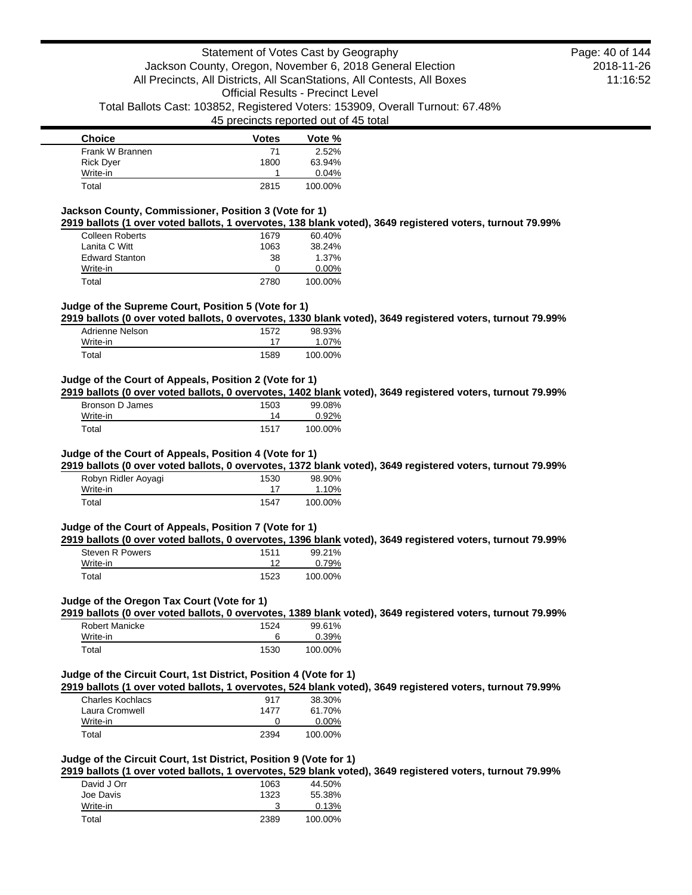| Choice | Votes | Vote % |
| --- | --- | --- |
| Frank W Brannen | 71 | 2.52% |
| Rick Dyer | 1800 | 63.94% |
| Write-in | 1 | 0.04% |
| Total | 2815 | 100.00% |

### Jackson County, Commissioner, Position 3 (Vote for 1)

**2919 ballots (1 over voted ballots, 1 overvotes, 138 blank voted), 3649 registered voters, turnout 79.99%**

| Choice | Votes | Vote % |
| --- | --- | --- |
| Colleen Roberts | 1679 | 60.40% |
| Lanita C Witt | 1063 | 38.24% |
| Edward Stanton | 38 | 1.37% |
| Write-in | 0 | 0.00% |
| Total | 2780 | 100.00% |

### Judge of the Supreme Court, Position 5 (Vote for 1)

**2919 ballots (0 over voted ballots, 0 overvotes, 1330 blank voted), 3649 registered voters, turnout 79.99%**

| Choice | Votes | Vote % |
| --- | --- | --- |
| Adrienne Nelson | 1572 | 98.93% |
| Write-in | 17 | 1.07% |
| Total | 1589 | 100.00% |

### Judge of the Court of Appeals, Position 2 (Vote for 1)

**2919 ballots (0 over voted ballots, 0 overvotes, 1402 blank voted), 3649 registered voters, turnout 79.99%**

| Choice | Votes | Vote % |
| --- | --- | --- |
| Bronson D James | 1503 | 99.08% |
| Write-in | 14 | 0.92% |
| Total | 1517 | 100.00% |

### Judge of the Court of Appeals, Position 4 (Vote for 1)

**2919 ballots (0 over voted ballots, 0 overvotes, 1372 blank voted), 3649 registered voters, turnout 79.99%**

| Choice | Votes | Vote % |
| --- | --- | --- |
| Robyn Ridler Aoyagi | 1530 | 98.90% |
| Write-in | 17 | 1.10% |
| Total | 1547 | 100.00% |

### Judge of the Court of Appeals, Position 7 (Vote for 1)

**2919 ballots (0 over voted ballots, 0 overvotes, 1396 blank voted), 3649 registered voters, turnout 79.99%**

| Choice | Votes | Vote % |
| --- | --- | --- |
| Steven R Powers | 1511 | 99.21% |
| Write-in | 12 | 0.79% |
| Total | 1523 | 100.00% |

### Judge of the Oregon Tax Court (Vote for 1)

**2919 ballots (0 over voted ballots, 0 overvotes, 1389 blank voted), 3649 registered voters, turnout 79.99%**

| Choice | Votes | Vote % |
| --- | --- | --- |
| Robert Manicke | 1524 | 99.61% |
| Write-in | 6 | 0.39% |
| Total | 1530 | 100.00% |

### Judge of the Circuit Court, 1st District, Position 4 (Vote for 1)

**2919 ballots (1 over voted ballots, 1 overvotes, 524 blank voted), 3649 registered voters, turnout 79.99%**

| Choice | Votes | Vote % |
| --- | --- | --- |
| Charles Kochlacs | 917 | 38.30% |
| Laura Cromwell | 1477 | 61.70% |
| Write-in | 0 | 0.00% |
| Total | 2394 | 100.00% |

### Judge of the Circuit Court, 1st District, Position 9 (Vote for 1)

**2919 ballots (1 over voted ballots, 1 overvotes, 529 blank voted), 3649 registered voters, turnout 79.99%**

| Choice | Votes | Vote % |
| --- | --- | --- |
| David J Orr | 1063 | 44.50% |
| Joe Davis | 1323 | 55.38% |
| Write-in | 3 | 0.13% |
| Total | 2389 | 100.00% |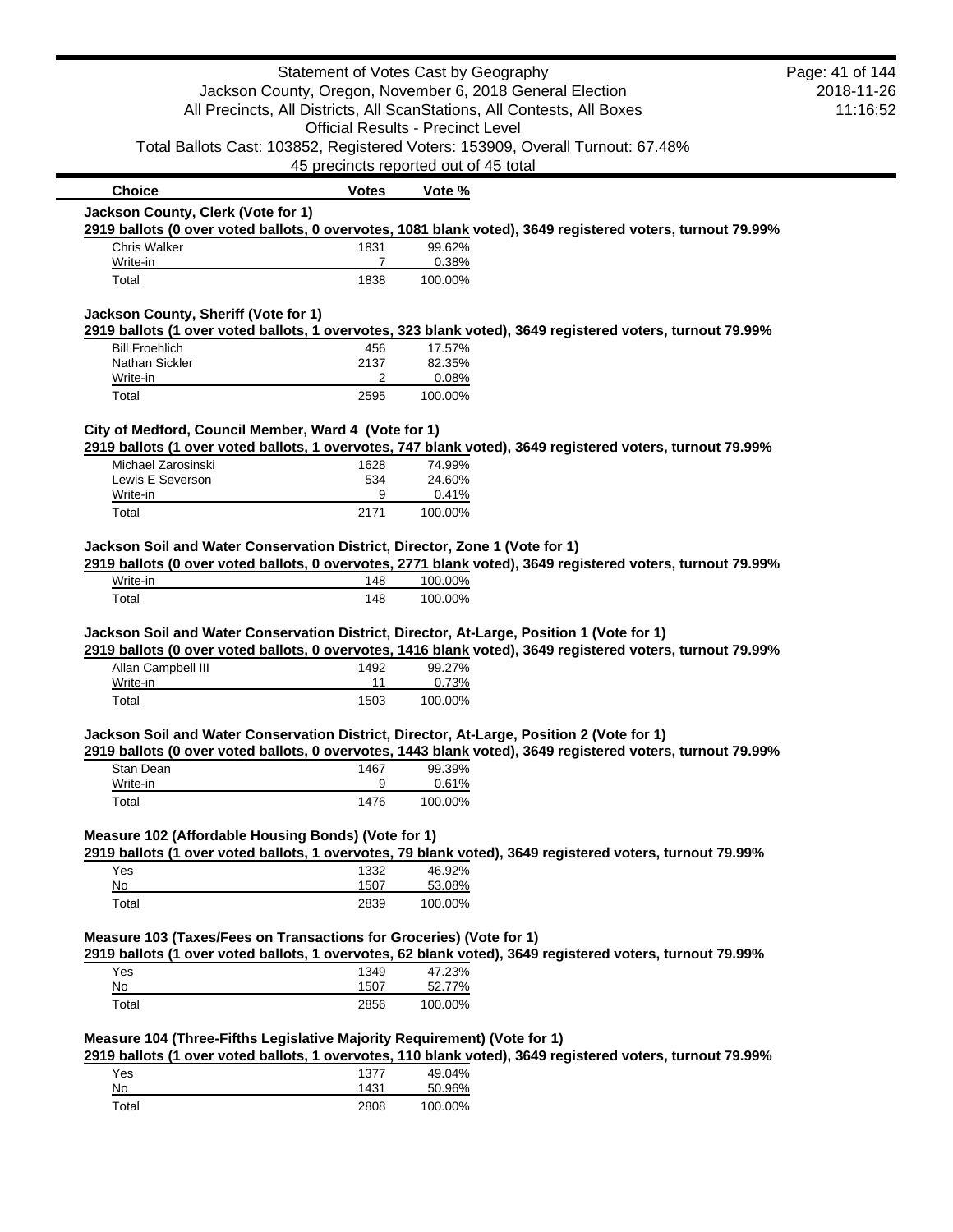| Choice | Votes | Vote % |
|---|---|---|

**Jackson County, Clerk (Vote for 1)**

**2919 ballots (0 over voted ballots, 0 overvotes, 1081 blank voted), 3649 registered voters, turnout 79.99%**

| Choice | Votes | Vote % |
|---|---|---|
| Chris Walker | 1831 | 99.62% |
| Write-in | 7 | 0.38% |
| Total | 1838 | 100.00% |

**Jackson County, Sheriff (Vote for 1)**

**2919 ballots (1 over voted ballots, 1 overvotes, 323 blank voted), 3649 registered voters, turnout 79.99%**

| Choice | Votes | Vote % |
|---|---|---|
| Bill Froehlich | 456 | 17.57% |
| Nathan Sickler | 2137 | 82.35% |
| Write-in | 2 | 0.08% |
| Total | 2595 | 100.00% |

**City of Medford, Council Member, Ward 4 (Vote for 1)**

**2919 ballots (1 over voted ballots, 1 overvotes, 747 blank voted), 3649 registered voters, turnout 79.99%**

| Choice | Votes | Vote % |
|---|---|---|
| Michael Zarosinski | 1628 | 74.99% |
| Lewis E Severson | 534 | 24.60% |
| Write-in | 9 | 0.41% |
| Total | 2171 | 100.00% |

**Jackson Soil and Water Conservation District, Director, Zone 1 (Vote for 1)**

**2919 ballots (0 over voted ballots, 0 overvotes, 2771 blank voted), 3649 registered voters, turnout 79.99%**

| Choice | Votes | Vote % |
|---|---|---|
| Write-in | 148 | 100.00% |
| Total | 148 | 100.00% |

**Jackson Soil and Water Conservation District, Director, At-Large, Position 1 (Vote for 1)**

**2919 ballots (0 over voted ballots, 0 overvotes, 1416 blank voted), 3649 registered voters, turnout 79.99%**

| Choice | Votes | Vote % |
|---|---|---|
| Allan Campbell III | 1492 | 99.27% |
| Write-in | 11 | 0.73% |
| Total | 1503 | 100.00% |

**Jackson Soil and Water Conservation District, Director, At-Large, Position 2 (Vote for 1)**

**2919 ballots (0 over voted ballots, 0 overvotes, 1443 blank voted), 3649 registered voters, turnout 79.99%**

| Choice | Votes | Vote % |
|---|---|---|
| Stan Dean | 1467 | 99.39% |
| Write-in | 9 | 0.61% |
| Total | 1476 | 100.00% |

**Measure 102 (Affordable Housing Bonds) (Vote for 1)**

**2919 ballots (1 over voted ballots, 1 overvotes, 79 blank voted), 3649 registered voters, turnout 79.99%**

| Choice | Votes | Vote % |
|---|---|---|
| Yes | 1332 | 46.92% |
| No | 1507 | 53.08% |
| Total | 2839 | 100.00% |

**Measure 103 (Taxes/Fees on Transactions for Groceries) (Vote for 1)**

**2919 ballots (1 over voted ballots, 1 overvotes, 62 blank voted), 3649 registered voters, turnout 79.99%**

| Choice | Votes | Vote % |
|---|---|---|
| Yes | 1349 | 47.23% |
| No | 1507 | 52.77% |
| Total | 2856 | 100.00% |

**Measure 104 (Three-Fifths Legislative Majority Requirement) (Vote for 1)**

**2919 ballots (1 over voted ballots, 1 overvotes, 110 blank voted), 3649 registered voters, turnout 79.99%**

| Choice | Votes | Vote % |
|---|---|---|
| Yes | 1377 | 49.04% |
| No | 1431 | 50.96% |
| Total | 2808 | 100.00% |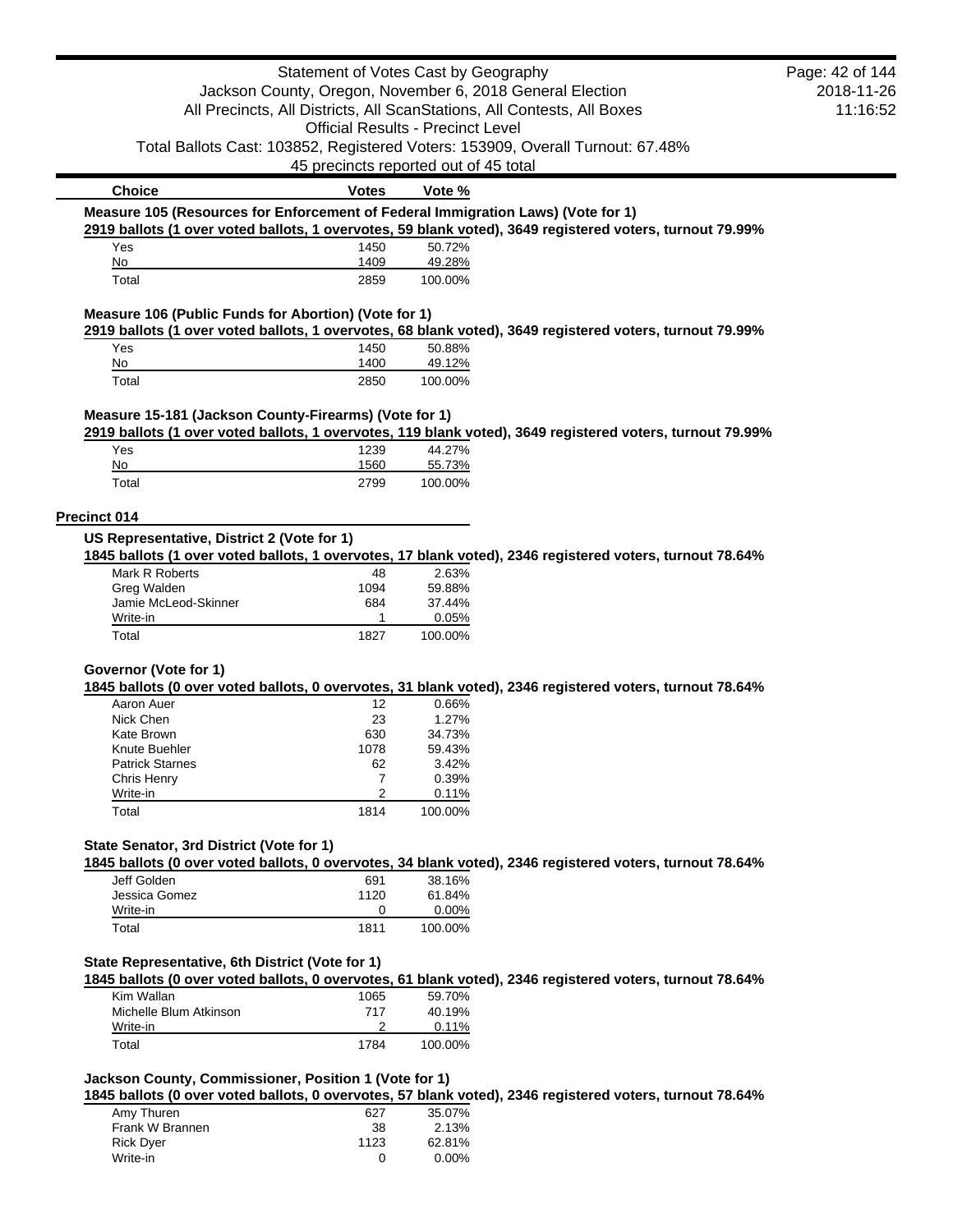| Choice | Votes | Vote % |
|---|---|---|

**Measure 105 (Resources for Enforcement of Federal Immigration Laws) (Vote for 1)**

**2919 ballots (1 over voted ballots, 1 overvotes, 59 blank voted), 3649 registered voters, turnout 79.99%**

| Choice | Votes | Vote % |
|---|---|---|
| Yes | 1450 | 50.72% |
| No | 1409 | 49.28% |
| Total | 2859 | 100.00% |

**Measure 106 (Public Funds for Abortion) (Vote for 1)**

**2919 ballots (1 over voted ballots, 1 overvotes, 68 blank voted), 3649 registered voters, turnout 79.99%**

| Choice | Votes | Vote % |
|---|---|---|
| Yes | 1450 | 50.88% |
| No | 1400 | 49.12% |
| Total | 2850 | 100.00% |

**Measure 15-181 (Jackson County-Firearms) (Vote for 1)**

**2919 ballots (1 over voted ballots, 1 overvotes, 119 blank voted), 3649 registered voters, turnout 79.99%**

| Choice | Votes | Vote % |
|---|---|---|
| Yes | 1239 | 44.27% |
| No | 1560 | 55.73% |
| Total | 2799 | 100.00% |

## Precinct 014

**US Representative, District 2 (Vote for 1)**

**1845 ballots (1 over voted ballots, 1 overvotes, 17 blank voted), 2346 registered voters, turnout 78.64%**

| Choice | Votes | Vote % |
|---|---|---|
| Mark R Roberts | 48 | 2.63% |
| Greg Walden | 1094 | 59.88% |
| Jamie McLeod-Skinner | 684 | 37.44% |
| Write-in | 1 | 0.05% |
| Total | 1827 | 100.00% |

**Governor (Vote for 1)**

**1845 ballots (0 over voted ballots, 0 overvotes, 31 blank voted), 2346 registered voters, turnout 78.64%**

| Choice | Votes | Vote % |
|---|---|---|
| Aaron Auer | 12 | 0.66% |
| Nick Chen | 23 | 1.27% |
| Kate Brown | 630 | 34.73% |
| Knute Buehler | 1078 | 59.43% |
| Patrick Starnes | 62 | 3.42% |
| Chris Henry | 7 | 0.39% |
| Write-in | 2 | 0.11% |
| Total | 1814 | 100.00% |

**State Senator, 3rd District (Vote for 1)**

**1845 ballots (0 over voted ballots, 0 overvotes, 34 blank voted), 2346 registered voters, turnout 78.64%**

| Choice | Votes | Vote % |
|---|---|---|
| Jeff Golden | 691 | 38.16% |
| Jessica Gomez | 1120 | 61.84% |
| Write-in | 0 | 0.00% |
| Total | 1811 | 100.00% |

**State Representative, 6th District (Vote for 1)**

**1845 ballots (0 over voted ballots, 0 overvotes, 61 blank voted), 2346 registered voters, turnout 78.64%**

| Choice | Votes | Vote % |
|---|---|---|
| Kim Wallan | 1065 | 59.70% |
| Michelle Blum Atkinson | 717 | 40.19% |
| Write-in | 2 | 0.11% |
| Total | 1784 | 100.00% |

**Jackson County, Commissioner, Position 1 (Vote for 1)**

**1845 ballots (0 over voted ballots, 0 overvotes, 57 blank voted), 2346 registered voters, turnout 78.64%**

| Choice | Votes | Vote % |
|---|---|---|
| Amy Thuren | 627 | 35.07% |
| Frank W Brannen | 38 | 2.13% |
| Rick Dyer | 1123 | 62.81% |
| Write-in | 0 | 0.00% |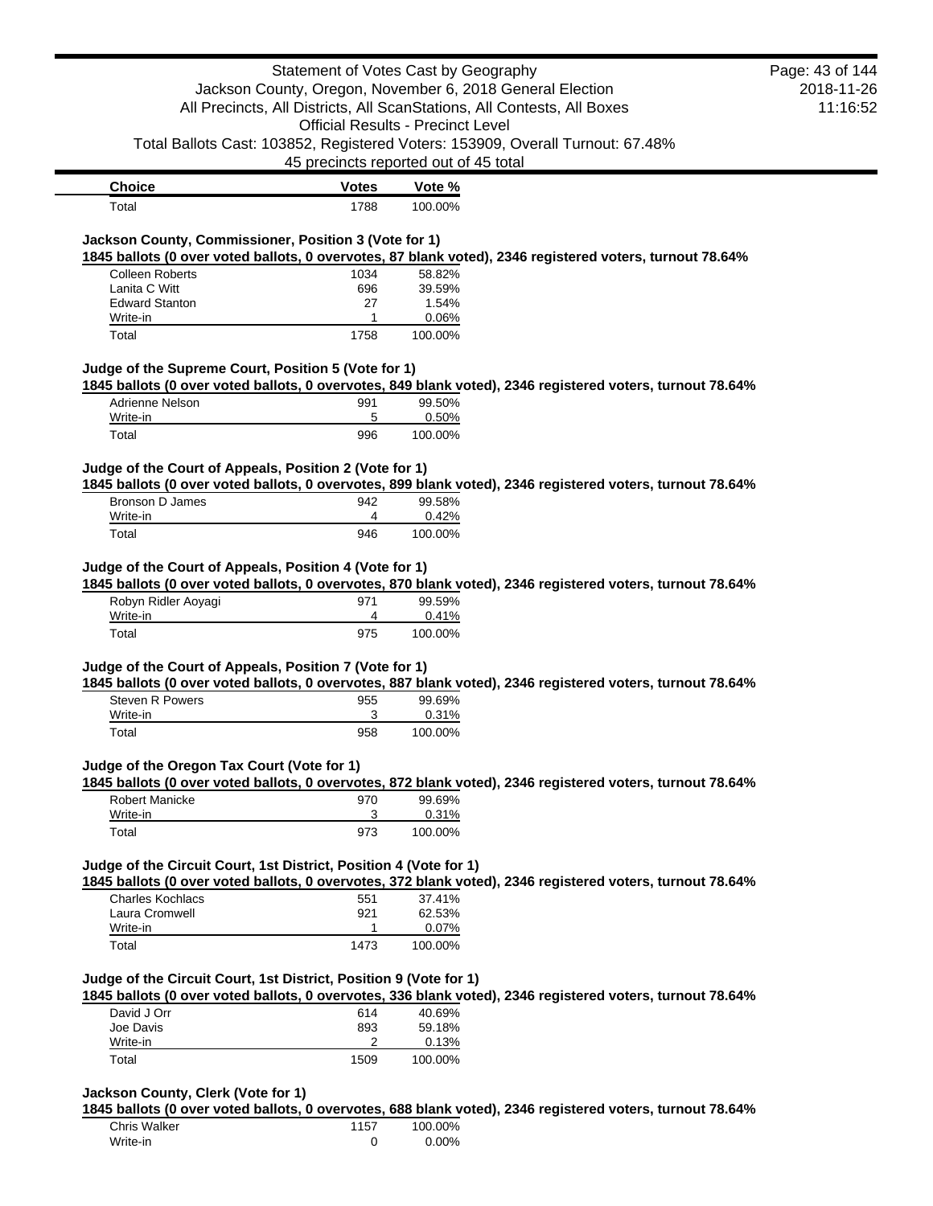| Choice | Votes | Vote % |
|---|---|---|
| Total | 1788 | 100.00% |

**Jackson County, Commissioner, Position 3 (Vote for 1)**

**1845 ballots (0 over voted ballots, 0 overvotes, 87 blank voted), 2346 registered voters, turnout 78.64%**

| Choice | Votes | Vote % |
|---|---|---|
| Colleen Roberts | 1034 | 58.82% |
| Lanita C Witt | 696 | 39.59% |
| Edward Stanton | 27 | 1.54% |
| Write-in | 1 | 0.06% |
| Total | 1758 | 100.00% |

**Judge of the Supreme Court, Position 5 (Vote for 1)**

**1845 ballots (0 over voted ballots, 0 overvotes, 849 blank voted), 2346 registered voters, turnout 78.64%**

| Choice | Votes | Vote % |
|---|---|---|
| Adrienne Nelson | 991 | 99.50% |
| Write-in | 5 | 0.50% |
| Total | 996 | 100.00% |

**Judge of the Court of Appeals, Position 2 (Vote for 1)**

**1845 ballots (0 over voted ballots, 0 overvotes, 899 blank voted), 2346 registered voters, turnout 78.64%**

| Choice | Votes | Vote % |
|---|---|---|
| Bronson D James | 942 | 99.58% |
| Write-in | 4 | 0.42% |
| Total | 946 | 100.00% |

**Judge of the Court of Appeals, Position 4 (Vote for 1)**

**1845 ballots (0 over voted ballots, 0 overvotes, 870 blank voted), 2346 registered voters, turnout 78.64%**

| Choice | Votes | Vote % |
|---|---|---|
| Robyn Ridler Aoyagi | 971 | 99.59% |
| Write-in | 4 | 0.41% |
| Total | 975 | 100.00% |

**Judge of the Court of Appeals, Position 7 (Vote for 1)**

**1845 ballots (0 over voted ballots, 0 overvotes, 887 blank voted), 2346 registered voters, turnout 78.64%**

| Choice | Votes | Vote % |
|---|---|---|
| Steven R Powers | 955 | 99.69% |
| Write-in | 3 | 0.31% |
| Total | 958 | 100.00% |

**Judge of the Oregon Tax Court (Vote for 1)**

**1845 ballots (0 over voted ballots, 0 overvotes, 872 blank voted), 2346 registered voters, turnout 78.64%**

| Choice | Votes | Vote % |
|---|---|---|
| Robert Manicke | 970 | 99.69% |
| Write-in | 3 | 0.31% |
| Total | 973 | 100.00% |

**Judge of the Circuit Court, 1st District, Position 4 (Vote for 1)**

**1845 ballots (0 over voted ballots, 0 overvotes, 372 blank voted), 2346 registered voters, turnout 78.64%**

| Choice | Votes | Vote % |
|---|---|---|
| Charles Kochlacs | 551 | 37.41% |
| Laura Cromwell | 921 | 62.53% |
| Write-in | 1 | 0.07% |
| Total | 1473 | 100.00% |

**Judge of the Circuit Court, 1st District, Position 9 (Vote for 1)**

**1845 ballots (0 over voted ballots, 0 overvotes, 336 blank voted), 2346 registered voters, turnout 78.64%**

| Choice | Votes | Vote % |
|---|---|---|
| David J Orr | 614 | 40.69% |
| Joe Davis | 893 | 59.18% |
| Write-in | 2 | 0.13% |
| Total | 1509 | 100.00% |

**Jackson County, Clerk (Vote for 1)**

**1845 ballots (0 over voted ballots, 0 overvotes, 688 blank voted), 2346 registered voters, turnout 78.64%**

| Choice | Votes | Vote % |
|---|---|---|
| Chris Walker | 1157 | 100.00% |
| Write-in | 0 | 0.00% |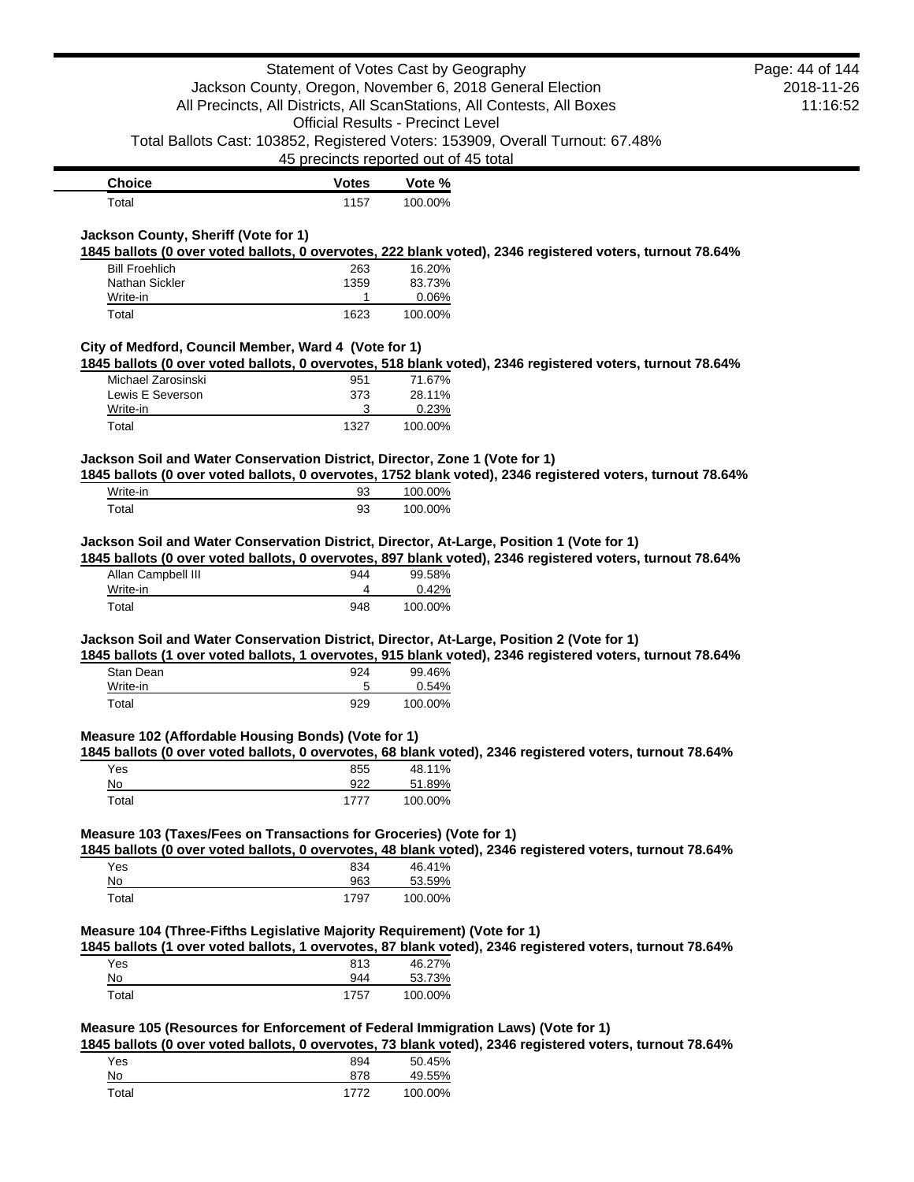| Choice | Votes | Vote % |
| --- | --- | --- |
| Total | 1157 | 100.00% |

### Jackson County, Sheriff (Vote for 1)

**1845 ballots (0 over voted ballots, 0 overvotes, 222 blank voted), 2346 registered voters, turnout 78.64%**

| Choice | Votes | Vote % |
| --- | --- | --- |
| Bill Froehlich | 263 | 16.20% |
| Nathan Sickler | 1359 | 83.73% |
| Write-in | 1 | 0.06% |
| Total | 1623 | 100.00% |

### City of Medford, Council Member, Ward 4 (Vote for 1)

**1845 ballots (0 over voted ballots, 0 overvotes, 518 blank voted), 2346 registered voters, turnout 78.64%**

| Choice | Votes | Vote % |
| --- | --- | --- |
| Michael Zarosinski | 951 | 71.67% |
| Lewis E Severson | 373 | 28.11% |
| Write-in | 3 | 0.23% |
| Total | 1327 | 100.00% |

### Jackson Soil and Water Conservation District, Director, Zone 1 (Vote for 1)

**1845 ballots (0 over voted ballots, 0 overvotes, 1752 blank voted), 2346 registered voters, turnout 78.64%**

| Choice | Votes | Vote % |
| --- | --- | --- |
| Write-in | 93 | 100.00% |
| Total | 93 | 100.00% |

### Jackson Soil and Water Conservation District, Director, At-Large, Position 1 (Vote for 1)

**1845 ballots (0 over voted ballots, 0 overvotes, 897 blank voted), 2346 registered voters, turnout 78.64%**

| Choice | Votes | Vote % |
| --- | --- | --- |
| Allan Campbell III | 944 | 99.58% |
| Write-in | 4 | 0.42% |
| Total | 948 | 100.00% |

### Jackson Soil and Water Conservation District, Director, At-Large, Position 2 (Vote for 1)

**1845 ballots (1 over voted ballots, 1 overvotes, 915 blank voted), 2346 registered voters, turnout 78.64%**

| Choice | Votes | Vote % |
| --- | --- | --- |
| Stan Dean | 924 | 99.46% |
| Write-in | 5 | 0.54% |
| Total | 929 | 100.00% |

### Measure 102 (Affordable Housing Bonds) (Vote for 1)

**1845 ballots (0 over voted ballots, 0 overvotes, 68 blank voted), 2346 registered voters, turnout 78.64%**

| Choice | Votes | Vote % |
| --- | --- | --- |
| Yes | 855 | 48.11% |
| No | 922 | 51.89% |
| Total | 1777 | 100.00% |

### Measure 103 (Taxes/Fees on Transactions for Groceries) (Vote for 1)

**1845 ballots (0 over voted ballots, 0 overvotes, 48 blank voted), 2346 registered voters, turnout 78.64%**

| Choice | Votes | Vote % |
| --- | --- | --- |
| Yes | 834 | 46.41% |
| No | 963 | 53.59% |
| Total | 1797 | 100.00% |

### Measure 104 (Three-Fifths Legislative Majority Requirement) (Vote for 1)

**1845 ballots (1 over voted ballots, 1 overvotes, 87 blank voted), 2346 registered voters, turnout 78.64%**

| Choice | Votes | Vote % |
| --- | --- | --- |
| Yes | 813 | 46.27% |
| No | 944 | 53.73% |
| Total | 1757 | 100.00% |

### Measure 105 (Resources for Enforcement of Federal Immigration Laws) (Vote for 1)

**1845 ballots (0 over voted ballots, 0 overvotes, 73 blank voted), 2346 registered voters, turnout 78.64%**

| Choice | Votes | Vote % |
| --- | --- | --- |
| Yes | 894 | 50.45% |
| No | 878 | 49.55% |
| Total | 1772 | 100.00% |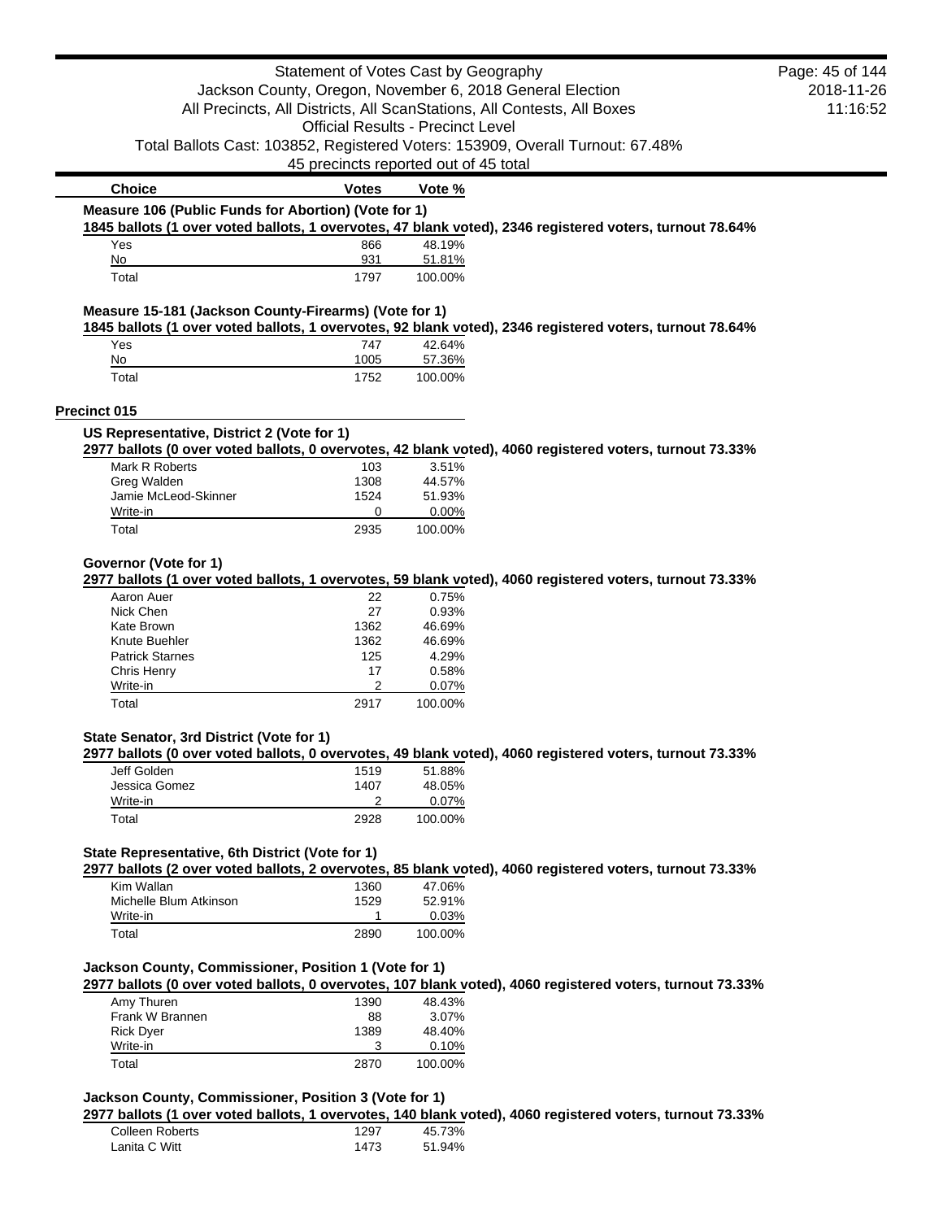Statement of Votes Cast by Geography
Jackson County, Oregon, November 6, 2018 General Election
All Precincts, All Districts, All ScanStations, All Contests, All Boxes
Official Results - Precinct Level
Total Ballots Cast: 103852, Registered Voters: 153909, Overall Turnout: 67.48%
45 precincts reported out of 45 total

2018-11-26
11:16:52

| Choice | Votes | Vote % |
|---|---|---|

**Measure 106 (Public Funds for Abortion) (Vote for 1)**

**1845 ballots (1 over voted ballots, 1 overvotes, 47 blank voted), 2346 registered voters, turnout 78.64%**

| Choice | Votes | Vote % |
|---|---|---|
| Yes | 866 | 48.19% |
| No | 931 | 51.81% |
| Total | 1797 | 100.00% |

**Measure 15-181 (Jackson County-Firearms) (Vote for 1)**

**1845 ballots (1 over voted ballots, 1 overvotes, 92 blank voted), 2346 registered voters, turnout 78.64%**

| Choice | Votes | Vote % |
|---|---|---|
| Yes | 747 | 42.64% |
| No | 1005 | 57.36% |
| Total | 1752 | 100.00% |

## Precinct 015

**US Representative, District 2 (Vote for 1)**

**2977 ballots (0 over voted ballots, 0 overvotes, 42 blank voted), 4060 registered voters, turnout 73.33%**

| Choice | Votes | Vote % |
|---|---|---|
| Mark R Roberts | 103 | 3.51% |
| Greg Walden | 1308 | 44.57% |
| Jamie McLeod-Skinner | 1524 | 51.93% |
| Write-in | 0 | 0.00% |
| Total | 2935 | 100.00% |

**Governor (Vote for 1)**

**2977 ballots (1 over voted ballots, 1 overvotes, 59 blank voted), 4060 registered voters, turnout 73.33%**

| Choice | Votes | Vote % |
|---|---|---|
| Aaron Auer | 22 | 0.75% |
| Nick Chen | 27 | 0.93% |
| Kate Brown | 1362 | 46.69% |
| Knute Buehler | 1362 | 46.69% |
| Patrick Starnes | 125 | 4.29% |
| Chris Henry | 17 | 0.58% |
| Write-in | 2 | 0.07% |
| Total | 2917 | 100.00% |

**State Senator, 3rd District (Vote for 1)**

**2977 ballots (0 over voted ballots, 0 overvotes, 49 blank voted), 4060 registered voters, turnout 73.33%**

| Choice | Votes | Vote % |
|---|---|---|
| Jeff Golden | 1519 | 51.88% |
| Jessica Gomez | 1407 | 48.05% |
| Write-in | 2 | 0.07% |
| Total | 2928 | 100.00% |

**State Representative, 6th District (Vote for 1)**

**2977 ballots (2 over voted ballots, 2 overvotes, 85 blank voted), 4060 registered voters, turnout 73.33%**

| Choice | Votes | Vote % |
|---|---|---|
| Kim Wallan | 1360 | 47.06% |
| Michelle Blum Atkinson | 1529 | 52.91% |
| Write-in | 1 | 0.03% |
| Total | 2890 | 100.00% |

**Jackson County, Commissioner, Position 1 (Vote for 1)**

**2977 ballots (0 over voted ballots, 0 overvotes, 107 blank voted), 4060 registered voters, turnout 73.33%**

| Choice | Votes | Vote % |
|---|---|---|
| Amy Thuren | 1390 | 48.43% |
| Frank W Brannen | 88 | 3.07% |
| Rick Dyer | 1389 | 48.40% |
| Write-in | 3 | 0.10% |
| Total | 2870 | 100.00% |

**Jackson County, Commissioner, Position 3 (Vote for 1)**

**2977 ballots (1 over voted ballots, 1 overvotes, 140 blank voted), 4060 registered voters, turnout 73.33%**

| Choice | Votes | Vote % |
|---|---|---|
| Colleen Roberts | 1297 | 45.73% |
| Lanita C Witt | 1473 | 51.94% |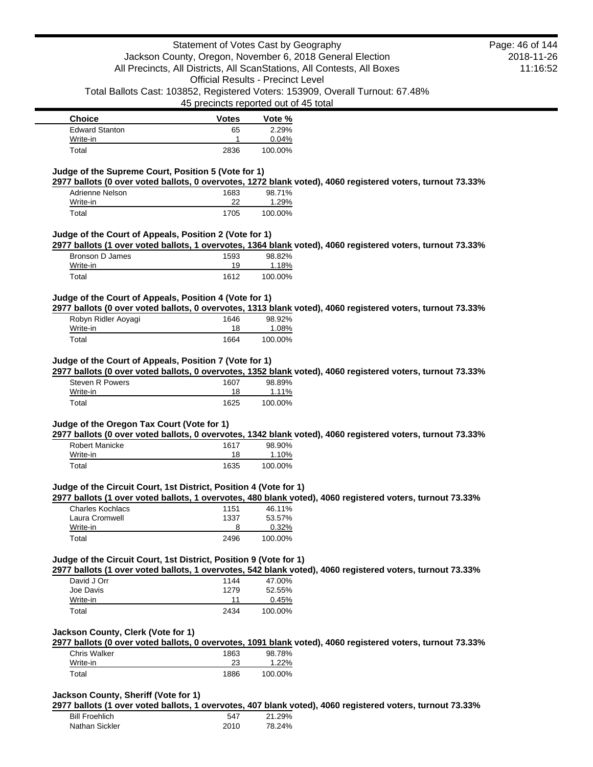| Choice | Votes | Vote % |
| --- | --- | --- |
| Edward Stanton | 65 | 2.29% |
| Write-in | 1 | 0.04% |
| Total | 2836 | 100.00% |

### Judge of the Supreme Court, Position 5 (Vote for 1)

**2977 ballots (0 over voted ballots, 0 overvotes, 1272 blank voted), 4060 registered voters, turnout 73.33%**

| Choice | Votes | Vote % |
| --- | --- | --- |
| Adrienne Nelson | 1683 | 98.71% |
| Write-in | 22 | 1.29% |
| Total | 1705 | 100.00% |

### Judge of the Court of Appeals, Position 2 (Vote for 1)

**2977 ballots (1 over voted ballots, 1 overvotes, 1364 blank voted), 4060 registered voters, turnout 73.33%**

| Choice | Votes | Vote % |
| --- | --- | --- |
| Bronson D James | 1593 | 98.82% |
| Write-in | 19 | 1.18% |
| Total | 1612 | 100.00% |

### Judge of the Court of Appeals, Position 4 (Vote for 1)

**2977 ballots (0 over voted ballots, 0 overvotes, 1313 blank voted), 4060 registered voters, turnout 73.33%**

| Choice | Votes | Vote % |
| --- | --- | --- |
| Robyn Ridler Aoyagi | 1646 | 98.92% |
| Write-in | 18 | 1.08% |
| Total | 1664 | 100.00% |

### Judge of the Court of Appeals, Position 7 (Vote for 1)

**2977 ballots (0 over voted ballots, 0 overvotes, 1352 blank voted), 4060 registered voters, turnout 73.33%**

| Choice | Votes | Vote % |
| --- | --- | --- |
| Steven R Powers | 1607 | 98.89% |
| Write-in | 18 | 1.11% |
| Total | 1625 | 100.00% |

### Judge of the Oregon Tax Court (Vote for 1)

**2977 ballots (0 over voted ballots, 0 overvotes, 1342 blank voted), 4060 registered voters, turnout 73.33%**

| Choice | Votes | Vote % |
| --- | --- | --- |
| Robert Manicke | 1617 | 98.90% |
| Write-in | 18 | 1.10% |
| Total | 1635 | 100.00% |

### Judge of the Circuit Court, 1st District, Position 4 (Vote for 1)

**2977 ballots (1 over voted ballots, 1 overvotes, 480 blank voted), 4060 registered voters, turnout 73.33%**

| Choice | Votes | Vote % |
| --- | --- | --- |
| Charles Kochlacs | 1151 | 46.11% |
| Laura Cromwell | 1337 | 53.57% |
| Write-in | 8 | 0.32% |
| Total | 2496 | 100.00% |

### Judge of the Circuit Court, 1st District, Position 9 (Vote for 1)

**2977 ballots (1 over voted ballots, 1 overvotes, 542 blank voted), 4060 registered voters, turnout 73.33%**

| Choice | Votes | Vote % |
| --- | --- | --- |
| David J Orr | 1144 | 47.00% |
| Joe Davis | 1279 | 52.55% |
| Write-in | 11 | 0.45% |
| Total | 2434 | 100.00% |

### Jackson County, Clerk (Vote for 1)

**2977 ballots (0 over voted ballots, 0 overvotes, 1091 blank voted), 4060 registered voters, turnout 73.33%**

| Choice | Votes | Vote % |
| --- | --- | --- |
| Chris Walker | 1863 | 98.78% |
| Write-in | 23 | 1.22% |
| Total | 1886 | 100.00% |

### Jackson County, Sheriff (Vote for 1)

**2977 ballots (1 over voted ballots, 1 overvotes, 407 blank voted), 4060 registered voters, turnout 73.33%**

| Choice | Votes | Vote % |
| --- | --- | --- |
| Bill Froehlich | 547 | 21.29% |
| Nathan Sickler | 2010 | 78.24% |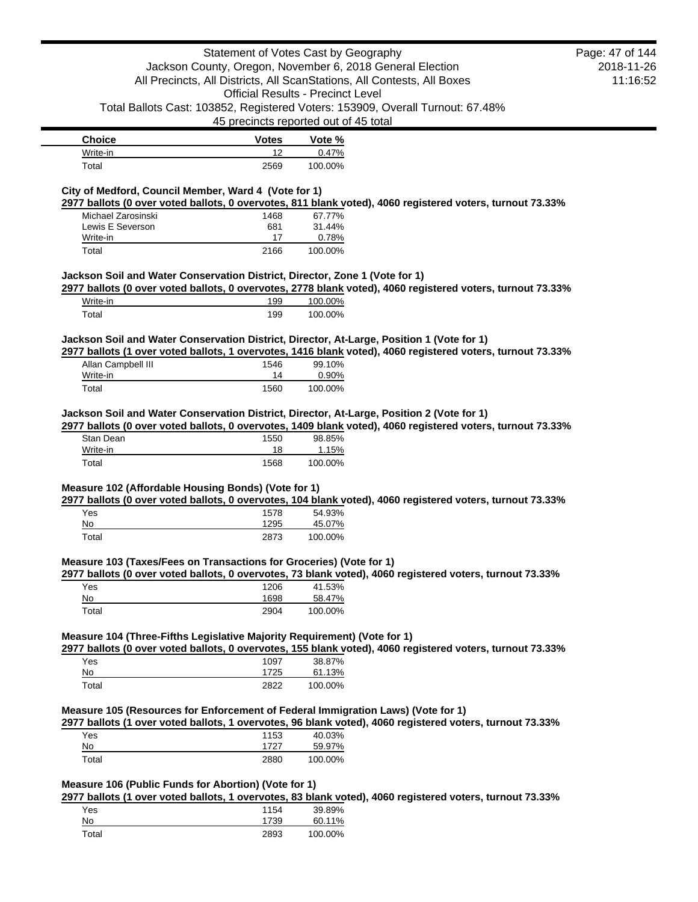| Choice | Votes | Vote % |
|---|---|---|
| Write-in | 12 | 0.47% |
| Total | 2569 | 100.00% |

**City of Medford, Council Member, Ward 4 (Vote for 1)**

**2977 ballots (0 over voted ballots, 0 overvotes, 811 blank voted), 4060 registered voters, turnout 73.33%**

| Choice | Votes | Vote % |
|---|---|---|
| Michael Zarosinski | 1468 | 67.77% |
| Lewis E Severson | 681 | 31.44% |
| Write-in | 17 | 0.78% |
| Total | 2166 | 100.00% |

**Jackson Soil and Water Conservation District, Director, Zone 1 (Vote for 1)**

**2977 ballots (0 over voted ballots, 0 overvotes, 2778 blank voted), 4060 registered voters, turnout 73.33%**

| Choice | Votes | Vote % |
|---|---|---|
| Write-in | 199 | 100.00% |
| Total | 199 | 100.00% |

**Jackson Soil and Water Conservation District, Director, At-Large, Position 1 (Vote for 1)**

**2977 ballots (1 over voted ballots, 1 overvotes, 1416 blank voted), 4060 registered voters, turnout 73.33%**

| Choice | Votes | Vote % |
|---|---|---|
| Allan Campbell III | 1546 | 99.10% |
| Write-in | 14 | 0.90% |
| Total | 1560 | 100.00% |

**Jackson Soil and Water Conservation District, Director, At-Large, Position 2 (Vote for 1)**

**2977 ballots (0 over voted ballots, 0 overvotes, 1409 blank voted), 4060 registered voters, turnout 73.33%**

| Choice | Votes | Vote % |
|---|---|---|
| Stan Dean | 1550 | 98.85% |
| Write-in | 18 | 1.15% |
| Total | 1568 | 100.00% |

**Measure 102 (Affordable Housing Bonds) (Vote for 1)**

**2977 ballots (0 over voted ballots, 0 overvotes, 104 blank voted), 4060 registered voters, turnout 73.33%**

| Choice | Votes | Vote % |
|---|---|---|
| Yes | 1578 | 54.93% |
| No | 1295 | 45.07% |
| Total | 2873 | 100.00% |

**Measure 103 (Taxes/Fees on Transactions for Groceries) (Vote for 1)**

**2977 ballots (0 over voted ballots, 0 overvotes, 73 blank voted), 4060 registered voters, turnout 73.33%**

| Choice | Votes | Vote % |
|---|---|---|
| Yes | 1206 | 41.53% |
| No | 1698 | 58.47% |
| Total | 2904 | 100.00% |

**Measure 104 (Three-Fifths Legislative Majority Requirement) (Vote for 1)**

**2977 ballots (0 over voted ballots, 0 overvotes, 155 blank voted), 4060 registered voters, turnout 73.33%**

| Choice | Votes | Vote % |
|---|---|---|
| Yes | 1097 | 38.87% |
| No | 1725 | 61.13% |
| Total | 2822 | 100.00% |

**Measure 105 (Resources for Enforcement of Federal Immigration Laws) (Vote for 1)**

**2977 ballots (1 over voted ballots, 1 overvotes, 96 blank voted), 4060 registered voters, turnout 73.33%**

| Choice | Votes | Vote % |
|---|---|---|
| Yes | 1153 | 40.03% |
| No | 1727 | 59.97% |
| Total | 2880 | 100.00% |

**Measure 106 (Public Funds for Abortion) (Vote for 1)**

**2977 ballots (1 over voted ballots, 1 overvotes, 83 blank voted), 4060 registered voters, turnout 73.33%**

| Choice | Votes | Vote % |
|---|---|---|
| Yes | 1154 | 39.89% |
| No | 1739 | 60.11% |
| Total | 2893 | 100.00% |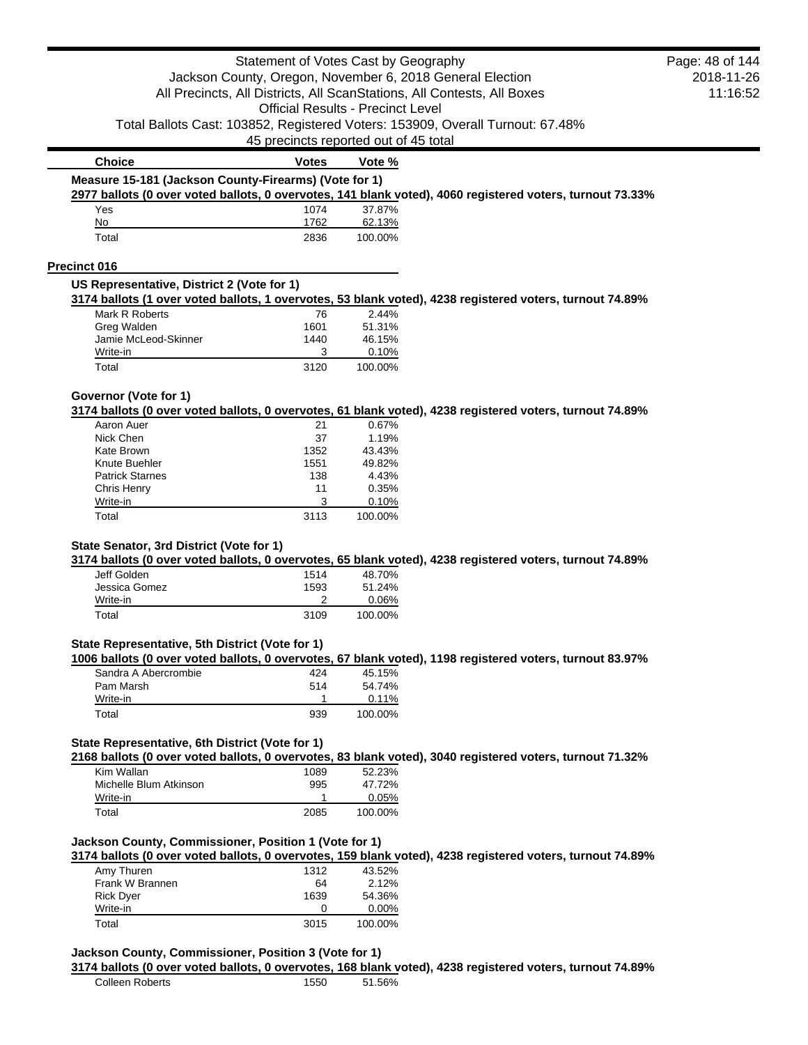| Choice | Votes | Vote % |
| --- | --- | --- |

**Measure 15-181 (Jackson County-Firearms) (Vote for 1)**

**2977 ballots (0 over voted ballots, 0 overvotes, 141 blank voted), 4060 registered voters, turnout 73.33%**

| Choice | Votes | Vote % |
| --- | --- | --- |
| Yes | 1074 | 37.87% |
| No | 1762 | 62.13% |
| Total | 2836 | 100.00% |

## Precinct 016

**US Representative, District 2 (Vote for 1)**

**3174 ballots (1 over voted ballots, 1 overvotes, 53 blank voted), 4238 registered voters, turnout 74.89%**

| Choice | Votes | Vote % |
| --- | --- | --- |
| Mark R Roberts | 76 | 2.44% |
| Greg Walden | 1601 | 51.31% |
| Jamie McLeod-Skinner | 1440 | 46.15% |
| Write-in | 3 | 0.10% |
| Total | 3120 | 100.00% |

**Governor (Vote for 1)**

**3174 ballots (0 over voted ballots, 0 overvotes, 61 blank voted), 4238 registered voters, turnout 74.89%**

| Choice | Votes | Vote % |
| --- | --- | --- |
| Aaron Auer | 21 | 0.67% |
| Nick Chen | 37 | 1.19% |
| Kate Brown | 1352 | 43.43% |
| Knute Buehler | 1551 | 49.82% |
| Patrick Starnes | 138 | 4.43% |
| Chris Henry | 11 | 0.35% |
| Write-in | 3 | 0.10% |
| Total | 3113 | 100.00% |

**State Senator, 3rd District (Vote for 1)**

**3174 ballots (0 over voted ballots, 0 overvotes, 65 blank voted), 4238 registered voters, turnout 74.89%**

| Choice | Votes | Vote % |
| --- | --- | --- |
| Jeff Golden | 1514 | 48.70% |
| Jessica Gomez | 1593 | 51.24% |
| Write-in | 2 | 0.06% |
| Total | 3109 | 100.00% |

**State Representative, 5th District (Vote for 1)**

**1006 ballots (0 over voted ballots, 0 overvotes, 67 blank voted), 1198 registered voters, turnout 83.97%**

| Choice | Votes | Vote % |
| --- | --- | --- |
| Sandra A Abercrombie | 424 | 45.15% |
| Pam Marsh | 514 | 54.74% |
| Write-in | 1 | 0.11% |
| Total | 939 | 100.00% |

**State Representative, 6th District (Vote for 1)**

**2168 ballots (0 over voted ballots, 0 overvotes, 83 blank voted), 3040 registered voters, turnout 71.32%**

| Choice | Votes | Vote % |
| --- | --- | --- |
| Kim Wallan | 1089 | 52.23% |
| Michelle Blum Atkinson | 995 | 47.72% |
| Write-in | 1 | 0.05% |
| Total | 2085 | 100.00% |

**Jackson County, Commissioner, Position 1 (Vote for 1)**

**3174 ballots (0 over voted ballots, 0 overvotes, 159 blank voted), 4238 registered voters, turnout 74.89%**

| Choice | Votes | Vote % |
| --- | --- | --- |
| Amy Thuren | 1312 | 43.52% |
| Frank W Brannen | 64 | 2.12% |
| Rick Dyer | 1639 | 54.36% |
| Write-in | 0 | 0.00% |
| Total | 3015 | 100.00% |

**Jackson County, Commissioner, Position 3 (Vote for 1)**

**3174 ballots (0 over voted ballots, 0 overvotes, 168 blank voted), 4238 registered voters, turnout 74.89%**

| Choice | Votes | Vote % |
| --- | --- | --- |
| Colleen Roberts | 1550 | 51.56% |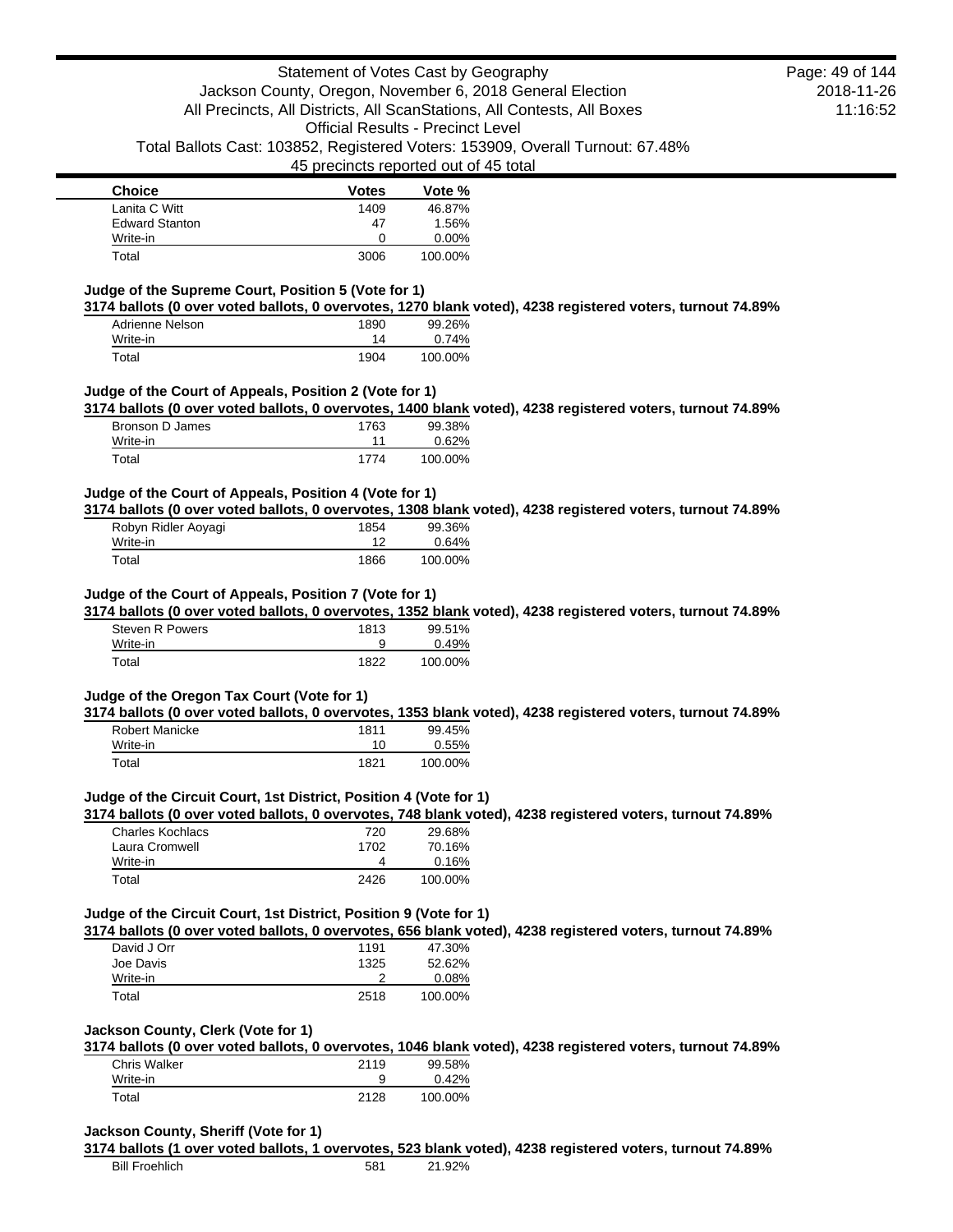| Choice | Votes | Vote % |
| --- | --- | --- |
| Lanita C Witt | 1409 | 46.87% |
| Edward Stanton | 47 | 1.56% |
| Write-in | 0 | 0.00% |
| Total | 3006 | 100.00% |

### Judge of the Supreme Court, Position 5 (Vote for 1)

**3174 ballots (0 over voted ballots, 0 overvotes, 1270 blank voted), 4238 registered voters, turnout 74.89%**

| Choice | Votes | Vote % |
| --- | --- | --- |
| Adrienne Nelson | 1890 | 99.26% |
| Write-in | 14 | 0.74% |
| Total | 1904 | 100.00% |

### Judge of the Court of Appeals, Position 2 (Vote for 1)

**3174 ballots (0 over voted ballots, 0 overvotes, 1400 blank voted), 4238 registered voters, turnout 74.89%**

| Choice | Votes | Vote % |
| --- | --- | --- |
| Bronson D James | 1763 | 99.38% |
| Write-in | 11 | 0.62% |
| Total | 1774 | 100.00% |

### Judge of the Court of Appeals, Position 4 (Vote for 1)

**3174 ballots (0 over voted ballots, 0 overvotes, 1308 blank voted), 4238 registered voters, turnout 74.89%**

| Choice | Votes | Vote % |
| --- | --- | --- |
| Robyn Ridler Aoyagi | 1854 | 99.36% |
| Write-in | 12 | 0.64% |
| Total | 1866 | 100.00% |

### Judge of the Court of Appeals, Position 7 (Vote for 1)

**3174 ballots (0 over voted ballots, 0 overvotes, 1352 blank voted), 4238 registered voters, turnout 74.89%**

| Choice | Votes | Vote % |
| --- | --- | --- |
| Steven R Powers | 1813 | 99.51% |
| Write-in | 9 | 0.49% |
| Total | 1822 | 100.00% |

### Judge of the Oregon Tax Court (Vote for 1)

**3174 ballots (0 over voted ballots, 0 overvotes, 1353 blank voted), 4238 registered voters, turnout 74.89%**

| Choice | Votes | Vote % |
| --- | --- | --- |
| Robert Manicke | 1811 | 99.45% |
| Write-in | 10 | 0.55% |
| Total | 1821 | 100.00% |

### Judge of the Circuit Court, 1st District, Position 4 (Vote for 1)

**3174 ballots (0 over voted ballots, 0 overvotes, 748 blank voted), 4238 registered voters, turnout 74.89%**

| Choice | Votes | Vote % |
| --- | --- | --- |
| Charles Kochlacs | 720 | 29.68% |
| Laura Cromwell | 1702 | 70.16% |
| Write-in | 4 | 0.16% |
| Total | 2426 | 100.00% |

### Judge of the Circuit Court, 1st District, Position 9 (Vote for 1)

**3174 ballots (0 over voted ballots, 0 overvotes, 656 blank voted), 4238 registered voters, turnout 74.89%**

| Choice | Votes | Vote % |
| --- | --- | --- |
| David J Orr | 1191 | 47.30% |
| Joe Davis | 1325 | 52.62% |
| Write-in | 2 | 0.08% |
| Total | 2518 | 100.00% |

### Jackson County, Clerk (Vote for 1)

**3174 ballots (0 over voted ballots, 0 overvotes, 1046 blank voted), 4238 registered voters, turnout 74.89%**

| Choice | Votes | Vote % |
| --- | --- | --- |
| Chris Walker | 2119 | 99.58% |
| Write-in | 9 | 0.42% |
| Total | 2128 | 100.00% |

### Jackson County, Sheriff (Vote for 1)

**3174 ballots (1 over voted ballots, 1 overvotes, 523 blank voted), 4238 registered voters, turnout 74.89%**

| Choice | Votes | Vote % |
| --- | --- | --- |
| Bill Froehlich | 581 | 21.92% |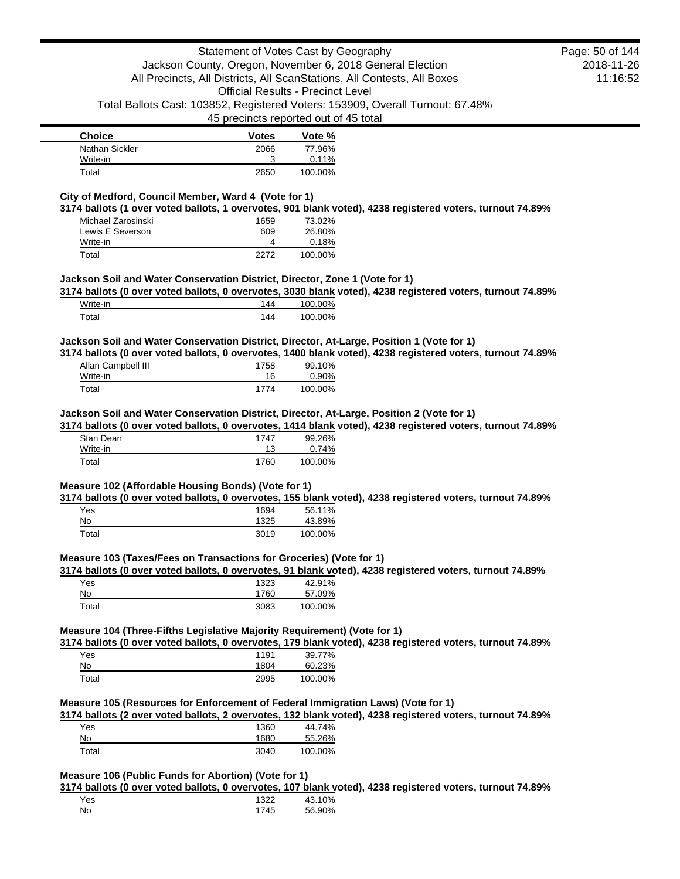| Choice | Votes | Vote % |
| --- | --- | --- |
| Nathan Sickler | 2066 | 77.96% |
| Write-in | 3 | 0.11% |
| Total | 2650 | 100.00% |

### City of Medford, Council Member, Ward 4 (Vote for 1)

**3174 ballots (1 over voted ballots, 1 overvotes, 901 blank voted), 4238 registered voters, turnout 74.89%**

| Choice | Votes | Vote % |
| --- | --- | --- |
| Michael Zarosinski | 1659 | 73.02% |
| Lewis E Severson | 609 | 26.80% |
| Write-in | 4 | 0.18% |
| Total | 2272 | 100.00% |

### Jackson Soil and Water Conservation District, Director, Zone 1 (Vote for 1)

**3174 ballots (0 over voted ballots, 0 overvotes, 3030 blank voted), 4238 registered voters, turnout 74.89%**

| Choice | Votes | Vote % |
| --- | --- | --- |
| Write-in | 144 | 100.00% |
| Total | 144 | 100.00% |

### Jackson Soil and Water Conservation District, Director, At-Large, Position 1 (Vote for 1)

**3174 ballots (0 over voted ballots, 0 overvotes, 1400 blank voted), 4238 registered voters, turnout 74.89%**

| Choice | Votes | Vote % |
| --- | --- | --- |
| Allan Campbell III | 1758 | 99.10% |
| Write-in | 16 | 0.90% |
| Total | 1774 | 100.00% |

### Jackson Soil and Water Conservation District, Director, At-Large, Position 2 (Vote for 1)

**3174 ballots (0 over voted ballots, 0 overvotes, 1414 blank voted), 4238 registered voters, turnout 74.89%**

| Choice | Votes | Vote % |
| --- | --- | --- |
| Stan Dean | 1747 | 99.26% |
| Write-in | 13 | 0.74% |
| Total | 1760 | 100.00% |

### Measure 102 (Affordable Housing Bonds) (Vote for 1)

**3174 ballots (0 over voted ballots, 0 overvotes, 155 blank voted), 4238 registered voters, turnout 74.89%**

| Choice | Votes | Vote % |
| --- | --- | --- |
| Yes | 1694 | 56.11% |
| No | 1325 | 43.89% |
| Total | 3019 | 100.00% |

### Measure 103 (Taxes/Fees on Transactions for Groceries) (Vote for 1)

**3174 ballots (0 over voted ballots, 0 overvotes, 91 blank voted), 4238 registered voters, turnout 74.89%**

| Choice | Votes | Vote % |
| --- | --- | --- |
| Yes | 1323 | 42.91% |
| No | 1760 | 57.09% |
| Total | 3083 | 100.00% |

### Measure 104 (Three-Fifths Legislative Majority Requirement) (Vote for 1)

**3174 ballots (0 over voted ballots, 0 overvotes, 179 blank voted), 4238 registered voters, turnout 74.89%**

| Choice | Votes | Vote % |
| --- | --- | --- |
| Yes | 1191 | 39.77% |
| No | 1804 | 60.23% |
| Total | 2995 | 100.00% |

### Measure 105 (Resources for Enforcement of Federal Immigration Laws) (Vote for 1)

**3174 ballots (2 over voted ballots, 2 overvotes, 132 blank voted), 4238 registered voters, turnout 74.89%**

| Choice | Votes | Vote % |
| --- | --- | --- |
| Yes | 1360 | 44.74% |
| No | 1680 | 55.26% |
| Total | 3040 | 100.00% |

### Measure 106 (Public Funds for Abortion) (Vote for 1)

**3174 ballots (0 over voted ballots, 0 overvotes, 107 blank voted), 4238 registered voters, turnout 74.89%**

| Choice | Votes | Vote % |
| --- | --- | --- |
| Yes | 1322 | 43.10% |
| No | 1745 | 56.90% |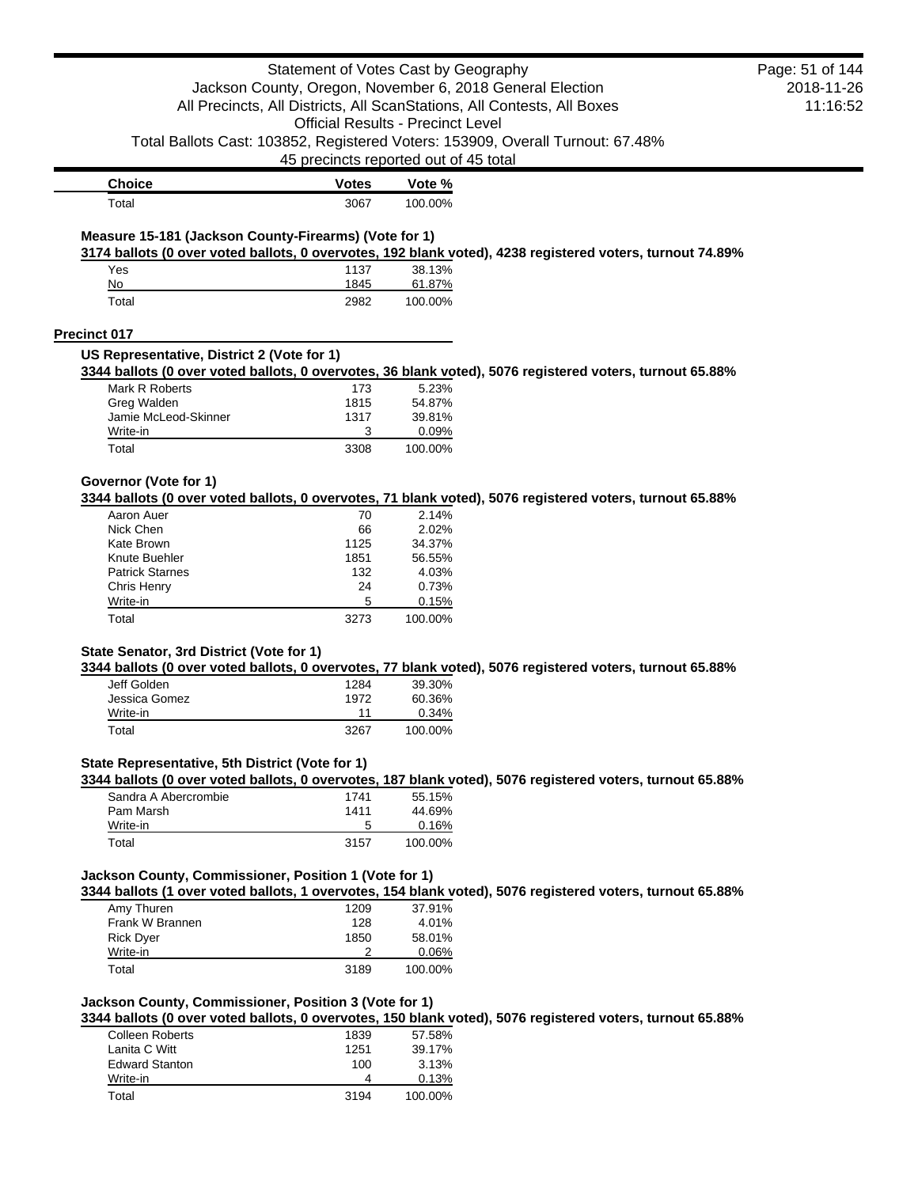| Choice | Votes | Vote % |
| --- | --- | --- |
| Total | 3067 | 100.00% |

**Measure 15-181 (Jackson County-Firearms) (Vote for 1)**

3174 ballots (0 over voted ballots, 0 overvotes, 192 blank voted), 4238 registered voters, turnout 74.89%

| Choice | Votes | Vote % |
| --- | --- | --- |
| Yes | 1137 | 38.13% |
| No | 1845 | 61.87% |
| Total | 2982 | 100.00% |

## Precinct 017

**US Representative, District 2 (Vote for 1)**

3344 ballots (0 over voted ballots, 0 overvotes, 36 blank voted), 5076 registered voters, turnout 65.88%

| Choice | Votes | Vote % |
| --- | --- | --- |
| Mark R Roberts | 173 | 5.23% |
| Greg Walden | 1815 | 54.87% |
| Jamie McLeod-Skinner | 1317 | 39.81% |
| Write-in | 3 | 0.09% |
| Total | 3308 | 100.00% |

**Governor (Vote for 1)**

3344 ballots (0 over voted ballots, 0 overvotes, 71 blank voted), 5076 registered voters, turnout 65.88%

| Choice | Votes | Vote % |
| --- | --- | --- |
| Aaron Auer | 70 | 2.14% |
| Nick Chen | 66 | 2.02% |
| Kate Brown | 1125 | 34.37% |
| Knute Buehler | 1851 | 56.55% |
| Patrick Starnes | 132 | 4.03% |
| Chris Henry | 24 | 0.73% |
| Write-in | 5 | 0.15% |
| Total | 3273 | 100.00% |

**State Senator, 3rd District (Vote for 1)**

3344 ballots (0 over voted ballots, 0 overvotes, 77 blank voted), 5076 registered voters, turnout 65.88%

| Choice | Votes | Vote % |
| --- | --- | --- |
| Jeff Golden | 1284 | 39.30% |
| Jessica Gomez | 1972 | 60.36% |
| Write-in | 11 | 0.34% |
| Total | 3267 | 100.00% |

**State Representative, 5th District (Vote for 1)**

3344 ballots (0 over voted ballots, 0 overvotes, 187 blank voted), 5076 registered voters, turnout 65.88%

| Choice | Votes | Vote % |
| --- | --- | --- |
| Sandra A Abercrombie | 1741 | 55.15% |
| Pam Marsh | 1411 | 44.69% |
| Write-in | 5 | 0.16% |
| Total | 3157 | 100.00% |

**Jackson County, Commissioner, Position 1 (Vote for 1)**

3344 ballots (1 over voted ballots, 1 overvotes, 154 blank voted), 5076 registered voters, turnout 65.88%

| Choice | Votes | Vote % |
| --- | --- | --- |
| Amy Thuren | 1209 | 37.91% |
| Frank W Brannen | 128 | 4.01% |
| Rick Dyer | 1850 | 58.01% |
| Write-in | 2 | 0.06% |
| Total | 3189 | 100.00% |

**Jackson County, Commissioner, Position 3 (Vote for 1)**

3344 ballots (0 over voted ballots, 0 overvotes, 150 blank voted), 5076 registered voters, turnout 65.88%

| Choice | Votes | Vote % |
| --- | --- | --- |
| Colleen Roberts | 1839 | 57.58% |
| Lanita C Witt | 1251 | 39.17% |
| Edward Stanton | 100 | 3.13% |
| Write-in | 4 | 0.13% |
| Total | 3194 | 100.00% |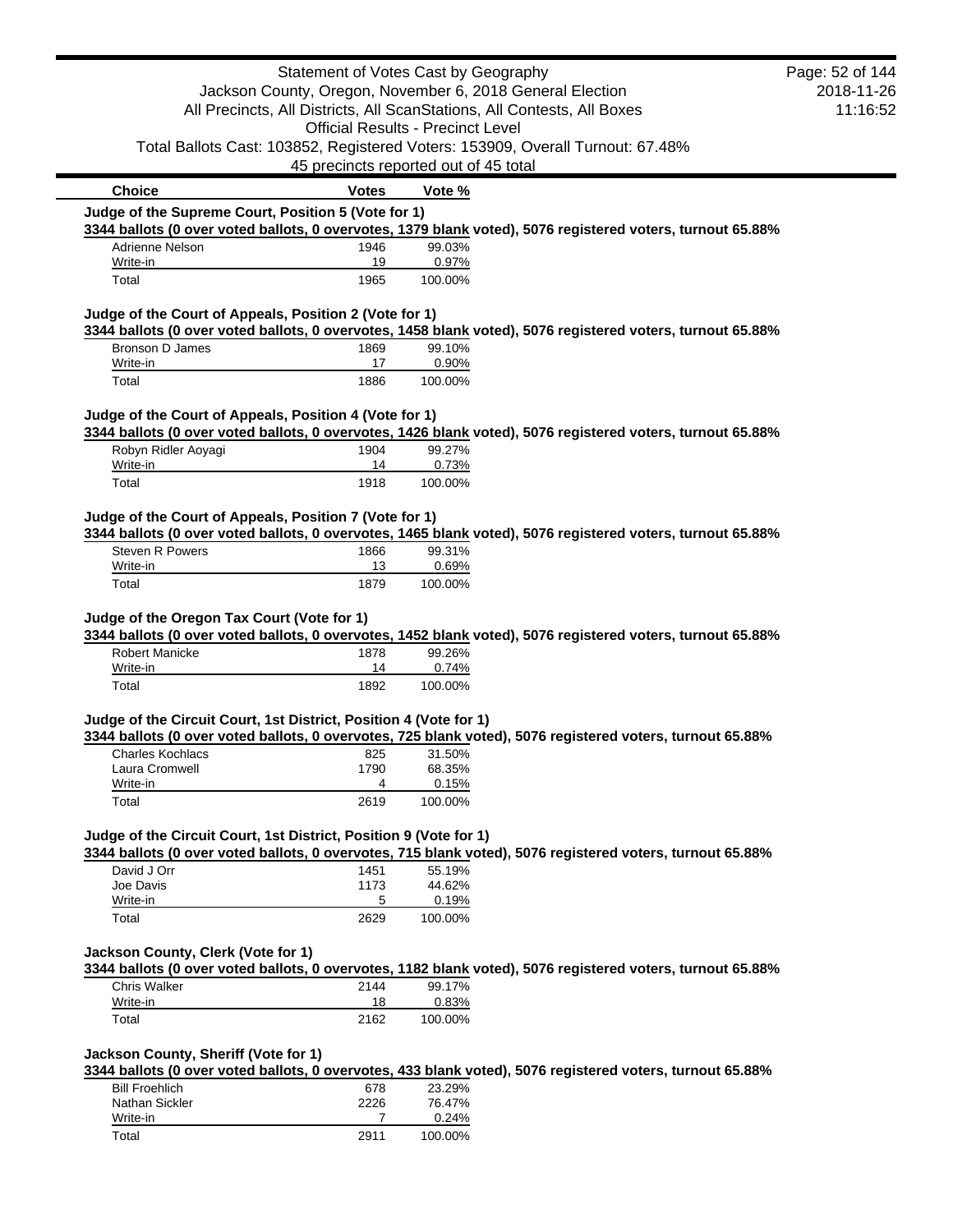| Choice | Votes | Vote % |
|---|---|---|

**Judge of the Supreme Court, Position 5 (Vote for 1)**

**3344 ballots (0 over voted ballots, 0 overvotes, 1379 blank voted), 5076 registered voters, turnout 65.88%**

| Choice | Votes | Vote % |
|---|---|---|
| Adrienne Nelson | 1946 | 99.03% |
| Write-in | 19 | 0.97% |
| Total | 1965 | 100.00% |

**Judge of the Court of Appeals, Position 2 (Vote for 1)**

**3344 ballots (0 over voted ballots, 0 overvotes, 1458 blank voted), 5076 registered voters, turnout 65.88%**

| Choice | Votes | Vote % |
|---|---|---|
| Bronson D James | 1869 | 99.10% |
| Write-in | 17 | 0.90% |
| Total | 1886 | 100.00% |

**Judge of the Court of Appeals, Position 4 (Vote for 1)**

**3344 ballots (0 over voted ballots, 0 overvotes, 1426 blank voted), 5076 registered voters, turnout 65.88%**

| Choice | Votes | Vote % |
|---|---|---|
| Robyn Ridler Aoyagi | 1904 | 99.27% |
| Write-in | 14 | 0.73% |
| Total | 1918 | 100.00% |

**Judge of the Court of Appeals, Position 7 (Vote for 1)**

**3344 ballots (0 over voted ballots, 0 overvotes, 1465 blank voted), 5076 registered voters, turnout 65.88%**

| Choice | Votes | Vote % |
|---|---|---|
| Steven R Powers | 1866 | 99.31% |
| Write-in | 13 | 0.69% |
| Total | 1879 | 100.00% |

**Judge of the Oregon Tax Court (Vote for 1)**

**3344 ballots (0 over voted ballots, 0 overvotes, 1452 blank voted), 5076 registered voters, turnout 65.88%**

| Choice | Votes | Vote % |
|---|---|---|
| Robert Manicke | 1878 | 99.26% |
| Write-in | 14 | 0.74% |
| Total | 1892 | 100.00% |

**Judge of the Circuit Court, 1st District, Position 4 (Vote for 1)**

**3344 ballots (0 over voted ballots, 0 overvotes, 725 blank voted), 5076 registered voters, turnout 65.88%**

| Choice | Votes | Vote % |
|---|---|---|
| Charles Kochlacs | 825 | 31.50% |
| Laura Cromwell | 1790 | 68.35% |
| Write-in | 4 | 0.15% |
| Total | 2619 | 100.00% |

**Judge of the Circuit Court, 1st District, Position 9 (Vote for 1)**

**3344 ballots (0 over voted ballots, 0 overvotes, 715 blank voted), 5076 registered voters, turnout 65.88%**

| Choice | Votes | Vote % |
|---|---|---|
| David J Orr | 1451 | 55.19% |
| Joe Davis | 1173 | 44.62% |
| Write-in | 5 | 0.19% |
| Total | 2629 | 100.00% |

**Jackson County, Clerk (Vote for 1)**

**3344 ballots (0 over voted ballots, 0 overvotes, 1182 blank voted), 5076 registered voters, turnout 65.88%**

| Choice | Votes | Vote % |
|---|---|---|
| Chris Walker | 2144 | 99.17% |
| Write-in | 18 | 0.83% |
| Total | 2162 | 100.00% |

**Jackson County, Sheriff (Vote for 1)**

**3344 ballots (0 over voted ballots, 0 overvotes, 433 blank voted), 5076 registered voters, turnout 65.88%**

| Choice | Votes | Vote % |
|---|---|---|
| Bill Froehlich | 678 | 23.29% |
| Nathan Sickler | 2226 | 76.47% |
| Write-in | 7 | 0.24% |
| Total | 2911 | 100.00% |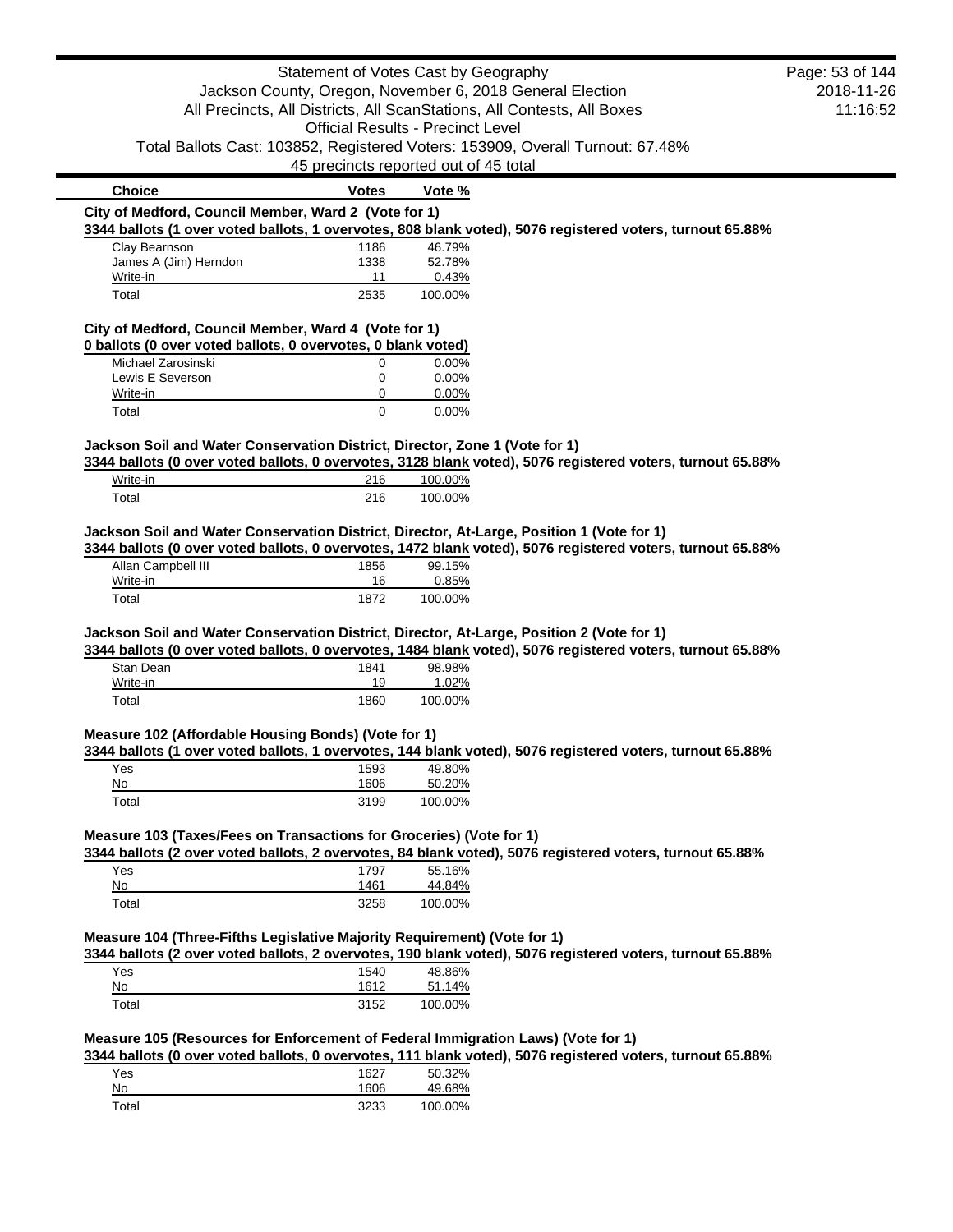| Choice | Votes | Vote % |
|---|---|---|

**City of Medford, Council Member, Ward 2 (Vote for 1)**

**3344 ballots (1 over voted ballots, 1 overvotes, 808 blank voted), 5076 registered voters, turnout 65.88%**

| Choice | Votes | Vote % |
|---|---|---|
| Clay Bearnson | 1186 | 46.79% |
| James A (Jim) Herndon | 1338 | 52.78% |
| Write-in | 11 | 0.43% |
| Total | 2535 | 100.00% |

**City of Medford, Council Member, Ward 4 (Vote for 1)**

**0 ballots (0 over voted ballots, 0 overvotes, 0 blank voted)**

| Choice | Votes | Vote % |
|---|---|---|
| Michael Zarosinski | 0 | 0.00% |
| Lewis E Severson | 0 | 0.00% |
| Write-in | 0 | 0.00% |
| Total | 0 | 0.00% |

**Jackson Soil and Water Conservation District, Director, Zone 1 (Vote for 1)**

**3344 ballots (0 over voted ballots, 0 overvotes, 3128 blank voted), 5076 registered voters, turnout 65.88%**

| Choice | Votes | Vote % |
|---|---|---|
| Write-in | 216 | 100.00% |
| Total | 216 | 100.00% |

**Jackson Soil and Water Conservation District, Director, At-Large, Position 1 (Vote for 1)**

**3344 ballots (0 over voted ballots, 0 overvotes, 1472 blank voted), 5076 registered voters, turnout 65.88%**

| Choice | Votes | Vote % |
|---|---|---|
| Allan Campbell III | 1856 | 99.15% |
| Write-in | 16 | 0.85% |
| Total | 1872 | 100.00% |

**Jackson Soil and Water Conservation District, Director, At-Large, Position 2 (Vote for 1)**

**3344 ballots (0 over voted ballots, 0 overvotes, 1484 blank voted), 5076 registered voters, turnout 65.88%**

| Choice | Votes | Vote % |
|---|---|---|
| Stan Dean | 1841 | 98.98% |
| Write-in | 19 | 1.02% |
| Total | 1860 | 100.00% |

**Measure 102 (Affordable Housing Bonds) (Vote for 1)**

**3344 ballots (1 over voted ballots, 1 overvotes, 144 blank voted), 5076 registered voters, turnout 65.88%**

| Choice | Votes | Vote % |
|---|---|---|
| Yes | 1593 | 49.80% |
| No | 1606 | 50.20% |
| Total | 3199 | 100.00% |

**Measure 103 (Taxes/Fees on Transactions for Groceries) (Vote for 1)**

**3344 ballots (2 over voted ballots, 2 overvotes, 84 blank voted), 5076 registered voters, turnout 65.88%**

| Choice | Votes | Vote % |
|---|---|---|
| Yes | 1797 | 55.16% |
| No | 1461 | 44.84% |
| Total | 3258 | 100.00% |

**Measure 104 (Three-Fifths Legislative Majority Requirement) (Vote for 1)**

**3344 ballots (2 over voted ballots, 2 overvotes, 190 blank voted), 5076 registered voters, turnout 65.88%**

| Choice | Votes | Vote % |
|---|---|---|
| Yes | 1540 | 48.86% |
| No | 1612 | 51.14% |
| Total | 3152 | 100.00% |

**Measure 105 (Resources for Enforcement of Federal Immigration Laws) (Vote for 1)**

**3344 ballots (0 over voted ballots, 0 overvotes, 111 blank voted), 5076 registered voters, turnout 65.88%**

| Choice | Votes | Vote % |
|---|---|---|
| Yes | 1627 | 50.32% |
| No | 1606 | 49.68% |
| Total | 3233 | 100.00% |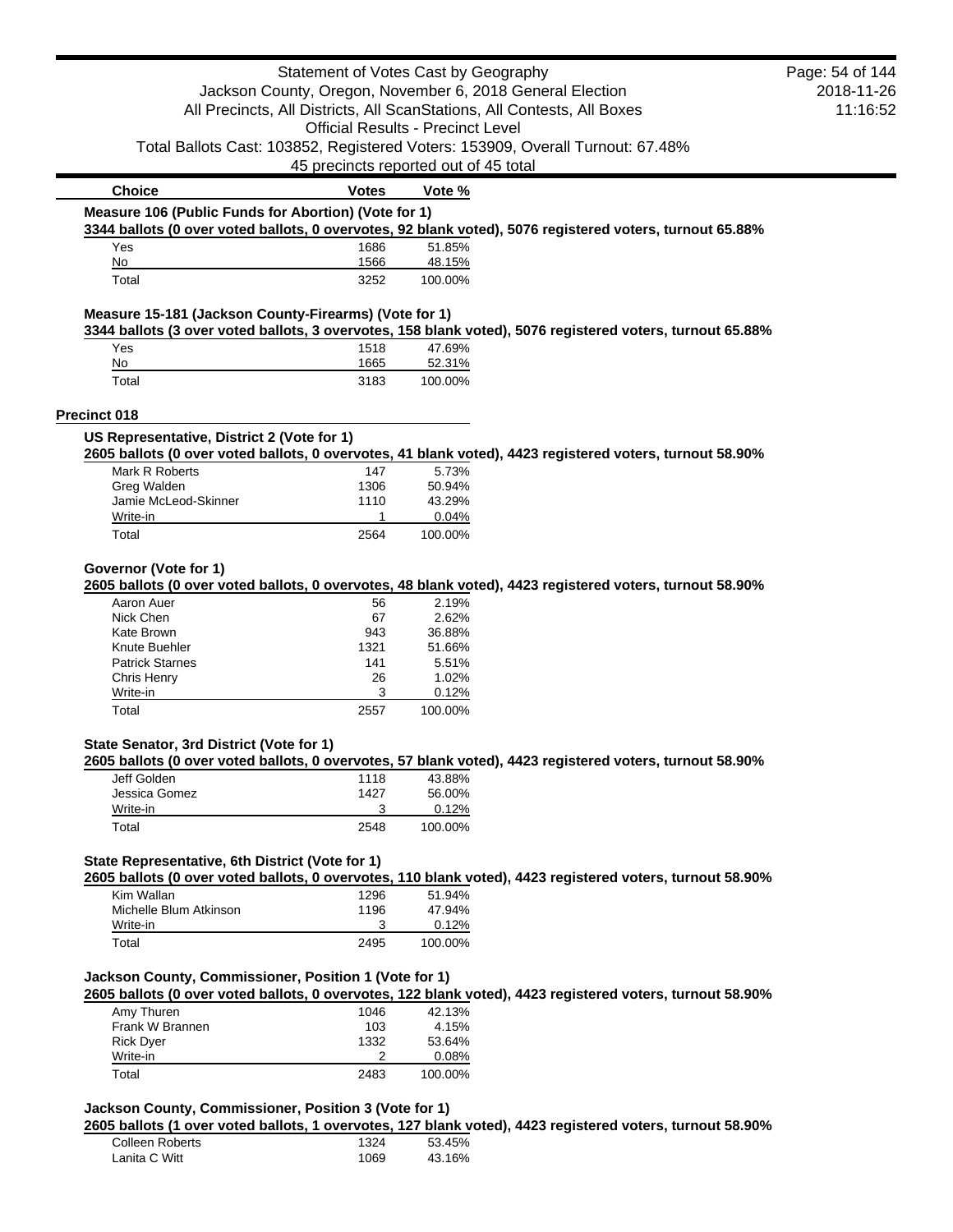| Choice | Votes | Vote % |
|---|---|---|

**Measure 106 (Public Funds for Abortion) (Vote for 1)**

**3344 ballots (0 over voted ballots, 0 overvotes, 92 blank voted), 5076 registered voters, turnout 65.88%**

| Choice | Votes | Vote % |
|---|---|---|
| Yes | 1686 | 51.85% |
| No | 1566 | 48.15% |
| Total | 3252 | 100.00% |

**Measure 15-181 (Jackson County-Firearms) (Vote for 1)**

**3344 ballots (3 over voted ballots, 3 overvotes, 158 blank voted), 5076 registered voters, turnout 65.88%**

| Choice | Votes | Vote % |
|---|---|---|
| Yes | 1518 | 47.69% |
| No | 1665 | 52.31% |
| Total | 3183 | 100.00% |

## Precinct 018

**US Representative, District 2 (Vote for 1)**

**2605 ballots (0 over voted ballots, 0 overvotes, 41 blank voted), 4423 registered voters, turnout 58.90%**

| Choice | Votes | Vote % |
|---|---|---|
| Mark R Roberts | 147 | 5.73% |
| Greg Walden | 1306 | 50.94% |
| Jamie McLeod-Skinner | 1110 | 43.29% |
| Write-in | 1 | 0.04% |
| Total | 2564 | 100.00% |

**Governor (Vote for 1)**

**2605 ballots (0 over voted ballots, 0 overvotes, 48 blank voted), 4423 registered voters, turnout 58.90%**

| Choice | Votes | Vote % |
|---|---|---|
| Aaron Auer | 56 | 2.19% |
| Nick Chen | 67 | 2.62% |
| Kate Brown | 943 | 36.88% |
| Knute Buehler | 1321 | 51.66% |
| Patrick Starnes | 141 | 5.51% |
| Chris Henry | 26 | 1.02% |
| Write-in | 3 | 0.12% |
| Total | 2557 | 100.00% |

**State Senator, 3rd District (Vote for 1)**

**2605 ballots (0 over voted ballots, 0 overvotes, 57 blank voted), 4423 registered voters, turnout 58.90%**

| Choice | Votes | Vote % |
|---|---|---|
| Jeff Golden | 1118 | 43.88% |
| Jessica Gomez | 1427 | 56.00% |
| Write-in | 3 | 0.12% |
| Total | 2548 | 100.00% |

**State Representative, 6th District (Vote for 1)**

**2605 ballots (0 over voted ballots, 0 overvotes, 110 blank voted), 4423 registered voters, turnout 58.90%**

| Choice | Votes | Vote % |
|---|---|---|
| Kim Wallan | 1296 | 51.94% |
| Michelle Blum Atkinson | 1196 | 47.94% |
| Write-in | 3 | 0.12% |
| Total | 2495 | 100.00% |

**Jackson County, Commissioner, Position 1 (Vote for 1)**

**2605 ballots (0 over voted ballots, 0 overvotes, 122 blank voted), 4423 registered voters, turnout 58.90%**

| Choice | Votes | Vote % |
|---|---|---|
| Amy Thuren | 1046 | 42.13% |
| Frank W Brannen | 103 | 4.15% |
| Rick Dyer | 1332 | 53.64% |
| Write-in | 2 | 0.08% |
| Total | 2483 | 100.00% |

**Jackson County, Commissioner, Position 3 (Vote for 1)**

**2605 ballots (1 over voted ballots, 1 overvotes, 127 blank voted), 4423 registered voters, turnout 58.90%**

| Choice | Votes | Vote % |
|---|---|---|
| Colleen Roberts | 1324 | 53.45% |
| Lanita C Witt | 1069 | 43.16% |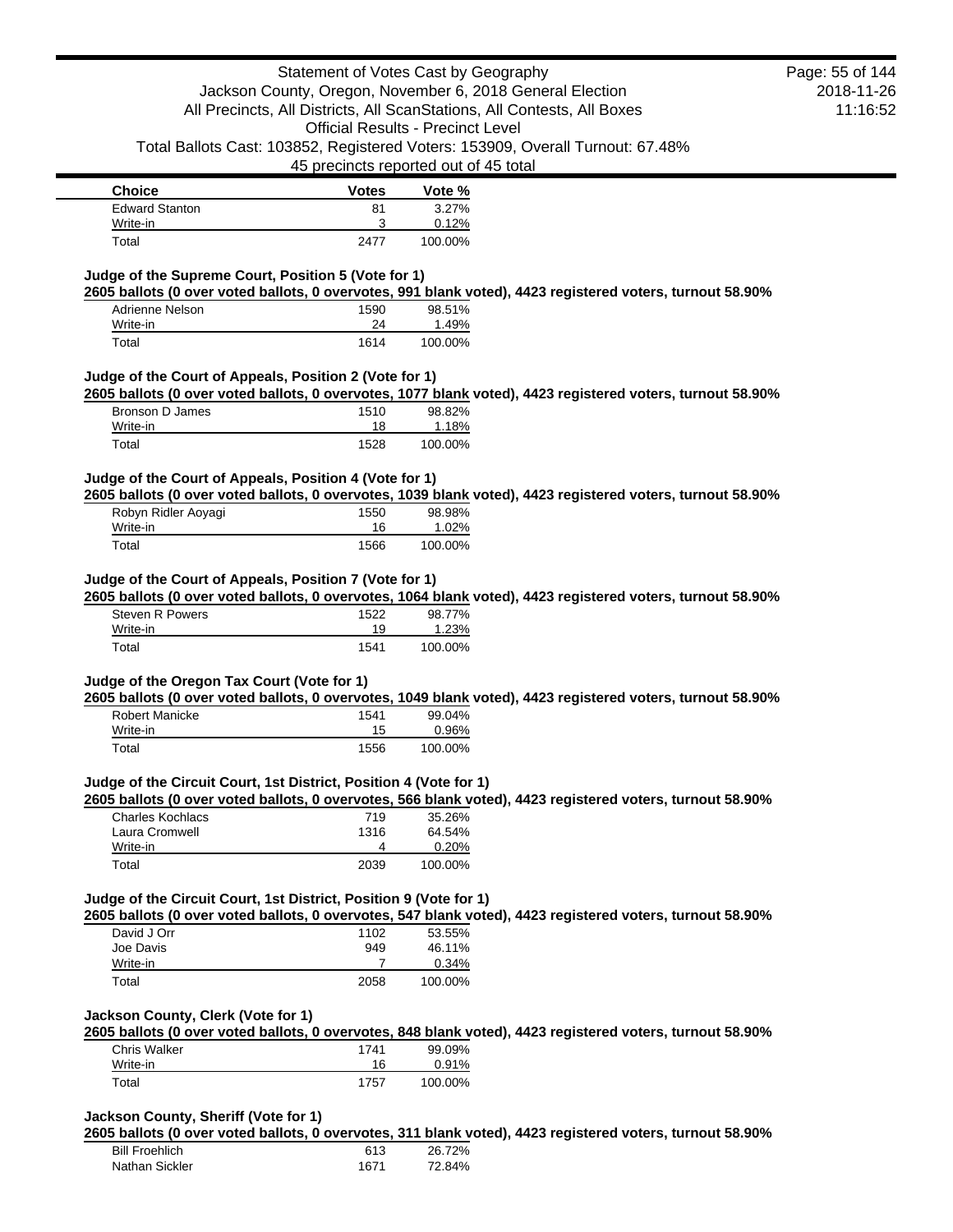| Choice | Votes | Vote % |
|---|---|---|
| Edward Stanton | 81 | 3.27% |
| Write-in | 3 | 0.12% |
| Total | 2477 | 100.00% |

### Judge of the Supreme Court, Position 5 (Vote for 1)

**2605 ballots (0 over voted ballots, 0 overvotes, 991 blank voted), 4423 registered voters, turnout 58.90%**

| Choice | Votes | Vote % |
|---|---|---|
| Adrienne Nelson | 1590 | 98.51% |
| Write-in | 24 | 1.49% |
| Total | 1614 | 100.00% |

### Judge of the Court of Appeals, Position 2 (Vote for 1)

**2605 ballots (0 over voted ballots, 0 overvotes, 1077 blank voted), 4423 registered voters, turnout 58.90%**

| Choice | Votes | Vote % |
|---|---|---|
| Bronson D James | 1510 | 98.82% |
| Write-in | 18 | 1.18% |
| Total | 1528 | 100.00% |

### Judge of the Court of Appeals, Position 4 (Vote for 1)

**2605 ballots (0 over voted ballots, 0 overvotes, 1039 blank voted), 4423 registered voters, turnout 58.90%**

| Choice | Votes | Vote % |
|---|---|---|
| Robyn Ridler Aoyagi | 1550 | 98.98% |
| Write-in | 16 | 1.02% |
| Total | 1566 | 100.00% |

### Judge of the Court of Appeals, Position 7 (Vote for 1)

**2605 ballots (0 over voted ballots, 0 overvotes, 1064 blank voted), 4423 registered voters, turnout 58.90%**

| Choice | Votes | Vote % |
|---|---|---|
| Steven R Powers | 1522 | 98.77% |
| Write-in | 19 | 1.23% |
| Total | 1541 | 100.00% |

### Judge of the Oregon Tax Court (Vote for 1)

**2605 ballots (0 over voted ballots, 0 overvotes, 1049 blank voted), 4423 registered voters, turnout 58.90%**

| Choice | Votes | Vote % |
|---|---|---|
| Robert Manicke | 1541 | 99.04% |
| Write-in | 15 | 0.96% |
| Total | 1556 | 100.00% |

### Judge of the Circuit Court, 1st District, Position 4 (Vote for 1)

**2605 ballots (0 over voted ballots, 0 overvotes, 566 blank voted), 4423 registered voters, turnout 58.90%**

| Choice | Votes | Vote % |
|---|---|---|
| Charles Kochlacs | 719 | 35.26% |
| Laura Cromwell | 1316 | 64.54% |
| Write-in | 4 | 0.20% |
| Total | 2039 | 100.00% |

### Judge of the Circuit Court, 1st District, Position 9 (Vote for 1)

**2605 ballots (0 over voted ballots, 0 overvotes, 547 blank voted), 4423 registered voters, turnout 58.90%**

| Choice | Votes | Vote % |
|---|---|---|
| David J Orr | 1102 | 53.55% |
| Joe Davis | 949 | 46.11% |
| Write-in | 7 | 0.34% |
| Total | 2058 | 100.00% |

### Jackson County, Clerk (Vote for 1)

**2605 ballots (0 over voted ballots, 0 overvotes, 848 blank voted), 4423 registered voters, turnout 58.90%**

| Choice | Votes | Vote % |
|---|---|---|
| Chris Walker | 1741 | 99.09% |
| Write-in | 16 | 0.91% |
| Total | 1757 | 100.00% |

### Jackson County, Sheriff (Vote for 1)

**2605 ballots (0 over voted ballots, 0 overvotes, 311 blank voted), 4423 registered voters, turnout 58.90%**

| Choice | Votes | Vote % |
|---|---|---|
| Bill Froehlich | 613 | 26.72% |
| Nathan Sickler | 1671 | 72.84% |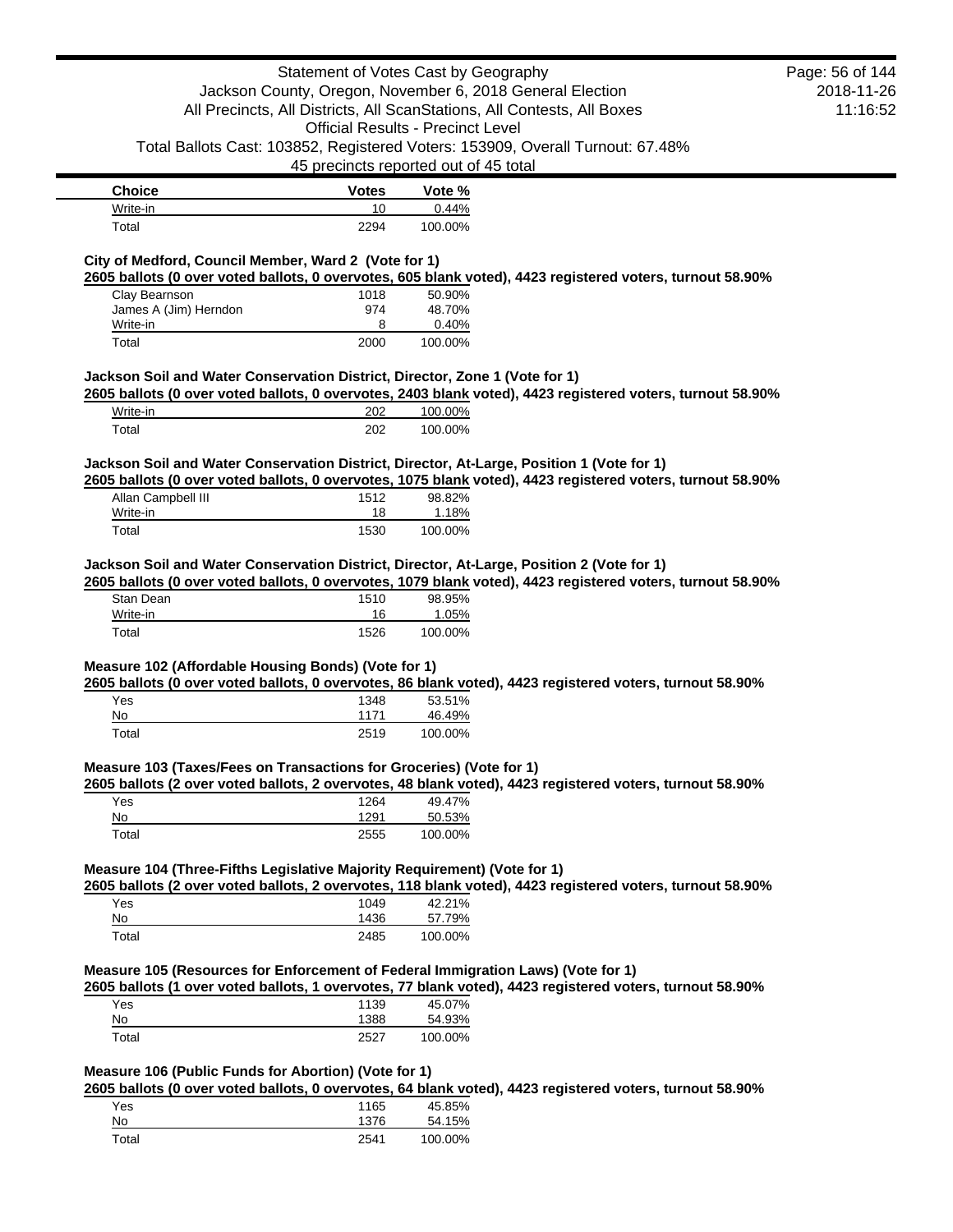| Choice | Votes | Vote % |
|---|---|---|
| Write-in | 10 | 0.44% |
| Total | 2294 | 100.00% |

### City of Medford, Council Member, Ward 2 (Vote for 1)

**2605 ballots (0 over voted ballots, 0 overvotes, 605 blank voted), 4423 registered voters, turnout 58.90%**

| Choice | Votes | Vote % |
|---|---|---|
| Clay Bearnson | 1018 | 50.90% |
| James A (Jim) Herndon | 974 | 48.70% |
| Write-in | 8 | 0.40% |
| Total | 2000 | 100.00% |

### Jackson Soil and Water Conservation District, Director, Zone 1 (Vote for 1)

**2605 ballots (0 over voted ballots, 0 overvotes, 2403 blank voted), 4423 registered voters, turnout 58.90%**

| Choice | Votes | Vote % |
|---|---|---|
| Write-in | 202 | 100.00% |
| Total | 202 | 100.00% |

### Jackson Soil and Water Conservation District, Director, At-Large, Position 1 (Vote for 1)

**2605 ballots (0 over voted ballots, 0 overvotes, 1075 blank voted), 4423 registered voters, turnout 58.90%**

| Choice | Votes | Vote % |
|---|---|---|
| Allan Campbell III | 1512 | 98.82% |
| Write-in | 18 | 1.18% |
| Total | 1530 | 100.00% |

### Jackson Soil and Water Conservation District, Director, At-Large, Position 2 (Vote for 1)

**2605 ballots (0 over voted ballots, 0 overvotes, 1079 blank voted), 4423 registered voters, turnout 58.90%**

| Choice | Votes | Vote % |
|---|---|---|
| Stan Dean | 1510 | 98.95% |
| Write-in | 16 | 1.05% |
| Total | 1526 | 100.00% |

### Measure 102 (Affordable Housing Bonds) (Vote for 1)

**2605 ballots (0 over voted ballots, 0 overvotes, 86 blank voted), 4423 registered voters, turnout 58.90%**

| Choice | Votes | Vote % |
|---|---|---|
| Yes | 1348 | 53.51% |
| No | 1171 | 46.49% |
| Total | 2519 | 100.00% |

### Measure 103 (Taxes/Fees on Transactions for Groceries) (Vote for 1)

**2605 ballots (2 over voted ballots, 2 overvotes, 48 blank voted), 4423 registered voters, turnout 58.90%**

| Choice | Votes | Vote % |
|---|---|---|
| Yes | 1264 | 49.47% |
| No | 1291 | 50.53% |
| Total | 2555 | 100.00% |

### Measure 104 (Three-Fifths Legislative Majority Requirement) (Vote for 1)

**2605 ballots (2 over voted ballots, 2 overvotes, 118 blank voted), 4423 registered voters, turnout 58.90%**

| Choice | Votes | Vote % |
|---|---|---|
| Yes | 1049 | 42.21% |
| No | 1436 | 57.79% |
| Total | 2485 | 100.00% |

### Measure 105 (Resources for Enforcement of Federal Immigration Laws) (Vote for 1)

**2605 ballots (1 over voted ballots, 1 overvotes, 77 blank voted), 4423 registered voters, turnout 58.90%**

| Choice | Votes | Vote % |
|---|---|---|
| Yes | 1139 | 45.07% |
| No | 1388 | 54.93% |
| Total | 2527 | 100.00% |

### Measure 106 (Public Funds for Abortion) (Vote for 1)

**2605 ballots (0 over voted ballots, 0 overvotes, 64 blank voted), 4423 registered voters, turnout 58.90%**

| Choice | Votes | Vote % |
|---|---|---|
| Yes | 1165 | 45.85% |
| No | 1376 | 54.15% |
| Total | 2541 | 100.00% |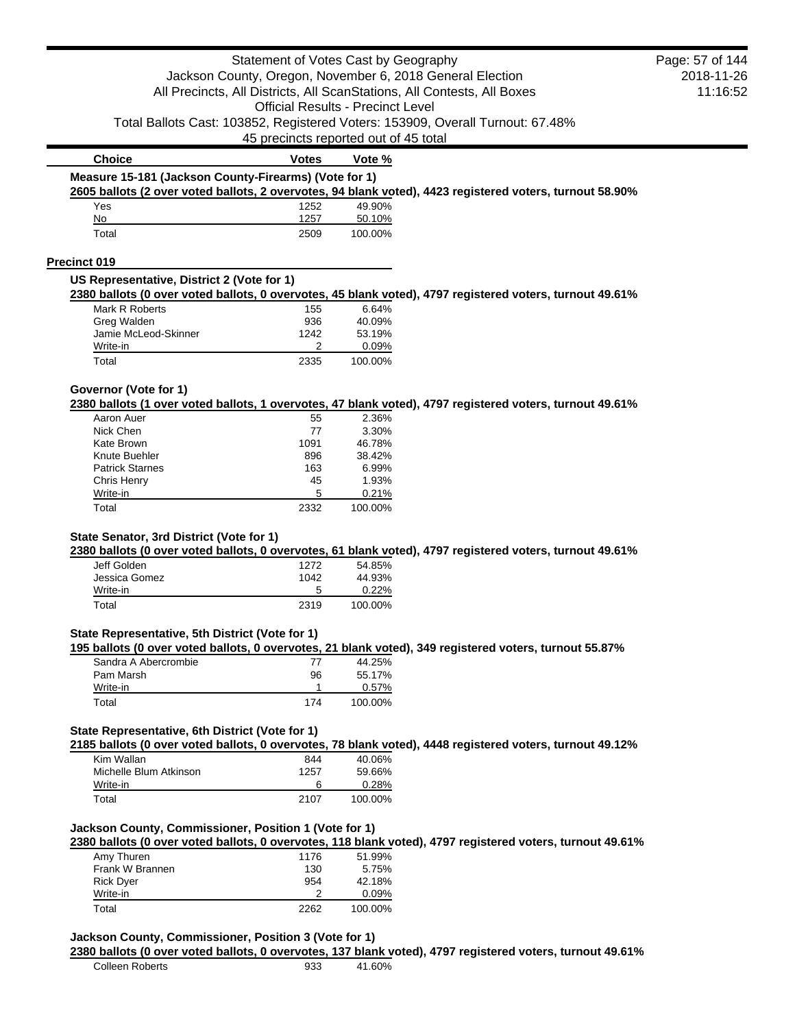| Choice | Votes | Vote % |
|---|---|---|

**Measure 15-181 (Jackson County-Firearms) (Vote for 1)**

**2605 ballots (2 over voted ballots, 2 overvotes, 94 blank voted), 4423 registered voters, turnout 58.90%**

| Choice | Votes | Vote % |
|---|---|---|
| Yes | 1252 | 49.90% |
| No | 1257 | 50.10% |
| Total | 2509 | 100.00% |

## Precinct 019

**US Representative, District 2 (Vote for 1)**

**2380 ballots (0 over voted ballots, 0 overvotes, 45 blank voted), 4797 registered voters, turnout 49.61%**

| Choice | Votes | Vote % |
|---|---|---|
| Mark R Roberts | 155 | 6.64% |
| Greg Walden | 936 | 40.09% |
| Jamie McLeod-Skinner | 1242 | 53.19% |
| Write-in | 2 | 0.09% |
| Total | 2335 | 100.00% |

**Governor (Vote for 1)**

**2380 ballots (1 over voted ballots, 1 overvotes, 47 blank voted), 4797 registered voters, turnout 49.61%**

| Choice | Votes | Vote % |
|---|---|---|
| Aaron Auer | 55 | 2.36% |
| Nick Chen | 77 | 3.30% |
| Kate Brown | 1091 | 46.78% |
| Knute Buehler | 896 | 38.42% |
| Patrick Starnes | 163 | 6.99% |
| Chris Henry | 45 | 1.93% |
| Write-in | 5 | 0.21% |
| Total | 2332 | 100.00% |

**State Senator, 3rd District (Vote for 1)**

**2380 ballots (0 over voted ballots, 0 overvotes, 61 blank voted), 4797 registered voters, turnout 49.61%**

| Choice | Votes | Vote % |
|---|---|---|
| Jeff Golden | 1272 | 54.85% |
| Jessica Gomez | 1042 | 44.93% |
| Write-in | 5 | 0.22% |
| Total | 2319 | 100.00% |

**State Representative, 5th District (Vote for 1)**

**195 ballots (0 over voted ballots, 0 overvotes, 21 blank voted), 349 registered voters, turnout 55.87%**

| Choice | Votes | Vote % |
|---|---|---|
| Sandra A Abercrombie | 77 | 44.25% |
| Pam Marsh | 96 | 55.17% |
| Write-in | 1 | 0.57% |
| Total | 174 | 100.00% |

**State Representative, 6th District (Vote for 1)**

**2185 ballots (0 over voted ballots, 0 overvotes, 78 blank voted), 4448 registered voters, turnout 49.12%**

| Choice | Votes | Vote % |
|---|---|---|
| Kim Wallan | 844 | 40.06% |
| Michelle Blum Atkinson | 1257 | 59.66% |
| Write-in | 6 | 0.28% |
| Total | 2107 | 100.00% |

**Jackson County, Commissioner, Position 1 (Vote for 1)**

**2380 ballots (0 over voted ballots, 0 overvotes, 118 blank voted), 4797 registered voters, turnout 49.61%**

| Choice | Votes | Vote % |
|---|---|---|
| Amy Thuren | 1176 | 51.99% |
| Frank W Brannen | 130 | 5.75% |
| Rick Dyer | 954 | 42.18% |
| Write-in | 2 | 0.09% |
| Total | 2262 | 100.00% |

**Jackson County, Commissioner, Position 3 (Vote for 1)**

**2380 ballots (0 over voted ballots, 0 overvotes, 137 blank voted), 4797 registered voters, turnout 49.61%**

| Choice | Votes | Vote % |
|---|---|---|
| Colleen Roberts | 933 | 41.60% |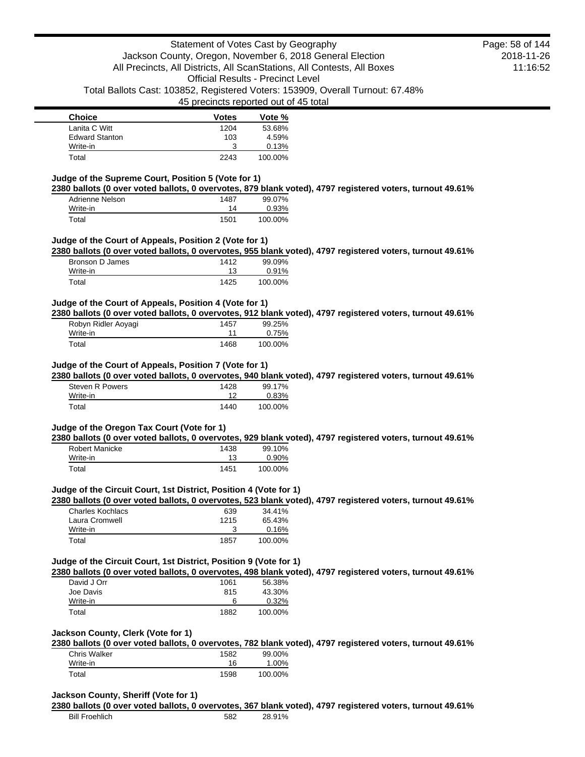| Choice | Votes | Vote % |
| --- | --- | --- |
| Lanita C Witt | 1204 | 53.68% |
| Edward Stanton | 103 | 4.59% |
| Write-in | 3 | 0.13% |
| Total | 2243 | 100.00% |

### Judge of the Supreme Court, Position 5 (Vote for 1)

**2380 ballots (0 over voted ballots, 0 overvotes, 879 blank voted), 4797 registered voters, turnout 49.61%**

| Choice | Votes | Vote % |
| --- | --- | --- |
| Adrienne Nelson | 1487 | 99.07% |
| Write-in | 14 | 0.93% |
| Total | 1501 | 100.00% |

### Judge of the Court of Appeals, Position 2 (Vote for 1)

**2380 ballots (0 over voted ballots, 0 overvotes, 955 blank voted), 4797 registered voters, turnout 49.61%**

| Choice | Votes | Vote % |
| --- | --- | --- |
| Bronson D James | 1412 | 99.09% |
| Write-in | 13 | 0.91% |
| Total | 1425 | 100.00% |

### Judge of the Court of Appeals, Position 4 (Vote for 1)

**2380 ballots (0 over voted ballots, 0 overvotes, 912 blank voted), 4797 registered voters, turnout 49.61%**

| Choice | Votes | Vote % |
| --- | --- | --- |
| Robyn Ridler Aoyagi | 1457 | 99.25% |
| Write-in | 11 | 0.75% |
| Total | 1468 | 100.00% |

### Judge of the Court of Appeals, Position 7 (Vote for 1)

**2380 ballots (0 over voted ballots, 0 overvotes, 940 blank voted), 4797 registered voters, turnout 49.61%**

| Choice | Votes | Vote % |
| --- | --- | --- |
| Steven R Powers | 1428 | 99.17% |
| Write-in | 12 | 0.83% |
| Total | 1440 | 100.00% |

### Judge of the Oregon Tax Court (Vote for 1)

**2380 ballots (0 over voted ballots, 0 overvotes, 929 blank voted), 4797 registered voters, turnout 49.61%**

| Choice | Votes | Vote % |
| --- | --- | --- |
| Robert Manicke | 1438 | 99.10% |
| Write-in | 13 | 0.90% |
| Total | 1451 | 100.00% |

### Judge of the Circuit Court, 1st District, Position 4 (Vote for 1)

**2380 ballots (0 over voted ballots, 0 overvotes, 523 blank voted), 4797 registered voters, turnout 49.61%**

| Choice | Votes | Vote % |
| --- | --- | --- |
| Charles Kochlacs | 639 | 34.41% |
| Laura Cromwell | 1215 | 65.43% |
| Write-in | 3 | 0.16% |
| Total | 1857 | 100.00% |

### Judge of the Circuit Court, 1st District, Position 9 (Vote for 1)

**2380 ballots (0 over voted ballots, 0 overvotes, 498 blank voted), 4797 registered voters, turnout 49.61%**

| Choice | Votes | Vote % |
| --- | --- | --- |
| David J Orr | 1061 | 56.38% |
| Joe Davis | 815 | 43.30% |
| Write-in | 6 | 0.32% |
| Total | 1882 | 100.00% |

### Jackson County, Clerk (Vote for 1)

**2380 ballots (0 over voted ballots, 0 overvotes, 782 blank voted), 4797 registered voters, turnout 49.61%**

| Choice | Votes | Vote % |
| --- | --- | --- |
| Chris Walker | 1582 | 99.00% |
| Write-in | 16 | 1.00% |
| Total | 1598 | 100.00% |

### Jackson County, Sheriff (Vote for 1)

**2380 ballots (0 over voted ballots, 0 overvotes, 367 blank voted), 4797 registered voters, turnout 49.61%**

| Choice | Votes | Vote % |
| --- | --- | --- |
| Bill Froehlich | 582 | 28.91% |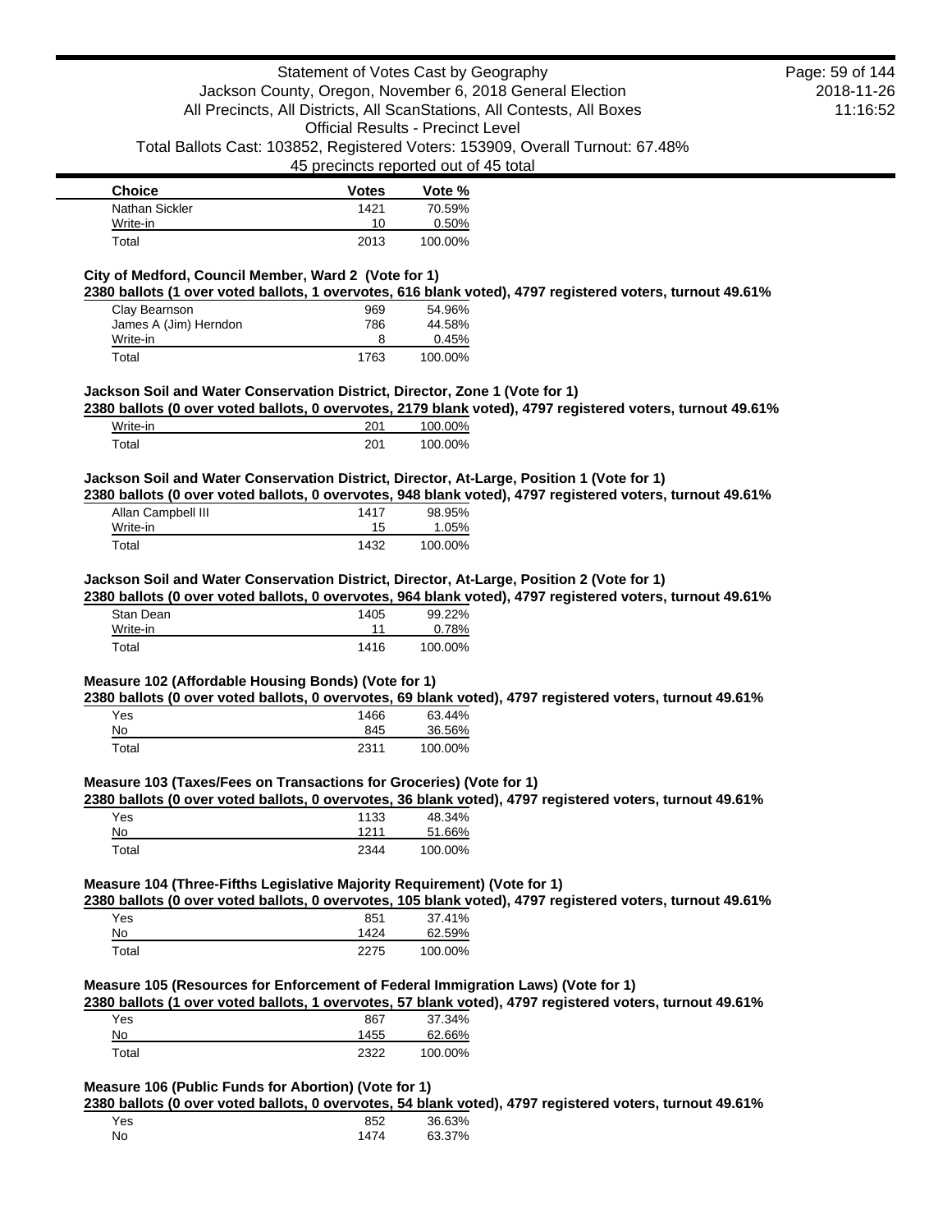| Choice | Votes | Vote % |
| --- | --- | --- |
| Nathan Sickler | 1421 | 70.59% |
| Write-in | 10 | 0.50% |
| Total | 2013 | 100.00% |

### City of Medford, Council Member, Ward 2 (Vote for 1)

**2380 ballots (1 over voted ballots, 1 overvotes, 616 blank voted), 4797 registered voters, turnout 49.61%**

| Choice | Votes | Vote % |
| --- | --- | --- |
| Clay Bearnson | 969 | 54.96% |
| James A (Jim) Herndon | 786 | 44.58% |
| Write-in | 8 | 0.45% |
| Total | 1763 | 100.00% |

### Jackson Soil and Water Conservation District, Director, Zone 1 (Vote for 1)

**2380 ballots (0 over voted ballots, 0 overvotes, 2179 blank voted), 4797 registered voters, turnout 49.61%**

| Choice | Votes | Vote % |
| --- | --- | --- |
| Write-in | 201 | 100.00% |
| Total | 201 | 100.00% |

### Jackson Soil and Water Conservation District, Director, At-Large, Position 1 (Vote for 1)

**2380 ballots (0 over voted ballots, 0 overvotes, 948 blank voted), 4797 registered voters, turnout 49.61%**

| Choice | Votes | Vote % |
| --- | --- | --- |
| Allan Campbell III | 1417 | 98.95% |
| Write-in | 15 | 1.05% |
| Total | 1432 | 100.00% |

### Jackson Soil and Water Conservation District, Director, At-Large, Position 2 (Vote for 1)

**2380 ballots (0 over voted ballots, 0 overvotes, 964 blank voted), 4797 registered voters, turnout 49.61%**

| Choice | Votes | Vote % |
| --- | --- | --- |
| Stan Dean | 1405 | 99.22% |
| Write-in | 11 | 0.78% |
| Total | 1416 | 100.00% |

### Measure 102 (Affordable Housing Bonds) (Vote for 1)

**2380 ballots (0 over voted ballots, 0 overvotes, 69 blank voted), 4797 registered voters, turnout 49.61%**

| Choice | Votes | Vote % |
| --- | --- | --- |
| Yes | 1466 | 63.44% |
| No | 845 | 36.56% |
| Total | 2311 | 100.00% |

### Measure 103 (Taxes/Fees on Transactions for Groceries) (Vote for 1)

**2380 ballots (0 over voted ballots, 0 overvotes, 36 blank voted), 4797 registered voters, turnout 49.61%**

| Choice | Votes | Vote % |
| --- | --- | --- |
| Yes | 1133 | 48.34% |
| No | 1211 | 51.66% |
| Total | 2344 | 100.00% |

### Measure 104 (Three-Fifths Legislative Majority Requirement) (Vote for 1)

**2380 ballots (0 over voted ballots, 0 overvotes, 105 blank voted), 4797 registered voters, turnout 49.61%**

| Choice | Votes | Vote % |
| --- | --- | --- |
| Yes | 851 | 37.41% |
| No | 1424 | 62.59% |
| Total | 2275 | 100.00% |

### Measure 105 (Resources for Enforcement of Federal Immigration Laws) (Vote for 1)

**2380 ballots (1 over voted ballots, 1 overvotes, 57 blank voted), 4797 registered voters, turnout 49.61%**

| Choice | Votes | Vote % |
| --- | --- | --- |
| Yes | 867 | 37.34% |
| No | 1455 | 62.66% |
| Total | 2322 | 100.00% |

### Measure 106 (Public Funds for Abortion) (Vote for 1)

**2380 ballots (0 over voted ballots, 0 overvotes, 54 blank voted), 4797 registered voters, turnout 49.61%**

| Choice | Votes | Vote % |
| --- | --- | --- |
| Yes | 852 | 36.63% |
| No | 1474 | 63.37% |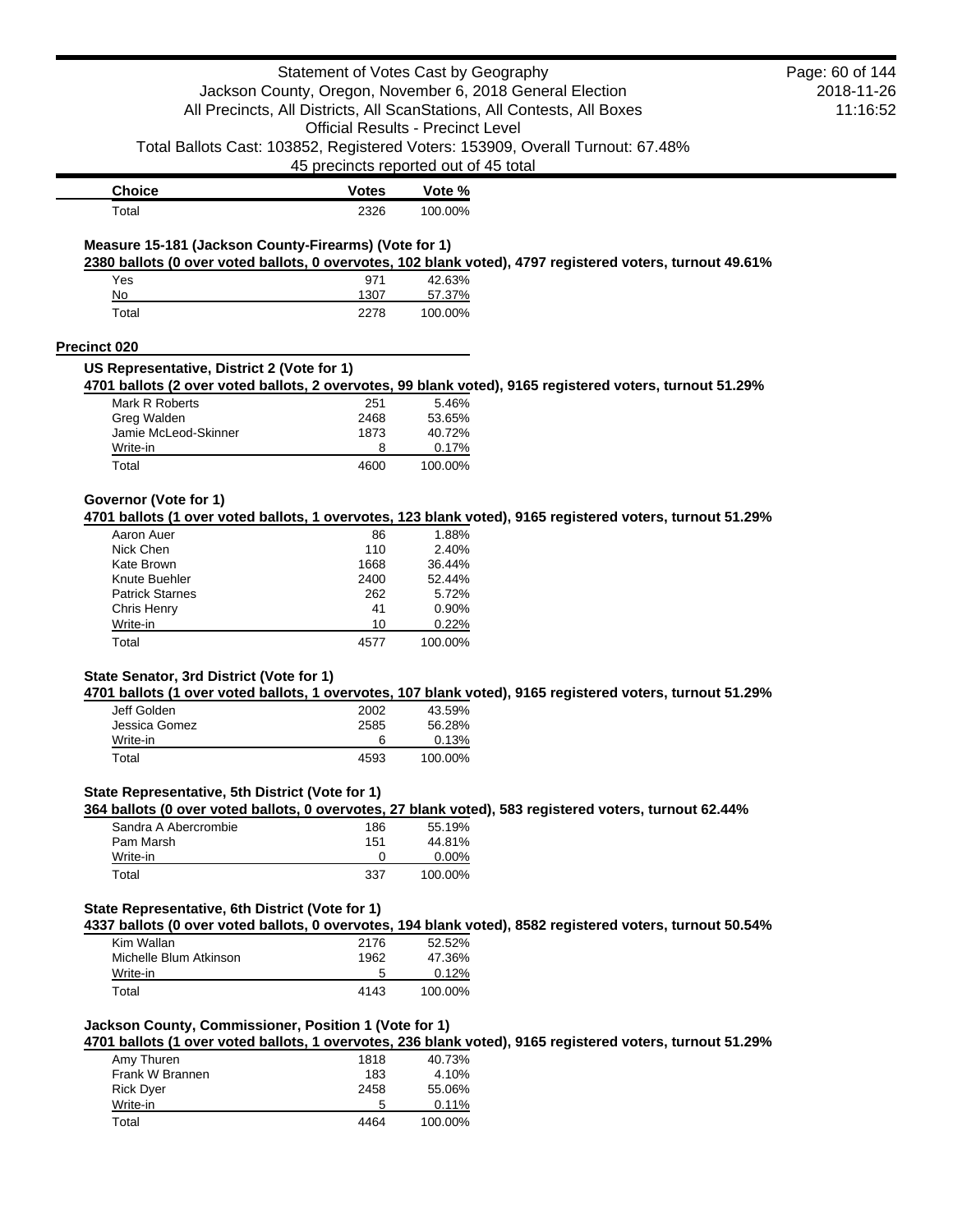| Choice | Votes | Vote % |
| --- | --- | --- |
| Total | 2326 | 100.00% |

### Measure 15-181 (Jackson County-Firearms) (Vote for 1)

**2380 ballots (0 over voted ballots, 0 overvotes, 102 blank voted), 4797 registered voters, turnout 49.61%**

| Choice | Votes | Vote % |
| --- | --- | --- |
| Yes | 971 | 42.63% |
| No | 1307 | 57.37% |
| Total | 2278 | 100.00% |

## Precinct 020

### US Representative, District 2 (Vote for 1)

**4701 ballots (2 over voted ballots, 2 overvotes, 99 blank voted), 9165 registered voters, turnout 51.29%**

| Choice | Votes | Vote % |
| --- | --- | --- |
| Mark R Roberts | 251 | 5.46% |
| Greg Walden | 2468 | 53.65% |
| Jamie McLeod-Skinner | 1873 | 40.72% |
| Write-in | 8 | 0.17% |
| Total | 4600 | 100.00% |

### Governor (Vote for 1)

**4701 ballots (1 over voted ballots, 1 overvotes, 123 blank voted), 9165 registered voters, turnout 51.29%**

| Choice | Votes | Vote % |
| --- | --- | --- |
| Aaron Auer | 86 | 1.88% |
| Nick Chen | 110 | 2.40% |
| Kate Brown | 1668 | 36.44% |
| Knute Buehler | 2400 | 52.44% |
| Patrick Starnes | 262 | 5.72% |
| Chris Henry | 41 | 0.90% |
| Write-in | 10 | 0.22% |
| Total | 4577 | 100.00% |

### State Senator, 3rd District (Vote for 1)

**4701 ballots (1 over voted ballots, 1 overvotes, 107 blank voted), 9165 registered voters, turnout 51.29%**

| Choice | Votes | Vote % |
| --- | --- | --- |
| Jeff Golden | 2002 | 43.59% |
| Jessica Gomez | 2585 | 56.28% |
| Write-in | 6 | 0.13% |
| Total | 4593 | 100.00% |

### State Representative, 5th District (Vote for 1)

**364 ballots (0 over voted ballots, 0 overvotes, 27 blank voted), 583 registered voters, turnout 62.44%**

| Choice | Votes | Vote % |
| --- | --- | --- |
| Sandra A Abercrombie | 186 | 55.19% |
| Pam Marsh | 151 | 44.81% |
| Write-in | 0 | 0.00% |
| Total | 337 | 100.00% |

### State Representative, 6th District (Vote for 1)

**4337 ballots (0 over voted ballots, 0 overvotes, 194 blank voted), 8582 registered voters, turnout 50.54%**

| Choice | Votes | Vote % |
| --- | --- | --- |
| Kim Wallan | 2176 | 52.52% |
| Michelle Blum Atkinson | 1962 | 47.36% |
| Write-in | 5 | 0.12% |
| Total | 4143 | 100.00% |

### Jackson County, Commissioner, Position 1 (Vote for 1)

**4701 ballots (1 over voted ballots, 1 overvotes, 236 blank voted), 9165 registered voters, turnout 51.29%**

| Choice | Votes | Vote % |
| --- | --- | --- |
| Amy Thuren | 1818 | 40.73% |
| Frank W Brannen | 183 | 4.10% |
| Rick Dyer | 2458 | 55.06% |
| Write-in | 5 | 0.11% |
| Total | 4464 | 100.00% |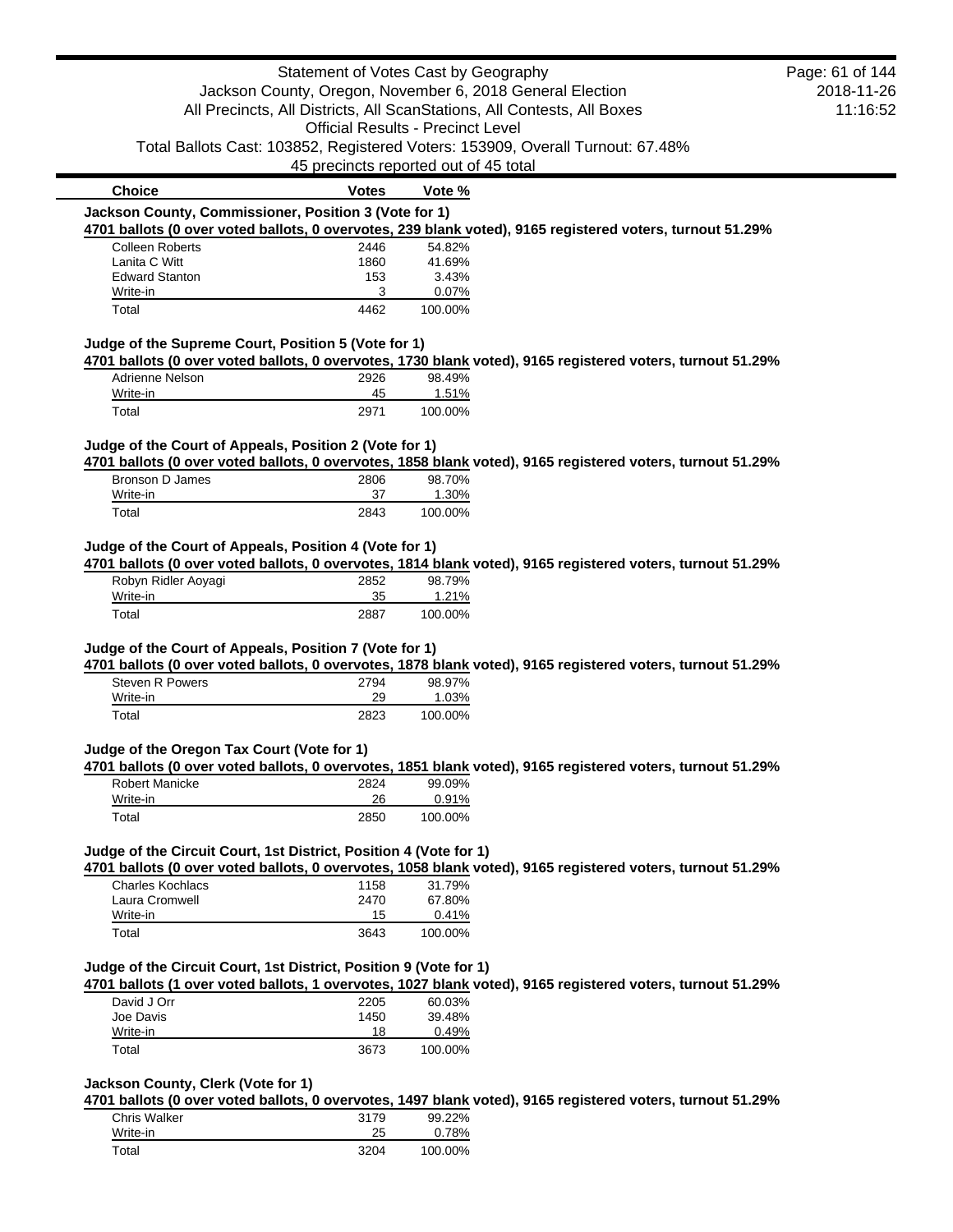Statement of Votes Cast by Geography
Jackson County, Oregon, November 6, 2018 General Election
All Precincts, All Districts, All ScanStations, All Contests, All Boxes
Official Results - Precinct Level
Total Ballots Cast: 103852, Registered Voters: 153909, Overall Turnout: 67.48%
45 precincts reported out of 45 total

2018-11-26
11:16:52

| Choice | Votes | Vote % |
| --- | --- | --- |

### Jackson County, Commissioner, Position 3 (Vote for 1)

**4701 ballots (0 over voted ballots, 0 overvotes, 239 blank voted), 9165 registered voters, turnout 51.29%**

| Choice | Votes | Vote % |
| --- | --- | --- |
| Colleen Roberts | 2446 | 54.82% |
| Lanita C Witt | 1860 | 41.69% |
| Edward Stanton | 153 | 3.43% |
| Write-in | 3 | 0.07% |
| Total | 4462 | 100.00% |

### Judge of the Supreme Court, Position 5 (Vote for 1)

**4701 ballots (0 over voted ballots, 0 overvotes, 1730 blank voted), 9165 registered voters, turnout 51.29%**

| Choice | Votes | Vote % |
| --- | --- | --- |
| Adrienne Nelson | 2926 | 98.49% |
| Write-in | 45 | 1.51% |
| Total | 2971 | 100.00% |

### Judge of the Court of Appeals, Position 2 (Vote for 1)

**4701 ballots (0 over voted ballots, 0 overvotes, 1858 blank voted), 9165 registered voters, turnout 51.29%**

| Choice | Votes | Vote % |
| --- | --- | --- |
| Bronson D James | 2806 | 98.70% |
| Write-in | 37 | 1.30% |
| Total | 2843 | 100.00% |

### Judge of the Court of Appeals, Position 4 (Vote for 1)

**4701 ballots (0 over voted ballots, 0 overvotes, 1814 blank voted), 9165 registered voters, turnout 51.29%**

| Choice | Votes | Vote % |
| --- | --- | --- |
| Robyn Ridler Aoyagi | 2852 | 98.79% |
| Write-in | 35 | 1.21% |
| Total | 2887 | 100.00% |

### Judge of the Court of Appeals, Position 7 (Vote for 1)

**4701 ballots (0 over voted ballots, 0 overvotes, 1878 blank voted), 9165 registered voters, turnout 51.29%**

| Choice | Votes | Vote % |
| --- | --- | --- |
| Steven R Powers | 2794 | 98.97% |
| Write-in | 29 | 1.03% |
| Total | 2823 | 100.00% |

### Judge of the Oregon Tax Court (Vote for 1)

**4701 ballots (0 over voted ballots, 0 overvotes, 1851 blank voted), 9165 registered voters, turnout 51.29%**

| Choice | Votes | Vote % |
| --- | --- | --- |
| Robert Manicke | 2824 | 99.09% |
| Write-in | 26 | 0.91% |
| Total | 2850 | 100.00% |

### Judge of the Circuit Court, 1st District, Position 4 (Vote for 1)

**4701 ballots (0 over voted ballots, 0 overvotes, 1058 blank voted), 9165 registered voters, turnout 51.29%**

| Choice | Votes | Vote % |
| --- | --- | --- |
| Charles Kochlacs | 1158 | 31.79% |
| Laura Cromwell | 2470 | 67.80% |
| Write-in | 15 | 0.41% |
| Total | 3643 | 100.00% |

### Judge of the Circuit Court, 1st District, Position 9 (Vote for 1)

**4701 ballots (1 over voted ballots, 1 overvotes, 1027 blank voted), 9165 registered voters, turnout 51.29%**

| Choice | Votes | Vote % |
| --- | --- | --- |
| David J Orr | 2205 | 60.03% |
| Joe Davis | 1450 | 39.48% |
| Write-in | 18 | 0.49% |
| Total | 3673 | 100.00% |

### Jackson County, Clerk (Vote for 1)

**4701 ballots (0 over voted ballots, 0 overvotes, 1497 blank voted), 9165 registered voters, turnout 51.29%**

| Choice | Votes | Vote % |
| --- | --- | --- |
| Chris Walker | 3179 | 99.22% |
| Write-in | 25 | 0.78% |
| Total | 3204 | 100.00% |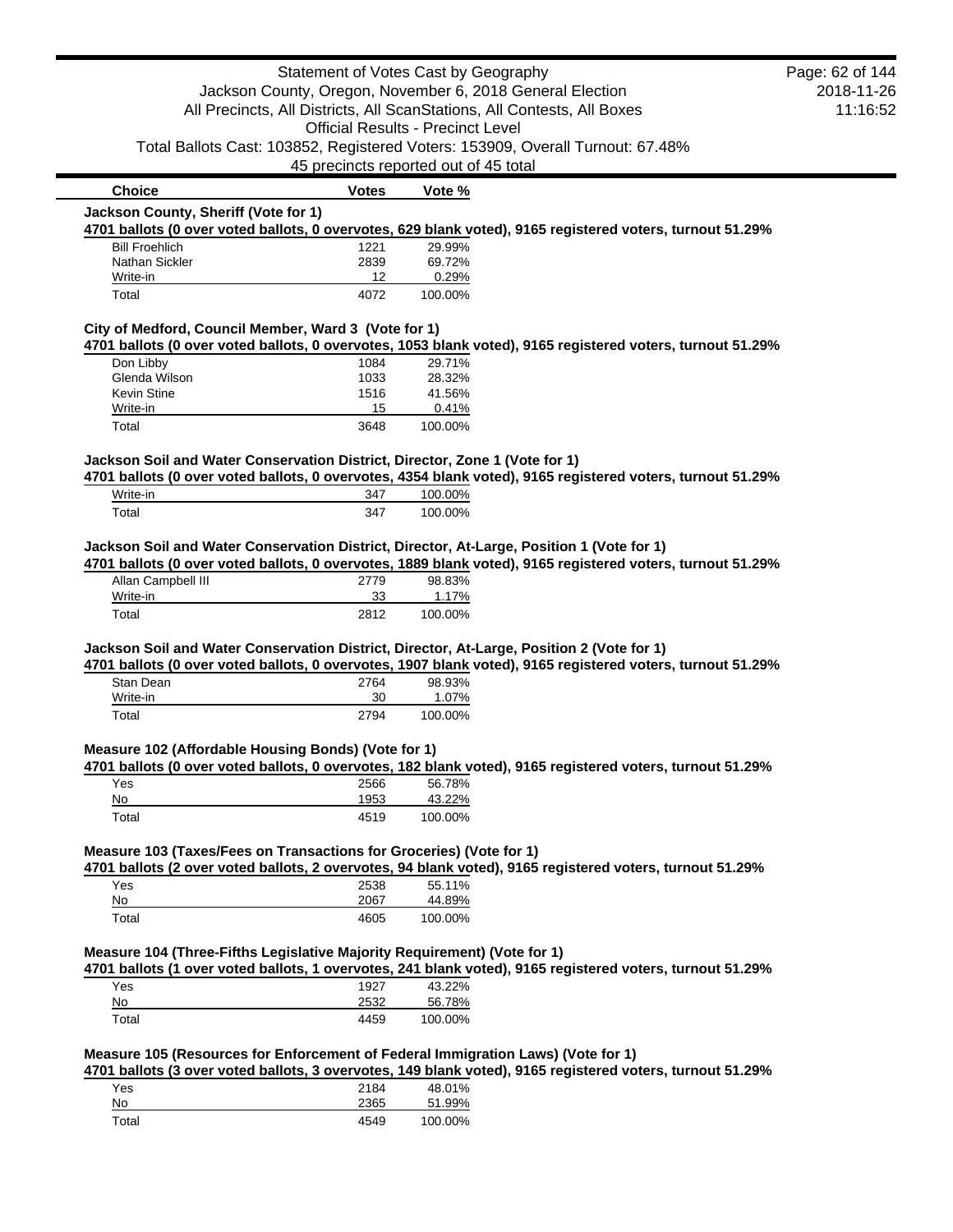Statement of Votes Cast by Geography
Jackson County, Oregon, November 6, 2018 General Election
All Precincts, All Districts, All ScanStations, All Contests, All Boxes
Official Results - Precinct Level
Total Ballots Cast: 103852, Registered Voters: 153909, Overall Turnout: 67.48%
45 precincts reported out of 45 total

2018-11-26
11:16:52

### Jackson County, Sheriff (Vote for 1)

**4701 ballots (0 over voted ballots, 0 overvotes, 629 blank voted), 9165 registered voters, turnout 51.29%**

| Choice | Votes | Vote % |
|---|---|---|
| Bill Froehlich | 1221 | 29.99% |
| Nathan Sickler | 2839 | 69.72% |
| Write-in | 12 | 0.29% |
| Total | 4072 | 100.00% |

### City of Medford, Council Member, Ward 3 (Vote for 1)

**4701 ballots (0 over voted ballots, 0 overvotes, 1053 blank voted), 9165 registered voters, turnout 51.29%**

| Choice | Votes | Vote % |
|---|---|---|
| Don Libby | 1084 | 29.71% |
| Glenda Wilson | 1033 | 28.32% |
| Kevin Stine | 1516 | 41.56% |
| Write-in | 15 | 0.41% |
| Total | 3648 | 100.00% |

### Jackson Soil and Water Conservation District, Director, Zone 1 (Vote for 1)

**4701 ballots (0 over voted ballots, 0 overvotes, 4354 blank voted), 9165 registered voters, turnout 51.29%**

| Choice | Votes | Vote % |
|---|---|---|
| Write-in | 347 | 100.00% |
| Total | 347 | 100.00% |

### Jackson Soil and Water Conservation District, Director, At-Large, Position 1 (Vote for 1)

**4701 ballots (0 over voted ballots, 0 overvotes, 1889 blank voted), 9165 registered voters, turnout 51.29%**

| Choice | Votes | Vote % |
|---|---|---|
| Allan Campbell III | 2779 | 98.83% |
| Write-in | 33 | 1.17% |
| Total | 2812 | 100.00% |

### Jackson Soil and Water Conservation District, Director, At-Large, Position 2 (Vote for 1)

**4701 ballots (0 over voted ballots, 0 overvotes, 1907 blank voted), 9165 registered voters, turnout 51.29%**

| Choice | Votes | Vote % |
|---|---|---|
| Stan Dean | 2764 | 98.93% |
| Write-in | 30 | 1.07% |
| Total | 2794 | 100.00% |

### Measure 102 (Affordable Housing Bonds) (Vote for 1)

**4701 ballots (0 over voted ballots, 0 overvotes, 182 blank voted), 9165 registered voters, turnout 51.29%**

| Choice | Votes | Vote % |
|---|---|---|
| Yes | 2566 | 56.78% |
| No | 1953 | 43.22% |
| Total | 4519 | 100.00% |

### Measure 103 (Taxes/Fees on Transactions for Groceries) (Vote for 1)

**4701 ballots (2 over voted ballots, 2 overvotes, 94 blank voted), 9165 registered voters, turnout 51.29%**

| Choice | Votes | Vote % |
|---|---|---|
| Yes | 2538 | 55.11% |
| No | 2067 | 44.89% |
| Total | 4605 | 100.00% |

### Measure 104 (Three-Fifths Legislative Majority Requirement) (Vote for 1)

**4701 ballots (1 over voted ballots, 1 overvotes, 241 blank voted), 9165 registered voters, turnout 51.29%**

| Choice | Votes | Vote % |
|---|---|---|
| Yes | 1927 | 43.22% |
| No | 2532 | 56.78% |
| Total | 4459 | 100.00% |

### Measure 105 (Resources for Enforcement of Federal Immigration Laws) (Vote for 1)

**4701 ballots (3 over voted ballots, 3 overvotes, 149 blank voted), 9165 registered voters, turnout 51.29%**

| Choice | Votes | Vote % |
|---|---|---|
| Yes | 2184 | 48.01% |
| No | 2365 | 51.99% |
| Total | 4549 | 100.00% |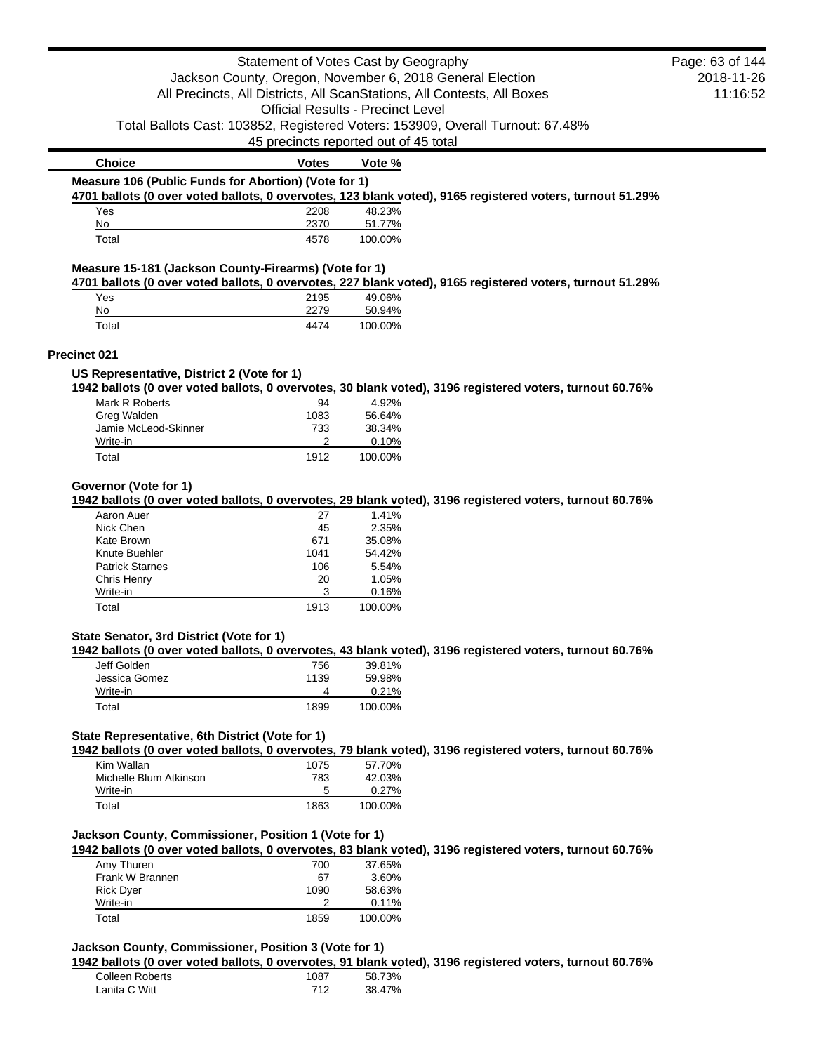| Choice | Votes | Vote % |
|---|---|---|

**Measure 106 (Public Funds for Abortion) (Vote for 1)**

4701 ballots (0 over voted ballots, 0 overvotes, 123 blank voted), 9165 registered voters, turnout 51.29%

| Choice | Votes | Vote % |
|---|---|---|
| Yes | 2208 | 48.23% |
| No | 2370 | 51.77% |
| Total | 4578 | 100.00% |

**Measure 15-181 (Jackson County-Firearms) (Vote for 1)**

4701 ballots (0 over voted ballots, 0 overvotes, 227 blank voted), 9165 registered voters, turnout 51.29%

| Choice | Votes | Vote % |
|---|---|---|
| Yes | 2195 | 49.06% |
| No | 2279 | 50.94% |
| Total | 4474 | 100.00% |

## Precinct 021

**US Representative, District 2 (Vote for 1)**

1942 ballots (0 over voted ballots, 0 overvotes, 30 blank voted), 3196 registered voters, turnout 60.76%

| Choice | Votes | Vote % |
|---|---|---|
| Mark R Roberts | 94 | 4.92% |
| Greg Walden | 1083 | 56.64% |
| Jamie McLeod-Skinner | 733 | 38.34% |
| Write-in | 2 | 0.10% |
| Total | 1912 | 100.00% |

**Governor (Vote for 1)**

1942 ballots (0 over voted ballots, 0 overvotes, 29 blank voted), 3196 registered voters, turnout 60.76%

| Choice | Votes | Vote % |
|---|---|---|
| Aaron Auer | 27 | 1.41% |
| Nick Chen | 45 | 2.35% |
| Kate Brown | 671 | 35.08% |
| Knute Buehler | 1041 | 54.42% |
| Patrick Starnes | 106 | 5.54% |
| Chris Henry | 20 | 1.05% |
| Write-in | 3 | 0.16% |
| Total | 1913 | 100.00% |

**State Senator, 3rd District (Vote for 1)**

1942 ballots (0 over voted ballots, 0 overvotes, 43 blank voted), 3196 registered voters, turnout 60.76%

| Choice | Votes | Vote % |
|---|---|---|
| Jeff Golden | 756 | 39.81% |
| Jessica Gomez | 1139 | 59.98% |
| Write-in | 4 | 0.21% |
| Total | 1899 | 100.00% |

**State Representative, 6th District (Vote for 1)**

1942 ballots (0 over voted ballots, 0 overvotes, 79 blank voted), 3196 registered voters, turnout 60.76%

| Choice | Votes | Vote % |
|---|---|---|
| Kim Wallan | 1075 | 57.70% |
| Michelle Blum Atkinson | 783 | 42.03% |
| Write-in | 5 | 0.27% |
| Total | 1863 | 100.00% |

**Jackson County, Commissioner, Position 1 (Vote for 1)**

1942 ballots (0 over voted ballots, 0 overvotes, 83 blank voted), 3196 registered voters, turnout 60.76%

| Choice | Votes | Vote % |
|---|---|---|
| Amy Thuren | 700 | 37.65% |
| Frank W Brannen | 67 | 3.60% |
| Rick Dyer | 1090 | 58.63% |
| Write-in | 2 | 0.11% |
| Total | 1859 | 100.00% |

**Jackson County, Commissioner, Position 3 (Vote for 1)**

1942 ballots (0 over voted ballots, 0 overvotes, 91 blank voted), 3196 registered voters, turnout 60.76%

| Choice | Votes | Vote % |
|---|---|---|
| Colleen Roberts | 1087 | 58.73% |
| Lanita C Witt | 712 | 38.47% |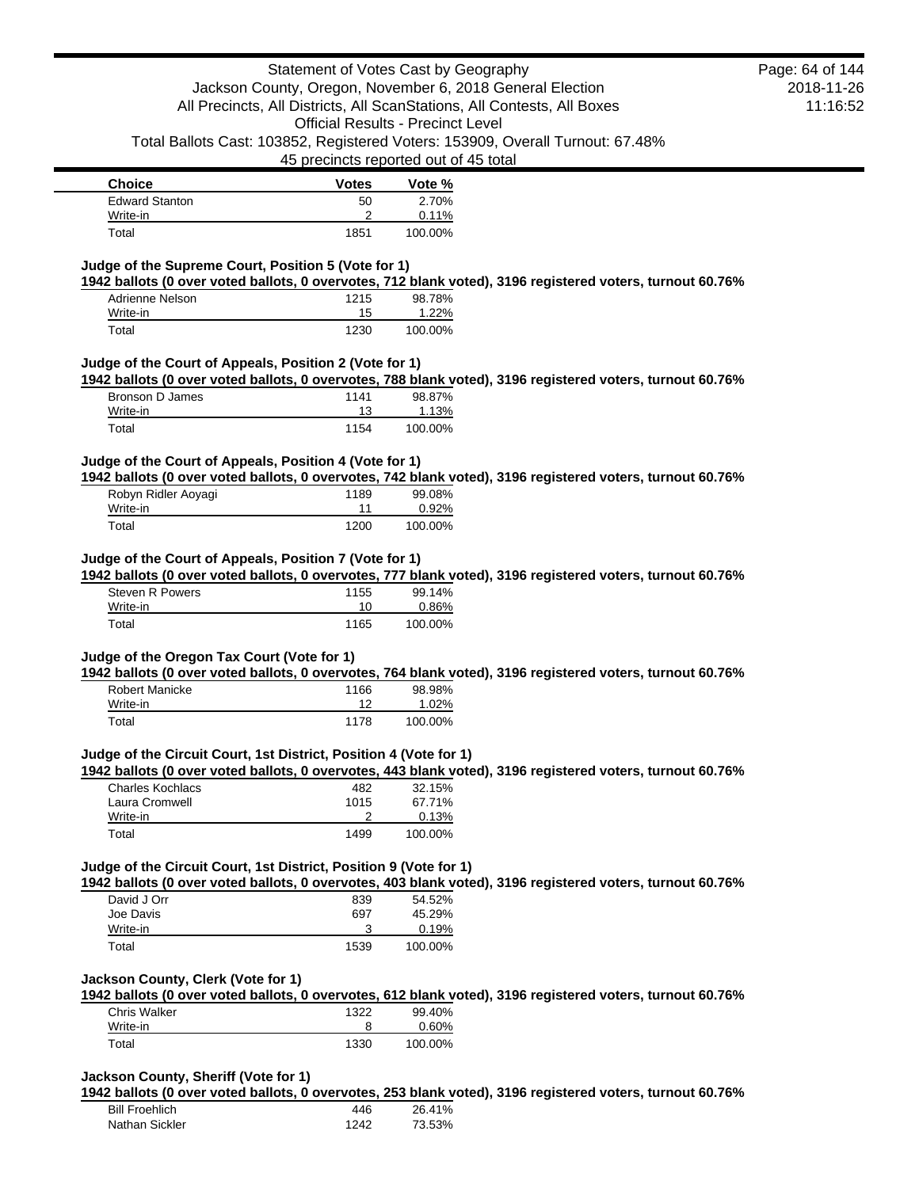| Choice | Votes | Vote % |
|---|---|---|
| Edward Stanton | 50 | 2.70% |
| Write-in | 2 | 0.11% |
| Total | 1851 | 100.00% |

### Judge of the Supreme Court, Position 5 (Vote for 1)

**1942 ballots (0 over voted ballots, 0 overvotes, 712 blank voted), 3196 registered voters, turnout 60.76%**

| Choice | Votes | Vote % |
|---|---|---|
| Adrienne Nelson | 1215 | 98.78% |
| Write-in | 15 | 1.22% |
| Total | 1230 | 100.00% |

### Judge of the Court of Appeals, Position 2 (Vote for 1)

**1942 ballots (0 over voted ballots, 0 overvotes, 788 blank voted), 3196 registered voters, turnout 60.76%**

| Choice | Votes | Vote % |
|---|---|---|
| Bronson D James | 1141 | 98.87% |
| Write-in | 13 | 1.13% |
| Total | 1154 | 100.00% |

### Judge of the Court of Appeals, Position 4 (Vote for 1)

**1942 ballots (0 over voted ballots, 0 overvotes, 742 blank voted), 3196 registered voters, turnout 60.76%**

| Choice | Votes | Vote % |
|---|---|---|
| Robyn Ridler Aoyagi | 1189 | 99.08% |
| Write-in | 11 | 0.92% |
| Total | 1200 | 100.00% |

### Judge of the Court of Appeals, Position 7 (Vote for 1)

**1942 ballots (0 over voted ballots, 0 overvotes, 777 blank voted), 3196 registered voters, turnout 60.76%**

| Choice | Votes | Vote % |
|---|---|---|
| Steven R Powers | 1155 | 99.14% |
| Write-in | 10 | 0.86% |
| Total | 1165 | 100.00% |

### Judge of the Oregon Tax Court (Vote for 1)

**1942 ballots (0 over voted ballots, 0 overvotes, 764 blank voted), 3196 registered voters, turnout 60.76%**

| Choice | Votes | Vote % |
|---|---|---|
| Robert Manicke | 1166 | 98.98% |
| Write-in | 12 | 1.02% |
| Total | 1178 | 100.00% |

### Judge of the Circuit Court, 1st District, Position 4 (Vote for 1)

**1942 ballots (0 over voted ballots, 0 overvotes, 443 blank voted), 3196 registered voters, turnout 60.76%**

| Choice | Votes | Vote % |
|---|---|---|
| Charles Kochlacs | 482 | 32.15% |
| Laura Cromwell | 1015 | 67.71% |
| Write-in | 2 | 0.13% |
| Total | 1499 | 100.00% |

### Judge of the Circuit Court, 1st District, Position 9 (Vote for 1)

**1942 ballots (0 over voted ballots, 0 overvotes, 403 blank voted), 3196 registered voters, turnout 60.76%**

| Choice | Votes | Vote % |
|---|---|---|
| David J Orr | 839 | 54.52% |
| Joe Davis | 697 | 45.29% |
| Write-in | 3 | 0.19% |
| Total | 1539 | 100.00% |

### Jackson County, Clerk (Vote for 1)

**1942 ballots (0 over voted ballots, 0 overvotes, 612 blank voted), 3196 registered voters, turnout 60.76%**

| Choice | Votes | Vote % |
|---|---|---|
| Chris Walker | 1322 | 99.40% |
| Write-in | 8 | 0.60% |
| Total | 1330 | 100.00% |

### Jackson County, Sheriff (Vote for 1)

**1942 ballots (0 over voted ballots, 0 overvotes, 253 blank voted), 3196 registered voters, turnout 60.76%**

| Choice | Votes | Vote % |
|---|---|---|
| Bill Froehlich | 446 | 26.41% |
| Nathan Sickler | 1242 | 73.53% |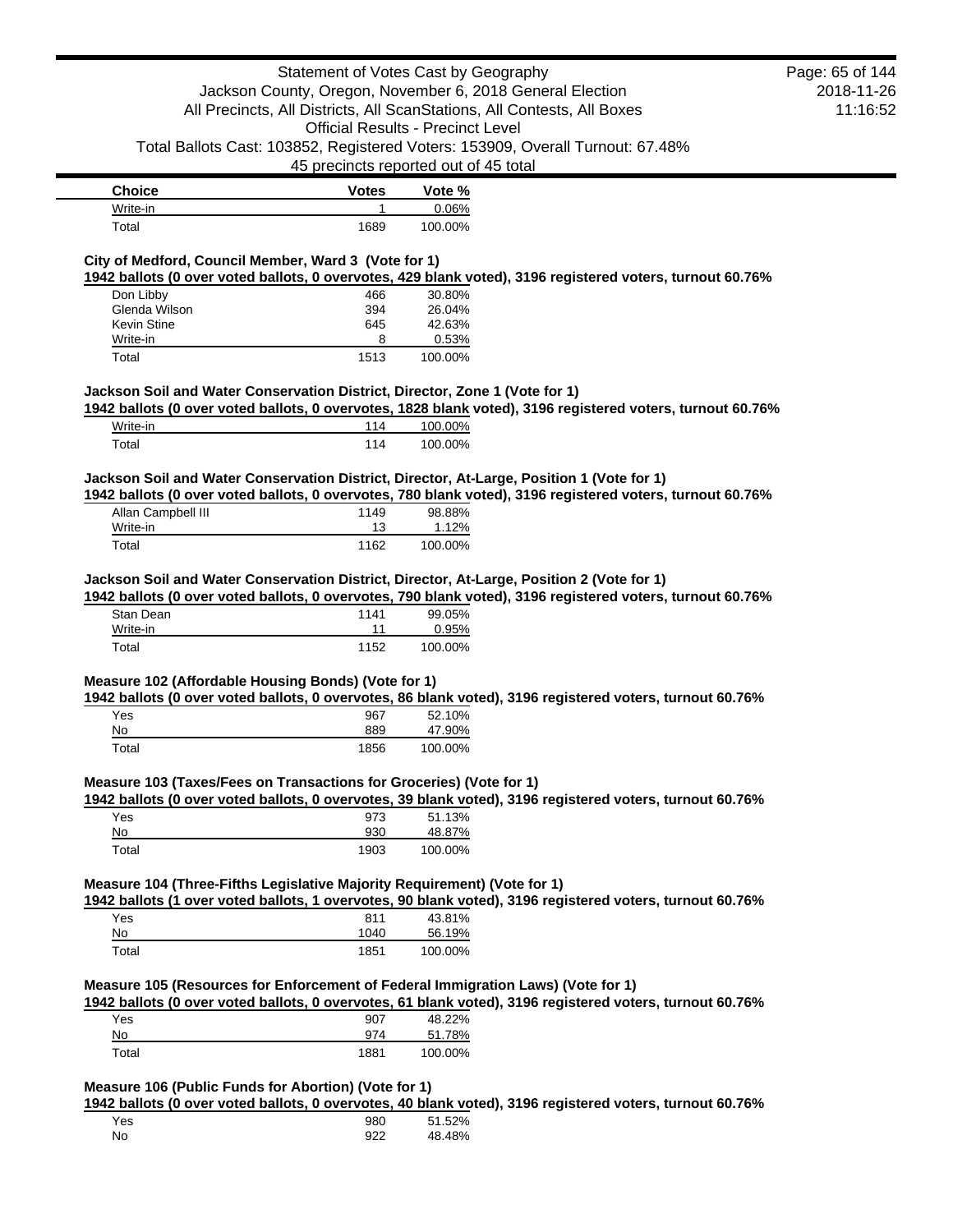| Choice | Votes | Vote % |
|---|---|---|
| Write-in | 1 | 0.06% |
| Total | 1689 | 100.00% |

### City of Medford, Council Member, Ward 3 (Vote for 1)

**1942 ballots (0 over voted ballots, 0 overvotes, 429 blank voted), 3196 registered voters, turnout 60.76%**

| Choice | Votes | Vote % |
|---|---|---|
| Don Libby | 466 | 30.80% |
| Glenda Wilson | 394 | 26.04% |
| Kevin Stine | 645 | 42.63% |
| Write-in | 8 | 0.53% |
| Total | 1513 | 100.00% |

### Jackson Soil and Water Conservation District, Director, Zone 1 (Vote for 1)

**1942 ballots (0 over voted ballots, 0 overvotes, 1828 blank voted), 3196 registered voters, turnout 60.76%**

| Choice | Votes | Vote % |
|---|---|---|
| Write-in | 114 | 100.00% |
| Total | 114 | 100.00% |

### Jackson Soil and Water Conservation District, Director, At-Large, Position 1 (Vote for 1)

**1942 ballots (0 over voted ballots, 0 overvotes, 780 blank voted), 3196 registered voters, turnout 60.76%**

| Choice | Votes | Vote % |
|---|---|---|
| Allan Campbell III | 1149 | 98.88% |
| Write-in | 13 | 1.12% |
| Total | 1162 | 100.00% |

### Jackson Soil and Water Conservation District, Director, At-Large, Position 2 (Vote for 1)

**1942 ballots (0 over voted ballots, 0 overvotes, 790 blank voted), 3196 registered voters, turnout 60.76%**

| Choice | Votes | Vote % |
|---|---|---|
| Stan Dean | 1141 | 99.05% |
| Write-in | 11 | 0.95% |
| Total | 1152 | 100.00% |

### Measure 102 (Affordable Housing Bonds) (Vote for 1)

**1942 ballots (0 over voted ballots, 0 overvotes, 86 blank voted), 3196 registered voters, turnout 60.76%**

| Choice | Votes | Vote % |
|---|---|---|
| Yes | 967 | 52.10% |
| No | 889 | 47.90% |
| Total | 1856 | 100.00% |

### Measure 103 (Taxes/Fees on Transactions for Groceries) (Vote for 1)

**1942 ballots (0 over voted ballots, 0 overvotes, 39 blank voted), 3196 registered voters, turnout 60.76%**

| Choice | Votes | Vote % |
|---|---|---|
| Yes | 973 | 51.13% |
| No | 930 | 48.87% |
| Total | 1903 | 100.00% |

### Measure 104 (Three-Fifths Legislative Majority Requirement) (Vote for 1)

**1942 ballots (1 over voted ballots, 1 overvotes, 90 blank voted), 3196 registered voters, turnout 60.76%**

| Choice | Votes | Vote % |
|---|---|---|
| Yes | 811 | 43.81% |
| No | 1040 | 56.19% |
| Total | 1851 | 100.00% |

### Measure 105 (Resources for Enforcement of Federal Immigration Laws) (Vote for 1)

**1942 ballots (0 over voted ballots, 0 overvotes, 61 blank voted), 3196 registered voters, turnout 60.76%**

| Choice | Votes | Vote % |
|---|---|---|
| Yes | 907 | 48.22% |
| No | 974 | 51.78% |
| Total | 1881 | 100.00% |

### Measure 106 (Public Funds for Abortion) (Vote for 1)

**1942 ballots (0 over voted ballots, 0 overvotes, 40 blank voted), 3196 registered voters, turnout 60.76%**

| Choice | Votes | Vote % |
|---|---|---|
| Yes | 980 | 51.52% |
| No | 922 | 48.48% |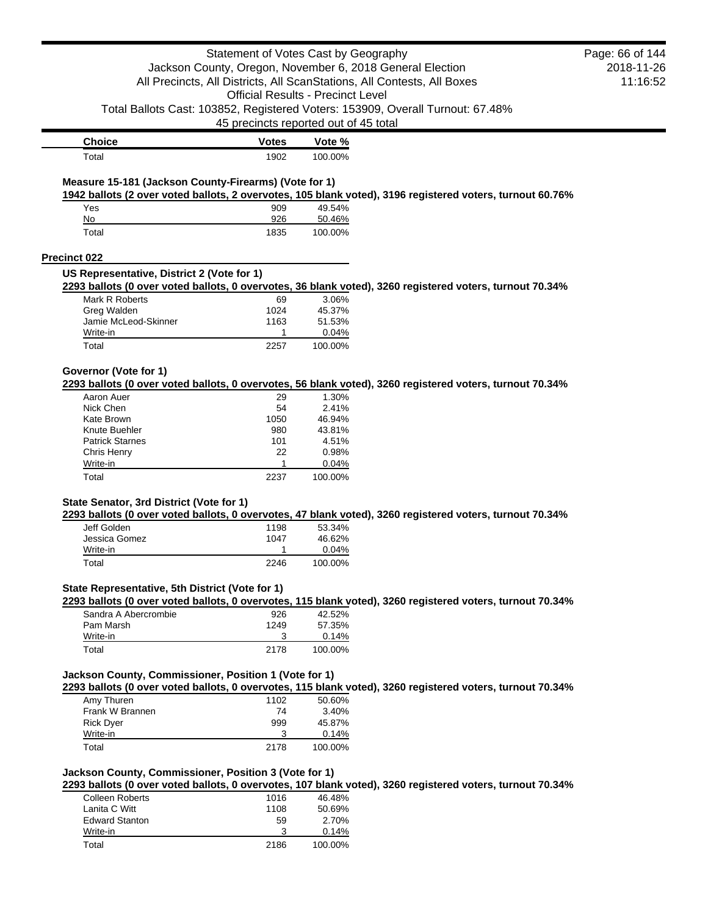| Choice | Votes | Vote % |
| --- | --- | --- |
| Total | 1902 | 100.00% |

### Measure 15-181 (Jackson County-Firearms) (Vote for 1)

**1942 ballots (2 over voted ballots, 2 overvotes, 105 blank voted), 3196 registered voters, turnout 60.76%**

| Choice | Votes | Vote % |
| --- | --- | --- |
| Yes | 909 | 49.54% |
| No | 926 | 50.46% |
| Total | 1835 | 100.00% |

## Precinct 022

### US Representative, District 2 (Vote for 1)

**2293 ballots (0 over voted ballots, 0 overvotes, 36 blank voted), 3260 registered voters, turnout 70.34%**

| Choice | Votes | Vote % |
| --- | --- | --- |
| Mark R Roberts | 69 | 3.06% |
| Greg Walden | 1024 | 45.37% |
| Jamie McLeod-Skinner | 1163 | 51.53% |
| Write-in | 1 | 0.04% |
| Total | 2257 | 100.00% |

### Governor (Vote for 1)

**2293 ballots (0 over voted ballots, 0 overvotes, 56 blank voted), 3260 registered voters, turnout 70.34%**

| Choice | Votes | Vote % |
| --- | --- | --- |
| Aaron Auer | 29 | 1.30% |
| Nick Chen | 54 | 2.41% |
| Kate Brown | 1050 | 46.94% |
| Knute Buehler | 980 | 43.81% |
| Patrick Starnes | 101 | 4.51% |
| Chris Henry | 22 | 0.98% |
| Write-in | 1 | 0.04% |
| Total | 2237 | 100.00% |

### State Senator, 3rd District (Vote for 1)

**2293 ballots (0 over voted ballots, 0 overvotes, 47 blank voted), 3260 registered voters, turnout 70.34%**

| Choice | Votes | Vote % |
| --- | --- | --- |
| Jeff Golden | 1198 | 53.34% |
| Jessica Gomez | 1047 | 46.62% |
| Write-in | 1 | 0.04% |
| Total | 2246 | 100.00% |

### State Representative, 5th District (Vote for 1)

**2293 ballots (0 over voted ballots, 0 overvotes, 115 blank voted), 3260 registered voters, turnout 70.34%**

| Choice | Votes | Vote % |
| --- | --- | --- |
| Sandra A Abercrombie | 926 | 42.52% |
| Pam Marsh | 1249 | 57.35% |
| Write-in | 3 | 0.14% |
| Total | 2178 | 100.00% |

### Jackson County, Commissioner, Position 1 (Vote for 1)

**2293 ballots (0 over voted ballots, 0 overvotes, 115 blank voted), 3260 registered voters, turnout 70.34%**

| Choice | Votes | Vote % |
| --- | --- | --- |
| Amy Thuren | 1102 | 50.60% |
| Frank W Brannen | 74 | 3.40% |
| Rick Dyer | 999 | 45.87% |
| Write-in | 3 | 0.14% |
| Total | 2178 | 100.00% |

### Jackson County, Commissioner, Position 3 (Vote for 1)

**2293 ballots (0 over voted ballots, 0 overvotes, 107 blank voted), 3260 registered voters, turnout 70.34%**

| Choice | Votes | Vote % |
| --- | --- | --- |
| Colleen Roberts | 1016 | 46.48% |
| Lanita C Witt | 1108 | 50.69% |
| Edward Stanton | 59 | 2.70% |
| Write-in | 3 | 0.14% |
| Total | 2186 | 100.00% |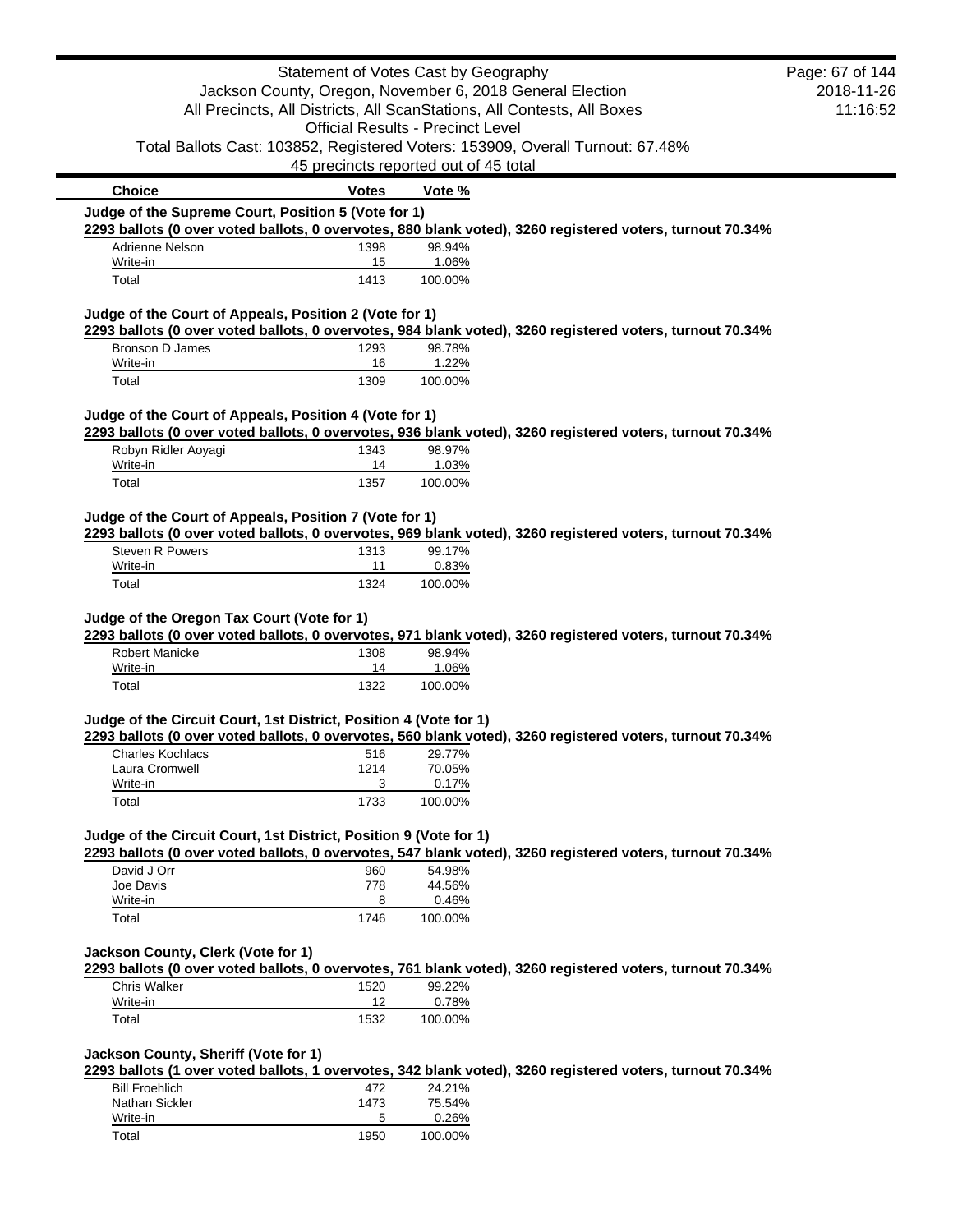Statement of Votes Cast by Geography
Jackson County, Oregon, November 6, 2018 General Election
All Precincts, All Districts, All ScanStations, All Contests, All Boxes
Official Results - Precinct Level
Total Ballots Cast: 103852, Registered Voters: 153909, Overall Turnout: 67.48%
45 precincts reported out of 45 total

| Choice | Votes | Vote % |
|---|---|---|

### Judge of the Supreme Court, Position 5 (Vote for 1)

**2293 ballots (0 over voted ballots, 0 overvotes, 880 blank voted), 3260 registered voters, turnout 70.34%**

| Choice | Votes | Vote % |
|---|---|---|
| Adrienne Nelson | 1398 | 98.94% |
| Write-in | 15 | 1.06% |
| Total | 1413 | 100.00% |

### Judge of the Court of Appeals, Position 2 (Vote for 1)

**2293 ballots (0 over voted ballots, 0 overvotes, 984 blank voted), 3260 registered voters, turnout 70.34%**

| Choice | Votes | Vote % |
|---|---|---|
| Bronson D James | 1293 | 98.78% |
| Write-in | 16 | 1.22% |
| Total | 1309 | 100.00% |

### Judge of the Court of Appeals, Position 4 (Vote for 1)

**2293 ballots (0 over voted ballots, 0 overvotes, 936 blank voted), 3260 registered voters, turnout 70.34%**

| Choice | Votes | Vote % |
|---|---|---|
| Robyn Ridler Aoyagi | 1343 | 98.97% |
| Write-in | 14 | 1.03% |
| Total | 1357 | 100.00% |

### Judge of the Court of Appeals, Position 7 (Vote for 1)

**2293 ballots (0 over voted ballots, 0 overvotes, 969 blank voted), 3260 registered voters, turnout 70.34%**

| Choice | Votes | Vote % |
|---|---|---|
| Steven R Powers | 1313 | 99.17% |
| Write-in | 11 | 0.83% |
| Total | 1324 | 100.00% |

### Judge of the Oregon Tax Court (Vote for 1)

**2293 ballots (0 over voted ballots, 0 overvotes, 971 blank voted), 3260 registered voters, turnout 70.34%**

| Choice | Votes | Vote % |
|---|---|---|
| Robert Manicke | 1308 | 98.94% |
| Write-in | 14 | 1.06% |
| Total | 1322 | 100.00% |

### Judge of the Circuit Court, 1st District, Position 4 (Vote for 1)

**2293 ballots (0 over voted ballots, 0 overvotes, 560 blank voted), 3260 registered voters, turnout 70.34%**

| Choice | Votes | Vote % |
|---|---|---|
| Charles Kochlacs | 516 | 29.77% |
| Laura Cromwell | 1214 | 70.05% |
| Write-in | 3 | 0.17% |
| Total | 1733 | 100.00% |

### Judge of the Circuit Court, 1st District, Position 9 (Vote for 1)

**2293 ballots (0 over voted ballots, 0 overvotes, 547 blank voted), 3260 registered voters, turnout 70.34%**

| Choice | Votes | Vote % |
|---|---|---|
| David J Orr | 960 | 54.98% |
| Joe Davis | 778 | 44.56% |
| Write-in | 8 | 0.46% |
| Total | 1746 | 100.00% |

### Jackson County, Clerk (Vote for 1)

**2293 ballots (0 over voted ballots, 0 overvotes, 761 blank voted), 3260 registered voters, turnout 70.34%**

| Choice | Votes | Vote % |
|---|---|---|
| Chris Walker | 1520 | 99.22% |
| Write-in | 12 | 0.78% |
| Total | 1532 | 100.00% |

### Jackson County, Sheriff (Vote for 1)

**2293 ballots (1 over voted ballots, 1 overvotes, 342 blank voted), 3260 registered voters, turnout 70.34%**

| Choice | Votes | Vote % |
|---|---|---|
| Bill Froehlich | 472 | 24.21% |
| Nathan Sickler | 1473 | 75.54% |
| Write-in | 5 | 0.26% |
| Total | 1950 | 100.00% |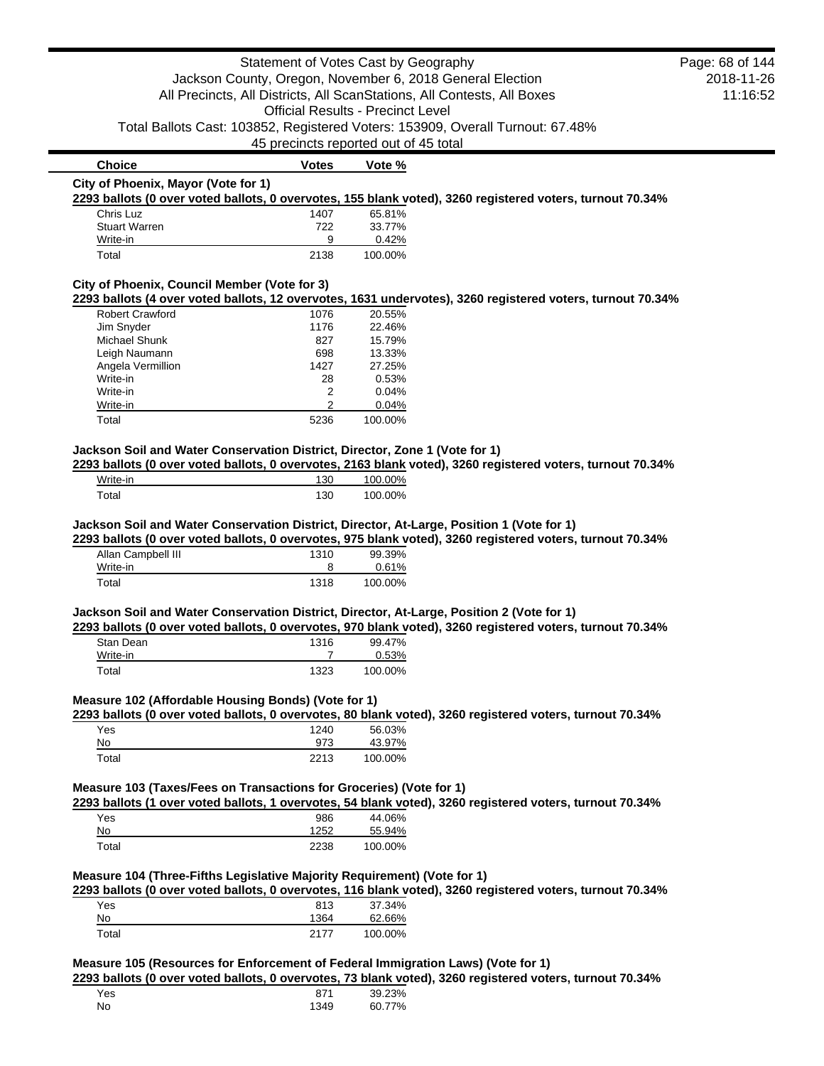Statement of Votes Cast by Geography
Jackson County, Oregon, November 6, 2018 General Election
All Precincts, All Districts, All ScanStations, All Contests, All Boxes
Official Results - Precinct Level
Total Ballots Cast: 103852, Registered Voters: 153909, Overall Turnout: 67.48%
45 precincts reported out of 45 total

### City of Phoenix, Mayor (Vote for 1)

**2293 ballots (0 over voted ballots, 0 overvotes, 155 blank voted), 3260 registered voters, turnout 70.34%**

| Choice | Votes | Vote % |
|---|---|---|
| Chris Luz | 1407 | 65.81% |
| Stuart Warren | 722 | 33.77% |
| Write-in | 9 | 0.42% |
| Total | 2138 | 100.00% |

### City of Phoenix, Council Member (Vote for 3)

**2293 ballots (4 over voted ballots, 12 overvotes, 1631 undervotes), 3260 registered voters, turnout 70.34%**

| Choice | Votes | Vote % |
|---|---|---|
| Robert Crawford | 1076 | 20.55% |
| Jim Snyder | 1176 | 22.46% |
| Michael Shunk | 827 | 15.79% |
| Leigh Naumann | 698 | 13.33% |
| Angela Vermillion | 1427 | 27.25% |
| Write-in | 28 | 0.53% |
| Write-in | 2 | 0.04% |
| Write-in | 2 | 0.04% |
| Total | 5236 | 100.00% |

### Jackson Soil and Water Conservation District, Director, Zone 1 (Vote for 1)

**2293 ballots (0 over voted ballots, 0 overvotes, 2163 blank voted), 3260 registered voters, turnout 70.34%**

| Choice | Votes | Vote % |
|---|---|---|
| Write-in | 130 | 100.00% |
| Total | 130 | 100.00% |

### Jackson Soil and Water Conservation District, Director, At-Large, Position 1 (Vote for 1)

**2293 ballots (0 over voted ballots, 0 overvotes, 975 blank voted), 3260 registered voters, turnout 70.34%**

| Choice | Votes | Vote % |
|---|---|---|
| Allan Campbell III | 1310 | 99.39% |
| Write-in | 8 | 0.61% |
| Total | 1318 | 100.00% |

### Jackson Soil and Water Conservation District, Director, At-Large, Position 2 (Vote for 1)

**2293 ballots (0 over voted ballots, 0 overvotes, 970 blank voted), 3260 registered voters, turnout 70.34%**

| Choice | Votes | Vote % |
|---|---|---|
| Stan Dean | 1316 | 99.47% |
| Write-in | 7 | 0.53% |
| Total | 1323 | 100.00% |

### Measure 102 (Affordable Housing Bonds) (Vote for 1)

**2293 ballots (0 over voted ballots, 0 overvotes, 80 blank voted), 3260 registered voters, turnout 70.34%**

| Choice | Votes | Vote % |
|---|---|---|
| Yes | 1240 | 56.03% |
| No | 973 | 43.97% |
| Total | 2213 | 100.00% |

### Measure 103 (Taxes/Fees on Transactions for Groceries) (Vote for 1)

**2293 ballots (1 over voted ballots, 1 overvotes, 54 blank voted), 3260 registered voters, turnout 70.34%**

| Choice | Votes | Vote % |
|---|---|---|
| Yes | 986 | 44.06% |
| No | 1252 | 55.94% |
| Total | 2238 | 100.00% |

### Measure 104 (Three-Fifths Legislative Majority Requirement) (Vote for 1)

**2293 ballots (0 over voted ballots, 0 overvotes, 116 blank voted), 3260 registered voters, turnout 70.34%**

| Choice | Votes | Vote % |
|---|---|---|
| Yes | 813 | 37.34% |
| No | 1364 | 62.66% |
| Total | 2177 | 100.00% |

### Measure 105 (Resources for Enforcement of Federal Immigration Laws) (Vote for 1)

**2293 ballots (0 over voted ballots, 0 overvotes, 73 blank voted), 3260 registered voters, turnout 70.34%**

| Choice | Votes | Vote % |
|---|---|---|
| Yes | 871 | 39.23% |
| No | 1349 | 60.77% |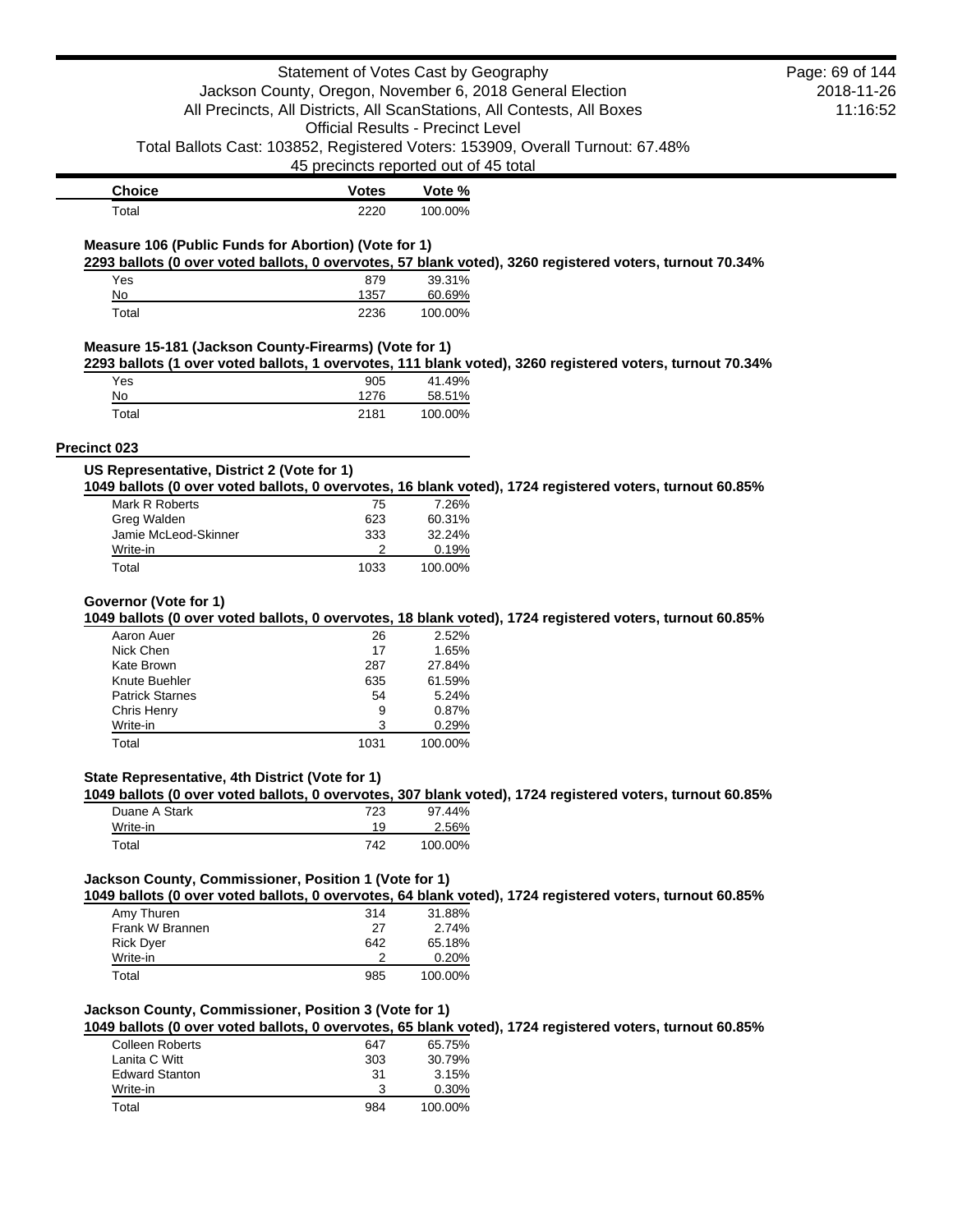| Choice | Votes | Vote % |
| --- | --- | --- |
| Total | 2220 | 100.00% |

### Measure 106 (Public Funds for Abortion) (Vote for 1)

**2293 ballots (0 over voted ballots, 0 overvotes, 57 blank voted), 3260 registered voters, turnout 70.34%**

| Choice | Votes | Vote % |
| --- | --- | --- |
| Yes | 879 | 39.31% |
| No | 1357 | 60.69% |
| Total | 2236 | 100.00% |

### Measure 15-181 (Jackson County-Firearms) (Vote for 1)

**2293 ballots (1 over voted ballots, 1 overvotes, 111 blank voted), 3260 registered voters, turnout 70.34%**

| Choice | Votes | Vote % |
| --- | --- | --- |
| Yes | 905 | 41.49% |
| No | 1276 | 58.51% |
| Total | 2181 | 100.00% |

## Precinct 023

### US Representative, District 2 (Vote for 1)

**1049 ballots (0 over voted ballots, 0 overvotes, 16 blank voted), 1724 registered voters, turnout 60.85%**

| Choice | Votes | Vote % |
| --- | --- | --- |
| Mark R Roberts | 75 | 7.26% |
| Greg Walden | 623 | 60.31% |
| Jamie McLeod-Skinner | 333 | 32.24% |
| Write-in | 2 | 0.19% |
| Total | 1033 | 100.00% |

### Governor (Vote for 1)

**1049 ballots (0 over voted ballots, 0 overvotes, 18 blank voted), 1724 registered voters, turnout 60.85%**

| Choice | Votes | Vote % |
| --- | --- | --- |
| Aaron Auer | 26 | 2.52% |
| Nick Chen | 17 | 1.65% |
| Kate Brown | 287 | 27.84% |
| Knute Buehler | 635 | 61.59% |
| Patrick Starnes | 54 | 5.24% |
| Chris Henry | 9 | 0.87% |
| Write-in | 3 | 0.29% |
| Total | 1031 | 100.00% |

### State Representative, 4th District (Vote for 1)

**1049 ballots (0 over voted ballots, 0 overvotes, 307 blank voted), 1724 registered voters, turnout 60.85%**

| Choice | Votes | Vote % |
| --- | --- | --- |
| Duane A Stark | 723 | 97.44% |
| Write-in | 19 | 2.56% |
| Total | 742 | 100.00% |

### Jackson County, Commissioner, Position 1 (Vote for 1)

**1049 ballots (0 over voted ballots, 0 overvotes, 64 blank voted), 1724 registered voters, turnout 60.85%**

| Choice | Votes | Vote % |
| --- | --- | --- |
| Amy Thuren | 314 | 31.88% |
| Frank W Brannen | 27 | 2.74% |
| Rick Dyer | 642 | 65.18% |
| Write-in | 2 | 0.20% |
| Total | 985 | 100.00% |

### Jackson County, Commissioner, Position 3 (Vote for 1)

**1049 ballots (0 over voted ballots, 0 overvotes, 65 blank voted), 1724 registered voters, turnout 60.85%**

| Choice | Votes | Vote % |
| --- | --- | --- |
| Colleen Roberts | 647 | 65.75% |
| Lanita C Witt | 303 | 30.79% |
| Edward Stanton | 31 | 3.15% |
| Write-in | 3 | 0.30% |
| Total | 984 | 100.00% |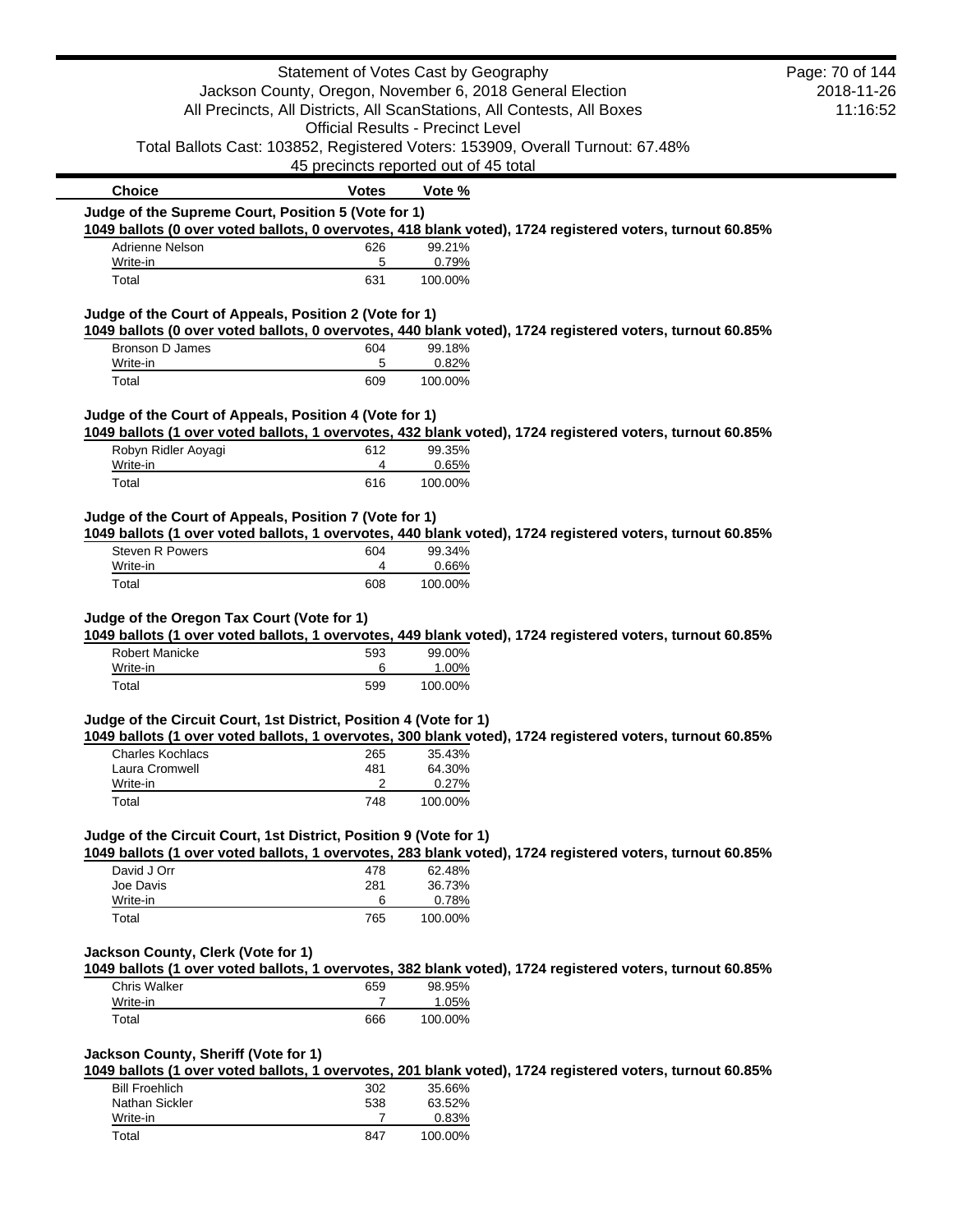Statement of Votes Cast by Geography
Jackson County, Oregon, November 6, 2018 General Election
All Precincts, All Districts, All ScanStations, All Contests, All Boxes
Official Results - Precinct Level
Total Ballots Cast: 103852, Registered Voters: 153909, Overall Turnout: 67.48%
45 precincts reported out of 45 total

2018-11-26
11:16:52

| Choice | Votes | Vote % |
|---|---|---|

### Judge of the Supreme Court, Position 5 (Vote for 1)

**1049 ballots (0 over voted ballots, 0 overvotes, 418 blank voted), 1724 registered voters, turnout 60.85%**

| Choice | Votes | Vote % |
|---|---|---|
| Adrienne Nelson | 626 | 99.21% |
| Write-in | 5 | 0.79% |
| Total | 631 | 100.00% |

### Judge of the Court of Appeals, Position 2 (Vote for 1)

**1049 ballots (0 over voted ballots, 0 overvotes, 440 blank voted), 1724 registered voters, turnout 60.85%**

| Choice | Votes | Vote % |
|---|---|---|
| Bronson D James | 604 | 99.18% |
| Write-in | 5 | 0.82% |
| Total | 609 | 100.00% |

### Judge of the Court of Appeals, Position 4 (Vote for 1)

**1049 ballots (1 over voted ballots, 1 overvotes, 432 blank voted), 1724 registered voters, turnout 60.85%**

| Choice | Votes | Vote % |
|---|---|---|
| Robyn Ridler Aoyagi | 612 | 99.35% |
| Write-in | 4 | 0.65% |
| Total | 616 | 100.00% |

### Judge of the Court of Appeals, Position 7 (Vote for 1)

**1049 ballots (1 over voted ballots, 1 overvotes, 440 blank voted), 1724 registered voters, turnout 60.85%**

| Choice | Votes | Vote % |
|---|---|---|
| Steven R Powers | 604 | 99.34% |
| Write-in | 4 | 0.66% |
| Total | 608 | 100.00% |

### Judge of the Oregon Tax Court (Vote for 1)

**1049 ballots (1 over voted ballots, 1 overvotes, 449 blank voted), 1724 registered voters, turnout 60.85%**

| Choice | Votes | Vote % |
|---|---|---|
| Robert Manicke | 593 | 99.00% |
| Write-in | 6 | 1.00% |
| Total | 599 | 100.00% |

### Judge of the Circuit Court, 1st District, Position 4 (Vote for 1)

**1049 ballots (1 over voted ballots, 1 overvotes, 300 blank voted), 1724 registered voters, turnout 60.85%**

| Choice | Votes | Vote % |
|---|---|---|
| Charles Kochlacs | 265 | 35.43% |
| Laura Cromwell | 481 | 64.30% |
| Write-in | 2 | 0.27% |
| Total | 748 | 100.00% |

### Judge of the Circuit Court, 1st District, Position 9 (Vote for 1)

**1049 ballots (1 over voted ballots, 1 overvotes, 283 blank voted), 1724 registered voters, turnout 60.85%**

| Choice | Votes | Vote % |
|---|---|---|
| David J Orr | 478 | 62.48% |
| Joe Davis | 281 | 36.73% |
| Write-in | 6 | 0.78% |
| Total | 765 | 100.00% |

### Jackson County, Clerk (Vote for 1)

**1049 ballots (1 over voted ballots, 1 overvotes, 382 blank voted), 1724 registered voters, turnout 60.85%**

| Choice | Votes | Vote % |
|---|---|---|
| Chris Walker | 659 | 98.95% |
| Write-in | 7 | 1.05% |
| Total | 666 | 100.00% |

### Jackson County, Sheriff (Vote for 1)

**1049 ballots (1 over voted ballots, 1 overvotes, 201 blank voted), 1724 registered voters, turnout 60.85%**

| Choice | Votes | Vote % |
|---|---|---|
| Bill Froehlich | 302 | 35.66% |
| Nathan Sickler | 538 | 63.52% |
| Write-in | 7 | 0.83% |
| Total | 847 | 100.00% |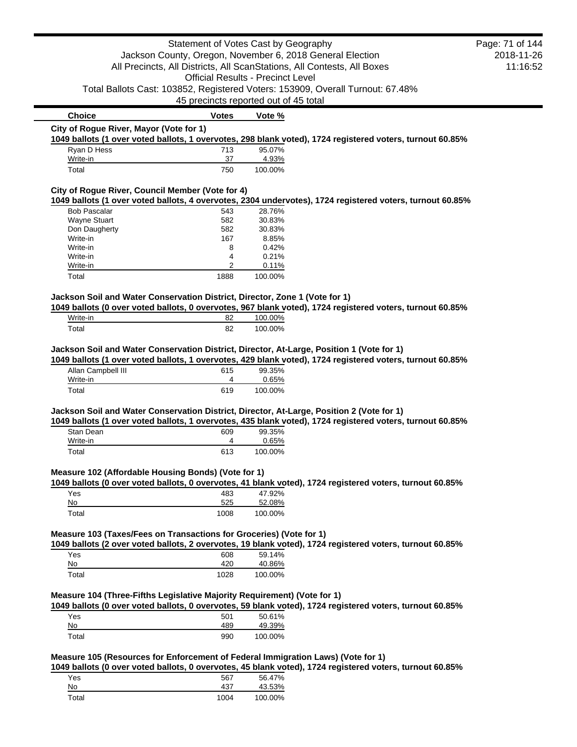| Choice | Votes | Vote % |
|---|---|---|

**City of Rogue River, Mayor (Vote for 1)**

**1049 ballots (1 over voted ballots, 1 overvotes, 298 blank voted), 1724 registered voters, turnout 60.85%**

| Choice | Votes | Vote % |
|---|---|---|
| Ryan D Hess | 713 | 95.07% |
| Write-in | 37 | 4.93% |
| Total | 750 | 100.00% |

**City of Rogue River, Council Member (Vote for 4)**

**1049 ballots (1 over voted ballots, 4 overvotes, 2304 undervotes), 1724 registered voters, turnout 60.85%**

| Choice | Votes | Vote % |
|---|---|---|
| Bob Pascalar | 543 | 28.76% |
| Wayne Stuart | 582 | 30.83% |
| Don Daugherty | 582 | 30.83% |
| Write-in | 167 | 8.85% |
| Write-in | 8 | 0.42% |
| Write-in | 4 | 0.21% |
| Write-in | 2 | 0.11% |
| Total | 1888 | 100.00% |

**Jackson Soil and Water Conservation District, Director, Zone 1 (Vote for 1)**

**1049 ballots (0 over voted ballots, 0 overvotes, 967 blank voted), 1724 registered voters, turnout 60.85%**

| Choice | Votes | Vote % |
|---|---|---|
| Write-in | 82 | 100.00% |
| Total | 82 | 100.00% |

**Jackson Soil and Water Conservation District, Director, At-Large, Position 1 (Vote for 1)**

**1049 ballots (1 over voted ballots, 1 overvotes, 429 blank voted), 1724 registered voters, turnout 60.85%**

| Choice | Votes | Vote % |
|---|---|---|
| Allan Campbell III | 615 | 99.35% |
| Write-in | 4 | 0.65% |
| Total | 619 | 100.00% |

**Jackson Soil and Water Conservation District, Director, At-Large, Position 2 (Vote for 1)**

**1049 ballots (1 over voted ballots, 1 overvotes, 435 blank voted), 1724 registered voters, turnout 60.85%**

| Choice | Votes | Vote % |
|---|---|---|
| Stan Dean | 609 | 99.35% |
| Write-in | 4 | 0.65% |
| Total | 613 | 100.00% |

**Measure 102 (Affordable Housing Bonds) (Vote for 1)**

**1049 ballots (0 over voted ballots, 0 overvotes, 41 blank voted), 1724 registered voters, turnout 60.85%**

| Choice | Votes | Vote % |
|---|---|---|
| Yes | 483 | 47.92% |
| No | 525 | 52.08% |
| Total | 1008 | 100.00% |

**Measure 103 (Taxes/Fees on Transactions for Groceries) (Vote for 1)**

**1049 ballots (2 over voted ballots, 2 overvotes, 19 blank voted), 1724 registered voters, turnout 60.85%**

| Choice | Votes | Vote % |
|---|---|---|
| Yes | 608 | 59.14% |
| No | 420 | 40.86% |
| Total | 1028 | 100.00% |

**Measure 104 (Three-Fifths Legislative Majority Requirement) (Vote for 1)**

**1049 ballots (0 over voted ballots, 0 overvotes, 59 blank voted), 1724 registered voters, turnout 60.85%**

| Choice | Votes | Vote % |
|---|---|---|
| Yes | 501 | 50.61% |
| No | 489 | 49.39% |
| Total | 990 | 100.00% |

**Measure 105 (Resources for Enforcement of Federal Immigration Laws) (Vote for 1)**

**1049 ballots (0 over voted ballots, 0 overvotes, 45 blank voted), 1724 registered voters, turnout 60.85%**

| Choice | Votes | Vote % |
|---|---|---|
| Yes | 567 | 56.47% |
| No | 437 | 43.53% |
| Total | 1004 | 100.00% |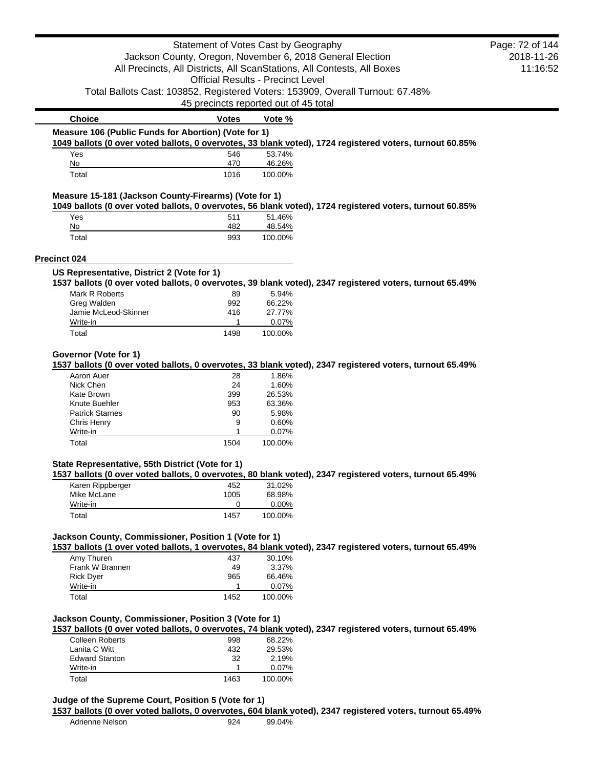| Choice | Votes | Vote % |
|---|---|---|

**Measure 106 (Public Funds for Abortion) (Vote for 1)**

1049 ballots (0 over voted ballots, 0 overvotes, 33 blank voted), 1724 registered voters, turnout 60.85%

| Choice | Votes | Vote % |
|---|---|---|
| Yes | 546 | 53.74% |
| No | 470 | 46.26% |
| Total | 1016 | 100.00% |

**Measure 15-181 (Jackson County-Firearms) (Vote for 1)**

1049 ballots (0 over voted ballots, 0 overvotes, 56 blank voted), 1724 registered voters, turnout 60.85%

| Choice | Votes | Vote % |
|---|---|---|
| Yes | 511 | 51.46% |
| No | 482 | 48.54% |
| Total | 993 | 100.00% |

## Precinct 024

**US Representative, District 2 (Vote for 1)**

1537 ballots (0 over voted ballots, 0 overvotes, 39 blank voted), 2347 registered voters, turnout 65.49%

| Choice | Votes | Vote % |
|---|---|---|
| Mark R Roberts | 89 | 5.94% |
| Greg Walden | 992 | 66.22% |
| Jamie McLeod-Skinner | 416 | 27.77% |
| Write-in | 1 | 0.07% |
| Total | 1498 | 100.00% |

**Governor (Vote for 1)**

1537 ballots (0 over voted ballots, 0 overvotes, 33 blank voted), 2347 registered voters, turnout 65.49%

| Choice | Votes | Vote % |
|---|---|---|
| Aaron Auer | 28 | 1.86% |
| Nick Chen | 24 | 1.60% |
| Kate Brown | 399 | 26.53% |
| Knute Buehler | 953 | 63.36% |
| Patrick Starnes | 90 | 5.98% |
| Chris Henry | 9 | 0.60% |
| Write-in | 1 | 0.07% |
| Total | 1504 | 100.00% |

**State Representative, 55th District (Vote for 1)**

1537 ballots (0 over voted ballots, 0 overvotes, 80 blank voted), 2347 registered voters, turnout 65.49%

| Choice | Votes | Vote % |
|---|---|---|
| Karen Rippberger | 452 | 31.02% |
| Mike McLane | 1005 | 68.98% |
| Write-in | 0 | 0.00% |
| Total | 1457 | 100.00% |

**Jackson County, Commissioner, Position 1 (Vote for 1)**

1537 ballots (1 over voted ballots, 1 overvotes, 84 blank voted), 2347 registered voters, turnout 65.49%

| Choice | Votes | Vote % |
|---|---|---|
| Amy Thuren | 437 | 30.10% |
| Frank W Brannen | 49 | 3.37% |
| Rick Dyer | 965 | 66.46% |
| Write-in | 1 | 0.07% |
| Total | 1452 | 100.00% |

**Jackson County, Commissioner, Position 3 (Vote for 1)**

1537 ballots (0 over voted ballots, 0 overvotes, 74 blank voted), 2347 registered voters, turnout 65.49%

| Choice | Votes | Vote % |
|---|---|---|
| Colleen Roberts | 998 | 68.22% |
| Lanita C Witt | 432 | 29.53% |
| Edward Stanton | 32 | 2.19% |
| Write-in | 1 | 0.07% |
| Total | 1463 | 100.00% |

**Judge of the Supreme Court, Position 5 (Vote for 1)**

1537 ballots (0 over voted ballots, 0 overvotes, 604 blank voted), 2347 registered voters, turnout 65.49%

| Choice | Votes | Vote % |
|---|---|---|
| Adrienne Nelson | 924 | 99.04% |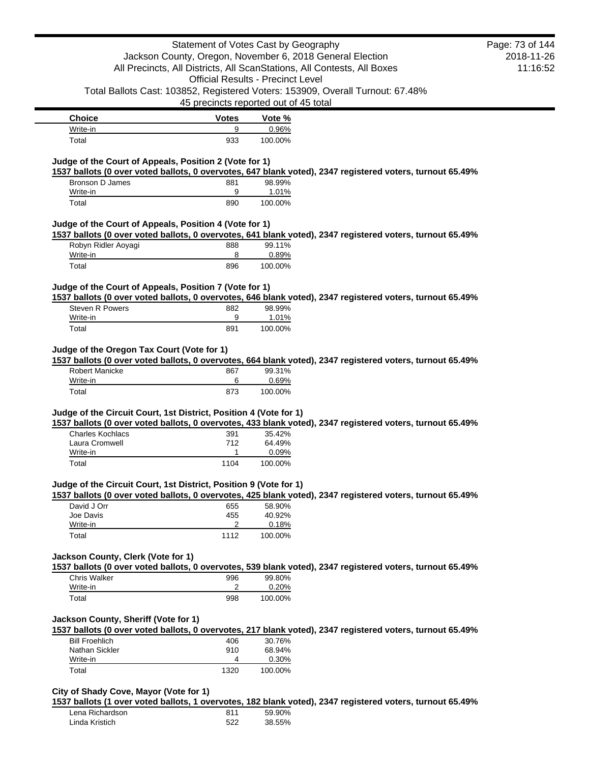| Choice | Votes | Vote % |
|---|---|---|
| Write-in | 9 | 0.96% |
| Total | 933 | 100.00% |

**Judge of the Court of Appeals, Position 2 (Vote for 1)**

**1537 ballots (0 over voted ballots, 0 overvotes, 647 blank voted), 2347 registered voters, turnout 65.49%**

| Choice | Votes | Vote % |
|---|---|---|
| Bronson D James | 881 | 98.99% |
| Write-in | 9 | 1.01% |
| Total | 890 | 100.00% |

**Judge of the Court of Appeals, Position 4 (Vote for 1)**

**1537 ballots (0 over voted ballots, 0 overvotes, 641 blank voted), 2347 registered voters, turnout 65.49%**

| Choice | Votes | Vote % |
|---|---|---|
| Robyn Ridler Aoyagi | 888 | 99.11% |
| Write-in | 8 | 0.89% |
| Total | 896 | 100.00% |

**Judge of the Court of Appeals, Position 7 (Vote for 1)**

**1537 ballots (0 over voted ballots, 0 overvotes, 646 blank voted), 2347 registered voters, turnout 65.49%**

| Choice | Votes | Vote % |
|---|---|---|
| Steven R Powers | 882 | 98.99% |
| Write-in | 9 | 1.01% |
| Total | 891 | 100.00% |

**Judge of the Oregon Tax Court (Vote for 1)**

**1537 ballots (0 over voted ballots, 0 overvotes, 664 blank voted), 2347 registered voters, turnout 65.49%**

| Choice | Votes | Vote % |
|---|---|---|
| Robert Manicke | 867 | 99.31% |
| Write-in | 6 | 0.69% |
| Total | 873 | 100.00% |

**Judge of the Circuit Court, 1st District, Position 4 (Vote for 1)**

**1537 ballots (0 over voted ballots, 0 overvotes, 433 blank voted), 2347 registered voters, turnout 65.49%**

| Choice | Votes | Vote % |
|---|---|---|
| Charles Kochlacs | 391 | 35.42% |
| Laura Cromwell | 712 | 64.49% |
| Write-in | 1 | 0.09% |
| Total | 1104 | 100.00% |

**Judge of the Circuit Court, 1st District, Position 9 (Vote for 1)**

**1537 ballots (0 over voted ballots, 0 overvotes, 425 blank voted), 2347 registered voters, turnout 65.49%**

| Choice | Votes | Vote % |
|---|---|---|
| David J Orr | 655 | 58.90% |
| Joe Davis | 455 | 40.92% |
| Write-in | 2 | 0.18% |
| Total | 1112 | 100.00% |

**Jackson County, Clerk (Vote for 1)**

**1537 ballots (0 over voted ballots, 0 overvotes, 539 blank voted), 2347 registered voters, turnout 65.49%**

| Choice | Votes | Vote % |
|---|---|---|
| Chris Walker | 996 | 99.80% |
| Write-in | 2 | 0.20% |
| Total | 998 | 100.00% |

**Jackson County, Sheriff (Vote for 1)**

**1537 ballots (0 over voted ballots, 0 overvotes, 217 blank voted), 2347 registered voters, turnout 65.49%**

| Choice | Votes | Vote % |
|---|---|---|
| Bill Froehlich | 406 | 30.76% |
| Nathan Sickler | 910 | 68.94% |
| Write-in | 4 | 0.30% |
| Total | 1320 | 100.00% |

**City of Shady Cove, Mayor (Vote for 1)**

**1537 ballots (1 over voted ballots, 1 overvotes, 182 blank voted), 2347 registered voters, turnout 65.49%**

| Choice | Votes | Vote % |
|---|---|---|
| Lena Richardson | 811 | 59.90% |
| Linda Kristich | 522 | 38.55% |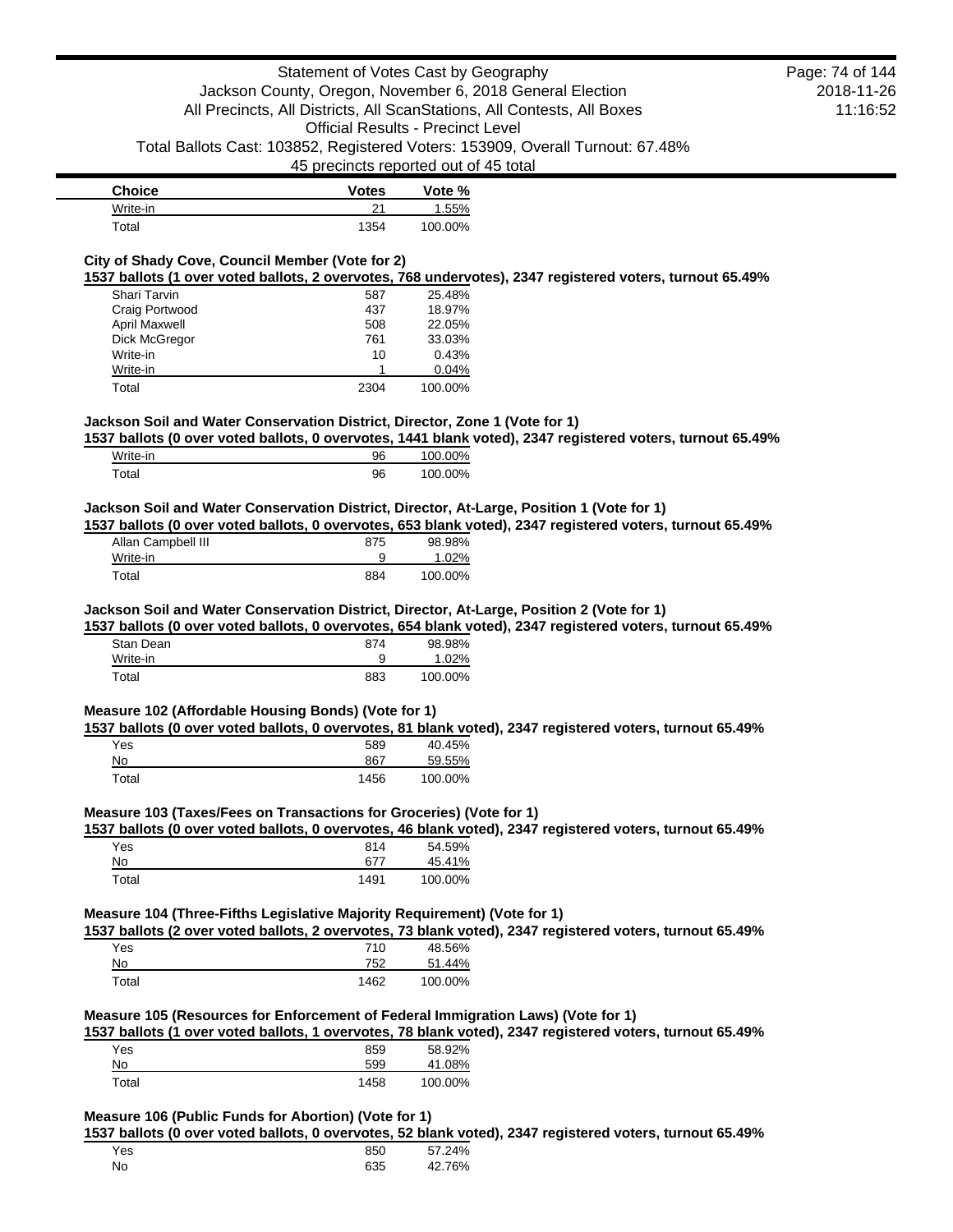| Choice | Votes | Vote % |
|---|---|---|
| Write-in | 21 | 1.55% |
| Total | 1354 | 100.00% |

**City of Shady Cove, Council Member (Vote for 2)**

**1537 ballots (1 over voted ballots, 2 overvotes, 768 undervotes), 2347 registered voters, turnout 65.49%**

| Choice | Votes | Vote % |
|---|---|---|
| Shari Tarvin | 587 | 25.48% |
| Craig Portwood | 437 | 18.97% |
| April Maxwell | 508 | 22.05% |
| Dick McGregor | 761 | 33.03% |
| Write-in | 10 | 0.43% |
| Write-in | 1 | 0.04% |
| Total | 2304 | 100.00% |

**Jackson Soil and Water Conservation District, Director, Zone 1 (Vote for 1)**

**1537 ballots (0 over voted ballots, 0 overvotes, 1441 blank voted), 2347 registered voters, turnout 65.49%**

| Choice | Votes | Vote % |
|---|---|---|
| Write-in | 96 | 100.00% |
| Total | 96 | 100.00% |

**Jackson Soil and Water Conservation District, Director, At-Large, Position 1 (Vote for 1)**

**1537 ballots (0 over voted ballots, 0 overvotes, 653 blank voted), 2347 registered voters, turnout 65.49%**

| Choice | Votes | Vote % |
|---|---|---|
| Allan Campbell III | 875 | 98.98% |
| Write-in | 9 | 1.02% |
| Total | 884 | 100.00% |

**Jackson Soil and Water Conservation District, Director, At-Large, Position 2 (Vote for 1)**

**1537 ballots (0 over voted ballots, 0 overvotes, 654 blank voted), 2347 registered voters, turnout 65.49%**

| Choice | Votes | Vote % |
|---|---|---|
| Stan Dean | 874 | 98.98% |
| Write-in | 9 | 1.02% |
| Total | 883 | 100.00% |

**Measure 102 (Affordable Housing Bonds) (Vote for 1)**

**1537 ballots (0 over voted ballots, 0 overvotes, 81 blank voted), 2347 registered voters, turnout 65.49%**

| Choice | Votes | Vote % |
|---|---|---|
| Yes | 589 | 40.45% |
| No | 867 | 59.55% |
| Total | 1456 | 100.00% |

**Measure 103 (Taxes/Fees on Transactions for Groceries) (Vote for 1)**

**1537 ballots (0 over voted ballots, 0 overvotes, 46 blank voted), 2347 registered voters, turnout 65.49%**

| Choice | Votes | Vote % |
|---|---|---|
| Yes | 814 | 54.59% |
| No | 677 | 45.41% |
| Total | 1491 | 100.00% |

**Measure 104 (Three-Fifths Legislative Majority Requirement) (Vote for 1)**

**1537 ballots (2 over voted ballots, 2 overvotes, 73 blank voted), 2347 registered voters, turnout 65.49%**

| Choice | Votes | Vote % |
|---|---|---|
| Yes | 710 | 48.56% |
| No | 752 | 51.44% |
| Total | 1462 | 100.00% |

**Measure 105 (Resources for Enforcement of Federal Immigration Laws) (Vote for 1)**

**1537 ballots (1 over voted ballots, 1 overvotes, 78 blank voted), 2347 registered voters, turnout 65.49%**

| Choice | Votes | Vote % |
|---|---|---|
| Yes | 859 | 58.92% |
| No | 599 | 41.08% |
| Total | 1458 | 100.00% |

**Measure 106 (Public Funds for Abortion) (Vote for 1)**

**1537 ballots (0 over voted ballots, 0 overvotes, 52 blank voted), 2347 registered voters, turnout 65.49%**

| Choice | Votes | Vote % |
|---|---|---|
| Yes | 850 | 57.24% |
| No | 635 | 42.76% |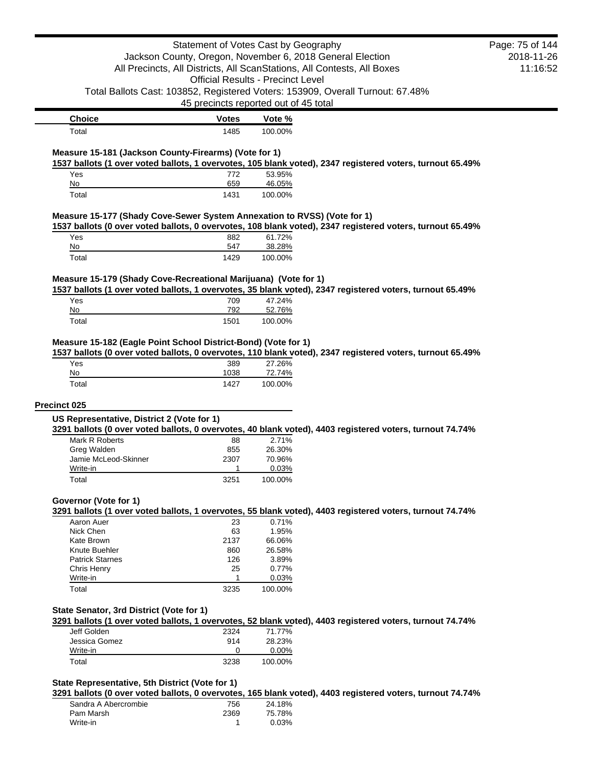| Choice | Votes | Vote % |
| --- | --- | --- |
| Total | 1485 | 100.00% |

### Measure 15-181 (Jackson County-Firearms) (Vote for 1)

**1537 ballots (1 over voted ballots, 1 overvotes, 105 blank voted), 2347 registered voters, turnout 65.49%**

| Choice | Votes | Vote % |
| --- | --- | --- |
| Yes | 772 | 53.95% |
| No | 659 | 46.05% |
| Total | 1431 | 100.00% |

### Measure 15-177 (Shady Cove-Sewer System Annexation to RVSS) (Vote for 1)

**1537 ballots (0 over voted ballots, 0 overvotes, 108 blank voted), 2347 registered voters, turnout 65.49%**

| Choice | Votes | Vote % |
| --- | --- | --- |
| Yes | 882 | 61.72% |
| No | 547 | 38.28% |
| Total | 1429 | 100.00% |

### Measure 15-179 (Shady Cove-Recreational Marijuana) (Vote for 1)

**1537 ballots (1 over voted ballots, 1 overvotes, 35 blank voted), 2347 registered voters, turnout 65.49%**

| Choice | Votes | Vote % |
| --- | --- | --- |
| Yes | 709 | 47.24% |
| No | 792 | 52.76% |
| Total | 1501 | 100.00% |

### Measure 15-182 (Eagle Point School District-Bond) (Vote for 1)

**1537 ballots (0 over voted ballots, 0 overvotes, 110 blank voted), 2347 registered voters, turnout 65.49%**

| Choice | Votes | Vote % |
| --- | --- | --- |
| Yes | 389 | 27.26% |
| No | 1038 | 72.74% |
| Total | 1427 | 100.00% |

## Precinct 025

### US Representative, District 2 (Vote for 1)

**3291 ballots (0 over voted ballots, 0 overvotes, 40 blank voted), 4403 registered voters, turnout 74.74%**

| Choice | Votes | Vote % |
| --- | --- | --- |
| Mark R Roberts | 88 | 2.71% |
| Greg Walden | 855 | 26.30% |
| Jamie McLeod-Skinner | 2307 | 70.96% |
| Write-in | 1 | 0.03% |
| Total | 3251 | 100.00% |

### Governor (Vote for 1)

**3291 ballots (1 over voted ballots, 1 overvotes, 55 blank voted), 4403 registered voters, turnout 74.74%**

| Choice | Votes | Vote % |
| --- | --- | --- |
| Aaron Auer | 23 | 0.71% |
| Nick Chen | 63 | 1.95% |
| Kate Brown | 2137 | 66.06% |
| Knute Buehler | 860 | 26.58% |
| Patrick Starnes | 126 | 3.89% |
| Chris Henry | 25 | 0.77% |
| Write-in | 1 | 0.03% |
| Total | 3235 | 100.00% |

### State Senator, 3rd District (Vote for 1)

**3291 ballots (1 over voted ballots, 1 overvotes, 52 blank voted), 4403 registered voters, turnout 74.74%**

| Choice | Votes | Vote % |
| --- | --- | --- |
| Jeff Golden | 2324 | 71.77% |
| Jessica Gomez | 914 | 28.23% |
| Write-in | 0 | 0.00% |
| Total | 3238 | 100.00% |

### State Representative, 5th District (Vote for 1)

**3291 ballots (0 over voted ballots, 0 overvotes, 165 blank voted), 4403 registered voters, turnout 74.74%**

| Choice | Votes | Vote % |
| --- | --- | --- |
| Sandra A Abercrombie | 756 | 24.18% |
| Pam Marsh | 2369 | 75.78% |
| Write-in | 1 | 0.03% |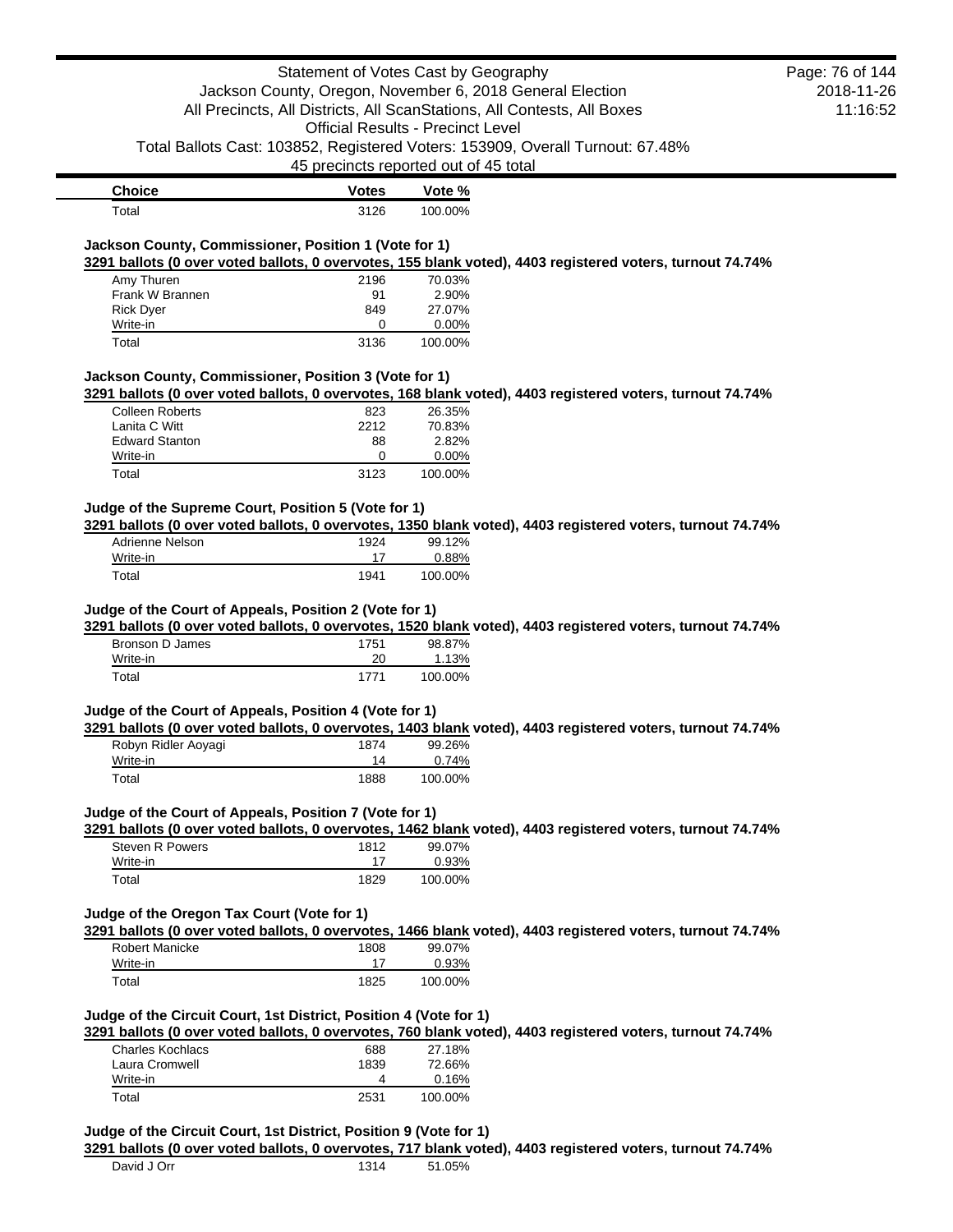| Choice | Votes | Vote % |
|---|---|---|
| Total | 3126 | 100.00% |

### Jackson County, Commissioner, Position 1 (Vote for 1)

**3291 ballots (0 over voted ballots, 0 overvotes, 155 blank voted), 4403 registered voters, turnout 74.74%**

| Choice | Votes | Vote % |
|---|---|---|
| Amy Thuren | 2196 | 70.03% |
| Frank W Brannen | 91 | 2.90% |
| Rick Dyer | 849 | 27.07% |
| Write-in | 0 | 0.00% |
| Total | 3136 | 100.00% |

### Jackson County, Commissioner, Position 3 (Vote for 1)

**3291 ballots (0 over voted ballots, 0 overvotes, 168 blank voted), 4403 registered voters, turnout 74.74%**

| Choice | Votes | Vote % |
|---|---|---|
| Colleen Roberts | 823 | 26.35% |
| Lanita C Witt | 2212 | 70.83% |
| Edward Stanton | 88 | 2.82% |
| Write-in | 0 | 0.00% |
| Total | 3123 | 100.00% |

### Judge of the Supreme Court, Position 5 (Vote for 1)

**3291 ballots (0 over voted ballots, 0 overvotes, 1350 blank voted), 4403 registered voters, turnout 74.74%**

| Choice | Votes | Vote % |
|---|---|---|
| Adrienne Nelson | 1924 | 99.12% |
| Write-in | 17 | 0.88% |
| Total | 1941 | 100.00% |

### Judge of the Court of Appeals, Position 2 (Vote for 1)

**3291 ballots (0 over voted ballots, 0 overvotes, 1520 blank voted), 4403 registered voters, turnout 74.74%**

| Choice | Votes | Vote % |
|---|---|---|
| Bronson D James | 1751 | 98.87% |
| Write-in | 20 | 1.13% |
| Total | 1771 | 100.00% |

### Judge of the Court of Appeals, Position 4 (Vote for 1)

**3291 ballots (0 over voted ballots, 0 overvotes, 1403 blank voted), 4403 registered voters, turnout 74.74%**

| Choice | Votes | Vote % |
|---|---|---|
| Robyn Ridler Aoyagi | 1874 | 99.26% |
| Write-in | 14 | 0.74% |
| Total | 1888 | 100.00% |

### Judge of the Court of Appeals, Position 7 (Vote for 1)

**3291 ballots (0 over voted ballots, 0 overvotes, 1462 blank voted), 4403 registered voters, turnout 74.74%**

| Choice | Votes | Vote % |
|---|---|---|
| Steven R Powers | 1812 | 99.07% |
| Write-in | 17 | 0.93% |
| Total | 1829 | 100.00% |

### Judge of the Oregon Tax Court (Vote for 1)

**3291 ballots (0 over voted ballots, 0 overvotes, 1466 blank voted), 4403 registered voters, turnout 74.74%**

| Choice | Votes | Vote % |
|---|---|---|
| Robert Manicke | 1808 | 99.07% |
| Write-in | 17 | 0.93% |
| Total | 1825 | 100.00% |

### Judge of the Circuit Court, 1st District, Position 4 (Vote for 1)

**3291 ballots (0 over voted ballots, 0 overvotes, 760 blank voted), 4403 registered voters, turnout 74.74%**

| Choice | Votes | Vote % |
|---|---|---|
| Charles Kochlacs | 688 | 27.18% |
| Laura Cromwell | 1839 | 72.66% |
| Write-in | 4 | 0.16% |
| Total | 2531 | 100.00% |

### Judge of the Circuit Court, 1st District, Position 9 (Vote for 1)

**3291 ballots (0 over voted ballots, 0 overvotes, 717 blank voted), 4403 registered voters, turnout 74.74%**

| Choice | Votes | Vote % |
|---|---|---|
| David J Orr | 1314 | 51.05% |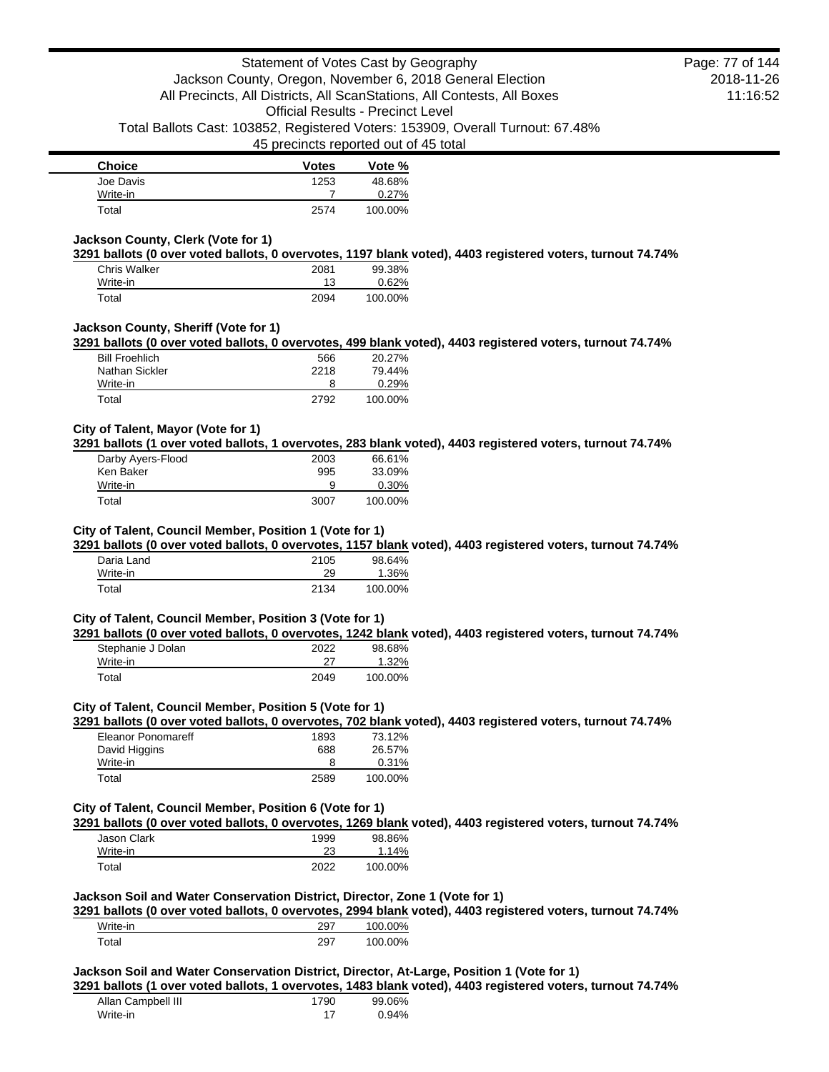| Choice | Votes | Vote % |
| --- | --- | --- |
| Joe Davis | 1253 | 48.68% |
| Write-in | 7 | 0.27% |
| Total | 2574 | 100.00% |

### Jackson County, Clerk (Vote for 1)

**3291 ballots (0 over voted ballots, 0 overvotes, 1197 blank voted), 4403 registered voters, turnout 74.74%**

| Choice | Votes | Vote % |
| --- | --- | --- |
| Chris Walker | 2081 | 99.38% |
| Write-in | 13 | 0.62% |
| Total | 2094 | 100.00% |

### Jackson County, Sheriff (Vote for 1)

**3291 ballots (0 over voted ballots, 0 overvotes, 499 blank voted), 4403 registered voters, turnout 74.74%**

| Choice | Votes | Vote % |
| --- | --- | --- |
| Bill Froehlich | 566 | 20.27% |
| Nathan Sickler | 2218 | 79.44% |
| Write-in | 8 | 0.29% |
| Total | 2792 | 100.00% |

### City of Talent, Mayor (Vote for 1)

**3291 ballots (1 over voted ballots, 1 overvotes, 283 blank voted), 4403 registered voters, turnout 74.74%**

| Choice | Votes | Vote % |
| --- | --- | --- |
| Darby Ayers-Flood | 2003 | 66.61% |
| Ken Baker | 995 | 33.09% |
| Write-in | 9 | 0.30% |
| Total | 3007 | 100.00% |

### City of Talent, Council Member, Position 1 (Vote for 1)

**3291 ballots (0 over voted ballots, 0 overvotes, 1157 blank voted), 4403 registered voters, turnout 74.74%**

| Choice | Votes | Vote % |
| --- | --- | --- |
| Daria Land | 2105 | 98.64% |
| Write-in | 29 | 1.36% |
| Total | 2134 | 100.00% |

### City of Talent, Council Member, Position 3 (Vote for 1)

**3291 ballots (0 over voted ballots, 0 overvotes, 1242 blank voted), 4403 registered voters, turnout 74.74%**

| Choice | Votes | Vote % |
| --- | --- | --- |
| Stephanie J Dolan | 2022 | 98.68% |
| Write-in | 27 | 1.32% |
| Total | 2049 | 100.00% |

### City of Talent, Council Member, Position 5 (Vote for 1)

**3291 ballots (0 over voted ballots, 0 overvotes, 702 blank voted), 4403 registered voters, turnout 74.74%**

| Choice | Votes | Vote % |
| --- | --- | --- |
| Eleanor Ponomareff | 1893 | 73.12% |
| David Higgins | 688 | 26.57% |
| Write-in | 8 | 0.31% |
| Total | 2589 | 100.00% |

### City of Talent, Council Member, Position 6 (Vote for 1)

**3291 ballots (0 over voted ballots, 0 overvotes, 1269 blank voted), 4403 registered voters, turnout 74.74%**

| Choice | Votes | Vote % |
| --- | --- | --- |
| Jason Clark | 1999 | 98.86% |
| Write-in | 23 | 1.14% |
| Total | 2022 | 100.00% |

### Jackson Soil and Water Conservation District, Director, Zone 1 (Vote for 1)

**3291 ballots (0 over voted ballots, 0 overvotes, 2994 blank voted), 4403 registered voters, turnout 74.74%**

| Choice | Votes | Vote % |
| --- | --- | --- |
| Write-in | 297 | 100.00% |
| Total | 297 | 100.00% |

### Jackson Soil and Water Conservation District, Director, At-Large, Position 1 (Vote for 1)

**3291 ballots (1 over voted ballots, 1 overvotes, 1483 blank voted), 4403 registered voters, turnout 74.74%**

| Choice | Votes | Vote % |
| --- | --- | --- |
| Allan Campbell III | 1790 | 99.06% |
| Write-in | 17 | 0.94% |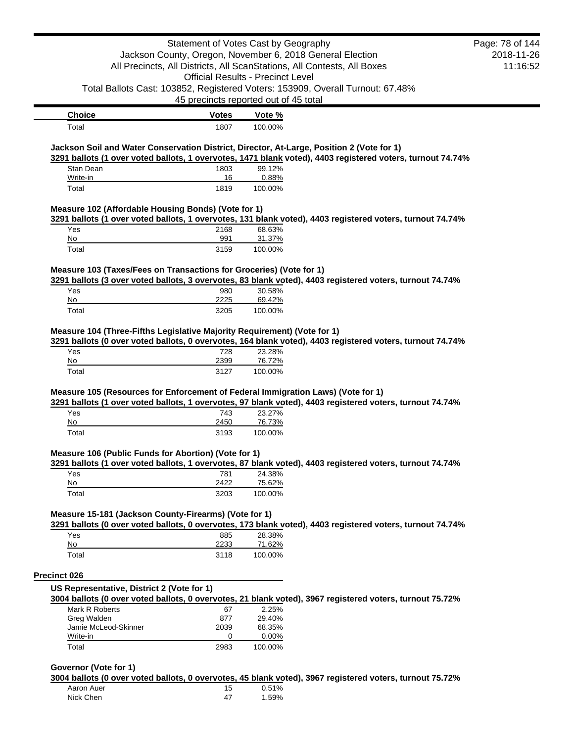| Choice | Votes | Vote % |
| --- | --- | --- |
| Total | 1807 | 100.00% |

### Jackson Soil and Water Conservation District, Director, At-Large, Position 2 (Vote for 1)

**3291 ballots (1 over voted ballots, 1 overvotes, 1471 blank voted), 4403 registered voters, turnout 74.74%**

| Choice | Votes | Vote % |
| --- | --- | --- |
| Stan Dean | 1803 | 99.12% |
| Write-in | 16 | 0.88% |
| Total | 1819 | 100.00% |

### Measure 102 (Affordable Housing Bonds) (Vote for 1)

**3291 ballots (1 over voted ballots, 1 overvotes, 131 blank voted), 4403 registered voters, turnout 74.74%**

| Choice | Votes | Vote % |
| --- | --- | --- |
| Yes | 2168 | 68.63% |
| No | 991 | 31.37% |
| Total | 3159 | 100.00% |

### Measure 103 (Taxes/Fees on Transactions for Groceries) (Vote for 1)

**3291 ballots (3 over voted ballots, 3 overvotes, 83 blank voted), 4403 registered voters, turnout 74.74%**

| Choice | Votes | Vote % |
| --- | --- | --- |
| Yes | 980 | 30.58% |
| No | 2225 | 69.42% |
| Total | 3205 | 100.00% |

### Measure 104 (Three-Fifths Legislative Majority Requirement) (Vote for 1)

**3291 ballots (0 over voted ballots, 0 overvotes, 164 blank voted), 4403 registered voters, turnout 74.74%**

| Choice | Votes | Vote % |
| --- | --- | --- |
| Yes | 728 | 23.28% |
| No | 2399 | 76.72% |
| Total | 3127 | 100.00% |

### Measure 105 (Resources for Enforcement of Federal Immigration Laws) (Vote for 1)

**3291 ballots (1 over voted ballots, 1 overvotes, 97 blank voted), 4403 registered voters, turnout 74.74%**

| Choice | Votes | Vote % |
| --- | --- | --- |
| Yes | 743 | 23.27% |
| No | 2450 | 76.73% |
| Total | 3193 | 100.00% |

### Measure 106 (Public Funds for Abortion) (Vote for 1)

**3291 ballots (1 over voted ballots, 1 overvotes, 87 blank voted), 4403 registered voters, turnout 74.74%**

| Choice | Votes | Vote % |
| --- | --- | --- |
| Yes | 781 | 24.38% |
| No | 2422 | 75.62% |
| Total | 3203 | 100.00% |

### Measure 15-181 (Jackson County-Firearms) (Vote for 1)

**3291 ballots (0 over voted ballots, 0 overvotes, 173 blank voted), 4403 registered voters, turnout 74.74%**

| Choice | Votes | Vote % |
| --- | --- | --- |
| Yes | 885 | 28.38% |
| No | 2233 | 71.62% |
| Total | 3118 | 100.00% |

## Precinct 026

### US Representative, District 2 (Vote for 1)

**3004 ballots (0 over voted ballots, 0 overvotes, 21 blank voted), 3967 registered voters, turnout 75.72%**

| Choice | Votes | Vote % |
| --- | --- | --- |
| Mark R Roberts | 67 | 2.25% |
| Greg Walden | 877 | 29.40% |
| Jamie McLeod-Skinner | 2039 | 68.35% |
| Write-in | 0 | 0.00% |
| Total | 2983 | 100.00% |

### Governor (Vote for 1)

**3004 ballots (0 over voted ballots, 0 overvotes, 45 blank voted), 3967 registered voters, turnout 75.72%**

| Choice | Votes | Vote % |
| --- | --- | --- |
| Aaron Auer | 15 | 0.51% |
| Nick Chen | 47 | 1.59% |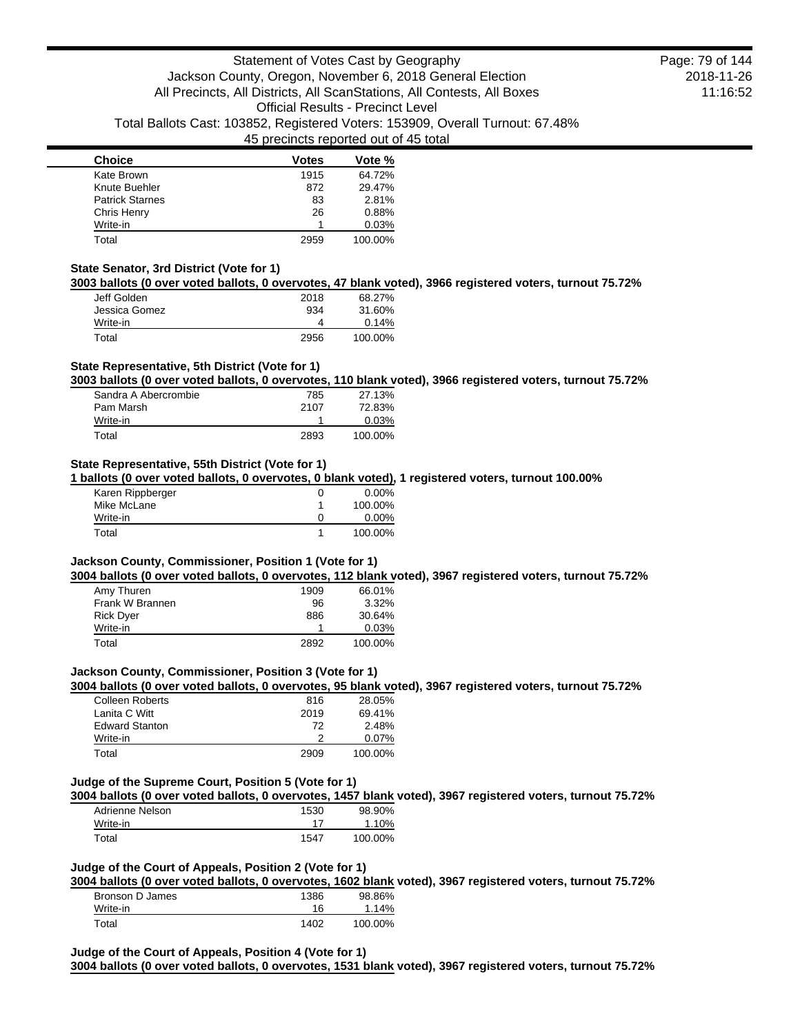| Choice | Votes | Vote % |
|---|---|---|
| Kate Brown | 1915 | 64.72% |
| Knute Buehler | 872 | 29.47% |
| Patrick Starnes | 83 | 2.81% |
| Chris Henry | 26 | 0.88% |
| Write-in | 1 | 0.03% |
| Total | 2959 | 100.00% |

**State Senator, 3rd District (Vote for 1)**

**3003 ballots (0 over voted ballots, 0 overvotes, 47 blank voted), 3966 registered voters, turnout 75.72%**

| Choice | Votes | Vote % |
|---|---|---|
| Jeff Golden | 2018 | 68.27% |
| Jessica Gomez | 934 | 31.60% |
| Write-in | 4 | 0.14% |
| Total | 2956 | 100.00% |

**State Representative, 5th District (Vote for 1)**

**3003 ballots (0 over voted ballots, 0 overvotes, 110 blank voted), 3966 registered voters, turnout 75.72%**

| Choice | Votes | Vote % |
|---|---|---|
| Sandra A Abercrombie | 785 | 27.13% |
| Pam Marsh | 2107 | 72.83% |
| Write-in | 1 | 0.03% |
| Total | 2893 | 100.00% |

**State Representative, 55th District (Vote for 1)**

**1 ballots (0 over voted ballots, 0 overvotes, 0 blank voted), 1 registered voters, turnout 100.00%**

| Choice | Votes | Vote % |
|---|---|---|
| Karen Rippberger | 0 | 0.00% |
| Mike McLane | 1 | 100.00% |
| Write-in | 0 | 0.00% |
| Total | 1 | 100.00% |

**Jackson County, Commissioner, Position 1 (Vote for 1)**

**3004 ballots (0 over voted ballots, 0 overvotes, 112 blank voted), 3967 registered voters, turnout 75.72%**

| Choice | Votes | Vote % |
|---|---|---|
| Amy Thuren | 1909 | 66.01% |
| Frank W Brannen | 96 | 3.32% |
| Rick Dyer | 886 | 30.64% |
| Write-in | 1 | 0.03% |
| Total | 2892 | 100.00% |

**Jackson County, Commissioner, Position 3 (Vote for 1)**

**3004 ballots (0 over voted ballots, 0 overvotes, 95 blank voted), 3967 registered voters, turnout 75.72%**

| Choice | Votes | Vote % |
|---|---|---|
| Colleen Roberts | 816 | 28.05% |
| Lanita C Witt | 2019 | 69.41% |
| Edward Stanton | 72 | 2.48% |
| Write-in | 2 | 0.07% |
| Total | 2909 | 100.00% |

**Judge of the Supreme Court, Position 5 (Vote for 1)**

**3004 ballots (0 over voted ballots, 0 overvotes, 1457 blank voted), 3967 registered voters, turnout 75.72%**

| Choice | Votes | Vote % |
|---|---|---|
| Adrienne Nelson | 1530 | 98.90% |
| Write-in | 17 | 1.10% |
| Total | 1547 | 100.00% |

**Judge of the Court of Appeals, Position 2 (Vote for 1)**

**3004 ballots (0 over voted ballots, 0 overvotes, 1602 blank voted), 3967 registered voters, turnout 75.72%**

| Choice | Votes | Vote % |
|---|---|---|
| Bronson D James | 1386 | 98.86% |
| Write-in | 16 | 1.14% |
| Total | 1402 | 100.00% |

**Judge of the Court of Appeals, Position 4 (Vote for 1)**

**3004 ballots (0 over voted ballots, 0 overvotes, 1531 blank voted), 3967 registered voters, turnout 75.72%**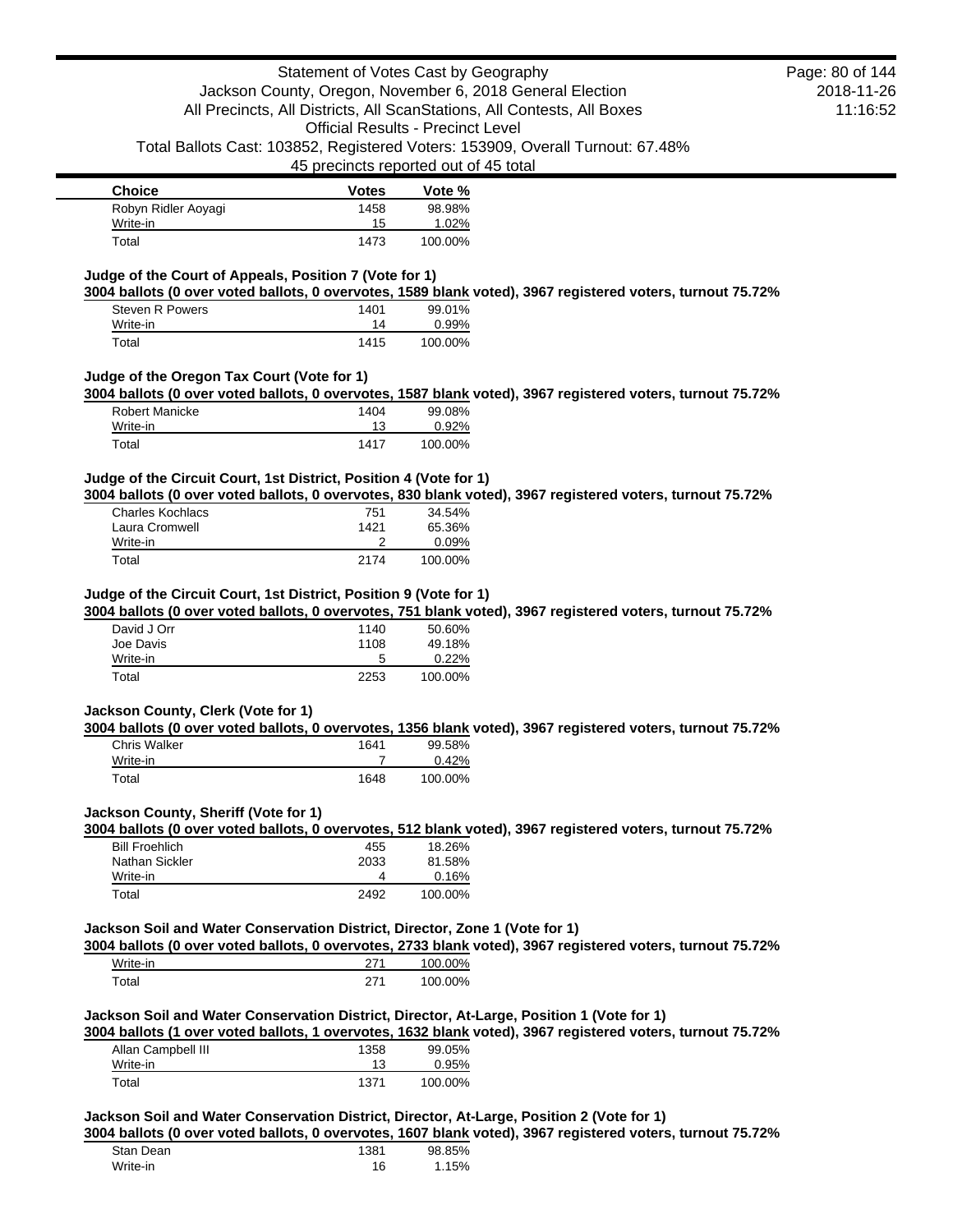| Choice | Votes | Vote % |
| --- | --- | --- |
| Robyn Ridler Aoyagi | 1458 | 98.98% |
| Write-in | 15 | 1.02% |
| Total | 1473 | 100.00% |

**Judge of the Court of Appeals, Position 7 (Vote for 1)**

**3004 ballots (0 over voted ballots, 0 overvotes, 1589 blank voted), 3967 registered voters, turnout 75.72%**

| Choice | Votes | Vote % |
| --- | --- | --- |
| Steven R Powers | 1401 | 99.01% |
| Write-in | 14 | 0.99% |
| Total | 1415 | 100.00% |

**Judge of the Oregon Tax Court (Vote for 1)**

**3004 ballots (0 over voted ballots, 0 overvotes, 1587 blank voted), 3967 registered voters, turnout 75.72%**

| Choice | Votes | Vote % |
| --- | --- | --- |
| Robert Manicke | 1404 | 99.08% |
| Write-in | 13 | 0.92% |
| Total | 1417 | 100.00% |

**Judge of the Circuit Court, 1st District, Position 4 (Vote for 1)**

**3004 ballots (0 over voted ballots, 0 overvotes, 830 blank voted), 3967 registered voters, turnout 75.72%**

| Choice | Votes | Vote % |
| --- | --- | --- |
| Charles Kochlacs | 751 | 34.54% |
| Laura Cromwell | 1421 | 65.36% |
| Write-in | 2 | 0.09% |
| Total | 2174 | 100.00% |

**Judge of the Circuit Court, 1st District, Position 9 (Vote for 1)**

**3004 ballots (0 over voted ballots, 0 overvotes, 751 blank voted), 3967 registered voters, turnout 75.72%**

| Choice | Votes | Vote % |
| --- | --- | --- |
| David J Orr | 1140 | 50.60% |
| Joe Davis | 1108 | 49.18% |
| Write-in | 5 | 0.22% |
| Total | 2253 | 100.00% |

**Jackson County, Clerk (Vote for 1)**

**3004 ballots (0 over voted ballots, 0 overvotes, 1356 blank voted), 3967 registered voters, turnout 75.72%**

| Choice | Votes | Vote % |
| --- | --- | --- |
| Chris Walker | 1641 | 99.58% |
| Write-in | 7 | 0.42% |
| Total | 1648 | 100.00% |

**Jackson County, Sheriff (Vote for 1)**

**3004 ballots (0 over voted ballots, 0 overvotes, 512 blank voted), 3967 registered voters, turnout 75.72%**

| Choice | Votes | Vote % |
| --- | --- | --- |
| Bill Froehlich | 455 | 18.26% |
| Nathan Sickler | 2033 | 81.58% |
| Write-in | 4 | 0.16% |
| Total | 2492 | 100.00% |

**Jackson Soil and Water Conservation District, Director, Zone 1 (Vote for 1)**

**3004 ballots (0 over voted ballots, 0 overvotes, 2733 blank voted), 3967 registered voters, turnout 75.72%**

| Choice | Votes | Vote % |
| --- | --- | --- |
| Write-in | 271 | 100.00% |
| Total | 271 | 100.00% |

**Jackson Soil and Water Conservation District, Director, At-Large, Position 1 (Vote for 1)**

**3004 ballots (1 over voted ballots, 1 overvotes, 1632 blank voted), 3967 registered voters, turnout 75.72%**

| Choice | Votes | Vote % |
| --- | --- | --- |
| Allan Campbell III | 1358 | 99.05% |
| Write-in | 13 | 0.95% |
| Total | 1371 | 100.00% |

**Jackson Soil and Water Conservation District, Director, At-Large, Position 2 (Vote for 1)**

**3004 ballots (0 over voted ballots, 0 overvotes, 1607 blank voted), 3967 registered voters, turnout 75.72%**

| Choice | Votes | Vote % |
| --- | --- | --- |
| Stan Dean | 1381 | 98.85% |
| Write-in | 16 | 1.15% |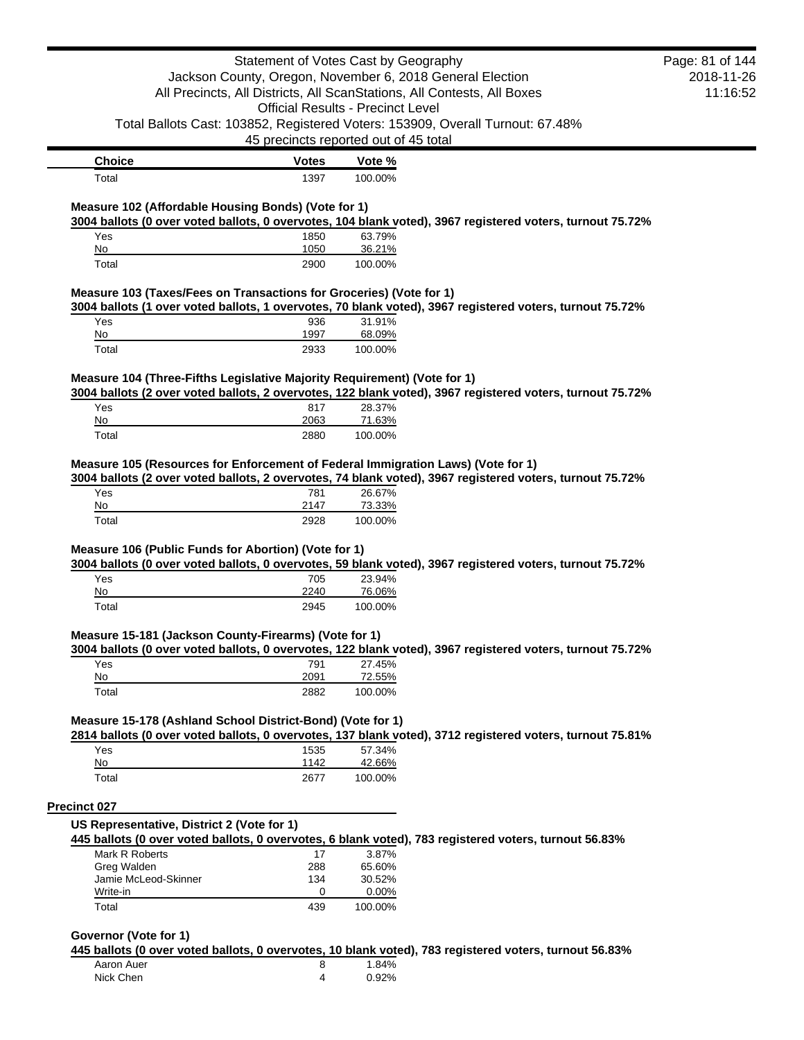| Choice | Votes | Vote % |
|---|---|---|
| Total | 1397 | 100.00% |

### Measure 102 (Affordable Housing Bonds) (Vote for 1)

**3004 ballots (0 over voted ballots, 0 overvotes, 104 blank voted), 3967 registered voters, turnout 75.72%**

| Choice | Votes | Vote % |
|---|---|---|
| Yes | 1850 | 63.79% |
| No | 1050 | 36.21% |
| Total | 2900 | 100.00% |

### Measure 103 (Taxes/Fees on Transactions for Groceries) (Vote for 1)

**3004 ballots (1 over voted ballots, 1 overvotes, 70 blank voted), 3967 registered voters, turnout 75.72%**

| Choice | Votes | Vote % |
|---|---|---|
| Yes | 936 | 31.91% |
| No | 1997 | 68.09% |
| Total | 2933 | 100.00% |

### Measure 104 (Three-Fifths Legislative Majority Requirement) (Vote for 1)

**3004 ballots (2 over voted ballots, 2 overvotes, 122 blank voted), 3967 registered voters, turnout 75.72%**

| Choice | Votes | Vote % |
|---|---|---|
| Yes | 817 | 28.37% |
| No | 2063 | 71.63% |
| Total | 2880 | 100.00% |

### Measure 105 (Resources for Enforcement of Federal Immigration Laws) (Vote for 1)

**3004 ballots (2 over voted ballots, 2 overvotes, 74 blank voted), 3967 registered voters, turnout 75.72%**

| Choice | Votes | Vote % |
|---|---|---|
| Yes | 781 | 26.67% |
| No | 2147 | 73.33% |
| Total | 2928 | 100.00% |

### Measure 106 (Public Funds for Abortion) (Vote for 1)

**3004 ballots (0 over voted ballots, 0 overvotes, 59 blank voted), 3967 registered voters, turnout 75.72%**

| Choice | Votes | Vote % |
|---|---|---|
| Yes | 705 | 23.94% |
| No | 2240 | 76.06% |
| Total | 2945 | 100.00% |

### Measure 15-181 (Jackson County-Firearms) (Vote for 1)

**3004 ballots (0 over voted ballots, 0 overvotes, 122 blank voted), 3967 registered voters, turnout 75.72%**

| Choice | Votes | Vote % |
|---|---|---|
| Yes | 791 | 27.45% |
| No | 2091 | 72.55% |
| Total | 2882 | 100.00% |

### Measure 15-178 (Ashland School District-Bond) (Vote for 1)

**2814 ballots (0 over voted ballots, 0 overvotes, 137 blank voted), 3712 registered voters, turnout 75.81%**

| Choice | Votes | Vote % |
|---|---|---|
| Yes | 1535 | 57.34% |
| No | 1142 | 42.66% |
| Total | 2677 | 100.00% |

## Precinct 027

### US Representative, District 2 (Vote for 1)

**445 ballots (0 over voted ballots, 0 overvotes, 6 blank voted), 783 registered voters, turnout 56.83%**

| Choice | Votes | Vote % |
|---|---|---|
| Mark R Roberts | 17 | 3.87% |
| Greg Walden | 288 | 65.60% |
| Jamie McLeod-Skinner | 134 | 30.52% |
| Write-in | 0 | 0.00% |
| Total | 439 | 100.00% |

### Governor (Vote for 1)

**445 ballots (0 over voted ballots, 0 overvotes, 10 blank voted), 783 registered voters, turnout 56.83%**

| Choice | Votes | Vote % |
|---|---|---|
| Aaron Auer | 8 | 1.84% |
| Nick Chen | 4 | 0.92% |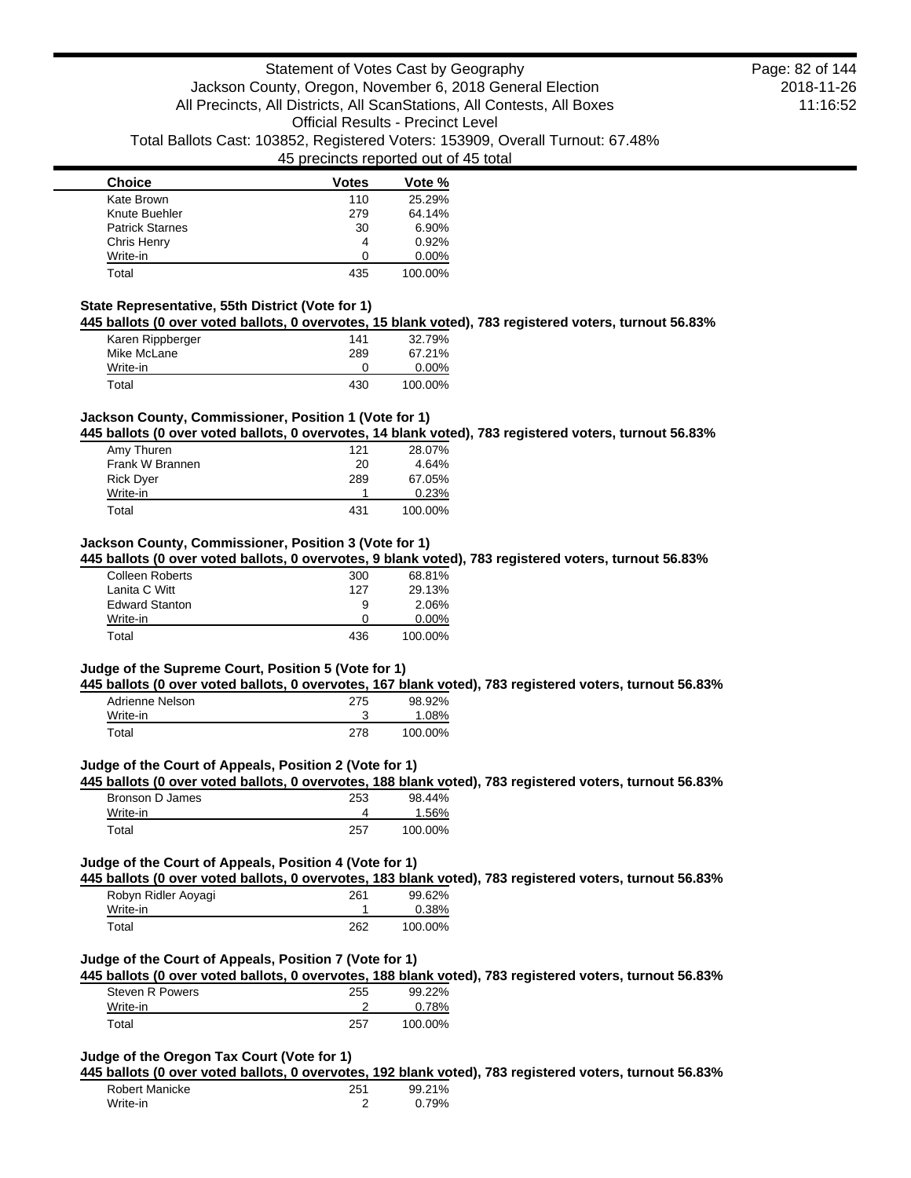| Choice | Votes | Vote % |
| --- | --- | --- |
| Kate Brown | 110 | 25.29% |
| Knute Buehler | 279 | 64.14% |
| Patrick Starnes | 30 | 6.90% |
| Chris Henry | 4 | 0.92% |
| Write-in | 0 | 0.00% |
| Total | 435 | 100.00% |

### State Representative, 55th District (Vote for 1)

**445 ballots (0 over voted ballots, 0 overvotes, 15 blank voted), 783 registered voters, turnout 56.83%**

| Choice | Votes | Vote % |
| --- | --- | --- |
| Karen Rippberger | 141 | 32.79% |
| Mike McLane | 289 | 67.21% |
| Write-in | 0 | 0.00% |
| Total | 430 | 100.00% |

### Jackson County, Commissioner, Position 1 (Vote for 1)

**445 ballots (0 over voted ballots, 0 overvotes, 14 blank voted), 783 registered voters, turnout 56.83%**

| Choice | Votes | Vote % |
| --- | --- | --- |
| Amy Thuren | 121 | 28.07% |
| Frank W Brannen | 20 | 4.64% |
| Rick Dyer | 289 | 67.05% |
| Write-in | 1 | 0.23% |
| Total | 431 | 100.00% |

### Jackson County, Commissioner, Position 3 (Vote for 1)

**445 ballots (0 over voted ballots, 0 overvotes, 9 blank voted), 783 registered voters, turnout 56.83%**

| Choice | Votes | Vote % |
| --- | --- | --- |
| Colleen Roberts | 300 | 68.81% |
| Lanita C Witt | 127 | 29.13% |
| Edward Stanton | 9 | 2.06% |
| Write-in | 0 | 0.00% |
| Total | 436 | 100.00% |

### Judge of the Supreme Court, Position 5 (Vote for 1)

**445 ballots (0 over voted ballots, 0 overvotes, 167 blank voted), 783 registered voters, turnout 56.83%**

| Choice | Votes | Vote % |
| --- | --- | --- |
| Adrienne Nelson | 275 | 98.92% |
| Write-in | 3 | 1.08% |
| Total | 278 | 100.00% |

### Judge of the Court of Appeals, Position 2 (Vote for 1)

**445 ballots (0 over voted ballots, 0 overvotes, 188 blank voted), 783 registered voters, turnout 56.83%**

| Choice | Votes | Vote % |
| --- | --- | --- |
| Bronson D James | 253 | 98.44% |
| Write-in | 4 | 1.56% |
| Total | 257 | 100.00% |

### Judge of the Court of Appeals, Position 4 (Vote for 1)

**445 ballots (0 over voted ballots, 0 overvotes, 183 blank voted), 783 registered voters, turnout 56.83%**

| Choice | Votes | Vote % |
| --- | --- | --- |
| Robyn Ridler Aoyagi | 261 | 99.62% |
| Write-in | 1 | 0.38% |
| Total | 262 | 100.00% |

### Judge of the Court of Appeals, Position 7 (Vote for 1)

**445 ballots (0 over voted ballots, 0 overvotes, 188 blank voted), 783 registered voters, turnout 56.83%**

| Choice | Votes | Vote % |
| --- | --- | --- |
| Steven R Powers | 255 | 99.22% |
| Write-in | 2 | 0.78% |
| Total | 257 | 100.00% |

### Judge of the Oregon Tax Court (Vote for 1)

**445 ballots (0 over voted ballots, 0 overvotes, 192 blank voted), 783 registered voters, turnout 56.83%**

| Choice | Votes | Vote % |
| --- | --- | --- |
| Robert Manicke | 251 | 99.21% |
| Write-in | 2 | 0.79% |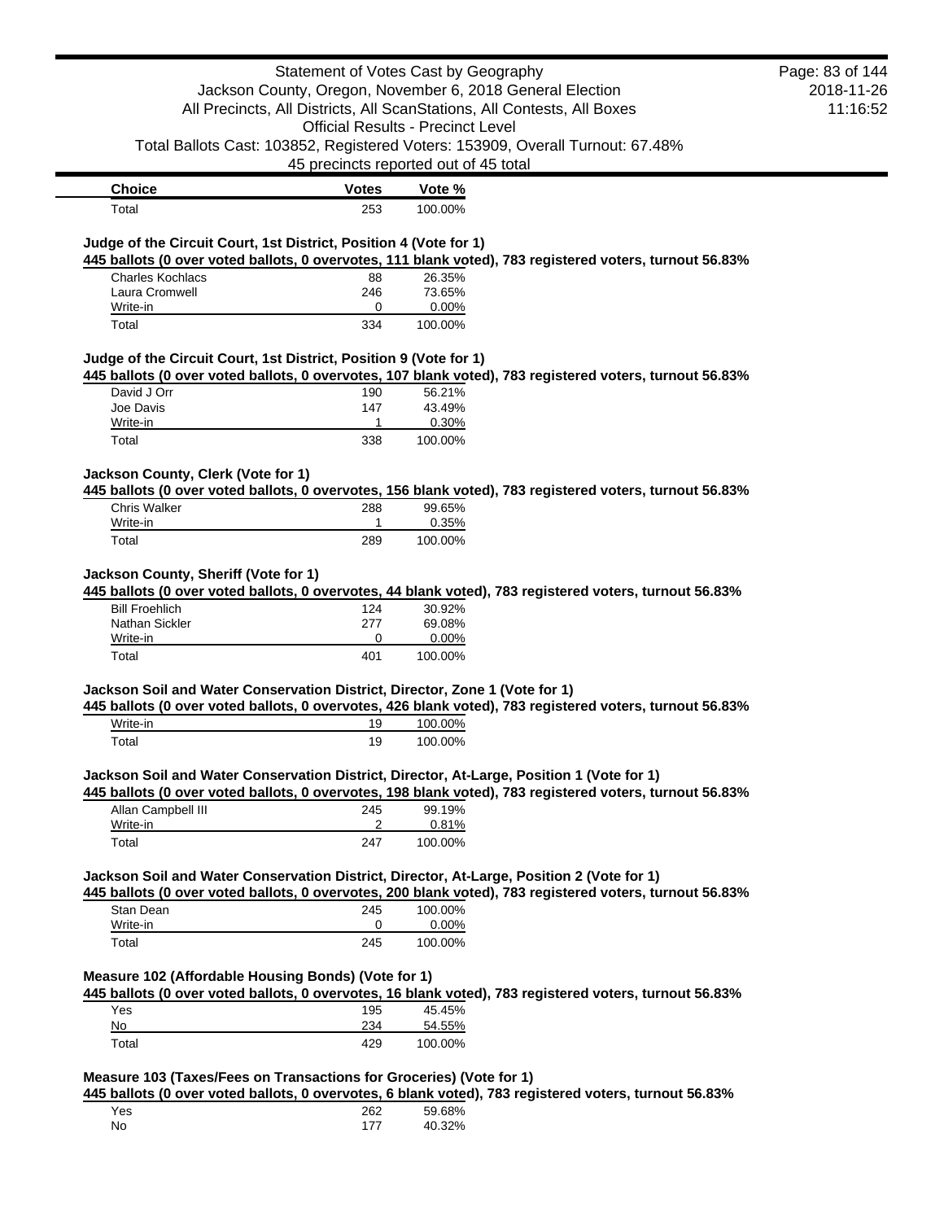| Choice | Votes | Vote % |
|---|---|---|
| Total | 253 | 100.00% |

### Judge of the Circuit Court, 1st District, Position 4 (Vote for 1)

**445 ballots (0 over voted ballots, 0 overvotes, 111 blank voted), 783 registered voters, turnout 56.83%**

| Choice | Votes | Vote % |
|---|---|---|
| Charles Kochlacs | 88 | 26.35% |
| Laura Cromwell | 246 | 73.65% |
| Write-in | 0 | 0.00% |
| Total | 334 | 100.00% |

### Judge of the Circuit Court, 1st District, Position 9 (Vote for 1)

**445 ballots (0 over voted ballots, 0 overvotes, 107 blank voted), 783 registered voters, turnout 56.83%**

| Choice | Votes | Vote % |
|---|---|---|
| David J Orr | 190 | 56.21% |
| Joe Davis | 147 | 43.49% |
| Write-in | 1 | 0.30% |
| Total | 338 | 100.00% |

### Jackson County, Clerk (Vote for 1)

**445 ballots (0 over voted ballots, 0 overvotes, 156 blank voted), 783 registered voters, turnout 56.83%**

| Choice | Votes | Vote % |
|---|---|---|
| Chris Walker | 288 | 99.65% |
| Write-in | 1 | 0.35% |
| Total | 289 | 100.00% |

### Jackson County, Sheriff (Vote for 1)

**445 ballots (0 over voted ballots, 0 overvotes, 44 blank voted), 783 registered voters, turnout 56.83%**

| Choice | Votes | Vote % |
|---|---|---|
| Bill Froehlich | 124 | 30.92% |
| Nathan Sickler | 277 | 69.08% |
| Write-in | 0 | 0.00% |
| Total | 401 | 100.00% |

### Jackson Soil and Water Conservation District, Director, Zone 1 (Vote for 1)

**445 ballots (0 over voted ballots, 0 overvotes, 426 blank voted), 783 registered voters, turnout 56.83%**

| Choice | Votes | Vote % |
|---|---|---|
| Write-in | 19 | 100.00% |
| Total | 19 | 100.00% |

### Jackson Soil and Water Conservation District, Director, At-Large, Position 1 (Vote for 1)

**445 ballots (0 over voted ballots, 0 overvotes, 198 blank voted), 783 registered voters, turnout 56.83%**

| Choice | Votes | Vote % |
|---|---|---|
| Allan Campbell III | 245 | 99.19% |
| Write-in | 2 | 0.81% |
| Total | 247 | 100.00% |

### Jackson Soil and Water Conservation District, Director, At-Large, Position 2 (Vote for 1)

**445 ballots (0 over voted ballots, 0 overvotes, 200 blank voted), 783 registered voters, turnout 56.83%**

| Choice | Votes | Vote % |
|---|---|---|
| Stan Dean | 245 | 100.00% |
| Write-in | 0 | 0.00% |
| Total | 245 | 100.00% |

### Measure 102 (Affordable Housing Bonds) (Vote for 1)

**445 ballots (0 over voted ballots, 0 overvotes, 16 blank voted), 783 registered voters, turnout 56.83%**

| Choice | Votes | Vote % |
|---|---|---|
| Yes | 195 | 45.45% |
| No | 234 | 54.55% |
| Total | 429 | 100.00% |

### Measure 103 (Taxes/Fees on Transactions for Groceries) (Vote for 1)

**445 ballots (0 over voted ballots, 0 overvotes, 6 blank voted), 783 registered voters, turnout 56.83%**

| Choice | Votes | Vote % |
|---|---|---|
| Yes | 262 | 59.68% |
| No | 177 | 40.32% |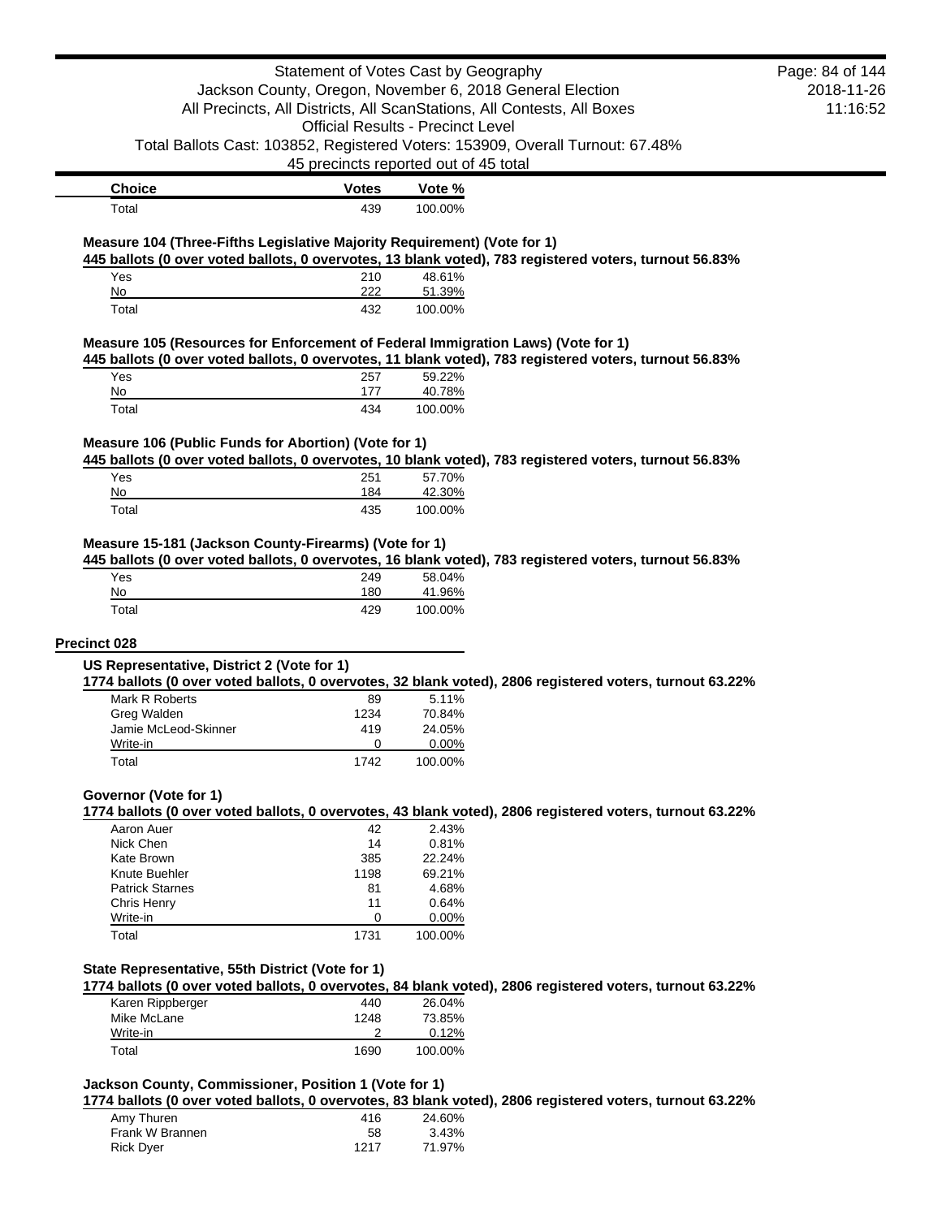| Choice | Votes | Vote % |
|---|---|---|
| Total | 439 | 100.00% |

### Measure 104 (Three-Fifths Legislative Majority Requirement) (Vote for 1)

**445 ballots (0 over voted ballots, 0 overvotes, 13 blank voted), 783 registered voters, turnout 56.83%**

| Choice | Votes | Vote % |
|---|---|---|
| Yes | 210 | 48.61% |
| No | 222 | 51.39% |
| Total | 432 | 100.00% |

### Measure 105 (Resources for Enforcement of Federal Immigration Laws) (Vote for 1)

**445 ballots (0 over voted ballots, 0 overvotes, 11 blank voted), 783 registered voters, turnout 56.83%**

| Choice | Votes | Vote % |
|---|---|---|
| Yes | 257 | 59.22% |
| No | 177 | 40.78% |
| Total | 434 | 100.00% |

### Measure 106 (Public Funds for Abortion) (Vote for 1)

**445 ballots (0 over voted ballots, 0 overvotes, 10 blank voted), 783 registered voters, turnout 56.83%**

| Choice | Votes | Vote % |
|---|---|---|
| Yes | 251 | 57.70% |
| No | 184 | 42.30% |
| Total | 435 | 100.00% |

### Measure 15-181 (Jackson County-Firearms) (Vote for 1)

**445 ballots (0 over voted ballots, 0 overvotes, 16 blank voted), 783 registered voters, turnout 56.83%**

| Choice | Votes | Vote % |
|---|---|---|
| Yes | 249 | 58.04% |
| No | 180 | 41.96% |
| Total | 429 | 100.00% |

## Precinct 028

### US Representative, District 2 (Vote for 1)

**1774 ballots (0 over voted ballots, 0 overvotes, 32 blank voted), 2806 registered voters, turnout 63.22%**

| Choice | Votes | Vote % |
|---|---|---|
| Mark R Roberts | 89 | 5.11% |
| Greg Walden | 1234 | 70.84% |
| Jamie McLeod-Skinner | 419 | 24.05% |
| Write-in | 0 | 0.00% |
| Total | 1742 | 100.00% |

### Governor (Vote for 1)

**1774 ballots (0 over voted ballots, 0 overvotes, 43 blank voted), 2806 registered voters, turnout 63.22%**

| Choice | Votes | Vote % |
|---|---|---|
| Aaron Auer | 42 | 2.43% |
| Nick Chen | 14 | 0.81% |
| Kate Brown | 385 | 22.24% |
| Knute Buehler | 1198 | 69.21% |
| Patrick Starnes | 81 | 4.68% |
| Chris Henry | 11 | 0.64% |
| Write-in | 0 | 0.00% |
| Total | 1731 | 100.00% |

### State Representative, 55th District (Vote for 1)

**1774 ballots (0 over voted ballots, 0 overvotes, 84 blank voted), 2806 registered voters, turnout 63.22%**

| Choice | Votes | Vote % |
|---|---|---|
| Karen Rippberger | 440 | 26.04% |
| Mike McLane | 1248 | 73.85% |
| Write-in | 2 | 0.12% |
| Total | 1690 | 100.00% |

### Jackson County, Commissioner, Position 1 (Vote for 1)

**1774 ballots (0 over voted ballots, 0 overvotes, 83 blank voted), 2806 registered voters, turnout 63.22%**

| Choice | Votes | Vote % |
|---|---|---|
| Amy Thuren | 416 | 24.60% |
| Frank W Brannen | 58 | 3.43% |
| Rick Dyer | 1217 | 71.97% |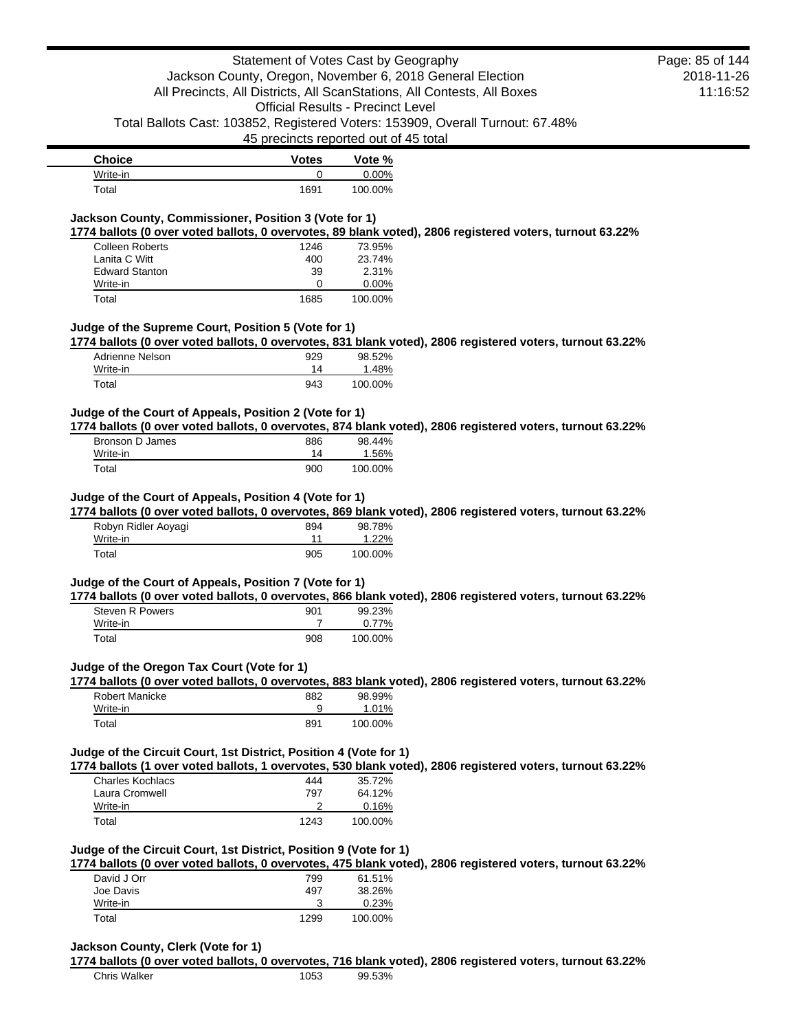| Choice | Votes | Vote % |
|---|---|---|
| Write-in | 0 | 0.00% |
| Total | 1691 | 100.00% |

### Jackson County, Commissioner, Position 3 (Vote for 1)

**1774 ballots (0 over voted ballots, 0 overvotes, 89 blank voted), 2806 registered voters, turnout 63.22%**

| Choice | Votes | Vote % |
|---|---|---|
| Colleen Roberts | 1246 | 73.95% |
| Lanita C Witt | 400 | 23.74% |
| Edward Stanton | 39 | 2.31% |
| Write-in | 0 | 0.00% |
| Total | 1685 | 100.00% |

### Judge of the Supreme Court, Position 5 (Vote for 1)

**1774 ballots (0 over voted ballots, 0 overvotes, 831 blank voted), 2806 registered voters, turnout 63.22%**

| Choice | Votes | Vote % |
|---|---|---|
| Adrienne Nelson | 929 | 98.52% |
| Write-in | 14 | 1.48% |
| Total | 943 | 100.00% |

### Judge of the Court of Appeals, Position 2 (Vote for 1)

**1774 ballots (0 over voted ballots, 0 overvotes, 874 blank voted), 2806 registered voters, turnout 63.22%**

| Choice | Votes | Vote % |
|---|---|---|
| Bronson D James | 886 | 98.44% |
| Write-in | 14 | 1.56% |
| Total | 900 | 100.00% |

### Judge of the Court of Appeals, Position 4 (Vote for 1)

**1774 ballots (0 over voted ballots, 0 overvotes, 869 blank voted), 2806 registered voters, turnout 63.22%**

| Choice | Votes | Vote % |
|---|---|---|
| Robyn Ridler Aoyagi | 894 | 98.78% |
| Write-in | 11 | 1.22% |
| Total | 905 | 100.00% |

### Judge of the Court of Appeals, Position 7 (Vote for 1)

**1774 ballots (0 over voted ballots, 0 overvotes, 866 blank voted), 2806 registered voters, turnout 63.22%**

| Choice | Votes | Vote % |
|---|---|---|
| Steven R Powers | 901 | 99.23% |
| Write-in | 7 | 0.77% |
| Total | 908 | 100.00% |

### Judge of the Oregon Tax Court (Vote for 1)

**1774 ballots (0 over voted ballots, 0 overvotes, 883 blank voted), 2806 registered voters, turnout 63.22%**

| Choice | Votes | Vote % |
|---|---|---|
| Robert Manicke | 882 | 98.99% |
| Write-in | 9 | 1.01% |
| Total | 891 | 100.00% |

### Judge of the Circuit Court, 1st District, Position 4 (Vote for 1)

**1774 ballots (1 over voted ballots, 1 overvotes, 530 blank voted), 2806 registered voters, turnout 63.22%**

| Choice | Votes | Vote % |
|---|---|---|
| Charles Kochlacs | 444 | 35.72% |
| Laura Cromwell | 797 | 64.12% |
| Write-in | 2 | 0.16% |
| Total | 1243 | 100.00% |

### Judge of the Circuit Court, 1st District, Position 9 (Vote for 1)

**1774 ballots (0 over voted ballots, 0 overvotes, 475 blank voted), 2806 registered voters, turnout 63.22%**

| Choice | Votes | Vote % |
|---|---|---|
| David J Orr | 799 | 61.51% |
| Joe Davis | 497 | 38.26% |
| Write-in | 3 | 0.23% |
| Total | 1299 | 100.00% |

### Jackson County, Clerk (Vote for 1)

**1774 ballots (0 over voted ballots, 0 overvotes, 716 blank voted), 2806 registered voters, turnout 63.22%**

| Choice | Votes | Vote % |
|---|---|---|
| Chris Walker | 1053 | 99.53% |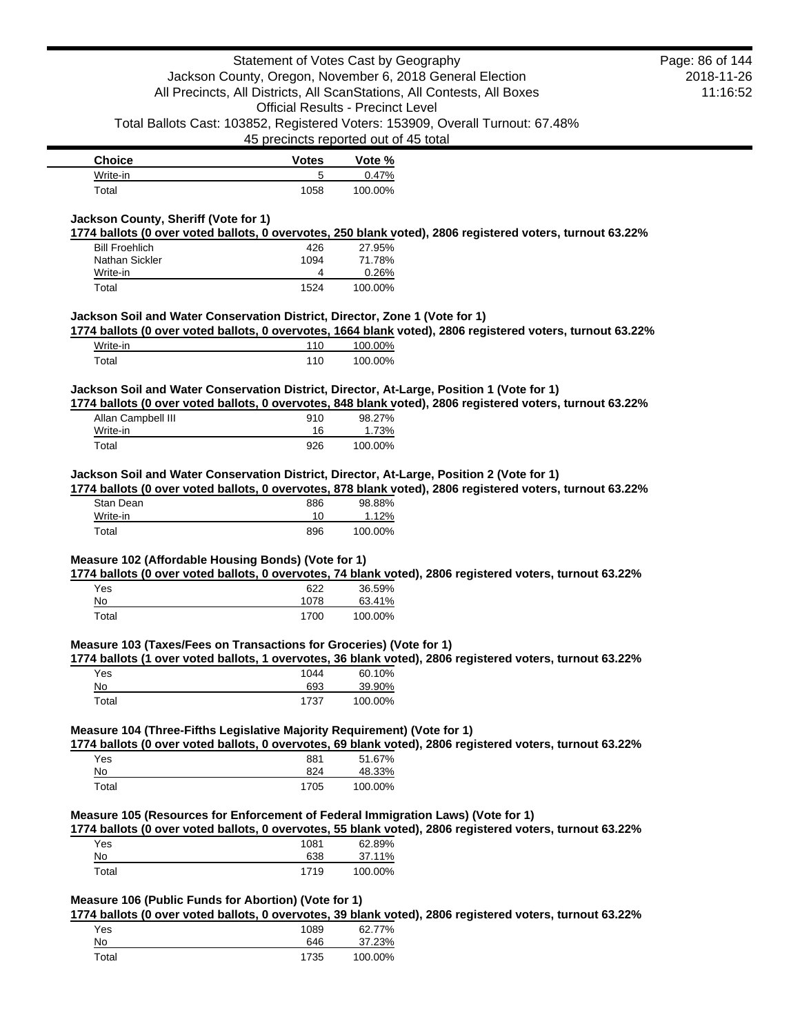| Choice | Votes | Vote % |
| --- | --- | --- |
| Write-in | 5 | 0.47% |
| Total | 1058 | 100.00% |

### Jackson County, Sheriff (Vote for 1)

**1774 ballots (0 over voted ballots, 0 overvotes, 250 blank voted), 2806 registered voters, turnout 63.22%**

| Choice | Votes | Vote % |
| --- | --- | --- |
| Bill Froehlich | 426 | 27.95% |
| Nathan Sickler | 1094 | 71.78% |
| Write-in | 4 | 0.26% |
| Total | 1524 | 100.00% |

### Jackson Soil and Water Conservation District, Director, Zone 1 (Vote for 1)

**1774 ballots (0 over voted ballots, 0 overvotes, 1664 blank voted), 2806 registered voters, turnout 63.22%**

| Choice | Votes | Vote % |
| --- | --- | --- |
| Write-in | 110 | 100.00% |
| Total | 110 | 100.00% |

### Jackson Soil and Water Conservation District, Director, At-Large, Position 1 (Vote for 1)

**1774 ballots (0 over voted ballots, 0 overvotes, 848 blank voted), 2806 registered voters, turnout 63.22%**

| Choice | Votes | Vote % |
| --- | --- | --- |
| Allan Campbell III | 910 | 98.27% |
| Write-in | 16 | 1.73% |
| Total | 926 | 100.00% |

### Jackson Soil and Water Conservation District, Director, At-Large, Position 2 (Vote for 1)

**1774 ballots (0 over voted ballots, 0 overvotes, 878 blank voted), 2806 registered voters, turnout 63.22%**

| Choice | Votes | Vote % |
| --- | --- | --- |
| Stan Dean | 886 | 98.88% |
| Write-in | 10 | 1.12% |
| Total | 896 | 100.00% |

### Measure 102 (Affordable Housing Bonds) (Vote for 1)

**1774 ballots (0 over voted ballots, 0 overvotes, 74 blank voted), 2806 registered voters, turnout 63.22%**

| Choice | Votes | Vote % |
| --- | --- | --- |
| Yes | 622 | 36.59% |
| No | 1078 | 63.41% |
| Total | 1700 | 100.00% |

### Measure 103 (Taxes/Fees on Transactions for Groceries) (Vote for 1)

**1774 ballots (1 over voted ballots, 1 overvotes, 36 blank voted), 2806 registered voters, turnout 63.22%**

| Choice | Votes | Vote % |
| --- | --- | --- |
| Yes | 1044 | 60.10% |
| No | 693 | 39.90% |
| Total | 1737 | 100.00% |

### Measure 104 (Three-Fifths Legislative Majority Requirement) (Vote for 1)

**1774 ballots (0 over voted ballots, 0 overvotes, 69 blank voted), 2806 registered voters, turnout 63.22%**

| Choice | Votes | Vote % |
| --- | --- | --- |
| Yes | 881 | 51.67% |
| No | 824 | 48.33% |
| Total | 1705 | 100.00% |

### Measure 105 (Resources for Enforcement of Federal Immigration Laws) (Vote for 1)

**1774 ballots (0 over voted ballots, 0 overvotes, 55 blank voted), 2806 registered voters, turnout 63.22%**

| Choice | Votes | Vote % |
| --- | --- | --- |
| Yes | 1081 | 62.89% |
| No | 638 | 37.11% |
| Total | 1719 | 100.00% |

### Measure 106 (Public Funds for Abortion) (Vote for 1)

**1774 ballots (0 over voted ballots, 0 overvotes, 39 blank voted), 2806 registered voters, turnout 63.22%**

| Choice | Votes | Vote % |
| --- | --- | --- |
| Yes | 1089 | 62.77% |
| No | 646 | 37.23% |
| Total | 1735 | 100.00% |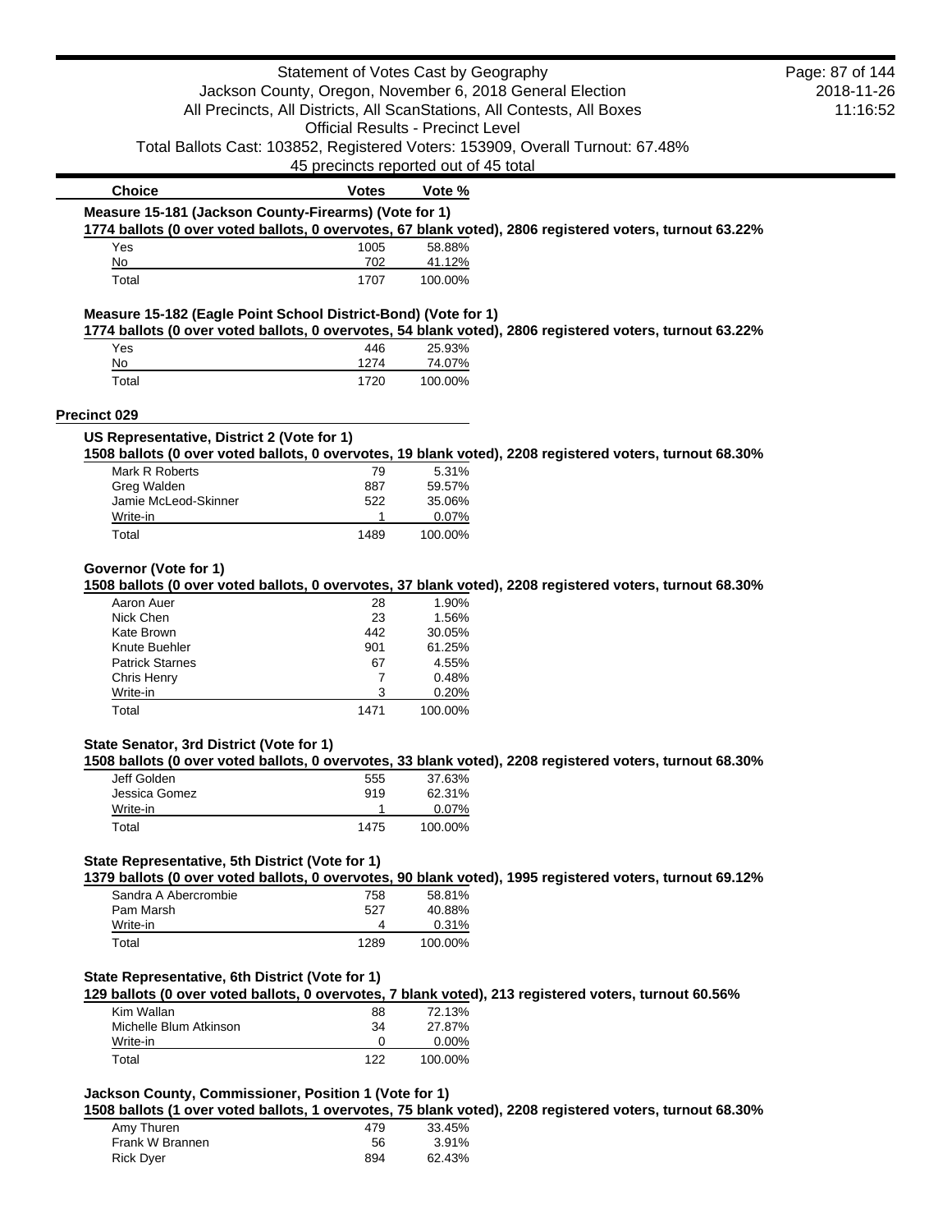| Choice | Votes | Vote % |
| --- | --- | --- |

### Measure 15-181 (Jackson County-Firearms) (Vote for 1)

**1774 ballots (0 over voted ballots, 0 overvotes, 67 blank voted), 2806 registered voters, turnout 63.22%**

| Choice | Votes | Vote % |
| --- | --- | --- |
| Yes | 1005 | 58.88% |
| No | 702 | 41.12% |
| Total | 1707 | 100.00% |

### Measure 15-182 (Eagle Point School District-Bond) (Vote for 1)

**1774 ballots (0 over voted ballots, 0 overvotes, 54 blank voted), 2806 registered voters, turnout 63.22%**

| Choice | Votes | Vote % |
| --- | --- | --- |
| Yes | 446 | 25.93% |
| No | 1274 | 74.07% |
| Total | 1720 | 100.00% |

## Precinct 029

### US Representative, District 2 (Vote for 1)

**1508 ballots (0 over voted ballots, 0 overvotes, 19 blank voted), 2208 registered voters, turnout 68.30%**

| Choice | Votes | Vote % |
| --- | --- | --- |
| Mark R Roberts | 79 | 5.31% |
| Greg Walden | 887 | 59.57% |
| Jamie McLeod-Skinner | 522 | 35.06% |
| Write-in | 1 | 0.07% |
| Total | 1489 | 100.00% |

### Governor (Vote for 1)

**1508 ballots (0 over voted ballots, 0 overvotes, 37 blank voted), 2208 registered voters, turnout 68.30%**

| Choice | Votes | Vote % |
| --- | --- | --- |
| Aaron Auer | 28 | 1.90% |
| Nick Chen | 23 | 1.56% |
| Kate Brown | 442 | 30.05% |
| Knute Buehler | 901 | 61.25% |
| Patrick Starnes | 67 | 4.55% |
| Chris Henry | 7 | 0.48% |
| Write-in | 3 | 0.20% |
| Total | 1471 | 100.00% |

### State Senator, 3rd District (Vote for 1)

**1508 ballots (0 over voted ballots, 0 overvotes, 33 blank voted), 2208 registered voters, turnout 68.30%**

| Choice | Votes | Vote % |
| --- | --- | --- |
| Jeff Golden | 555 | 37.63% |
| Jessica Gomez | 919 | 62.31% |
| Write-in | 1 | 0.07% |
| Total | 1475 | 100.00% |

### State Representative, 5th District (Vote for 1)

**1379 ballots (0 over voted ballots, 0 overvotes, 90 blank voted), 1995 registered voters, turnout 69.12%**

| Choice | Votes | Vote % |
| --- | --- | --- |
| Sandra A Abercrombie | 758 | 58.81% |
| Pam Marsh | 527 | 40.88% |
| Write-in | 4 | 0.31% |
| Total | 1289 | 100.00% |

### State Representative, 6th District (Vote for 1)

**129 ballots (0 over voted ballots, 0 overvotes, 7 blank voted), 213 registered voters, turnout 60.56%**

| Choice | Votes | Vote % |
| --- | --- | --- |
| Kim Wallan | 88 | 72.13% |
| Michelle Blum Atkinson | 34 | 27.87% |
| Write-in | 0 | 0.00% |
| Total | 122 | 100.00% |

### Jackson County, Commissioner, Position 1 (Vote for 1)

**1508 ballots (1 over voted ballots, 1 overvotes, 75 blank voted), 2208 registered voters, turnout 68.30%**

| Choice | Votes | Vote % |
| --- | --- | --- |
| Amy Thuren | 479 | 33.45% |
| Frank W Brannen | 56 | 3.91% |
| Rick Dyer | 894 | 62.43% |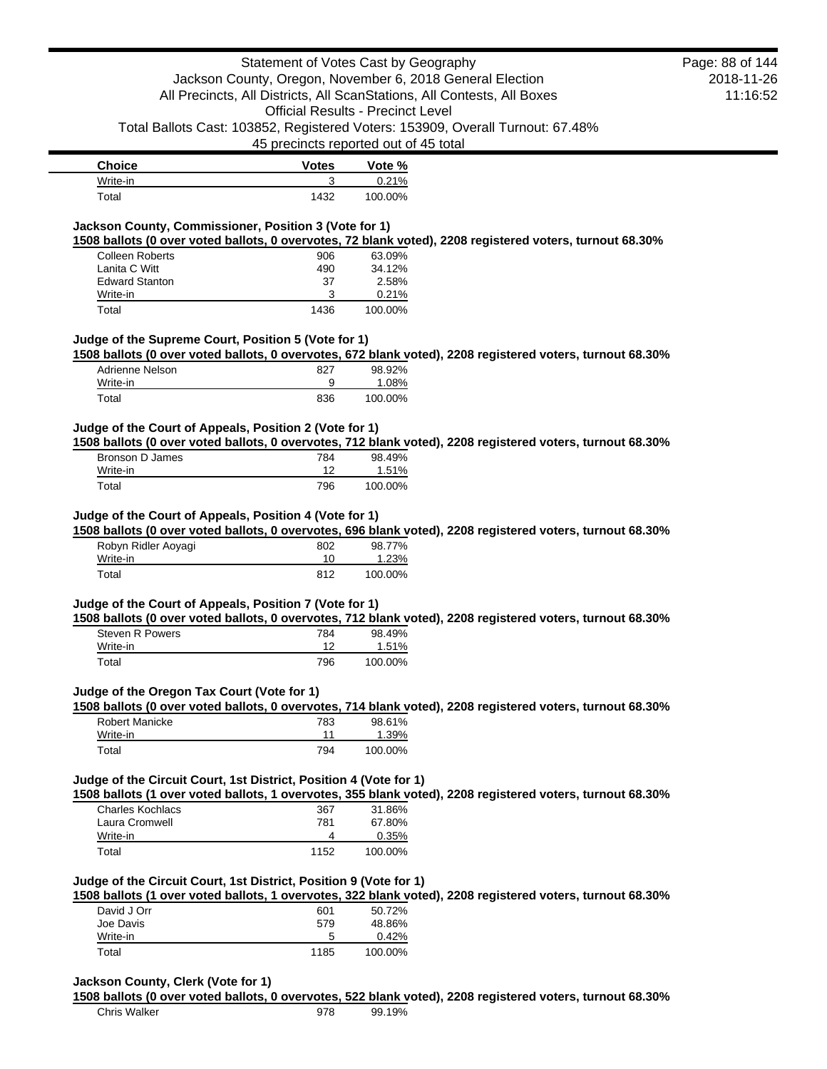| Choice | Votes | Vote % |
| --- | --- | --- |
| Write-in | 3 | 0.21% |
| Total | 1432 | 100.00% |

### Jackson County, Commissioner, Position 3 (Vote for 1)

**1508 ballots (0 over voted ballots, 0 overvotes, 72 blank voted), 2208 registered voters, turnout 68.30%**

| Choice | Votes | Vote % |
| --- | --- | --- |
| Colleen Roberts | 906 | 63.09% |
| Lanita C Witt | 490 | 34.12% |
| Edward Stanton | 37 | 2.58% |
| Write-in | 3 | 0.21% |
| Total | 1436 | 100.00% |

### Judge of the Supreme Court, Position 5 (Vote for 1)

**1508 ballots (0 over voted ballots, 0 overvotes, 672 blank voted), 2208 registered voters, turnout 68.30%**

| Choice | Votes | Vote % |
| --- | --- | --- |
| Adrienne Nelson | 827 | 98.92% |
| Write-in | 9 | 1.08% |
| Total | 836 | 100.00% |

### Judge of the Court of Appeals, Position 2 (Vote for 1)

**1508 ballots (0 over voted ballots, 0 overvotes, 712 blank voted), 2208 registered voters, turnout 68.30%**

| Choice | Votes | Vote % |
| --- | --- | --- |
| Bronson D James | 784 | 98.49% |
| Write-in | 12 | 1.51% |
| Total | 796 | 100.00% |

### Judge of the Court of Appeals, Position 4 (Vote for 1)

**1508 ballots (0 over voted ballots, 0 overvotes, 696 blank voted), 2208 registered voters, turnout 68.30%**

| Choice | Votes | Vote % |
| --- | --- | --- |
| Robyn Ridler Aoyagi | 802 | 98.77% |
| Write-in | 10 | 1.23% |
| Total | 812 | 100.00% |

### Judge of the Court of Appeals, Position 7 (Vote for 1)

**1508 ballots (0 over voted ballots, 0 overvotes, 712 blank voted), 2208 registered voters, turnout 68.30%**

| Choice | Votes | Vote % |
| --- | --- | --- |
| Steven R Powers | 784 | 98.49% |
| Write-in | 12 | 1.51% |
| Total | 796 | 100.00% |

### Judge of the Oregon Tax Court (Vote for 1)

**1508 ballots (0 over voted ballots, 0 overvotes, 714 blank voted), 2208 registered voters, turnout 68.30%**

| Choice | Votes | Vote % |
| --- | --- | --- |
| Robert Manicke | 783 | 98.61% |
| Write-in | 11 | 1.39% |
| Total | 794 | 100.00% |

### Judge of the Circuit Court, 1st District, Position 4 (Vote for 1)

**1508 ballots (1 over voted ballots, 1 overvotes, 355 blank voted), 2208 registered voters, turnout 68.30%**

| Choice | Votes | Vote % |
| --- | --- | --- |
| Charles Kochlacs | 367 | 31.86% |
| Laura Cromwell | 781 | 67.80% |
| Write-in | 4 | 0.35% |
| Total | 1152 | 100.00% |

### Judge of the Circuit Court, 1st District, Position 9 (Vote for 1)

**1508 ballots (1 over voted ballots, 1 overvotes, 322 blank voted), 2208 registered voters, turnout 68.30%**

| Choice | Votes | Vote % |
| --- | --- | --- |
| David J Orr | 601 | 50.72% |
| Joe Davis | 579 | 48.86% |
| Write-in | 5 | 0.42% |
| Total | 1185 | 100.00% |

### Jackson County, Clerk (Vote for 1)

**1508 ballots (0 over voted ballots, 0 overvotes, 522 blank voted), 2208 registered voters, turnout 68.30%**

| Choice | Votes | Vote % |
| --- | --- | --- |
| Chris Walker | 978 | 99.19% |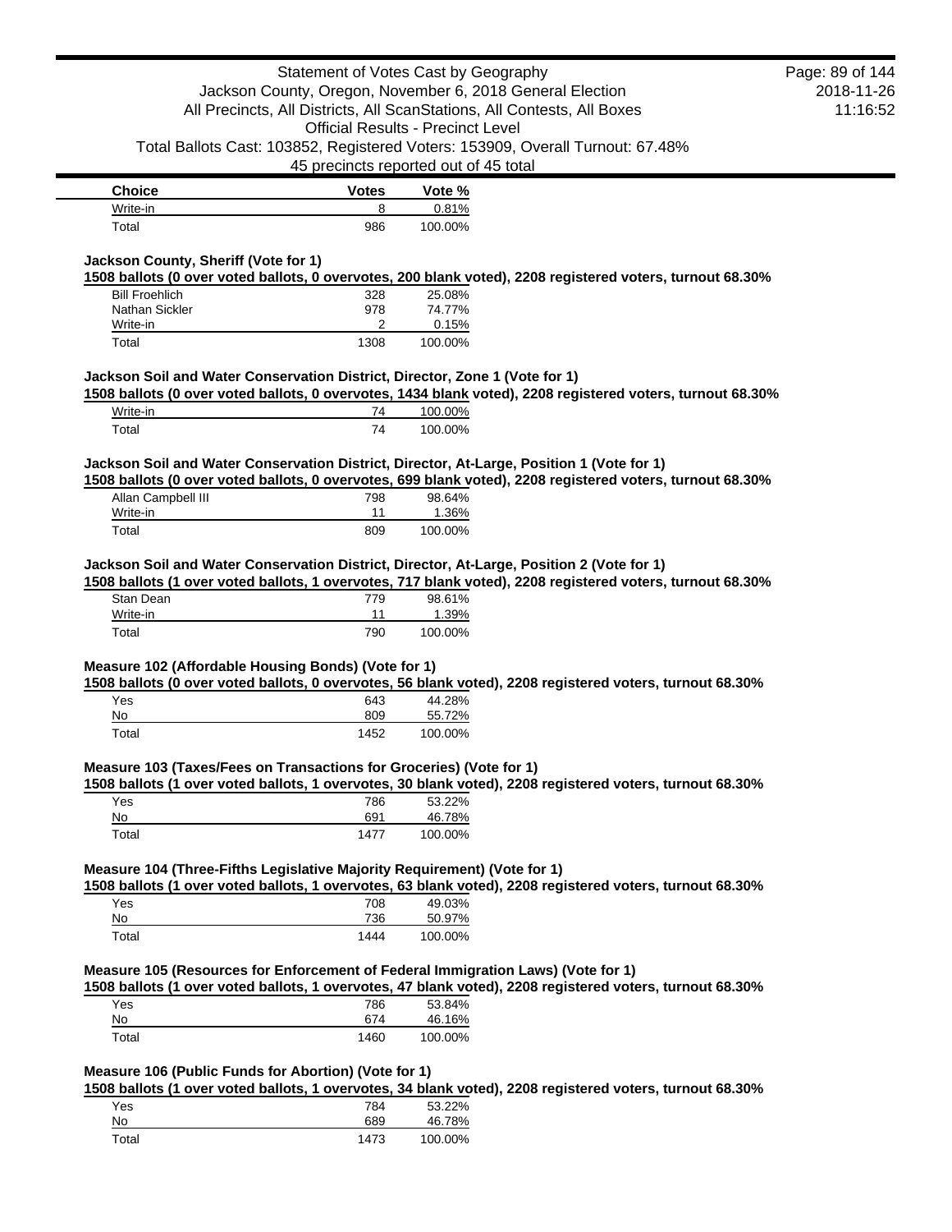| Choice | Votes | Vote % |
| --- | --- | --- |
| Write-in | 8 | 0.81% |
| Total | 986 | 100.00% |

### Jackson County, Sheriff (Vote for 1)

**1508 ballots (0 over voted ballots, 0 overvotes, 200 blank voted), 2208 registered voters, turnout 68.30%**

| Choice | Votes | Vote % |
| --- | --- | --- |
| Bill Froehlich | 328 | 25.08% |
| Nathan Sickler | 978 | 74.77% |
| Write-in | 2 | 0.15% |
| Total | 1308 | 100.00% |

### Jackson Soil and Water Conservation District, Director, Zone 1 (Vote for 1)

**1508 ballots (0 over voted ballots, 0 overvotes, 1434 blank voted), 2208 registered voters, turnout 68.30%**

| Choice | Votes | Vote % |
| --- | --- | --- |
| Write-in | 74 | 100.00% |
| Total | 74 | 100.00% |

### Jackson Soil and Water Conservation District, Director, At-Large, Position 1 (Vote for 1)

**1508 ballots (0 over voted ballots, 0 overvotes, 699 blank voted), 2208 registered voters, turnout 68.30%**

| Choice | Votes | Vote % |
| --- | --- | --- |
| Allan Campbell III | 798 | 98.64% |
| Write-in | 11 | 1.36% |
| Total | 809 | 100.00% |

### Jackson Soil and Water Conservation District, Director, At-Large, Position 2 (Vote for 1)

**1508 ballots (1 over voted ballots, 1 overvotes, 717 blank voted), 2208 registered voters, turnout 68.30%**

| Choice | Votes | Vote % |
| --- | --- | --- |
| Stan Dean | 779 | 98.61% |
| Write-in | 11 | 1.39% |
| Total | 790 | 100.00% |

### Measure 102 (Affordable Housing Bonds) (Vote for 1)

**1508 ballots (0 over voted ballots, 0 overvotes, 56 blank voted), 2208 registered voters, turnout 68.30%**

| Choice | Votes | Vote % |
| --- | --- | --- |
| Yes | 643 | 44.28% |
| No | 809 | 55.72% |
| Total | 1452 | 100.00% |

### Measure 103 (Taxes/Fees on Transactions for Groceries) (Vote for 1)

**1508 ballots (1 over voted ballots, 1 overvotes, 30 blank voted), 2208 registered voters, turnout 68.30%**

| Choice | Votes | Vote % |
| --- | --- | --- |
| Yes | 786 | 53.22% |
| No | 691 | 46.78% |
| Total | 1477 | 100.00% |

### Measure 104 (Three-Fifths Legislative Majority Requirement) (Vote for 1)

**1508 ballots (1 over voted ballots, 1 overvotes, 63 blank voted), 2208 registered voters, turnout 68.30%**

| Choice | Votes | Vote % |
| --- | --- | --- |
| Yes | 708 | 49.03% |
| No | 736 | 50.97% |
| Total | 1444 | 100.00% |

### Measure 105 (Resources for Enforcement of Federal Immigration Laws) (Vote for 1)

**1508 ballots (1 over voted ballots, 1 overvotes, 47 blank voted), 2208 registered voters, turnout 68.30%**

| Choice | Votes | Vote % |
| --- | --- | --- |
| Yes | 786 | 53.84% |
| No | 674 | 46.16% |
| Total | 1460 | 100.00% |

### Measure 106 (Public Funds for Abortion) (Vote for 1)

**1508 ballots (1 over voted ballots, 1 overvotes, 34 blank voted), 2208 registered voters, turnout 68.30%**

| Choice | Votes | Vote % |
| --- | --- | --- |
| Yes | 784 | 53.22% |
| No | 689 | 46.78% |
| Total | 1473 | 100.00% |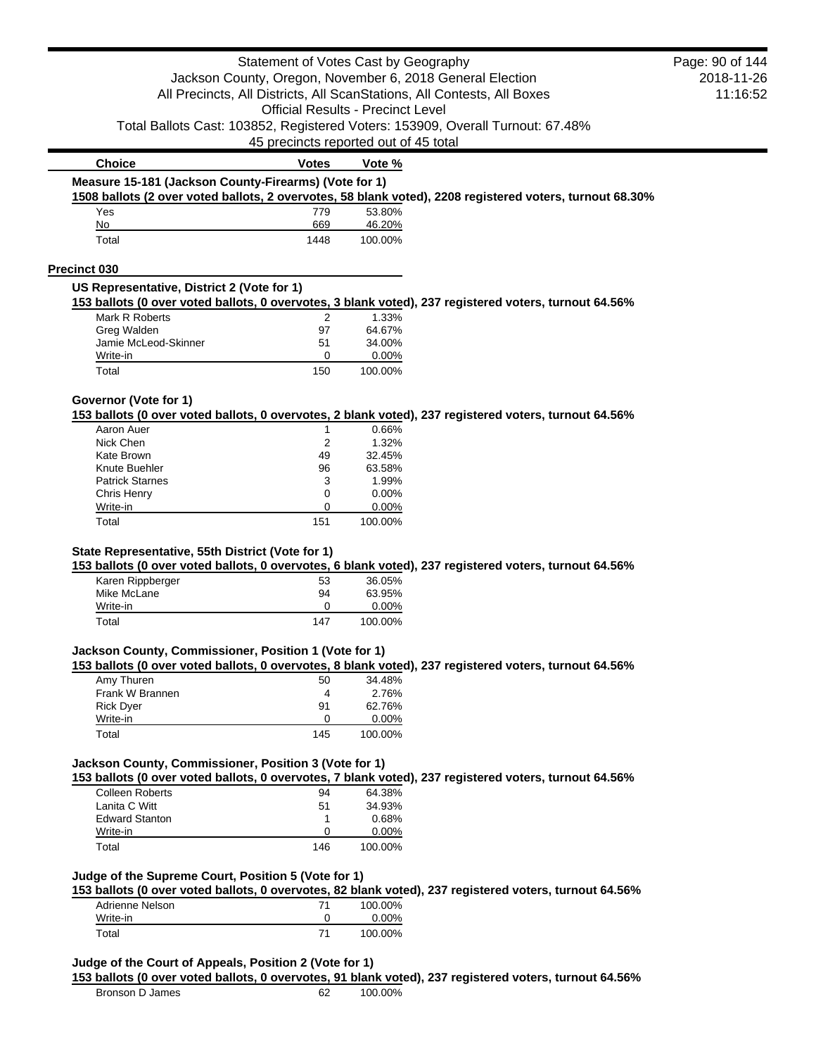| Choice | Votes | Vote % |
|---|---|---|

**Measure 15-181 (Jackson County-Firearms) (Vote for 1)**

**1508 ballots (2 over voted ballots, 2 overvotes, 58 blank voted), 2208 registered voters, turnout 68.30%**

| Choice | Votes | Vote % |
|---|---|---|
| Yes | 779 | 53.80% |
| No | 669 | 46.20% |
| Total | 1448 | 100.00% |

## Precinct 030

**US Representative, District 2 (Vote for 1)**

**153 ballots (0 over voted ballots, 0 overvotes, 3 blank voted), 237 registered voters, turnout 64.56%**

| Choice | Votes | Vote % |
|---|---|---|
| Mark R Roberts | 2 | 1.33% |
| Greg Walden | 97 | 64.67% |
| Jamie McLeod-Skinner | 51 | 34.00% |
| Write-in | 0 | 0.00% |
| Total | 150 | 100.00% |

**Governor (Vote for 1)**

**153 ballots (0 over voted ballots, 0 overvotes, 2 blank voted), 237 registered voters, turnout 64.56%**

| Choice | Votes | Vote % |
|---|---|---|
| Aaron Auer | 1 | 0.66% |
| Nick Chen | 2 | 1.32% |
| Kate Brown | 49 | 32.45% |
| Knute Buehler | 96 | 63.58% |
| Patrick Starnes | 3 | 1.99% |
| Chris Henry | 0 | 0.00% |
| Write-in | 0 | 0.00% |
| Total | 151 | 100.00% |

**State Representative, 55th District (Vote for 1)**

**153 ballots (0 over voted ballots, 0 overvotes, 6 blank voted), 237 registered voters, turnout 64.56%**

| Choice | Votes | Vote % |
|---|---|---|
| Karen Rippberger | 53 | 36.05% |
| Mike McLane | 94 | 63.95% |
| Write-in | 0 | 0.00% |
| Total | 147 | 100.00% |

**Jackson County, Commissioner, Position 1 (Vote for 1)**

**153 ballots (0 over voted ballots, 0 overvotes, 8 blank voted), 237 registered voters, turnout 64.56%**

| Choice | Votes | Vote % |
|---|---|---|
| Amy Thuren | 50 | 34.48% |
| Frank W Brannen | 4 | 2.76% |
| Rick Dyer | 91 | 62.76% |
| Write-in | 0 | 0.00% |
| Total | 145 | 100.00% |

**Jackson County, Commissioner, Position 3 (Vote for 1)**

**153 ballots (0 over voted ballots, 0 overvotes, 7 blank voted), 237 registered voters, turnout 64.56%**

| Choice | Votes | Vote % |
|---|---|---|
| Colleen Roberts | 94 | 64.38% |
| Lanita C Witt | 51 | 34.93% |
| Edward Stanton | 1 | 0.68% |
| Write-in | 0 | 0.00% |
| Total | 146 | 100.00% |

**Judge of the Supreme Court, Position 5 (Vote for 1)**

**153 ballots (0 over voted ballots, 0 overvotes, 82 blank voted), 237 registered voters, turnout 64.56%**

| Choice | Votes | Vote % |
|---|---|---|
| Adrienne Nelson | 71 | 100.00% |
| Write-in | 0 | 0.00% |
| Total | 71 | 100.00% |

**Judge of the Court of Appeals, Position 2 (Vote for 1)**

**153 ballots (0 over voted ballots, 0 overvotes, 91 blank voted), 237 registered voters, turnout 64.56%**

| Choice | Votes | Vote % |
|---|---|---|
| Bronson D James | 62 | 100.00% |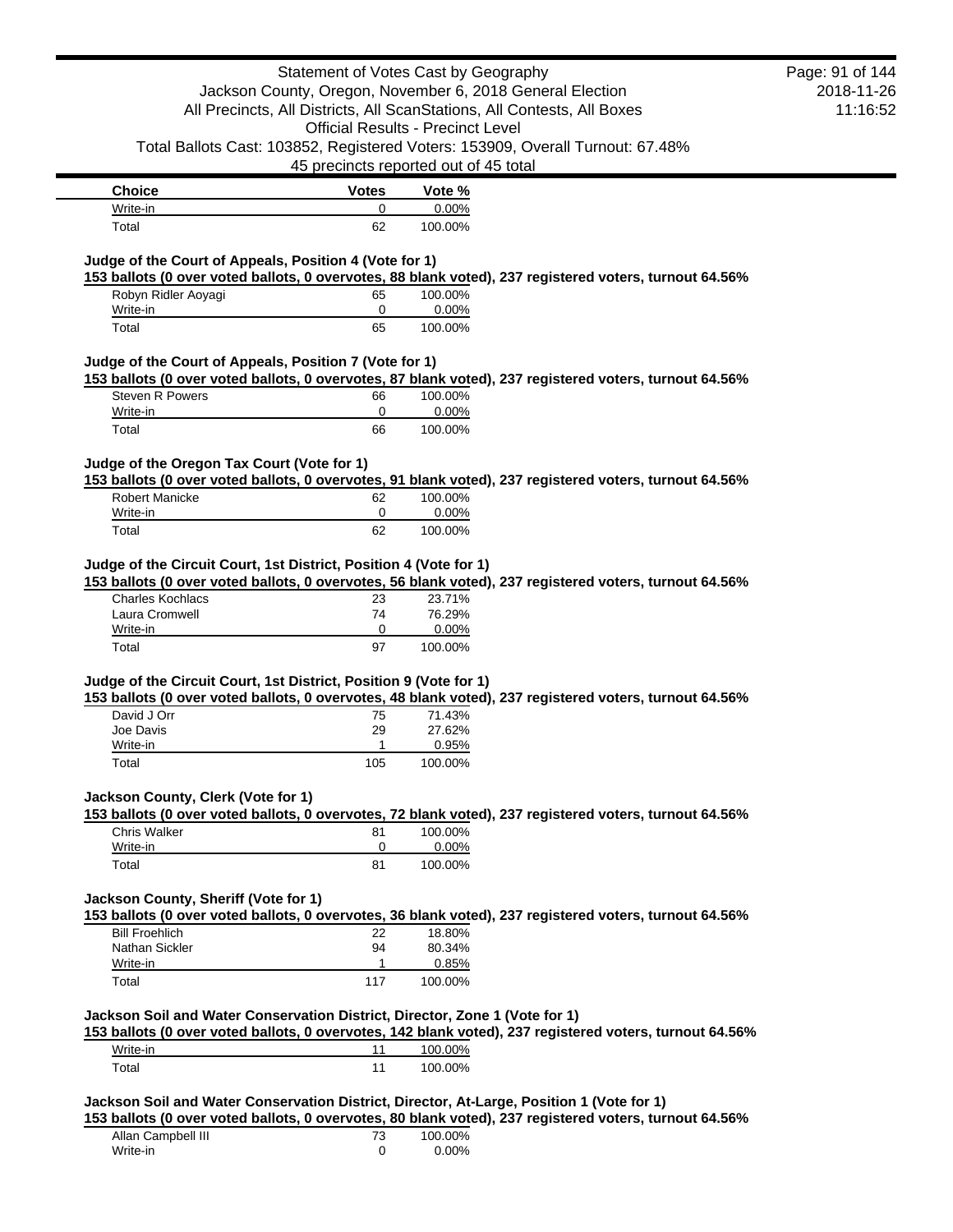| Choice | Votes | Vote % |
| --- | --- | --- |
| Write-in | 0 | 0.00% |
| Total | 62 | 100.00% |

### Judge of the Court of Appeals, Position 4 (Vote for 1)

**153 ballots (0 over voted ballots, 0 overvotes, 88 blank voted), 237 registered voters, turnout 64.56%**

| Choice | Votes | Vote % |
| --- | --- | --- |
| Robyn Ridler Aoyagi | 65 | 100.00% |
| Write-in | 0 | 0.00% |
| Total | 65 | 100.00% |

### Judge of the Court of Appeals, Position 7 (Vote for 1)

**153 ballots (0 over voted ballots, 0 overvotes, 87 blank voted), 237 registered voters, turnout 64.56%**

| Choice | Votes | Vote % |
| --- | --- | --- |
| Steven R Powers | 66 | 100.00% |
| Write-in | 0 | 0.00% |
| Total | 66 | 100.00% |

### Judge of the Oregon Tax Court (Vote for 1)

**153 ballots (0 over voted ballots, 0 overvotes, 91 blank voted), 237 registered voters, turnout 64.56%**

| Choice | Votes | Vote % |
| --- | --- | --- |
| Robert Manicke | 62 | 100.00% |
| Write-in | 0 | 0.00% |
| Total | 62 | 100.00% |

### Judge of the Circuit Court, 1st District, Position 4 (Vote for 1)

**153 ballots (0 over voted ballots, 0 overvotes, 56 blank voted), 237 registered voters, turnout 64.56%**

| Choice | Votes | Vote % |
| --- | --- | --- |
| Charles Kochlacs | 23 | 23.71% |
| Laura Cromwell | 74 | 76.29% |
| Write-in | 0 | 0.00% |
| Total | 97 | 100.00% |

### Judge of the Circuit Court, 1st District, Position 9 (Vote for 1)

**153 ballots (0 over voted ballots, 0 overvotes, 48 blank voted), 237 registered voters, turnout 64.56%**

| Choice | Votes | Vote % |
| --- | --- | --- |
| David J Orr | 75 | 71.43% |
| Joe Davis | 29 | 27.62% |
| Write-in | 1 | 0.95% |
| Total | 105 | 100.00% |

### Jackson County, Clerk (Vote for 1)

**153 ballots (0 over voted ballots, 0 overvotes, 72 blank voted), 237 registered voters, turnout 64.56%**

| Choice | Votes | Vote % |
| --- | --- | --- |
| Chris Walker | 81 | 100.00% |
| Write-in | 0 | 0.00% |
| Total | 81 | 100.00% |

### Jackson County, Sheriff (Vote for 1)

**153 ballots (0 over voted ballots, 0 overvotes, 36 blank voted), 237 registered voters, turnout 64.56%**

| Choice | Votes | Vote % |
| --- | --- | --- |
| Bill Froehlich | 22 | 18.80% |
| Nathan Sickler | 94 | 80.34% |
| Write-in | 1 | 0.85% |
| Total | 117 | 100.00% |

### Jackson Soil and Water Conservation District, Director, Zone 1 (Vote for 1)

**153 ballots (0 over voted ballots, 0 overvotes, 142 blank voted), 237 registered voters, turnout 64.56%**

| Choice | Votes | Vote % |
| --- | --- | --- |
| Write-in | 11 | 100.00% |
| Total | 11 | 100.00% |

### Jackson Soil and Water Conservation District, Director, At-Large, Position 1 (Vote for 1)

**153 ballots (0 over voted ballots, 0 overvotes, 80 blank voted), 237 registered voters, turnout 64.56%**

| Choice | Votes | Vote % |
| --- | --- | --- |
| Allan Campbell III | 73 | 100.00% |
| Write-in | 0 | 0.00% |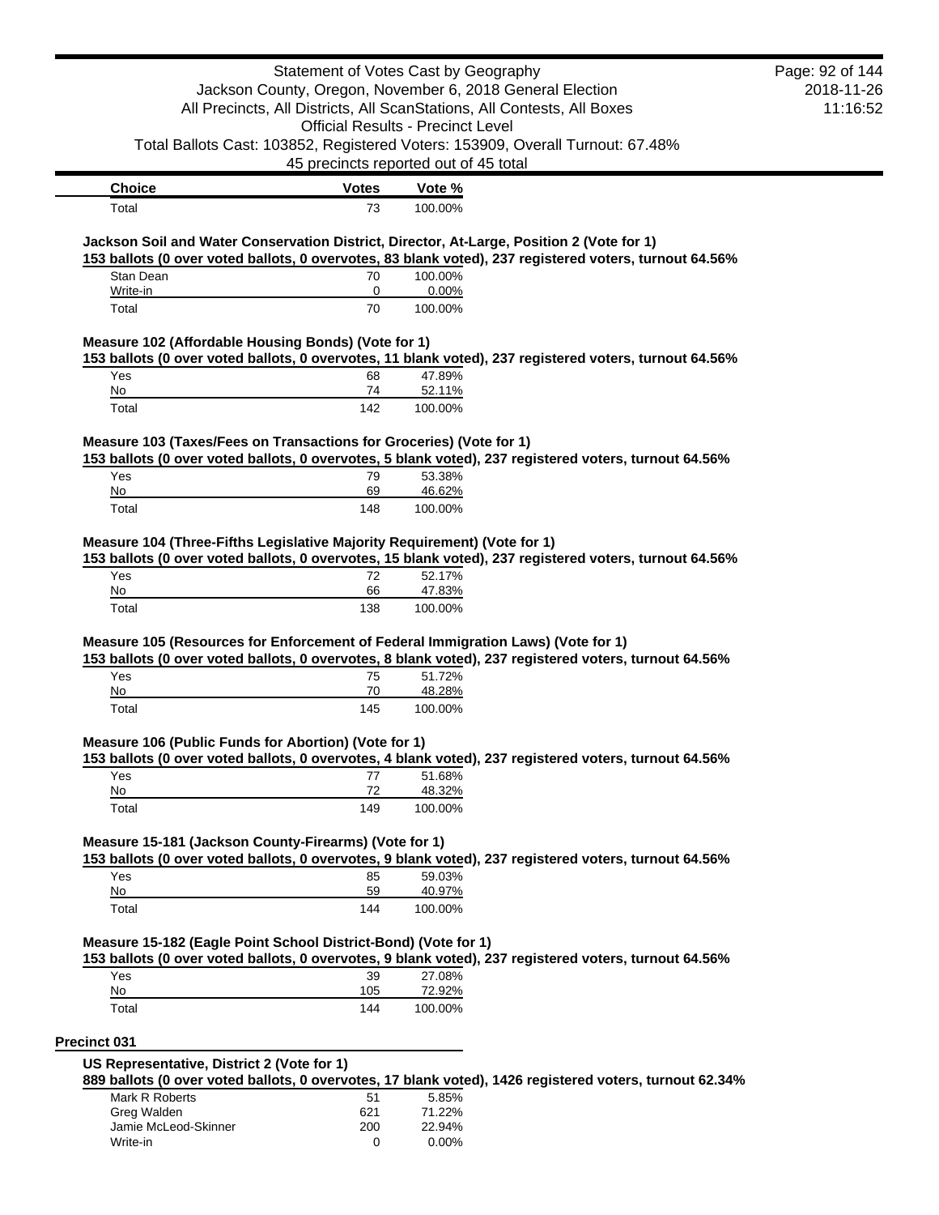| Choice | Votes | Vote % |
|---|---|---|
| Total | 73 | 100.00% |

**Jackson Soil and Water Conservation District, Director, At-Large, Position 2 (Vote for 1)**

**153 ballots (0 over voted ballots, 0 overvotes, 83 blank voted), 237 registered voters, turnout 64.56%**

| Choice | Votes | Vote % |
|---|---|---|
| Stan Dean | 70 | 100.00% |
| Write-in | 0 | 0.00% |
| Total | 70 | 100.00% |

**Measure 102 (Affordable Housing Bonds) (Vote for 1)**

**153 ballots (0 over voted ballots, 0 overvotes, 11 blank voted), 237 registered voters, turnout 64.56%**

| Choice | Votes | Vote % |
|---|---|---|
| Yes | 68 | 47.89% |
| No | 74 | 52.11% |
| Total | 142 | 100.00% |

**Measure 103 (Taxes/Fees on Transactions for Groceries) (Vote for 1)**

**153 ballots (0 over voted ballots, 0 overvotes, 5 blank voted), 237 registered voters, turnout 64.56%**

| Choice | Votes | Vote % |
|---|---|---|
| Yes | 79 | 53.38% |
| No | 69 | 46.62% |
| Total | 148 | 100.00% |

**Measure 104 (Three-Fifths Legislative Majority Requirement) (Vote for 1)**

**153 ballots (0 over voted ballots, 0 overvotes, 15 blank voted), 237 registered voters, turnout 64.56%**

| Choice | Votes | Vote % |
|---|---|---|
| Yes | 72 | 52.17% |
| No | 66 | 47.83% |
| Total | 138 | 100.00% |

**Measure 105 (Resources for Enforcement of Federal Immigration Laws) (Vote for 1)**

**153 ballots (0 over voted ballots, 0 overvotes, 8 blank voted), 237 registered voters, turnout 64.56%**

| Choice | Votes | Vote % |
|---|---|---|
| Yes | 75 | 51.72% |
| No | 70 | 48.28% |
| Total | 145 | 100.00% |

**Measure 106 (Public Funds for Abortion) (Vote for 1)**

**153 ballots (0 over voted ballots, 0 overvotes, 4 blank voted), 237 registered voters, turnout 64.56%**

| Choice | Votes | Vote % |
|---|---|---|
| Yes | 77 | 51.68% |
| No | 72 | 48.32% |
| Total | 149 | 100.00% |

**Measure 15-181 (Jackson County-Firearms) (Vote for 1)**

**153 ballots (0 over voted ballots, 0 overvotes, 9 blank voted), 237 registered voters, turnout 64.56%**

| Choice | Votes | Vote % |
|---|---|---|
| Yes | 85 | 59.03% |
| No | 59 | 40.97% |
| Total | 144 | 100.00% |

**Measure 15-182 (Eagle Point School District-Bond) (Vote for 1)**

**153 ballots (0 over voted ballots, 0 overvotes, 9 blank voted), 237 registered voters, turnout 64.56%**

| Choice | Votes | Vote % |
|---|---|---|
| Yes | 39 | 27.08% |
| No | 105 | 72.92% |
| Total | 144 | 100.00% |

## Precinct 031

**US Representative, District 2 (Vote for 1)**

**889 ballots (0 over voted ballots, 0 overvotes, 17 blank voted), 1426 registered voters, turnout 62.34%**

| Choice | Votes | Vote % |
|---|---|---|
| Mark R Roberts | 51 | 5.85% |
| Greg Walden | 621 | 71.22% |
| Jamie McLeod-Skinner | 200 | 22.94% |
| Write-in | 0 | 0.00% |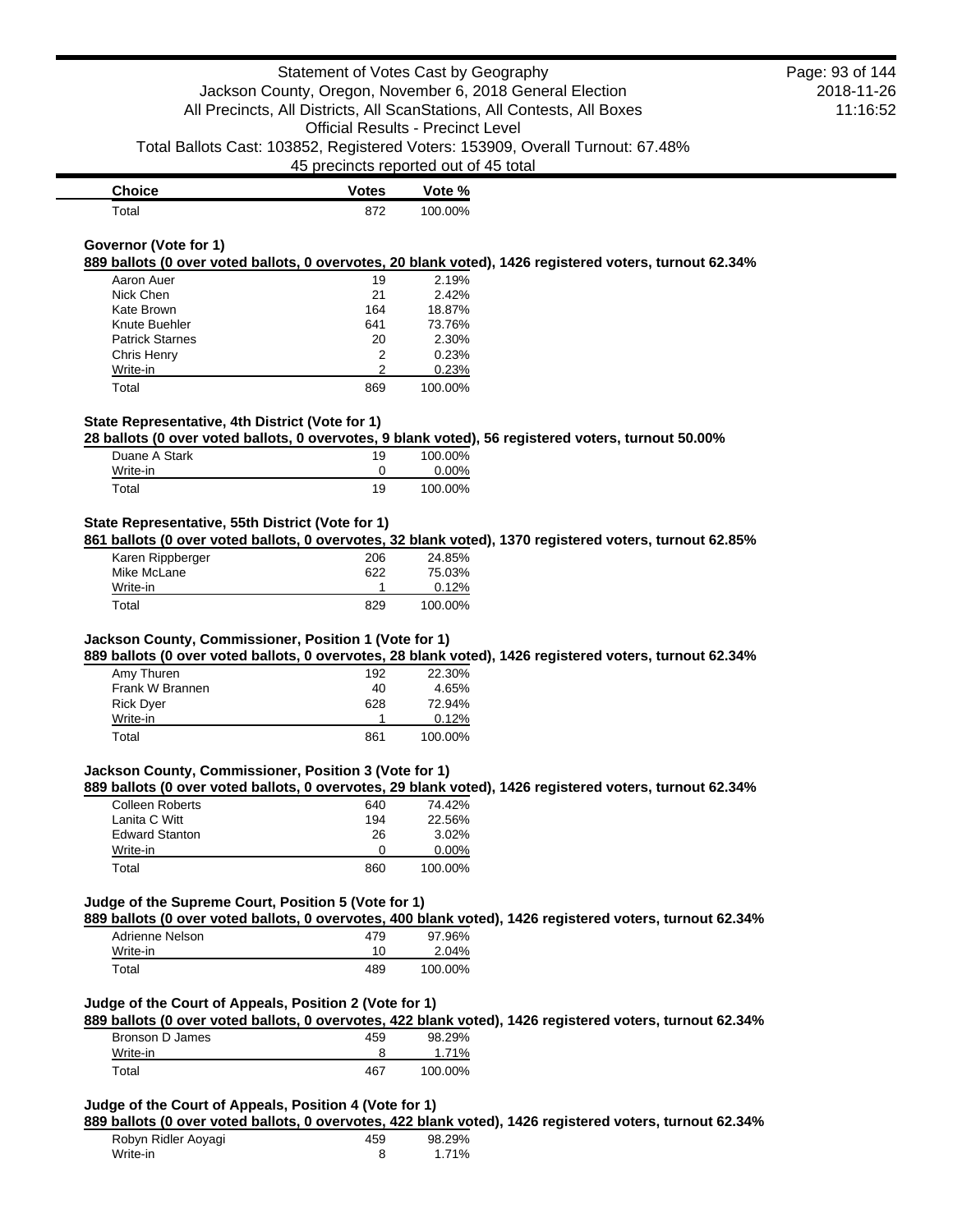| Choice | Votes | Vote % |
|---|---|---|
| Total | 872 | 100.00% |

### Governor (Vote for 1)

**889 ballots (0 over voted ballots, 0 overvotes, 20 blank voted), 1426 registered voters, turnout 62.34%**

| Choice | Votes | Vote % |
|---|---|---|
| Aaron Auer | 19 | 2.19% |
| Nick Chen | 21 | 2.42% |
| Kate Brown | 164 | 18.87% |
| Knute Buehler | 641 | 73.76% |
| Patrick Starnes | 20 | 2.30% |
| Chris Henry | 2 | 0.23% |
| Write-in | 2 | 0.23% |
| Total | 869 | 100.00% |

### State Representative, 4th District (Vote for 1)

**28 ballots (0 over voted ballots, 0 overvotes, 9 blank voted), 56 registered voters, turnout 50.00%**

| Choice | Votes | Vote % |
|---|---|---|
| Duane A Stark | 19 | 100.00% |
| Write-in | 0 | 0.00% |
| Total | 19 | 100.00% |

### State Representative, 55th District (Vote for 1)

**861 ballots (0 over voted ballots, 0 overvotes, 32 blank voted), 1370 registered voters, turnout 62.85%**

| Choice | Votes | Vote % |
|---|---|---|
| Karen Rippberger | 206 | 24.85% |
| Mike McLane | 622 | 75.03% |
| Write-in | 1 | 0.12% |
| Total | 829 | 100.00% |

### Jackson County, Commissioner, Position 1 (Vote for 1)

**889 ballots (0 over voted ballots, 0 overvotes, 28 blank voted), 1426 registered voters, turnout 62.34%**

| Choice | Votes | Vote % |
|---|---|---|
| Amy Thuren | 192 | 22.30% |
| Frank W Brannen | 40 | 4.65% |
| Rick Dyer | 628 | 72.94% |
| Write-in | 1 | 0.12% |
| Total | 861 | 100.00% |

### Jackson County, Commissioner, Position 3 (Vote for 1)

**889 ballots (0 over voted ballots, 0 overvotes, 29 blank voted), 1426 registered voters, turnout 62.34%**

| Choice | Votes | Vote % |
|---|---|---|
| Colleen Roberts | 640 | 74.42% |
| Lanita C Witt | 194 | 22.56% |
| Edward Stanton | 26 | 3.02% |
| Write-in | 0 | 0.00% |
| Total | 860 | 100.00% |

### Judge of the Supreme Court, Position 5 (Vote for 1)

**889 ballots (0 over voted ballots, 0 overvotes, 400 blank voted), 1426 registered voters, turnout 62.34%**

| Choice | Votes | Vote % |
|---|---|---|
| Adrienne Nelson | 479 | 97.96% |
| Write-in | 10 | 2.04% |
| Total | 489 | 100.00% |

### Judge of the Court of Appeals, Position 2 (Vote for 1)

**889 ballots (0 over voted ballots, 0 overvotes, 422 blank voted), 1426 registered voters, turnout 62.34%**

| Choice | Votes | Vote % |
|---|---|---|
| Bronson D James | 459 | 98.29% |
| Write-in | 8 | 1.71% |
| Total | 467 | 100.00% |

### Judge of the Court of Appeals, Position 4 (Vote for 1)

**889 ballots (0 over voted ballots, 0 overvotes, 422 blank voted), 1426 registered voters, turnout 62.34%**

| Choice | Votes | Vote % |
|---|---|---|
| Robyn Ridler Aoyagi | 459 | 98.29% |
| Write-in | 8 | 1.71% |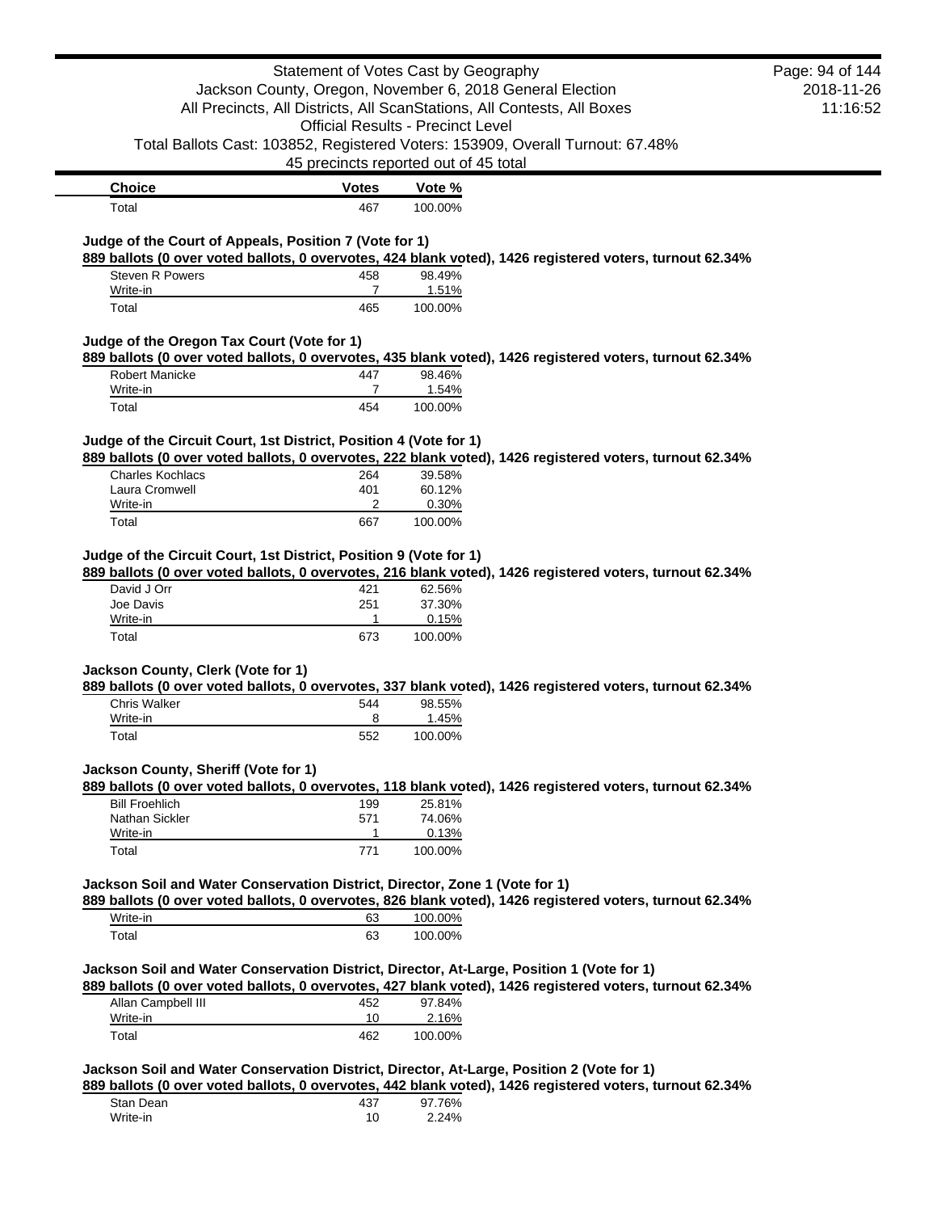| Choice | Votes | Vote % |
| --- | --- | --- |
| Total | 467 | 100.00% |

### Judge of the Court of Appeals, Position 7 (Vote for 1)

**889 ballots (0 over voted ballots, 0 overvotes, 424 blank voted), 1426 registered voters, turnout 62.34%**

| Choice | Votes | Vote % |
| --- | --- | --- |
| Steven R Powers | 458 | 98.49% |
| Write-in | 7 | 1.51% |
| Total | 465 | 100.00% |

### Judge of the Oregon Tax Court (Vote for 1)

**889 ballots (0 over voted ballots, 0 overvotes, 435 blank voted), 1426 registered voters, turnout 62.34%**

| Choice | Votes | Vote % |
| --- | --- | --- |
| Robert Manicke | 447 | 98.46% |
| Write-in | 7 | 1.54% |
| Total | 454 | 100.00% |

### Judge of the Circuit Court, 1st District, Position 4 (Vote for 1)

**889 ballots (0 over voted ballots, 0 overvotes, 222 blank voted), 1426 registered voters, turnout 62.34%**

| Choice | Votes | Vote % |
| --- | --- | --- |
| Charles Kochlacs | 264 | 39.58% |
| Laura Cromwell | 401 | 60.12% |
| Write-in | 2 | 0.30% |
| Total | 667 | 100.00% |

### Judge of the Circuit Court, 1st District, Position 9 (Vote for 1)

**889 ballots (0 over voted ballots, 0 overvotes, 216 blank voted), 1426 registered voters, turnout 62.34%**

| Choice | Votes | Vote % |
| --- | --- | --- |
| David J Orr | 421 | 62.56% |
| Joe Davis | 251 | 37.30% |
| Write-in | 1 | 0.15% |
| Total | 673 | 100.00% |

### Jackson County, Clerk (Vote for 1)

**889 ballots (0 over voted ballots, 0 overvotes, 337 blank voted), 1426 registered voters, turnout 62.34%**

| Choice | Votes | Vote % |
| --- | --- | --- |
| Chris Walker | 544 | 98.55% |
| Write-in | 8 | 1.45% |
| Total | 552 | 100.00% |

### Jackson County, Sheriff (Vote for 1)

**889 ballots (0 over voted ballots, 0 overvotes, 118 blank voted), 1426 registered voters, turnout 62.34%**

| Choice | Votes | Vote % |
| --- | --- | --- |
| Bill Froehlich | 199 | 25.81% |
| Nathan Sickler | 571 | 74.06% |
| Write-in | 1 | 0.13% |
| Total | 771 | 100.00% |

### Jackson Soil and Water Conservation District, Director, Zone 1 (Vote for 1)

**889 ballots (0 over voted ballots, 0 overvotes, 826 blank voted), 1426 registered voters, turnout 62.34%**

| Choice | Votes | Vote % |
| --- | --- | --- |
| Write-in | 63 | 100.00% |
| Total | 63 | 100.00% |

### Jackson Soil and Water Conservation District, Director, At-Large, Position 1 (Vote for 1)

**889 ballots (0 over voted ballots, 0 overvotes, 427 blank voted), 1426 registered voters, turnout 62.34%**

| Choice | Votes | Vote % |
| --- | --- | --- |
| Allan Campbell III | 452 | 97.84% |
| Write-in | 10 | 2.16% |
| Total | 462 | 100.00% |

### Jackson Soil and Water Conservation District, Director, At-Large, Position 2 (Vote for 1)

**889 ballots (0 over voted ballots, 0 overvotes, 442 blank voted), 1426 registered voters, turnout 62.34%**

| Choice | Votes | Vote % |
| --- | --- | --- |
| Stan Dean | 437 | 97.76% |
| Write-in | 10 | 2.24% |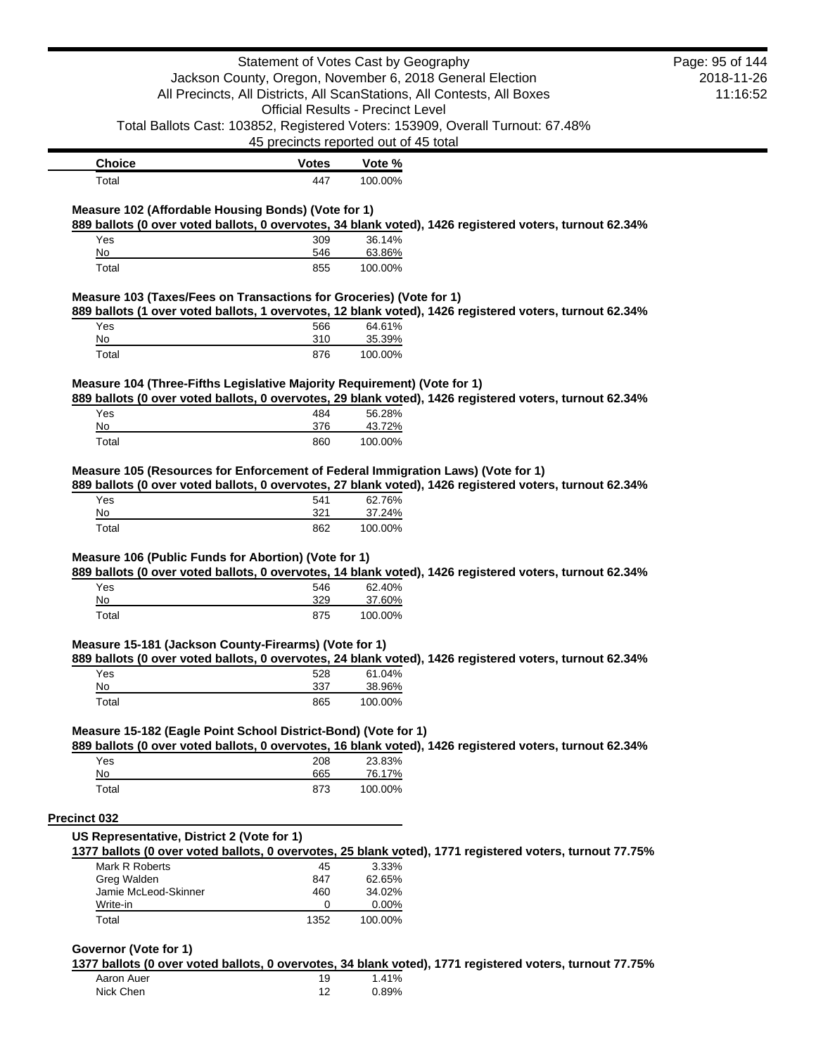| Choice | Votes | Vote % |
|---|---|---|
| Total | 447 | 100.00% |

### Measure 102 (Affordable Housing Bonds) (Vote for 1)

**889 ballots (0 over voted ballots, 0 overvotes, 34 blank voted), 1426 registered voters, turnout 62.34%**

| Choice | Votes | Vote % |
|---|---|---|
| Yes | 309 | 36.14% |
| No | 546 | 63.86% |
| Total | 855 | 100.00% |

### Measure 103 (Taxes/Fees on Transactions for Groceries) (Vote for 1)

**889 ballots (1 over voted ballots, 1 overvotes, 12 blank voted), 1426 registered voters, turnout 62.34%**

| Choice | Votes | Vote % |
|---|---|---|
| Yes | 566 | 64.61% |
| No | 310 | 35.39% |
| Total | 876 | 100.00% |

### Measure 104 (Three-Fifths Legislative Majority Requirement) (Vote for 1)

**889 ballots (0 over voted ballots, 0 overvotes, 29 blank voted), 1426 registered voters, turnout 62.34%**

| Choice | Votes | Vote % |
|---|---|---|
| Yes | 484 | 56.28% |
| No | 376 | 43.72% |
| Total | 860 | 100.00% |

### Measure 105 (Resources for Enforcement of Federal Immigration Laws) (Vote for 1)

**889 ballots (0 over voted ballots, 0 overvotes, 27 blank voted), 1426 registered voters, turnout 62.34%**

| Choice | Votes | Vote % |
|---|---|---|
| Yes | 541 | 62.76% |
| No | 321 | 37.24% |
| Total | 862 | 100.00% |

### Measure 106 (Public Funds for Abortion) (Vote for 1)

**889 ballots (0 over voted ballots, 0 overvotes, 14 blank voted), 1426 registered voters, turnout 62.34%**

| Choice | Votes | Vote % |
|---|---|---|
| Yes | 546 | 62.40% |
| No | 329 | 37.60% |
| Total | 875 | 100.00% |

### Measure 15-181 (Jackson County-Firearms) (Vote for 1)

**889 ballots (0 over voted ballots, 0 overvotes, 24 blank voted), 1426 registered voters, turnout 62.34%**

| Choice | Votes | Vote % |
|---|---|---|
| Yes | 528 | 61.04% |
| No | 337 | 38.96% |
| Total | 865 | 100.00% |

### Measure 15-182 (Eagle Point School District-Bond) (Vote for 1)

**889 ballots (0 over voted ballots, 0 overvotes, 16 blank voted), 1426 registered voters, turnout 62.34%**

| Choice | Votes | Vote % |
|---|---|---|
| Yes | 208 | 23.83% |
| No | 665 | 76.17% |
| Total | 873 | 100.00% |

## Precinct 032

### US Representative, District 2 (Vote for 1)

**1377 ballots (0 over voted ballots, 0 overvotes, 25 blank voted), 1771 registered voters, turnout 77.75%**

| Choice | Votes | Vote % |
|---|---|---|
| Mark R Roberts | 45 | 3.33% |
| Greg Walden | 847 | 62.65% |
| Jamie McLeod-Skinner | 460 | 34.02% |
| Write-in | 0 | 0.00% |
| Total | 1352 | 100.00% |

### Governor (Vote for 1)

**1377 ballots (0 over voted ballots, 0 overvotes, 34 blank voted), 1771 registered voters, turnout 77.75%**

| Choice | Votes | Vote % |
|---|---|---|
| Aaron Auer | 19 | 1.41% |
| Nick Chen | 12 | 0.89% |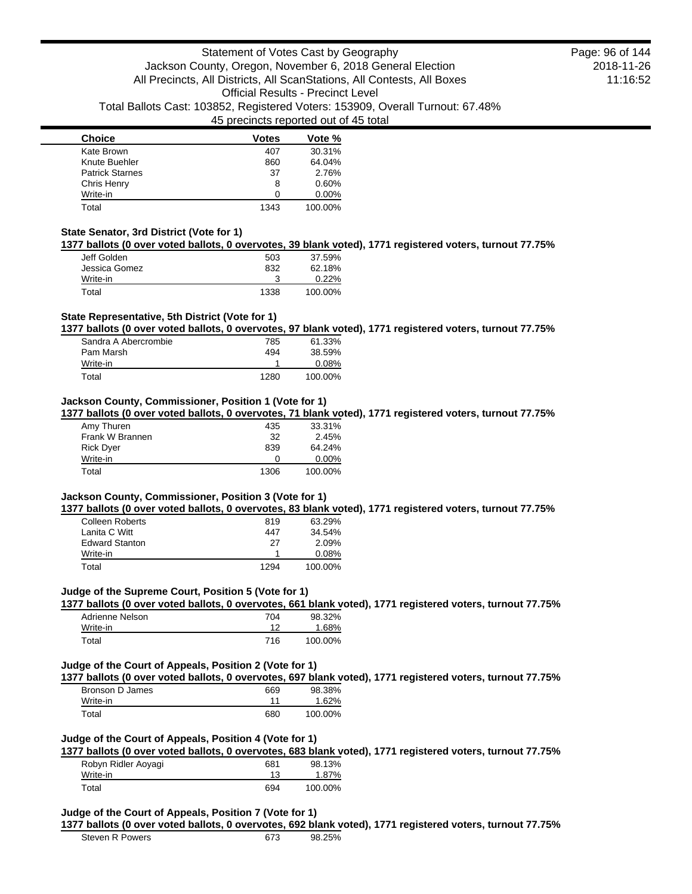| Choice | Votes | Vote % |
| --- | --- | --- |
| Kate Brown | 407 | 30.31% |
| Knute Buehler | 860 | 64.04% |
| Patrick Starnes | 37 | 2.76% |
| Chris Henry | 8 | 0.60% |
| Write-in | 0 | 0.00% |
| Total | 1343 | 100.00% |

### State Senator, 3rd District (Vote for 1)

**1377 ballots (0 over voted ballots, 0 overvotes, 39 blank voted), 1771 registered voters, turnout 77.75%**

| Choice | Votes | Vote % |
| --- | --- | --- |
| Jeff Golden | 503 | 37.59% |
| Jessica Gomez | 832 | 62.18% |
| Write-in | 3 | 0.22% |
| Total | 1338 | 100.00% |

### State Representative, 5th District (Vote for 1)

**1377 ballots (0 over voted ballots, 0 overvotes, 97 blank voted), 1771 registered voters, turnout 77.75%**

| Choice | Votes | Vote % |
| --- | --- | --- |
| Sandra A Abercrombie | 785 | 61.33% |
| Pam Marsh | 494 | 38.59% |
| Write-in | 1 | 0.08% |
| Total | 1280 | 100.00% |

### Jackson County, Commissioner, Position 1 (Vote for 1)

**1377 ballots (0 over voted ballots, 0 overvotes, 71 blank voted), 1771 registered voters, turnout 77.75%**

| Choice | Votes | Vote % |
| --- | --- | --- |
| Amy Thuren | 435 | 33.31% |
| Frank W Brannen | 32 | 2.45% |
| Rick Dyer | 839 | 64.24% |
| Write-in | 0 | 0.00% |
| Total | 1306 | 100.00% |

### Jackson County, Commissioner, Position 3 (Vote for 1)

**1377 ballots (0 over voted ballots, 0 overvotes, 83 blank voted), 1771 registered voters, turnout 77.75%**

| Choice | Votes | Vote % |
| --- | --- | --- |
| Colleen Roberts | 819 | 63.29% |
| Lanita C Witt | 447 | 34.54% |
| Edward Stanton | 27 | 2.09% |
| Write-in | 1 | 0.08% |
| Total | 1294 | 100.00% |

### Judge of the Supreme Court, Position 5 (Vote for 1)

**1377 ballots (0 over voted ballots, 0 overvotes, 661 blank voted), 1771 registered voters, turnout 77.75%**

| Choice | Votes | Vote % |
| --- | --- | --- |
| Adrienne Nelson | 704 | 98.32% |
| Write-in | 12 | 1.68% |
| Total | 716 | 100.00% |

### Judge of the Court of Appeals, Position 2 (Vote for 1)

**1377 ballots (0 over voted ballots, 0 overvotes, 697 blank voted), 1771 registered voters, turnout 77.75%**

| Choice | Votes | Vote % |
| --- | --- | --- |
| Bronson D James | 669 | 98.38% |
| Write-in | 11 | 1.62% |
| Total | 680 | 100.00% |

### Judge of the Court of Appeals, Position 4 (Vote for 1)

**1377 ballots (0 over voted ballots, 0 overvotes, 683 blank voted), 1771 registered voters, turnout 77.75%**

| Choice | Votes | Vote % |
| --- | --- | --- |
| Robyn Ridler Aoyagi | 681 | 98.13% |
| Write-in | 13 | 1.87% |
| Total | 694 | 100.00% |

### Judge of the Court of Appeals, Position 7 (Vote for 1)

**1377 ballots (0 over voted ballots, 0 overvotes, 692 blank voted), 1771 registered voters, turnout 77.75%**

| Choice | Votes | Vote % |
| --- | --- | --- |
| Steven R Powers | 673 | 98.25% |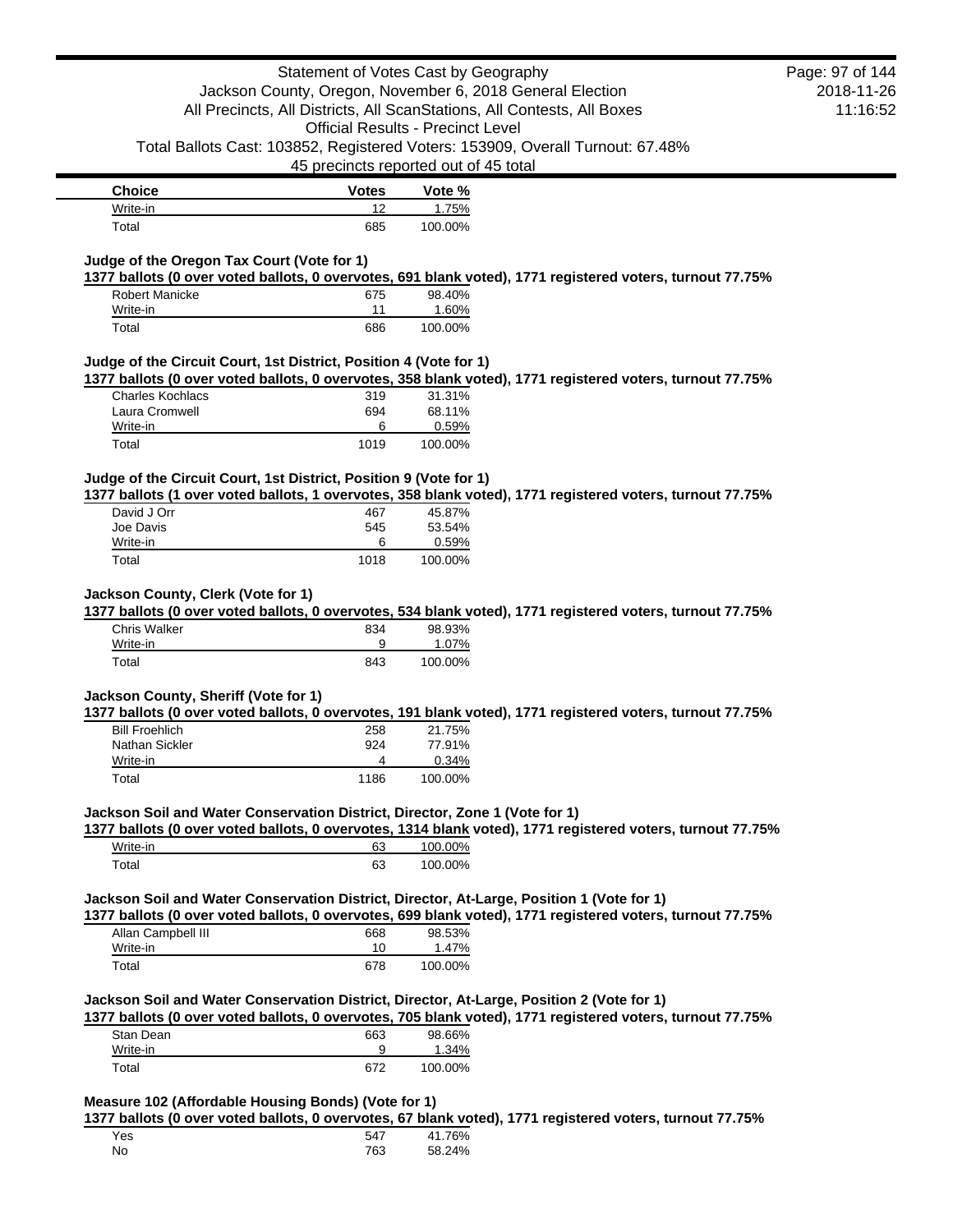| Choice | Votes | Vote % |
| --- | --- | --- |
| Write-in | 12 | 1.75% |
| Total | 685 | 100.00% |

### Judge of the Oregon Tax Court (Vote for 1)

1377 ballots (0 over voted ballots, 0 overvotes, 691 blank voted), 1771 registered voters, turnout 77.75%

| Choice | Votes | Vote % |
| --- | --- | --- |
| Robert Manicke | 675 | 98.40% |
| Write-in | 11 | 1.60% |
| Total | 686 | 100.00% |

### Judge of the Circuit Court, 1st District, Position 4 (Vote for 1)

1377 ballots (0 over voted ballots, 0 overvotes, 358 blank voted), 1771 registered voters, turnout 77.75%

| Choice | Votes | Vote % |
| --- | --- | --- |
| Charles Kochlacs | 319 | 31.31% |
| Laura Cromwell | 694 | 68.11% |
| Write-in | 6 | 0.59% |
| Total | 1019 | 100.00% |

### Judge of the Circuit Court, 1st District, Position 9 (Vote for 1)

1377 ballots (1 over voted ballots, 1 overvotes, 358 blank voted), 1771 registered voters, turnout 77.75%

| Choice | Votes | Vote % |
| --- | --- | --- |
| David J Orr | 467 | 45.87% |
| Joe Davis | 545 | 53.54% |
| Write-in | 6 | 0.59% |
| Total | 1018 | 100.00% |

### Jackson County, Clerk (Vote for 1)

1377 ballots (0 over voted ballots, 0 overvotes, 534 blank voted), 1771 registered voters, turnout 77.75%

| Choice | Votes | Vote % |
| --- | --- | --- |
| Chris Walker | 834 | 98.93% |
| Write-in | 9 | 1.07% |
| Total | 843 | 100.00% |

### Jackson County, Sheriff (Vote for 1)

1377 ballots (0 over voted ballots, 0 overvotes, 191 blank voted), 1771 registered voters, turnout 77.75%

| Choice | Votes | Vote % |
| --- | --- | --- |
| Bill Froehlich | 258 | 21.75% |
| Nathan Sickler | 924 | 77.91% |
| Write-in | 4 | 0.34% |
| Total | 1186 | 100.00% |

### Jackson Soil and Water Conservation District, Director, Zone 1 (Vote for 1)

1377 ballots (0 over voted ballots, 0 overvotes, 1314 blank voted), 1771 registered voters, turnout 77.75%

| Choice | Votes | Vote % |
| --- | --- | --- |
| Write-in | 63 | 100.00% |
| Total | 63 | 100.00% |

### Jackson Soil and Water Conservation District, Director, At-Large, Position 1 (Vote for 1)

1377 ballots (0 over voted ballots, 0 overvotes, 699 blank voted), 1771 registered voters, turnout 77.75%

| Choice | Votes | Vote % |
| --- | --- | --- |
| Allan Campbell III | 668 | 98.53% |
| Write-in | 10 | 1.47% |
| Total | 678 | 100.00% |

### Jackson Soil and Water Conservation District, Director, At-Large, Position 2 (Vote for 1)

1377 ballots (0 over voted ballots, 0 overvotes, 705 blank voted), 1771 registered voters, turnout 77.75%

| Choice | Votes | Vote % |
| --- | --- | --- |
| Stan Dean | 663 | 98.66% |
| Write-in | 9 | 1.34% |
| Total | 672 | 100.00% |

### Measure 102 (Affordable Housing Bonds) (Vote for 1)

1377 ballots (0 over voted ballots, 0 overvotes, 67 blank voted), 1771 registered voters, turnout 77.75%

| Choice | Votes | Vote % |
| --- | --- | --- |
| Yes | 547 | 41.76% |
| No | 763 | 58.24% |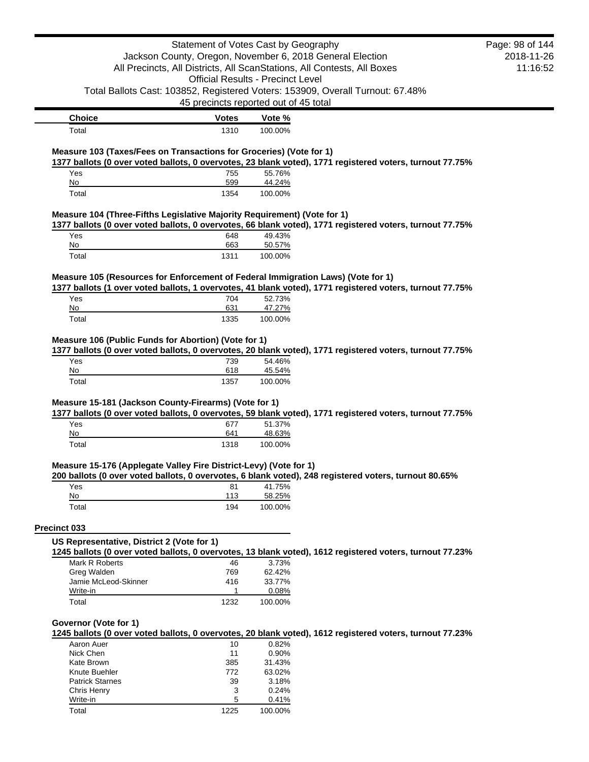| Choice | Votes | Vote % |
| --- | --- | --- |
| Total | 1310 | 100.00% |

### Measure 103 (Taxes/Fees on Transactions for Groceries) (Vote for 1)

**1377 ballots (0 over voted ballots, 0 overvotes, 23 blank voted), 1771 registered voters, turnout 77.75%**

| Choice | Votes | Vote % |
| --- | --- | --- |
| Yes | 755 | 55.76% |
| No | 599 | 44.24% |
| Total | 1354 | 100.00% |

### Measure 104 (Three-Fifths Legislative Majority Requirement) (Vote for 1)

**1377 ballots (0 over voted ballots, 0 overvotes, 66 blank voted), 1771 registered voters, turnout 77.75%**

| Choice | Votes | Vote % |
| --- | --- | --- |
| Yes | 648 | 49.43% |
| No | 663 | 50.57% |
| Total | 1311 | 100.00% |

### Measure 105 (Resources for Enforcement of Federal Immigration Laws) (Vote for 1)

**1377 ballots (1 over voted ballots, 1 overvotes, 41 blank voted), 1771 registered voters, turnout 77.75%**

| Choice | Votes | Vote % |
| --- | --- | --- |
| Yes | 704 | 52.73% |
| No | 631 | 47.27% |
| Total | 1335 | 100.00% |

### Measure 106 (Public Funds for Abortion) (Vote for 1)

**1377 ballots (0 over voted ballots, 0 overvotes, 20 blank voted), 1771 registered voters, turnout 77.75%**

| Choice | Votes | Vote % |
| --- | --- | --- |
| Yes | 739 | 54.46% |
| No | 618 | 45.54% |
| Total | 1357 | 100.00% |

### Measure 15-181 (Jackson County-Firearms) (Vote for 1)

**1377 ballots (0 over voted ballots, 0 overvotes, 59 blank voted), 1771 registered voters, turnout 77.75%**

| Choice | Votes | Vote % |
| --- | --- | --- |
| Yes | 677 | 51.37% |
| No | 641 | 48.63% |
| Total | 1318 | 100.00% |

### Measure 15-176 (Applegate Valley Fire District-Levy) (Vote for 1)

**200 ballots (0 over voted ballots, 0 overvotes, 6 blank voted), 248 registered voters, turnout 80.65%**

| Choice | Votes | Vote % |
| --- | --- | --- |
| Yes | 81 | 41.75% |
| No | 113 | 58.25% |
| Total | 194 | 100.00% |

## Precinct 033

### US Representative, District 2 (Vote for 1)

**1245 ballots (0 over voted ballots, 0 overvotes, 13 blank voted), 1612 registered voters, turnout 77.23%**

| Choice | Votes | Vote % |
| --- | --- | --- |
| Mark R Roberts | 46 | 3.73% |
| Greg Walden | 769 | 62.42% |
| Jamie McLeod-Skinner | 416 | 33.77% |
| Write-in | 1 | 0.08% |
| Total | 1232 | 100.00% |

### Governor (Vote for 1)

**1245 ballots (0 over voted ballots, 0 overvotes, 20 blank voted), 1612 registered voters, turnout 77.23%**

| Choice | Votes | Vote % |
| --- | --- | --- |
| Aaron Auer | 10 | 0.82% |
| Nick Chen | 11 | 0.90% |
| Kate Brown | 385 | 31.43% |
| Knute Buehler | 772 | 63.02% |
| Patrick Starnes | 39 | 3.18% |
| Chris Henry | 3 | 0.24% |
| Write-in | 5 | 0.41% |
| Total | 1225 | 100.00% |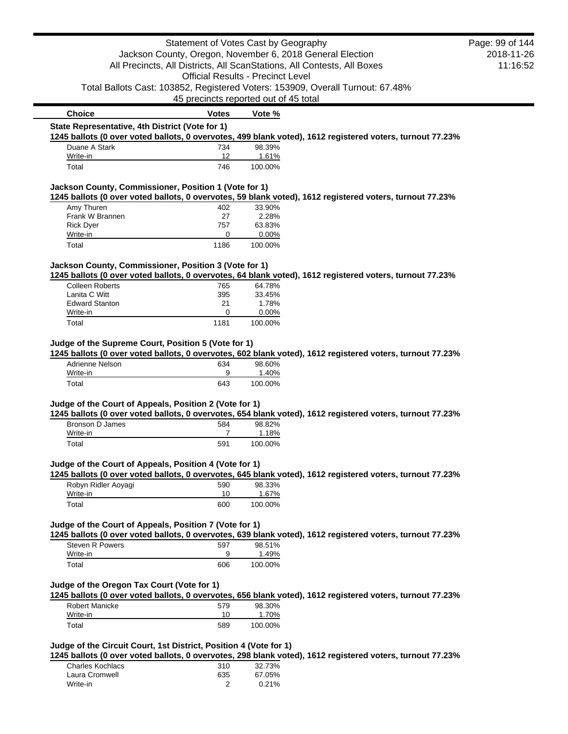| Choice | Votes | Vote % |
|---|---|---|

**State Representative, 4th District (Vote for 1)**

**1245 ballots (0 over voted ballots, 0 overvotes, 499 blank voted), 1612 registered voters, turnout 77.23%**

| Choice | Votes | Vote % |
|---|---|---|
| Duane A Stark | 734 | 98.39% |
| Write-in | 12 | 1.61% |
| Total | 746 | 100.00% |

**Jackson County, Commissioner, Position 1 (Vote for 1)**

**1245 ballots (0 over voted ballots, 0 overvotes, 59 blank voted), 1612 registered voters, turnout 77.23%**

| Choice | Votes | Vote % |
|---|---|---|
| Amy Thuren | 402 | 33.90% |
| Frank W Brannen | 27 | 2.28% |
| Rick Dyer | 757 | 63.83% |
| Write-in | 0 | 0.00% |
| Total | 1186 | 100.00% |

**Jackson County, Commissioner, Position 3 (Vote for 1)**

**1245 ballots (0 over voted ballots, 0 overvotes, 64 blank voted), 1612 registered voters, turnout 77.23%**

| Choice | Votes | Vote % |
|---|---|---|
| Colleen Roberts | 765 | 64.78% |
| Lanita C Witt | 395 | 33.45% |
| Edward Stanton | 21 | 1.78% |
| Write-in | 0 | 0.00% |
| Total | 1181 | 100.00% |

**Judge of the Supreme Court, Position 5 (Vote for 1)**

**1245 ballots (0 over voted ballots, 0 overvotes, 602 blank voted), 1612 registered voters, turnout 77.23%**

| Choice | Votes | Vote % |
|---|---|---|
| Adrienne Nelson | 634 | 98.60% |
| Write-in | 9 | 1.40% |
| Total | 643 | 100.00% |

**Judge of the Court of Appeals, Position 2 (Vote for 1)**

**1245 ballots (0 over voted ballots, 0 overvotes, 654 blank voted), 1612 registered voters, turnout 77.23%**

| Choice | Votes | Vote % |
|---|---|---|
| Bronson D James | 584 | 98.82% |
| Write-in | 7 | 1.18% |
| Total | 591 | 100.00% |

**Judge of the Court of Appeals, Position 4 (Vote for 1)**

**1245 ballots (0 over voted ballots, 0 overvotes, 645 blank voted), 1612 registered voters, turnout 77.23%**

| Choice | Votes | Vote % |
|---|---|---|
| Robyn Ridler Aoyagi | 590 | 98.33% |
| Write-in | 10 | 1.67% |
| Total | 600 | 100.00% |

**Judge of the Court of Appeals, Position 7 (Vote for 1)**

**1245 ballots (0 over voted ballots, 0 overvotes, 639 blank voted), 1612 registered voters, turnout 77.23%**

| Choice | Votes | Vote % |
|---|---|---|
| Steven R Powers | 597 | 98.51% |
| Write-in | 9 | 1.49% |
| Total | 606 | 100.00% |

**Judge of the Oregon Tax Court (Vote for 1)**

**1245 ballots (0 over voted ballots, 0 overvotes, 656 blank voted), 1612 registered voters, turnout 77.23%**

| Choice | Votes | Vote % |
|---|---|---|
| Robert Manicke | 579 | 98.30% |
| Write-in | 10 | 1.70% |
| Total | 589 | 100.00% |

**Judge of the Circuit Court, 1st District, Position 4 (Vote for 1)**

**1245 ballots (0 over voted ballots, 0 overvotes, 298 blank voted), 1612 registered voters, turnout 77.23%**

| Choice | Votes | Vote % |
|---|---|---|
| Charles Kochlacs | 310 | 32.73% |
| Laura Cromwell | 635 | 67.05% |
| Write-in | 2 | 0.21% |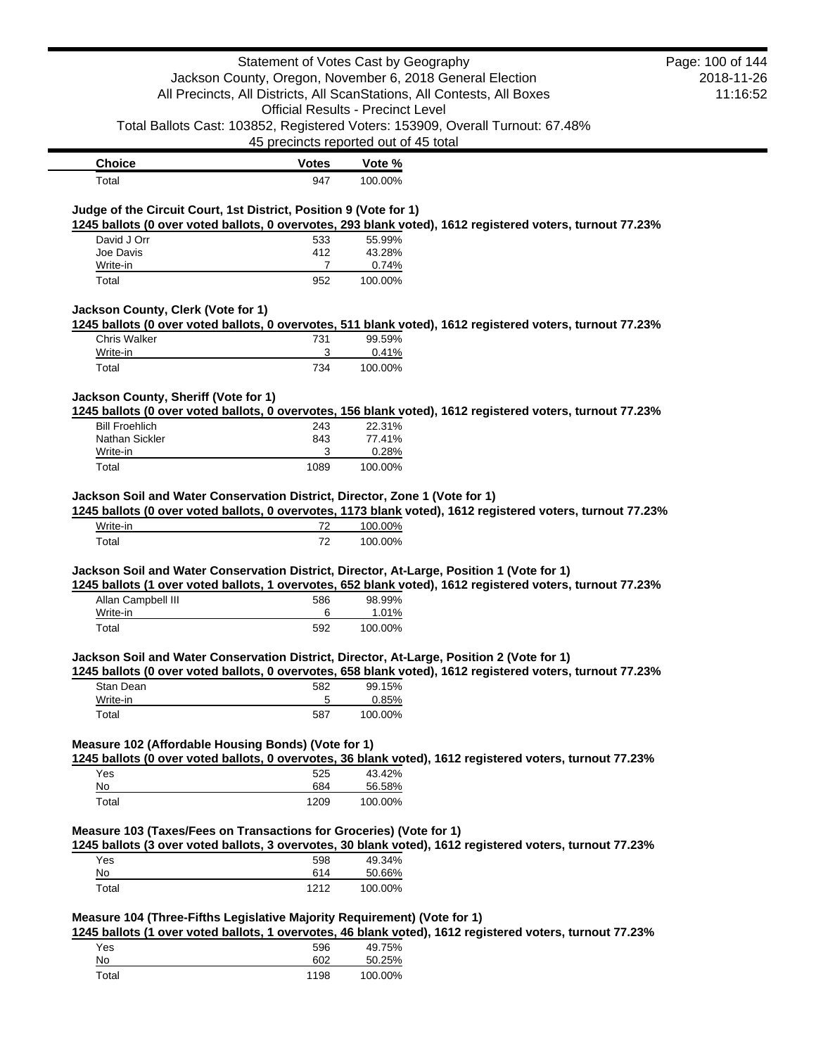| Choice | Votes | Vote % |
|---|---|---|
| Total | 947 | 100.00% |

### Judge of the Circuit Court, 1st District, Position 9 (Vote for 1)

**1245 ballots (0 over voted ballots, 0 overvotes, 293 blank voted), 1612 registered voters, turnout 77.23%**

| Choice | Votes | Vote % |
|---|---|---|
| David J Orr | 533 | 55.99% |
| Joe Davis | 412 | 43.28% |
| Write-in | 7 | 0.74% |
| Total | 952 | 100.00% |

### Jackson County, Clerk (Vote for 1)

**1245 ballots (0 over voted ballots, 0 overvotes, 511 blank voted), 1612 registered voters, turnout 77.23%**

| Choice | Votes | Vote % |
|---|---|---|
| Chris Walker | 731 | 99.59% |
| Write-in | 3 | 0.41% |
| Total | 734 | 100.00% |

### Jackson County, Sheriff (Vote for 1)

**1245 ballots (0 over voted ballots, 0 overvotes, 156 blank voted), 1612 registered voters, turnout 77.23%**

| Choice | Votes | Vote % |
|---|---|---|
| Bill Froehlich | 243 | 22.31% |
| Nathan Sickler | 843 | 77.41% |
| Write-in | 3 | 0.28% |
| Total | 1089 | 100.00% |

### Jackson Soil and Water Conservation District, Director, Zone 1 (Vote for 1)

**1245 ballots (0 over voted ballots, 0 overvotes, 1173 blank voted), 1612 registered voters, turnout 77.23%**

| Choice | Votes | Vote % |
|---|---|---|
| Write-in | 72 | 100.00% |
| Total | 72 | 100.00% |

### Jackson Soil and Water Conservation District, Director, At-Large, Position 1 (Vote for 1)

**1245 ballots (1 over voted ballots, 1 overvotes, 652 blank voted), 1612 registered voters, turnout 77.23%**

| Choice | Votes | Vote % |
|---|---|---|
| Allan Campbell III | 586 | 98.99% |
| Write-in | 6 | 1.01% |
| Total | 592 | 100.00% |

### Jackson Soil and Water Conservation District, Director, At-Large, Position 2 (Vote for 1)

**1245 ballots (0 over voted ballots, 0 overvotes, 658 blank voted), 1612 registered voters, turnout 77.23%**

| Choice | Votes | Vote % |
|---|---|---|
| Stan Dean | 582 | 99.15% |
| Write-in | 5 | 0.85% |
| Total | 587 | 100.00% |

### Measure 102 (Affordable Housing Bonds) (Vote for 1)

**1245 ballots (0 over voted ballots, 0 overvotes, 36 blank voted), 1612 registered voters, turnout 77.23%**

| Choice | Votes | Vote % |
|---|---|---|
| Yes | 525 | 43.42% |
| No | 684 | 56.58% |
| Total | 1209 | 100.00% |

### Measure 103 (Taxes/Fees on Transactions for Groceries) (Vote for 1)

**1245 ballots (3 over voted ballots, 3 overvotes, 30 blank voted), 1612 registered voters, turnout 77.23%**

| Choice | Votes | Vote % |
|---|---|---|
| Yes | 598 | 49.34% |
| No | 614 | 50.66% |
| Total | 1212 | 100.00% |

### Measure 104 (Three-Fifths Legislative Majority Requirement) (Vote for 1)

**1245 ballots (1 over voted ballots, 1 overvotes, 46 blank voted), 1612 registered voters, turnout 77.23%**

| Choice | Votes | Vote % |
|---|---|---|
| Yes | 596 | 49.75% |
| No | 602 | 50.25% |
| Total | 1198 | 100.00% |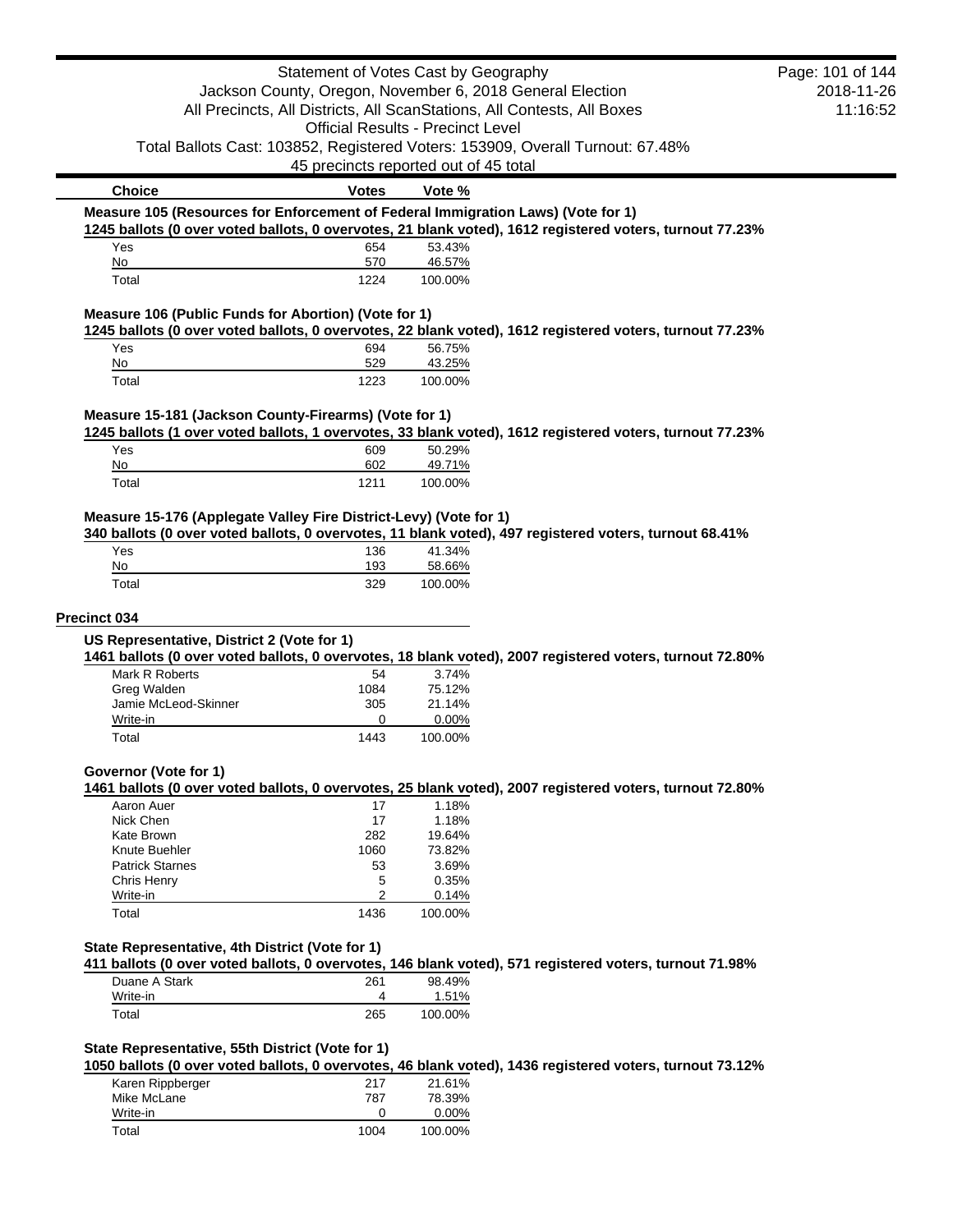| Choice | Votes | Vote % |
|---|---|---|

### Measure 105 (Resources for Enforcement of Federal Immigration Laws) (Vote for 1)

**1245 ballots (0 over voted ballots, 0 overvotes, 21 blank voted), 1612 registered voters, turnout 77.23%**

| Choice | Votes | Vote % |
|---|---|---|
| Yes | 654 | 53.43% |
| No | 570 | 46.57% |
| Total | 1224 | 100.00% |

### Measure 106 (Public Funds for Abortion) (Vote for 1)

**1245 ballots (0 over voted ballots, 0 overvotes, 22 blank voted), 1612 registered voters, turnout 77.23%**

| Choice | Votes | Vote % |
|---|---|---|
| Yes | 694 | 56.75% |
| No | 529 | 43.25% |
| Total | 1223 | 100.00% |

### Measure 15-181 (Jackson County-Firearms) (Vote for 1)

**1245 ballots (1 over voted ballots, 1 overvotes, 33 blank voted), 1612 registered voters, turnout 77.23%**

| Choice | Votes | Vote % |
|---|---|---|
| Yes | 609 | 50.29% |
| No | 602 | 49.71% |
| Total | 1211 | 100.00% |

### Measure 15-176 (Applegate Valley Fire District-Levy) (Vote for 1)

**340 ballots (0 over voted ballots, 0 overvotes, 11 blank voted), 497 registered voters, turnout 68.41%**

| Choice | Votes | Vote % |
|---|---|---|
| Yes | 136 | 41.34% |
| No | 193 | 58.66% |
| Total | 329 | 100.00% |

## Precinct 034

### US Representative, District 2 (Vote for 1)

**1461 ballots (0 over voted ballots, 0 overvotes, 18 blank voted), 2007 registered voters, turnout 72.80%**

| Choice | Votes | Vote % |
|---|---|---|
| Mark R Roberts | 54 | 3.74% |
| Greg Walden | 1084 | 75.12% |
| Jamie McLeod-Skinner | 305 | 21.14% |
| Write-in | 0 | 0.00% |
| Total | 1443 | 100.00% |

### Governor (Vote for 1)

**1461 ballots (0 over voted ballots, 0 overvotes, 25 blank voted), 2007 registered voters, turnout 72.80%**

| Choice | Votes | Vote % |
|---|---|---|
| Aaron Auer | 17 | 1.18% |
| Nick Chen | 17 | 1.18% |
| Kate Brown | 282 | 19.64% |
| Knute Buehler | 1060 | 73.82% |
| Patrick Starnes | 53 | 3.69% |
| Chris Henry | 5 | 0.35% |
| Write-in | 2 | 0.14% |
| Total | 1436 | 100.00% |

### State Representative, 4th District (Vote for 1)

**411 ballots (0 over voted ballots, 0 overvotes, 146 blank voted), 571 registered voters, turnout 71.98%**

| Choice | Votes | Vote % |
|---|---|---|
| Duane A Stark | 261 | 98.49% |
| Write-in | 4 | 1.51% |
| Total | 265 | 100.00% |

### State Representative, 55th District (Vote for 1)

**1050 ballots (0 over voted ballots, 0 overvotes, 46 blank voted), 1436 registered voters, turnout 73.12%**

| Choice | Votes | Vote % |
|---|---|---|
| Karen Rippberger | 217 | 21.61% |
| Mike McLane | 787 | 78.39% |
| Write-in | 0 | 0.00% |
| Total | 1004 | 100.00% |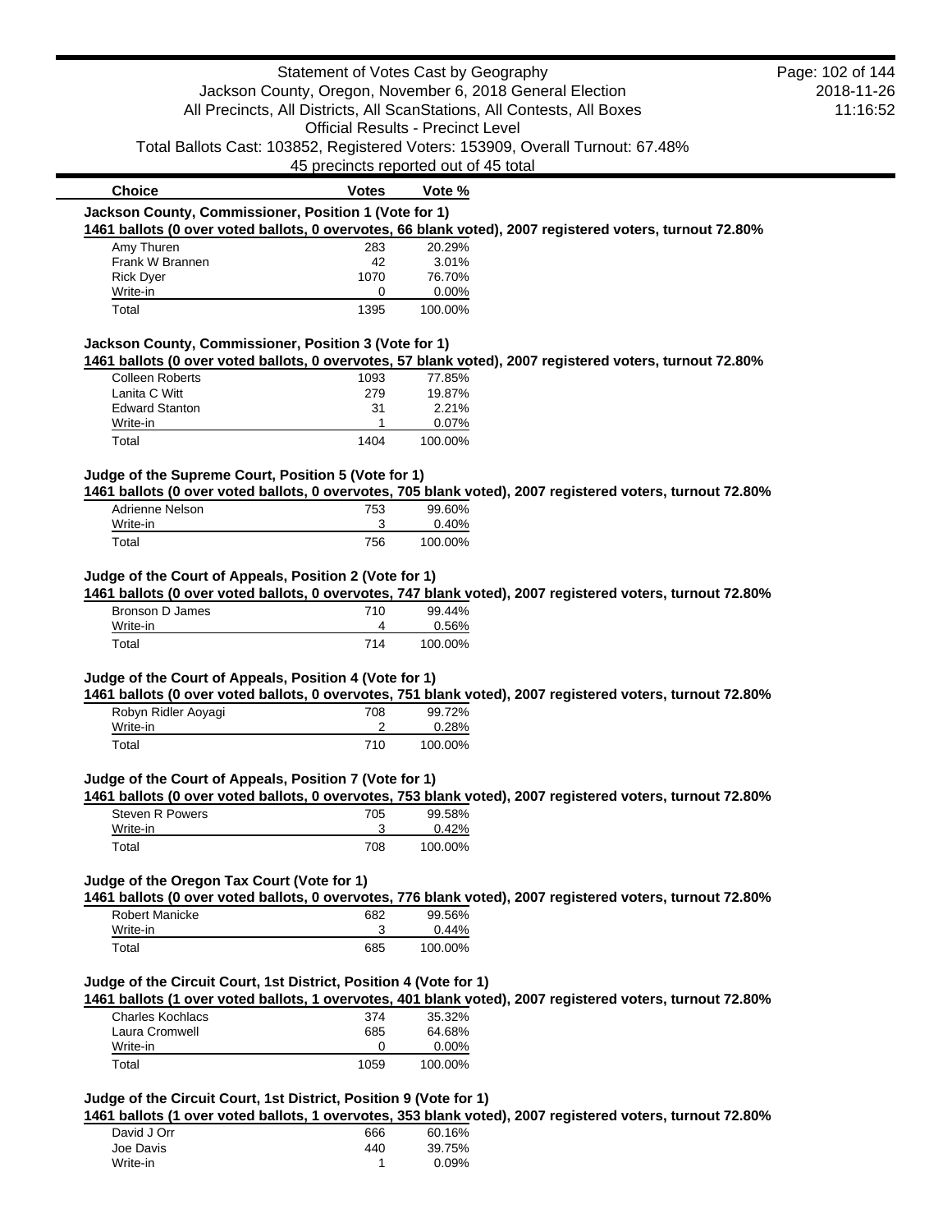Statement of Votes Cast by Geography

Jackson County, Oregon, November 6, 2018 General Election

All Precincts, All Districts, All ScanStations, All Contests, All Boxes

Official Results - Precinct Level

Total Ballots Cast: 103852, Registered Voters: 153909, Overall Turnout: 67.48%

45 precincts reported out of 45 total

| Choice | Votes | Vote % |
|---|---|---|

### Jackson County, Commissioner, Position 1 (Vote for 1)

**1461 ballots (0 over voted ballots, 0 overvotes, 66 blank voted), 2007 registered voters, turnout 72.80%**

| Choice | Votes | Vote % |
|---|---|---|
| Amy Thuren | 283 | 20.29% |
| Frank W Brannen | 42 | 3.01% |
| Rick Dyer | 1070 | 76.70% |
| Write-in | 0 | 0.00% |
| Total | 1395 | 100.00% |

### Jackson County, Commissioner, Position 3 (Vote for 1)

**1461 ballots (0 over voted ballots, 0 overvotes, 57 blank voted), 2007 registered voters, turnout 72.80%**

| Choice | Votes | Vote % |
|---|---|---|
| Colleen Roberts | 1093 | 77.85% |
| Lanita C Witt | 279 | 19.87% |
| Edward Stanton | 31 | 2.21% |
| Write-in | 1 | 0.07% |
| Total | 1404 | 100.00% |

### Judge of the Supreme Court, Position 5 (Vote for 1)

**1461 ballots (0 over voted ballots, 0 overvotes, 705 blank voted), 2007 registered voters, turnout 72.80%**

| Choice | Votes | Vote % |
|---|---|---|
| Adrienne Nelson | 753 | 99.60% |
| Write-in | 3 | 0.40% |
| Total | 756 | 100.00% |

### Judge of the Court of Appeals, Position 2 (Vote for 1)

**1461 ballots (0 over voted ballots, 0 overvotes, 747 blank voted), 2007 registered voters, turnout 72.80%**

| Choice | Votes | Vote % |
|---|---|---|
| Bronson D James | 710 | 99.44% |
| Write-in | 4 | 0.56% |
| Total | 714 | 100.00% |

### Judge of the Court of Appeals, Position 4 (Vote for 1)

**1461 ballots (0 over voted ballots, 0 overvotes, 751 blank voted), 2007 registered voters, turnout 72.80%**

| Choice | Votes | Vote % |
|---|---|---|
| Robyn Ridler Aoyagi | 708 | 99.72% |
| Write-in | 2 | 0.28% |
| Total | 710 | 100.00% |

### Judge of the Court of Appeals, Position 7 (Vote for 1)

**1461 ballots (0 over voted ballots, 0 overvotes, 753 blank voted), 2007 registered voters, turnout 72.80%**

| Choice | Votes | Vote % |
|---|---|---|
| Steven R Powers | 705 | 99.58% |
| Write-in | 3 | 0.42% |
| Total | 708 | 100.00% |

### Judge of the Oregon Tax Court (Vote for 1)

**1461 ballots (0 over voted ballots, 0 overvotes, 776 blank voted), 2007 registered voters, turnout 72.80%**

| Choice | Votes | Vote % |
|---|---|---|
| Robert Manicke | 682 | 99.56% |
| Write-in | 3 | 0.44% |
| Total | 685 | 100.00% |

### Judge of the Circuit Court, 1st District, Position 4 (Vote for 1)

**1461 ballots (1 over voted ballots, 1 overvotes, 401 blank voted), 2007 registered voters, turnout 72.80%**

| Choice | Votes | Vote % |
|---|---|---|
| Charles Kochlacs | 374 | 35.32% |
| Laura Cromwell | 685 | 64.68% |
| Write-in | 0 | 0.00% |
| Total | 1059 | 100.00% |

### Judge of the Circuit Court, 1st District, Position 9 (Vote for 1)

**1461 ballots (1 over voted ballots, 1 overvotes, 353 blank voted), 2007 registered voters, turnout 72.80%**

| Choice | Votes | Vote % |
|---|---|---|
| David J Orr | 666 | 60.16% |
| Joe Davis | 440 | 39.75% |
| Write-in | 1 | 0.09% |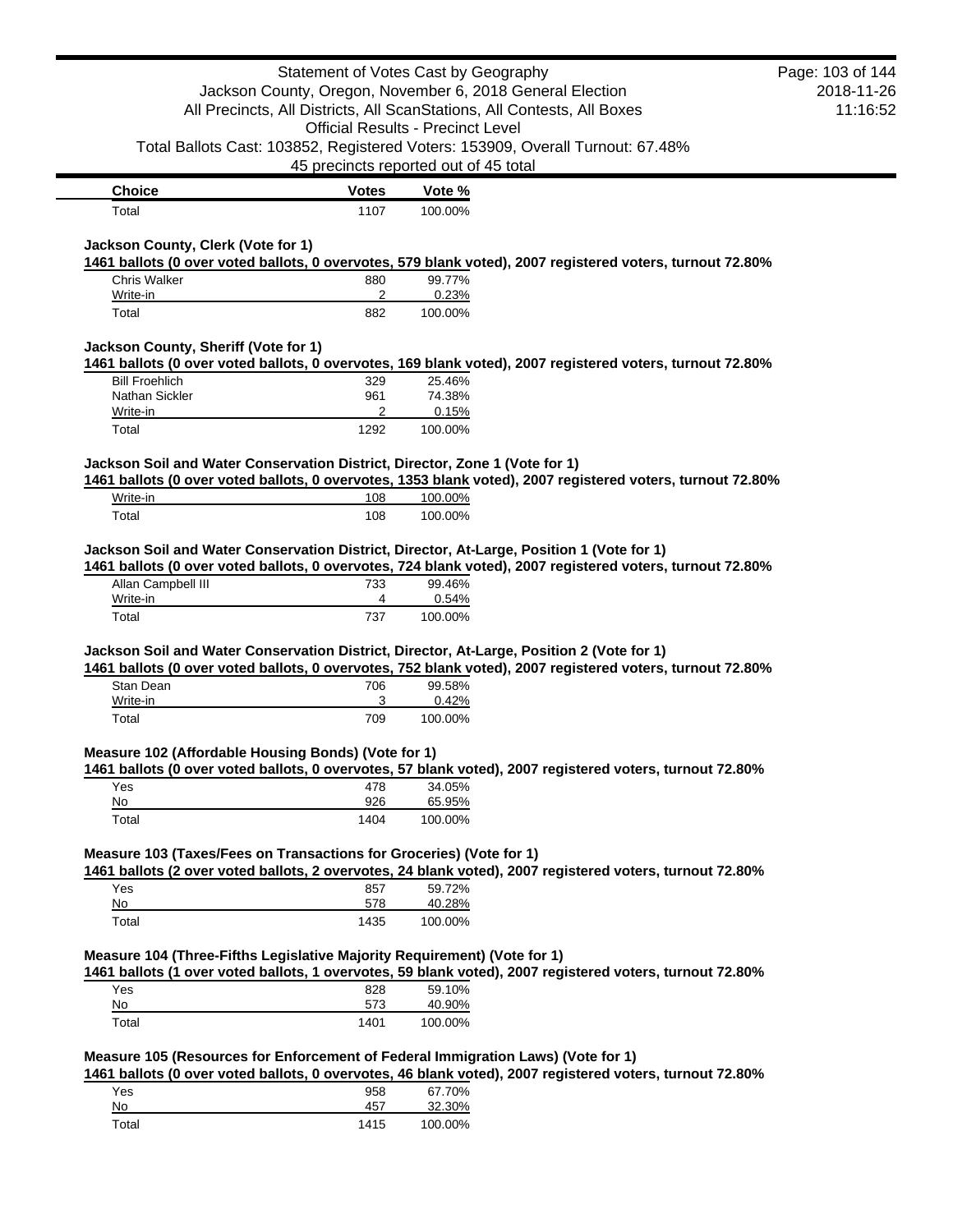| Choice | Votes | Vote % |
| --- | --- | --- |
| Total | 1107 | 100.00% |

### Jackson County, Clerk (Vote for 1)

**1461 ballots (0 over voted ballots, 0 overvotes, 579 blank voted), 2007 registered voters, turnout 72.80%**

| Choice | Votes | Vote % |
| --- | --- | --- |
| Chris Walker | 880 | 99.77% |
| Write-in | 2 | 0.23% |
| Total | 882 | 100.00% |

### Jackson County, Sheriff (Vote for 1)

**1461 ballots (0 over voted ballots, 0 overvotes, 169 blank voted), 2007 registered voters, turnout 72.80%**

| Choice | Votes | Vote % |
| --- | --- | --- |
| Bill Froehlich | 329 | 25.46% |
| Nathan Sickler | 961 | 74.38% |
| Write-in | 2 | 0.15% |
| Total | 1292 | 100.00% |

### Jackson Soil and Water Conservation District, Director, Zone 1 (Vote for 1)

**1461 ballots (0 over voted ballots, 0 overvotes, 1353 blank voted), 2007 registered voters, turnout 72.80%**

| Choice | Votes | Vote % |
| --- | --- | --- |
| Write-in | 108 | 100.00% |
| Total | 108 | 100.00% |

### Jackson Soil and Water Conservation District, Director, At-Large, Position 1 (Vote for 1)

**1461 ballots (0 over voted ballots, 0 overvotes, 724 blank voted), 2007 registered voters, turnout 72.80%**

| Choice | Votes | Vote % |
| --- | --- | --- |
| Allan Campbell III | 733 | 99.46% |
| Write-in | 4 | 0.54% |
| Total | 737 | 100.00% |

### Jackson Soil and Water Conservation District, Director, At-Large, Position 2 (Vote for 1)

**1461 ballots (0 over voted ballots, 0 overvotes, 752 blank voted), 2007 registered voters, turnout 72.80%**

| Choice | Votes | Vote % |
| --- | --- | --- |
| Stan Dean | 706 | 99.58% |
| Write-in | 3 | 0.42% |
| Total | 709 | 100.00% |

### Measure 102 (Affordable Housing Bonds) (Vote for 1)

**1461 ballots (0 over voted ballots, 0 overvotes, 57 blank voted), 2007 registered voters, turnout 72.80%**

| Choice | Votes | Vote % |
| --- | --- | --- |
| Yes | 478 | 34.05% |
| No | 926 | 65.95% |
| Total | 1404 | 100.00% |

### Measure 103 (Taxes/Fees on Transactions for Groceries) (Vote for 1)

**1461 ballots (2 over voted ballots, 2 overvotes, 24 blank voted), 2007 registered voters, turnout 72.80%**

| Choice | Votes | Vote % |
| --- | --- | --- |
| Yes | 857 | 59.72% |
| No | 578 | 40.28% |
| Total | 1435 | 100.00% |

### Measure 104 (Three-Fifths Legislative Majority Requirement) (Vote for 1)

**1461 ballots (1 over voted ballots, 1 overvotes, 59 blank voted), 2007 registered voters, turnout 72.80%**

| Choice | Votes | Vote % |
| --- | --- | --- |
| Yes | 828 | 59.10% |
| No | 573 | 40.90% |
| Total | 1401 | 100.00% |

### Measure 105 (Resources for Enforcement of Federal Immigration Laws) (Vote for 1)

**1461 ballots (0 over voted ballots, 0 overvotes, 46 blank voted), 2007 registered voters, turnout 72.80%**

| Choice | Votes | Vote % |
| --- | --- | --- |
| Yes | 958 | 67.70% |
| No | 457 | 32.30% |
| Total | 1415 | 100.00% |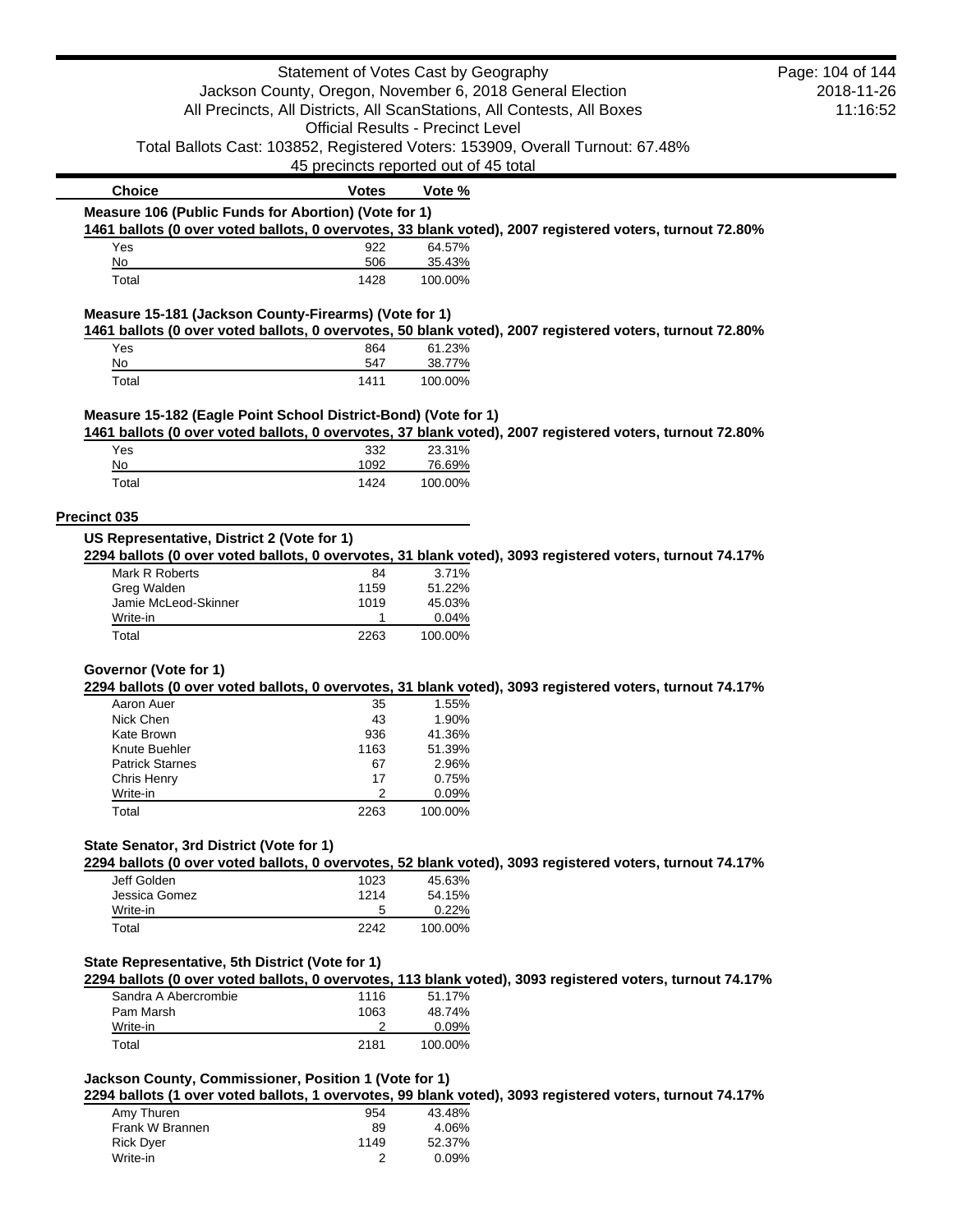| Choice | Votes | Vote % |
|---|---|---|

### Measure 106 (Public Funds for Abortion) (Vote for 1)

**1461 ballots (0 over voted ballots, 0 overvotes, 33 blank voted), 2007 registered voters, turnout 72.80%**

| Choice | Votes | Vote % |
|---|---|---|
| Yes | 922 | 64.57% |
| No | 506 | 35.43% |
| Total | 1428 | 100.00% |

### Measure 15-181 (Jackson County-Firearms) (Vote for 1)

**1461 ballots (0 over voted ballots, 0 overvotes, 50 blank voted), 2007 registered voters, turnout 72.80%**

| Choice | Votes | Vote % |
|---|---|---|
| Yes | 864 | 61.23% |
| No | 547 | 38.77% |
| Total | 1411 | 100.00% |

### Measure 15-182 (Eagle Point School District-Bond) (Vote for 1)

**1461 ballots (0 over voted ballots, 0 overvotes, 37 blank voted), 2007 registered voters, turnout 72.80%**

| Choice | Votes | Vote % |
|---|---|---|
| Yes | 332 | 23.31% |
| No | 1092 | 76.69% |
| Total | 1424 | 100.00% |

## Precinct 035

### US Representative, District 2 (Vote for 1)

**2294 ballots (0 over voted ballots, 0 overvotes, 31 blank voted), 3093 registered voters, turnout 74.17%**

| Choice | Votes | Vote % |
|---|---|---|
| Mark R Roberts | 84 | 3.71% |
| Greg Walden | 1159 | 51.22% |
| Jamie McLeod-Skinner | 1019 | 45.03% |
| Write-in | 1 | 0.04% |
| Total | 2263 | 100.00% |

### Governor (Vote for 1)

**2294 ballots (0 over voted ballots, 0 overvotes, 31 blank voted), 3093 registered voters, turnout 74.17%**

| Choice | Votes | Vote % |
|---|---|---|
| Aaron Auer | 35 | 1.55% |
| Nick Chen | 43 | 1.90% |
| Kate Brown | 936 | 41.36% |
| Knute Buehler | 1163 | 51.39% |
| Patrick Starnes | 67 | 2.96% |
| Chris Henry | 17 | 0.75% |
| Write-in | 2 | 0.09% |
| Total | 2263 | 100.00% |

### State Senator, 3rd District (Vote for 1)

**2294 ballots (0 over voted ballots, 0 overvotes, 52 blank voted), 3093 registered voters, turnout 74.17%**

| Choice | Votes | Vote % |
|---|---|---|
| Jeff Golden | 1023 | 45.63% |
| Jessica Gomez | 1214 | 54.15% |
| Write-in | 5 | 0.22% |
| Total | 2242 | 100.00% |

### State Representative, 5th District (Vote for 1)

**2294 ballots (0 over voted ballots, 0 overvotes, 113 blank voted), 3093 registered voters, turnout 74.17%**

| Choice | Votes | Vote % |
|---|---|---|
| Sandra A Abercrombie | 1116 | 51.17% |
| Pam Marsh | 1063 | 48.74% |
| Write-in | 2 | 0.09% |
| Total | 2181 | 100.00% |

### Jackson County, Commissioner, Position 1 (Vote for 1)

**2294 ballots (1 over voted ballots, 1 overvotes, 99 blank voted), 3093 registered voters, turnout 74.17%**

| Choice | Votes | Vote % |
|---|---|---|
| Amy Thuren | 954 | 43.48% |
| Frank W Brannen | 89 | 4.06% |
| Rick Dyer | 1149 | 52.37% |
| Write-in | 2 | 0.09% |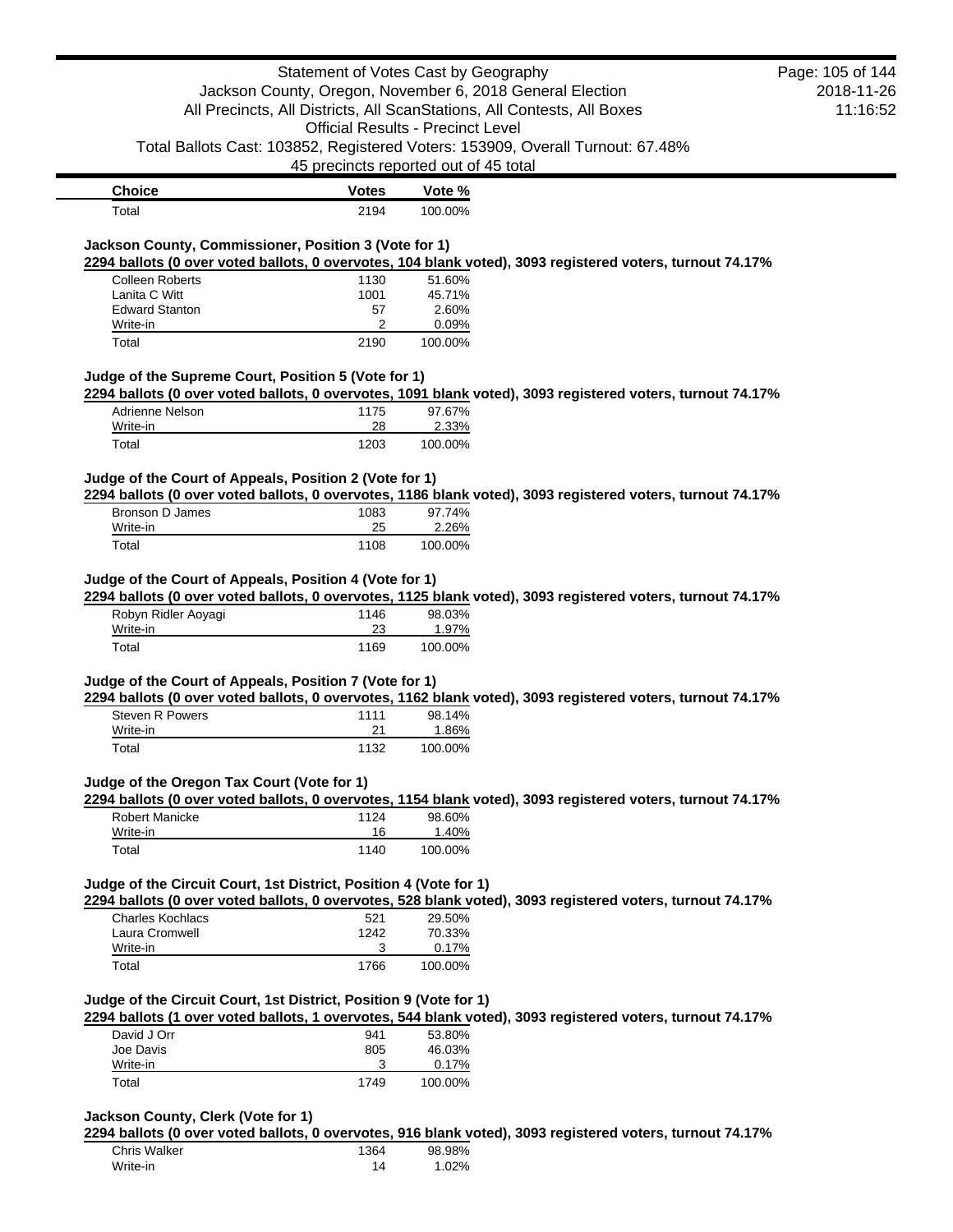| Choice | Votes | Vote % |
|---|---|---|
| Total | 2194 | 100.00% |

### Jackson County, Commissioner, Position 3 (Vote for 1)

**2294 ballots (0 over voted ballots, 0 overvotes, 104 blank voted), 3093 registered voters, turnout 74.17%**

| Choice | Votes | Vote % |
|---|---|---|
| Colleen Roberts | 1130 | 51.60% |
| Lanita C Witt | 1001 | 45.71% |
| Edward Stanton | 57 | 2.60% |
| Write-in | 2 | 0.09% |
| Total | 2190 | 100.00% |

### Judge of the Supreme Court, Position 5 (Vote for 1)

**2294 ballots (0 over voted ballots, 0 overvotes, 1091 blank voted), 3093 registered voters, turnout 74.17%**

| Choice | Votes | Vote % |
|---|---|---|
| Adrienne Nelson | 1175 | 97.67% |
| Write-in | 28 | 2.33% |
| Total | 1203 | 100.00% |

### Judge of the Court of Appeals, Position 2 (Vote for 1)

**2294 ballots (0 over voted ballots, 0 overvotes, 1186 blank voted), 3093 registered voters, turnout 74.17%**

| Choice | Votes | Vote % |
|---|---|---|
| Bronson D James | 1083 | 97.74% |
| Write-in | 25 | 2.26% |
| Total | 1108 | 100.00% |

### Judge of the Court of Appeals, Position 4 (Vote for 1)

**2294 ballots (0 over voted ballots, 0 overvotes, 1125 blank voted), 3093 registered voters, turnout 74.17%**

| Choice | Votes | Vote % |
|---|---|---|
| Robyn Ridler Aoyagi | 1146 | 98.03% |
| Write-in | 23 | 1.97% |
| Total | 1169 | 100.00% |

### Judge of the Court of Appeals, Position 7 (Vote for 1)

**2294 ballots (0 over voted ballots, 0 overvotes, 1162 blank voted), 3093 registered voters, turnout 74.17%**

| Choice | Votes | Vote % |
|---|---|---|
| Steven R Powers | 1111 | 98.14% |
| Write-in | 21 | 1.86% |
| Total | 1132 | 100.00% |

### Judge of the Oregon Tax Court (Vote for 1)

**2294 ballots (0 over voted ballots, 0 overvotes, 1154 blank voted), 3093 registered voters, turnout 74.17%**

| Choice | Votes | Vote % |
|---|---|---|
| Robert Manicke | 1124 | 98.60% |
| Write-in | 16 | 1.40% |
| Total | 1140 | 100.00% |

### Judge of the Circuit Court, 1st District, Position 4 (Vote for 1)

**2294 ballots (0 over voted ballots, 0 overvotes, 528 blank voted), 3093 registered voters, turnout 74.17%**

| Choice | Votes | Vote % |
|---|---|---|
| Charles Kochlacs | 521 | 29.50% |
| Laura Cromwell | 1242 | 70.33% |
| Write-in | 3 | 0.17% |
| Total | 1766 | 100.00% |

### Judge of the Circuit Court, 1st District, Position 9 (Vote for 1)

**2294 ballots (1 over voted ballots, 1 overvotes, 544 blank voted), 3093 registered voters, turnout 74.17%**

| Choice | Votes | Vote % |
|---|---|---|
| David J Orr | 941 | 53.80% |
| Joe Davis | 805 | 46.03% |
| Write-in | 3 | 0.17% |
| Total | 1749 | 100.00% |

### Jackson County, Clerk (Vote for 1)

**2294 ballots (0 over voted ballots, 0 overvotes, 916 blank voted), 3093 registered voters, turnout 74.17%**

| Choice | Votes | Vote % |
|---|---|---|
| Chris Walker | 1364 | 98.98% |
| Write-in | 14 | 1.02% |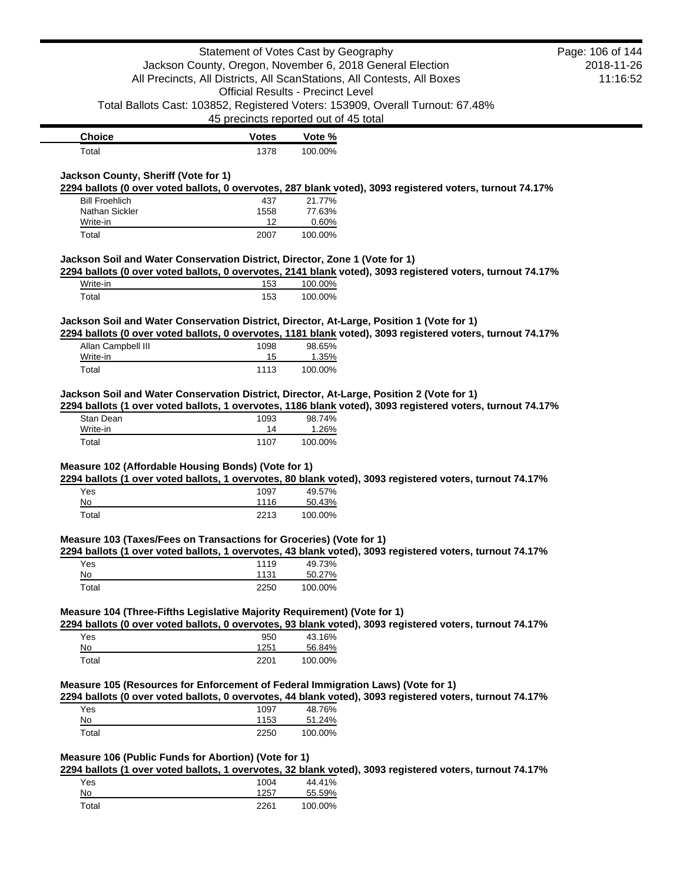| Choice | Votes | Vote % |
| --- | --- | --- |
| Total | 1378 | 100.00% |

### Jackson County, Sheriff (Vote for 1)

**2294 ballots (0 over voted ballots, 0 overvotes, 287 blank voted), 3093 registered voters, turnout 74.17%**

| Choice | Votes | Vote % |
| --- | --- | --- |
| Bill Froehlich | 437 | 21.77% |
| Nathan Sickler | 1558 | 77.63% |
| Write-in | 12 | 0.60% |
| Total | 2007 | 100.00% |

### Jackson Soil and Water Conservation District, Director, Zone 1 (Vote for 1)

**2294 ballots (0 over voted ballots, 0 overvotes, 2141 blank voted), 3093 registered voters, turnout 74.17%**

| Choice | Votes | Vote % |
| --- | --- | --- |
| Write-in | 153 | 100.00% |
| Total | 153 | 100.00% |

### Jackson Soil and Water Conservation District, Director, At-Large, Position 1 (Vote for 1)

**2294 ballots (0 over voted ballots, 0 overvotes, 1181 blank voted), 3093 registered voters, turnout 74.17%**

| Choice | Votes | Vote % |
| --- | --- | --- |
| Allan Campbell III | 1098 | 98.65% |
| Write-in | 15 | 1.35% |
| Total | 1113 | 100.00% |

### Jackson Soil and Water Conservation District, Director, At-Large, Position 2 (Vote for 1)

**2294 ballots (1 over voted ballots, 1 overvotes, 1186 blank voted), 3093 registered voters, turnout 74.17%**

| Choice | Votes | Vote % |
| --- | --- | --- |
| Stan Dean | 1093 | 98.74% |
| Write-in | 14 | 1.26% |
| Total | 1107 | 100.00% |

### Measure 102 (Affordable Housing Bonds) (Vote for 1)

**2294 ballots (1 over voted ballots, 1 overvotes, 80 blank voted), 3093 registered voters, turnout 74.17%**

| Choice | Votes | Vote % |
| --- | --- | --- |
| Yes | 1097 | 49.57% |
| No | 1116 | 50.43% |
| Total | 2213 | 100.00% |

### Measure 103 (Taxes/Fees on Transactions for Groceries) (Vote for 1)

**2294 ballots (1 over voted ballots, 1 overvotes, 43 blank voted), 3093 registered voters, turnout 74.17%**

| Choice | Votes | Vote % |
| --- | --- | --- |
| Yes | 1119 | 49.73% |
| No | 1131 | 50.27% |
| Total | 2250 | 100.00% |

### Measure 104 (Three-Fifths Legislative Majority Requirement) (Vote for 1)

**2294 ballots (0 over voted ballots, 0 overvotes, 93 blank voted), 3093 registered voters, turnout 74.17%**

| Choice | Votes | Vote % |
| --- | --- | --- |
| Yes | 950 | 43.16% |
| No | 1251 | 56.84% |
| Total | 2201 | 100.00% |

### Measure 105 (Resources for Enforcement of Federal Immigration Laws) (Vote for 1)

**2294 ballots (0 over voted ballots, 0 overvotes, 44 blank voted), 3093 registered voters, turnout 74.17%**

| Choice | Votes | Vote % |
| --- | --- | --- |
| Yes | 1097 | 48.76% |
| No | 1153 | 51.24% |
| Total | 2250 | 100.00% |

### Measure 106 (Public Funds for Abortion) (Vote for 1)

**2294 ballots (1 over voted ballots, 1 overvotes, 32 blank voted), 3093 registered voters, turnout 74.17%**

| Choice | Votes | Vote % |
| --- | --- | --- |
| Yes | 1004 | 44.41% |
| No | 1257 | 55.59% |
| Total | 2261 | 100.00% |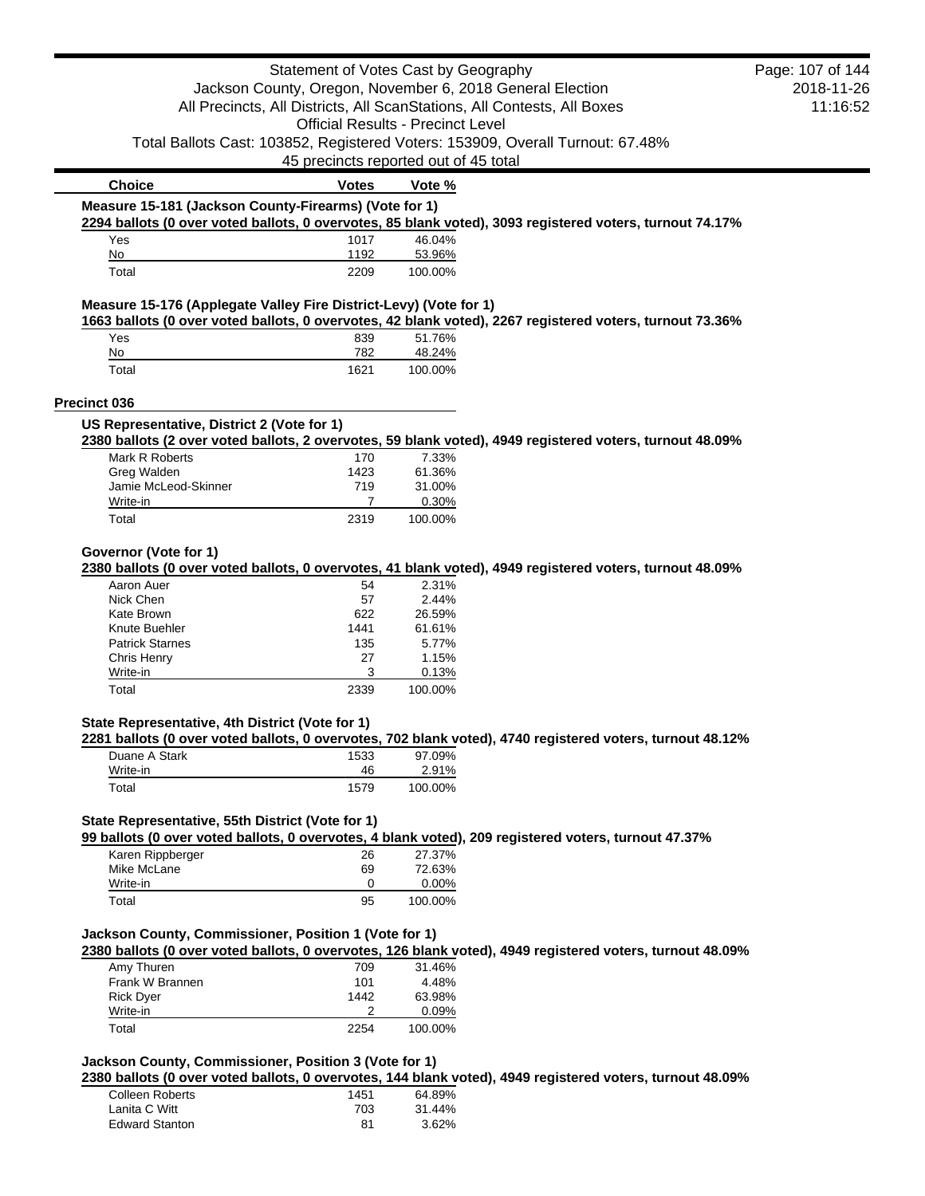| Choice | Votes | Vote % |
|---|---|---|

**Measure 15-181 (Jackson County-Firearms) (Vote for 1)**

**2294 ballots (0 over voted ballots, 0 overvotes, 85 blank voted), 3093 registered voters, turnout 74.17%**

| Choice | Votes | Vote % |
|---|---|---|
| Yes | 1017 | 46.04% |
| No | 1192 | 53.96% |
| Total | 2209 | 100.00% |

**Measure 15-176 (Applegate Valley Fire District-Levy) (Vote for 1)**

**1663 ballots (0 over voted ballots, 0 overvotes, 42 blank voted), 2267 registered voters, turnout 73.36%**

| Choice | Votes | Vote % |
|---|---|---|
| Yes | 839 | 51.76% |
| No | 782 | 48.24% |
| Total | 1621 | 100.00% |

## Precinct 036

**US Representative, District 2 (Vote for 1)**

**2380 ballots (2 over voted ballots, 2 overvotes, 59 blank voted), 4949 registered voters, turnout 48.09%**

| Choice | Votes | Vote % |
|---|---|---|
| Mark R Roberts | 170 | 7.33% |
| Greg Walden | 1423 | 61.36% |
| Jamie McLeod-Skinner | 719 | 31.00% |
| Write-in | 7 | 0.30% |
| Total | 2319 | 100.00% |

**Governor (Vote for 1)**

**2380 ballots (0 over voted ballots, 0 overvotes, 41 blank voted), 4949 registered voters, turnout 48.09%**

| Choice | Votes | Vote % |
|---|---|---|
| Aaron Auer | 54 | 2.31% |
| Nick Chen | 57 | 2.44% |
| Kate Brown | 622 | 26.59% |
| Knute Buehler | 1441 | 61.61% |
| Patrick Starnes | 135 | 5.77% |
| Chris Henry | 27 | 1.15% |
| Write-in | 3 | 0.13% |
| Total | 2339 | 100.00% |

**State Representative, 4th District (Vote for 1)**

**2281 ballots (0 over voted ballots, 0 overvotes, 702 blank voted), 4740 registered voters, turnout 48.12%**

| Choice | Votes | Vote % |
|---|---|---|
| Duane A Stark | 1533 | 97.09% |
| Write-in | 46 | 2.91% |
| Total | 1579 | 100.00% |

**State Representative, 55th District (Vote for 1)**

**99 ballots (0 over voted ballots, 0 overvotes, 4 blank voted), 209 registered voters, turnout 47.37%**

| Choice | Votes | Vote % |
|---|---|---|
| Karen Rippberger | 26 | 27.37% |
| Mike McLane | 69 | 72.63% |
| Write-in | 0 | 0.00% |
| Total | 95 | 100.00% |

**Jackson County, Commissioner, Position 1 (Vote for 1)**

**2380 ballots (0 over voted ballots, 0 overvotes, 126 blank voted), 4949 registered voters, turnout 48.09%**

| Choice | Votes | Vote % |
|---|---|---|
| Amy Thuren | 709 | 31.46% |
| Frank W Brannen | 101 | 4.48% |
| Rick Dyer | 1442 | 63.98% |
| Write-in | 2 | 0.09% |
| Total | 2254 | 100.00% |

**Jackson County, Commissioner, Position 3 (Vote for 1)**

**2380 ballots (0 over voted ballots, 0 overvotes, 144 blank voted), 4949 registered voters, turnout 48.09%**

| Choice | Votes | Vote % |
|---|---|---|
| Colleen Roberts | 1451 | 64.89% |
| Lanita C Witt | 703 | 31.44% |
| Edward Stanton | 81 | 3.62% |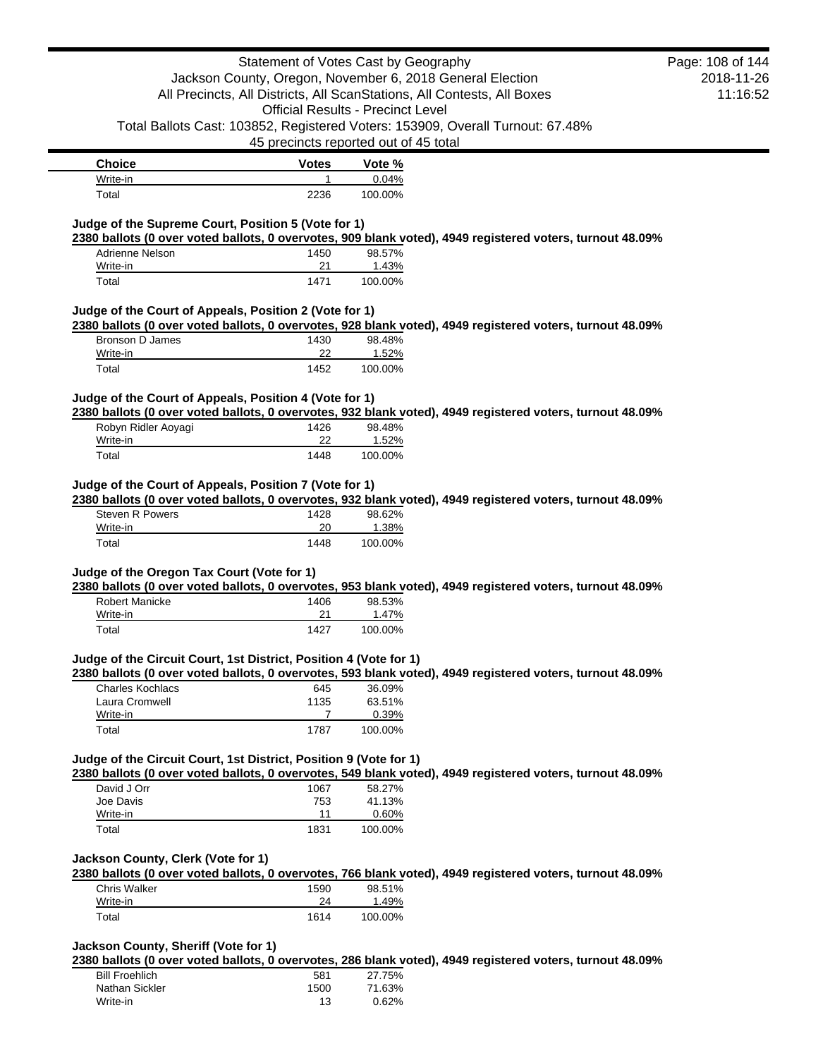| Choice | Votes | Vote % |
|---|---|---|
| Write-in | 1 | 0.04% |
| Total | 2236 | 100.00% |

### Judge of the Supreme Court, Position 5 (Vote for 1)

**2380 ballots (0 over voted ballots, 0 overvotes, 909 blank voted), 4949 registered voters, turnout 48.09%**

| Choice | Votes | Vote % |
|---|---|---|
| Adrienne Nelson | 1450 | 98.57% |
| Write-in | 21 | 1.43% |
| Total | 1471 | 100.00% |

### Judge of the Court of Appeals, Position 2 (Vote for 1)

**2380 ballots (0 over voted ballots, 0 overvotes, 928 blank voted), 4949 registered voters, turnout 48.09%**

| Choice | Votes | Vote % |
|---|---|---|
| Bronson D James | 1430 | 98.48% |
| Write-in | 22 | 1.52% |
| Total | 1452 | 100.00% |

### Judge of the Court of Appeals, Position 4 (Vote for 1)

**2380 ballots (0 over voted ballots, 0 overvotes, 932 blank voted), 4949 registered voters, turnout 48.09%**

| Choice | Votes | Vote % |
|---|---|---|
| Robyn Ridler Aoyagi | 1426 | 98.48% |
| Write-in | 22 | 1.52% |
| Total | 1448 | 100.00% |

### Judge of the Court of Appeals, Position 7 (Vote for 1)

**2380 ballots (0 over voted ballots, 0 overvotes, 932 blank voted), 4949 registered voters, turnout 48.09%**

| Choice | Votes | Vote % |
|---|---|---|
| Steven R Powers | 1428 | 98.62% |
| Write-in | 20 | 1.38% |
| Total | 1448 | 100.00% |

### Judge of the Oregon Tax Court (Vote for 1)

**2380 ballots (0 over voted ballots, 0 overvotes, 953 blank voted), 4949 registered voters, turnout 48.09%**

| Choice | Votes | Vote % |
|---|---|---|
| Robert Manicke | 1406 | 98.53% |
| Write-in | 21 | 1.47% |
| Total | 1427 | 100.00% |

### Judge of the Circuit Court, 1st District, Position 4 (Vote for 1)

**2380 ballots (0 over voted ballots, 0 overvotes, 593 blank voted), 4949 registered voters, turnout 48.09%**

| Choice | Votes | Vote % |
|---|---|---|
| Charles Kochlacs | 645 | 36.09% |
| Laura Cromwell | 1135 | 63.51% |
| Write-in | 7 | 0.39% |
| Total | 1787 | 100.00% |

### Judge of the Circuit Court, 1st District, Position 9 (Vote for 1)

**2380 ballots (0 over voted ballots, 0 overvotes, 549 blank voted), 4949 registered voters, turnout 48.09%**

| Choice | Votes | Vote % |
|---|---|---|
| David J Orr | 1067 | 58.27% |
| Joe Davis | 753 | 41.13% |
| Write-in | 11 | 0.60% |
| Total | 1831 | 100.00% |

### Jackson County, Clerk (Vote for 1)

**2380 ballots (0 over voted ballots, 0 overvotes, 766 blank voted), 4949 registered voters, turnout 48.09%**

| Choice | Votes | Vote % |
|---|---|---|
| Chris Walker | 1590 | 98.51% |
| Write-in | 24 | 1.49% |
| Total | 1614 | 100.00% |

### Jackson County, Sheriff (Vote for 1)

**2380 ballots (0 over voted ballots, 0 overvotes, 286 blank voted), 4949 registered voters, turnout 48.09%**

| Choice | Votes | Vote % |
|---|---|---|
| Bill Froehlich | 581 | 27.75% |
| Nathan Sickler | 1500 | 71.63% |
| Write-in | 13 | 0.62% |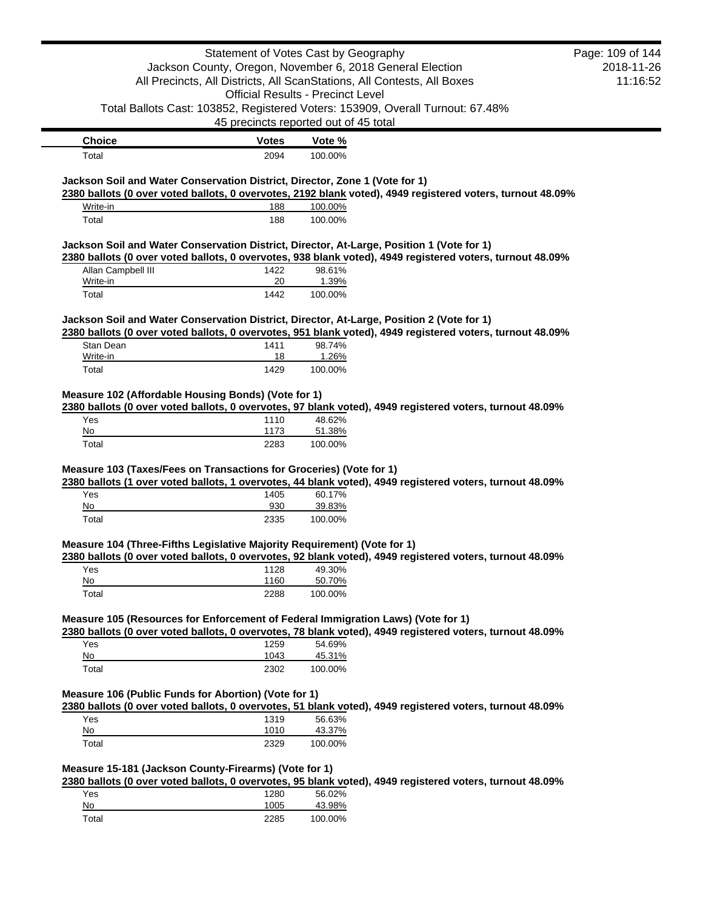| Choice | Votes | Vote % |
|---|---|---|
| Total | 2094 | 100.00% |

**Jackson Soil and Water Conservation District, Director, Zone 1 (Vote for 1)**

**2380 ballots (0 over voted ballots, 0 overvotes, 2192 blank voted), 4949 registered voters, turnout 48.09%**

| Choice | Votes | Vote % |
|---|---|---|
| Write-in | 188 | 100.00% |
| Total | 188 | 100.00% |

**Jackson Soil and Water Conservation District, Director, At-Large, Position 1 (Vote for 1)**

**2380 ballots (0 over voted ballots, 0 overvotes, 938 blank voted), 4949 registered voters, turnout 48.09%**

| Choice | Votes | Vote % |
|---|---|---|
| Allan Campbell III | 1422 | 98.61% |
| Write-in | 20 | 1.39% |
| Total | 1442 | 100.00% |

**Jackson Soil and Water Conservation District, Director, At-Large, Position 2 (Vote for 1)**

**2380 ballots (0 over voted ballots, 0 overvotes, 951 blank voted), 4949 registered voters, turnout 48.09%**

| Choice | Votes | Vote % |
|---|---|---|
| Stan Dean | 1411 | 98.74% |
| Write-in | 18 | 1.26% |
| Total | 1429 | 100.00% |

**Measure 102 (Affordable Housing Bonds) (Vote for 1)**

**2380 ballots (0 over voted ballots, 0 overvotes, 97 blank voted), 4949 registered voters, turnout 48.09%**

| Choice | Votes | Vote % |
|---|---|---|
| Yes | 1110 | 48.62% |
| No | 1173 | 51.38% |
| Total | 2283 | 100.00% |

**Measure 103 (Taxes/Fees on Transactions for Groceries) (Vote for 1)**

**2380 ballots (1 over voted ballots, 1 overvotes, 44 blank voted), 4949 registered voters, turnout 48.09%**

| Choice | Votes | Vote % |
|---|---|---|
| Yes | 1405 | 60.17% |
| No | 930 | 39.83% |
| Total | 2335 | 100.00% |

**Measure 104 (Three-Fifths Legislative Majority Requirement) (Vote for 1)**

**2380 ballots (0 over voted ballots, 0 overvotes, 92 blank voted), 4949 registered voters, turnout 48.09%**

| Choice | Votes | Vote % |
|---|---|---|
| Yes | 1128 | 49.30% |
| No | 1160 | 50.70% |
| Total | 2288 | 100.00% |

**Measure 105 (Resources for Enforcement of Federal Immigration Laws) (Vote for 1)**

**2380 ballots (0 over voted ballots, 0 overvotes, 78 blank voted), 4949 registered voters, turnout 48.09%**

| Choice | Votes | Vote % |
|---|---|---|
| Yes | 1259 | 54.69% |
| No | 1043 | 45.31% |
| Total | 2302 | 100.00% |

**Measure 106 (Public Funds for Abortion) (Vote for 1)**

**2380 ballots (0 over voted ballots, 0 overvotes, 51 blank voted), 4949 registered voters, turnout 48.09%**

| Choice | Votes | Vote % |
|---|---|---|
| Yes | 1319 | 56.63% |
| No | 1010 | 43.37% |
| Total | 2329 | 100.00% |

**Measure 15-181 (Jackson County-Firearms) (Vote for 1)**

**2380 ballots (0 over voted ballots, 0 overvotes, 95 blank voted), 4949 registered voters, turnout 48.09%**

| Choice | Votes | Vote % |
|---|---|---|
| Yes | 1280 | 56.02% |
| No | 1005 | 43.98% |
| Total | 2285 | 100.00% |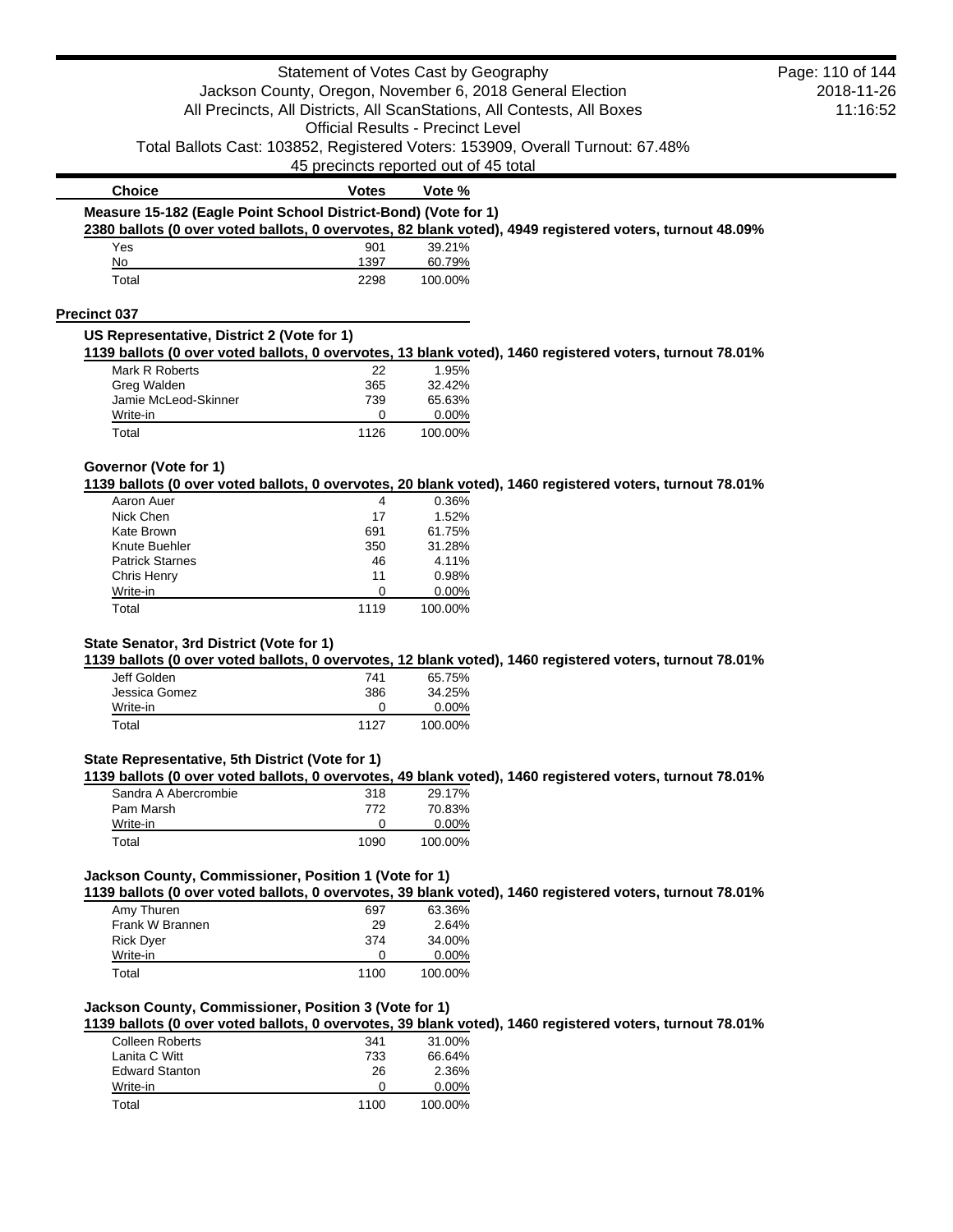| Choice | Votes | Vote % |
|---|---|---|

**Measure 15-182 (Eagle Point School District-Bond) (Vote for 1)**

**2380 ballots (0 over voted ballots, 0 overvotes, 82 blank voted), 4949 registered voters, turnout 48.09%**

| Choice | Votes | Vote % |
|---|---|---|
| Yes | 901 | 39.21% |
| No | 1397 | 60.79% |
| Total | 2298 | 100.00% |

## Precinct 037

**US Representative, District 2 (Vote for 1)**

**1139 ballots (0 over voted ballots, 0 overvotes, 13 blank voted), 1460 registered voters, turnout 78.01%**

| Choice | Votes | Vote % |
|---|---|---|
| Mark R Roberts | 22 | 1.95% |
| Greg Walden | 365 | 32.42% |
| Jamie McLeod-Skinner | 739 | 65.63% |
| Write-in | 0 | 0.00% |
| Total | 1126 | 100.00% |

**Governor (Vote for 1)**

**1139 ballots (0 over voted ballots, 0 overvotes, 20 blank voted), 1460 registered voters, turnout 78.01%**

| Choice | Votes | Vote % |
|---|---|---|
| Aaron Auer | 4 | 0.36% |
| Nick Chen | 17 | 1.52% |
| Kate Brown | 691 | 61.75% |
| Knute Buehler | 350 | 31.28% |
| Patrick Starnes | 46 | 4.11% |
| Chris Henry | 11 | 0.98% |
| Write-in | 0 | 0.00% |
| Total | 1119 | 100.00% |

**State Senator, 3rd District (Vote for 1)**

**1139 ballots (0 over voted ballots, 0 overvotes, 12 blank voted), 1460 registered voters, turnout 78.01%**

| Choice | Votes | Vote % |
|---|---|---|
| Jeff Golden | 741 | 65.75% |
| Jessica Gomez | 386 | 34.25% |
| Write-in | 0 | 0.00% |
| Total | 1127 | 100.00% |

**State Representative, 5th District (Vote for 1)**

**1139 ballots (0 over voted ballots, 0 overvotes, 49 blank voted), 1460 registered voters, turnout 78.01%**

| Choice | Votes | Vote % |
|---|---|---|
| Sandra A Abercrombie | 318 | 29.17% |
| Pam Marsh | 772 | 70.83% |
| Write-in | 0 | 0.00% |
| Total | 1090 | 100.00% |

**Jackson County, Commissioner, Position 1 (Vote for 1)**

**1139 ballots (0 over voted ballots, 0 overvotes, 39 blank voted), 1460 registered voters, turnout 78.01%**

| Choice | Votes | Vote % |
|---|---|---|
| Amy Thuren | 697 | 63.36% |
| Frank W Brannen | 29 | 2.64% |
| Rick Dyer | 374 | 34.00% |
| Write-in | 0 | 0.00% |
| Total | 1100 | 100.00% |

**Jackson County, Commissioner, Position 3 (Vote for 1)**

**1139 ballots (0 over voted ballots, 0 overvotes, 39 blank voted), 1460 registered voters, turnout 78.01%**

| Choice | Votes | Vote % |
|---|---|---|
| Colleen Roberts | 341 | 31.00% |
| Lanita C Witt | 733 | 66.64% |
| Edward Stanton | 26 | 2.36% |
| Write-in | 0 | 0.00% |
| Total | 1100 | 100.00% |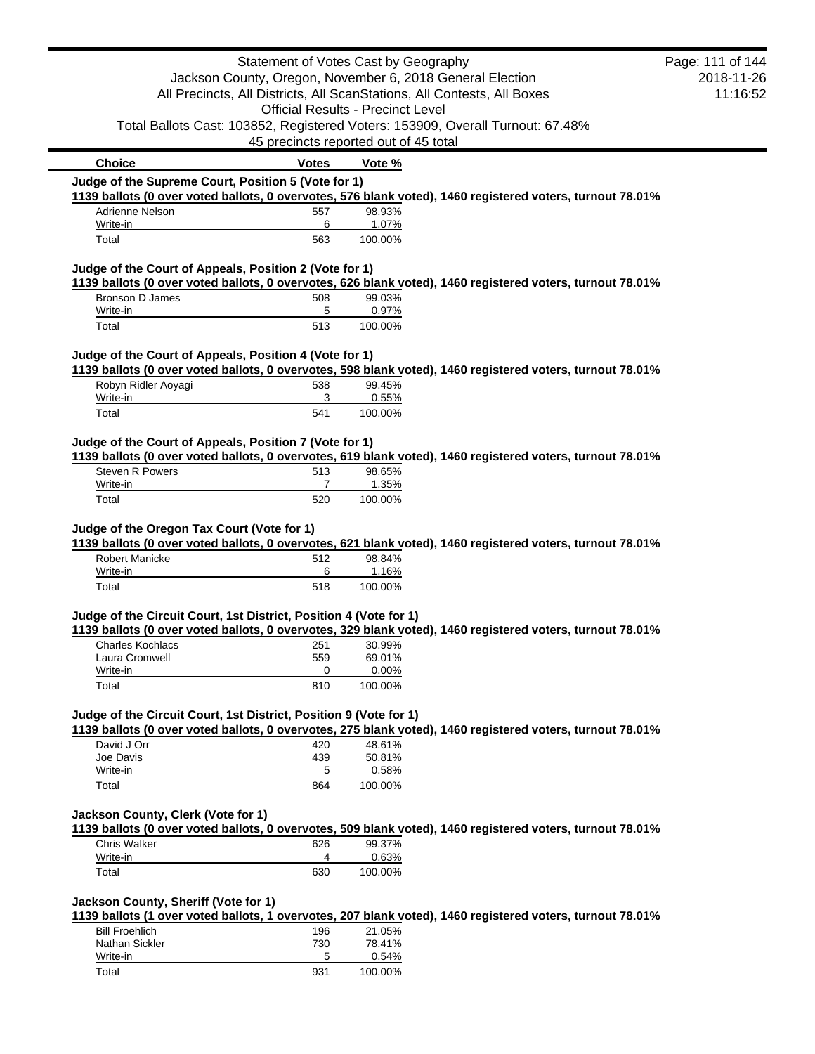Statement of Votes Cast by Geography
Jackson County, Oregon, November 6, 2018 General Election
All Precincts, All Districts, All ScanStations, All Contests, All Boxes
Official Results - Precinct Level
Total Ballots Cast: 103852, Registered Voters: 153909, Overall Turnout: 67.48%
45 precincts reported out of 45 total

### Judge of the Supreme Court, Position 5 (Vote for 1)

**1139 ballots (0 over voted ballots, 0 overvotes, 576 blank voted), 1460 registered voters, turnout 78.01%**

| Choice | Votes | Vote % |
|---|---|---|
| Adrienne Nelson | 557 | 98.93% |
| Write-in | 6 | 1.07% |
| Total | 563 | 100.00% |

### Judge of the Court of Appeals, Position 2 (Vote for 1)

**1139 ballots (0 over voted ballots, 0 overvotes, 626 blank voted), 1460 registered voters, turnout 78.01%**

| Choice | Votes | Vote % |
|---|---|---|
| Bronson D James | 508 | 99.03% |
| Write-in | 5 | 0.97% |
| Total | 513 | 100.00% |

### Judge of the Court of Appeals, Position 4 (Vote for 1)

**1139 ballots (0 over voted ballots, 0 overvotes, 598 blank voted), 1460 registered voters, turnout 78.01%**

| Choice | Votes | Vote % |
|---|---|---|
| Robyn Ridler Aoyagi | 538 | 99.45% |
| Write-in | 3 | 0.55% |
| Total | 541 | 100.00% |

### Judge of the Court of Appeals, Position 7 (Vote for 1)

**1139 ballots (0 over voted ballots, 0 overvotes, 619 blank voted), 1460 registered voters, turnout 78.01%**

| Choice | Votes | Vote % |
|---|---|---|
| Steven R Powers | 513 | 98.65% |
| Write-in | 7 | 1.35% |
| Total | 520 | 100.00% |

### Judge of the Oregon Tax Court (Vote for 1)

**1139 ballots (0 over voted ballots, 0 overvotes, 621 blank voted), 1460 registered voters, turnout 78.01%**

| Choice | Votes | Vote % |
|---|---|---|
| Robert Manicke | 512 | 98.84% |
| Write-in | 6 | 1.16% |
| Total | 518 | 100.00% |

### Judge of the Circuit Court, 1st District, Position 4 (Vote for 1)

**1139 ballots (0 over voted ballots, 0 overvotes, 329 blank voted), 1460 registered voters, turnout 78.01%**

| Choice | Votes | Vote % |
|---|---|---|
| Charles Kochlacs | 251 | 30.99% |
| Laura Cromwell | 559 | 69.01% |
| Write-in | 0 | 0.00% |
| Total | 810 | 100.00% |

### Judge of the Circuit Court, 1st District, Position 9 (Vote for 1)

**1139 ballots (0 over voted ballots, 0 overvotes, 275 blank voted), 1460 registered voters, turnout 78.01%**

| Choice | Votes | Vote % |
|---|---|---|
| David J Orr | 420 | 48.61% |
| Joe Davis | 439 | 50.81% |
| Write-in | 5 | 0.58% |
| Total | 864 | 100.00% |

### Jackson County, Clerk (Vote for 1)

**1139 ballots (0 over voted ballots, 0 overvotes, 509 blank voted), 1460 registered voters, turnout 78.01%**

| Choice | Votes | Vote % |
|---|---|---|
| Chris Walker | 626 | 99.37% |
| Write-in | 4 | 0.63% |
| Total | 630 | 100.00% |

### Jackson County, Sheriff (Vote for 1)

**1139 ballots (1 over voted ballots, 1 overvotes, 207 blank voted), 1460 registered voters, turnout 78.01%**

| Choice | Votes | Vote % |
|---|---|---|
| Bill Froehlich | 196 | 21.05% |
| Nathan Sickler | 730 | 78.41% |
| Write-in | 5 | 0.54% |
| Total | 931 | 100.00% |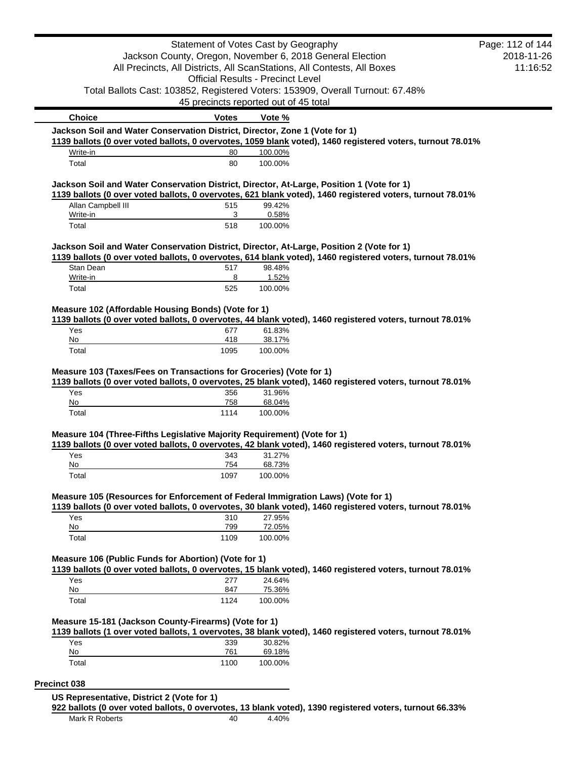| Choice | Votes | Vote % |
|---|---|---|

**Jackson Soil and Water Conservation District, Director, Zone 1 (Vote for 1)**

1139 ballots (0 over voted ballots, 0 overvotes, 1059 blank voted), 1460 registered voters, turnout 78.01%

| Choice | Votes | Vote % |
|---|---|---|
| Write-in | 80 | 100.00% |
| Total | 80 | 100.00% |

**Jackson Soil and Water Conservation District, Director, At-Large, Position 1 (Vote for 1)**

1139 ballots (0 over voted ballots, 0 overvotes, 621 blank voted), 1460 registered voters, turnout 78.01%

| Choice | Votes | Vote % |
|---|---|---|
| Allan Campbell III | 515 | 99.42% |
| Write-in | 3 | 0.58% |
| Total | 518 | 100.00% |

**Jackson Soil and Water Conservation District, Director, At-Large, Position 2 (Vote for 1)**

1139 ballots (0 over voted ballots, 0 overvotes, 614 blank voted), 1460 registered voters, turnout 78.01%

| Choice | Votes | Vote % |
|---|---|---|
| Stan Dean | 517 | 98.48% |
| Write-in | 8 | 1.52% |
| Total | 525 | 100.00% |

**Measure 102 (Affordable Housing Bonds) (Vote for 1)**

1139 ballots (0 over voted ballots, 0 overvotes, 44 blank voted), 1460 registered voters, turnout 78.01%

| Choice | Votes | Vote % |
|---|---|---|
| Yes | 677 | 61.83% |
| No | 418 | 38.17% |
| Total | 1095 | 100.00% |

**Measure 103 (Taxes/Fees on Transactions for Groceries) (Vote for 1)**

1139 ballots (0 over voted ballots, 0 overvotes, 25 blank voted), 1460 registered voters, turnout 78.01%

| Choice | Votes | Vote % |
|---|---|---|
| Yes | 356 | 31.96% |
| No | 758 | 68.04% |
| Total | 1114 | 100.00% |

**Measure 104 (Three-Fifths Legislative Majority Requirement) (Vote for 1)**

1139 ballots (0 over voted ballots, 0 overvotes, 42 blank voted), 1460 registered voters, turnout 78.01%

| Choice | Votes | Vote % |
|---|---|---|
| Yes | 343 | 31.27% |
| No | 754 | 68.73% |
| Total | 1097 | 100.00% |

**Measure 105 (Resources for Enforcement of Federal Immigration Laws) (Vote for 1)**

1139 ballots (0 over voted ballots, 0 overvotes, 30 blank voted), 1460 registered voters, turnout 78.01%

| Choice | Votes | Vote % |
|---|---|---|
| Yes | 310 | 27.95% |
| No | 799 | 72.05% |
| Total | 1109 | 100.00% |

**Measure 106 (Public Funds for Abortion) (Vote for 1)**

1139 ballots (0 over voted ballots, 0 overvotes, 15 blank voted), 1460 registered voters, turnout 78.01%

| Choice | Votes | Vote % |
|---|---|---|
| Yes | 277 | 24.64% |
| No | 847 | 75.36% |
| Total | 1124 | 100.00% |

**Measure 15-181 (Jackson County-Firearms) (Vote for 1)**

1139 ballots (1 over voted ballots, 1 overvotes, 38 blank voted), 1460 registered voters, turnout 78.01%

| Choice | Votes | Vote % |
|---|---|---|
| Yes | 339 | 30.82% |
| No | 761 | 69.18% |
| Total | 1100 | 100.00% |

## Precinct 038

**US Representative, District 2 (Vote for 1)**

922 ballots (0 over voted ballots, 0 overvotes, 13 blank voted), 1390 registered voters, turnout 66.33%

| Choice | Votes | Vote % |
|---|---|---|
| Mark R Roberts | 40 | 4.40% |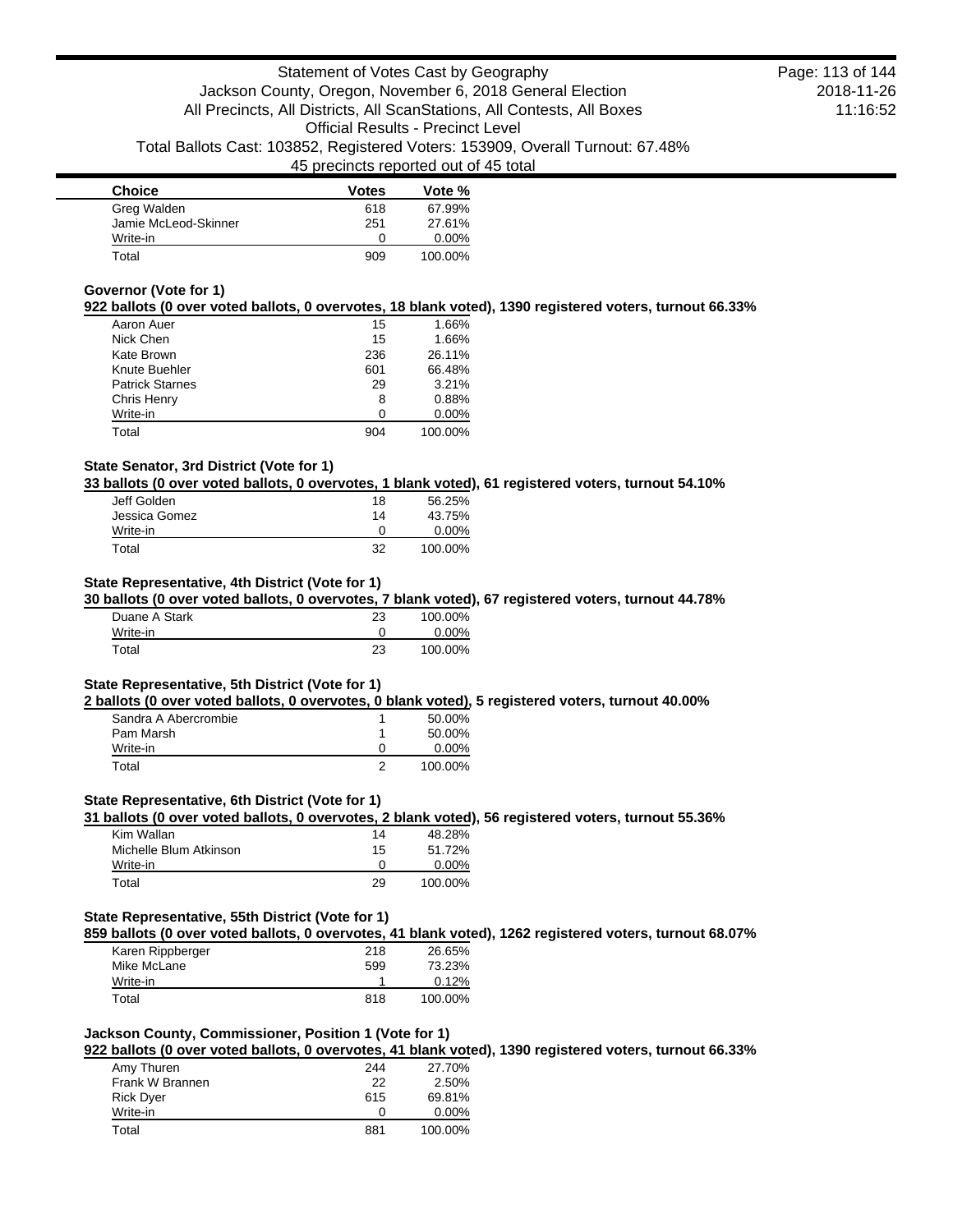| Choice | Votes | Vote % |
| --- | --- | --- |
| Greg Walden | 618 | 67.99% |
| Jamie McLeod-Skinner | 251 | 27.61% |
| Write-in | 0 | 0.00% |
| Total | 909 | 100.00% |

### Governor (Vote for 1)

**922 ballots (0 over voted ballots, 0 overvotes, 18 blank voted), 1390 registered voters, turnout 66.33%**

| Choice | Votes | Vote % |
| --- | --- | --- |
| Aaron Auer | 15 | 1.66% |
| Nick Chen | 15 | 1.66% |
| Kate Brown | 236 | 26.11% |
| Knute Buehler | 601 | 66.48% |
| Patrick Starnes | 29 | 3.21% |
| Chris Henry | 8 | 0.88% |
| Write-in | 0 | 0.00% |
| Total | 904 | 100.00% |

### State Senator, 3rd District (Vote for 1)

**33 ballots (0 over voted ballots, 0 overvotes, 1 blank voted), 61 registered voters, turnout 54.10%**

| Choice | Votes | Vote % |
| --- | --- | --- |
| Jeff Golden | 18 | 56.25% |
| Jessica Gomez | 14 | 43.75% |
| Write-in | 0 | 0.00% |
| Total | 32 | 100.00% |

### State Representative, 4th District (Vote for 1)

**30 ballots (0 over voted ballots, 0 overvotes, 7 blank voted), 67 registered voters, turnout 44.78%**

| Choice | Votes | Vote % |
| --- | --- | --- |
| Duane A Stark | 23 | 100.00% |
| Write-in | 0 | 0.00% |
| Total | 23 | 100.00% |

### State Representative, 5th District (Vote for 1)

**2 ballots (0 over voted ballots, 0 overvotes, 0 blank voted), 5 registered voters, turnout 40.00%**

| Choice | Votes | Vote % |
| --- | --- | --- |
| Sandra A Abercrombie | 1 | 50.00% |
| Pam Marsh | 1 | 50.00% |
| Write-in | 0 | 0.00% |
| Total | 2 | 100.00% |

### State Representative, 6th District (Vote for 1)

**31 ballots (0 over voted ballots, 0 overvotes, 2 blank voted), 56 registered voters, turnout 55.36%**

| Choice | Votes | Vote % |
| --- | --- | --- |
| Kim Wallan | 14 | 48.28% |
| Michelle Blum Atkinson | 15 | 51.72% |
| Write-in | 0 | 0.00% |
| Total | 29 | 100.00% |

### State Representative, 55th District (Vote for 1)

**859 ballots (0 over voted ballots, 0 overvotes, 41 blank voted), 1262 registered voters, turnout 68.07%**

| Choice | Votes | Vote % |
| --- | --- | --- |
| Karen Rippberger | 218 | 26.65% |
| Mike McLane | 599 | 73.23% |
| Write-in | 1 | 0.12% |
| Total | 818 | 100.00% |

### Jackson County, Commissioner, Position 1 (Vote for 1)

**922 ballots (0 over voted ballots, 0 overvotes, 41 blank voted), 1390 registered voters, turnout 66.33%**

| Choice | Votes | Vote % |
| --- | --- | --- |
| Amy Thuren | 244 | 27.70% |
| Frank W Brannen | 22 | 2.50% |
| Rick Dyer | 615 | 69.81% |
| Write-in | 0 | 0.00% |
| Total | 881 | 100.00% |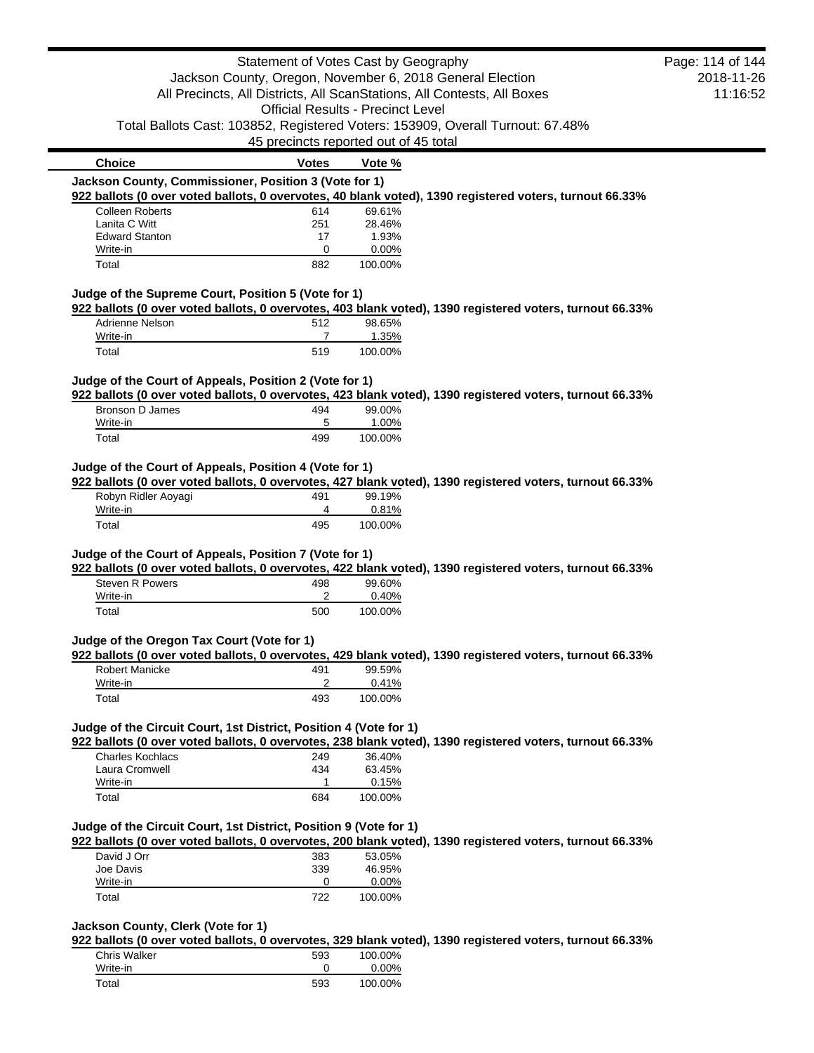Statement of Votes Cast by Geography
Jackson County, Oregon, November 6, 2018 General Election
All Precincts, All Districts, All ScanStations, All Contests, All Boxes
Official Results - Precinct Level
Total Ballots Cast: 103852, Registered Voters: 153909, Overall Turnout: 67.48%
45 precincts reported out of 45 total

| Choice | Votes | Vote % |
|---|---|---|

### Jackson County, Commissioner, Position 3 (Vote for 1)

**922 ballots (0 over voted ballots, 0 overvotes, 40 blank voted), 1390 registered voters, turnout 66.33%**

| Choice | Votes | Vote % |
|---|---|---|
| Colleen Roberts | 614 | 69.61% |
| Lanita C Witt | 251 | 28.46% |
| Edward Stanton | 17 | 1.93% |
| Write-in | 0 | 0.00% |
| Total | 882 | 100.00% |

### Judge of the Supreme Court, Position 5 (Vote for 1)

**922 ballots (0 over voted ballots, 0 overvotes, 403 blank voted), 1390 registered voters, turnout 66.33%**

| Choice | Votes | Vote % |
|---|---|---|
| Adrienne Nelson | 512 | 98.65% |
| Write-in | 7 | 1.35% |
| Total | 519 | 100.00% |

### Judge of the Court of Appeals, Position 2 (Vote for 1)

**922 ballots (0 over voted ballots, 0 overvotes, 423 blank voted), 1390 registered voters, turnout 66.33%**

| Choice | Votes | Vote % |
|---|---|---|
| Bronson D James | 494 | 99.00% |
| Write-in | 5 | 1.00% |
| Total | 499 | 100.00% |

### Judge of the Court of Appeals, Position 4 (Vote for 1)

**922 ballots (0 over voted ballots, 0 overvotes, 427 blank voted), 1390 registered voters, turnout 66.33%**

| Choice | Votes | Vote % |
|---|---|---|
| Robyn Ridler Aoyagi | 491 | 99.19% |
| Write-in | 4 | 0.81% |
| Total | 495 | 100.00% |

### Judge of the Court of Appeals, Position 7 (Vote for 1)

**922 ballots (0 over voted ballots, 0 overvotes, 422 blank voted), 1390 registered voters, turnout 66.33%**

| Choice | Votes | Vote % |
|---|---|---|
| Steven R Powers | 498 | 99.60% |
| Write-in | 2 | 0.40% |
| Total | 500 | 100.00% |

### Judge of the Oregon Tax Court (Vote for 1)

**922 ballots (0 over voted ballots, 0 overvotes, 429 blank voted), 1390 registered voters, turnout 66.33%**

| Choice | Votes | Vote % |
|---|---|---|
| Robert Manicke | 491 | 99.59% |
| Write-in | 2 | 0.41% |
| Total | 493 | 100.00% |

### Judge of the Circuit Court, 1st District, Position 4 (Vote for 1)

**922 ballots (0 over voted ballots, 0 overvotes, 238 blank voted), 1390 registered voters, turnout 66.33%**

| Choice | Votes | Vote % |
|---|---|---|
| Charles Kochlacs | 249 | 36.40% |
| Laura Cromwell | 434 | 63.45% |
| Write-in | 1 | 0.15% |
| Total | 684 | 100.00% |

### Judge of the Circuit Court, 1st District, Position 9 (Vote for 1)

**922 ballots (0 over voted ballots, 0 overvotes, 200 blank voted), 1390 registered voters, turnout 66.33%**

| Choice | Votes | Vote % |
|---|---|---|
| David J Orr | 383 | 53.05% |
| Joe Davis | 339 | 46.95% |
| Write-in | 0 | 0.00% |
| Total | 722 | 100.00% |

### Jackson County, Clerk (Vote for 1)

**922 ballots (0 over voted ballots, 0 overvotes, 329 blank voted), 1390 registered voters, turnout 66.33%**

| Choice | Votes | Vote % |
|---|---|---|
| Chris Walker | 593 | 100.00% |
| Write-in | 0 | 0.00% |
| Total | 593 | 100.00% |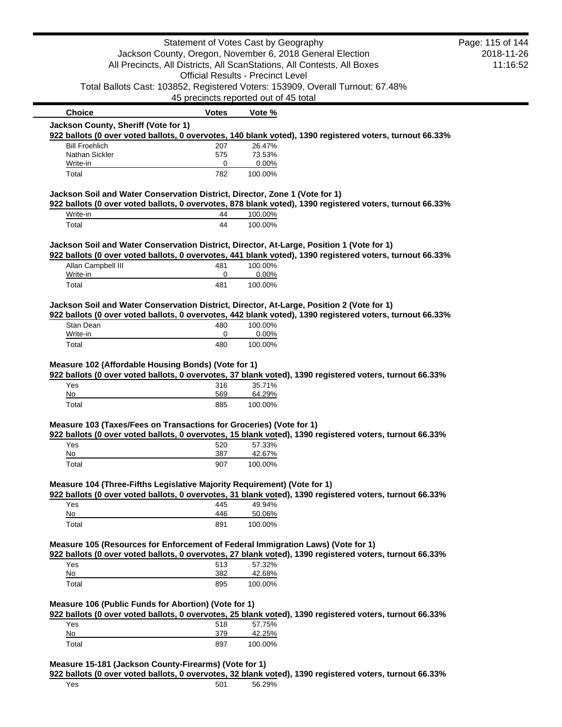| Choice | Votes | Vote % |
|---|---|---|

**Jackson County, Sheriff (Vote for 1)**

**922 ballots (0 over voted ballots, 0 overvotes, 140 blank voted), 1390 registered voters, turnout 66.33%**

| Choice | Votes | Vote % |
|---|---|---|
| Bill Froehlich | 207 | 26.47% |
| Nathan Sickler | 575 | 73.53% |
| Write-in | 0 | 0.00% |
| Total | 782 | 100.00% |

**Jackson Soil and Water Conservation District, Director, Zone 1 (Vote for 1)**

**922 ballots (0 over voted ballots, 0 overvotes, 878 blank voted), 1390 registered voters, turnout 66.33%**

| Choice | Votes | Vote % |
|---|---|---|
| Write-in | 44 | 100.00% |
| Total | 44 | 100.00% |

**Jackson Soil and Water Conservation District, Director, At-Large, Position 1 (Vote for 1)**

**922 ballots (0 over voted ballots, 0 overvotes, 441 blank voted), 1390 registered voters, turnout 66.33%**

| Choice | Votes | Vote % |
|---|---|---|
| Allan Campbell III | 481 | 100.00% |
| Write-in | 0 | 0.00% |
| Total | 481 | 100.00% |

**Jackson Soil and Water Conservation District, Director, At-Large, Position 2 (Vote for 1)**

**922 ballots (0 over voted ballots, 0 overvotes, 442 blank voted), 1390 registered voters, turnout 66.33%**

| Choice | Votes | Vote % |
|---|---|---|
| Stan Dean | 480 | 100.00% |
| Write-in | 0 | 0.00% |
| Total | 480 | 100.00% |

**Measure 102 (Affordable Housing Bonds) (Vote for 1)**

**922 ballots (0 over voted ballots, 0 overvotes, 37 blank voted), 1390 registered voters, turnout 66.33%**

| Choice | Votes | Vote % |
|---|---|---|
| Yes | 316 | 35.71% |
| No | 569 | 64.29% |
| Total | 885 | 100.00% |

**Measure 103 (Taxes/Fees on Transactions for Groceries) (Vote for 1)**

**922 ballots (0 over voted ballots, 0 overvotes, 15 blank voted), 1390 registered voters, turnout 66.33%**

| Choice | Votes | Vote % |
|---|---|---|
| Yes | 520 | 57.33% |
| No | 387 | 42.67% |
| Total | 907 | 100.00% |

**Measure 104 (Three-Fifths Legislative Majority Requirement) (Vote for 1)**

**922 ballots (0 over voted ballots, 0 overvotes, 31 blank voted), 1390 registered voters, turnout 66.33%**

| Choice | Votes | Vote % |
|---|---|---|
| Yes | 445 | 49.94% |
| No | 446 | 50.06% |
| Total | 891 | 100.00% |

**Measure 105 (Resources for Enforcement of Federal Immigration Laws) (Vote for 1)**

**922 ballots (0 over voted ballots, 0 overvotes, 27 blank voted), 1390 registered voters, turnout 66.33%**

| Choice | Votes | Vote % |
|---|---|---|
| Yes | 513 | 57.32% |
| No | 382 | 42.68% |
| Total | 895 | 100.00% |

**Measure 106 (Public Funds for Abortion) (Vote for 1)**

**922 ballots (0 over voted ballots, 0 overvotes, 25 blank voted), 1390 registered voters, turnout 66.33%**

| Choice | Votes | Vote % |
|---|---|---|
| Yes | 518 | 57.75% |
| No | 379 | 42.25% |
| Total | 897 | 100.00% |

**Measure 15-181 (Jackson County-Firearms) (Vote for 1)**

**922 ballots (0 over voted ballots, 0 overvotes, 32 blank voted), 1390 registered voters, turnout 66.33%**

| Choice | Votes | Vote % |
|---|---|---|
| Yes | 501 | 56.29% |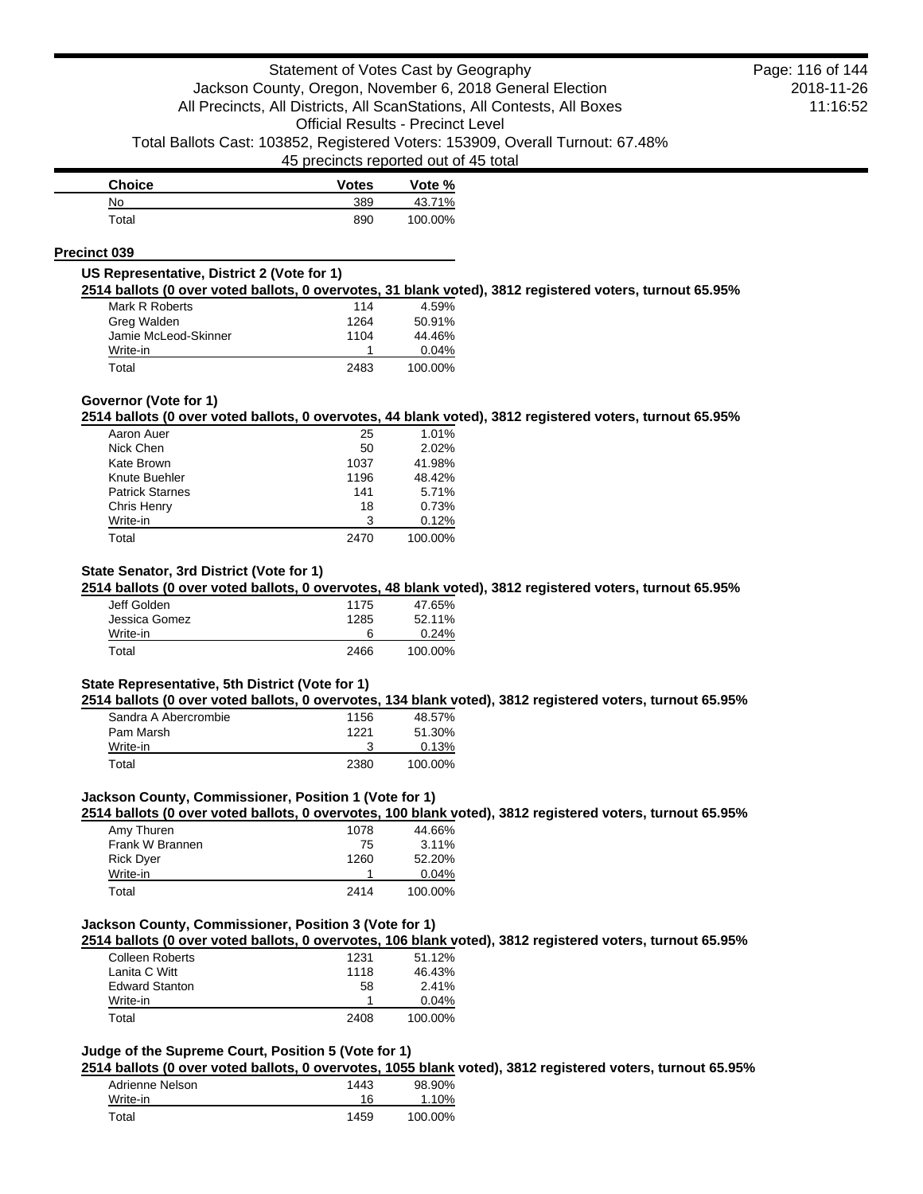| Choice | Votes | Vote % |
| --- | --- | --- |
| No | 389 | 43.71% |
| Total | 890 | 100.00% |

## Precinct 039

### US Representative, District 2 (Vote for 1)

**2514 ballots (0 over voted ballots, 0 overvotes, 31 blank voted), 3812 registered voters, turnout 65.95%**

| Choice | Votes | Vote % |
| --- | --- | --- |
| Mark R Roberts | 114 | 4.59% |
| Greg Walden | 1264 | 50.91% |
| Jamie McLeod-Skinner | 1104 | 44.46% |
| Write-in | 1 | 0.04% |
| Total | 2483 | 100.00% |

### Governor (Vote for 1)

**2514 ballots (0 over voted ballots, 0 overvotes, 44 blank voted), 3812 registered voters, turnout 65.95%**

| Choice | Votes | Vote % |
| --- | --- | --- |
| Aaron Auer | 25 | 1.01% |
| Nick Chen | 50 | 2.02% |
| Kate Brown | 1037 | 41.98% |
| Knute Buehler | 1196 | 48.42% |
| Patrick Starnes | 141 | 5.71% |
| Chris Henry | 18 | 0.73% |
| Write-in | 3 | 0.12% |
| Total | 2470 | 100.00% |

### State Senator, 3rd District (Vote for 1)

**2514 ballots (0 over voted ballots, 0 overvotes, 48 blank voted), 3812 registered voters, turnout 65.95%**

| Choice | Votes | Vote % |
| --- | --- | --- |
| Jeff Golden | 1175 | 47.65% |
| Jessica Gomez | 1285 | 52.11% |
| Write-in | 6 | 0.24% |
| Total | 2466 | 100.00% |

### State Representative, 5th District (Vote for 1)

**2514 ballots (0 over voted ballots, 0 overvotes, 134 blank voted), 3812 registered voters, turnout 65.95%**

| Choice | Votes | Vote % |
| --- | --- | --- |
| Sandra A Abercrombie | 1156 | 48.57% |
| Pam Marsh | 1221 | 51.30% |
| Write-in | 3 | 0.13% |
| Total | 2380 | 100.00% |

### Jackson County, Commissioner, Position 1 (Vote for 1)

**2514 ballots (0 over voted ballots, 0 overvotes, 100 blank voted), 3812 registered voters, turnout 65.95%**

| Choice | Votes | Vote % |
| --- | --- | --- |
| Amy Thuren | 1078 | 44.66% |
| Frank W Brannen | 75 | 3.11% |
| Rick Dyer | 1260 | 52.20% |
| Write-in | 1 | 0.04% |
| Total | 2414 | 100.00% |

### Jackson County, Commissioner, Position 3 (Vote for 1)

**2514 ballots (0 over voted ballots, 0 overvotes, 106 blank voted), 3812 registered voters, turnout 65.95%**

| Choice | Votes | Vote % |
| --- | --- | --- |
| Colleen Roberts | 1231 | 51.12% |
| Lanita C Witt | 1118 | 46.43% |
| Edward Stanton | 58 | 2.41% |
| Write-in | 1 | 0.04% |
| Total | 2408 | 100.00% |

### Judge of the Supreme Court, Position 5 (Vote for 1)

**2514 ballots (0 over voted ballots, 0 overvotes, 1055 blank voted), 3812 registered voters, turnout 65.95%**

| Choice | Votes | Vote % |
| --- | --- | --- |
| Adrienne Nelson | 1443 | 98.90% |
| Write-in | 16 | 1.10% |
| Total | 1459 | 100.00% |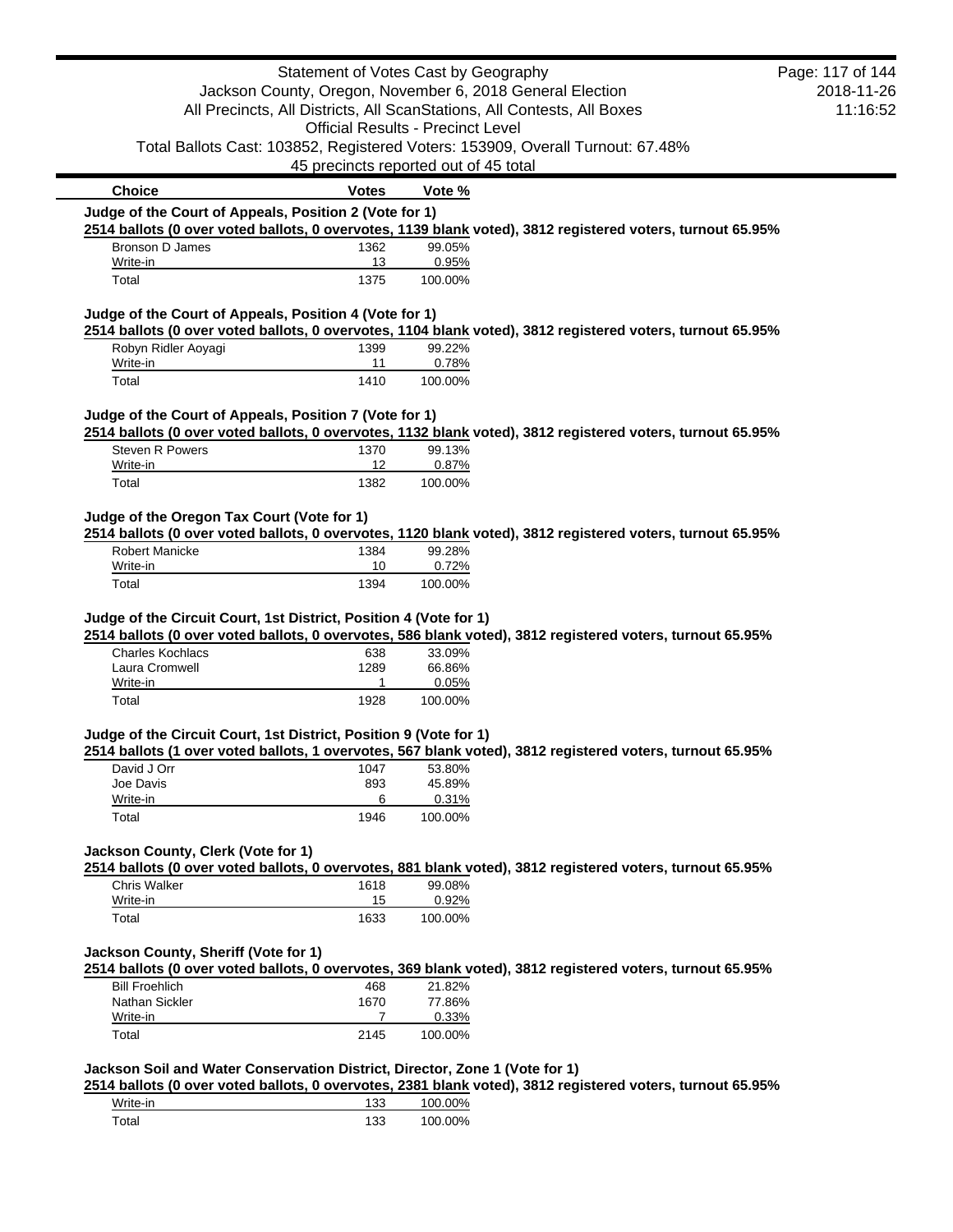Statement of Votes Cast by Geography
Jackson County, Oregon, November 6, 2018 General Election
All Precincts, All Districts, All ScanStations, All Contests, All Boxes
Official Results - Precinct Level
Total Ballots Cast: 103852, Registered Voters: 153909, Overall Turnout: 67.48%
45 precincts reported out of 45 total

2018-11-26
11:16:52

### Judge of the Court of Appeals, Position 2 (Vote for 1)

**2514 ballots (0 over voted ballots, 0 overvotes, 1139 blank voted), 3812 registered voters, turnout 65.95%**

| Choice | Votes | Vote % |
|---|---|---|
| Bronson D James | 1362 | 99.05% |
| Write-in | 13 | 0.95% |
| Total | 1375 | 100.00% |

### Judge of the Court of Appeals, Position 4 (Vote for 1)

**2514 ballots (0 over voted ballots, 0 overvotes, 1104 blank voted), 3812 registered voters, turnout 65.95%**

| Choice | Votes | Vote % |
|---|---|---|
| Robyn Ridler Aoyagi | 1399 | 99.22% |
| Write-in | 11 | 0.78% |
| Total | 1410 | 100.00% |

### Judge of the Court of Appeals, Position 7 (Vote for 1)

**2514 ballots (0 over voted ballots, 0 overvotes, 1132 blank voted), 3812 registered voters, turnout 65.95%**

| Choice | Votes | Vote % |
|---|---|---|
| Steven R Powers | 1370 | 99.13% |
| Write-in | 12 | 0.87% |
| Total | 1382 | 100.00% |

### Judge of the Oregon Tax Court (Vote for 1)

**2514 ballots (0 over voted ballots, 0 overvotes, 1120 blank voted), 3812 registered voters, turnout 65.95%**

| Choice | Votes | Vote % |
|---|---|---|
| Robert Manicke | 1384 | 99.28% |
| Write-in | 10 | 0.72% |
| Total | 1394 | 100.00% |

### Judge of the Circuit Court, 1st District, Position 4 (Vote for 1)

**2514 ballots (0 over voted ballots, 0 overvotes, 586 blank voted), 3812 registered voters, turnout 65.95%**

| Choice | Votes | Vote % |
|---|---|---|
| Charles Kochlacs | 638 | 33.09% |
| Laura Cromwell | 1289 | 66.86% |
| Write-in | 1 | 0.05% |
| Total | 1928 | 100.00% |

### Judge of the Circuit Court, 1st District, Position 9 (Vote for 1)

**2514 ballots (1 over voted ballots, 1 overvotes, 567 blank voted), 3812 registered voters, turnout 65.95%**

| Choice | Votes | Vote % |
|---|---|---|
| David J Orr | 1047 | 53.80% |
| Joe Davis | 893 | 45.89% |
| Write-in | 6 | 0.31% |
| Total | 1946 | 100.00% |

### Jackson County, Clerk (Vote for 1)

**2514 ballots (0 over voted ballots, 0 overvotes, 881 blank voted), 3812 registered voters, turnout 65.95%**

| Choice | Votes | Vote % |
|---|---|---|
| Chris Walker | 1618 | 99.08% |
| Write-in | 15 | 0.92% |
| Total | 1633 | 100.00% |

### Jackson County, Sheriff (Vote for 1)

**2514 ballots (0 over voted ballots, 0 overvotes, 369 blank voted), 3812 registered voters, turnout 65.95%**

| Choice | Votes | Vote % |
|---|---|---|
| Bill Froehlich | 468 | 21.82% |
| Nathan Sickler | 1670 | 77.86% |
| Write-in | 7 | 0.33% |
| Total | 2145 | 100.00% |

### Jackson Soil and Water Conservation District, Director, Zone 1 (Vote for 1)

**2514 ballots (0 over voted ballots, 0 overvotes, 2381 blank voted), 3812 registered voters, turnout 65.95%**

| Choice | Votes | Vote % |
|---|---|---|
| Write-in | 133 | 100.00% |
| Total | 133 | 100.00% |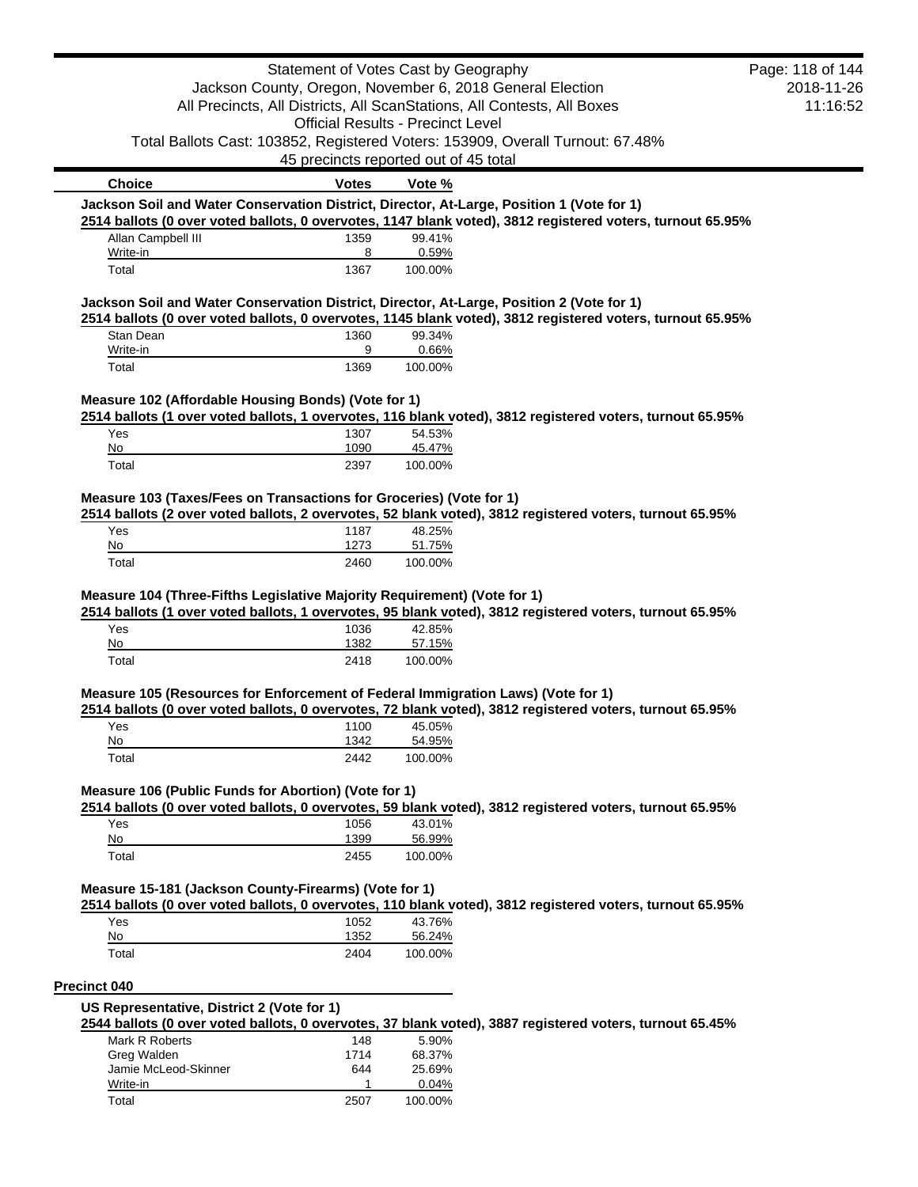| Choice | Votes | Vote % |
|---|---|---|

**Jackson Soil and Water Conservation District, Director, At-Large, Position 1 (Vote for 1)**
**2514 ballots (0 over voted ballots, 0 overvotes, 1147 blank voted), 3812 registered voters, turnout 65.95%**

| Choice | Votes | Vote % |
|---|---|---|
| Allan Campbell III | 1359 | 99.41% |
| Write-in | 8 | 0.59% |
| Total | 1367 | 100.00% |

**Jackson Soil and Water Conservation District, Director, At-Large, Position 2 (Vote for 1)**
**2514 ballots (0 over voted ballots, 0 overvotes, 1145 blank voted), 3812 registered voters, turnout 65.95%**

| Choice | Votes | Vote % |
|---|---|---|
| Stan Dean | 1360 | 99.34% |
| Write-in | 9 | 0.66% |
| Total | 1369 | 100.00% |

**Measure 102 (Affordable Housing Bonds) (Vote for 1)**
**2514 ballots (1 over voted ballots, 1 overvotes, 116 blank voted), 3812 registered voters, turnout 65.95%**

| Choice | Votes | Vote % |
|---|---|---|
| Yes | 1307 | 54.53% |
| No | 1090 | 45.47% |
| Total | 2397 | 100.00% |

**Measure 103 (Taxes/Fees on Transactions for Groceries) (Vote for 1)**
**2514 ballots (2 over voted ballots, 2 overvotes, 52 blank voted), 3812 registered voters, turnout 65.95%**

| Choice | Votes | Vote % |
|---|---|---|
| Yes | 1187 | 48.25% |
| No | 1273 | 51.75% |
| Total | 2460 | 100.00% |

**Measure 104 (Three-Fifths Legislative Majority Requirement) (Vote for 1)**
**2514 ballots (1 over voted ballots, 1 overvotes, 95 blank voted), 3812 registered voters, turnout 65.95%**

| Choice | Votes | Vote % |
|---|---|---|
| Yes | 1036 | 42.85% |
| No | 1382 | 57.15% |
| Total | 2418 | 100.00% |

**Measure 105 (Resources for Enforcement of Federal Immigration Laws) (Vote for 1)**
**2514 ballots (0 over voted ballots, 0 overvotes, 72 blank voted), 3812 registered voters, turnout 65.95%**

| Choice | Votes | Vote % |
|---|---|---|
| Yes | 1100 | 45.05% |
| No | 1342 | 54.95% |
| Total | 2442 | 100.00% |

**Measure 106 (Public Funds for Abortion) (Vote for 1)**
**2514 ballots (0 over voted ballots, 0 overvotes, 59 blank voted), 3812 registered voters, turnout 65.95%**

| Choice | Votes | Vote % |
|---|---|---|
| Yes | 1056 | 43.01% |
| No | 1399 | 56.99% |
| Total | 2455 | 100.00% |

**Measure 15-181 (Jackson County-Firearms) (Vote for 1)**
**2514 ballots (0 over voted ballots, 0 overvotes, 110 blank voted), 3812 registered voters, turnout 65.95%**

| Choice | Votes | Vote % |
|---|---|---|
| Yes | 1052 | 43.76% |
| No | 1352 | 56.24% |
| Total | 2404 | 100.00% |

## Precinct 040

**US Representative, District 2 (Vote for 1)**
**2544 ballots (0 over voted ballots, 0 overvotes, 37 blank voted), 3887 registered voters, turnout 65.45%**

| Choice | Votes | Vote % |
|---|---|---|
| Mark R Roberts | 148 | 5.90% |
| Greg Walden | 1714 | 68.37% |
| Jamie McLeod-Skinner | 644 | 25.69% |
| Write-in | 1 | 0.04% |
| Total | 2507 | 100.00% |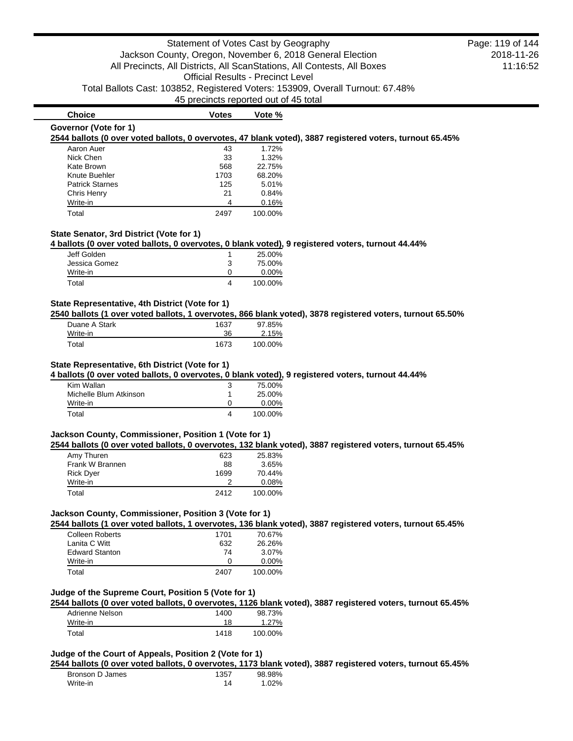Statement of Votes Cast by Geography
Jackson County, Oregon, November 6, 2018 General Election
All Precincts, All Districts, All ScanStations, All Contests, All Boxes
Official Results - Precinct Level
Total Ballots Cast: 103852, Registered Voters: 153909, Overall Turnout: 67.48%
45 precincts reported out of 45 total

2018-11-26
11:16:52

| Choice | Votes | Vote % |
| --- | --- | --- |

**Governor (Vote for 1)**

**2544 ballots (0 over voted ballots, 0 overvotes, 47 blank voted), 3887 registered voters, turnout 65.45%**

| Choice | Votes | Vote % |
| --- | --- | --- |
| Aaron Auer | 43 | 1.72% |
| Nick Chen | 33 | 1.32% |
| Kate Brown | 568 | 22.75% |
| Knute Buehler | 1703 | 68.20% |
| Patrick Starnes | 125 | 5.01% |
| Chris Henry | 21 | 0.84% |
| Write-in | 4 | 0.16% |
| Total | 2497 | 100.00% |

**State Senator, 3rd District (Vote for 1)**

**4 ballots (0 over voted ballots, 0 overvotes, 0 blank voted), 9 registered voters, turnout 44.44%**

| Choice | Votes | Vote % |
| --- | --- | --- |
| Jeff Golden | 1 | 25.00% |
| Jessica Gomez | 3 | 75.00% |
| Write-in | 0 | 0.00% |
| Total | 4 | 100.00% |

**State Representative, 4th District (Vote for 1)**

**2540 ballots (1 over voted ballots, 1 overvotes, 866 blank voted), 3878 registered voters, turnout 65.50%**

| Choice | Votes | Vote % |
| --- | --- | --- |
| Duane A Stark | 1637 | 97.85% |
| Write-in | 36 | 2.15% |
| Total | 1673 | 100.00% |

**State Representative, 6th District (Vote for 1)**

**4 ballots (0 over voted ballots, 0 overvotes, 0 blank voted), 9 registered voters, turnout 44.44%**

| Choice | Votes | Vote % |
| --- | --- | --- |
| Kim Wallan | 3 | 75.00% |
| Michelle Blum Atkinson | 1 | 25.00% |
| Write-in | 0 | 0.00% |
| Total | 4 | 100.00% |

**Jackson County, Commissioner, Position 1 (Vote for 1)**

**2544 ballots (0 over voted ballots, 0 overvotes, 132 blank voted), 3887 registered voters, turnout 65.45%**

| Choice | Votes | Vote % |
| --- | --- | --- |
| Amy Thuren | 623 | 25.83% |
| Frank W Brannen | 88 | 3.65% |
| Rick Dyer | 1699 | 70.44% |
| Write-in | 2 | 0.08% |
| Total | 2412 | 100.00% |

**Jackson County, Commissioner, Position 3 (Vote for 1)**

**2544 ballots (1 over voted ballots, 1 overvotes, 136 blank voted), 3887 registered voters, turnout 65.45%**

| Choice | Votes | Vote % |
| --- | --- | --- |
| Colleen Roberts | 1701 | 70.67% |
| Lanita C Witt | 632 | 26.26% |
| Edward Stanton | 74 | 3.07% |
| Write-in | 0 | 0.00% |
| Total | 2407 | 100.00% |

**Judge of the Supreme Court, Position 5 (Vote for 1)**

**2544 ballots (0 over voted ballots, 0 overvotes, 1126 blank voted), 3887 registered voters, turnout 65.45%**

| Choice | Votes | Vote % |
| --- | --- | --- |
| Adrienne Nelson | 1400 | 98.73% |
| Write-in | 18 | 1.27% |
| Total | 1418 | 100.00% |

**Judge of the Court of Appeals, Position 2 (Vote for 1)**

**2544 ballots (0 over voted ballots, 0 overvotes, 1173 blank voted), 3887 registered voters, turnout 65.45%**

| Choice | Votes | Vote % |
| --- | --- | --- |
| Bronson D James | 1357 | 98.98% |
| Write-in | 14 | 1.02% |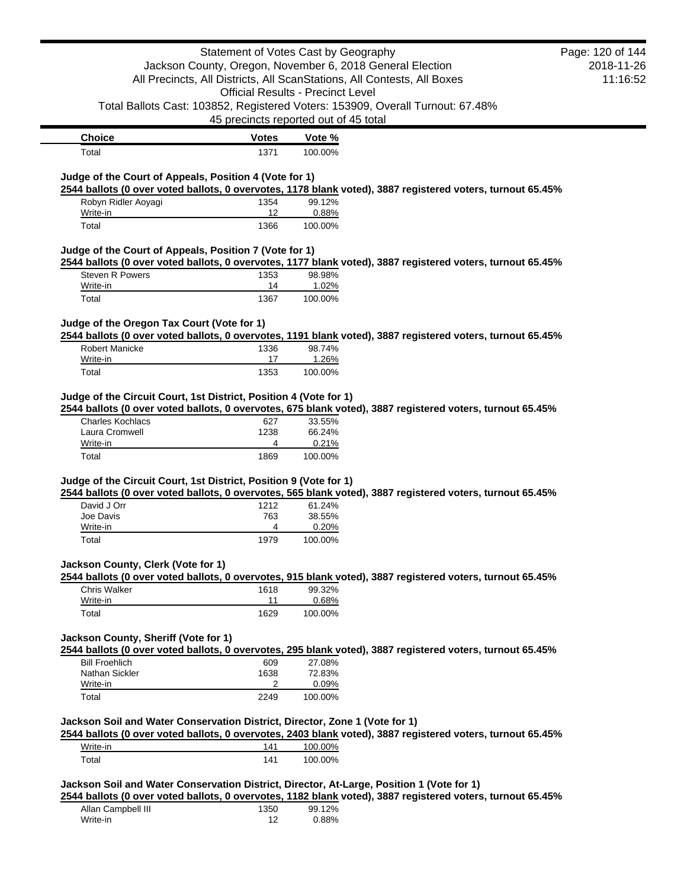| Choice | Votes | Vote % |
|---|---|---|
| Total | 1371 | 100.00% |

### Judge of the Court of Appeals, Position 4 (Vote for 1)

**2544 ballots (0 over voted ballots, 0 overvotes, 1178 blank voted), 3887 registered voters, turnout 65.45%**

| Choice | Votes | Vote % |
|---|---|---|
| Robyn Ridler Aoyagi | 1354 | 99.12% |
| Write-in | 12 | 0.88% |
| Total | 1366 | 100.00% |

### Judge of the Court of Appeals, Position 7 (Vote for 1)

**2544 ballots (0 over voted ballots, 0 overvotes, 1177 blank voted), 3887 registered voters, turnout 65.45%**

| Choice | Votes | Vote % |
|---|---|---|
| Steven R Powers | 1353 | 98.98% |
| Write-in | 14 | 1.02% |
| Total | 1367 | 100.00% |

### Judge of the Oregon Tax Court (Vote for 1)

**2544 ballots (0 over voted ballots, 0 overvotes, 1191 blank voted), 3887 registered voters, turnout 65.45%**

| Choice | Votes | Vote % |
|---|---|---|
| Robert Manicke | 1336 | 98.74% |
| Write-in | 17 | 1.26% |
| Total | 1353 | 100.00% |

### Judge of the Circuit Court, 1st District, Position 4 (Vote for 1)

**2544 ballots (0 over voted ballots, 0 overvotes, 675 blank voted), 3887 registered voters, turnout 65.45%**

| Choice | Votes | Vote % |
|---|---|---|
| Charles Kochlacs | 627 | 33.55% |
| Laura Cromwell | 1238 | 66.24% |
| Write-in | 4 | 0.21% |
| Total | 1869 | 100.00% |

### Judge of the Circuit Court, 1st District, Position 9 (Vote for 1)

**2544 ballots (0 over voted ballots, 0 overvotes, 565 blank voted), 3887 registered voters, turnout 65.45%**

| Choice | Votes | Vote % |
|---|---|---|
| David J Orr | 1212 | 61.24% |
| Joe Davis | 763 | 38.55% |
| Write-in | 4 | 0.20% |
| Total | 1979 | 100.00% |

### Jackson County, Clerk (Vote for 1)

**2544 ballots (0 over voted ballots, 0 overvotes, 915 blank voted), 3887 registered voters, turnout 65.45%**

| Choice | Votes | Vote % |
|---|---|---|
| Chris Walker | 1618 | 99.32% |
| Write-in | 11 | 0.68% |
| Total | 1629 | 100.00% |

### Jackson County, Sheriff (Vote for 1)

**2544 ballots (0 over voted ballots, 0 overvotes, 295 blank voted), 3887 registered voters, turnout 65.45%**

| Choice | Votes | Vote % |
|---|---|---|
| Bill Froehlich | 609 | 27.08% |
| Nathan Sickler | 1638 | 72.83% |
| Write-in | 2 | 0.09% |
| Total | 2249 | 100.00% |

### Jackson Soil and Water Conservation District, Director, Zone 1 (Vote for 1)

**2544 ballots (0 over voted ballots, 0 overvotes, 2403 blank voted), 3887 registered voters, turnout 65.45%**

| Choice | Votes | Vote % |
|---|---|---|
| Write-in | 141 | 100.00% |
| Total | 141 | 100.00% |

### Jackson Soil and Water Conservation District, Director, At-Large, Position 1 (Vote for 1)

**2544 ballots (0 over voted ballots, 0 overvotes, 1182 blank voted), 3887 registered voters, turnout 65.45%**

| Choice | Votes | Vote % |
|---|---|---|
| Allan Campbell III | 1350 | 99.12% |
| Write-in | 12 | 0.88% |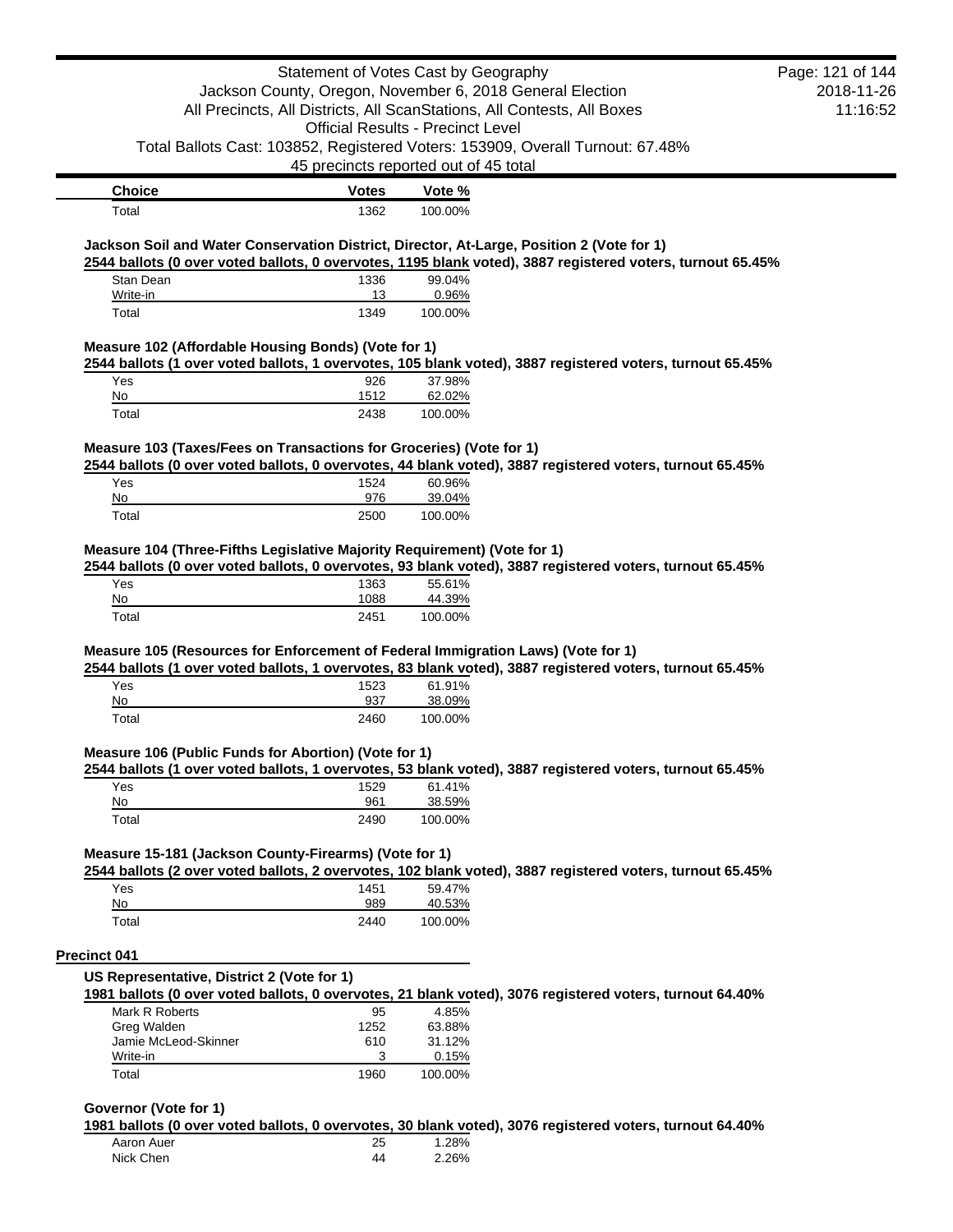| Choice | Votes | Vote % |
|---|---|---|
| Total | 1362 | 100.00% |

**Jackson Soil and Water Conservation District, Director, At-Large, Position 2 (Vote for 1)**

**2544 ballots (0 over voted ballots, 0 overvotes, 1195 blank voted), 3887 registered voters, turnout 65.45%**

| Choice | Votes | Vote % |
|---|---|---|
| Stan Dean | 1336 | 99.04% |
| Write-in | 13 | 0.96% |
| Total | 1349 | 100.00% |

**Measure 102 (Affordable Housing Bonds) (Vote for 1)**

**2544 ballots (1 over voted ballots, 1 overvotes, 105 blank voted), 3887 registered voters, turnout 65.45%**

| Choice | Votes | Vote % |
|---|---|---|
| Yes | 926 | 37.98% |
| No | 1512 | 62.02% |
| Total | 2438 | 100.00% |

**Measure 103 (Taxes/Fees on Transactions for Groceries) (Vote for 1)**

**2544 ballots (0 over voted ballots, 0 overvotes, 44 blank voted), 3887 registered voters, turnout 65.45%**

| Choice | Votes | Vote % |
|---|---|---|
| Yes | 1524 | 60.96% |
| No | 976 | 39.04% |
| Total | 2500 | 100.00% |

**Measure 104 (Three-Fifths Legislative Majority Requirement) (Vote for 1)**

**2544 ballots (0 over voted ballots, 0 overvotes, 93 blank voted), 3887 registered voters, turnout 65.45%**

| Choice | Votes | Vote % |
|---|---|---|
| Yes | 1363 | 55.61% |
| No | 1088 | 44.39% |
| Total | 2451 | 100.00% |

**Measure 105 (Resources for Enforcement of Federal Immigration Laws) (Vote for 1)**

**2544 ballots (1 over voted ballots, 1 overvotes, 83 blank voted), 3887 registered voters, turnout 65.45%**

| Choice | Votes | Vote % |
|---|---|---|
| Yes | 1523 | 61.91% |
| No | 937 | 38.09% |
| Total | 2460 | 100.00% |

**Measure 106 (Public Funds for Abortion) (Vote for 1)**

**2544 ballots (1 over voted ballots, 1 overvotes, 53 blank voted), 3887 registered voters, turnout 65.45%**

| Choice | Votes | Vote % |
|---|---|---|
| Yes | 1529 | 61.41% |
| No | 961 | 38.59% |
| Total | 2490 | 100.00% |

**Measure 15-181 (Jackson County-Firearms) (Vote for 1)**

**2544 ballots (2 over voted ballots, 2 overvotes, 102 blank voted), 3887 registered voters, turnout 65.45%**

| Choice | Votes | Vote % |
|---|---|---|
| Yes | 1451 | 59.47% |
| No | 989 | 40.53% |
| Total | 2440 | 100.00% |

## Precinct 041

**US Representative, District 2 (Vote for 1)**

**1981 ballots (0 over voted ballots, 0 overvotes, 21 blank voted), 3076 registered voters, turnout 64.40%**

| Choice | Votes | Vote % |
|---|---|---|
| Mark R Roberts | 95 | 4.85% |
| Greg Walden | 1252 | 63.88% |
| Jamie McLeod-Skinner | 610 | 31.12% |
| Write-in | 3 | 0.15% |
| Total | 1960 | 100.00% |

**Governor (Vote for 1)**

**1981 ballots (0 over voted ballots, 0 overvotes, 30 blank voted), 3076 registered voters, turnout 64.40%**

| Choice | Votes | Vote % |
|---|---|---|
| Aaron Auer | 25 | 1.28% |
| Nick Chen | 44 | 2.26% |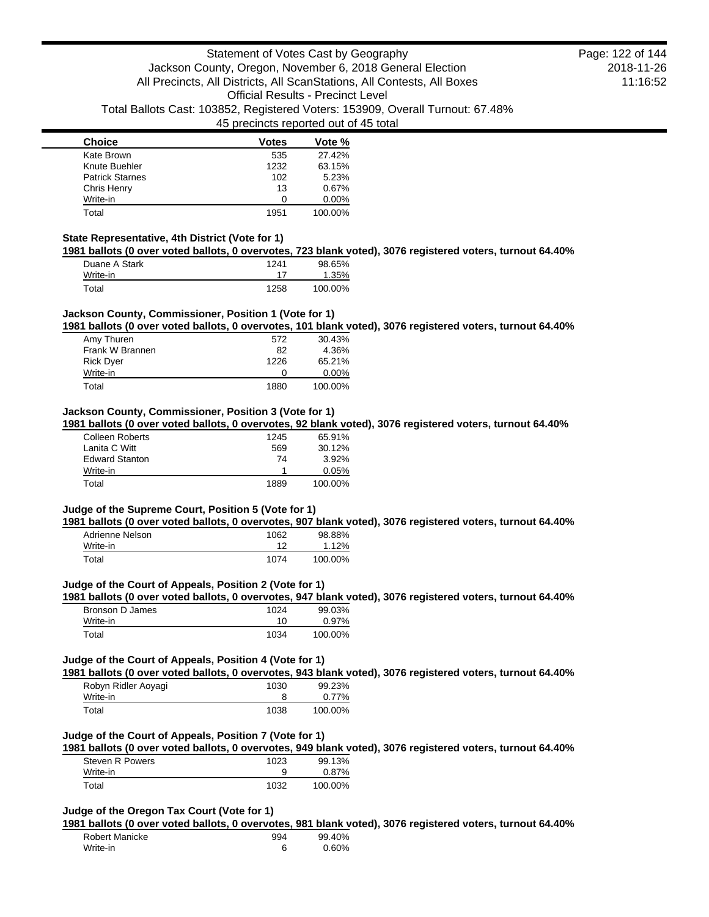| Choice | Votes | Vote % |
|---|---|---|
| Kate Brown | 535 | 27.42% |
| Knute Buehler | 1232 | 63.15% |
| Patrick Starnes | 102 | 5.23% |
| Chris Henry | 13 | 0.67% |
| Write-in | 0 | 0.00% |
| Total | 1951 | 100.00% |

### State Representative, 4th District (Vote for 1)

**1981 ballots (0 over voted ballots, 0 overvotes, 723 blank voted), 3076 registered voters, turnout 64.40%**

| Choice | Votes | Vote % |
|---|---|---|
| Duane A Stark | 1241 | 98.65% |
| Write-in | 17 | 1.35% |
| Total | 1258 | 100.00% |

### Jackson County, Commissioner, Position 1 (Vote for 1)

**1981 ballots (0 over voted ballots, 0 overvotes, 101 blank voted), 3076 registered voters, turnout 64.40%**

| Choice | Votes | Vote % |
|---|---|---|
| Amy Thuren | 572 | 30.43% |
| Frank W Brannen | 82 | 4.36% |
| Rick Dyer | 1226 | 65.21% |
| Write-in | 0 | 0.00% |
| Total | 1880 | 100.00% |

### Jackson County, Commissioner, Position 3 (Vote for 1)

**1981 ballots (0 over voted ballots, 0 overvotes, 92 blank voted), 3076 registered voters, turnout 64.40%**

| Choice | Votes | Vote % |
|---|---|---|
| Colleen Roberts | 1245 | 65.91% |
| Lanita C Witt | 569 | 30.12% |
| Edward Stanton | 74 | 3.92% |
| Write-in | 1 | 0.05% |
| Total | 1889 | 100.00% |

### Judge of the Supreme Court, Position 5 (Vote for 1)

**1981 ballots (0 over voted ballots, 0 overvotes, 907 blank voted), 3076 registered voters, turnout 64.40%**

| Choice | Votes | Vote % |
|---|---|---|
| Adrienne Nelson | 1062 | 98.88% |
| Write-in | 12 | 1.12% |
| Total | 1074 | 100.00% |

### Judge of the Court of Appeals, Position 2 (Vote for 1)

**1981 ballots (0 over voted ballots, 0 overvotes, 947 blank voted), 3076 registered voters, turnout 64.40%**

| Choice | Votes | Vote % |
|---|---|---|
| Bronson D James | 1024 | 99.03% |
| Write-in | 10 | 0.97% |
| Total | 1034 | 100.00% |

### Judge of the Court of Appeals, Position 4 (Vote for 1)

**1981 ballots (0 over voted ballots, 0 overvotes, 943 blank voted), 3076 registered voters, turnout 64.40%**

| Choice | Votes | Vote % |
|---|---|---|
| Robyn Ridler Aoyagi | 1030 | 99.23% |
| Write-in | 8 | 0.77% |
| Total | 1038 | 100.00% |

### Judge of the Court of Appeals, Position 7 (Vote for 1)

**1981 ballots (0 over voted ballots, 0 overvotes, 949 blank voted), 3076 registered voters, turnout 64.40%**

| Choice | Votes | Vote % |
|---|---|---|
| Steven R Powers | 1023 | 99.13% |
| Write-in | 9 | 0.87% |
| Total | 1032 | 100.00% |

### Judge of the Oregon Tax Court (Vote for 1)

**1981 ballots (0 over voted ballots, 0 overvotes, 981 blank voted), 3076 registered voters, turnout 64.40%**

| Choice | Votes | Vote % |
|---|---|---|
| Robert Manicke | 994 | 99.40% |
| Write-in | 6 | 0.60% |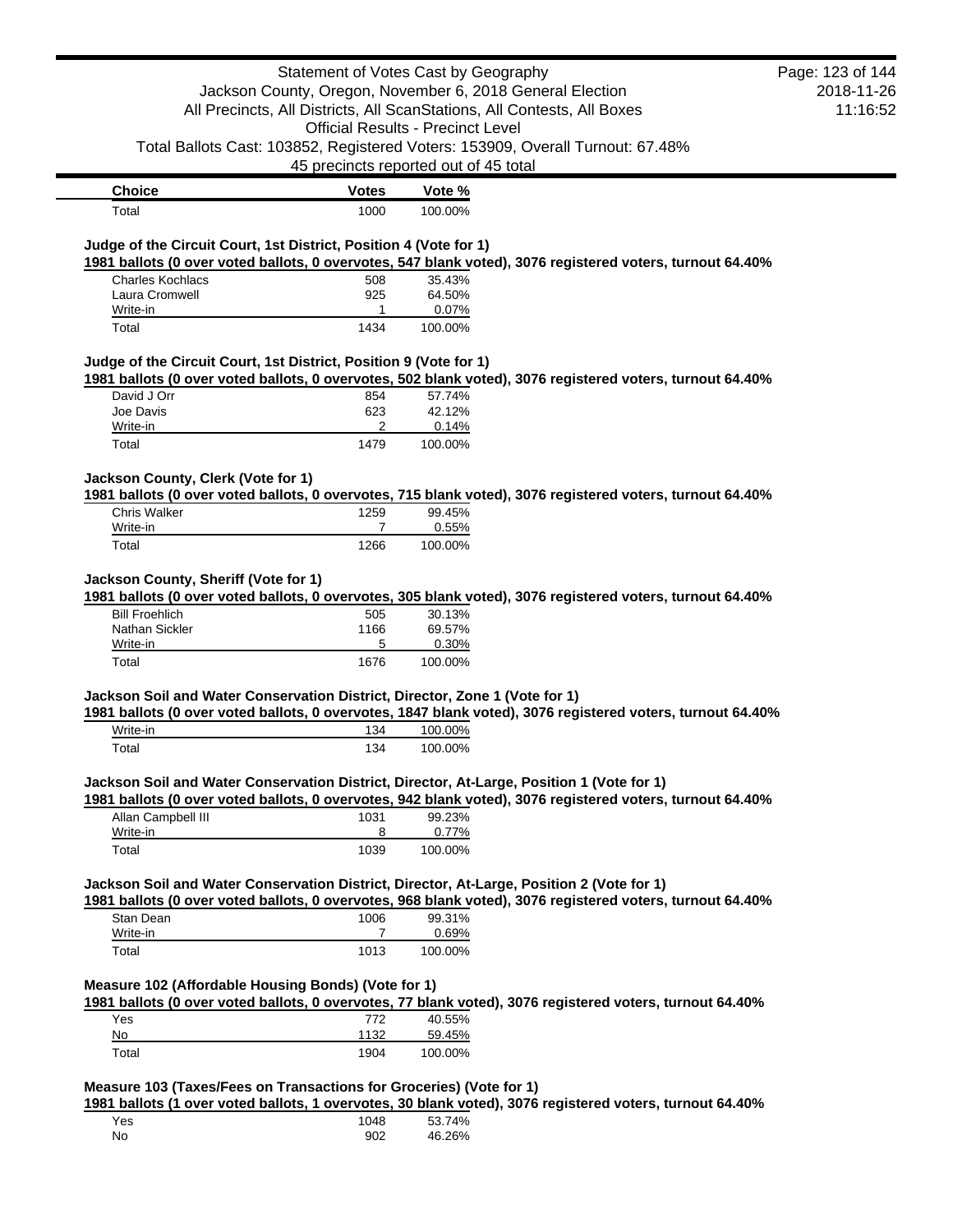| Choice | Votes | Vote % |
| --- | --- | --- |
| Total | 1000 | 100.00% |

### Judge of the Circuit Court, 1st District, Position 4 (Vote for 1)

**1981 ballots (0 over voted ballots, 0 overvotes, 547 blank voted), 3076 registered voters, turnout 64.40%**

| Choice | Votes | Vote % |
| --- | --- | --- |
| Charles Kochlacs | 508 | 35.43% |
| Laura Cromwell | 925 | 64.50% |
| Write-in | 1 | 0.07% |
| Total | 1434 | 100.00% |

### Judge of the Circuit Court, 1st District, Position 9 (Vote for 1)

**1981 ballots (0 over voted ballots, 0 overvotes, 502 blank voted), 3076 registered voters, turnout 64.40%**

| Choice | Votes | Vote % |
| --- | --- | --- |
| David J Orr | 854 | 57.74% |
| Joe Davis | 623 | 42.12% |
| Write-in | 2 | 0.14% |
| Total | 1479 | 100.00% |

### Jackson County, Clerk (Vote for 1)

**1981 ballots (0 over voted ballots, 0 overvotes, 715 blank voted), 3076 registered voters, turnout 64.40%**

| Choice | Votes | Vote % |
| --- | --- | --- |
| Chris Walker | 1259 | 99.45% |
| Write-in | 7 | 0.55% |
| Total | 1266 | 100.00% |

### Jackson County, Sheriff (Vote for 1)

**1981 ballots (0 over voted ballots, 0 overvotes, 305 blank voted), 3076 registered voters, turnout 64.40%**

| Choice | Votes | Vote % |
| --- | --- | --- |
| Bill Froehlich | 505 | 30.13% |
| Nathan Sickler | 1166 | 69.57% |
| Write-in | 5 | 0.30% |
| Total | 1676 | 100.00% |

### Jackson Soil and Water Conservation District, Director, Zone 1 (Vote for 1)

**1981 ballots (0 over voted ballots, 0 overvotes, 1847 blank voted), 3076 registered voters, turnout 64.40%**

| Choice | Votes | Vote % |
| --- | --- | --- |
| Write-in | 134 | 100.00% |
| Total | 134 | 100.00% |

### Jackson Soil and Water Conservation District, Director, At-Large, Position 1 (Vote for 1)

**1981 ballots (0 over voted ballots, 0 overvotes, 942 blank voted), 3076 registered voters, turnout 64.40%**

| Choice | Votes | Vote % |
| --- | --- | --- |
| Allan Campbell III | 1031 | 99.23% |
| Write-in | 8 | 0.77% |
| Total | 1039 | 100.00% |

### Jackson Soil and Water Conservation District, Director, At-Large, Position 2 (Vote for 1)

**1981 ballots (0 over voted ballots, 0 overvotes, 968 blank voted), 3076 registered voters, turnout 64.40%**

| Choice | Votes | Vote % |
| --- | --- | --- |
| Stan Dean | 1006 | 99.31% |
| Write-in | 7 | 0.69% |
| Total | 1013 | 100.00% |

### Measure 102 (Affordable Housing Bonds) (Vote for 1)

**1981 ballots (0 over voted ballots, 0 overvotes, 77 blank voted), 3076 registered voters, turnout 64.40%**

| Choice | Votes | Vote % |
| --- | --- | --- |
| Yes | 772 | 40.55% |
| No | 1132 | 59.45% |
| Total | 1904 | 100.00% |

### Measure 103 (Taxes/Fees on Transactions for Groceries) (Vote for 1)

**1981 ballots (1 over voted ballots, 1 overvotes, 30 blank voted), 3076 registered voters, turnout 64.40%**

| Choice | Votes | Vote % |
| --- | --- | --- |
| Yes | 1048 | 53.74% |
| No | 902 | 46.26% |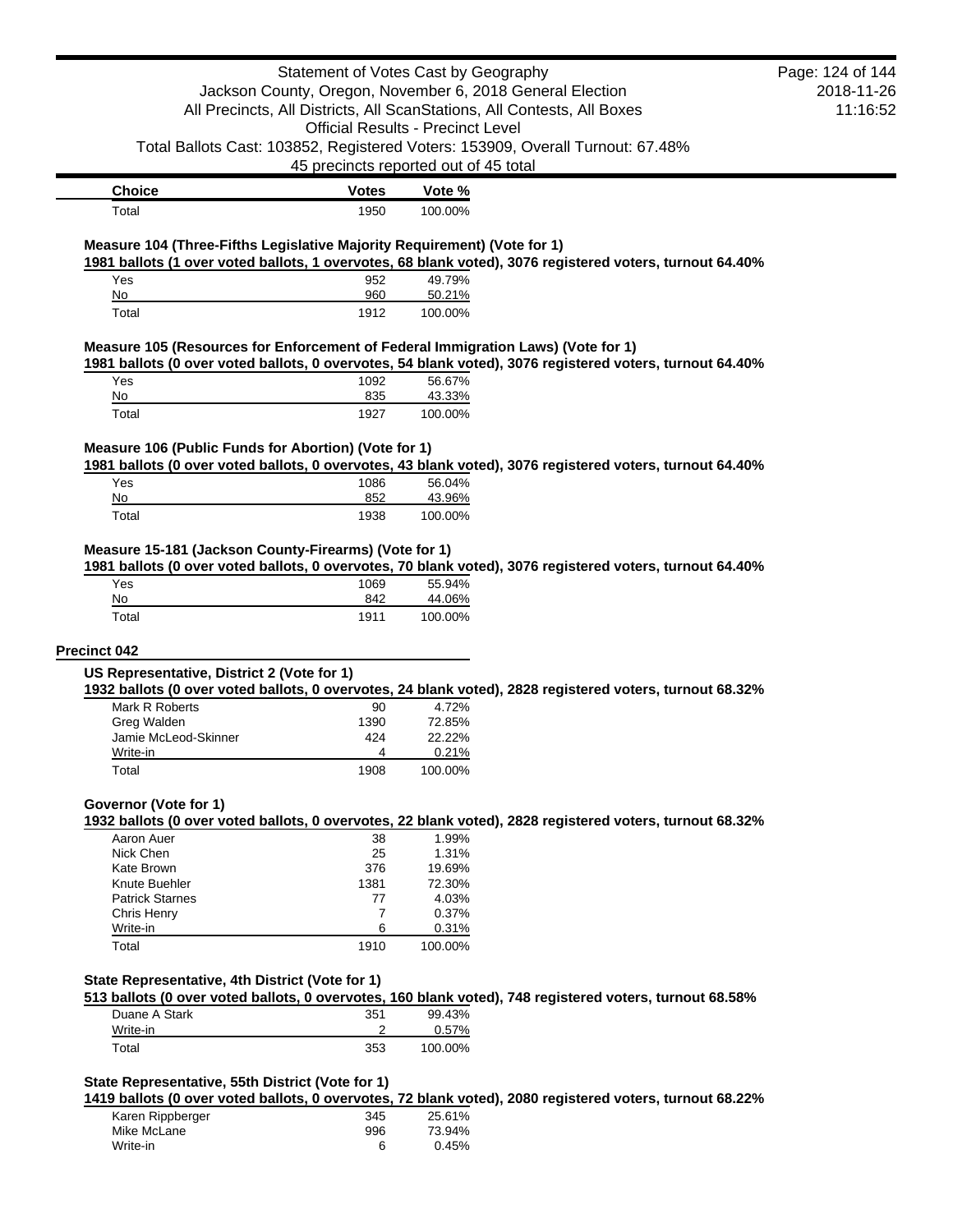| Choice | Votes | Vote % |
|---|---|---|
| Total | 1950 | 100.00% |

### Measure 104 (Three-Fifths Legislative Majority Requirement) (Vote for 1)

**1981 ballots (1 over voted ballots, 1 overvotes, 68 blank voted), 3076 registered voters, turnout 64.40%**

| Choice | Votes | Vote % |
|---|---|---|
| Yes | 952 | 49.79% |
| No | 960 | 50.21% |
| Total | 1912 | 100.00% |

### Measure 105 (Resources for Enforcement of Federal Immigration Laws) (Vote for 1)

**1981 ballots (0 over voted ballots, 0 overvotes, 54 blank voted), 3076 registered voters, turnout 64.40%**

| Choice | Votes | Vote % |
|---|---|---|
| Yes | 1092 | 56.67% |
| No | 835 | 43.33% |
| Total | 1927 | 100.00% |

### Measure 106 (Public Funds for Abortion) (Vote for 1)

**1981 ballots (0 over voted ballots, 0 overvotes, 43 blank voted), 3076 registered voters, turnout 64.40%**

| Choice | Votes | Vote % |
|---|---|---|
| Yes | 1086 | 56.04% |
| No | 852 | 43.96% |
| Total | 1938 | 100.00% |

### Measure 15-181 (Jackson County-Firearms) (Vote for 1)

**1981 ballots (0 over voted ballots, 0 overvotes, 70 blank voted), 3076 registered voters, turnout 64.40%**

| Choice | Votes | Vote % |
|---|---|---|
| Yes | 1069 | 55.94% |
| No | 842 | 44.06% |
| Total | 1911 | 100.00% |

## Precinct 042

### US Representative, District 2 (Vote for 1)

**1932 ballots (0 over voted ballots, 0 overvotes, 24 blank voted), 2828 registered voters, turnout 68.32%**

| Choice | Votes | Vote % |
|---|---|---|
| Mark R Roberts | 90 | 4.72% |
| Greg Walden | 1390 | 72.85% |
| Jamie McLeod-Skinner | 424 | 22.22% |
| Write-in | 4 | 0.21% |
| Total | 1908 | 100.00% |

### Governor (Vote for 1)

**1932 ballots (0 over voted ballots, 0 overvotes, 22 blank voted), 2828 registered voters, turnout 68.32%**

| Choice | Votes | Vote % |
|---|---|---|
| Aaron Auer | 38 | 1.99% |
| Nick Chen | 25 | 1.31% |
| Kate Brown | 376 | 19.69% |
| Knute Buehler | 1381 | 72.30% |
| Patrick Starnes | 77 | 4.03% |
| Chris Henry | 7 | 0.37% |
| Write-in | 6 | 0.31% |
| Total | 1910 | 100.00% |

### State Representative, 4th District (Vote for 1)

**513 ballots (0 over voted ballots, 0 overvotes, 160 blank voted), 748 registered voters, turnout 68.58%**

| Choice | Votes | Vote % |
|---|---|---|
| Duane A Stark | 351 | 99.43% |
| Write-in | 2 | 0.57% |
| Total | 353 | 100.00% |

### State Representative, 55th District (Vote for 1)

**1419 ballots (0 over voted ballots, 0 overvotes, 72 blank voted), 2080 registered voters, turnout 68.22%**

| Choice | Votes | Vote % |
|---|---|---|
| Karen Rippberger | 345 | 25.61% |
| Mike McLane | 996 | 73.94% |
| Write-in | 6 | 0.45% |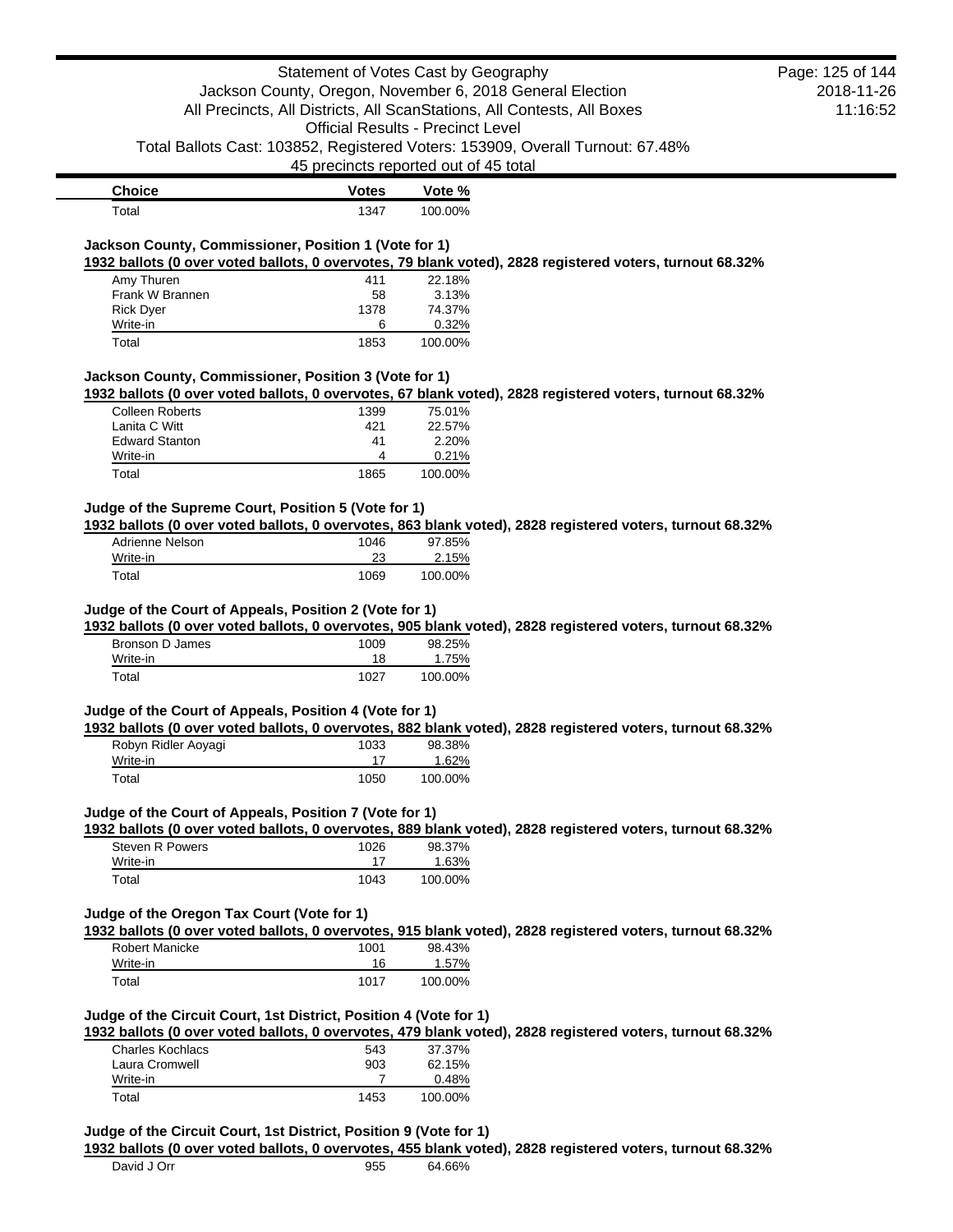| Choice | Votes | Vote % |
| --- | --- | --- |
| Total | 1347 | 100.00% |

### Jackson County, Commissioner, Position 1 (Vote for 1)

**1932 ballots (0 over voted ballots, 0 overvotes, 79 blank voted), 2828 registered voters, turnout 68.32%**

| Choice | Votes | Vote % |
| --- | --- | --- |
| Amy Thuren | 411 | 22.18% |
| Frank W Brannen | 58 | 3.13% |
| Rick Dyer | 1378 | 74.37% |
| Write-in | 6 | 0.32% |
| Total | 1853 | 100.00% |

### Jackson County, Commissioner, Position 3 (Vote for 1)

**1932 ballots (0 over voted ballots, 0 overvotes, 67 blank voted), 2828 registered voters, turnout 68.32%**

| Choice | Votes | Vote % |
| --- | --- | --- |
| Colleen Roberts | 1399 | 75.01% |
| Lanita C Witt | 421 | 22.57% |
| Edward Stanton | 41 | 2.20% |
| Write-in | 4 | 0.21% |
| Total | 1865 | 100.00% |

### Judge of the Supreme Court, Position 5 (Vote for 1)

**1932 ballots (0 over voted ballots, 0 overvotes, 863 blank voted), 2828 registered voters, turnout 68.32%**

| Choice | Votes | Vote % |
| --- | --- | --- |
| Adrienne Nelson | 1046 | 97.85% |
| Write-in | 23 | 2.15% |
| Total | 1069 | 100.00% |

### Judge of the Court of Appeals, Position 2 (Vote for 1)

**1932 ballots (0 over voted ballots, 0 overvotes, 905 blank voted), 2828 registered voters, turnout 68.32%**

| Choice | Votes | Vote % |
| --- | --- | --- |
| Bronson D James | 1009 | 98.25% |
| Write-in | 18 | 1.75% |
| Total | 1027 | 100.00% |

### Judge of the Court of Appeals, Position 4 (Vote for 1)

**1932 ballots (0 over voted ballots, 0 overvotes, 882 blank voted), 2828 registered voters, turnout 68.32%**

| Choice | Votes | Vote % |
| --- | --- | --- |
| Robyn Ridler Aoyagi | 1033 | 98.38% |
| Write-in | 17 | 1.62% |
| Total | 1050 | 100.00% |

### Judge of the Court of Appeals, Position 7 (Vote for 1)

**1932 ballots (0 over voted ballots, 0 overvotes, 889 blank voted), 2828 registered voters, turnout 68.32%**

| Choice | Votes | Vote % |
| --- | --- | --- |
| Steven R Powers | 1026 | 98.37% |
| Write-in | 17 | 1.63% |
| Total | 1043 | 100.00% |

### Judge of the Oregon Tax Court (Vote for 1)

**1932 ballots (0 over voted ballots, 0 overvotes, 915 blank voted), 2828 registered voters, turnout 68.32%**

| Choice | Votes | Vote % |
| --- | --- | --- |
| Robert Manicke | 1001 | 98.43% |
| Write-in | 16 | 1.57% |
| Total | 1017 | 100.00% |

### Judge of the Circuit Court, 1st District, Position 4 (Vote for 1)

**1932 ballots (0 over voted ballots, 0 overvotes, 479 blank voted), 2828 registered voters, turnout 68.32%**

| Choice | Votes | Vote % |
| --- | --- | --- |
| Charles Kochlacs | 543 | 37.37% |
| Laura Cromwell | 903 | 62.15% |
| Write-in | 7 | 0.48% |
| Total | 1453 | 100.00% |

### Judge of the Circuit Court, 1st District, Position 9 (Vote for 1)

**1932 ballots (0 over voted ballots, 0 overvotes, 455 blank voted), 2828 registered voters, turnout 68.32%**

| Choice | Votes | Vote % |
| --- | --- | --- |
| David J Orr | 955 | 64.66% |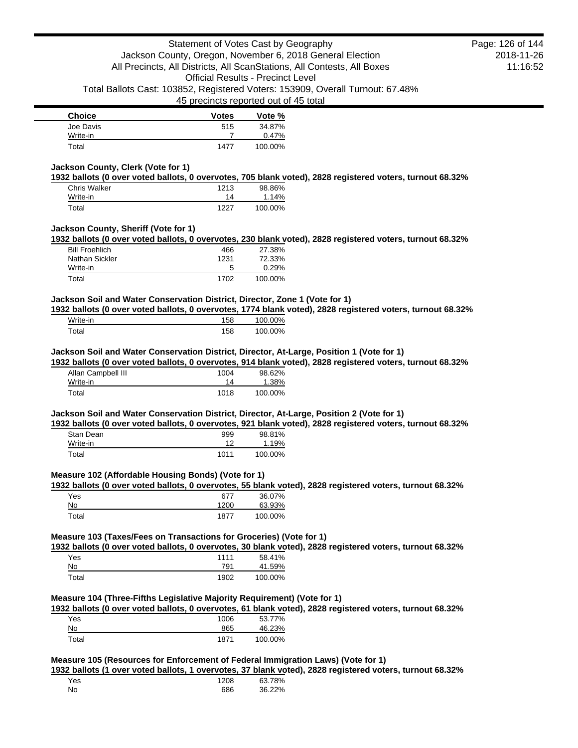| Choice | Votes | Vote % |
| --- | --- | --- |
| Joe Davis | 515 | 34.87% |
| Write-in | 7 | 0.47% |
| Total | 1477 | 100.00% |

**Jackson County, Clerk (Vote for 1)**

**1932 ballots (0 over voted ballots, 0 overvotes, 705 blank voted), 2828 registered voters, turnout 68.32%**

| Choice | Votes | Vote % |
| --- | --- | --- |
| Chris Walker | 1213 | 98.86% |
| Write-in | 14 | 1.14% |
| Total | 1227 | 100.00% |

**Jackson County, Sheriff (Vote for 1)**

**1932 ballots (0 over voted ballots, 0 overvotes, 230 blank voted), 2828 registered voters, turnout 68.32%**

| Choice | Votes | Vote % |
| --- | --- | --- |
| Bill Froehlich | 466 | 27.38% |
| Nathan Sickler | 1231 | 72.33% |
| Write-in | 5 | 0.29% |
| Total | 1702 | 100.00% |

**Jackson Soil and Water Conservation District, Director, Zone 1 (Vote for 1)**

**1932 ballots (0 over voted ballots, 0 overvotes, 1774 blank voted), 2828 registered voters, turnout 68.32%**

| Choice | Votes | Vote % |
| --- | --- | --- |
| Write-in | 158 | 100.00% |
| Total | 158 | 100.00% |

**Jackson Soil and Water Conservation District, Director, At-Large, Position 1 (Vote for 1)**

**1932 ballots (0 over voted ballots, 0 overvotes, 914 blank voted), 2828 registered voters, turnout 68.32%**

| Choice | Votes | Vote % |
| --- | --- | --- |
| Allan Campbell III | 1004 | 98.62% |
| Write-in | 14 | 1.38% |
| Total | 1018 | 100.00% |

**Jackson Soil and Water Conservation District, Director, At-Large, Position 2 (Vote for 1)**

**1932 ballots (0 over voted ballots, 0 overvotes, 921 blank voted), 2828 registered voters, turnout 68.32%**

| Choice | Votes | Vote % |
| --- | --- | --- |
| Stan Dean | 999 | 98.81% |
| Write-in | 12 | 1.19% |
| Total | 1011 | 100.00% |

**Measure 102 (Affordable Housing Bonds) (Vote for 1)**

**1932 ballots (0 over voted ballots, 0 overvotes, 55 blank voted), 2828 registered voters, turnout 68.32%**

| Choice | Votes | Vote % |
| --- | --- | --- |
| Yes | 677 | 36.07% |
| No | 1200 | 63.93% |
| Total | 1877 | 100.00% |

**Measure 103 (Taxes/Fees on Transactions for Groceries) (Vote for 1)**

**1932 ballots (0 over voted ballots, 0 overvotes, 30 blank voted), 2828 registered voters, turnout 68.32%**

| Choice | Votes | Vote % |
| --- | --- | --- |
| Yes | 1111 | 58.41% |
| No | 791 | 41.59% |
| Total | 1902 | 100.00% |

**Measure 104 (Three-Fifths Legislative Majority Requirement) (Vote for 1)**

**1932 ballots (0 over voted ballots, 0 overvotes, 61 blank voted), 2828 registered voters, turnout 68.32%**

| Choice | Votes | Vote % |
| --- | --- | --- |
| Yes | 1006 | 53.77% |
| No | 865 | 46.23% |
| Total | 1871 | 100.00% |

**Measure 105 (Resources for Enforcement of Federal Immigration Laws) (Vote for 1)**

**1932 ballots (1 over voted ballots, 1 overvotes, 37 blank voted), 2828 registered voters, turnout 68.32%**

| Choice | Votes | Vote % |
| --- | --- | --- |
| Yes | 1208 | 63.78% |
| No | 686 | 36.22% |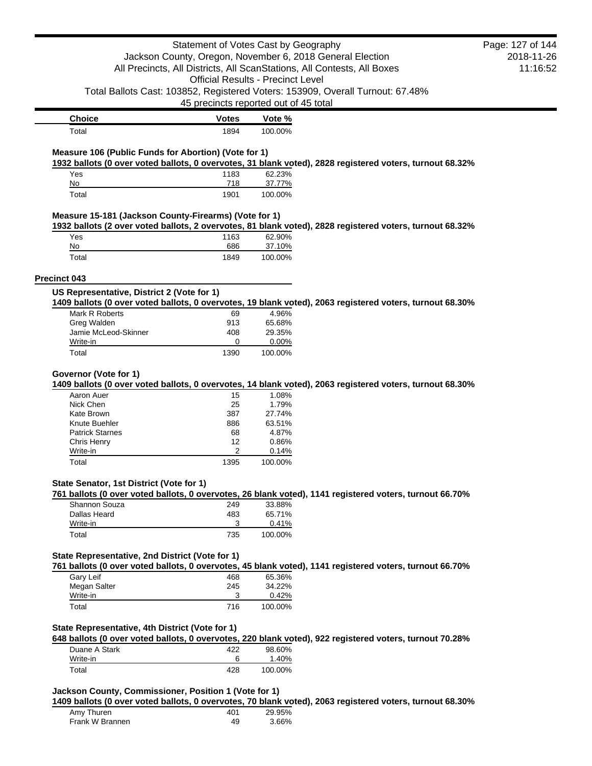| Choice | Votes | Vote % |
|---|---|---|
| Total | 1894 | 100.00% |

### Measure 106 (Public Funds for Abortion) (Vote for 1)

**1932 ballots (0 over voted ballots, 0 overvotes, 31 blank voted), 2828 registered voters, turnout 68.32%**

| Choice | Votes | Vote % |
|---|---|---|
| Yes | 1183 | 62.23% |
| No | 718 | 37.77% |
| Total | 1901 | 100.00% |

### Measure 15-181 (Jackson County-Firearms) (Vote for 1)

**1932 ballots (2 over voted ballots, 2 overvotes, 81 blank voted), 2828 registered voters, turnout 68.32%**

| Choice | Votes | Vote % |
|---|---|---|
| Yes | 1163 | 62.90% |
| No | 686 | 37.10% |
| Total | 1849 | 100.00% |

## Precinct 043

### US Representative, District 2 (Vote for 1)

**1409 ballots (0 over voted ballots, 0 overvotes, 19 blank voted), 2063 registered voters, turnout 68.30%**

| Choice | Votes | Vote % |
|---|---|---|
| Mark R Roberts | 69 | 4.96% |
| Greg Walden | 913 | 65.68% |
| Jamie McLeod-Skinner | 408 | 29.35% |
| Write-in | 0 | 0.00% |
| Total | 1390 | 100.00% |

### Governor (Vote for 1)

**1409 ballots (0 over voted ballots, 0 overvotes, 14 blank voted), 2063 registered voters, turnout 68.30%**

| Choice | Votes | Vote % |
|---|---|---|
| Aaron Auer | 15 | 1.08% |
| Nick Chen | 25 | 1.79% |
| Kate Brown | 387 | 27.74% |
| Knute Buehler | 886 | 63.51% |
| Patrick Starnes | 68 | 4.87% |
| Chris Henry | 12 | 0.86% |
| Write-in | 2 | 0.14% |
| Total | 1395 | 100.00% |

### State Senator, 1st District (Vote for 1)

**761 ballots (0 over voted ballots, 0 overvotes, 26 blank voted), 1141 registered voters, turnout 66.70%**

| Choice | Votes | Vote % |
|---|---|---|
| Shannon Souza | 249 | 33.88% |
| Dallas Heard | 483 | 65.71% |
| Write-in | 3 | 0.41% |
| Total | 735 | 100.00% |

### State Representative, 2nd District (Vote for 1)

**761 ballots (0 over voted ballots, 0 overvotes, 45 blank voted), 1141 registered voters, turnout 66.70%**

| Choice | Votes | Vote % |
|---|---|---|
| Gary Leif | 468 | 65.36% |
| Megan Salter | 245 | 34.22% |
| Write-in | 3 | 0.42% |
| Total | 716 | 100.00% |

### State Representative, 4th District (Vote for 1)

**648 ballots (0 over voted ballots, 0 overvotes, 220 blank voted), 922 registered voters, turnout 70.28%**

| Choice | Votes | Vote % |
|---|---|---|
| Duane A Stark | 422 | 98.60% |
| Write-in | 6 | 1.40% |
| Total | 428 | 100.00% |

### Jackson County, Commissioner, Position 1 (Vote for 1)

**1409 ballots (0 over voted ballots, 0 overvotes, 70 blank voted), 2063 registered voters, turnout 68.30%**

| Choice | Votes | Vote % |
|---|---|---|
| Amy Thuren | 401 | 29.95% |
| Frank W Brannen | 49 | 3.66% |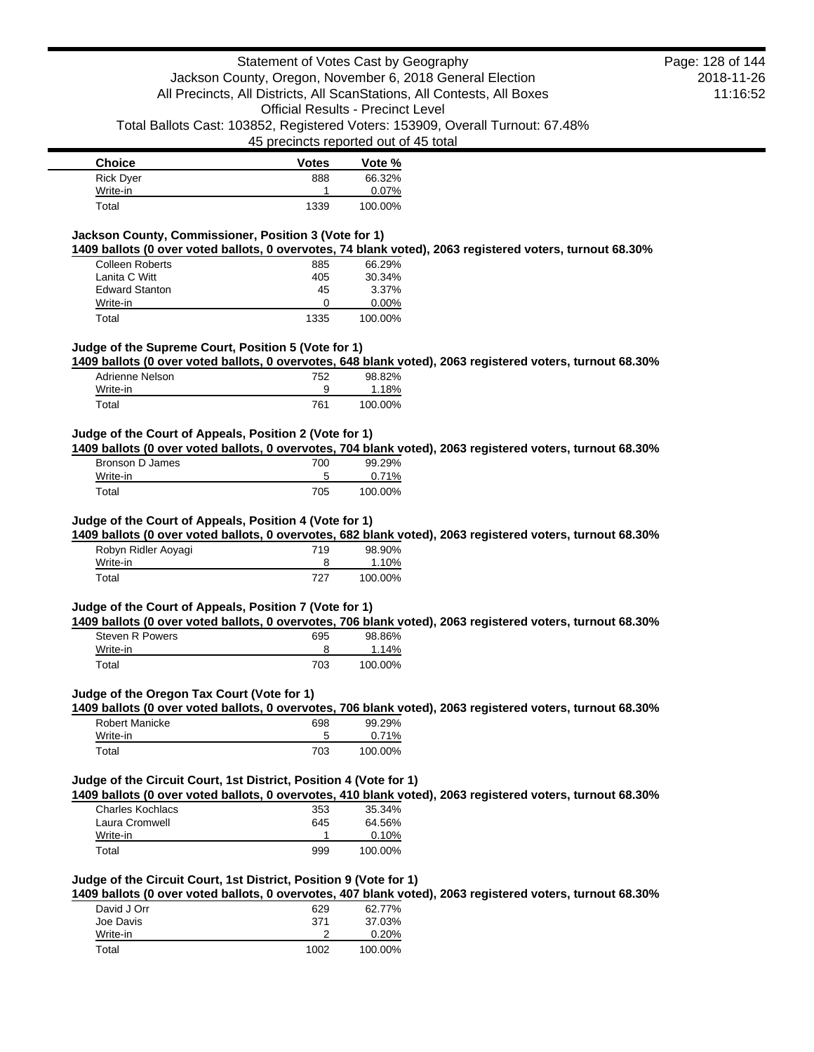| Choice | Votes | Vote % |
|---|---|---|
| Rick Dyer | 888 | 66.32% |
| Write-in | 1 | 0.07% |
| Total | 1339 | 100.00% |

### Jackson County, Commissioner, Position 3 (Vote for 1)

**1409 ballots (0 over voted ballots, 0 overvotes, 74 blank voted), 2063 registered voters, turnout 68.30%**

| Choice | Votes | Vote % |
|---|---|---|
| Colleen Roberts | 885 | 66.29% |
| Lanita C Witt | 405 | 30.34% |
| Edward Stanton | 45 | 3.37% |
| Write-in | 0 | 0.00% |
| Total | 1335 | 100.00% |

### Judge of the Supreme Court, Position 5 (Vote for 1)

**1409 ballots (0 over voted ballots, 0 overvotes, 648 blank voted), 2063 registered voters, turnout 68.30%**

| Choice | Votes | Vote % |
|---|---|---|
| Adrienne Nelson | 752 | 98.82% |
| Write-in | 9 | 1.18% |
| Total | 761 | 100.00% |

### Judge of the Court of Appeals, Position 2 (Vote for 1)

**1409 ballots (0 over voted ballots, 0 overvotes, 704 blank voted), 2063 registered voters, turnout 68.30%**

| Choice | Votes | Vote % |
|---|---|---|
| Bronson D James | 700 | 99.29% |
| Write-in | 5 | 0.71% |
| Total | 705 | 100.00% |

### Judge of the Court of Appeals, Position 4 (Vote for 1)

**1409 ballots (0 over voted ballots, 0 overvotes, 682 blank voted), 2063 registered voters, turnout 68.30%**

| Choice | Votes | Vote % |
|---|---|---|
| Robyn Ridler Aoyagi | 719 | 98.90% |
| Write-in | 8 | 1.10% |
| Total | 727 | 100.00% |

### Judge of the Court of Appeals, Position 7 (Vote for 1)

**1409 ballots (0 over voted ballots, 0 overvotes, 706 blank voted), 2063 registered voters, turnout 68.30%**

| Choice | Votes | Vote % |
|---|---|---|
| Steven R Powers | 695 | 98.86% |
| Write-in | 8 | 1.14% |
| Total | 703 | 100.00% |

### Judge of the Oregon Tax Court (Vote for 1)

**1409 ballots (0 over voted ballots, 0 overvotes, 706 blank voted), 2063 registered voters, turnout 68.30%**

| Choice | Votes | Vote % |
|---|---|---|
| Robert Manicke | 698 | 99.29% |
| Write-in | 5 | 0.71% |
| Total | 703 | 100.00% |

### Judge of the Circuit Court, 1st District, Position 4 (Vote for 1)

**1409 ballots (0 over voted ballots, 0 overvotes, 410 blank voted), 2063 registered voters, turnout 68.30%**

| Choice | Votes | Vote % |
|---|---|---|
| Charles Kochlacs | 353 | 35.34% |
| Laura Cromwell | 645 | 64.56% |
| Write-in | 1 | 0.10% |
| Total | 999 | 100.00% |

### Judge of the Circuit Court, 1st District, Position 9 (Vote for 1)

**1409 ballots (0 over voted ballots, 0 overvotes, 407 blank voted), 2063 registered voters, turnout 68.30%**

| Choice | Votes | Vote % |
|---|---|---|
| David J Orr | 629 | 62.77% |
| Joe Davis | 371 | 37.03% |
| Write-in | 2 | 0.20% |
| Total | 1002 | 100.00% |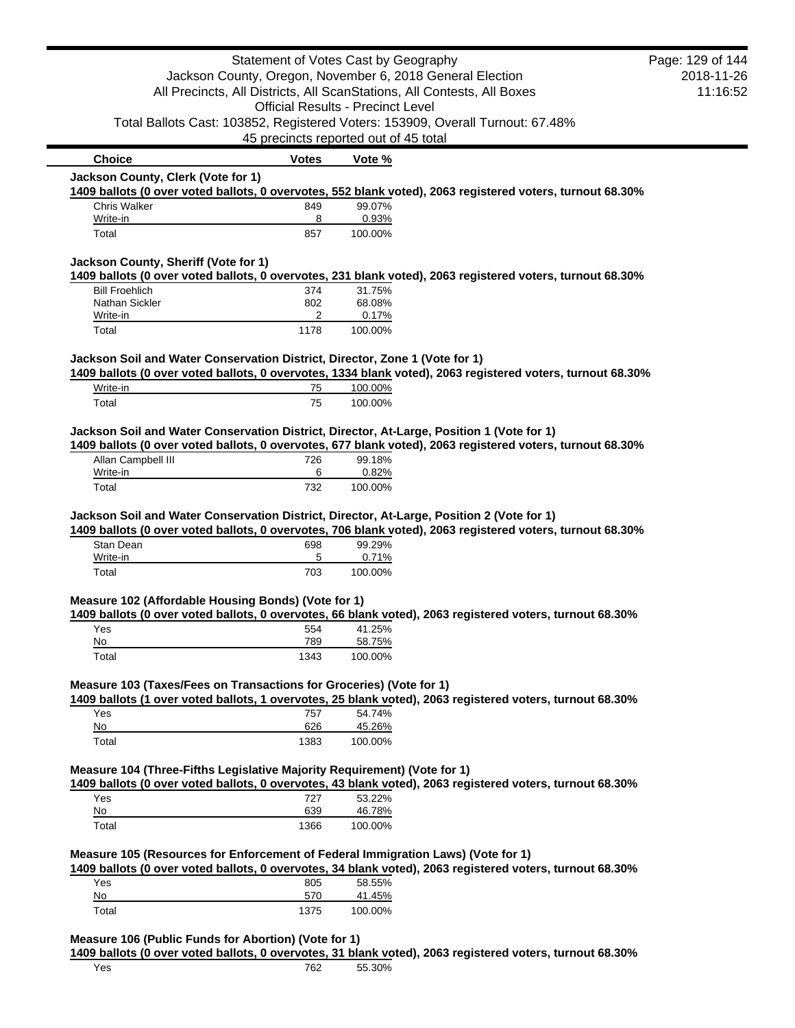| Choice | Votes | Vote % |
|---|---|---|

### Jackson County, Clerk (Vote for 1)

**1409 ballots (0 over voted ballots, 0 overvotes, 552 blank voted), 2063 registered voters, turnout 68.30%**

| Choice | Votes | Vote % |
|---|---|---|
| Chris Walker | 849 | 99.07% |
| Write-in | 8 | 0.93% |
| Total | 857 | 100.00% |

### Jackson County, Sheriff (Vote for 1)

**1409 ballots (0 over voted ballots, 0 overvotes, 231 blank voted), 2063 registered voters, turnout 68.30%**

| Choice | Votes | Vote % |
|---|---|---|
| Bill Froehlich | 374 | 31.75% |
| Nathan Sickler | 802 | 68.08% |
| Write-in | 2 | 0.17% |
| Total | 1178 | 100.00% |

### Jackson Soil and Water Conservation District, Director, Zone 1 (Vote for 1)

**1409 ballots (0 over voted ballots, 0 overvotes, 1334 blank voted), 2063 registered voters, turnout 68.30%**

| Choice | Votes | Vote % |
|---|---|---|
| Write-in | 75 | 100.00% |
| Total | 75 | 100.00% |

### Jackson Soil and Water Conservation District, Director, At-Large, Position 1 (Vote for 1)

**1409 ballots (0 over voted ballots, 0 overvotes, 677 blank voted), 2063 registered voters, turnout 68.30%**

| Choice | Votes | Vote % |
|---|---|---|
| Allan Campbell III | 726 | 99.18% |
| Write-in | 6 | 0.82% |
| Total | 732 | 100.00% |

### Jackson Soil and Water Conservation District, Director, At-Large, Position 2 (Vote for 1)

**1409 ballots (0 over voted ballots, 0 overvotes, 706 blank voted), 2063 registered voters, turnout 68.30%**

| Choice | Votes | Vote % |
|---|---|---|
| Stan Dean | 698 | 99.29% |
| Write-in | 5 | 0.71% |
| Total | 703 | 100.00% |

### Measure 102 (Affordable Housing Bonds) (Vote for 1)

**1409 ballots (0 over voted ballots, 0 overvotes, 66 blank voted), 2063 registered voters, turnout 68.30%**

| Choice | Votes | Vote % |
|---|---|---|
| Yes | 554 | 41.25% |
| No | 789 | 58.75% |
| Total | 1343 | 100.00% |

### Measure 103 (Taxes/Fees on Transactions for Groceries) (Vote for 1)

**1409 ballots (1 over voted ballots, 1 overvotes, 25 blank voted), 2063 registered voters, turnout 68.30%**

| Choice | Votes | Vote % |
|---|---|---|
| Yes | 757 | 54.74% |
| No | 626 | 45.26% |
| Total | 1383 | 100.00% |

### Measure 104 (Three-Fifths Legislative Majority Requirement) (Vote for 1)

**1409 ballots (0 over voted ballots, 0 overvotes, 43 blank voted), 2063 registered voters, turnout 68.30%**

| Choice | Votes | Vote % |
|---|---|---|
| Yes | 727 | 53.22% |
| No | 639 | 46.78% |
| Total | 1366 | 100.00% |

### Measure 105 (Resources for Enforcement of Federal Immigration Laws) (Vote for 1)

**1409 ballots (0 over voted ballots, 0 overvotes, 34 blank voted), 2063 registered voters, turnout 68.30%**

| Choice | Votes | Vote % |
|---|---|---|
| Yes | 805 | 58.55% |
| No | 570 | 41.45% |
| Total | 1375 | 100.00% |

### Measure 106 (Public Funds for Abortion) (Vote for 1)

**1409 ballots (0 over voted ballots, 0 overvotes, 31 blank voted), 2063 registered voters, turnout 68.30%**

| Choice | Votes | Vote % |
|---|---|---|
| Yes | 762 | 55.30% |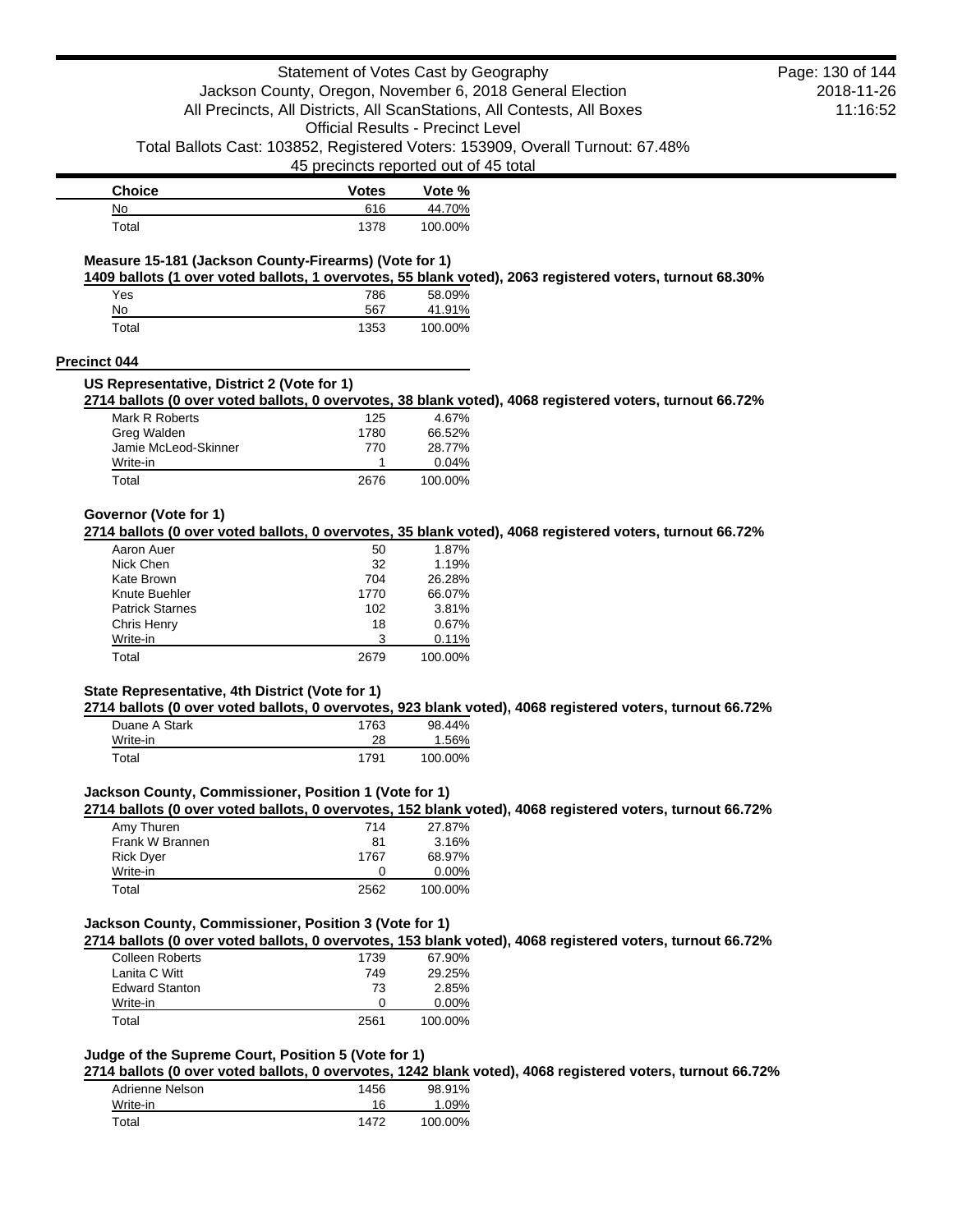| Choice | Votes | Vote % |
|---|---|---|
| No | 616 | 44.70% |
| Total | 1378 | 100.00% |

### Measure 15-181 (Jackson County-Firearms) (Vote for 1)

**1409 ballots (1 over voted ballots, 1 overvotes, 55 blank voted), 2063 registered voters, turnout 68.30%**

| Choice | Votes | Vote % |
|---|---|---|
| Yes | 786 | 58.09% |
| No | 567 | 41.91% |
| Total | 1353 | 100.00% |

## Precinct 044

### US Representative, District 2 (Vote for 1)

**2714 ballots (0 over voted ballots, 0 overvotes, 38 blank voted), 4068 registered voters, turnout 66.72%**

| Choice | Votes | Vote % |
|---|---|---|
| Mark R Roberts | 125 | 4.67% |
| Greg Walden | 1780 | 66.52% |
| Jamie McLeod-Skinner | 770 | 28.77% |
| Write-in | 1 | 0.04% |
| Total | 2676 | 100.00% |

### Governor (Vote for 1)

**2714 ballots (0 over voted ballots, 0 overvotes, 35 blank voted), 4068 registered voters, turnout 66.72%**

| Choice | Votes | Vote % |
|---|---|---|
| Aaron Auer | 50 | 1.87% |
| Nick Chen | 32 | 1.19% |
| Kate Brown | 704 | 26.28% |
| Knute Buehler | 1770 | 66.07% |
| Patrick Starnes | 102 | 3.81% |
| Chris Henry | 18 | 0.67% |
| Write-in | 3 | 0.11% |
| Total | 2679 | 100.00% |

### State Representative, 4th District (Vote for 1)

**2714 ballots (0 over voted ballots, 0 overvotes, 923 blank voted), 4068 registered voters, turnout 66.72%**

| Choice | Votes | Vote % |
|---|---|---|
| Duane A Stark | 1763 | 98.44% |
| Write-in | 28 | 1.56% |
| Total | 1791 | 100.00% |

### Jackson County, Commissioner, Position 1 (Vote for 1)

**2714 ballots (0 over voted ballots, 0 overvotes, 152 blank voted), 4068 registered voters, turnout 66.72%**

| Choice | Votes | Vote % |
|---|---|---|
| Amy Thuren | 714 | 27.87% |
| Frank W Brannen | 81 | 3.16% |
| Rick Dyer | 1767 | 68.97% |
| Write-in | 0 | 0.00% |
| Total | 2562 | 100.00% |

### Jackson County, Commissioner, Position 3 (Vote for 1)

**2714 ballots (0 over voted ballots, 0 overvotes, 153 blank voted), 4068 registered voters, turnout 66.72%**

| Choice | Votes | Vote % |
|---|---|---|
| Colleen Roberts | 1739 | 67.90% |
| Lanita C Witt | 749 | 29.25% |
| Edward Stanton | 73 | 2.85% |
| Write-in | 0 | 0.00% |
| Total | 2561 | 100.00% |

### Judge of the Supreme Court, Position 5 (Vote for 1)

**2714 ballots (0 over voted ballots, 0 overvotes, 1242 blank voted), 4068 registered voters, turnout 66.72%**

| Choice | Votes | Vote % |
|---|---|---|
| Adrienne Nelson | 1456 | 98.91% |
| Write-in | 16 | 1.09% |
| Total | 1472 | 100.00% |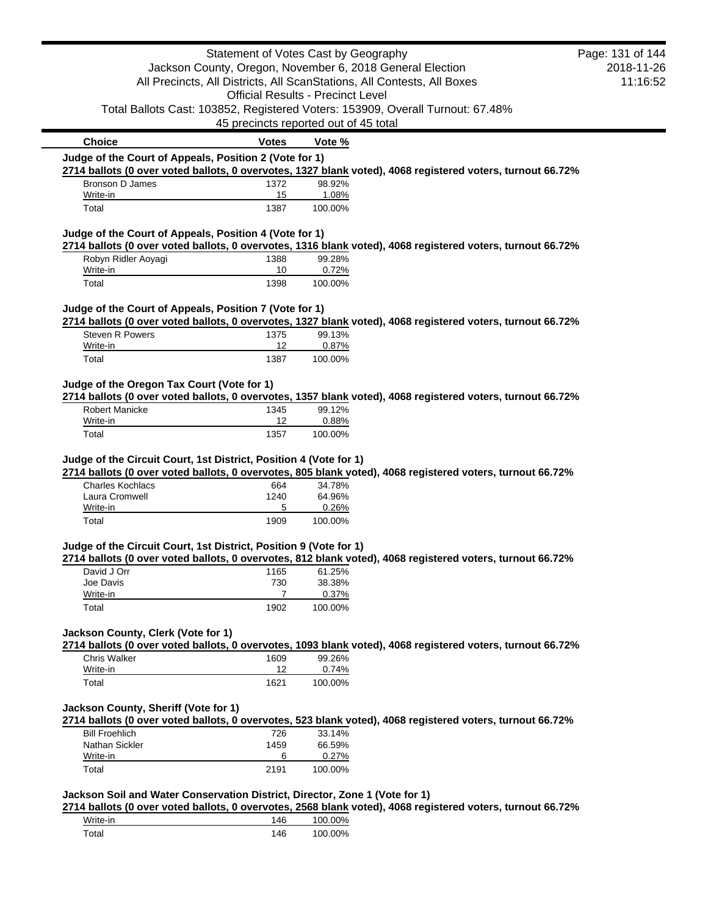Statement of Votes Cast by Geography
Jackson County, Oregon, November 6, 2018 General Election
All Precincts, All Districts, All ScanStations, All Contests, All Boxes
Official Results - Precinct Level
Total Ballots Cast: 103852, Registered Voters: 153909, Overall Turnout: 67.48%
45 precincts reported out of 45 total

2018-11-26
11:16:52

### Judge of the Court of Appeals, Position 2 (Vote for 1)

**2714 ballots (0 over voted ballots, 0 overvotes, 1327 blank voted), 4068 registered voters, turnout 66.72%**

| Choice | Votes | Vote % |
|---|---|---|
| Bronson D James | 1372 | 98.92% |
| Write-in | 15 | 1.08% |
| Total | 1387 | 100.00% |

### Judge of the Court of Appeals, Position 4 (Vote for 1)

**2714 ballots (0 over voted ballots, 0 overvotes, 1316 blank voted), 4068 registered voters, turnout 66.72%**

| Choice | Votes | Vote % |
|---|---|---|
| Robyn Ridler Aoyagi | 1388 | 99.28% |
| Write-in | 10 | 0.72% |
| Total | 1398 | 100.00% |

### Judge of the Court of Appeals, Position 7 (Vote for 1)

**2714 ballots (0 over voted ballots, 0 overvotes, 1327 blank voted), 4068 registered voters, turnout 66.72%**

| Choice | Votes | Vote % |
|---|---|---|
| Steven R Powers | 1375 | 99.13% |
| Write-in | 12 | 0.87% |
| Total | 1387 | 100.00% |

### Judge of the Oregon Tax Court (Vote for 1)

**2714 ballots (0 over voted ballots, 0 overvotes, 1357 blank voted), 4068 registered voters, turnout 66.72%**

| Choice | Votes | Vote % |
|---|---|---|
| Robert Manicke | 1345 | 99.12% |
| Write-in | 12 | 0.88% |
| Total | 1357 | 100.00% |

### Judge of the Circuit Court, 1st District, Position 4 (Vote for 1)

**2714 ballots (0 over voted ballots, 0 overvotes, 805 blank voted), 4068 registered voters, turnout 66.72%**

| Choice | Votes | Vote % |
|---|---|---|
| Charles Kochlacs | 664 | 34.78% |
| Laura Cromwell | 1240 | 64.96% |
| Write-in | 5 | 0.26% |
| Total | 1909 | 100.00% |

### Judge of the Circuit Court, 1st District, Position 9 (Vote for 1)

**2714 ballots (0 over voted ballots, 0 overvotes, 812 blank voted), 4068 registered voters, turnout 66.72%**

| Choice | Votes | Vote % |
|---|---|---|
| David J Orr | 1165 | 61.25% |
| Joe Davis | 730 | 38.38% |
| Write-in | 7 | 0.37% |
| Total | 1902 | 100.00% |

### Jackson County, Clerk (Vote for 1)

**2714 ballots (0 over voted ballots, 0 overvotes, 1093 blank voted), 4068 registered voters, turnout 66.72%**

| Choice | Votes | Vote % |
|---|---|---|
| Chris Walker | 1609 | 99.26% |
| Write-in | 12 | 0.74% |
| Total | 1621 | 100.00% |

### Jackson County, Sheriff (Vote for 1)

**2714 ballots (0 over voted ballots, 0 overvotes, 523 blank voted), 4068 registered voters, turnout 66.72%**

| Choice | Votes | Vote % |
|---|---|---|
| Bill Froehlich | 726 | 33.14% |
| Nathan Sickler | 1459 | 66.59% |
| Write-in | 6 | 0.27% |
| Total | 2191 | 100.00% |

### Jackson Soil and Water Conservation District, Director, Zone 1 (Vote for 1)

**2714 ballots (0 over voted ballots, 0 overvotes, 2568 blank voted), 4068 registered voters, turnout 66.72%**

| Choice | Votes | Vote % |
|---|---|---|
| Write-in | 146 | 100.00% |
| Total | 146 | 100.00% |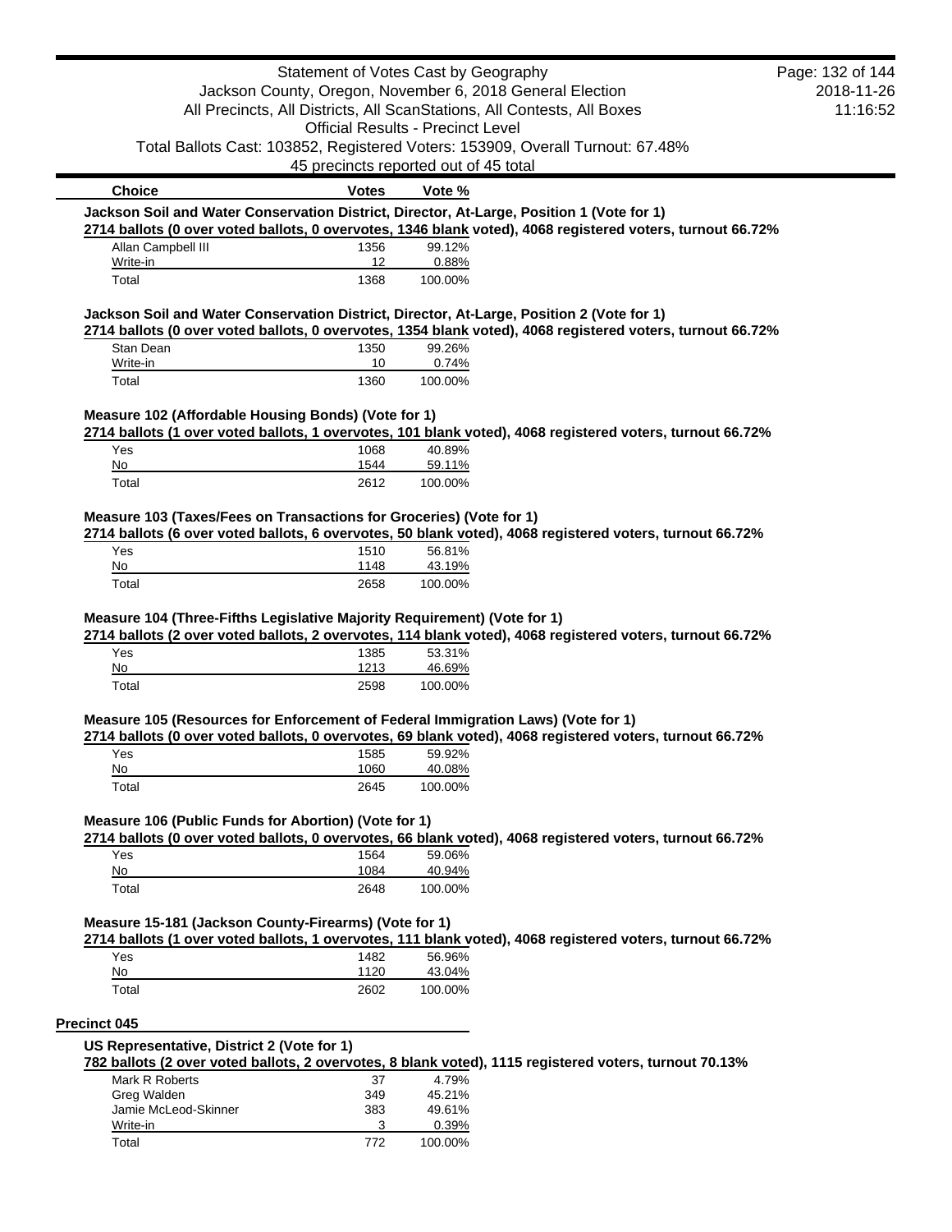Statement of Votes Cast by Geography
Jackson County, Oregon, November 6, 2018 General Election
All Precincts, All Districts, All ScanStations, All Contests, All Boxes
Official Results - Precinct Level
Total Ballots Cast: 103852, Registered Voters: 153909, Overall Turnout: 67.48%
45 precincts reported out of 45 total

2018-11-26
11:16:52

### Jackson Soil and Water Conservation District, Director, At-Large, Position 1 (Vote for 1)

**2714 ballots (0 over voted ballots, 0 overvotes, 1346 blank voted), 4068 registered voters, turnout 66.72%**

| Choice | Votes | Vote % |
|---|---|---|
| Allan Campbell III | 1356 | 99.12% |
| Write-in | 12 | 0.88% |
| Total | 1368 | 100.00% |

### Jackson Soil and Water Conservation District, Director, At-Large, Position 2 (Vote for 1)

**2714 ballots (0 over voted ballots, 0 overvotes, 1354 blank voted), 4068 registered voters, turnout 66.72%**

| Choice | Votes | Vote % |
|---|---|---|
| Stan Dean | 1350 | 99.26% |
| Write-in | 10 | 0.74% |
| Total | 1360 | 100.00% |

### Measure 102 (Affordable Housing Bonds) (Vote for 1)

**2714 ballots (1 over voted ballots, 1 overvotes, 101 blank voted), 4068 registered voters, turnout 66.72%**

| Choice | Votes | Vote % |
|---|---|---|
| Yes | 1068 | 40.89% |
| No | 1544 | 59.11% |
| Total | 2612 | 100.00% |

### Measure 103 (Taxes/Fees on Transactions for Groceries) (Vote for 1)

**2714 ballots (6 over voted ballots, 6 overvotes, 50 blank voted), 4068 registered voters, turnout 66.72%**

| Choice | Votes | Vote % |
|---|---|---|
| Yes | 1510 | 56.81% |
| No | 1148 | 43.19% |
| Total | 2658 | 100.00% |

### Measure 104 (Three-Fifths Legislative Majority Requirement) (Vote for 1)

**2714 ballots (2 over voted ballots, 2 overvotes, 114 blank voted), 4068 registered voters, turnout 66.72%**

| Choice | Votes | Vote % |
|---|---|---|
| Yes | 1385 | 53.31% |
| No | 1213 | 46.69% |
| Total | 2598 | 100.00% |

### Measure 105 (Resources for Enforcement of Federal Immigration Laws) (Vote for 1)

**2714 ballots (0 over voted ballots, 0 overvotes, 69 blank voted), 4068 registered voters, turnout 66.72%**

| Choice | Votes | Vote % |
|---|---|---|
| Yes | 1585 | 59.92% |
| No | 1060 | 40.08% |
| Total | 2645 | 100.00% |

### Measure 106 (Public Funds for Abortion) (Vote for 1)

**2714 ballots (0 over voted ballots, 0 overvotes, 66 blank voted), 4068 registered voters, turnout 66.72%**

| Choice | Votes | Vote % |
|---|---|---|
| Yes | 1564 | 59.06% |
| No | 1084 | 40.94% |
| Total | 2648 | 100.00% |

### Measure 15-181 (Jackson County-Firearms) (Vote for 1)

**2714 ballots (1 over voted ballots, 1 overvotes, 111 blank voted), 4068 registered voters, turnout 66.72%**

| Choice | Votes | Vote % |
|---|---|---|
| Yes | 1482 | 56.96% |
| No | 1120 | 43.04% |
| Total | 2602 | 100.00% |

## Precinct 045

### US Representative, District 2 (Vote for 1)

**782 ballots (2 over voted ballots, 2 overvotes, 8 blank voted), 1115 registered voters, turnout 70.13%**

| Choice | Votes | Vote % |
|---|---|---|
| Mark R Roberts | 37 | 4.79% |
| Greg Walden | 349 | 45.21% |
| Jamie McLeod-Skinner | 383 | 49.61% |
| Write-in | 3 | 0.39% |
| Total | 772 | 100.00% |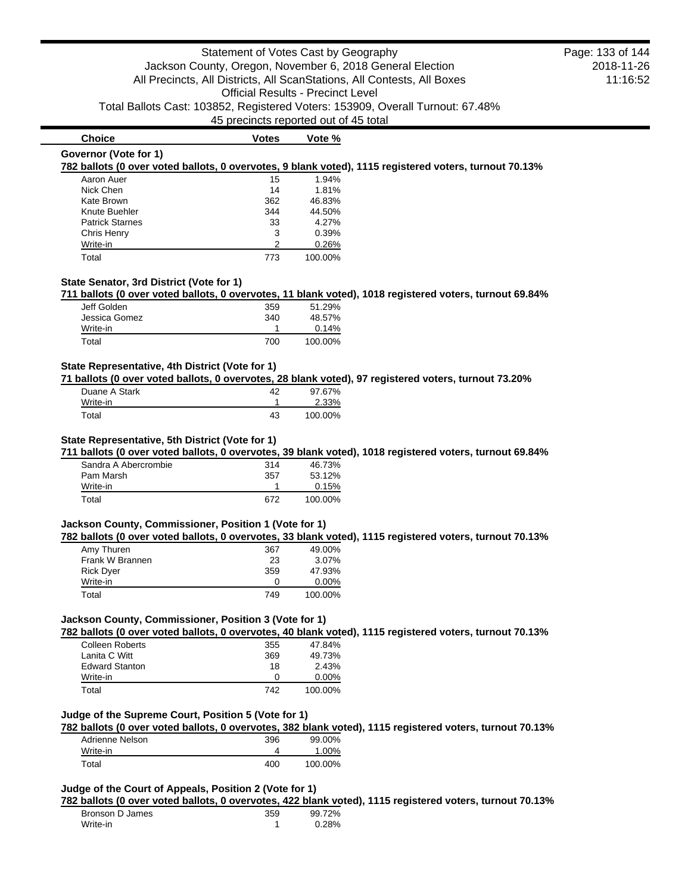Statement of Votes Cast by Geography

Jackson County, Oregon, November 6, 2018 General Election

All Precincts, All Districts, All ScanStations, All Contests, All Boxes

Official Results - Precinct Level

Total Ballots Cast: 103852, Registered Voters: 153909, Overall Turnout: 67.48%

45 precincts reported out of 45 total

2018-11-26 11:16:52

| Choice | Votes | Vote % |
|---|---|---|

### Governor (Vote for 1)

**782 ballots (0 over voted ballots, 0 overvotes, 9 blank voted), 1115 registered voters, turnout 70.13%**

| Choice | Votes | Vote % |
|---|---|---|
| Aaron Auer | 15 | 1.94% |
| Nick Chen | 14 | 1.81% |
| Kate Brown | 362 | 46.83% |
| Knute Buehler | 344 | 44.50% |
| Patrick Starnes | 33 | 4.27% |
| Chris Henry | 3 | 0.39% |
| Write-in | 2 | 0.26% |
| Total | 773 | 100.00% |

### State Senator, 3rd District (Vote for 1)

**711 ballots (0 over voted ballots, 0 overvotes, 11 blank voted), 1018 registered voters, turnout 69.84%**

| Choice | Votes | Vote % |
|---|---|---|
| Jeff Golden | 359 | 51.29% |
| Jessica Gomez | 340 | 48.57% |
| Write-in | 1 | 0.14% |
| Total | 700 | 100.00% |

### State Representative, 4th District (Vote for 1)

**71 ballots (0 over voted ballots, 0 overvotes, 28 blank voted), 97 registered voters, turnout 73.20%**

| Choice | Votes | Vote % |
|---|---|---|
| Duane A Stark | 42 | 97.67% |
| Write-in | 1 | 2.33% |
| Total | 43 | 100.00% |

### State Representative, 5th District (Vote for 1)

**711 ballots (0 over voted ballots, 0 overvotes, 39 blank voted), 1018 registered voters, turnout 69.84%**

| Choice | Votes | Vote % |
|---|---|---|
| Sandra A Abercrombie | 314 | 46.73% |
| Pam Marsh | 357 | 53.12% |
| Write-in | 1 | 0.15% |
| Total | 672 | 100.00% |

### Jackson County, Commissioner, Position 1 (Vote for 1)

**782 ballots (0 over voted ballots, 0 overvotes, 33 blank voted), 1115 registered voters, turnout 70.13%**

| Choice | Votes | Vote % |
|---|---|---|
| Amy Thuren | 367 | 49.00% |
| Frank W Brannen | 23 | 3.07% |
| Rick Dyer | 359 | 47.93% |
| Write-in | 0 | 0.00% |
| Total | 749 | 100.00% |

### Jackson County, Commissioner, Position 3 (Vote for 1)

**782 ballots (0 over voted ballots, 0 overvotes, 40 blank voted), 1115 registered voters, turnout 70.13%**

| Choice | Votes | Vote % |
|---|---|---|
| Colleen Roberts | 355 | 47.84% |
| Lanita C Witt | 369 | 49.73% |
| Edward Stanton | 18 | 2.43% |
| Write-in | 0 | 0.00% |
| Total | 742 | 100.00% |

### Judge of the Supreme Court, Position 5 (Vote for 1)

**782 ballots (0 over voted ballots, 0 overvotes, 382 blank voted), 1115 registered voters, turnout 70.13%**

| Choice | Votes | Vote % |
|---|---|---|
| Adrienne Nelson | 396 | 99.00% |
| Write-in | 4 | 1.00% |
| Total | 400 | 100.00% |

### Judge of the Court of Appeals, Position 2 (Vote for 1)

**782 ballots (0 over voted ballots, 0 overvotes, 422 blank voted), 1115 registered voters, turnout 70.13%**

| Choice | Votes | Vote % |
|---|---|---|
| Bronson D James | 359 | 99.72% |
| Write-in | 1 | 0.28% |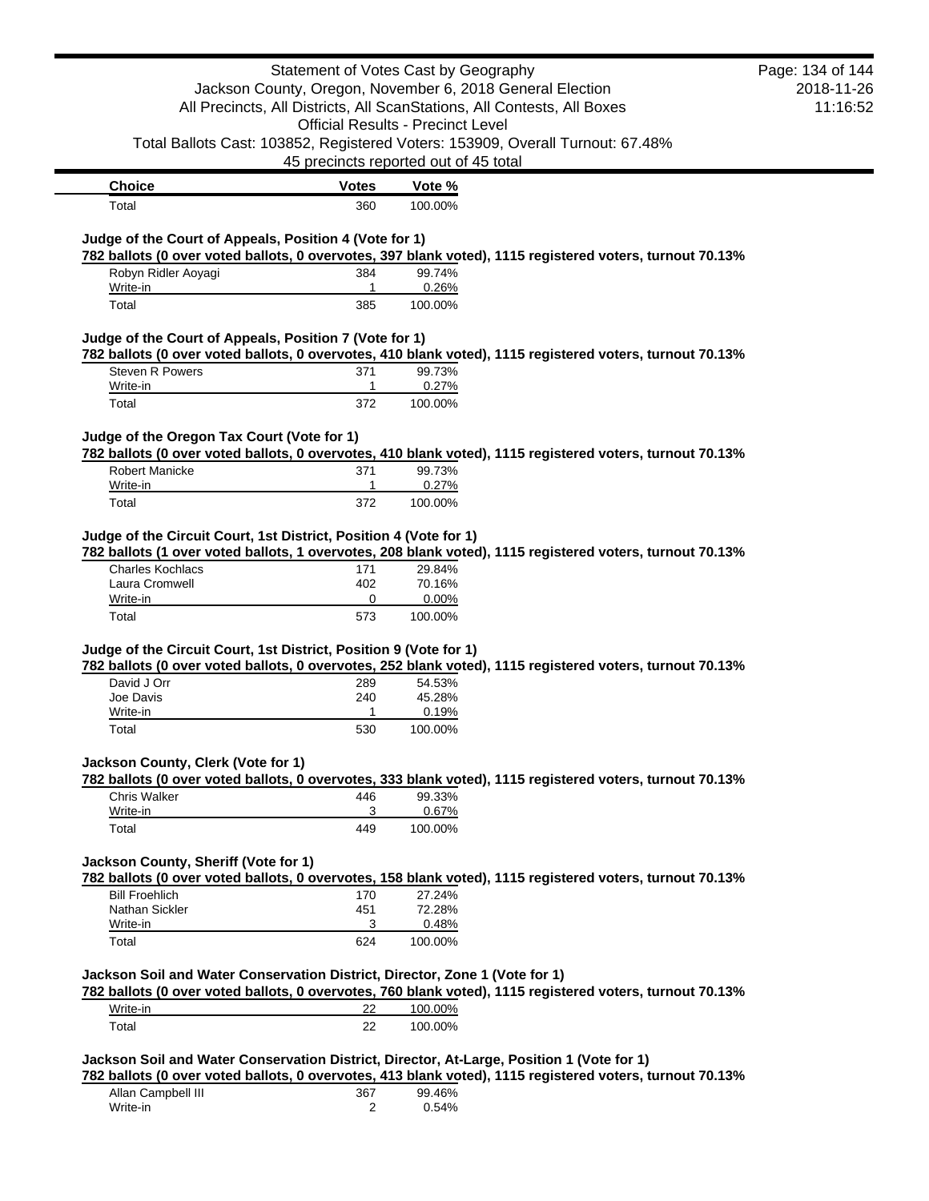| Choice | Votes | Vote % |
| --- | --- | --- |
| Total | 360 | 100.00% |

### Judge of the Court of Appeals, Position 4 (Vote for 1)

**782 ballots (0 over voted ballots, 0 overvotes, 397 blank voted), 1115 registered voters, turnout 70.13%**

| Choice | Votes | Vote % |
| --- | --- | --- |
| Robyn Ridler Aoyagi | 384 | 99.74% |
| Write-in | 1 | 0.26% |
| Total | 385 | 100.00% |

### Judge of the Court of Appeals, Position 7 (Vote for 1)

**782 ballots (0 over voted ballots, 0 overvotes, 410 blank voted), 1115 registered voters, turnout 70.13%**

| Choice | Votes | Vote % |
| --- | --- | --- |
| Steven R Powers | 371 | 99.73% |
| Write-in | 1 | 0.27% |
| Total | 372 | 100.00% |

### Judge of the Oregon Tax Court (Vote for 1)

**782 ballots (0 over voted ballots, 0 overvotes, 410 blank voted), 1115 registered voters, turnout 70.13%**

| Choice | Votes | Vote % |
| --- | --- | --- |
| Robert Manicke | 371 | 99.73% |
| Write-in | 1 | 0.27% |
| Total | 372 | 100.00% |

### Judge of the Circuit Court, 1st District, Position 4 (Vote for 1)

**782 ballots (1 over voted ballots, 1 overvotes, 208 blank voted), 1115 registered voters, turnout 70.13%**

| Choice | Votes | Vote % |
| --- | --- | --- |
| Charles Kochlacs | 171 | 29.84% |
| Laura Cromwell | 402 | 70.16% |
| Write-in | 0 | 0.00% |
| Total | 573 | 100.00% |

### Judge of the Circuit Court, 1st District, Position 9 (Vote for 1)

**782 ballots (0 over voted ballots, 0 overvotes, 252 blank voted), 1115 registered voters, turnout 70.13%**

| Choice | Votes | Vote % |
| --- | --- | --- |
| David J Orr | 289 | 54.53% |
| Joe Davis | 240 | 45.28% |
| Write-in | 1 | 0.19% |
| Total | 530 | 100.00% |

### Jackson County, Clerk (Vote for 1)

**782 ballots (0 over voted ballots, 0 overvotes, 333 blank voted), 1115 registered voters, turnout 70.13%**

| Choice | Votes | Vote % |
| --- | --- | --- |
| Chris Walker | 446 | 99.33% |
| Write-in | 3 | 0.67% |
| Total | 449 | 100.00% |

### Jackson County, Sheriff (Vote for 1)

**782 ballots (0 over voted ballots, 0 overvotes, 158 blank voted), 1115 registered voters, turnout 70.13%**

| Choice | Votes | Vote % |
| --- | --- | --- |
| Bill Froehlich | 170 | 27.24% |
| Nathan Sickler | 451 | 72.28% |
| Write-in | 3 | 0.48% |
| Total | 624 | 100.00% |

### Jackson Soil and Water Conservation District, Director, Zone 1 (Vote for 1)

**782 ballots (0 over voted ballots, 0 overvotes, 760 blank voted), 1115 registered voters, turnout 70.13%**

| Choice | Votes | Vote % |
| --- | --- | --- |
| Write-in | 22 | 100.00% |
| Total | 22 | 100.00% |

### Jackson Soil and Water Conservation District, Director, At-Large, Position 1 (Vote for 1)

**782 ballots (0 over voted ballots, 0 overvotes, 413 blank voted), 1115 registered voters, turnout 70.13%**

| Choice | Votes | Vote % |
| --- | --- | --- |
| Allan Campbell III | 367 | 99.46% |
| Write-in | 2 | 0.54% |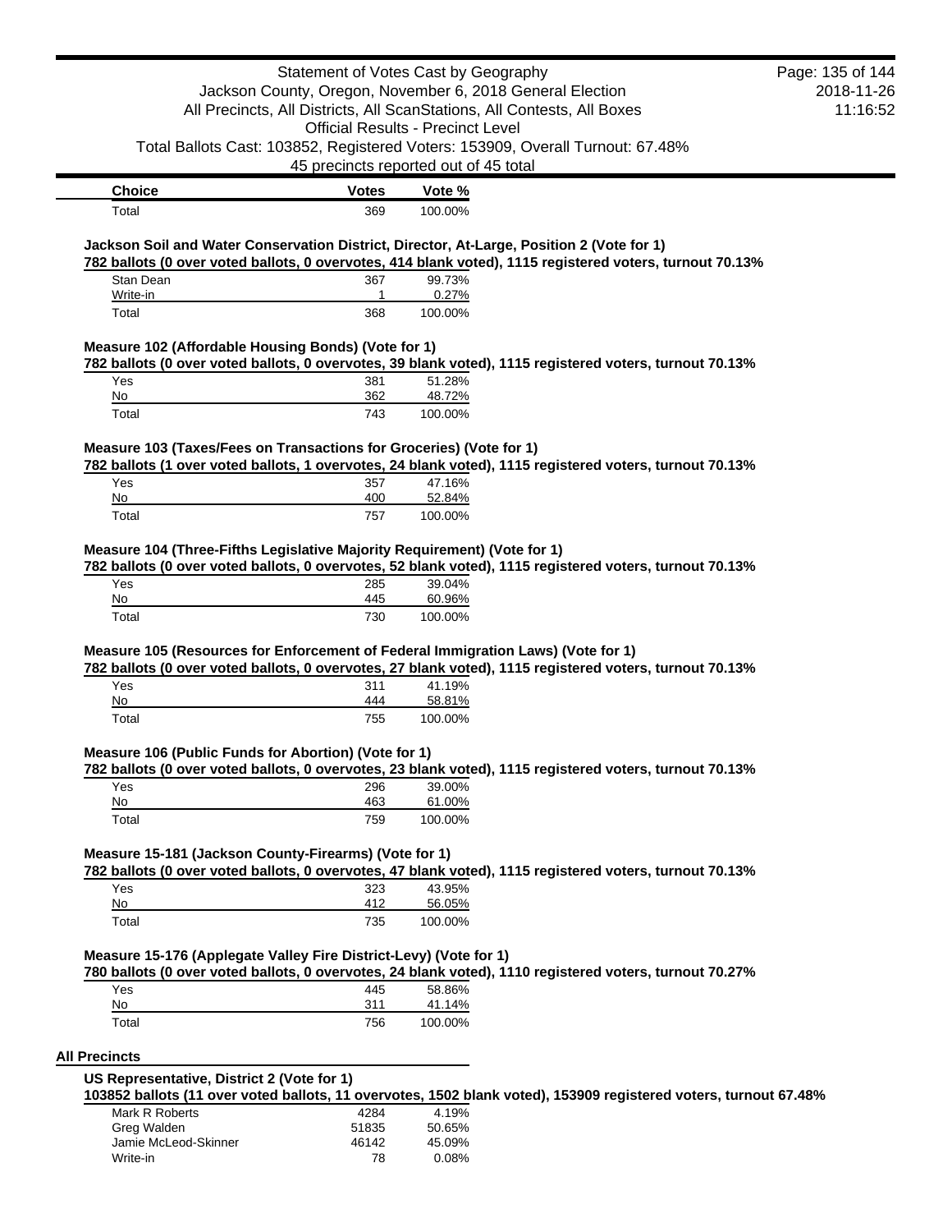| Choice | Votes | Vote % |
| --- | --- | --- |
| Total | 369 | 100.00% |

**Jackson Soil and Water Conservation District, Director, At-Large, Position 2 (Vote for 1)**

**782 ballots (0 over voted ballots, 0 overvotes, 414 blank voted), 1115 registered voters, turnout 70.13%**

| Choice | Votes | Vote % |
| --- | --- | --- |
| Stan Dean | 367 | 99.73% |
| Write-in | 1 | 0.27% |
| Total | 368 | 100.00% |

**Measure 102 (Affordable Housing Bonds) (Vote for 1)**

**782 ballots (0 over voted ballots, 0 overvotes, 39 blank voted), 1115 registered voters, turnout 70.13%**

| Choice | Votes | Vote % |
| --- | --- | --- |
| Yes | 381 | 51.28% |
| No | 362 | 48.72% |
| Total | 743 | 100.00% |

**Measure 103 (Taxes/Fees on Transactions for Groceries) (Vote for 1)**

**782 ballots (1 over voted ballots, 1 overvotes, 24 blank voted), 1115 registered voters, turnout 70.13%**

| Choice | Votes | Vote % |
| --- | --- | --- |
| Yes | 357 | 47.16% |
| No | 400 | 52.84% |
| Total | 757 | 100.00% |

**Measure 104 (Three-Fifths Legislative Majority Requirement) (Vote for 1)**

**782 ballots (0 over voted ballots, 0 overvotes, 52 blank voted), 1115 registered voters, turnout 70.13%**

| Choice | Votes | Vote % |
| --- | --- | --- |
| Yes | 285 | 39.04% |
| No | 445 | 60.96% |
| Total | 730 | 100.00% |

**Measure 105 (Resources for Enforcement of Federal Immigration Laws) (Vote for 1)**

**782 ballots (0 over voted ballots, 0 overvotes, 27 blank voted), 1115 registered voters, turnout 70.13%**

| Choice | Votes | Vote % |
| --- | --- | --- |
| Yes | 311 | 41.19% |
| No | 444 | 58.81% |
| Total | 755 | 100.00% |

**Measure 106 (Public Funds for Abortion) (Vote for 1)**

**782 ballots (0 over voted ballots, 0 overvotes, 23 blank voted), 1115 registered voters, turnout 70.13%**

| Choice | Votes | Vote % |
| --- | --- | --- |
| Yes | 296 | 39.00% |
| No | 463 | 61.00% |
| Total | 759 | 100.00% |

**Measure 15-181 (Jackson County-Firearms) (Vote for 1)**

**782 ballots (0 over voted ballots, 0 overvotes, 47 blank voted), 1115 registered voters, turnout 70.13%**

| Choice | Votes | Vote % |
| --- | --- | --- |
| Yes | 323 | 43.95% |
| No | 412 | 56.05% |
| Total | 735 | 100.00% |

**Measure 15-176 (Applegate Valley Fire District-Levy) (Vote for 1)**

**780 ballots (0 over voted ballots, 0 overvotes, 24 blank voted), 1110 registered voters, turnout 70.27%**

| Choice | Votes | Vote % |
| --- | --- | --- |
| Yes | 445 | 58.86% |
| No | 311 | 41.14% |
| Total | 756 | 100.00% |

## All Precincts

**US Representative, District 2 (Vote for 1)**

**103852 ballots (11 over voted ballots, 11 overvotes, 1502 blank voted), 153909 registered voters, turnout 67.48%**

| Choice | Votes | Vote % |
| --- | --- | --- |
| Mark R Roberts | 4284 | 4.19% |
| Greg Walden | 51835 | 50.65% |
| Jamie McLeod-Skinner | 46142 | 45.09% |
| Write-in | 78 | 0.08% |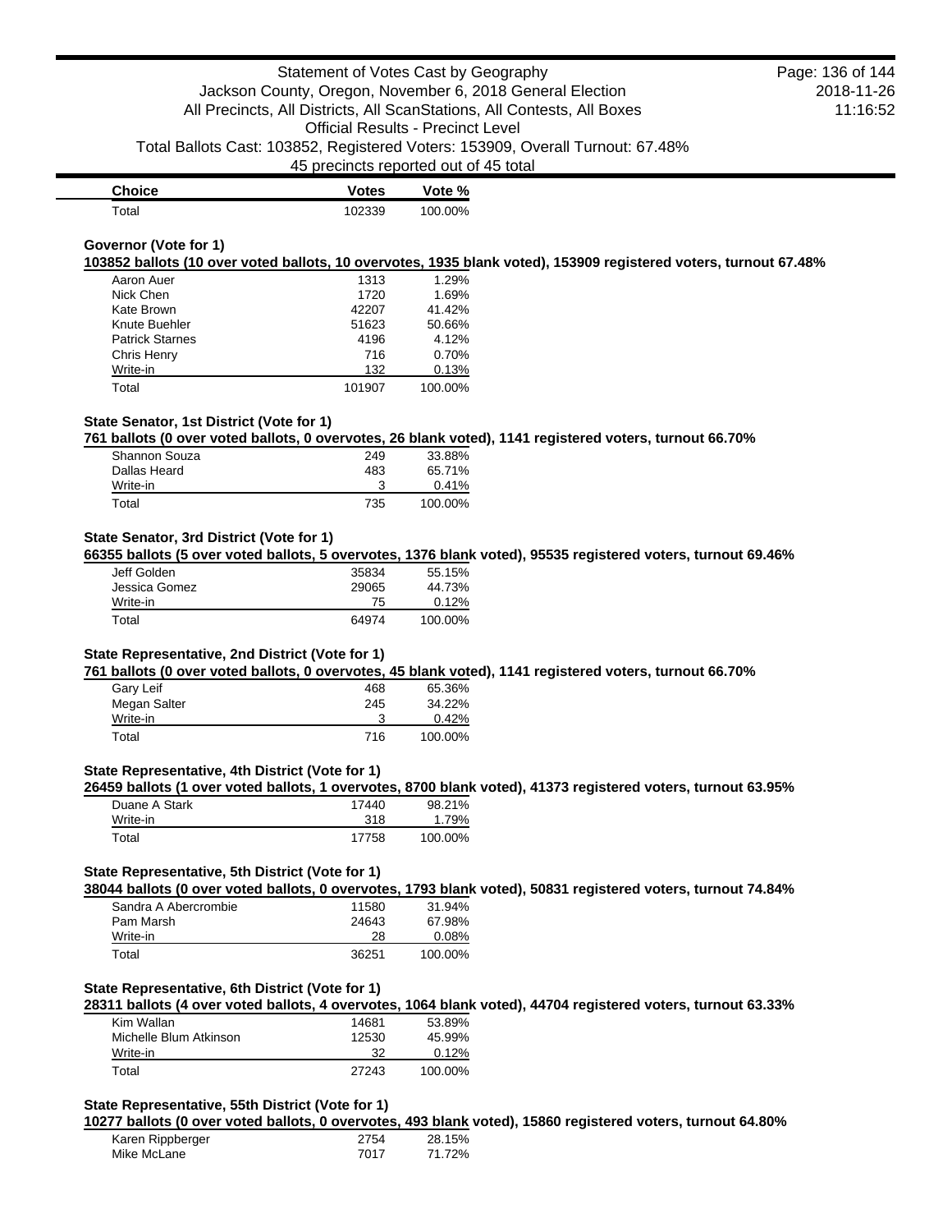| Choice | Votes | Vote % |
|---|---|---|
| Total | 102339 | 100.00% |

### Governor (Vote for 1)

**103852 ballots (10 over voted ballots, 10 overvotes, 1935 blank voted), 153909 registered voters, turnout 67.48%**

| Choice | Votes | Vote % |
|---|---|---|
| Aaron Auer | 1313 | 1.29% |
| Nick Chen | 1720 | 1.69% |
| Kate Brown | 42207 | 41.42% |
| Knute Buehler | 51623 | 50.66% |
| Patrick Starnes | 4196 | 4.12% |
| Chris Henry | 716 | 0.70% |
| Write-in | 132 | 0.13% |
| Total | 101907 | 100.00% |

### State Senator, 1st District (Vote for 1)

**761 ballots (0 over voted ballots, 0 overvotes, 26 blank voted), 1141 registered voters, turnout 66.70%**

| Choice | Votes | Vote % |
|---|---|---|
| Shannon Souza | 249 | 33.88% |
| Dallas Heard | 483 | 65.71% |
| Write-in | 3 | 0.41% |
| Total | 735 | 100.00% |

### State Senator, 3rd District (Vote for 1)

**66355 ballots (5 over voted ballots, 5 overvotes, 1376 blank voted), 95535 registered voters, turnout 69.46%**

| Choice | Votes | Vote % |
|---|---|---|
| Jeff Golden | 35834 | 55.15% |
| Jessica Gomez | 29065 | 44.73% |
| Write-in | 75 | 0.12% |
| Total | 64974 | 100.00% |

### State Representative, 2nd District (Vote for 1)

**761 ballots (0 over voted ballots, 0 overvotes, 45 blank voted), 1141 registered voters, turnout 66.70%**

| Choice | Votes | Vote % |
|---|---|---|
| Gary Leif | 468 | 65.36% |
| Megan Salter | 245 | 34.22% |
| Write-in | 3 | 0.42% |
| Total | 716 | 100.00% |

### State Representative, 4th District (Vote for 1)

**26459 ballots (1 over voted ballots, 1 overvotes, 8700 blank voted), 41373 registered voters, turnout 63.95%**

| Choice | Votes | Vote % |
|---|---|---|
| Duane A Stark | 17440 | 98.21% |
| Write-in | 318 | 1.79% |
| Total | 17758 | 100.00% |

### State Representative, 5th District (Vote for 1)

**38044 ballots (0 over voted ballots, 0 overvotes, 1793 blank voted), 50831 registered voters, turnout 74.84%**

| Choice | Votes | Vote % |
|---|---|---|
| Sandra A Abercrombie | 11580 | 31.94% |
| Pam Marsh | 24643 | 67.98% |
| Write-in | 28 | 0.08% |
| Total | 36251 | 100.00% |

### State Representative, 6th District (Vote for 1)

**28311 ballots (4 over voted ballots, 4 overvotes, 1064 blank voted), 44704 registered voters, turnout 63.33%**

| Choice | Votes | Vote % |
|---|---|---|
| Kim Wallan | 14681 | 53.89% |
| Michelle Blum Atkinson | 12530 | 45.99% |
| Write-in | 32 | 0.12% |
| Total | 27243 | 100.00% |

### State Representative, 55th District (Vote for 1)

**10277 ballots (0 over voted ballots, 0 overvotes, 493 blank voted), 15860 registered voters, turnout 64.80%**

| Choice | Votes | Vote % |
|---|---|---|
| Karen Rippberger | 2754 | 28.15% |
| Mike McLane | 7017 | 71.72% |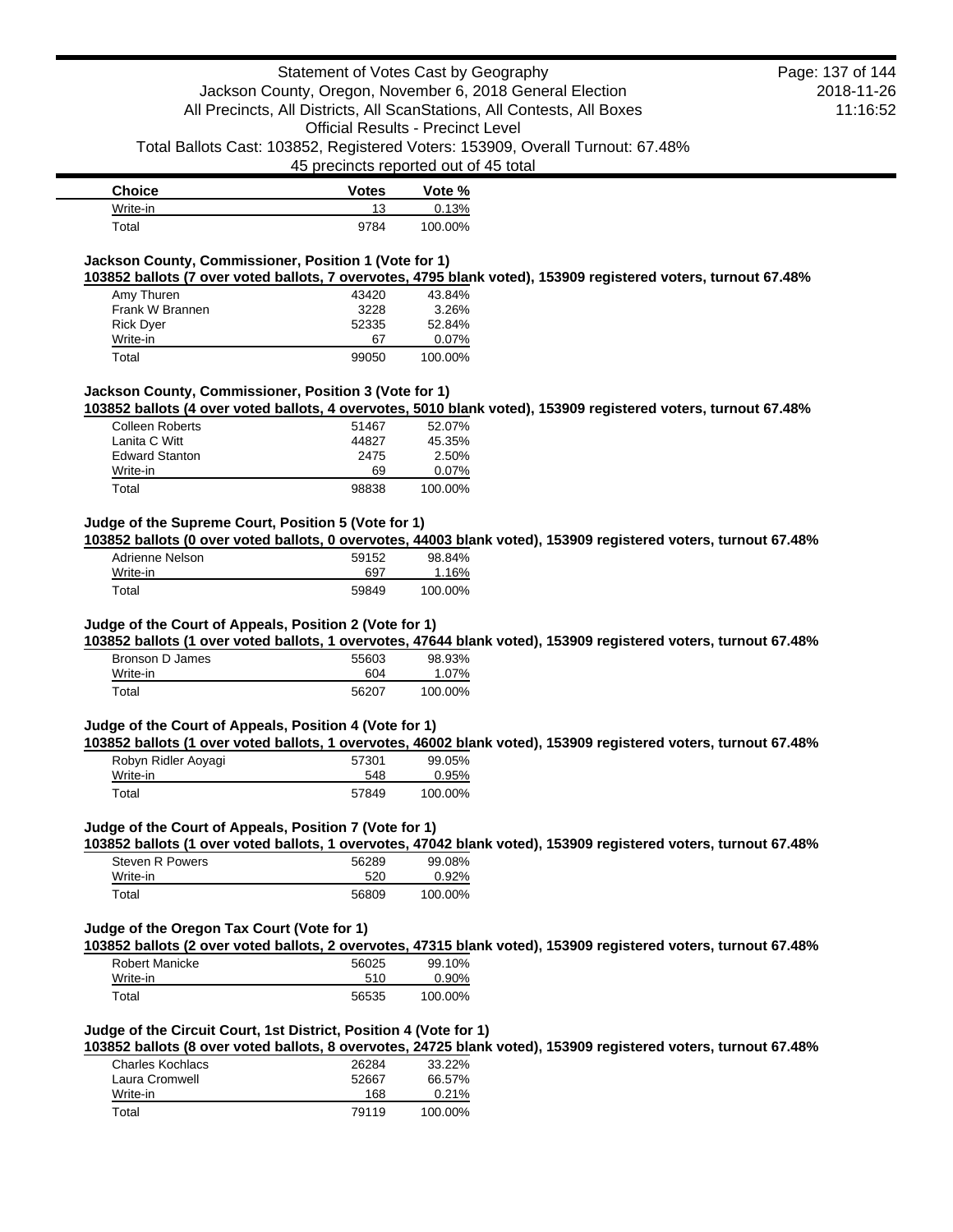| Choice | Votes | Vote % |
|---|---|---|
| Write-in | 13 | 0.13% |
| Total | 9784 | 100.00% |

### Jackson County, Commissioner, Position 1 (Vote for 1)

**103852 ballots (7 over voted ballots, 7 overvotes, 4795 blank voted), 153909 registered voters, turnout 67.48%**

| Choice | Votes | Vote % |
|---|---|---|
| Amy Thuren | 43420 | 43.84% |
| Frank W Brannen | 3228 | 3.26% |
| Rick Dyer | 52335 | 52.84% |
| Write-in | 67 | 0.07% |
| Total | 99050 | 100.00% |

### Jackson County, Commissioner, Position 3 (Vote for 1)

**103852 ballots (4 over voted ballots, 4 overvotes, 5010 blank voted), 153909 registered voters, turnout 67.48%**

| Choice | Votes | Vote % |
|---|---|---|
| Colleen Roberts | 51467 | 52.07% |
| Lanita C Witt | 44827 | 45.35% |
| Edward Stanton | 2475 | 2.50% |
| Write-in | 69 | 0.07% |
| Total | 98838 | 100.00% |

### Judge of the Supreme Court, Position 5 (Vote for 1)

**103852 ballots (0 over voted ballots, 0 overvotes, 44003 blank voted), 153909 registered voters, turnout 67.48%**

| Choice | Votes | Vote % |
|---|---|---|
| Adrienne Nelson | 59152 | 98.84% |
| Write-in | 697 | 1.16% |
| Total | 59849 | 100.00% |

### Judge of the Court of Appeals, Position 2 (Vote for 1)

**103852 ballots (1 over voted ballots, 1 overvotes, 47644 blank voted), 153909 registered voters, turnout 67.48%**

| Choice | Votes | Vote % |
|---|---|---|
| Bronson D James | 55603 | 98.93% |
| Write-in | 604 | 1.07% |
| Total | 56207 | 100.00% |

### Judge of the Court of Appeals, Position 4 (Vote for 1)

**103852 ballots (1 over voted ballots, 1 overvotes, 46002 blank voted), 153909 registered voters, turnout 67.48%**

| Choice | Votes | Vote % |
|---|---|---|
| Robyn Ridler Aoyagi | 57301 | 99.05% |
| Write-in | 548 | 0.95% |
| Total | 57849 | 100.00% |

### Judge of the Court of Appeals, Position 7 (Vote for 1)

**103852 ballots (1 over voted ballots, 1 overvotes, 47042 blank voted), 153909 registered voters, turnout 67.48%**

| Choice | Votes | Vote % |
|---|---|---|
| Steven R Powers | 56289 | 99.08% |
| Write-in | 520 | 0.92% |
| Total | 56809 | 100.00% |

### Judge of the Oregon Tax Court (Vote for 1)

**103852 ballots (2 over voted ballots, 2 overvotes, 47315 blank voted), 153909 registered voters, turnout 67.48%**

| Choice | Votes | Vote % |
|---|---|---|
| Robert Manicke | 56025 | 99.10% |
| Write-in | 510 | 0.90% |
| Total | 56535 | 100.00% |

### Judge of the Circuit Court, 1st District, Position 4 (Vote for 1)

**103852 ballots (8 over voted ballots, 8 overvotes, 24725 blank voted), 153909 registered voters, turnout 67.48%**

| Choice | Votes | Vote % |
|---|---|---|
| Charles Kochlacs | 26284 | 33.22% |
| Laura Cromwell | 52667 | 66.57% |
| Write-in | 168 | 0.21% |
| Total | 79119 | 100.00% |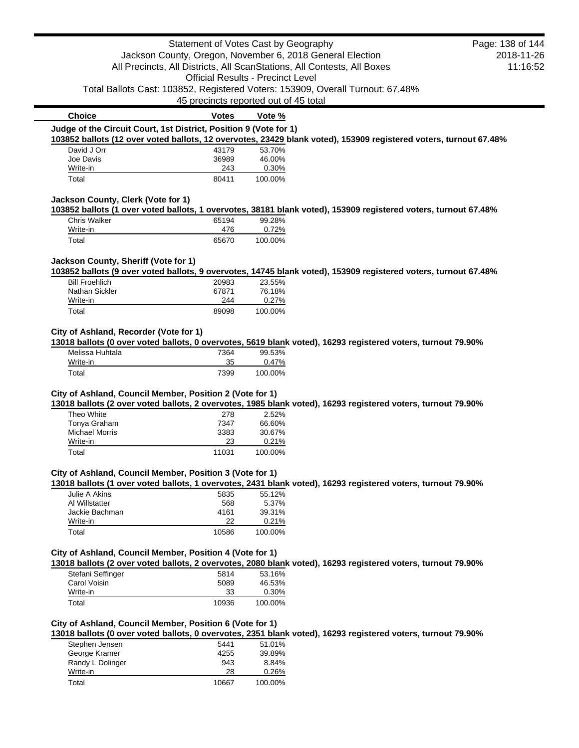| Choice | Votes | Vote % |
|---|---|---|

**Judge of the Circuit Court, 1st District, Position 9 (Vote for 1)**

**103852 ballots (12 over voted ballots, 12 overvotes, 23429 blank voted), 153909 registered voters, turnout 67.48%**

| Choice | Votes | Vote % |
|---|---|---|
| David J Orr | 43179 | 53.70% |
| Joe Davis | 36989 | 46.00% |
| Write-in | 243 | 0.30% |
| Total | 80411 | 100.00% |

**Jackson County, Clerk (Vote for 1)**

**103852 ballots (1 over voted ballots, 1 overvotes, 38181 blank voted), 153909 registered voters, turnout 67.48%**

| Choice | Votes | Vote % |
|---|---|---|
| Chris Walker | 65194 | 99.28% |
| Write-in | 476 | 0.72% |
| Total | 65670 | 100.00% |

**Jackson County, Sheriff (Vote for 1)**

**103852 ballots (9 over voted ballots, 9 overvotes, 14745 blank voted), 153909 registered voters, turnout 67.48%**

| Choice | Votes | Vote % |
|---|---|---|
| Bill Froehlich | 20983 | 23.55% |
| Nathan Sickler | 67871 | 76.18% |
| Write-in | 244 | 0.27% |
| Total | 89098 | 100.00% |

**City of Ashland, Recorder (Vote for 1)**

**13018 ballots (0 over voted ballots, 0 overvotes, 5619 blank voted), 16293 registered voters, turnout 79.90%**

| Choice | Votes | Vote % |
|---|---|---|
| Melissa Huhtala | 7364 | 99.53% |
| Write-in | 35 | 0.47% |
| Total | 7399 | 100.00% |

**City of Ashland, Council Member, Position 2 (Vote for 1)**

**13018 ballots (2 over voted ballots, 2 overvotes, 1985 blank voted), 16293 registered voters, turnout 79.90%**

| Choice | Votes | Vote % |
|---|---|---|
| Theo White | 278 | 2.52% |
| Tonya Graham | 7347 | 66.60% |
| Michael Morris | 3383 | 30.67% |
| Write-in | 23 | 0.21% |
| Total | 11031 | 100.00% |

**City of Ashland, Council Member, Position 3 (Vote for 1)**

**13018 ballots (1 over voted ballots, 1 overvotes, 2431 blank voted), 16293 registered voters, turnout 79.90%**

| Choice | Votes | Vote % |
|---|---|---|
| Julie A Akins | 5835 | 55.12% |
| Al Willstatter | 568 | 5.37% |
| Jackie Bachman | 4161 | 39.31% |
| Write-in | 22 | 0.21% |
| Total | 10586 | 100.00% |

**City of Ashland, Council Member, Position 4 (Vote for 1)**

**13018 ballots (2 over voted ballots, 2 overvotes, 2080 blank voted), 16293 registered voters, turnout 79.90%**

| Choice | Votes | Vote % |
|---|---|---|
| Stefani Seffinger | 5814 | 53.16% |
| Carol Voisin | 5089 | 46.53% |
| Write-in | 33 | 0.30% |
| Total | 10936 | 100.00% |

**City of Ashland, Council Member, Position 6 (Vote for 1)**

**13018 ballots (0 over voted ballots, 0 overvotes, 2351 blank voted), 16293 registered voters, turnout 79.90%**

| Choice | Votes | Vote % |
|---|---|---|
| Stephen Jensen | 5441 | 51.01% |
| George Kramer | 4255 | 39.89% |
| Randy L Dolinger | 943 | 8.84% |
| Write-in | 28 | 0.26% |
| Total | 10667 | 100.00% |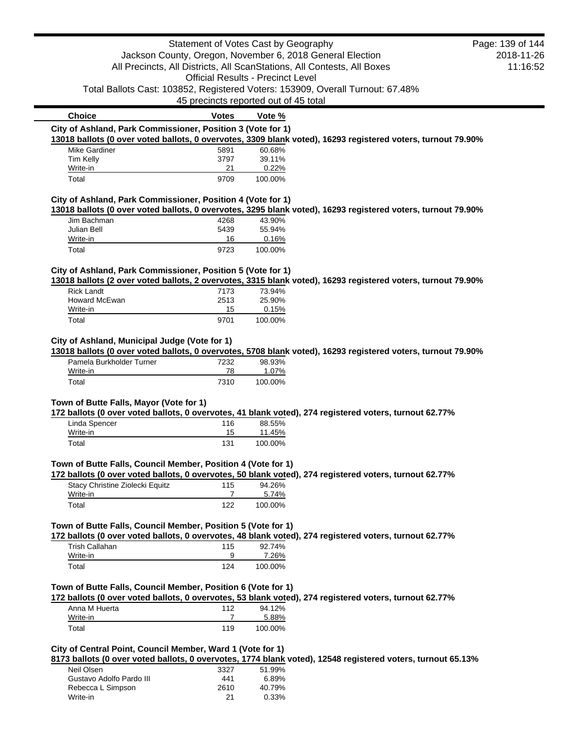| Choice | Votes | Vote % |
|---|---|---|

**City of Ashland, Park Commissioner, Position 3 (Vote for 1)**

**13018 ballots (0 over voted ballots, 0 overvotes, 3309 blank voted), 16293 registered voters, turnout 79.90%**

| Choice | Votes | Vote % |
|---|---|---|
| Mike Gardiner | 5891 | 60.68% |
| Tim Kelly | 3797 | 39.11% |
| Write-in | 21 | 0.22% |
| Total | 9709 | 100.00% |

**City of Ashland, Park Commissioner, Position 4 (Vote for 1)**

**13018 ballots (0 over voted ballots, 0 overvotes, 3295 blank voted), 16293 registered voters, turnout 79.90%**

| Choice | Votes | Vote % |
|---|---|---|
| Jim Bachman | 4268 | 43.90% |
| Julian Bell | 5439 | 55.94% |
| Write-in | 16 | 0.16% |
| Total | 9723 | 100.00% |

**City of Ashland, Park Commissioner, Position 5 (Vote for 1)**

**13018 ballots (2 over voted ballots, 2 overvotes, 3315 blank voted), 16293 registered voters, turnout 79.90%**

| Choice | Votes | Vote % |
|---|---|---|
| Rick Landt | 7173 | 73.94% |
| Howard McEwan | 2513 | 25.90% |
| Write-in | 15 | 0.15% |
| Total | 9701 | 100.00% |

**City of Ashland, Municipal Judge (Vote for 1)**

**13018 ballots (0 over voted ballots, 0 overvotes, 5708 blank voted), 16293 registered voters, turnout 79.90%**

| Choice | Votes | Vote % |
|---|---|---|
| Pamela Burkholder Turner | 7232 | 98.93% |
| Write-in | 78 | 1.07% |
| Total | 7310 | 100.00% |

**Town of Butte Falls, Mayor (Vote for 1)**

**172 ballots (0 over voted ballots, 0 overvotes, 41 blank voted), 274 registered voters, turnout 62.77%**

| Choice | Votes | Vote % |
|---|---|---|
| Linda Spencer | 116 | 88.55% |
| Write-in | 15 | 11.45% |
| Total | 131 | 100.00% |

**Town of Butte Falls, Council Member, Position 4 (Vote for 1)**

**172 ballots (0 over voted ballots, 0 overvotes, 50 blank voted), 274 registered voters, turnout 62.77%**

| Choice | Votes | Vote % |
|---|---|---|
| Stacy Christine Ziolecki Equitz | 115 | 94.26% |
| Write-in | 7 | 5.74% |
| Total | 122 | 100.00% |

**Town of Butte Falls, Council Member, Position 5 (Vote for 1)**

**172 ballots (0 over voted ballots, 0 overvotes, 48 blank voted), 274 registered voters, turnout 62.77%**

| Choice | Votes | Vote % |
|---|---|---|
| Trish Callahan | 115 | 92.74% |
| Write-in | 9 | 7.26% |
| Total | 124 | 100.00% |

**Town of Butte Falls, Council Member, Position 6 (Vote for 1)**

**172 ballots (0 over voted ballots, 0 overvotes, 53 blank voted), 274 registered voters, turnout 62.77%**

| Choice | Votes | Vote % |
|---|---|---|
| Anna M Huerta | 112 | 94.12% |
| Write-in | 7 | 5.88% |
| Total | 119 | 100.00% |

**City of Central Point, Council Member, Ward 1 (Vote for 1)**

**8173 ballots (0 over voted ballots, 0 overvotes, 1774 blank voted), 12548 registered voters, turnout 65.13%**

| Choice | Votes | Vote % |
|---|---|---|
| Neil Olsen | 3327 | 51.99% |
| Gustavo Adolfo Pardo III | 441 | 6.89% |
| Rebecca L Simpson | 2610 | 40.79% |
| Write-in | 21 | 0.33% |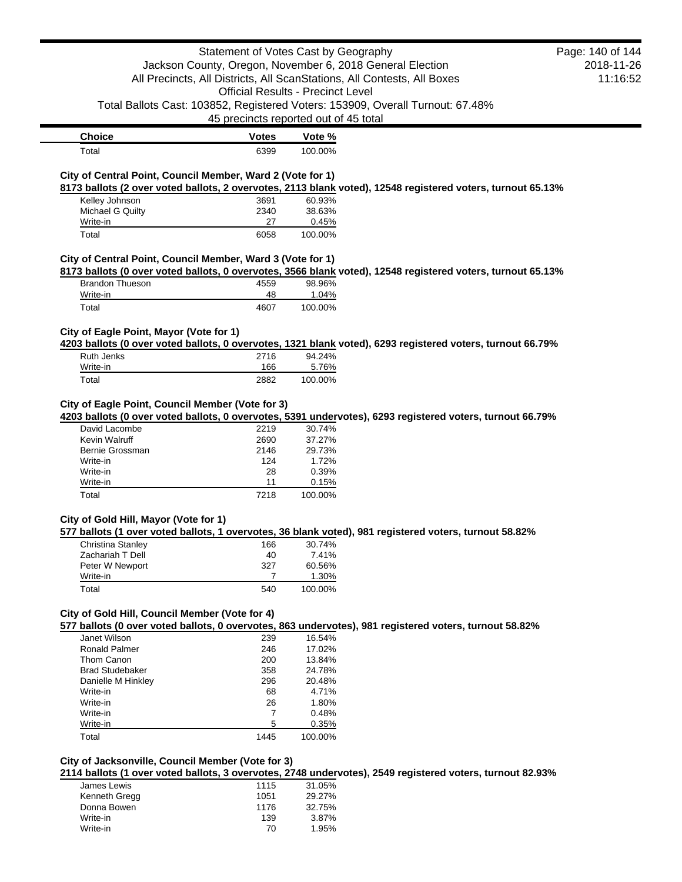| Choice | Votes | Vote % |
|---|---|---|
| Total | 6399 | 100.00% |

### City of Central Point, Council Member, Ward 2 (Vote for 1)

**8173 ballots (2 over voted ballots, 2 overvotes, 2113 blank voted), 12548 registered voters, turnout 65.13%**

| Choice | Votes | Vote % |
|---|---|---|
| Kelley Johnson | 3691 | 60.93% |
| Michael G Quilty | 2340 | 38.63% |
| Write-in | 27 | 0.45% |
| Total | 6058 | 100.00% |

### City of Central Point, Council Member, Ward 3 (Vote for 1)

**8173 ballots (0 over voted ballots, 0 overvotes, 3566 blank voted), 12548 registered voters, turnout 65.13%**

| Choice | Votes | Vote % |
|---|---|---|
| Brandon Thueson | 4559 | 98.96% |
| Write-in | 48 | 1.04% |
| Total | 4607 | 100.00% |

### City of Eagle Point, Mayor (Vote for 1)

**4203 ballots (0 over voted ballots, 0 overvotes, 1321 blank voted), 6293 registered voters, turnout 66.79%**

| Choice | Votes | Vote % |
|---|---|---|
| Ruth Jenks | 2716 | 94.24% |
| Write-in | 166 | 5.76% |
| Total | 2882 | 100.00% |

### City of Eagle Point, Council Member (Vote for 3)

**4203 ballots (0 over voted ballots, 0 overvotes, 5391 undervotes), 6293 registered voters, turnout 66.79%**

| Choice | Votes | Vote % |
|---|---|---|
| David Lacombe | 2219 | 30.74% |
| Kevin Walruff | 2690 | 37.27% |
| Bernie Grossman | 2146 | 29.73% |
| Write-in | 124 | 1.72% |
| Write-in | 28 | 0.39% |
| Write-in | 11 | 0.15% |
| Total | 7218 | 100.00% |

### City of Gold Hill, Mayor (Vote for 1)

**577 ballots (1 over voted ballots, 1 overvotes, 36 blank voted), 981 registered voters, turnout 58.82%**

| Choice | Votes | Vote % |
|---|---|---|
| Christina Stanley | 166 | 30.74% |
| Zachariah T Dell | 40 | 7.41% |
| Peter W Newport | 327 | 60.56% |
| Write-in | 7 | 1.30% |
| Total | 540 | 100.00% |

### City of Gold Hill, Council Member (Vote for 4)

**577 ballots (0 over voted ballots, 0 overvotes, 863 undervotes), 981 registered voters, turnout 58.82%**

| Choice | Votes | Vote % |
|---|---|---|
| Janet Wilson | 239 | 16.54% |
| Ronald Palmer | 246 | 17.02% |
| Thom Canon | 200 | 13.84% |
| Brad Studebaker | 358 | 24.78% |
| Danielle M Hinkley | 296 | 20.48% |
| Write-in | 68 | 4.71% |
| Write-in | 26 | 1.80% |
| Write-in | 7 | 0.48% |
| Write-in | 5 | 0.35% |
| Total | 1445 | 100.00% |

### City of Jacksonville, Council Member (Vote for 3)

**2114 ballots (1 over voted ballots, 3 overvotes, 2748 undervotes), 2549 registered voters, turnout 82.93%**

| Choice | Votes | Vote % |
|---|---|---|
| James Lewis | 1115 | 31.05% |
| Kenneth Gregg | 1051 | 29.27% |
| Donna Bowen | 1176 | 32.75% |
| Write-in | 139 | 3.87% |
| Write-in | 70 | 1.95% |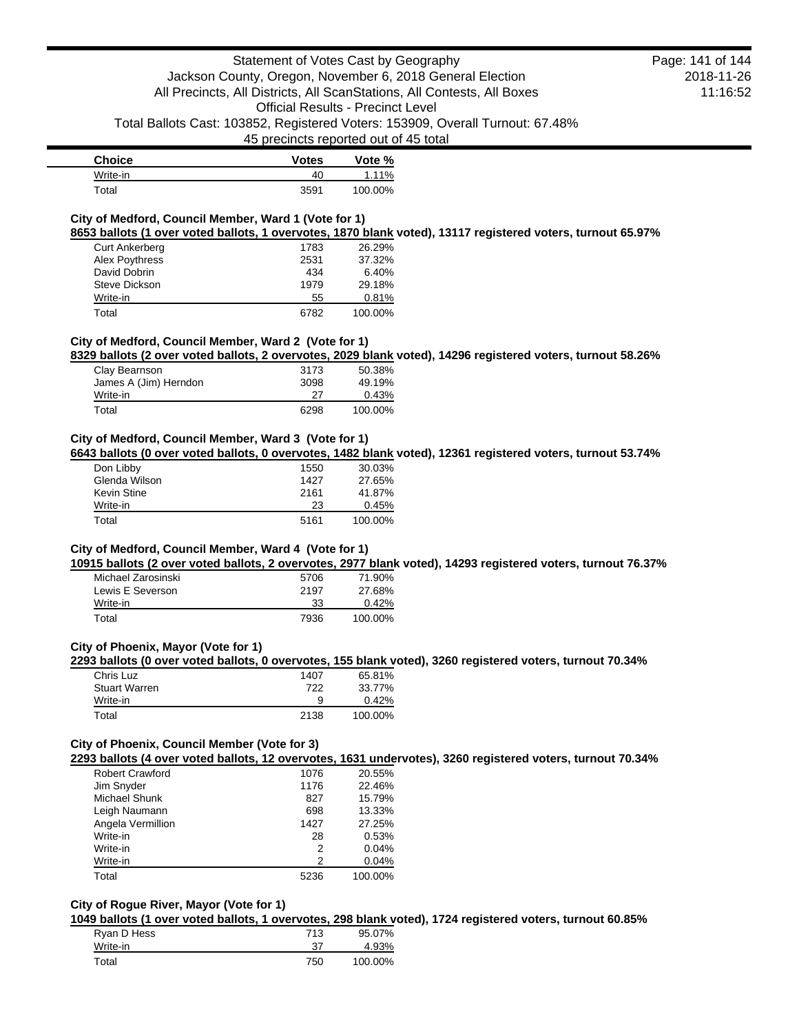| Choice | Votes | Vote % |
| --- | --- | --- |
| Write-in | 40 | 1.11% |
| Total | 3591 | 100.00% |

### City of Medford, Council Member, Ward 1 (Vote for 1)

**8653 ballots (1 over voted ballots, 1 overvotes, 1870 blank voted), 13117 registered voters, turnout 65.97%**

| Choice | Votes | Vote % |
| --- | --- | --- |
| Curt Ankerberg | 1783 | 26.29% |
| Alex Poythress | 2531 | 37.32% |
| David Dobrin | 434 | 6.40% |
| Steve Dickson | 1979 | 29.18% |
| Write-in | 55 | 0.81% |
| Total | 6782 | 100.00% |

### City of Medford, Council Member, Ward 2 (Vote for 1)

**8329 ballots (2 over voted ballots, 2 overvotes, 2029 blank voted), 14296 registered voters, turnout 58.26%**

| Choice | Votes | Vote % |
| --- | --- | --- |
| Clay Bearnson | 3173 | 50.38% |
| James A (Jim) Herndon | 3098 | 49.19% |
| Write-in | 27 | 0.43% |
| Total | 6298 | 100.00% |

### City of Medford, Council Member, Ward 3 (Vote for 1)

**6643 ballots (0 over voted ballots, 0 overvotes, 1482 blank voted), 12361 registered voters, turnout 53.74%**

| Choice | Votes | Vote % |
| --- | --- | --- |
| Don Libby | 1550 | 30.03% |
| Glenda Wilson | 1427 | 27.65% |
| Kevin Stine | 2161 | 41.87% |
| Write-in | 23 | 0.45% |
| Total | 5161 | 100.00% |

### City of Medford, Council Member, Ward 4 (Vote for 1)

**10915 ballots (2 over voted ballots, 2 overvotes, 2977 blank voted), 14293 registered voters, turnout 76.37%**

| Choice | Votes | Vote % |
| --- | --- | --- |
| Michael Zarosinski | 5706 | 71.90% |
| Lewis E Severson | 2197 | 27.68% |
| Write-in | 33 | 0.42% |
| Total | 7936 | 100.00% |

### City of Phoenix, Mayor (Vote for 1)

**2293 ballots (0 over voted ballots, 0 overvotes, 155 blank voted), 3260 registered voters, turnout 70.34%**

| Choice | Votes | Vote % |
| --- | --- | --- |
| Chris Luz | 1407 | 65.81% |
| Stuart Warren | 722 | 33.77% |
| Write-in | 9 | 0.42% |
| Total | 2138 | 100.00% |

### City of Phoenix, Council Member (Vote for 3)

**2293 ballots (4 over voted ballots, 12 overvotes, 1631 undervotes), 3260 registered voters, turnout 70.34%**

| Choice | Votes | Vote % |
| --- | --- | --- |
| Robert Crawford | 1076 | 20.55% |
| Jim Snyder | 1176 | 22.46% |
| Michael Shunk | 827 | 15.79% |
| Leigh Naumann | 698 | 13.33% |
| Angela Vermillion | 1427 | 27.25% |
| Write-in | 28 | 0.53% |
| Write-in | 2 | 0.04% |
| Write-in | 2 | 0.04% |
| Total | 5236 | 100.00% |

### City of Rogue River, Mayor (Vote for 1)

**1049 ballots (1 over voted ballots, 1 overvotes, 298 blank voted), 1724 registered voters, turnout 60.85%**

| Choice | Votes | Vote % |
| --- | --- | --- |
| Ryan D Hess | 713 | 95.07% |
| Write-in | 37 | 4.93% |
| Total | 750 | 100.00% |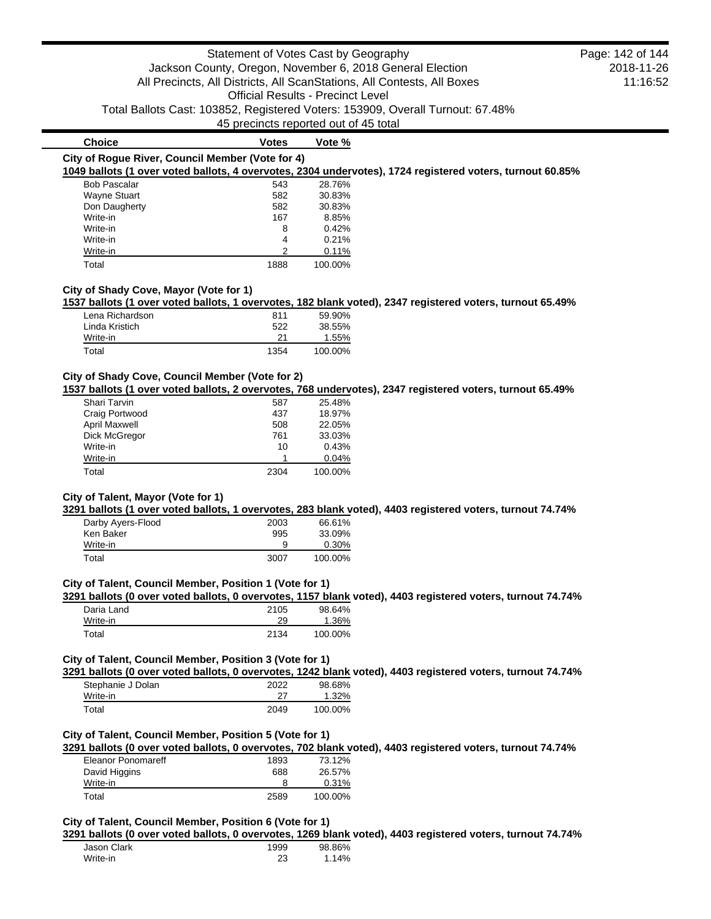| Choice | Votes | Vote % |
|---|---|---|

### City of Rogue River, Council Member (Vote for 4)

**1049 ballots (1 over voted ballots, 4 overvotes, 2304 undervotes), 1724 registered voters, turnout 60.85%**

| Choice | Votes | Vote % |
|---|---|---|
| Bob Pascalar | 543 | 28.76% |
| Wayne Stuart | 582 | 30.83% |
| Don Daugherty | 582 | 30.83% |
| Write-in | 167 | 8.85% |
| Write-in | 8 | 0.42% |
| Write-in | 4 | 0.21% |
| Write-in | 2 | 0.11% |
| Total | 1888 | 100.00% |

### City of Shady Cove, Mayor (Vote for 1)

**1537 ballots (1 over voted ballots, 1 overvotes, 182 blank voted), 2347 registered voters, turnout 65.49%**

| Choice | Votes | Vote % |
|---|---|---|
| Lena Richardson | 811 | 59.90% |
| Linda Kristich | 522 | 38.55% |
| Write-in | 21 | 1.55% |
| Total | 1354 | 100.00% |

### City of Shady Cove, Council Member (Vote for 2)

**1537 ballots (1 over voted ballots, 2 overvotes, 768 undervotes), 2347 registered voters, turnout 65.49%**

| Choice | Votes | Vote % |
|---|---|---|
| Shari Tarvin | 587 | 25.48% |
| Craig Portwood | 437 | 18.97% |
| April Maxwell | 508 | 22.05% |
| Dick McGregor | 761 | 33.03% |
| Write-in | 10 | 0.43% |
| Write-in | 1 | 0.04% |
| Total | 2304 | 100.00% |

### City of Talent, Mayor (Vote for 1)

**3291 ballots (1 over voted ballots, 1 overvotes, 283 blank voted), 4403 registered voters, turnout 74.74%**

| Choice | Votes | Vote % |
|---|---|---|
| Darby Ayers-Flood | 2003 | 66.61% |
| Ken Baker | 995 | 33.09% |
| Write-in | 9 | 0.30% |
| Total | 3007 | 100.00% |

### City of Talent, Council Member, Position 1 (Vote for 1)

**3291 ballots (0 over voted ballots, 0 overvotes, 1157 blank voted), 4403 registered voters, turnout 74.74%**

| Choice | Votes | Vote % |
|---|---|---|
| Daria Land | 2105 | 98.64% |
| Write-in | 29 | 1.36% |
| Total | 2134 | 100.00% |

### City of Talent, Council Member, Position 3 (Vote for 1)

**3291 ballots (0 over voted ballots, 0 overvotes, 1242 blank voted), 4403 registered voters, turnout 74.74%**

| Choice | Votes | Vote % |
|---|---|---|
| Stephanie J Dolan | 2022 | 98.68% |
| Write-in | 27 | 1.32% |
| Total | 2049 | 100.00% |

### City of Talent, Council Member, Position 5 (Vote for 1)

**3291 ballots (0 over voted ballots, 0 overvotes, 702 blank voted), 4403 registered voters, turnout 74.74%**

| Choice | Votes | Vote % |
|---|---|---|
| Eleanor Ponomareff | 1893 | 73.12% |
| David Higgins | 688 | 26.57% |
| Write-in | 8 | 0.31% |
| Total | 2589 | 100.00% |

### City of Talent, Council Member, Position 6 (Vote for 1)

**3291 ballots (0 over voted ballots, 0 overvotes, 1269 blank voted), 4403 registered voters, turnout 74.74%**

| Choice | Votes | Vote % |
|---|---|---|
| Jason Clark | 1999 | 98.86% |
| Write-in | 23 | 1.14% |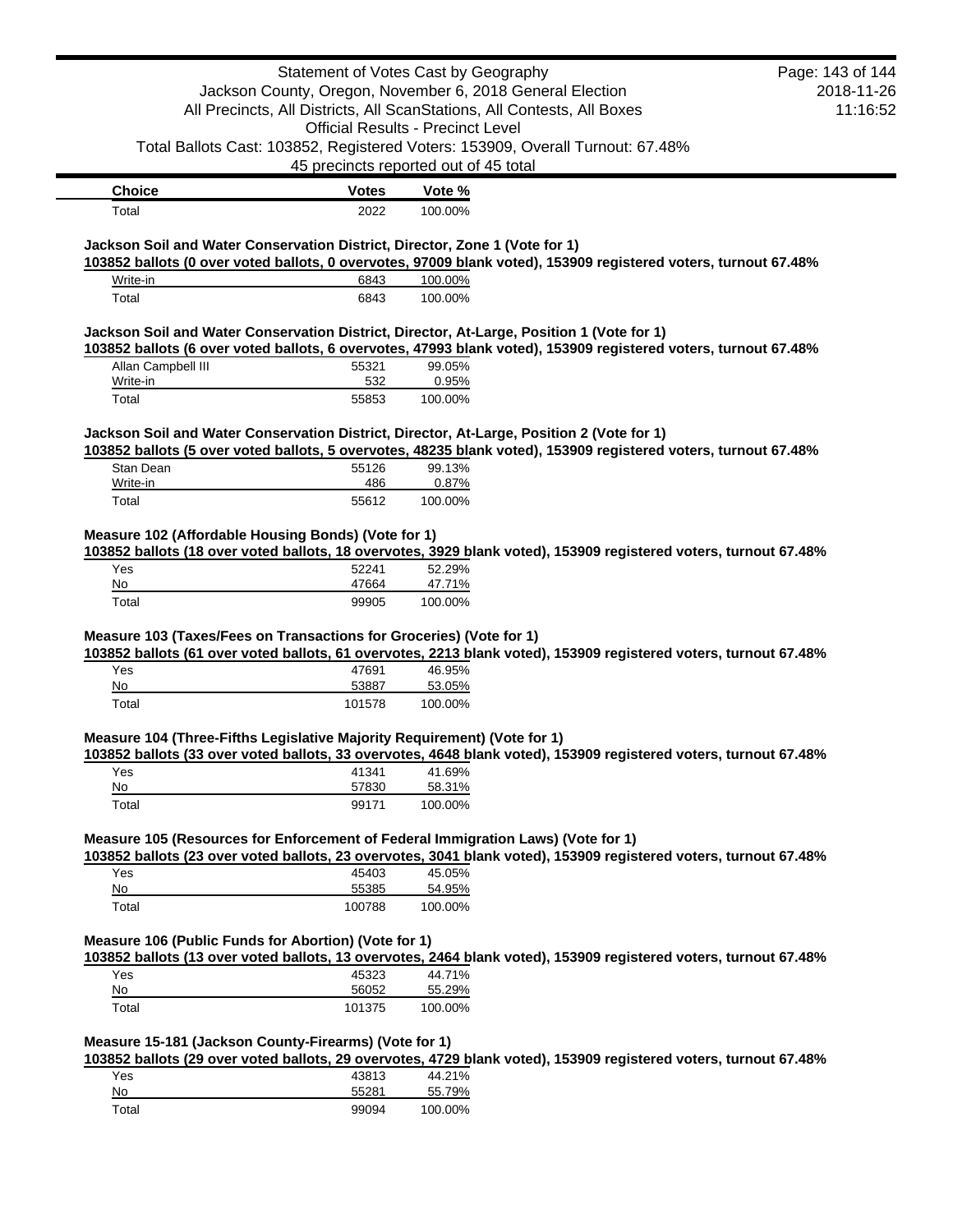| Choice | Votes | Vote % |
|---|---|---|
| Total | 2022 | 100.00% |

### Jackson Soil and Water Conservation District, Director, Zone 1 (Vote for 1)

**103852 ballots (0 over voted ballots, 0 overvotes, 97009 blank voted), 153909 registered voters, turnout 67.48%**

| Choice | Votes | Vote % |
|---|---|---|
| Write-in | 6843 | 100.00% |
| Total | 6843 | 100.00% |

### Jackson Soil and Water Conservation District, Director, At-Large, Position 1 (Vote for 1)

**103852 ballots (6 over voted ballots, 6 overvotes, 47993 blank voted), 153909 registered voters, turnout 67.48%**

| Choice | Votes | Vote % |
|---|---|---|
| Allan Campbell III | 55321 | 99.05% |
| Write-in | 532 | 0.95% |
| Total | 55853 | 100.00% |

### Jackson Soil and Water Conservation District, Director, At-Large, Position 2 (Vote for 1)

**103852 ballots (5 over voted ballots, 5 overvotes, 48235 blank voted), 153909 registered voters, turnout 67.48%**

| Choice | Votes | Vote % |
|---|---|---|
| Stan Dean | 55126 | 99.13% |
| Write-in | 486 | 0.87% |
| Total | 55612 | 100.00% |

### Measure 102 (Affordable Housing Bonds) (Vote for 1)

**103852 ballots (18 over voted ballots, 18 overvotes, 3929 blank voted), 153909 registered voters, turnout 67.48%**

| Choice | Votes | Vote % |
|---|---|---|
| Yes | 52241 | 52.29% |
| No | 47664 | 47.71% |
| Total | 99905 | 100.00% |

### Measure 103 (Taxes/Fees on Transactions for Groceries) (Vote for 1)

**103852 ballots (61 over voted ballots, 61 overvotes, 2213 blank voted), 153909 registered voters, turnout 67.48%**

| Choice | Votes | Vote % |
|---|---|---|
| Yes | 47691 | 46.95% |
| No | 53887 | 53.05% |
| Total | 101578 | 100.00% |

### Measure 104 (Three-Fifths Legislative Majority Requirement) (Vote for 1)

**103852 ballots (33 over voted ballots, 33 overvotes, 4648 blank voted), 153909 registered voters, turnout 67.48%**

| Choice | Votes | Vote % |
|---|---|---|
| Yes | 41341 | 41.69% |
| No | 57830 | 58.31% |
| Total | 99171 | 100.00% |

### Measure 105 (Resources for Enforcement of Federal Immigration Laws) (Vote for 1)

**103852 ballots (23 over voted ballots, 23 overvotes, 3041 blank voted), 153909 registered voters, turnout 67.48%**

| Choice | Votes | Vote % |
|---|---|---|
| Yes | 45403 | 45.05% |
| No | 55385 | 54.95% |
| Total | 100788 | 100.00% |

### Measure 106 (Public Funds for Abortion) (Vote for 1)

**103852 ballots (13 over voted ballots, 13 overvotes, 2464 blank voted), 153909 registered voters, turnout 67.48%**

| Choice | Votes | Vote % |
|---|---|---|
| Yes | 45323 | 44.71% |
| No | 56052 | 55.29% |
| Total | 101375 | 100.00% |

### Measure 15-181 (Jackson County-Firearms) (Vote for 1)

**103852 ballots (29 over voted ballots, 29 overvotes, 4729 blank voted), 153909 registered voters, turnout 67.48%**

| Choice | Votes | Vote % |
|---|---|---|
| Yes | 43813 | 44.21% |
| No | 55281 | 55.79% |
| Total | 99094 | 100.00% |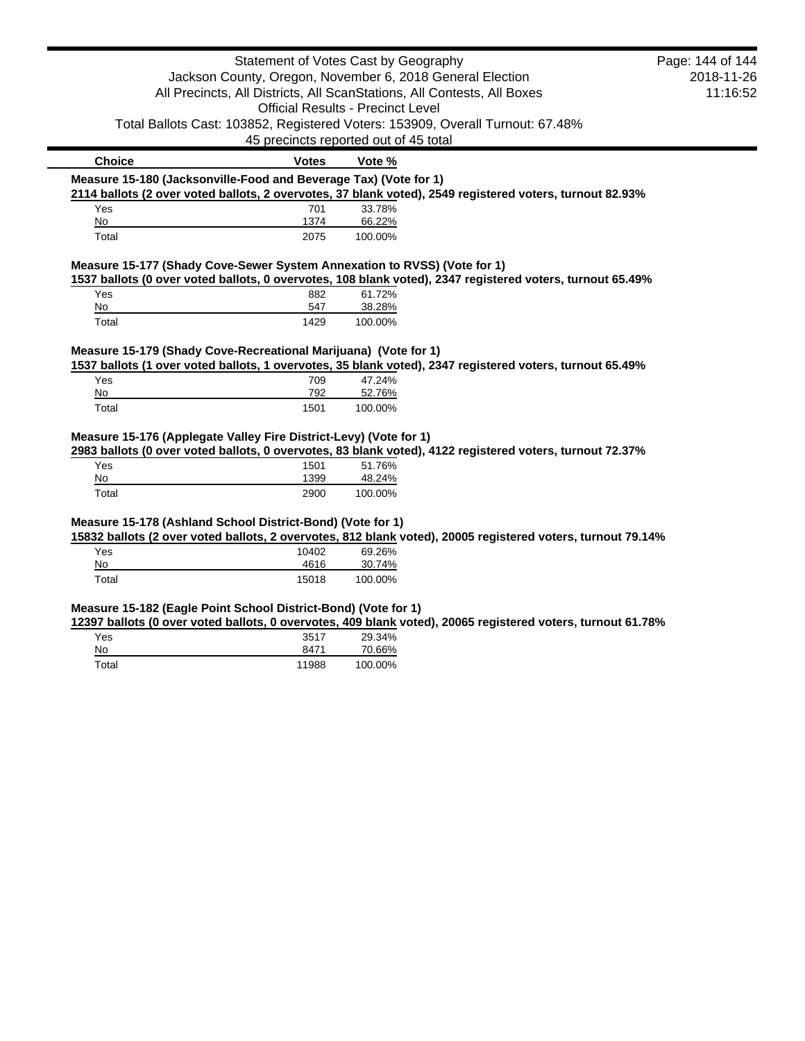| Choice | Votes | Vote % |
|---|---|---|

**Measure 15-180 (Jacksonville-Food and Beverage Tax) (Vote for 1)**

**2114 ballots (2 over voted ballots, 2 overvotes, 37 blank voted), 2549 registered voters, turnout 82.93%**

| Choice | Votes | Vote % |
|---|---|---|
| Yes | 701 | 33.78% |
| No | 1374 | 66.22% |
| Total | 2075 | 100.00% |

**Measure 15-177 (Shady Cove-Sewer System Annexation to RVSS) (Vote for 1)**

**1537 ballots (0 over voted ballots, 0 overvotes, 108 blank voted), 2347 registered voters, turnout 65.49%**

| Choice | Votes | Vote % |
|---|---|---|
| Yes | 882 | 61.72% |
| No | 547 | 38.28% |
| Total | 1429 | 100.00% |

**Measure 15-179 (Shady Cove-Recreational Marijuana) (Vote for 1)**

**1537 ballots (1 over voted ballots, 1 overvotes, 35 blank voted), 2347 registered voters, turnout 65.49%**

| Choice | Votes | Vote % |
|---|---|---|
| Yes | 709 | 47.24% |
| No | 792 | 52.76% |
| Total | 1501 | 100.00% |

**Measure 15-176 (Applegate Valley Fire District-Levy) (Vote for 1)**

**2983 ballots (0 over voted ballots, 0 overvotes, 83 blank voted), 4122 registered voters, turnout 72.37%**

| Choice | Votes | Vote % |
|---|---|---|
| Yes | 1501 | 51.76% |
| No | 1399 | 48.24% |
| Total | 2900 | 100.00% |

**Measure 15-178 (Ashland School District-Bond) (Vote for 1)**

**15832 ballots (2 over voted ballots, 2 overvotes, 812 blank voted), 20005 registered voters, turnout 79.14%**

| Choice | Votes | Vote % |
|---|---|---|
| Yes | 10402 | 69.26% |
| No | 4616 | 30.74% |
| Total | 15018 | 100.00% |

**Measure 15-182 (Eagle Point School District-Bond) (Vote for 1)**

**12397 ballots (0 over voted ballots, 0 overvotes, 409 blank voted), 20065 registered voters, turnout 61.78%**

| Choice | Votes | Vote % |
|---|---|---|
| Yes | 3517 | 29.34% |
| No | 8471 | 70.66% |
| Total | 11988 | 100.00% |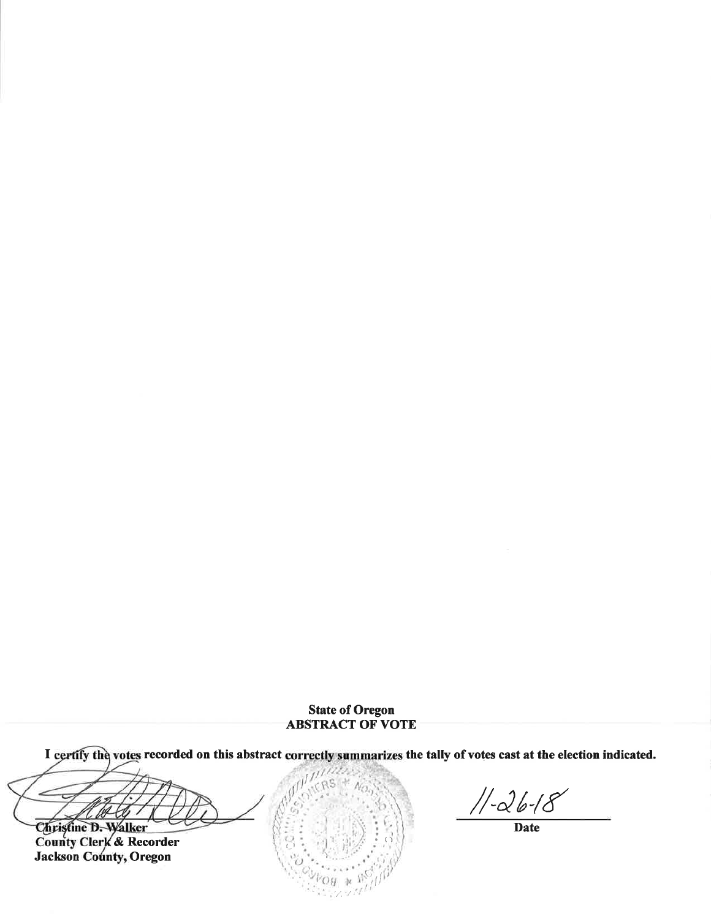**State of Oregon**
**ABSTRACT OF VOTE**

**I certify the votes recorded on this abstract correctly summarizes the tally of votes cast at the election indicated.**

**Christine D. Walker**
**County Clerk & Recorder**
**Jackson County, Oregon**

11-26-18
**Date**